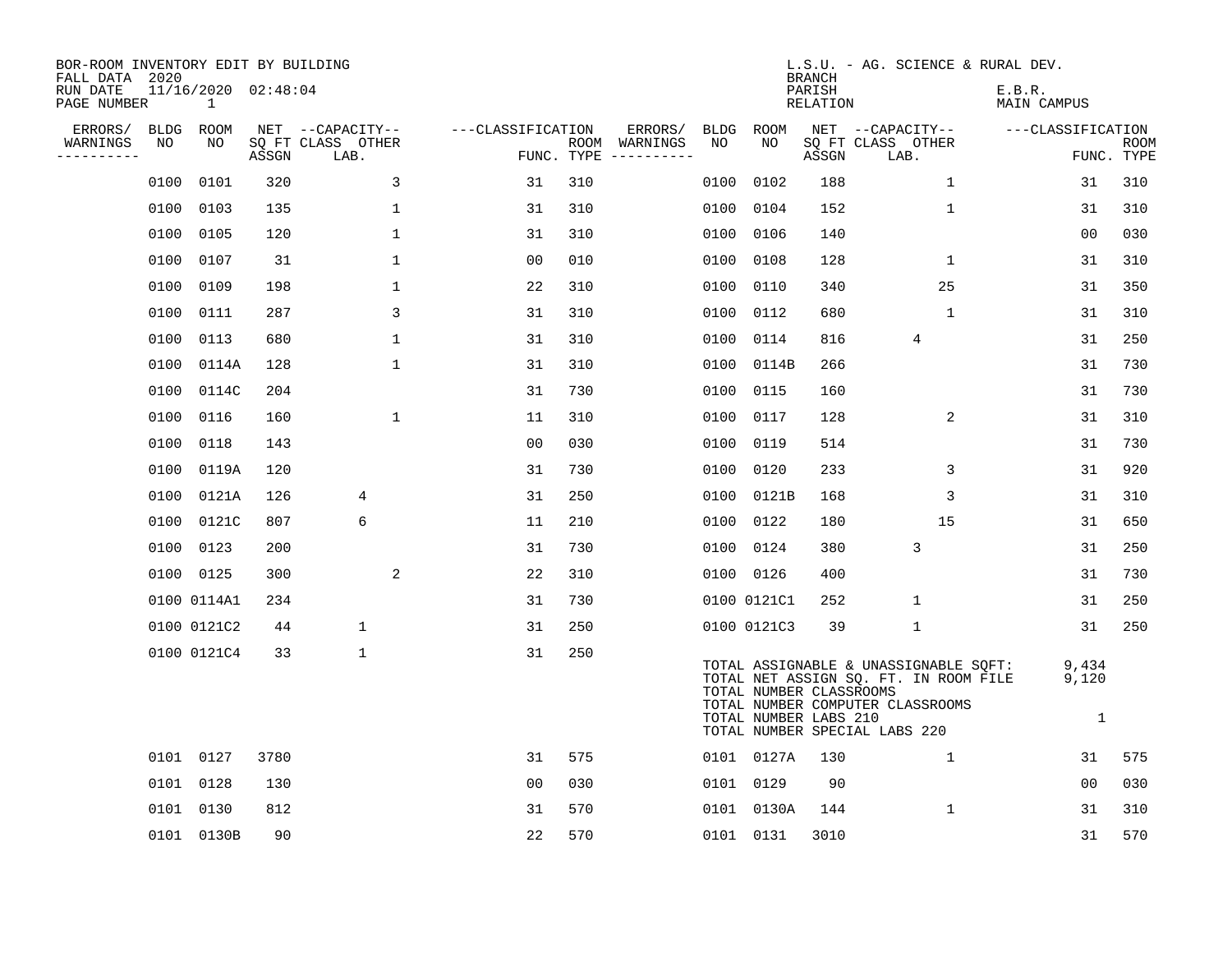BOR-ROOM INVENTORY EDIT BY BUILDING
FALL DATA 2020
RUN DATE 11/16/2020 02:48:04

L.S.U. - AG. SCIENCE & RURAL DEV.
BRANCH
PARISH E.B.R.
RELATION MAIN CAMPUS

| ERRORS/ WARNINGS | BLDG NO | ROOM NO | NET SQ FT ASSGN | CAPACITY CLASS | CAPACITY LAB. | CAPACITY OTHER | CLASSIFICATION FUNC. | ROOM TYPE | ERRORS/ WARNINGS | BLDG NO | ROOM NO | NET SQ FT ASSGN | CAPACITY CLASS | CAPACITY LAB. | CAPACITY OTHER | CLASSIFICATION FUNC. | ROOM TYPE |
|---|---|---|---|---|---|---|---|---|---|---|---|---|---|---|---|---|---|
| | 0100 | 0101 | 320 | | | 3 | 31 | 310 | | 0100 | 0102 | 188 | | | 1 | 31 | 310 |
| | 0100 | 0103 | 135 | | | 1 | 31 | 310 | | 0100 | 0104 | 152 | | | 1 | 31 | 310 |
| | 0100 | 0105 | 120 | | | 1 | 31 | 310 | | 0100 | 0106 | 140 | | | | 00 | 030 |
| | 0100 | 0107 | 31 | | | 1 | 00 | 010 | | 0100 | 0108 | 128 | | | 1 | 31 | 310 |
| | 0100 | 0109 | 198 | | | 1 | 22 | 310 | | 0100 | 0110 | 340 | | | 25 | 31 | 350 |
| | 0100 | 0111 | 287 | | | 3 | 31 | 310 | | 0100 | 0112 | 680 | | | 1 | 31 | 310 |
| | 0100 | 0113 | 680 | | | 1 | 31 | 310 | | 0100 | 0114 | 816 | | 4 | | 31 | 250 |
| | 0100 | 0114A | 128 | | | 1 | 31 | 310 | | 0100 | 0114B | 266 | | | | 31 | 730 |
| | 0100 | 0114C | 204 | | | | 31 | 730 | | 0100 | 0115 | 160 | | | | 31 | 730 |
| | 0100 | 0116 | 160 | | | 1 | 11 | 310 | | 0100 | 0117 | 128 | | | 2 | 31 | 310 |
| | 0100 | 0118 | 143 | | | | 00 | 030 | | 0100 | 0119 | 514 | | | | 31 | 730 |
| | 0100 | 0119A | 120 | | | | 31 | 730 | | 0100 | 0120 | 233 | | | 3 | 31 | 920 |
| | 0100 | 0121A | 126 | | 4 | | 31 | 250 | | 0100 | 0121B | 168 | | | 3 | 31 | 310 |
| | 0100 | 0121C | 807 | | 6 | | 11 | 210 | | 0100 | 0122 | 180 | | | 15 | 31 | 650 |
| | 0100 | 0123 | 200 | | | | 31 | 730 | | 0100 | 0124 | 380 | | 3 | | 31 | 250 |
| | 0100 | 0125 | 300 | | | 2 | 22 | 310 | | 0100 | 0126 | 400 | | | | 31 | 730 |
| | 0100 | 0114A1 | 234 | | | | 31 | 730 | | 0100 | 0121C1 | 252 | | 1 | | 31 | 250 |
| | 0100 | 0121C2 | 44 | | 1 | | 31 | 250 | | 0100 | 0121C3 | 39 | | 1 | | 31 | 250 |
| | 0100 | 0121C4 | 33 | | 1 | | 31 | 250 | | | | | | | | | |

TOTAL ASSIGNABLE & UNASSIGNABLE SQFT: 9,434
TOTAL NET ASSIGN SQ. FT. IN ROOM FILE 9,120
TOTAL NUMBER CLASSROOMS
TOTAL NUMBER COMPUTER CLASSROOMS
TOTAL NUMBER LABS 210 1
TOTAL NUMBER SPECIAL LABS 220

| ERRORS/ WARNINGS | BLDG NO | ROOM NO | NET SQ FT ASSGN | CAPACITY CLASS | CAPACITY LAB. | CAPACITY OTHER | CLASSIFICATION FUNC. | ROOM TYPE | ERRORS/ WARNINGS | BLDG NO | ROOM NO | NET SQ FT ASSGN | CAPACITY CLASS | CAPACITY LAB. | CAPACITY OTHER | CLASSIFICATION FUNC. | ROOM TYPE |
|---|---|---|---|---|---|---|---|---|---|---|---|---|---|---|---|---|---|
| | 0101 | 0127 | 3780 | | | | 31 | 575 | | 0101 | 0127A | 130 | | | 1 | 31 | 575 |
| | 0101 | 0128 | 130 | | | | 00 | 030 | | 0101 | 0129 | 90 | | | | 00 | 030 |
| | 0101 | 0130 | 812 | | | | 31 | 570 | | 0101 | 0130A | 144 | | | 1 | 31 | 310 |
| | 0101 | 0130B | 90 | | | | 22 | 570 | | 0101 | 0131 | 3010 | | | | 31 | 570 |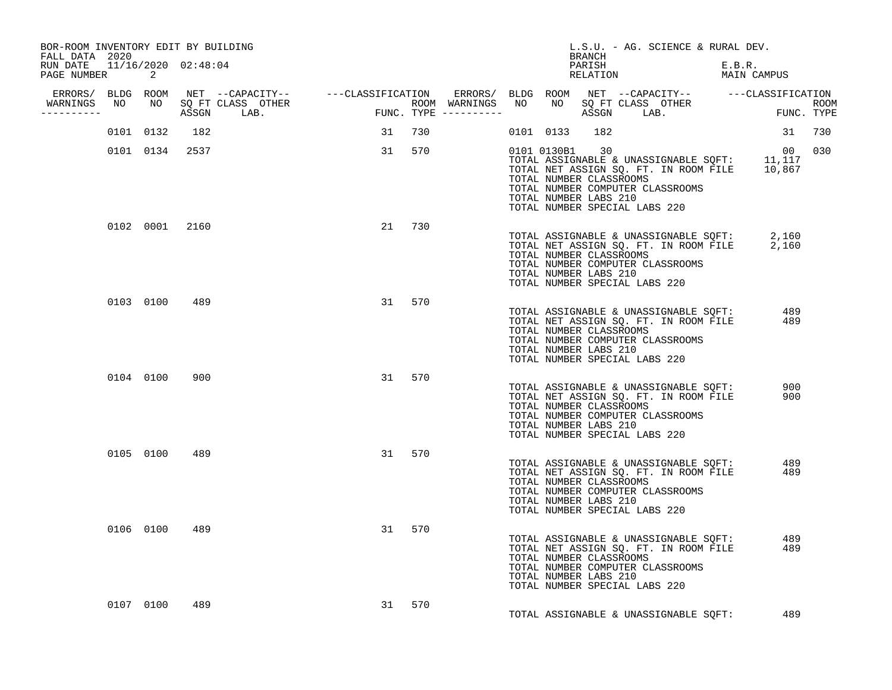BOR-ROOM INVENTORY EDIT BY BUILDING
FALL DATA 2020
RUN DATE 11/16/2020 02:48:04

L.S.U. - AG. SCIENCE & RURAL DEV.
BRANCH
PARISH E.B.R.
RELATION MAIN CAMPUS

| ERRORS/ WARNINGS | BLDG NO | ROOM NO | NET SQ FT ASSGN | CAPACITY CLASS | CAPACITY LAB. | CAPACITY OTHER | CLASSIFICATION FUNC. | ROOM TYPE | ERRORS/ WARNINGS | BLDG NO | ROOM NO | NET SQ FT ASSGN | CAPACITY CLASS | CAPACITY LAB. | CAPACITY OTHER | CLASSIFICATION FUNC. | ROOM TYPE |
|---|---|---|---|---|---|---|---|---|---|---|---|---|---|---|---|---|---|
| | 0101 | 0132 | 182 | | | | 31 | 730 | | 0101 | 0133 | 182 | | | | 31 | 730 |
| | 0101 | 0134 | 2537 | | | | 31 | 570 | | 0101 | 0130B1 | 30 | | | | 00 | 030 |

TOTAL ASSIGNABLE & UNASSIGNABLE SQFT: 11,117
TOTAL NET ASSIGN SQ. FT. IN ROOM FILE 10,867
TOTAL NUMBER CLASSROOMS
TOTAL NUMBER COMPUTER CLASSROOMS
TOTAL NUMBER LABS 210
TOTAL NUMBER SPECIAL LABS 220

| ERRORS/ WARNINGS | BLDG NO | ROOM NO | NET SQ FT ASSGN | CAPACITY CLASS | CAPACITY LAB. | CAPACITY OTHER | CLASSIFICATION FUNC. | ROOM TYPE |
|---|---|---|---|---|---|---|---|---|
| | 0102 | 0001 | 2160 | | | | 21 | 730 |

TOTAL ASSIGNABLE & UNASSIGNABLE SQFT: 2,160
TOTAL NET ASSIGN SQ. FT. IN ROOM FILE 2,160
TOTAL NUMBER CLASSROOMS
TOTAL NUMBER COMPUTER CLASSROOMS
TOTAL NUMBER LABS 210
TOTAL NUMBER SPECIAL LABS 220

| ERRORS/ WARNINGS | BLDG NO | ROOM NO | NET SQ FT ASSGN | CAPACITY CLASS | CAPACITY LAB. | CAPACITY OTHER | CLASSIFICATION FUNC. | ROOM TYPE |
|---|---|---|---|---|---|---|---|---|
| | 0103 | 0100 | 489 | | | | 31 | 570 |

TOTAL ASSIGNABLE & UNASSIGNABLE SQFT: 489
TOTAL NET ASSIGN SQ. FT. IN ROOM FILE 489
TOTAL NUMBER CLASSROOMS
TOTAL NUMBER COMPUTER CLASSROOMS
TOTAL NUMBER LABS 210
TOTAL NUMBER SPECIAL LABS 220

| ERRORS/ WARNINGS | BLDG NO | ROOM NO | NET SQ FT ASSGN | CAPACITY CLASS | CAPACITY LAB. | CAPACITY OTHER | CLASSIFICATION FUNC. | ROOM TYPE |
|---|---|---|---|---|---|---|---|---|
| | 0104 | 0100 | 900 | | | | 31 | 570 |

TOTAL ASSIGNABLE & UNASSIGNABLE SQFT: 900
TOTAL NET ASSIGN SQ. FT. IN ROOM FILE 900
TOTAL NUMBER CLASSROOMS
TOTAL NUMBER COMPUTER CLASSROOMS
TOTAL NUMBER LABS 210
TOTAL NUMBER SPECIAL LABS 220

| ERRORS/ WARNINGS | BLDG NO | ROOM NO | NET SQ FT ASSGN | CAPACITY CLASS | CAPACITY LAB. | CAPACITY OTHER | CLASSIFICATION FUNC. | ROOM TYPE |
|---|---|---|---|---|---|---|---|---|
| | 0105 | 0100 | 489 | | | | 31 | 570 |

TOTAL ASSIGNABLE & UNASSIGNABLE SQFT: 489
TOTAL NET ASSIGN SQ. FT. IN ROOM FILE 489
TOTAL NUMBER CLASSROOMS
TOTAL NUMBER COMPUTER CLASSROOMS
TOTAL NUMBER LABS 210
TOTAL NUMBER SPECIAL LABS 220

| ERRORS/ WARNINGS | BLDG NO | ROOM NO | NET SQ FT ASSGN | CAPACITY CLASS | CAPACITY LAB. | CAPACITY OTHER | CLASSIFICATION FUNC. | ROOM TYPE |
|---|---|---|---|---|---|---|---|---|
| | 0106 | 0100 | 489 | | | | 31 | 570 |

TOTAL ASSIGNABLE & UNASSIGNABLE SQFT: 489
TOTAL NET ASSIGN SQ. FT. IN ROOM FILE 489
TOTAL NUMBER CLASSROOMS
TOTAL NUMBER COMPUTER CLASSROOMS
TOTAL NUMBER LABS 210
TOTAL NUMBER SPECIAL LABS 220

| ERRORS/ WARNINGS | BLDG NO | ROOM NO | NET SQ FT ASSGN | CAPACITY CLASS | CAPACITY LAB. | CAPACITY OTHER | CLASSIFICATION FUNC. | ROOM TYPE |
|---|---|---|---|---|---|---|---|---|
| | 0107 | 0100 | 489 | | | | 31 | 570 |

TOTAL ASSIGNABLE & UNASSIGNABLE SQFT: 489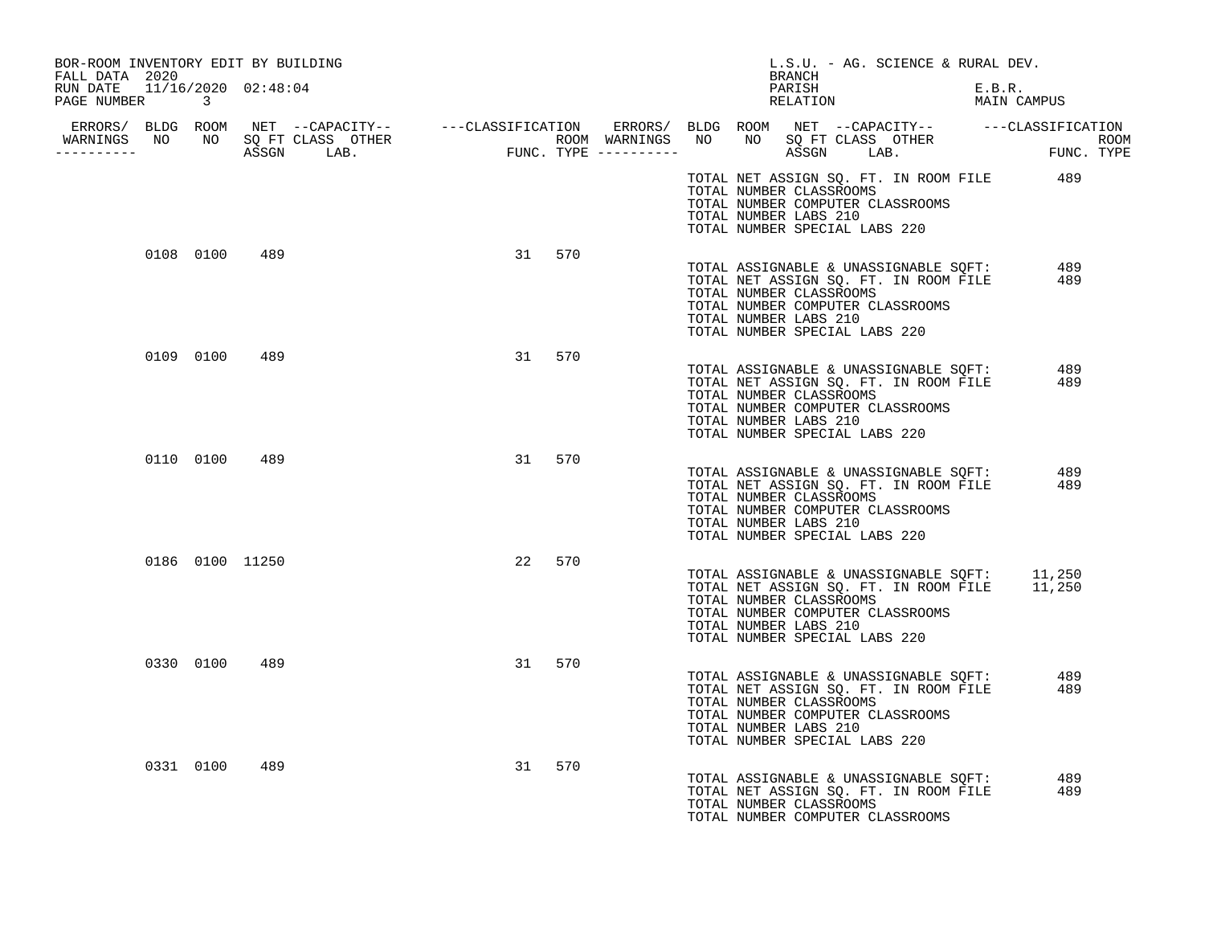BOR-ROOM INVENTORY EDIT BY BUILDING
FALL DATA 2020
RUN DATE 11/16/2020 02:48:04
PAGE NUMBER 3

L.S.U. - AG. SCIENCE & RURAL DEV.
BRANCH
PARISH E.B.R.
RELATION MAIN CAMPUS

| ERRORS/ WARNINGS | BLDG NO | ROOM NO | NET SQ FT ASSGN | CAPACITY CLASS LAB. | CAPACITY OTHER | CLASSIFICATION FUNC. | ROOM TYPE |
|---|---|---|---|---|---|---|---|
| | 0108 | 0100 | 489 | | | 31 | 570 |
| | 0109 | 0100 | 489 | | | 31 | 570 |
| | 0110 | 0100 | 489 | | | 31 | 570 |
| | 0186 | 0100 | 11250 | | | 22 | 570 |
| | 0330 | 0100 | 489 | | | 31 | 570 |
| | 0331 | 0100 | 489 | | | 31 | 570 |

(preceding building)
TOTAL NET ASSIGN SQ. FT. IN ROOM FILE 489
TOTAL NUMBER CLASSROOMS
TOTAL NUMBER COMPUTER CLASSROOMS
TOTAL NUMBER LABS 210
TOTAL NUMBER SPECIAL LABS 220

(0108)
TOTAL ASSIGNABLE & UNASSIGNABLE SQFT: 489
TOTAL NET ASSIGN SQ. FT. IN ROOM FILE 489
TOTAL NUMBER CLASSROOMS
TOTAL NUMBER COMPUTER CLASSROOMS
TOTAL NUMBER LABS 210
TOTAL NUMBER SPECIAL LABS 220

(0109)
TOTAL ASSIGNABLE & UNASSIGNABLE SQFT: 489
TOTAL NET ASSIGN SQ. FT. IN ROOM FILE 489
TOTAL NUMBER CLASSROOMS
TOTAL NUMBER COMPUTER CLASSROOMS
TOTAL NUMBER LABS 210
TOTAL NUMBER SPECIAL LABS 220

(0110)
TOTAL ASSIGNABLE & UNASSIGNABLE SQFT: 489
TOTAL NET ASSIGN SQ. FT. IN ROOM FILE 489
TOTAL NUMBER CLASSROOMS
TOTAL NUMBER COMPUTER CLASSROOMS
TOTAL NUMBER LABS 210
TOTAL NUMBER SPECIAL LABS 220

(0186)
TOTAL ASSIGNABLE & UNASSIGNABLE SQFT: 11,250
TOTAL NET ASSIGN SQ. FT. IN ROOM FILE 11,250
TOTAL NUMBER CLASSROOMS
TOTAL NUMBER COMPUTER CLASSROOMS
TOTAL NUMBER LABS 210
TOTAL NUMBER SPECIAL LABS 220

(0330)
TOTAL ASSIGNABLE & UNASSIGNABLE SQFT: 489
TOTAL NET ASSIGN SQ. FT. IN ROOM FILE 489
TOTAL NUMBER CLASSROOMS
TOTAL NUMBER COMPUTER CLASSROOMS
TOTAL NUMBER LABS 210
TOTAL NUMBER SPECIAL LABS 220

(0331)
TOTAL ASSIGNABLE & UNASSIGNABLE SQFT: 489
TOTAL NET ASSIGN SQ. FT. IN ROOM FILE 489
TOTAL NUMBER CLASSROOMS
TOTAL NUMBER COMPUTER CLASSROOMS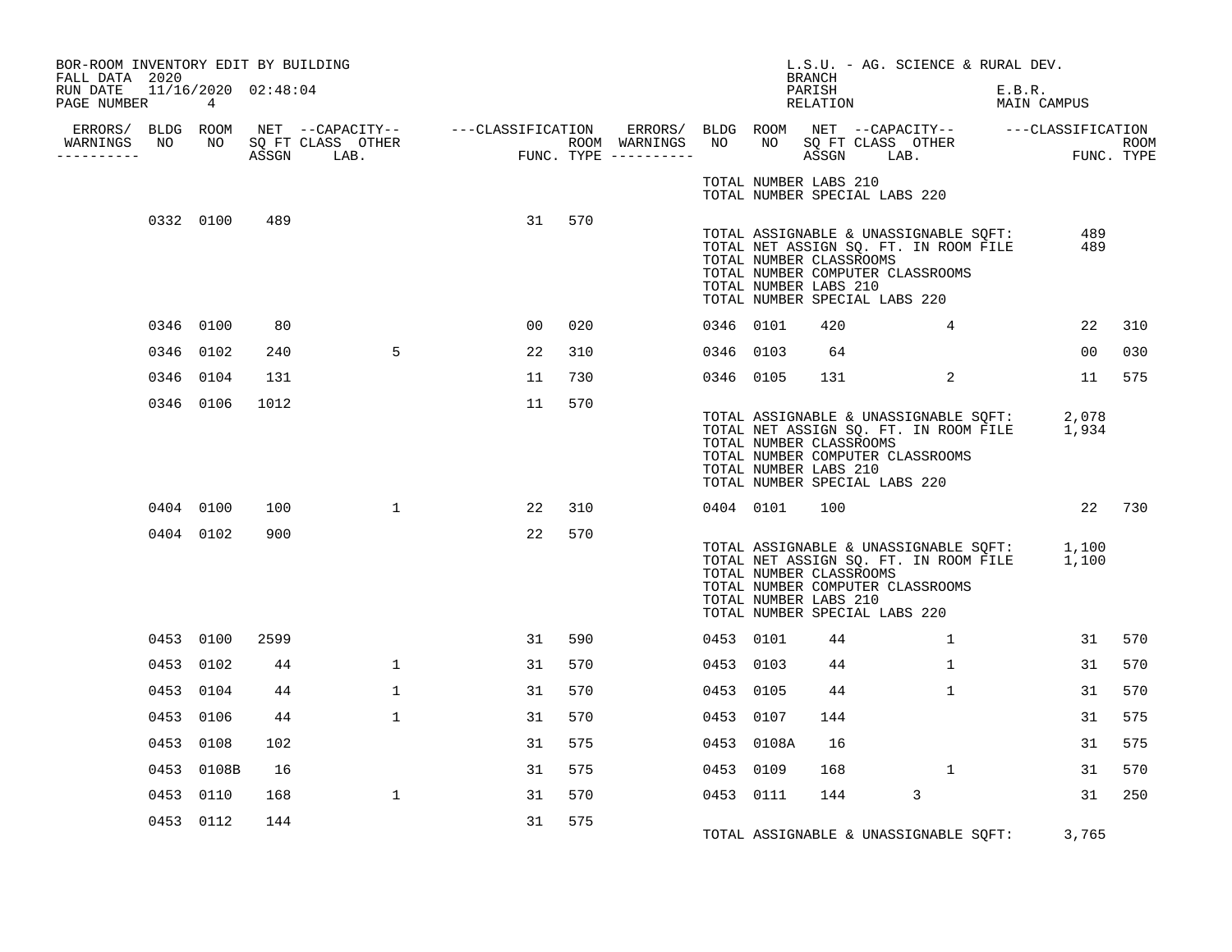BOR-ROOM INVENTORY EDIT BY BUILDING
FALL DATA 2020
RUN DATE 11/16/2020 02:48:04
PAGE NUMBER 4

L.S.U. - AG. SCIENCE & RURAL DEV.
BRANCH
PARISH E.B.R.
RELATION MAIN CAMPUS

| ERRORS/ WARNINGS | BLDG NO | ROOM NO | NET SQ FT ASSGN | CAPACITY CLASS | CAPACITY LAB. | CAPACITY OTHER | CLASSIFICATION FUNC. | ROOM TYPE | ERRORS/ WARNINGS | BLDG NO | ROOM NO | NET SQ FT ASSGN | CAPACITY CLASS | CAPACITY LAB. | CAPACITY OTHER | CLASSIFICATION FUNC. | ROOM TYPE |
|---|---|---|---|---|---|---|---|---|---|---|---|---|---|---|---|---|---|
| | | | | | | | | | | TOTAL NUMBER LABS 210 | | | | | | | |
| | | | | | | | | | | TOTAL NUMBER SPECIAL LABS 220 | | | | | | | |
| | 0332 | 0100 | 489 | | | | 31 | 570 | | | | | | | | | |
| | | | | | | | | | | TOTAL ASSIGNABLE & UNASSIGNABLE SQFT: | | | | | | 489 | |
| | | | | | | | | | | TOTAL NET ASSIGN SQ. FT. IN ROOM FILE | | | | | | 489 | |
| | | | | | | | | | | TOTAL NUMBER CLASSROOMS | | | | | | | |
| | | | | | | | | | | TOTAL NUMBER COMPUTER CLASSROOMS | | | | | | | |
| | | | | | | | | | | TOTAL NUMBER LABS 210 | | | | | | | |
| | | | | | | | | | | TOTAL NUMBER SPECIAL LABS 220 | | | | | | | |
| | 0346 | 0100 | 80 | | | | 00 | 020 | | 0346 | 0101 | 420 | | | 4 | 22 | 310 |
| | 0346 | 0102 | 240 | | | 5 | 22 | 310 | | 0346 | 0103 | 64 | | | | 00 | 030 |
| | 0346 | 0104 | 131 | | | | 11 | 730 | | 0346 | 0105 | 131 | | | 2 | 11 | 575 |
| | 0346 | 0106 | 1012 | | | | 11 | 570 | | | | | | | | | |
| | | | | | | | | | | TOTAL ASSIGNABLE & UNASSIGNABLE SQFT: | | | | | | 2,078 | |
| | | | | | | | | | | TOTAL NET ASSIGN SQ. FT. IN ROOM FILE | | | | | | 1,934 | |
| | | | | | | | | | | TOTAL NUMBER CLASSROOMS | | | | | | | |
| | | | | | | | | | | TOTAL NUMBER COMPUTER CLASSROOMS | | | | | | | |
| | | | | | | | | | | TOTAL NUMBER LABS 210 | | | | | | | |
| | | | | | | | | | | TOTAL NUMBER SPECIAL LABS 220 | | | | | | | |
| | 0404 | 0100 | 100 | | | 1 | 22 | 310 | | 0404 | 0101 | 100 | | | | 22 | 730 |
| | 0404 | 0102 | 900 | | | | 22 | 570 | | | | | | | | | |
| | | | | | | | | | | TOTAL ASSIGNABLE & UNASSIGNABLE SQFT: | | | | | | 1,100 | |
| | | | | | | | | | | TOTAL NET ASSIGN SQ. FT. IN ROOM FILE | | | | | | 1,100 | |
| | | | | | | | | | | TOTAL NUMBER CLASSROOMS | | | | | | | |
| | | | | | | | | | | TOTAL NUMBER COMPUTER CLASSROOMS | | | | | | | |
| | | | | | | | | | | TOTAL NUMBER LABS 210 | | | | | | | |
| | | | | | | | | | | TOTAL NUMBER SPECIAL LABS 220 | | | | | | | |
| | 0453 | 0100 | 2599 | | | | 31 | 590 | | 0453 | 0101 | 44 | | | 1 | 31 | 570 |
| | 0453 | 0102 | 44 | | | 1 | 31 | 570 | | 0453 | 0103 | 44 | | | 1 | 31 | 570 |
| | 0453 | 0104 | 44 | | | 1 | 31 | 570 | | 0453 | 0105 | 44 | | | 1 | 31 | 570 |
| | 0453 | 0106 | 44 | | | 1 | 31 | 570 | | 0453 | 0107 | 144 | | | | 31 | 575 |
| | 0453 | 0108 | 102 | | | | 31 | 575 | | 0453 | 0108A | 16 | | | | 31 | 575 |
| | 0453 | 0108B | 16 | | | | 31 | 575 | | 0453 | 0109 | 168 | | | 1 | 31 | 570 |
| | 0453 | 0110 | 168 | | | 1 | 31 | 570 | | 0453 | 0111 | 144 | | 3 | | 31 | 250 |
| | 0453 | 0112 | 144 | | | | 31 | 575 | | | | | | | | | |
| | | | | | | | | | | TOTAL ASSIGNABLE & UNASSIGNABLE SQFT: | | | | | | 3,765 | |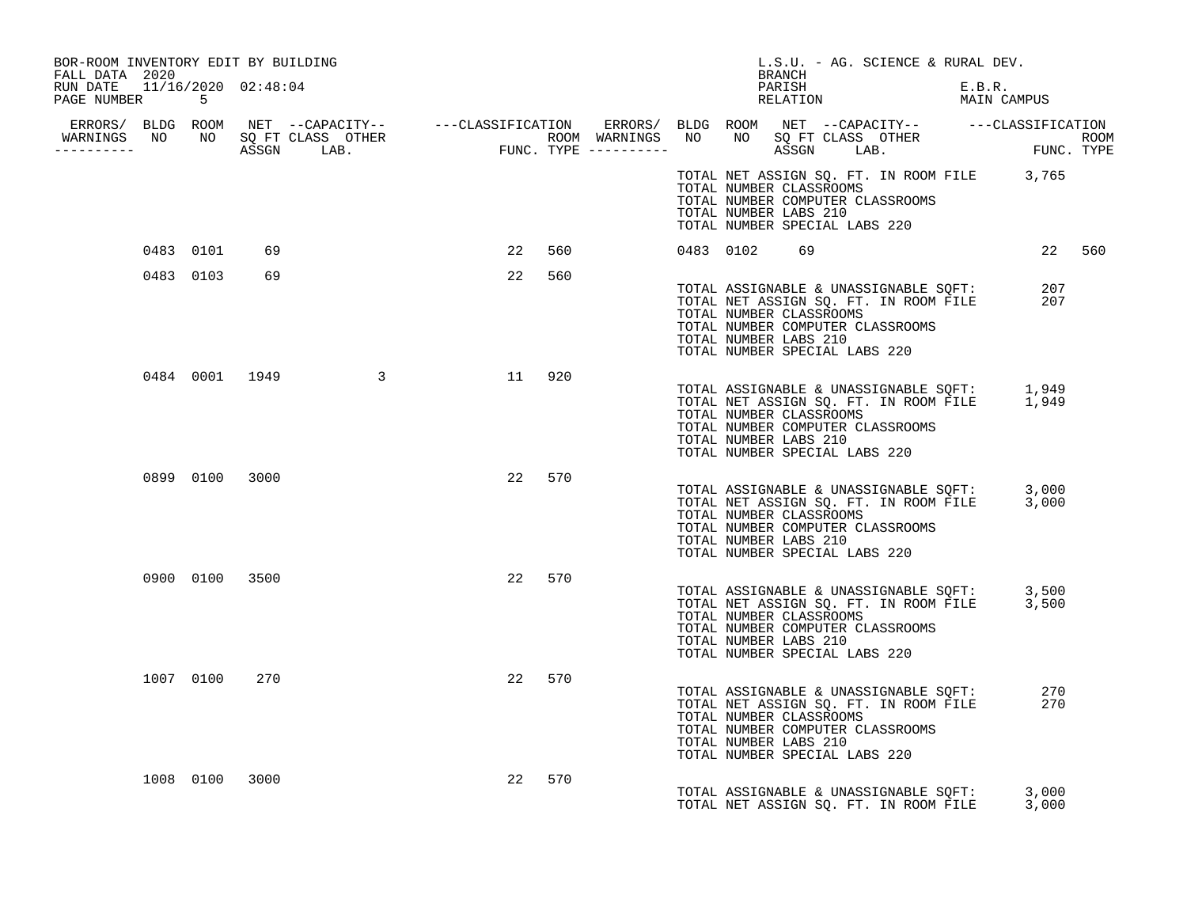BOR-ROOM INVENTORY EDIT BY BUILDING
FALL DATA 2020
RUN DATE 11/16/2020 02:48:04

L.S.U. - AG. SCIENCE & RURAL DEV.
BRANCH
PARISH E.B.R.
RELATION MAIN CAMPUS

| ERRORS/ WARNINGS | BLDG NO | ROOM NO | NET SQ FT ASSGN | CAPACITY CLASS LAB. | CAPACITY OTHER | CLASSIFICATION FUNC. | ROOM TYPE | ERRORS/ WARNINGS | BLDG NO | ROOM NO | NET SQ FT ASSGN | CAPACITY CLASS LAB. | CAPACITY OTHER | CLASSIFICATION FUNC. | ROOM TYPE |
|---|---|---|---|---|---|---|---|---|---|---|---|---|---|---|---|
| | | | | | | | | | | | | | | | |
| | 0483 | 0101 | 69 | | | 22 | 560 | | 0483 | 0102 | 69 | | | 22 | 560 |
| | 0483 | 0103 | 69 | | | 22 | 560 | | | | | | | | |
| | 0484 | 0001 | 1949 | | 3 | 11 | 920 | | | | | | | | |
| | 0899 | 0100 | 3000 | | | 22 | 570 | | | | | | | | |
| | 0900 | 0100 | 3500 | | | 22 | 570 | | | | | | | | |
| | 1007 | 0100 | 270 | | | 22 | 570 | | | | | | | | |
| | 1008 | 0100 | 3000 | | | 22 | 570 | | | | | | | | |

(Preceding building totals)
TOTAL NET ASSIGN SQ. FT. IN ROOM FILE 3,765
TOTAL NUMBER CLASSROOMS
TOTAL NUMBER COMPUTER CLASSROOMS
TOTAL NUMBER LABS 210
TOTAL NUMBER SPECIAL LABS 220

(Building 0483 totals)
TOTAL ASSIGNABLE & UNASSIGNABLE SQFT: 207
TOTAL NET ASSIGN SQ. FT. IN ROOM FILE 207
TOTAL NUMBER CLASSROOMS
TOTAL NUMBER COMPUTER CLASSROOMS
TOTAL NUMBER LABS 210
TOTAL NUMBER SPECIAL LABS 220

(Building 0484 totals)
TOTAL ASSIGNABLE & UNASSIGNABLE SQFT: 1,949
TOTAL NET ASSIGN SQ. FT. IN ROOM FILE 1,949
TOTAL NUMBER CLASSROOMS
TOTAL NUMBER COMPUTER CLASSROOMS
TOTAL NUMBER LABS 210
TOTAL NUMBER SPECIAL LABS 220

(Building 0899 totals)
TOTAL ASSIGNABLE & UNASSIGNABLE SQFT: 3,000
TOTAL NET ASSIGN SQ. FT. IN ROOM FILE 3,000
TOTAL NUMBER CLASSROOMS
TOTAL NUMBER COMPUTER CLASSROOMS
TOTAL NUMBER LABS 210
TOTAL NUMBER SPECIAL LABS 220

(Building 0900 totals)
TOTAL ASSIGNABLE & UNASSIGNABLE SQFT: 3,500
TOTAL NET ASSIGN SQ. FT. IN ROOM FILE 3,500
TOTAL NUMBER CLASSROOMS
TOTAL NUMBER COMPUTER CLASSROOMS
TOTAL NUMBER LABS 210
TOTAL NUMBER SPECIAL LABS 220

(Building 1007 totals)
TOTAL ASSIGNABLE & UNASSIGNABLE SQFT: 270
TOTAL NET ASSIGN SQ. FT. IN ROOM FILE 270
TOTAL NUMBER CLASSROOMS
TOTAL NUMBER COMPUTER CLASSROOMS
TOTAL NUMBER LABS 210
TOTAL NUMBER SPECIAL LABS 220

(Building 1008 totals)
TOTAL ASSIGNABLE & UNASSIGNABLE SQFT: 3,000
TOTAL NET ASSIGN SQ. FT. IN ROOM FILE 3,000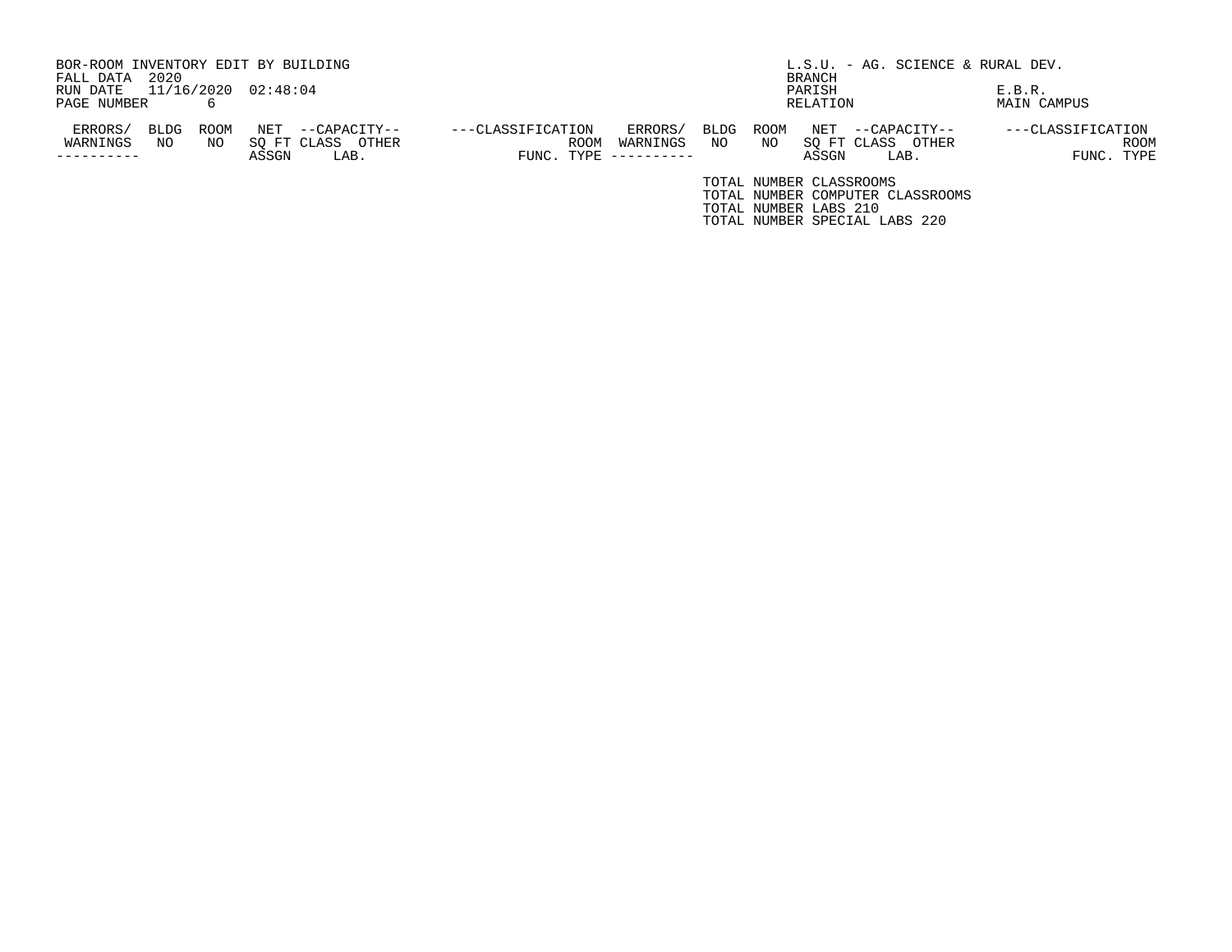BOR-ROOM INVENTORY EDIT BY BUILDING
FALL DATA 2020
RUN DATE 11/16/2020 02:48:04
PAGE NUMBER 6

L.S.U. - AG. SCIENCE & RURAL DEV.
BRANCH
PARISH E.B.R.
RELATION MAIN CAMPUS

| ERRORS/ WARNINGS | BLDG NO | ROOM NO | NET SQ FT ASSGN | --CAPACITY-- CLASS | OTHER LAB. | ---CLASSIFICATION FUNC. | ROOM TYPE | ERRORS/ WARNINGS | BLDG NO | ROOM NO | NET SQ FT ASSGN | --CAPACITY-- CLASS | OTHER LAB. | ---CLASSIFICATION FUNC. | ROOM TYPE |
|---|---|---|---|---|---|---|---|---|---|---|---|---|---|---|---|

TOTAL NUMBER CLASSROOMS
TOTAL NUMBER COMPUTER CLASSROOMS
TOTAL NUMBER LABS 210
TOTAL NUMBER SPECIAL LABS 220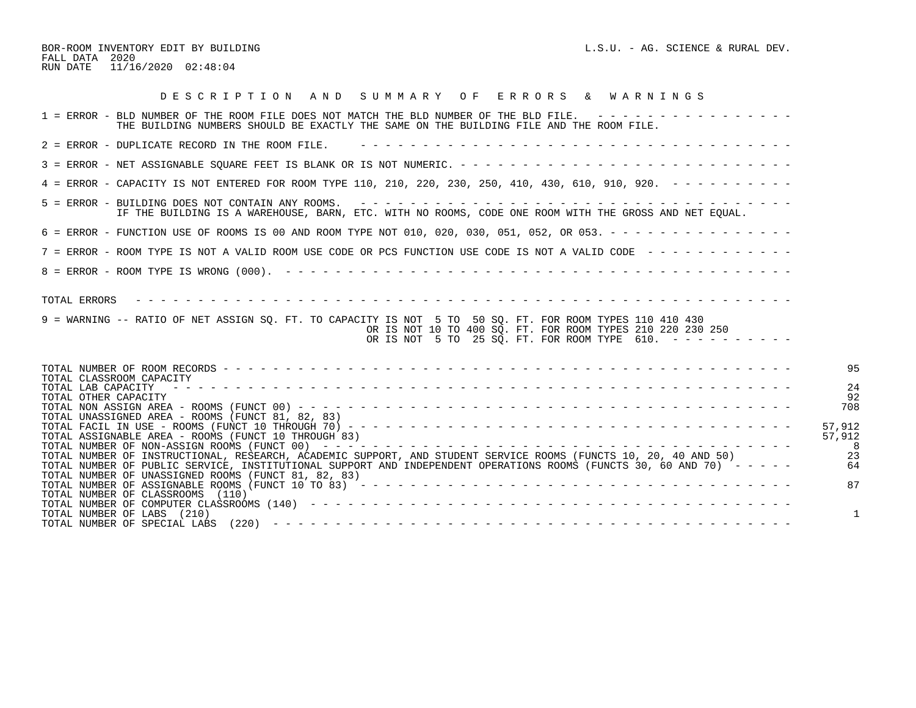BOR-ROOM INVENTORY EDIT BY BUILDING

L.S.U. - AG. SCIENCE & RURAL DEV.

FALL DATA 2020

RUN DATE 11/16/2020 02:48:04

## D E S C R I P T I O N   A N D   S U M M A R Y   O F   E R R O R S   &   W A R N I N G S

1 = ERROR - BLD NUMBER OF THE ROOM FILE DOES NOT MATCH THE BLD NUMBER OF THE BLD FILE.
THE BUILDING NUMBERS SHOULD BE EXACTLY THE SAME ON THE BUILDING FILE AND THE ROOM FILE.

2 = ERROR - DUPLICATE RECORD IN THE ROOM FILE.

3 = ERROR - NET ASSIGNABLE SQUARE FEET IS BLANK OR IS NOT NUMERIC.

4 = ERROR - CAPACITY IS NOT ENTERED FOR ROOM TYPE 110, 210, 220, 230, 250, 410, 430, 610, 910, 920.

5 = ERROR - BUILDING DOES NOT CONTAIN ANY ROOMS.
IF THE BUILDING IS A WAREHOUSE, BARN, ETC. WITH NO ROOMS, CODE ONE ROOM WITH THE GROSS AND NET EQUAL.

6 = ERROR - FUNCTION USE OF ROOMS IS 00 AND ROOM TYPE NOT 010, 020, 030, 051, 052, OR 053.

7 = ERROR - ROOM TYPE IS NOT A VALID ROOM USE CODE OR PCS FUNCTION USE CODE IS NOT A VALID CODE

8 = ERROR - ROOM TYPE IS WRONG (000).

TOTAL ERRORS

9 = WARNING -- RATIO OF NET ASSIGN SQ. FT. TO CAPACITY IS NOT 5 TO 50 SQ. FT. FOR ROOM TYPES 110 410 430
OR IS NOT 10 TO 400 SQ. FT. FOR ROOM TYPES 210 220 230 250
OR IS NOT 5 TO 25 SQ. FT. FOR ROOM TYPE 610.

| | |
|---|---|
| TOTAL NUMBER OF ROOM RECORDS | 95 |
| TOTAL CLASSROOM CAPACITY | |
| TOTAL LAB CAPACITY | 24 |
| TOTAL OTHER CAPACITY | 92 |
| TOTAL NON ASSIGN AREA - ROOMS (FUNCT 00) | 708 |
| TOTAL UNASSIGNED AREA - ROOMS (FUNCT 81, 82, 83) | |
| TOTAL FACIL IN USE - ROOMS (FUNCT 10 THROUGH 70) | 57,912 |
| TOTAL ASSIGNABLE AREA - ROOMS (FUNCT 10 THROUGH 83) | 57,912 |
| TOTAL NUMBER OF NON-ASSIGN ROOMS (FUNCT 00) | 8 |
| TOTAL NUMBER OF INSTRUCTIONAL, RESEARCH, ACADEMIC SUPPORT, AND STUDENT SERVICE ROOMS (FUNCTS 10, 20, 40 AND 50) | 23 |
| TOTAL NUMBER OF PUBLIC SERVICE, INSTITUTIONAL SUPPORT AND INDEPENDENT OPERATIONS ROOMS (FUNCTS 30, 60 AND 70) | 64 |
| TOTAL NUMBER OF UNASSIGNED ROOMS (FUNCT 81, 82, 83) | |
| TOTAL NUMBER OF ASSIGNABLE ROOMS (FUNCT 10 TO 83) | 87 |
| TOTAL NUMBER OF CLASSROOMS (110) | |
| TOTAL NUMBER OF COMPUTER CLASSROOMS (140) | |
| TOTAL NUMBER OF LABS (210) | 1 |
| TOTAL NUMBER OF SPECIAL LABS (220) | |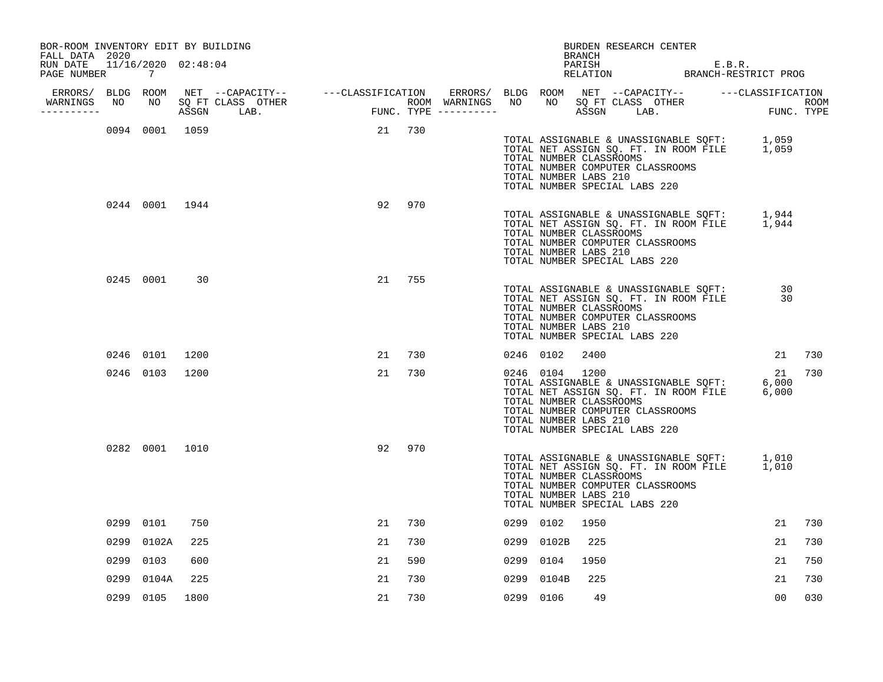BOR-ROOM INVENTORY EDIT BY BUILDING
FALL DATA 2020
RUN DATE 11/16/2020 02:48:04
PAGE NUMBER 7

BURDEN RESEARCH CENTER
BRANCH
PARISH E.B.R.
RELATION BRANCH-RESTRICT PROG

| ERRORS/ WARNINGS | BLDG NO | ROOM NO | NET SQ FT ASSGN | CAPACITY CLASS | CAPACITY LAB. | CAPACITY OTHER | CLASSIFICATION FUNC. | ROOM TYPE | ERRORS/ WARNINGS | BLDG NO | ROOM NO | NET SQ FT ASSGN | CAPACITY CLASS | CAPACITY LAB. | CAPACITY OTHER | CLASSIFICATION FUNC. | ROOM TYPE |
|---|---|---|---|---|---|---|---|---|---|---|---|---|---|---|---|---|---|
| | 0094 | 0001 | 1059 | | | | 21 | 730 | | | | | | | | | |

TOTAL ASSIGNABLE & UNASSIGNABLE SQFT: 1,059
TOTAL NET ASSIGN SQ. FT. IN ROOM FILE 1,059
TOTAL NUMBER CLASSROOMS
TOTAL NUMBER COMPUTER CLASSROOMS
TOTAL NUMBER LABS 210
TOTAL NUMBER SPECIAL LABS 220

| ERRORS/ WARNINGS | BLDG NO | ROOM NO | NET SQ FT ASSGN | CAPACITY CLASS | CAPACITY LAB. | CAPACITY OTHER | CLASSIFICATION FUNC. | ROOM TYPE | ERRORS/ WARNINGS | BLDG NO | ROOM NO | NET SQ FT ASSGN | CAPACITY CLASS | CAPACITY LAB. | CAPACITY OTHER | CLASSIFICATION FUNC. | ROOM TYPE |
|---|---|---|---|---|---|---|---|---|---|---|---|---|---|---|---|---|---|
| | 0244 | 0001 | 1944 | | | | 92 | 970 | | | | | | | | | |

TOTAL ASSIGNABLE & UNASSIGNABLE SQFT: 1,944
TOTAL NET ASSIGN SQ. FT. IN ROOM FILE 1,944
TOTAL NUMBER CLASSROOMS
TOTAL NUMBER COMPUTER CLASSROOMS
TOTAL NUMBER LABS 210
TOTAL NUMBER SPECIAL LABS 220

| ERRORS/ WARNINGS | BLDG NO | ROOM NO | NET SQ FT ASSGN | CAPACITY CLASS | CAPACITY LAB. | CAPACITY OTHER | CLASSIFICATION FUNC. | ROOM TYPE | ERRORS/ WARNINGS | BLDG NO | ROOM NO | NET SQ FT ASSGN | CAPACITY CLASS | CAPACITY LAB. | CAPACITY OTHER | CLASSIFICATION FUNC. | ROOM TYPE |
|---|---|---|---|---|---|---|---|---|---|---|---|---|---|---|---|---|---|
| | 0245 | 0001 | 30 | | | | 21 | 755 | | | | | | | | | |

TOTAL ASSIGNABLE & UNASSIGNABLE SQFT: 30
TOTAL NET ASSIGN SQ. FT. IN ROOM FILE 30
TOTAL NUMBER CLASSROOMS
TOTAL NUMBER COMPUTER CLASSROOMS
TOTAL NUMBER LABS 210
TOTAL NUMBER SPECIAL LABS 220

| ERRORS/ WARNINGS | BLDG NO | ROOM NO | NET SQ FT ASSGN | CAPACITY CLASS | CAPACITY LAB. | CAPACITY OTHER | CLASSIFICATION FUNC. | ROOM TYPE | ERRORS/ WARNINGS | BLDG NO | ROOM NO | NET SQ FT ASSGN | CAPACITY CLASS | CAPACITY LAB. | CAPACITY OTHER | CLASSIFICATION FUNC. | ROOM TYPE |
|---|---|---|---|---|---|---|---|---|---|---|---|---|---|---|---|---|---|
| | 0246 | 0101 | 1200 | | | | 21 | 730 | | 0246 | 0102 | 2400 | | | | 21 | 730 |
| | 0246 | 0103 | 1200 | | | | 21 | 730 | | 0246 | 0104 | 1200 | | | | 21 | 730 |

TOTAL ASSIGNABLE & UNASSIGNABLE SQFT: 6,000
TOTAL NET ASSIGN SQ. FT. IN ROOM FILE 6,000
TOTAL NUMBER CLASSROOMS
TOTAL NUMBER COMPUTER CLASSROOMS
TOTAL NUMBER LABS 210
TOTAL NUMBER SPECIAL LABS 220

| ERRORS/ WARNINGS | BLDG NO | ROOM NO | NET SQ FT ASSGN | CAPACITY CLASS | CAPACITY LAB. | CAPACITY OTHER | CLASSIFICATION FUNC. | ROOM TYPE | ERRORS/ WARNINGS | BLDG NO | ROOM NO | NET SQ FT ASSGN | CAPACITY CLASS | CAPACITY LAB. | CAPACITY OTHER | CLASSIFICATION FUNC. | ROOM TYPE |
|---|---|---|---|---|---|---|---|---|---|---|---|---|---|---|---|---|---|
| | 0282 | 0001 | 1010 | | | | 92 | 970 | | | | | | | | | |

TOTAL ASSIGNABLE & UNASSIGNABLE SQFT: 1,010
TOTAL NET ASSIGN SQ. FT. IN ROOM FILE 1,010
TOTAL NUMBER CLASSROOMS
TOTAL NUMBER COMPUTER CLASSROOMS
TOTAL NUMBER LABS 210
TOTAL NUMBER SPECIAL LABS 220

| ERRORS/ WARNINGS | BLDG NO | ROOM NO | NET SQ FT ASSGN | CAPACITY CLASS | CAPACITY LAB. | CAPACITY OTHER | CLASSIFICATION FUNC. | ROOM TYPE | ERRORS/ WARNINGS | BLDG NO | ROOM NO | NET SQ FT ASSGN | CAPACITY CLASS | CAPACITY LAB. | CAPACITY OTHER | CLASSIFICATION FUNC. | ROOM TYPE |
|---|---|---|---|---|---|---|---|---|---|---|---|---|---|---|---|---|---|
| | 0299 | 0101 | 750 | | | | 21 | 730 | | 0299 | 0102 | 1950 | | | | 21 | 730 |
| | 0299 | 0102A | 225 | | | | 21 | 730 | | 0299 | 0102B | 225 | | | | 21 | 730 |
| | 0299 | 0103 | 600 | | | | 21 | 590 | | 0299 | 0104 | 1950 | | | | 21 | 750 |
| | 0299 | 0104A | 225 | | | | 21 | 730 | | 0299 | 0104B | 225 | | | | 21 | 730 |
| | 0299 | 0105 | 1800 | | | | 21 | 730 | | 0299 | 0106 | 49 | | | | 00 | 030 |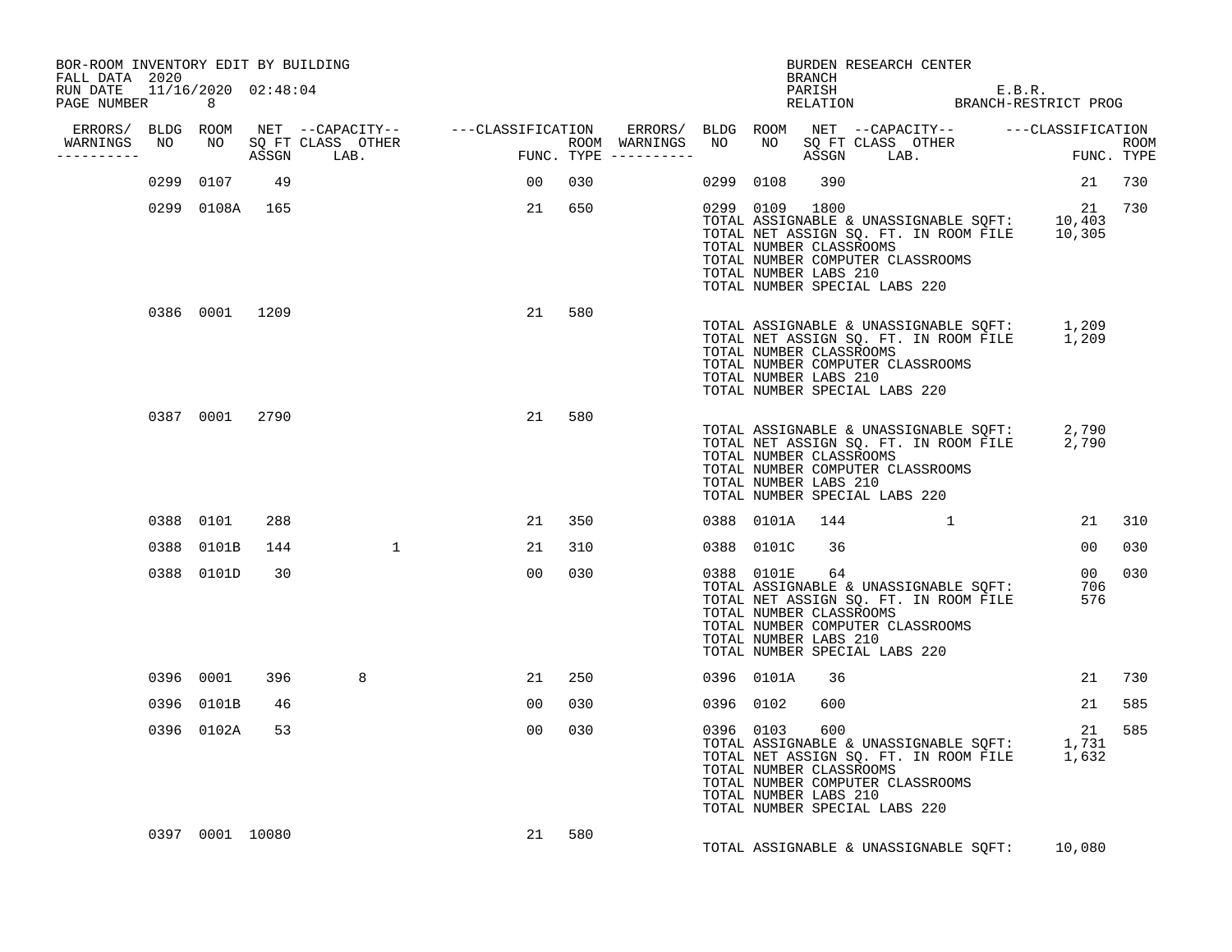BOR-ROOM INVENTORY EDIT BY BUILDING
FALL DATA 2020
RUN DATE 11/16/2020 02:48:04
PAGE NUMBER 8

BURDEN RESEARCH CENTER
BRANCH
PARISH E.B.R.
RELATION BRANCH-RESTRICT PROG

| ERRORS/ WARNINGS | BLDG NO | ROOM NO | NET SQ FT ASSGN | CAPACITY CLASS LAB. | CAPACITY OTHER | CLASSIFICATION FUNC. | ROOM TYPE | ERRORS/ WARNINGS | BLDG NO | ROOM NO | NET SQ FT ASSGN | CAPACITY CLASS LAB. | CAPACITY OTHER | CLASSIFICATION FUNC. | ROOM TYPE |
|---|---|---|---|---|---|---|---|---|---|---|---|---|---|---|---|
| | 0299 | 0107 | 49 | | | 00 | 030 | | 0299 | 0108 | 390 | | | 21 | 730 |
| | 0299 | 0108A | 165 | | | 21 | 650 | | 0299 | 0109 | 1800 | | | 21 | 730 |

TOTAL ASSIGNABLE & UNASSIGNABLE SQFT: 10,403
TOTAL NET ASSIGN SQ. FT. IN ROOM FILE 10,305
TOTAL NUMBER CLASSROOMS
TOTAL NUMBER COMPUTER CLASSROOMS
TOTAL NUMBER LABS 210
TOTAL NUMBER SPECIAL LABS 220

| ERRORS/ WARNINGS | BLDG NO | ROOM NO | NET SQ FT ASSGN | CAPACITY CLASS LAB. | CAPACITY OTHER | CLASSIFICATION FUNC. | ROOM TYPE |
|---|---|---|---|---|---|---|---|
| | 0386 | 0001 | 1209 | | | 21 | 580 |

TOTAL ASSIGNABLE & UNASSIGNABLE SQFT: 1,209
TOTAL NET ASSIGN SQ. FT. IN ROOM FILE 1,209
TOTAL NUMBER CLASSROOMS
TOTAL NUMBER COMPUTER CLASSROOMS
TOTAL NUMBER LABS 210
TOTAL NUMBER SPECIAL LABS 220

| ERRORS/ WARNINGS | BLDG NO | ROOM NO | NET SQ FT ASSGN | CAPACITY CLASS LAB. | CAPACITY OTHER | CLASSIFICATION FUNC. | ROOM TYPE |
|---|---|---|---|---|---|---|---|
| | 0387 | 0001 | 2790 | | | 21 | 580 |

TOTAL ASSIGNABLE & UNASSIGNABLE SQFT: 2,790
TOTAL NET ASSIGN SQ. FT. IN ROOM FILE 2,790
TOTAL NUMBER CLASSROOMS
TOTAL NUMBER COMPUTER CLASSROOMS
TOTAL NUMBER LABS 210
TOTAL NUMBER SPECIAL LABS 220

| ERRORS/ WARNINGS | BLDG NO | ROOM NO | NET SQ FT ASSGN | CAPACITY CLASS LAB. | CAPACITY OTHER | CLASSIFICATION FUNC. | ROOM TYPE | ERRORS/ WARNINGS | BLDG NO | ROOM NO | NET SQ FT ASSGN | CAPACITY CLASS LAB. | CAPACITY OTHER | CLASSIFICATION FUNC. | ROOM TYPE |
|---|---|---|---|---|---|---|---|---|---|---|---|---|---|---|---|
| | 0388 | 0101 | 288 | | | 21 | 350 | | 0388 | 0101A | 144 | | 1 | 21 | 310 |
| | 0388 | 0101B | 144 | | 1 | 21 | 310 | | 0388 | 0101C | 36 | | | 00 | 030 |
| | 0388 | 0101D | 30 | | | 00 | 030 | | 0388 | 0101E | 64 | | | 00 | 030 |

TOTAL ASSIGNABLE & UNASSIGNABLE SQFT: 706
TOTAL NET ASSIGN SQ. FT. IN ROOM FILE 576
TOTAL NUMBER CLASSROOMS
TOTAL NUMBER COMPUTER CLASSROOMS
TOTAL NUMBER LABS 210
TOTAL NUMBER SPECIAL LABS 220

| ERRORS/ WARNINGS | BLDG NO | ROOM NO | NET SQ FT ASSGN | CAPACITY CLASS LAB. | CAPACITY OTHER | CLASSIFICATION FUNC. | ROOM TYPE | ERRORS/ WARNINGS | BLDG NO | ROOM NO | NET SQ FT ASSGN | CAPACITY CLASS LAB. | CAPACITY OTHER | CLASSIFICATION FUNC. | ROOM TYPE |
|---|---|---|---|---|---|---|---|---|---|---|---|---|---|---|---|
| | 0396 | 0001 | 396 | 8 | | 21 | 250 | | 0396 | 0101A | 36 | | | 21 | 730 |
| | 0396 | 0101B | 46 | | | 00 | 030 | | 0396 | 0102 | 600 | | | 21 | 585 |
| | 0396 | 0102A | 53 | | | 00 | 030 | | 0396 | 0103 | 600 | | | 21 | 585 |

TOTAL ASSIGNABLE & UNASSIGNABLE SQFT: 1,731
TOTAL NET ASSIGN SQ. FT. IN ROOM FILE 1,632
TOTAL NUMBER CLASSROOMS
TOTAL NUMBER COMPUTER CLASSROOMS
TOTAL NUMBER LABS 210
TOTAL NUMBER SPECIAL LABS 220

| ERRORS/ WARNINGS | BLDG NO | ROOM NO | NET SQ FT ASSGN | CAPACITY CLASS LAB. | CAPACITY OTHER | CLASSIFICATION FUNC. | ROOM TYPE |
|---|---|---|---|---|---|---|---|
| | 0397 | 0001 | 10080 | | | 21 | 580 |

TOTAL ASSIGNABLE & UNASSIGNABLE SQFT: 10,080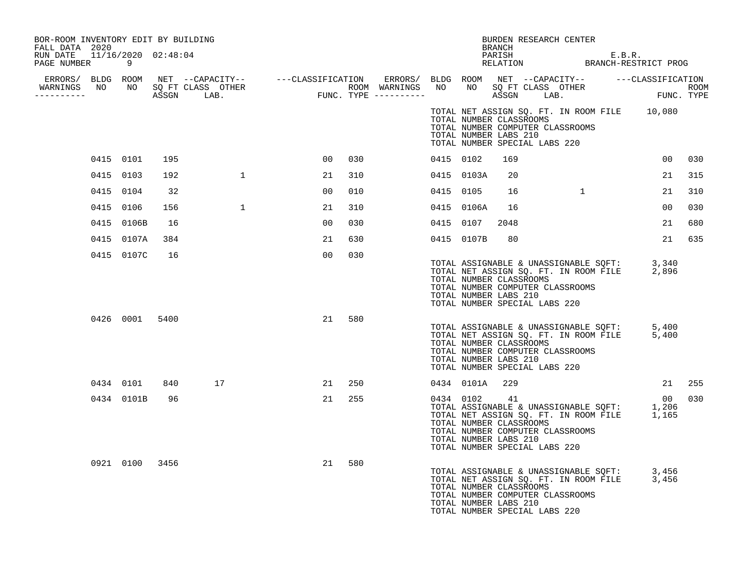BOR-ROOM INVENTORY EDIT BY BUILDING
FALL DATA 2020
RUN DATE 11/16/2020 02:48:04

BURDEN RESEARCH CENTER
BRANCH
PARISH E.B.R.
RELATION BRANCH-RESTRICT PROG

| ERRORS/ WARNINGS | BLDG NO | ROOM NO | NET SQ FT ASSGN | CAPACITY CLASS | CAPACITY OTHER LAB. | CLASSIFICATION FUNC. | ROOM TYPE | ERRORS/ WARNINGS | BLDG NO | ROOM NO | NET SQ FT ASSGN | CAPACITY CLASS | CAPACITY OTHER LAB. | CLASSIFICATION FUNC. | ROOM TYPE |
|---|---|---|---|---|---|---|---|---|---|---|---|---|---|---|---|
| | | | | | | | | | TOTAL NET ASSIGN SQ. FT. IN ROOM FILE | | 10,080 | | | | |
| | | | | | | | | | TOTAL NUMBER CLASSROOMS | | | | | | |
| | | | | | | | | | TOTAL NUMBER COMPUTER CLASSROOMS | | | | | | |
| | | | | | | | | | TOTAL NUMBER LABS 210 | | | | | | |
| | | | | | | | | | TOTAL NUMBER SPECIAL LABS 220 | | | | | | |
| | 0415 | 0101 | 195 | | | 00 | 030 | | 0415 | 0102 | 169 | | | 00 | 030 |
| | 0415 | 0103 | 192 | | 1 | 21 | 310 | | 0415 | 0103A | 20 | | | 21 | 315 |
| | 0415 | 0104 | 32 | | | 00 | 010 | | 0415 | 0105 | 16 | | 1 | 21 | 310 |
| | 0415 | 0106 | 156 | | 1 | 21 | 310 | | 0415 | 0106A | 16 | | | 00 | 030 |
| | 0415 | 0106B | 16 | | | 00 | 030 | | 0415 | 0107 | 2048 | | | 21 | 680 |
| | 0415 | 0107A | 384 | | | 21 | 630 | | 0415 | 0107B | 80 | | | 21 | 635 |
| | 0415 | 0107C | 16 | | | 00 | 030 | | | | | | | | |
| | | | | | | | | | TOTAL ASSIGNABLE & UNASSIGNABLE SQFT: | | 3,340 | | | | |
| | | | | | | | | | TOTAL NET ASSIGN SQ. FT. IN ROOM FILE | | 2,896 | | | | |
| | | | | | | | | | TOTAL NUMBER CLASSROOMS | | | | | | |
| | | | | | | | | | TOTAL NUMBER COMPUTER CLASSROOMS | | | | | | |
| | | | | | | | | | TOTAL NUMBER LABS 210 | | | | | | |
| | | | | | | | | | TOTAL NUMBER SPECIAL LABS 220 | | | | | | |
| | 0426 | 0001 | 5400 | | | 21 | 580 | | | | | | | | |
| | | | | | | | | | TOTAL ASSIGNABLE & UNASSIGNABLE SQFT: | | 5,400 | | | | |
| | | | | | | | | | TOTAL NET ASSIGN SQ. FT. IN ROOM FILE | | 5,400 | | | | |
| | | | | | | | | | TOTAL NUMBER CLASSROOMS | | | | | | |
| | | | | | | | | | TOTAL NUMBER COMPUTER CLASSROOMS | | | | | | |
| | | | | | | | | | TOTAL NUMBER LABS 210 | | | | | | |
| | | | | | | | | | TOTAL NUMBER SPECIAL LABS 220 | | | | | | |
| | 0434 | 0101 | 840 | 17 | | 21 | 250 | | 0434 | 0101A | 229 | | | 21 | 255 |
| | 0434 | 0101B | 96 | | | 21 | 255 | | 0434 | 0102 | 41 | | | 00 | 030 |
| | | | | | | | | | TOTAL ASSIGNABLE & UNASSIGNABLE SQFT: | | 1,206 | | | | |
| | | | | | | | | | TOTAL NET ASSIGN SQ. FT. IN ROOM FILE | | 1,165 | | | | |
| | | | | | | | | | TOTAL NUMBER CLASSROOMS | | | | | | |
| | | | | | | | | | TOTAL NUMBER COMPUTER CLASSROOMS | | | | | | |
| | | | | | | | | | TOTAL NUMBER LABS 210 | | | | | | |
| | | | | | | | | | TOTAL NUMBER SPECIAL LABS 220 | | | | | | |
| | 0921 | 0100 | 3456 | | | 21 | 580 | | | | | | | | |
| | | | | | | | | | TOTAL ASSIGNABLE & UNASSIGNABLE SQFT: | | 3,456 | | | | |
| | | | | | | | | | TOTAL NET ASSIGN SQ. FT. IN ROOM FILE | | 3,456 | | | | |
| | | | | | | | | | TOTAL NUMBER CLASSROOMS | | | | | | |
| | | | | | | | | | TOTAL NUMBER COMPUTER CLASSROOMS | | | | | | |
| | | | | | | | | | TOTAL NUMBER LABS 210 | | | | | | |
| | | | | | | | | | TOTAL NUMBER SPECIAL LABS 220 | | | | | | |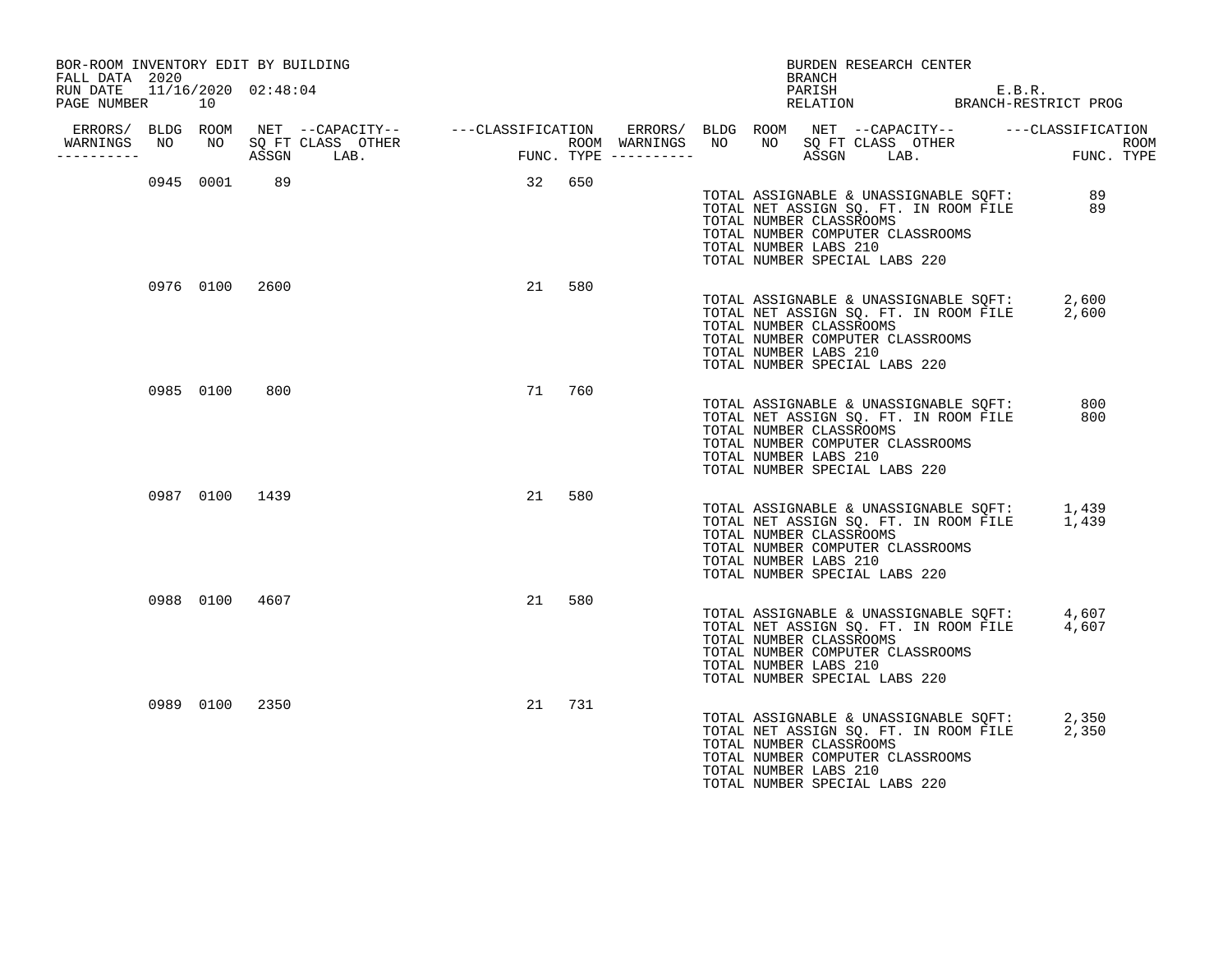BOR-ROOM INVENTORY EDIT BY BUILDING
FALL DATA 2020
RUN DATE 11/16/2020 02:48:04
PAGE NUMBER 10

BURDEN RESEARCH CENTER
BRANCH
PARISH E.B.R.
RELATION BRANCH-RESTRICT PROG

| ERRORS/ WARNINGS | BLDG NO | ROOM NO | NET SQ FT ASSGN | CAPACITY CLASS | CAPACITY OTHER LAB. | CLASSIFICATION FUNC. | ROOM TYPE |
|---|---|---|---|---|---|---|---|
| | 0945 | 0001 | 89 | | | 32 | 650 |
| | 0976 | 0100 | 2600 | | | 21 | 580 |
| | 0985 | 0100 | 800 | | | 71 | 760 |
| | 0987 | 0100 | 1439 | | | 21 | 580 |
| | 0988 | 0100 | 4607 | | | 21 | 580 |
| | 0989 | 0100 | 2350 | | | 21 | 731 |

**Building 0945:**
TOTAL ASSIGNABLE & UNASSIGNABLE SQFT: 89
TOTAL NET ASSIGN SQ. FT. IN ROOM FILE 89
TOTAL NUMBER CLASSROOMS
TOTAL NUMBER COMPUTER CLASSROOMS
TOTAL NUMBER LABS 210
TOTAL NUMBER SPECIAL LABS 220

**Building 0976:**
TOTAL ASSIGNABLE & UNASSIGNABLE SQFT: 2,600
TOTAL NET ASSIGN SQ. FT. IN ROOM FILE 2,600
TOTAL NUMBER CLASSROOMS
TOTAL NUMBER COMPUTER CLASSROOMS
TOTAL NUMBER LABS 210
TOTAL NUMBER SPECIAL LABS 220

**Building 0985:**
TOTAL ASSIGNABLE & UNASSIGNABLE SQFT: 800
TOTAL NET ASSIGN SQ. FT. IN ROOM FILE 800
TOTAL NUMBER CLASSROOMS
TOTAL NUMBER COMPUTER CLASSROOMS
TOTAL NUMBER LABS 210
TOTAL NUMBER SPECIAL LABS 220

**Building 0987:**
TOTAL ASSIGNABLE & UNASSIGNABLE SQFT: 1,439
TOTAL NET ASSIGN SQ. FT. IN ROOM FILE 1,439
TOTAL NUMBER CLASSROOMS
TOTAL NUMBER COMPUTER CLASSROOMS
TOTAL NUMBER LABS 210
TOTAL NUMBER SPECIAL LABS 220

**Building 0988:**
TOTAL ASSIGNABLE & UNASSIGNABLE SQFT: 4,607
TOTAL NET ASSIGN SQ. FT. IN ROOM FILE 4,607
TOTAL NUMBER CLASSROOMS
TOTAL NUMBER COMPUTER CLASSROOMS
TOTAL NUMBER LABS 210
TOTAL NUMBER SPECIAL LABS 220

**Building 0989:**
TOTAL ASSIGNABLE & UNASSIGNABLE SQFT: 2,350
TOTAL NET ASSIGN SQ. FT. IN ROOM FILE 2,350
TOTAL NUMBER CLASSROOMS
TOTAL NUMBER COMPUTER CLASSROOMS
TOTAL NUMBER LABS 210
TOTAL NUMBER SPECIAL LABS 220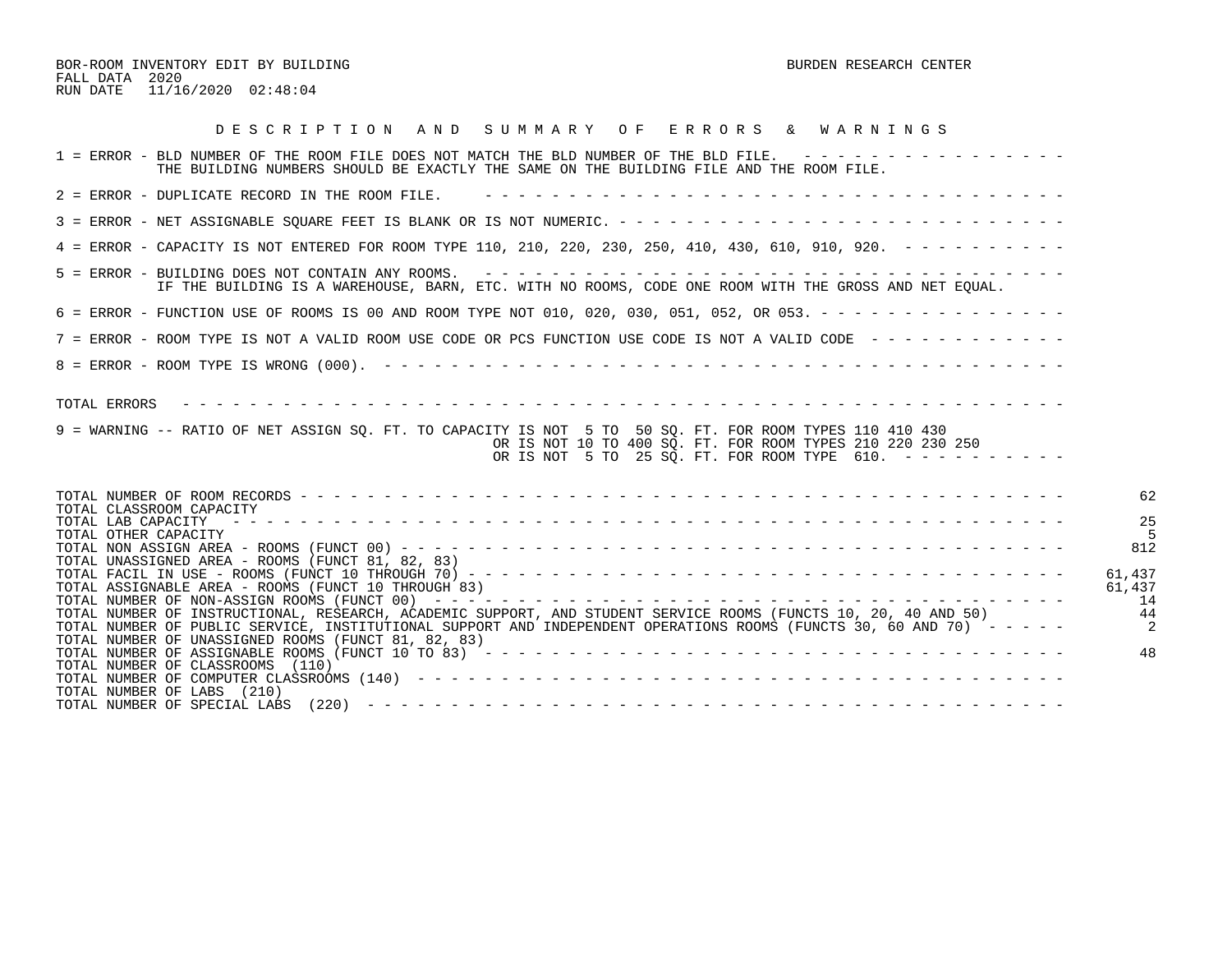BOR-ROOM INVENTORY EDIT BY BUILDING
FALL DATA 2020
RUN DATE 11/16/2020 02:48:04

BURDEN RESEARCH CENTER

## D E S C R I P T I O N   A N D   S U M M A R Y   O F   E R R O R S   &   W A R N I N G S

1 = ERROR - BLD NUMBER OF THE ROOM FILE DOES NOT MATCH THE BLD NUMBER OF THE BLD FILE.
THE BUILDING NUMBERS SHOULD BE EXACTLY THE SAME ON THE BUILDING FILE AND THE ROOM FILE.

2 = ERROR - DUPLICATE RECORD IN THE ROOM FILE.

3 = ERROR - NET ASSIGNABLE SQUARE FEET IS BLANK OR IS NOT NUMERIC.

4 = ERROR - CAPACITY IS NOT ENTERED FOR ROOM TYPE 110, 210, 220, 230, 250, 410, 430, 610, 910, 920.

5 = ERROR - BUILDING DOES NOT CONTAIN ANY ROOMS.
IF THE BUILDING IS A WAREHOUSE, BARN, ETC. WITH NO ROOMS, CODE ONE ROOM WITH THE GROSS AND NET EQUAL.

6 = ERROR - FUNCTION USE OF ROOMS IS 00 AND ROOM TYPE NOT 010, 020, 030, 051, 052, OR 053.

7 = ERROR - ROOM TYPE IS NOT A VALID ROOM USE CODE OR PCS FUNCTION USE CODE IS NOT A VALID CODE

8 = ERROR - ROOM TYPE IS WRONG (000).

TOTAL ERRORS

9 = WARNING -- RATIO OF NET ASSIGN SQ. FT. TO CAPACITY IS NOT 5 TO 50 SQ. FT. FOR ROOM TYPES 110 410 430
OR IS NOT 10 TO 400 SQ. FT. FOR ROOM TYPES 210 220 230 250
OR IS NOT 5 TO 25 SQ. FT. FOR ROOM TYPE 610.

| Item | Value |
|---|---|
| TOTAL NUMBER OF ROOM RECORDS | 62 |
| TOTAL CLASSROOM CAPACITY | |
| TOTAL LAB CAPACITY | 25 |
| TOTAL OTHER CAPACITY | 5 |
| TOTAL NON ASSIGN AREA - ROOMS (FUNCT 00) | 812 |
| TOTAL UNASSIGNED AREA - ROOMS (FUNCT 81, 82, 83) | |
| TOTAL FACIL IN USE - ROOMS (FUNCT 10 THROUGH 70) | 61,437 |
| TOTAL ASSIGNABLE AREA - ROOMS (FUNCT 10 THROUGH 83) | 61,437 |
| TOTAL NUMBER OF NON-ASSIGN ROOMS (FUNCT 00) | 14 |
| TOTAL NUMBER OF INSTRUCTIONAL, RESEARCH, ACADEMIC SUPPORT, AND STUDENT SERVICE ROOMS (FUNCTS 10, 20, 40 AND 50) | 44 |
| TOTAL NUMBER OF PUBLIC SERVICE, INSTITUTIONAL SUPPORT AND INDEPENDENT OPERATIONS ROOMS (FUNCTS 30, 60 AND 70) | 2 |
| TOTAL NUMBER OF UNASSIGNED ROOMS (FUNCT 81, 82, 83) | |
| TOTAL NUMBER OF ASSIGNABLE ROOMS (FUNCT 10 TO 83) | 48 |
| TOTAL NUMBER OF CLASSROOMS (110) | |
| TOTAL NUMBER OF COMPUTER CLASSROOMS (140) | |
| TOTAL NUMBER OF LABS (210) | |
| TOTAL NUMBER OF SPECIAL LABS (220) | |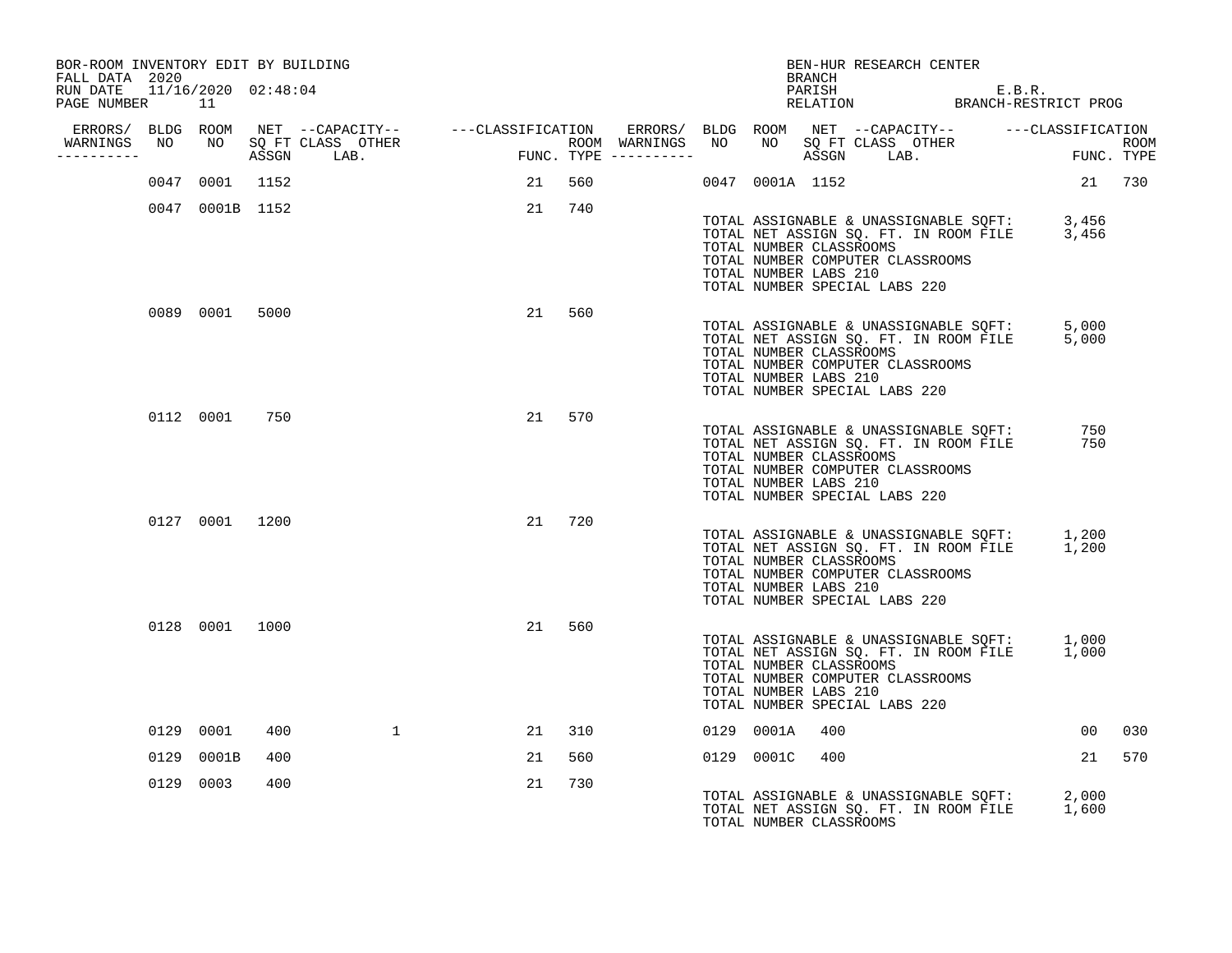BOR-ROOM INVENTORY EDIT BY BUILDING
FALL DATA 2020
RUN DATE 11/16/2020 02:48:04
PAGE NUMBER 11

BEN-HUR RESEARCH CENTER
BRANCH
PARISH E.B.R.
RELATION BRANCH-RESTRICT PROG

| ERRORS/ WARNINGS | BLDG NO | ROOM NO | NET SQ FT ASSGN | CAPACITY CLASS | CAPACITY OTHER LAB. | CLASSIFICATION FUNC. | ROOM TYPE | ERRORS/ WARNINGS | BLDG NO | ROOM NO | NET SQ FT ASSGN | CAPACITY CLASS | CAPACITY OTHER LAB. | CLASSIFICATION FUNC. | ROOM TYPE |
|---|---|---|---|---|---|---|---|---|---|---|---|---|---|---|---|
| | 0047 | 0001 | 1152 | | | 21 | 560 | | 0047 | 0001A | 1152 | | | 21 | 730 |
| | 0047 | 0001B | 1152 | | | 21 | 740 | | | | | | | | |

TOTAL ASSIGNABLE & UNASSIGNABLE SQFT: 3,456
TOTAL NET ASSIGN SQ. FT. IN ROOM FILE 3,456
TOTAL NUMBER CLASSROOMS
TOTAL NUMBER COMPUTER CLASSROOMS
TOTAL NUMBER LABS 210
TOTAL NUMBER SPECIAL LABS 220

| ERRORS/ WARNINGS | BLDG NO | ROOM NO | NET SQ FT ASSGN | CAPACITY CLASS | CAPACITY OTHER LAB. | CLASSIFICATION FUNC. | ROOM TYPE |
|---|---|---|---|---|---|---|---|
| | 0089 | 0001 | 5000 | | | 21 | 560 |

TOTAL ASSIGNABLE & UNASSIGNABLE SQFT: 5,000
TOTAL NET ASSIGN SQ. FT. IN ROOM FILE 5,000
TOTAL NUMBER CLASSROOMS
TOTAL NUMBER COMPUTER CLASSROOMS
TOTAL NUMBER LABS 210
TOTAL NUMBER SPECIAL LABS 220

| ERRORS/ WARNINGS | BLDG NO | ROOM NO | NET SQ FT ASSGN | CAPACITY CLASS | CAPACITY OTHER LAB. | CLASSIFICATION FUNC. | ROOM TYPE |
|---|---|---|---|---|---|---|---|
| | 0112 | 0001 | 750 | | | 21 | 570 |

TOTAL ASSIGNABLE & UNASSIGNABLE SQFT: 750
TOTAL NET ASSIGN SQ. FT. IN ROOM FILE 750
TOTAL NUMBER CLASSROOMS
TOTAL NUMBER COMPUTER CLASSROOMS
TOTAL NUMBER LABS 210
TOTAL NUMBER SPECIAL LABS 220

| ERRORS/ WARNINGS | BLDG NO | ROOM NO | NET SQ FT ASSGN | CAPACITY CLASS | CAPACITY OTHER LAB. | CLASSIFICATION FUNC. | ROOM TYPE |
|---|---|---|---|---|---|---|---|
| | 0127 | 0001 | 1200 | | | 21 | 720 |

TOTAL ASSIGNABLE & UNASSIGNABLE SQFT: 1,200
TOTAL NET ASSIGN SQ. FT. IN ROOM FILE 1,200
TOTAL NUMBER CLASSROOMS
TOTAL NUMBER COMPUTER CLASSROOMS
TOTAL NUMBER LABS 210
TOTAL NUMBER SPECIAL LABS 220

| ERRORS/ WARNINGS | BLDG NO | ROOM NO | NET SQ FT ASSGN | CAPACITY CLASS | CAPACITY OTHER LAB. | CLASSIFICATION FUNC. | ROOM TYPE |
|---|---|---|---|---|---|---|---|
| | 0128 | 0001 | 1000 | | | 21 | 560 |

TOTAL ASSIGNABLE & UNASSIGNABLE SQFT: 1,000
TOTAL NET ASSIGN SQ. FT. IN ROOM FILE 1,000
TOTAL NUMBER CLASSROOMS
TOTAL NUMBER COMPUTER CLASSROOMS
TOTAL NUMBER LABS 210
TOTAL NUMBER SPECIAL LABS 220

| ERRORS/ WARNINGS | BLDG NO | ROOM NO | NET SQ FT ASSGN | CAPACITY CLASS | CAPACITY OTHER LAB. | CLASSIFICATION FUNC. | ROOM TYPE | ERRORS/ WARNINGS | BLDG NO | ROOM NO | NET SQ FT ASSGN | CAPACITY CLASS | CAPACITY OTHER LAB. | CLASSIFICATION FUNC. | ROOM TYPE |
|---|---|---|---|---|---|---|---|---|---|---|---|---|---|---|---|
| | 0129 | 0001 | 400 | | 1 | 21 | 310 | | 0129 | 0001A | 400 | | | 00 | 030 |
| | 0129 | 0001B | 400 | | | 21 | 560 | | 0129 | 0001C | 400 | | | 21 | 570 |
| | 0129 | 0003 | 400 | | | 21 | 730 | | | | | | | | |

TOTAL ASSIGNABLE & UNASSIGNABLE SQFT: 2,000
TOTAL NET ASSIGN SQ. FT. IN ROOM FILE 1,600
TOTAL NUMBER CLASSROOMS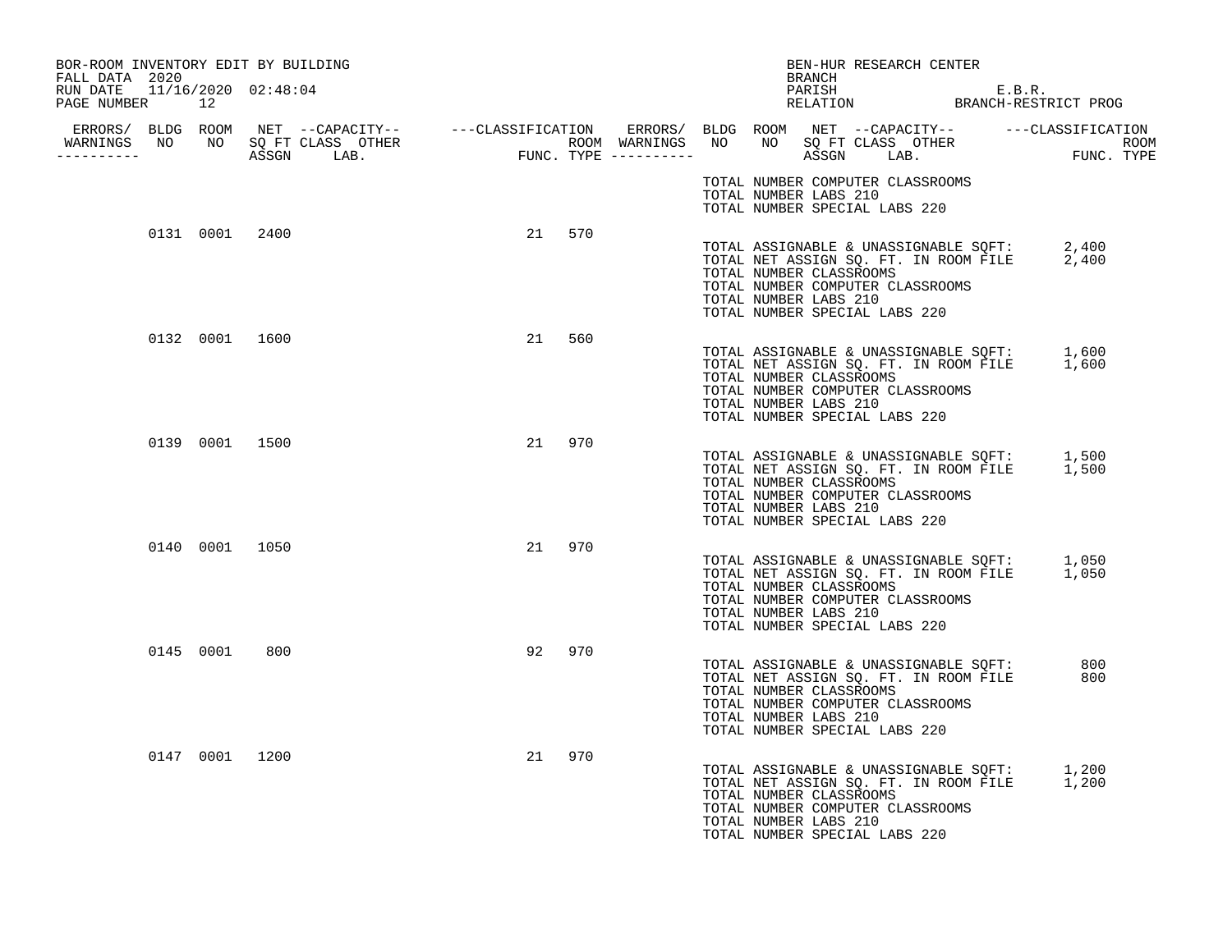BOR-ROOM INVENTORY EDIT BY BUILDING
FALL DATA 2020
RUN DATE 11/16/2020 02:48:04
PAGE NUMBER 12

BEN-HUR RESEARCH CENTER
BRANCH
PARISH E.B.R.
RELATION BRANCH-RESTRICT PROG

| ERRORS/ WARNINGS | BLDG NO | ROOM NO | NET SQ FT ASSGN | CAPACITY CLASS | CAPACITY OTHER LAB. | CLASSIFICATION FUNC. | ROOM TYPE |
|---|---|---|---|---|---|---|---|
| | 0131 | 0001 | 2400 | | | 21 | 570 |
| | 0132 | 0001 | 1600 | | | 21 | 560 |
| | 0139 | 0001 | 1500 | | | 21 | 970 |
| | 0140 | 0001 | 1050 | | | 21 | 970 |
| | 0145 | 0001 | 800 | | | 92 | 970 |
| | 0147 | 0001 | 1200 | | | 21 | 970 |

TOTAL NUMBER COMPUTER CLASSROOMS
TOTAL NUMBER LABS 210
TOTAL NUMBER SPECIAL LABS 220

**Building 0131:**

TOTAL ASSIGNABLE & UNASSIGNABLE SQFT: 2,400
TOTAL NET ASSIGN SQ. FT. IN ROOM FILE 2,400
TOTAL NUMBER CLASSROOMS
TOTAL NUMBER COMPUTER CLASSROOMS
TOTAL NUMBER LABS 210
TOTAL NUMBER SPECIAL LABS 220

**Building 0132:**

TOTAL ASSIGNABLE & UNASSIGNABLE SQFT: 1,600
TOTAL NET ASSIGN SQ. FT. IN ROOM FILE 1,600
TOTAL NUMBER CLASSROOMS
TOTAL NUMBER COMPUTER CLASSROOMS
TOTAL NUMBER LABS 210
TOTAL NUMBER SPECIAL LABS 220

**Building 0139:**

TOTAL ASSIGNABLE & UNASSIGNABLE SQFT: 1,500
TOTAL NET ASSIGN SQ. FT. IN ROOM FILE 1,500
TOTAL NUMBER CLASSROOMS
TOTAL NUMBER COMPUTER CLASSROOMS
TOTAL NUMBER LABS 210
TOTAL NUMBER SPECIAL LABS 220

**Building 0140:**

TOTAL ASSIGNABLE & UNASSIGNABLE SQFT: 1,050
TOTAL NET ASSIGN SQ. FT. IN ROOM FILE 1,050
TOTAL NUMBER CLASSROOMS
TOTAL NUMBER COMPUTER CLASSROOMS
TOTAL NUMBER LABS 210
TOTAL NUMBER SPECIAL LABS 220

**Building 0145:**

TOTAL ASSIGNABLE & UNASSIGNABLE SQFT: 800
TOTAL NET ASSIGN SQ. FT. IN ROOM FILE 800
TOTAL NUMBER CLASSROOMS
TOTAL NUMBER COMPUTER CLASSROOMS
TOTAL NUMBER LABS 210
TOTAL NUMBER SPECIAL LABS 220

**Building 0147:**

TOTAL ASSIGNABLE & UNASSIGNABLE SQFT: 1,200
TOTAL NET ASSIGN SQ. FT. IN ROOM FILE 1,200
TOTAL NUMBER CLASSROOMS
TOTAL NUMBER COMPUTER CLASSROOMS
TOTAL NUMBER LABS 210
TOTAL NUMBER SPECIAL LABS 220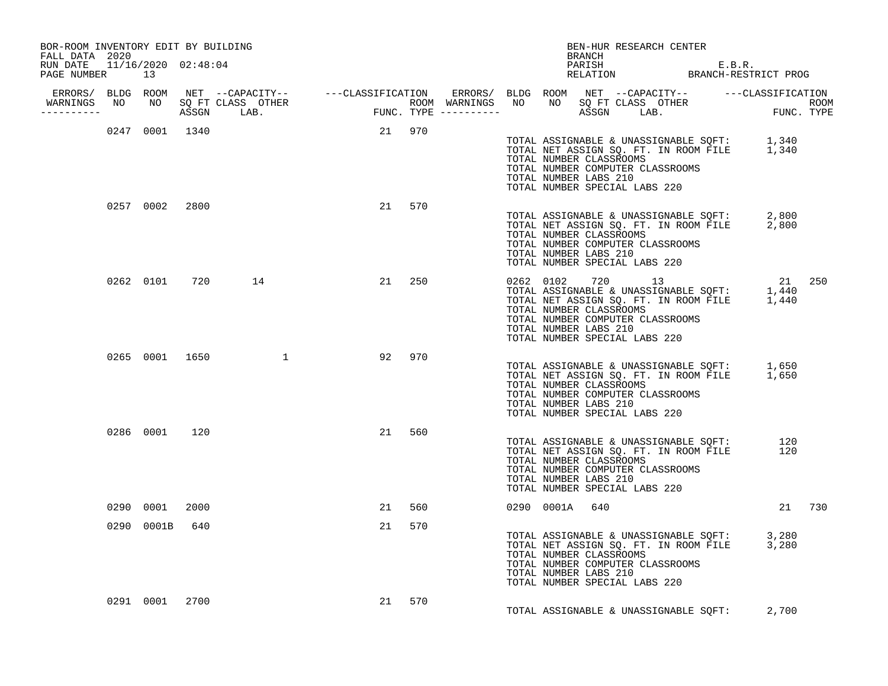BOR-ROOM INVENTORY EDIT BY BUILDING
FALL DATA 2020
RUN DATE 11/16/2020 02:48:04
PAGE NUMBER 13

BEN-HUR RESEARCH CENTER
BRANCH
PARISH E.B.R.
RELATION BRANCH-RESTRICT PROG

| ERRORS/ WARNINGS | BLDG NO | ROOM NO | NET SQ FT ASSGN | CAPACITY CLASS LAB. | CAPACITY OTHER | CLASSIFICATION FUNC. | ROOM TYPE | ERRORS/ WARNINGS | BLDG NO | ROOM NO | NET SQ FT ASSGN | CAPACITY CLASS LAB. | CAPACITY OTHER | CLASSIFICATION FUNC. | ROOM TYPE |
|---|---|---|---|---|---|---|---|---|---|---|---|---|---|---|---|
| | 0247 | 0001 | 1340 | | | 21 | 970 | | | | | | | | |
| | 0257 | 0002 | 2800 | | | 21 | 570 | | | | | | | | |
| | 0262 | 0101 | 720 | 14 | | 21 | 250 | | 0262 | 0102 | 720 | 13 | | 21 | 250 |
| | 0265 | 0001 | 1650 | | 1 | 92 | 970 | | | | | | | | |
| | 0286 | 0001 | 120 | | | 21 | 560 | | | | | | | | |
| | 0290 | 0001 | 2000 | | | 21 | 560 | | 0290 | 0001A | 640 | | | 21 | 730 |
| | 0290 | 0001B | 640 | | | 21 | 570 | | | | | | | | |
| | 0291 | 0001 | 2700 | | | 21 | 570 | | | | | | | | |

Building 0247:
TOTAL ASSIGNABLE & UNASSIGNABLE SQFT: 1,340
TOTAL NET ASSIGN SQ. FT. IN ROOM FILE 1,340
TOTAL NUMBER CLASSROOMS
TOTAL NUMBER COMPUTER CLASSROOMS
TOTAL NUMBER LABS 210
TOTAL NUMBER SPECIAL LABS 220

Building 0257:
TOTAL ASSIGNABLE & UNASSIGNABLE SQFT: 2,800
TOTAL NET ASSIGN SQ. FT. IN ROOM FILE 2,800
TOTAL NUMBER CLASSROOMS
TOTAL NUMBER COMPUTER CLASSROOMS
TOTAL NUMBER LABS 210
TOTAL NUMBER SPECIAL LABS 220

Building 0262:
TOTAL ASSIGNABLE & UNASSIGNABLE SQFT: 1,440
TOTAL NET ASSIGN SQ. FT. IN ROOM FILE 1,440
TOTAL NUMBER CLASSROOMS
TOTAL NUMBER COMPUTER CLASSROOMS
TOTAL NUMBER LABS 210
TOTAL NUMBER SPECIAL LABS 220

Building 0265:
TOTAL ASSIGNABLE & UNASSIGNABLE SQFT: 1,650
TOTAL NET ASSIGN SQ. FT. IN ROOM FILE 1,650
TOTAL NUMBER CLASSROOMS
TOTAL NUMBER COMPUTER CLASSROOMS
TOTAL NUMBER LABS 210
TOTAL NUMBER SPECIAL LABS 220

Building 0286:
TOTAL ASSIGNABLE & UNASSIGNABLE SQFT: 120
TOTAL NET ASSIGN SQ. FT. IN ROOM FILE 120
TOTAL NUMBER CLASSROOMS
TOTAL NUMBER COMPUTER CLASSROOMS
TOTAL NUMBER LABS 210
TOTAL NUMBER SPECIAL LABS 220

Building 0290:
TOTAL ASSIGNABLE & UNASSIGNABLE SQFT: 3,280
TOTAL NET ASSIGN SQ. FT. IN ROOM FILE 3,280
TOTAL NUMBER CLASSROOMS
TOTAL NUMBER COMPUTER CLASSROOMS
TOTAL NUMBER LABS 210
TOTAL NUMBER SPECIAL LABS 220

Building 0291:
TOTAL ASSIGNABLE & UNASSIGNABLE SQFT: 2,700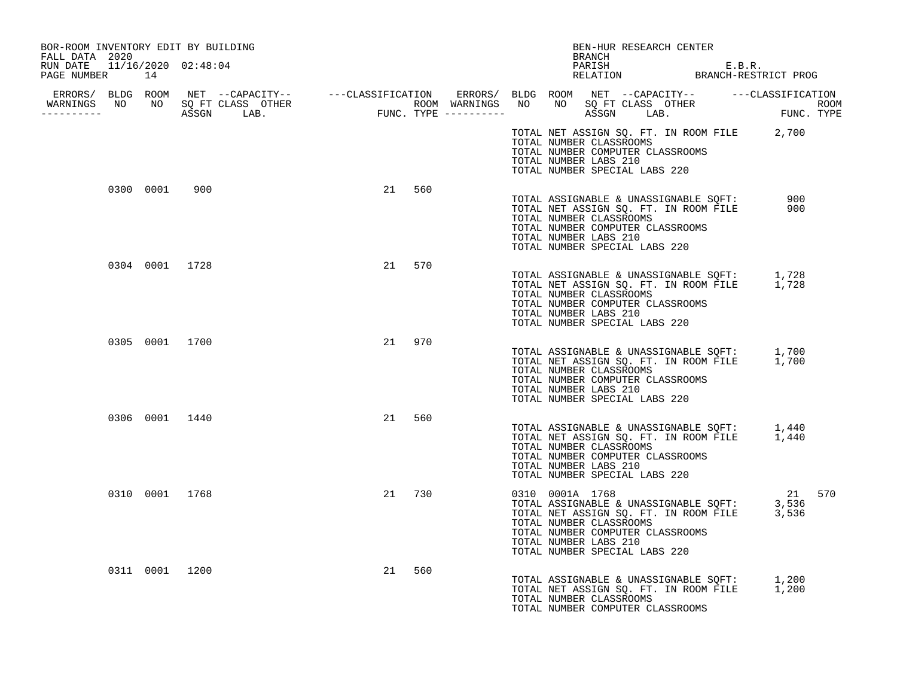BOR-ROOM INVENTORY EDIT BY BUILDING
FALL DATA 2020
RUN DATE 11/16/2020 02:48:04
PAGE NUMBER 14

BEN-HUR RESEARCH CENTER
BRANCH
PARISH E.B.R.
RELATION BRANCH-RESTRICT PROG

| ERRORS/ WARNINGS | BLDG NO | ROOM NO | NET SQ FT ASSGN | CAPACITY CLASS LAB. | CAPACITY OTHER | CLASSIFICATION FUNC. | ROOM TYPE | ERRORS/ WARNINGS | BLDG NO | ROOM NO | NET SQ FT ASSGN | CAPACITY CLASS LAB. | CAPACITY OTHER | CLASSIFICATION FUNC. | ROOM TYPE |
|---|---|---|---|---|---|---|---|---|---|---|---|---|---|---|---|
| | | | | | | | | | | | | | | | |

TOTAL NET ASSIGN SQ. FT. IN ROOM FILE 2,700
TOTAL NUMBER CLASSROOMS
TOTAL NUMBER COMPUTER CLASSROOMS
TOTAL NUMBER LABS 210
TOTAL NUMBER SPECIAL LABS 220

| BLDG NO | ROOM NO | NET SQ FT ASSGN | FUNC. | ROOM TYPE |
|---|---|---|---|---|
| 0300 | 0001 | 900 | 21 | 560 |

TOTAL ASSIGNABLE & UNASSIGNABLE SQFT: 900
TOTAL NET ASSIGN SQ. FT. IN ROOM FILE 900
TOTAL NUMBER CLASSROOMS
TOTAL NUMBER COMPUTER CLASSROOMS
TOTAL NUMBER LABS 210
TOTAL NUMBER SPECIAL LABS 220

| BLDG NO | ROOM NO | NET SQ FT ASSGN | FUNC. | ROOM TYPE |
|---|---|---|---|---|
| 0304 | 0001 | 1728 | 21 | 570 |

TOTAL ASSIGNABLE & UNASSIGNABLE SQFT: 1,728
TOTAL NET ASSIGN SQ. FT. IN ROOM FILE 1,728
TOTAL NUMBER CLASSROOMS
TOTAL NUMBER COMPUTER CLASSROOMS
TOTAL NUMBER LABS 210
TOTAL NUMBER SPECIAL LABS 220

| BLDG NO | ROOM NO | NET SQ FT ASSGN | FUNC. | ROOM TYPE |
|---|---|---|---|---|
| 0305 | 0001 | 1700 | 21 | 970 |

TOTAL ASSIGNABLE & UNASSIGNABLE SQFT: 1,700
TOTAL NET ASSIGN SQ. FT. IN ROOM FILE 1,700
TOTAL NUMBER CLASSROOMS
TOTAL NUMBER COMPUTER CLASSROOMS
TOTAL NUMBER LABS 210
TOTAL NUMBER SPECIAL LABS 220

| BLDG NO | ROOM NO | NET SQ FT ASSGN | FUNC. | ROOM TYPE |
|---|---|---|---|---|
| 0306 | 0001 | 1440 | 21 | 560 |

TOTAL ASSIGNABLE & UNASSIGNABLE SQFT: 1,440
TOTAL NET ASSIGN SQ. FT. IN ROOM FILE 1,440
TOTAL NUMBER CLASSROOMS
TOTAL NUMBER COMPUTER CLASSROOMS
TOTAL NUMBER LABS 210
TOTAL NUMBER SPECIAL LABS 220

| BLDG NO | ROOM NO | NET SQ FT ASSGN | FUNC. | ROOM TYPE |
|---|---|---|---|---|
| 0310 | 0001 | 1768 | 21 | 730 |
| 0310 | 0001A | 1768 | 21 | 570 |

TOTAL ASSIGNABLE & UNASSIGNABLE SQFT: 3,536
TOTAL NET ASSIGN SQ. FT. IN ROOM FILE 3,536
TOTAL NUMBER CLASSROOMS
TOTAL NUMBER COMPUTER CLASSROOMS
TOTAL NUMBER LABS 210
TOTAL NUMBER SPECIAL LABS 220

| BLDG NO | ROOM NO | NET SQ FT ASSGN | FUNC. | ROOM TYPE |
|---|---|---|---|---|
| 0311 | 0001 | 1200 | 21 | 560 |

TOTAL ASSIGNABLE & UNASSIGNABLE SQFT: 1,200
TOTAL NET ASSIGN SQ. FT. IN ROOM FILE 1,200
TOTAL NUMBER CLASSROOMS
TOTAL NUMBER COMPUTER CLASSROOMS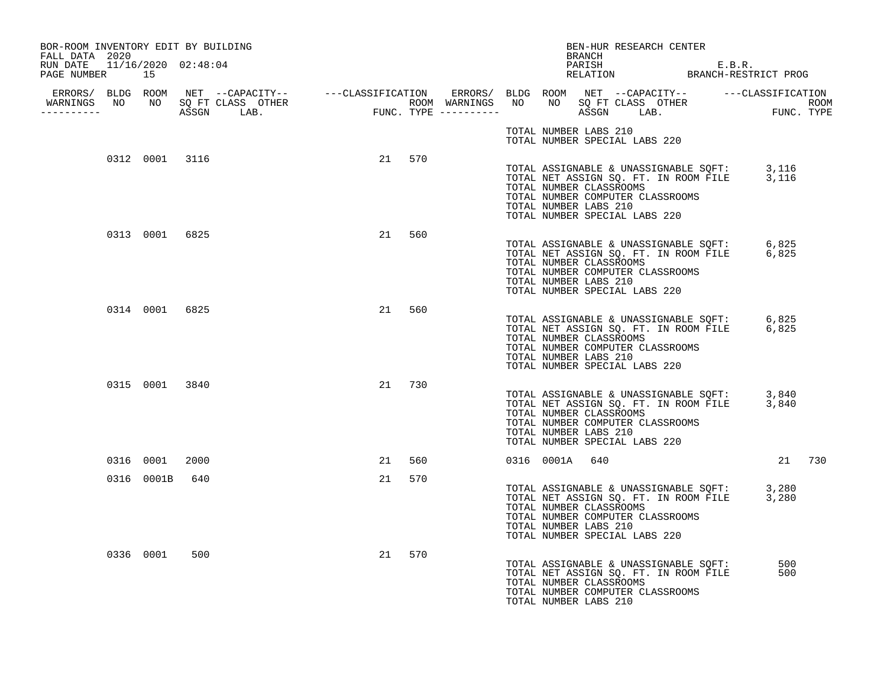BOR-ROOM INVENTORY EDIT BY BUILDING
FALL DATA 2020
RUN DATE 11/16/2020 02:48:04
PAGE NUMBER 15

BEN-HUR RESEARCH CENTER
BRANCH
PARISH E.B.R.
RELATION BRANCH-RESTRICT PROG

| ERRORS/ WARNINGS | BLDG NO | ROOM NO | NET SQ FT ASSGN | --CAPACITY-- CLASS | LAB. | OTHER | ---CLASSIFICATION FUNC. | ROOM TYPE |
|---|---|---|---|---|---|---|---|---|
| | | | | | | | | |

TOTAL NUMBER LABS 210
TOTAL NUMBER SPECIAL LABS 220

| ERRORS/ WARNINGS | BLDG NO | ROOM NO | NET SQ FT ASSGN | CLASS | LAB. | OTHER | FUNC. | ROOM TYPE |
|---|---|---|---|---|---|---|---|---|
| | 0312 | 0001 | 3116 | | | | 21 | 570 |

TOTAL ASSIGNABLE & UNASSIGNABLE SQFT: 3,116
TOTAL NET ASSIGN SQ. FT. IN ROOM FILE 3,116
TOTAL NUMBER CLASSROOMS
TOTAL NUMBER COMPUTER CLASSROOMS
TOTAL NUMBER LABS 210
TOTAL NUMBER SPECIAL LABS 220

| ERRORS/ WARNINGS | BLDG NO | ROOM NO | NET SQ FT ASSGN | CLASS | LAB. | OTHER | FUNC. | ROOM TYPE |
|---|---|---|---|---|---|---|---|---|
| | 0313 | 0001 | 6825 | | | | 21 | 560 |

TOTAL ASSIGNABLE & UNASSIGNABLE SQFT: 6,825
TOTAL NET ASSIGN SQ. FT. IN ROOM FILE 6,825
TOTAL NUMBER CLASSROOMS
TOTAL NUMBER COMPUTER CLASSROOMS
TOTAL NUMBER LABS 210
TOTAL NUMBER SPECIAL LABS 220

| ERRORS/ WARNINGS | BLDG NO | ROOM NO | NET SQ FT ASSGN | CLASS | LAB. | OTHER | FUNC. | ROOM TYPE |
|---|---|---|---|---|---|---|---|---|
| | 0314 | 0001 | 6825 | | | | 21 | 560 |

TOTAL ASSIGNABLE & UNASSIGNABLE SQFT: 6,825
TOTAL NET ASSIGN SQ. FT. IN ROOM FILE 6,825
TOTAL NUMBER CLASSROOMS
TOTAL NUMBER COMPUTER CLASSROOMS
TOTAL NUMBER LABS 210
TOTAL NUMBER SPECIAL LABS 220

| ERRORS/ WARNINGS | BLDG NO | ROOM NO | NET SQ FT ASSGN | CLASS | LAB. | OTHER | FUNC. | ROOM TYPE |
|---|---|---|---|---|---|---|---|---|
| | 0315 | 0001 | 3840 | | | | 21 | 730 |

TOTAL ASSIGNABLE & UNASSIGNABLE SQFT: 3,840
TOTAL NET ASSIGN SQ. FT. IN ROOM FILE 3,840
TOTAL NUMBER CLASSROOMS
TOTAL NUMBER COMPUTER CLASSROOMS
TOTAL NUMBER LABS 210
TOTAL NUMBER SPECIAL LABS 220

| ERRORS/ WARNINGS | BLDG NO | ROOM NO | NET SQ FT ASSGN | CLASS | LAB. | OTHER | FUNC. | ROOM TYPE |
|---|---|---|---|---|---|---|---|---|
| | 0316 | 0001 | 2000 | | | | 21 | 560 |
| | 0316 | 0001A | 640 | | | | 21 | 730 |
| | 0316 | 0001B | 640 | | | | 21 | 570 |

TOTAL ASSIGNABLE & UNASSIGNABLE SQFT: 3,280
TOTAL NET ASSIGN SQ. FT. IN ROOM FILE 3,280
TOTAL NUMBER CLASSROOMS
TOTAL NUMBER COMPUTER CLASSROOMS
TOTAL NUMBER LABS 210
TOTAL NUMBER SPECIAL LABS 220

| ERRORS/ WARNINGS | BLDG NO | ROOM NO | NET SQ FT ASSGN | CLASS | LAB. | OTHER | FUNC. | ROOM TYPE |
|---|---|---|---|---|---|---|---|---|
| | 0336 | 0001 | 500 | | | | 21 | 570 |

TOTAL ASSIGNABLE & UNASSIGNABLE SQFT: 500
TOTAL NET ASSIGN SQ. FT. IN ROOM FILE 500
TOTAL NUMBER CLASSROOMS
TOTAL NUMBER COMPUTER CLASSROOMS
TOTAL NUMBER LABS 210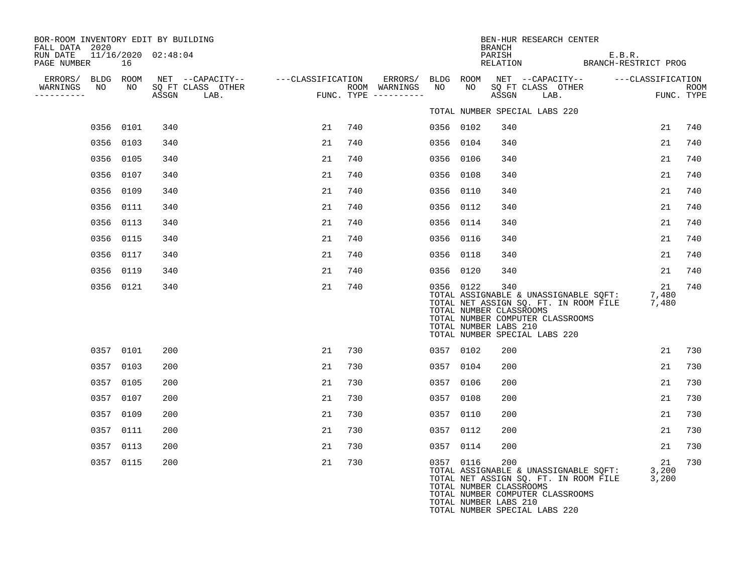BOR-ROOM INVENTORY EDIT BY BUILDING
FALL DATA 2020
RUN DATE 11/16/2020 02:48:04
PAGE NUMBER 16

BEN-HUR RESEARCH CENTER
BRANCH
PARISH E.B.R.
RELATION BRANCH-RESTRICT PROG

| ERRORS/ WARNINGS | BLDG NO | ROOM NO | NET SQ FT ASSGN | CAPACITY CLASS LAB. | CAPACITY OTHER | CLASSIFICATION FUNC. | ROOM TYPE | ERRORS/ WARNINGS | BLDG NO | ROOM NO | NET SQ FT ASSGN | CAPACITY CLASS LAB. | CAPACITY OTHER | CLASSIFICATION FUNC. | ROOM TYPE |
|---|---|---|---|---|---|---|---|---|---|---|---|---|---|---|---|
| | | | | | | | | | TOTAL NUMBER SPECIAL LABS 220 | | | | | | |
| | 0356 | 0101 | 340 | | | 21 | 740 | | 0356 | 0102 | 340 | | | 21 | 740 |
| | 0356 | 0103 | 340 | | | 21 | 740 | | 0356 | 0104 | 340 | | | 21 | 740 |
| | 0356 | 0105 | 340 | | | 21 | 740 | | 0356 | 0106 | 340 | | | 21 | 740 |
| | 0356 | 0107 | 340 | | | 21 | 740 | | 0356 | 0108 | 340 | | | 21 | 740 |
| | 0356 | 0109 | 340 | | | 21 | 740 | | 0356 | 0110 | 340 | | | 21 | 740 |
| | 0356 | 0111 | 340 | | | 21 | 740 | | 0356 | 0112 | 340 | | | 21 | 740 |
| | 0356 | 0113 | 340 | | | 21 | 740 | | 0356 | 0114 | 340 | | | 21 | 740 |
| | 0356 | 0115 | 340 | | | 21 | 740 | | 0356 | 0116 | 340 | | | 21 | 740 |
| | 0356 | 0117 | 340 | | | 21 | 740 | | 0356 | 0118 | 340 | | | 21 | 740 |
| | 0356 | 0119 | 340 | | | 21 | 740 | | 0356 | 0120 | 340 | | | 21 | 740 |
| | 0356 | 0121 | 340 | | | 21 | 740 | | 0356 | 0122 | 340 | | | 21 | 740 |
| | | | | | | | | | TOTAL ASSIGNABLE & UNASSIGNABLE SQFT: | | | | | 7,480 | |
| | | | | | | | | | TOTAL NET ASSIGN SQ. FT. IN ROOM FILE | | | | | 7,480 | |
| | | | | | | | | | TOTAL NUMBER CLASSROOMS | | | | | | |
| | | | | | | | | | TOTAL NUMBER COMPUTER CLASSROOMS | | | | | | |
| | | | | | | | | | TOTAL NUMBER LABS 210 | | | | | | |
| | | | | | | | | | TOTAL NUMBER SPECIAL LABS 220 | | | | | | |
| | 0357 | 0101 | 200 | | | 21 | 730 | | 0357 | 0102 | 200 | | | 21 | 730 |
| | 0357 | 0103 | 200 | | | 21 | 730 | | 0357 | 0104 | 200 | | | 21 | 730 |
| | 0357 | 0105 | 200 | | | 21 | 730 | | 0357 | 0106 | 200 | | | 21 | 730 |
| | 0357 | 0107 | 200 | | | 21 | 730 | | 0357 | 0108 | 200 | | | 21 | 730 |
| | 0357 | 0109 | 200 | | | 21 | 730 | | 0357 | 0110 | 200 | | | 21 | 730 |
| | 0357 | 0111 | 200 | | | 21 | 730 | | 0357 | 0112 | 200 | | | 21 | 730 |
| | 0357 | 0113 | 200 | | | 21 | 730 | | 0357 | 0114 | 200 | | | 21 | 730 |
| | 0357 | 0115 | 200 | | | 21 | 730 | | 0357 | 0116 | 200 | | | 21 | 730 |
| | | | | | | | | | TOTAL ASSIGNABLE & UNASSIGNABLE SQFT: | | | | | 3,200 | |
| | | | | | | | | | TOTAL NET ASSIGN SQ. FT. IN ROOM FILE | | | | | 3,200 | |
| | | | | | | | | | TOTAL NUMBER CLASSROOMS | | | | | | |
| | | | | | | | | | TOTAL NUMBER COMPUTER CLASSROOMS | | | | | | |
| | | | | | | | | | TOTAL NUMBER LABS 210 | | | | | | |
| | | | | | | | | | TOTAL NUMBER SPECIAL LABS 220 | | | | | | |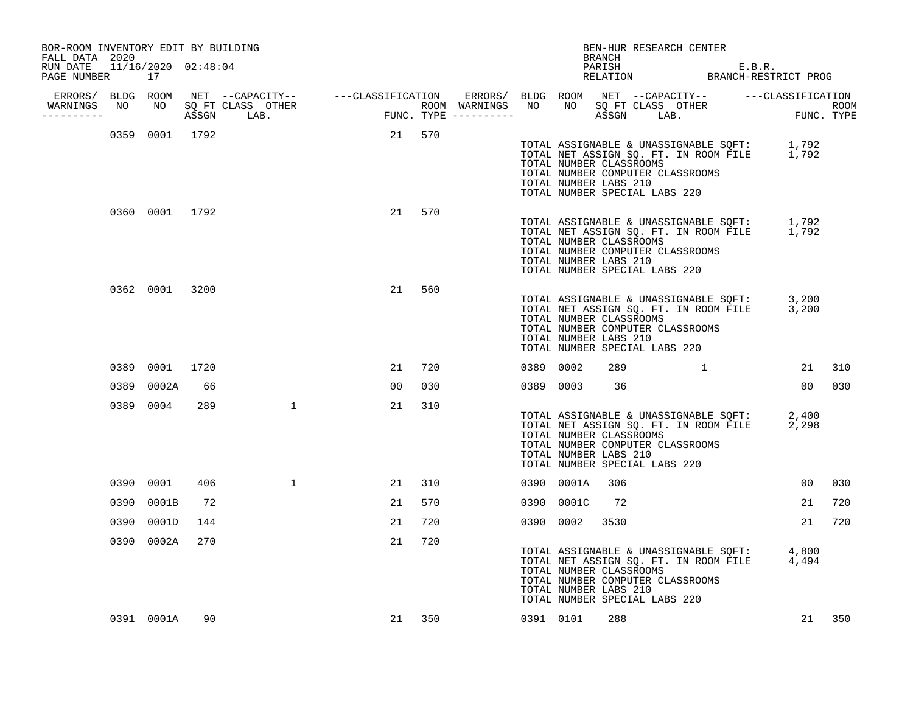BOR-ROOM INVENTORY EDIT BY BUILDING
FALL DATA 2020
RUN DATE 11/16/2020 02:48:04
PAGE NUMBER 17

BEN-HUR RESEARCH CENTER
BRANCH
PARISH E.B.R.
RELATION BRANCH-RESTRICT PROG

| ERRORS/ WARNINGS | BLDG NO | ROOM NO | NET SQ FT ASSGN | CAPACITY CLASS | CAPACITY LAB. | CAPACITY OTHER | CLASSIFICATION FUNC. | ROOM TYPE | ERRORS/ WARNINGS | BLDG NO | ROOM NO | NET SQ FT ASSGN | CAPACITY CLASS | CAPACITY LAB. | CAPACITY OTHER | CLASSIFICATION FUNC. | ROOM TYPE |
|---|---|---|---|---|---|---|---|---|---|---|---|---|---|---|---|---|---|
| | 0359 | 0001 | 1792 | | | | 21 | 570 | | | | | | | | | |

TOTAL ASSIGNABLE & UNASSIGNABLE SQFT: 1,792
TOTAL NET ASSIGN SQ. FT. IN ROOM FILE 1,792
TOTAL NUMBER CLASSROOMS
TOTAL NUMBER COMPUTER CLASSROOMS
TOTAL NUMBER LABS 210
TOTAL NUMBER SPECIAL LABS 220

| ERRORS/ WARNINGS | BLDG NO | ROOM NO | NET SQ FT ASSGN | CAPACITY CLASS | CAPACITY LAB. | CAPACITY OTHER | CLASSIFICATION FUNC. | ROOM TYPE | ERRORS/ WARNINGS | BLDG NO | ROOM NO | NET SQ FT ASSGN | CAPACITY CLASS | CAPACITY LAB. | CAPACITY OTHER | CLASSIFICATION FUNC. | ROOM TYPE |
|---|---|---|---|---|---|---|---|---|---|---|---|---|---|---|---|---|---|
| | 0360 | 0001 | 1792 | | | | 21 | 570 | | | | | | | | | |

TOTAL ASSIGNABLE & UNASSIGNABLE SQFT: 1,792
TOTAL NET ASSIGN SQ. FT. IN ROOM FILE 1,792
TOTAL NUMBER CLASSROOMS
TOTAL NUMBER COMPUTER CLASSROOMS
TOTAL NUMBER LABS 210
TOTAL NUMBER SPECIAL LABS 220

| ERRORS/ WARNINGS | BLDG NO | ROOM NO | NET SQ FT ASSGN | CAPACITY CLASS | CAPACITY LAB. | CAPACITY OTHER | CLASSIFICATION FUNC. | ROOM TYPE | ERRORS/ WARNINGS | BLDG NO | ROOM NO | NET SQ FT ASSGN | CAPACITY CLASS | CAPACITY LAB. | CAPACITY OTHER | CLASSIFICATION FUNC. | ROOM TYPE |
|---|---|---|---|---|---|---|---|---|---|---|---|---|---|---|---|---|---|
| | 0362 | 0001 | 3200 | | | | 21 | 560 | | | | | | | | | |

TOTAL ASSIGNABLE & UNASSIGNABLE SQFT: 3,200
TOTAL NET ASSIGN SQ. FT. IN ROOM FILE 3,200
TOTAL NUMBER CLASSROOMS
TOTAL NUMBER COMPUTER CLASSROOMS
TOTAL NUMBER LABS 210
TOTAL NUMBER SPECIAL LABS 220

| ERRORS/ WARNINGS | BLDG NO | ROOM NO | NET SQ FT ASSGN | CAPACITY CLASS | CAPACITY LAB. | CAPACITY OTHER | CLASSIFICATION FUNC. | ROOM TYPE | ERRORS/ WARNINGS | BLDG NO | ROOM NO | NET SQ FT ASSGN | CAPACITY CLASS | CAPACITY LAB. | CAPACITY OTHER | CLASSIFICATION FUNC. | ROOM TYPE |
|---|---|---|---|---|---|---|---|---|---|---|---|---|---|---|---|---|---|
| | 0389 | 0001 | 1720 | | | | 21 | 720 | | 0389 | 0002 | 289 | | 1 | | 21 | 310 |
| | 0389 | 0002A | 66 | | | | 00 | 030 | | 0389 | 0003 | 36 | | | | 00 | 030 |
| | 0389 | 0004 | 289 | | 1 | | 21 | 310 | | | | | | | | | |

TOTAL ASSIGNABLE & UNASSIGNABLE SQFT: 2,400
TOTAL NET ASSIGN SQ. FT. IN ROOM FILE 2,298
TOTAL NUMBER CLASSROOMS
TOTAL NUMBER COMPUTER CLASSROOMS
TOTAL NUMBER LABS 210
TOTAL NUMBER SPECIAL LABS 220

| ERRORS/ WARNINGS | BLDG NO | ROOM NO | NET SQ FT ASSGN | CAPACITY CLASS | CAPACITY LAB. | CAPACITY OTHER | CLASSIFICATION FUNC. | ROOM TYPE | ERRORS/ WARNINGS | BLDG NO | ROOM NO | NET SQ FT ASSGN | CAPACITY CLASS | CAPACITY LAB. | CAPACITY OTHER | CLASSIFICATION FUNC. | ROOM TYPE |
|---|---|---|---|---|---|---|---|---|---|---|---|---|---|---|---|---|---|
| | 0390 | 0001 | 406 | | 1 | | 21 | 310 | | 0390 | 0001A | 306 | | | | 00 | 030 |
| | 0390 | 0001B | 72 | | | | 21 | 570 | | 0390 | 0001C | 72 | | | | 21 | 720 |
| | 0390 | 0001D | 144 | | | | 21 | 720 | | 0390 | 0002 | 3530 | | | | 21 | 720 |
| | 0390 | 0002A | 270 | | | | 21 | 720 | | | | | | | | | |

TOTAL ASSIGNABLE & UNASSIGNABLE SQFT: 4,800
TOTAL NET ASSIGN SQ. FT. IN ROOM FILE 4,494
TOTAL NUMBER CLASSROOMS
TOTAL NUMBER COMPUTER CLASSROOMS
TOTAL NUMBER LABS 210
TOTAL NUMBER SPECIAL LABS 220

| ERRORS/ WARNINGS | BLDG NO | ROOM NO | NET SQ FT ASSGN | CAPACITY CLASS | CAPACITY LAB. | CAPACITY OTHER | CLASSIFICATION FUNC. | ROOM TYPE | ERRORS/ WARNINGS | BLDG NO | ROOM NO | NET SQ FT ASSGN | CAPACITY CLASS | CAPACITY LAB. | CAPACITY OTHER | CLASSIFICATION FUNC. | ROOM TYPE |
|---|---|---|---|---|---|---|---|---|---|---|---|---|---|---|---|---|---|
| | 0391 | 0001A | 90 | | | | 21 | 350 | | 0391 | 0101 | 288 | | | | 21 | 350 |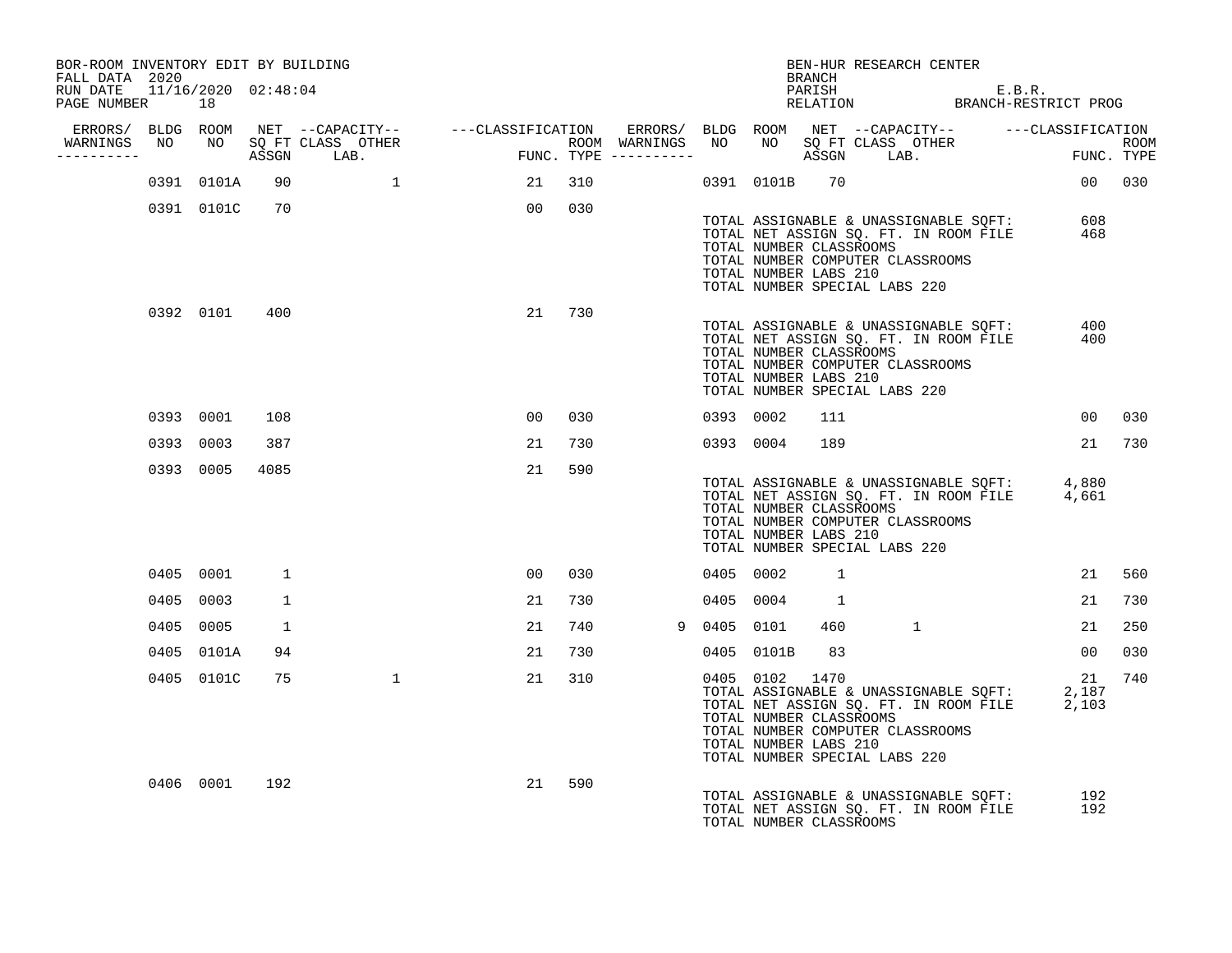BOR-ROOM INVENTORY EDIT BY BUILDING
FALL DATA 2020
RUN DATE 11/16/2020 02:48:04
PAGE NUMBER 18

BEN-HUR RESEARCH CENTER
BRANCH
PARISH E.B.R.
RELATION BRANCH-RESTRICT PROG

| ERRORS/ WARNINGS | BLDG NO | ROOM NO | NET SQ FT ASSGN | CAPACITY CLASS | CAPACITY OTHER LAB. | CLASSIFICATION FUNC. | ROOM TYPE | ERRORS/ WARNINGS | BLDG NO | ROOM NO | NET SQ FT ASSGN | CAPACITY CLASS | CAPACITY OTHER LAB. | CLASSIFICATION FUNC. | ROOM TYPE |
|---|---|---|---|---|---|---|---|---|---|---|---|---|---|---|---|
| | 0391 | 0101A | 90 | | 1 | 21 | 310 | | 0391 | 0101B | 70 | | | 00 | 030 |
| | 0391 | 0101C | 70 | | | 00 | 030 | | | | | | | | |

TOTAL ASSIGNABLE & UNASSIGNABLE SQFT: 608
TOTAL NET ASSIGN SQ. FT. IN ROOM FILE 468
TOTAL NUMBER CLASSROOMS
TOTAL NUMBER COMPUTER CLASSROOMS
TOTAL NUMBER LABS 210
TOTAL NUMBER SPECIAL LABS 220

| ERRORS/ WARNINGS | BLDG NO | ROOM NO | NET SQ FT ASSGN | CAPACITY CLASS | CAPACITY OTHER LAB. | CLASSIFICATION FUNC. | ROOM TYPE | ERRORS/ WARNINGS | BLDG NO | ROOM NO | NET SQ FT ASSGN | CAPACITY CLASS | CAPACITY OTHER LAB. | CLASSIFICATION FUNC. | ROOM TYPE |
|---|---|---|---|---|---|---|---|---|---|---|---|---|---|---|---|
| | 0392 | 0101 | 400 | | | 21 | 730 | | | | | | | | |

TOTAL ASSIGNABLE & UNASSIGNABLE SQFT: 400
TOTAL NET ASSIGN SQ. FT. IN ROOM FILE 400
TOTAL NUMBER CLASSROOMS
TOTAL NUMBER COMPUTER CLASSROOMS
TOTAL NUMBER LABS 210
TOTAL NUMBER SPECIAL LABS 220

| ERRORS/ WARNINGS | BLDG NO | ROOM NO | NET SQ FT ASSGN | CAPACITY CLASS | CAPACITY OTHER LAB. | CLASSIFICATION FUNC. | ROOM TYPE | ERRORS/ WARNINGS | BLDG NO | ROOM NO | NET SQ FT ASSGN | CAPACITY CLASS | CAPACITY OTHER LAB. | CLASSIFICATION FUNC. | ROOM TYPE |
|---|---|---|---|---|---|---|---|---|---|---|---|---|---|---|---|
| | 0393 | 0001 | 108 | | | 00 | 030 | | 0393 | 0002 | 111 | | | 00 | 030 |
| | 0393 | 0003 | 387 | | | 21 | 730 | | 0393 | 0004 | 189 | | | 21 | 730 |
| | 0393 | 0005 | 4085 | | | 21 | 590 | | | | | | | | |

TOTAL ASSIGNABLE & UNASSIGNABLE SQFT: 4,880
TOTAL NET ASSIGN SQ. FT. IN ROOM FILE 4,661
TOTAL NUMBER CLASSROOMS
TOTAL NUMBER COMPUTER CLASSROOMS
TOTAL NUMBER LABS 210
TOTAL NUMBER SPECIAL LABS 220

| ERRORS/ WARNINGS | BLDG NO | ROOM NO | NET SQ FT ASSGN | CAPACITY CLASS | CAPACITY OTHER LAB. | CLASSIFICATION FUNC. | ROOM TYPE | ERRORS/ WARNINGS | BLDG NO | ROOM NO | NET SQ FT ASSGN | CAPACITY CLASS | CAPACITY OTHER LAB. | CLASSIFICATION FUNC. | ROOM TYPE |
|---|---|---|---|---|---|---|---|---|---|---|---|---|---|---|---|
| | 0405 | 0001 | 1 | | | 00 | 030 | | 0405 | 0002 | 1 | | | 21 | 560 |
| | 0405 | 0003 | 1 | | | 21 | 730 | | 0405 | 0004 | 1 | | | 21 | 730 |
| | 0405 | 0005 | 1 | | | 21 | 740 | 9 | 0405 | 0101 | 460 | | 1 | 21 | 250 |
| | 0405 | 0101A | 94 | | | 21 | 730 | | 0405 | 0101B | 83 | | | 00 | 030 |
| | 0405 | 0101C | 75 | | 1 | 21 | 310 | | 0405 | 0102 | 1470 | | | 21 | 740 |

TOTAL ASSIGNABLE & UNASSIGNABLE SQFT: 2,187
TOTAL NET ASSIGN SQ. FT. IN ROOM FILE 2,103
TOTAL NUMBER CLASSROOMS
TOTAL NUMBER COMPUTER CLASSROOMS
TOTAL NUMBER LABS 210
TOTAL NUMBER SPECIAL LABS 220

| ERRORS/ WARNINGS | BLDG NO | ROOM NO | NET SQ FT ASSGN | CAPACITY CLASS | CAPACITY OTHER LAB. | CLASSIFICATION FUNC. | ROOM TYPE | ERRORS/ WARNINGS | BLDG NO | ROOM NO | NET SQ FT ASSGN | CAPACITY CLASS | CAPACITY OTHER LAB. | CLASSIFICATION FUNC. | ROOM TYPE |
|---|---|---|---|---|---|---|---|---|---|---|---|---|---|---|---|
| | 0406 | 0001 | 192 | | | 21 | 590 | | | | | | | | |

TOTAL ASSIGNABLE & UNASSIGNABLE SQFT: 192
TOTAL NET ASSIGN SQ. FT. IN ROOM FILE 192
TOTAL NUMBER CLASSROOMS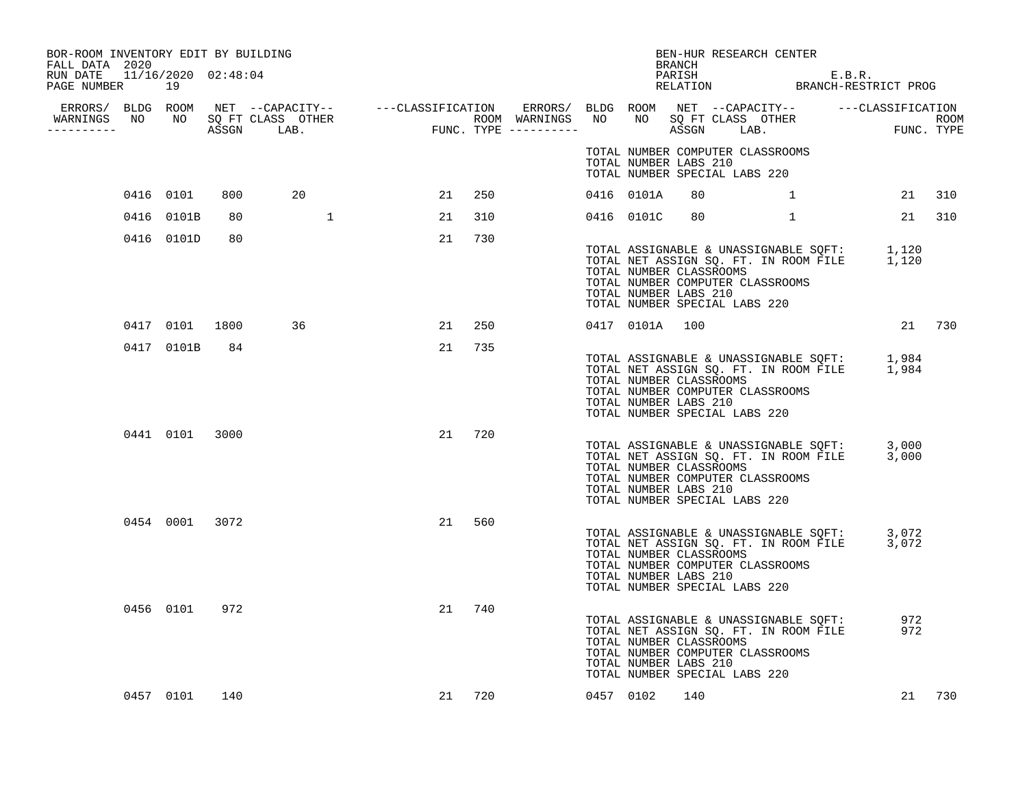BOR-ROOM INVENTORY EDIT BY BUILDING
FALL DATA 2020
RUN DATE 11/16/2020 02:48:04
PAGE NUMBER 19

BEN-HUR RESEARCH CENTER
BRANCH
PARISH E.B.R.
RELATION BRANCH-RESTRICT PROG

| ERRORS/ WARNINGS | BLDG NO | ROOM NO | NET SQ FT ASSGN | CAPACITY CLASS | CAPACITY LAB. | CAPACITY OTHER | CLASSIFICATION FUNC. | ROOM TYPE | ROOM WARNINGS | ERRORS/ WARNINGS | BLDG NO | ROOM NO | NET SQ FT ASSGN | CAPACITY CLASS | CAPACITY LAB. | CAPACITY OTHER | CLASSIFICATION FUNC. | ROOM TYPE |
|---|---|---|---|---|---|---|---|---|---|---|---|---|---|---|---|---|---|---|
| | | | | | | | | | | | | | | | | | | |
| | 0416 | 0101 | 800 | 20 | | | 21 | 250 | | | 0416 | 0101A | 80 | | | 1 | 21 | 310 |
| | 0416 | 0101B | 80 | | | 1 | 21 | 310 | | | 0416 | 0101C | 80 | | | 1 | 21 | 310 |
| | 0416 | 0101D | 80 | | | | 21 | 730 | | | | | | | | | | |
| | 0417 | 0101 | 1800 | 36 | | | 21 | 250 | | | 0417 | 0101A | 100 | | | | 21 | 730 |
| | 0417 | 0101B | 84 | | | | 21 | 735 | | | | | | | | | | |
| | 0441 | 0101 | 3000 | | | | 21 | 720 | | | | | | | | | | |
| | 0454 | 0001 | 3072 | | | | 21 | 560 | | | | | | | | | | |
| | 0456 | 0101 | 972 | | | | 21 | 740 | | | | | | | | | | |
| | 0457 | 0101 | 140 | | | | 21 | 720 | | | 0457 | 0102 | 140 | | | | 21 | 730 |

TOTAL NUMBER COMPUTER CLASSROOMS
TOTAL NUMBER LABS 210
TOTAL NUMBER SPECIAL LABS 220

(Building 0416)
TOTAL ASSIGNABLE & UNASSIGNABLE SQFT: 1,120
TOTAL NET ASSIGN SQ. FT. IN ROOM FILE 1,120
TOTAL NUMBER CLASSROOMS
TOTAL NUMBER COMPUTER CLASSROOMS
TOTAL NUMBER LABS 210
TOTAL NUMBER SPECIAL LABS 220

(Building 0417)
TOTAL ASSIGNABLE & UNASSIGNABLE SQFT: 1,984
TOTAL NET ASSIGN SQ. FT. IN ROOM FILE 1,984
TOTAL NUMBER CLASSROOMS
TOTAL NUMBER COMPUTER CLASSROOMS
TOTAL NUMBER LABS 210
TOTAL NUMBER SPECIAL LABS 220

(Building 0441)
TOTAL ASSIGNABLE & UNASSIGNABLE SQFT: 3,000
TOTAL NET ASSIGN SQ. FT. IN ROOM FILE 3,000
TOTAL NUMBER CLASSROOMS
TOTAL NUMBER COMPUTER CLASSROOMS
TOTAL NUMBER LABS 210
TOTAL NUMBER SPECIAL LABS 220

(Building 0454)
TOTAL ASSIGNABLE & UNASSIGNABLE SQFT: 3,072
TOTAL NET ASSIGN SQ. FT. IN ROOM FILE 3,072
TOTAL NUMBER CLASSROOMS
TOTAL NUMBER COMPUTER CLASSROOMS
TOTAL NUMBER LABS 210
TOTAL NUMBER SPECIAL LABS 220

(Building 0456)
TOTAL ASSIGNABLE & UNASSIGNABLE SQFT: 972
TOTAL NET ASSIGN SQ. FT. IN ROOM FILE 972
TOTAL NUMBER CLASSROOMS
TOTAL NUMBER COMPUTER CLASSROOMS
TOTAL NUMBER LABS 210
TOTAL NUMBER SPECIAL LABS 220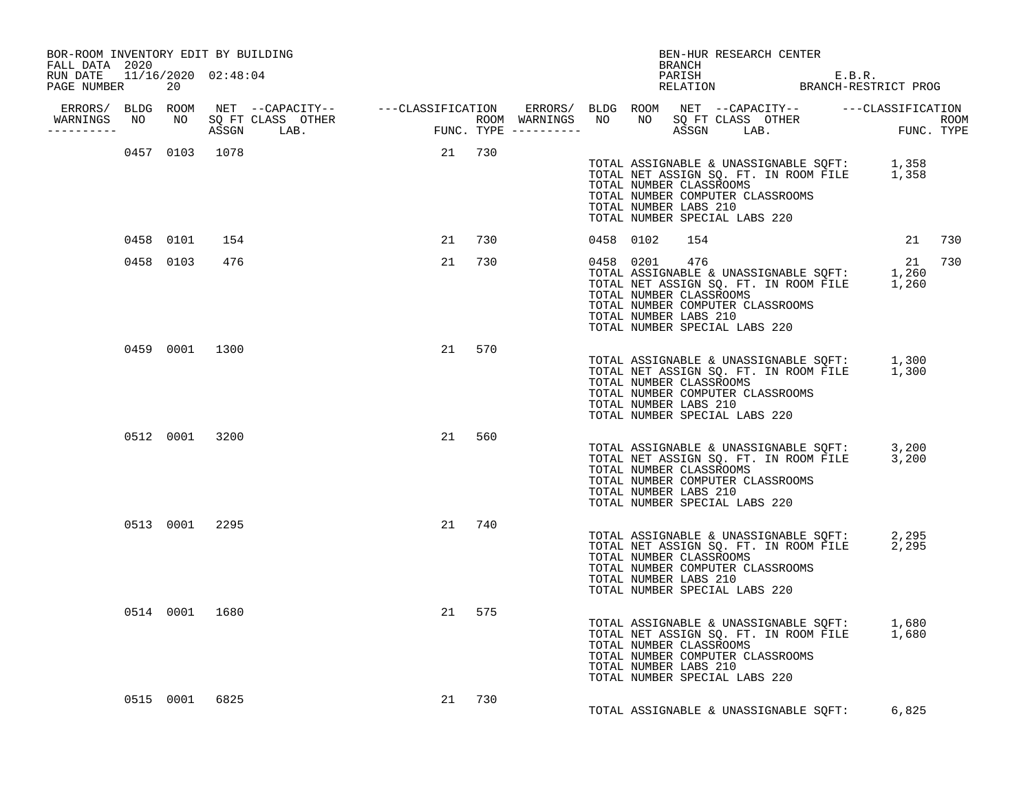BOR-ROOM INVENTORY EDIT BY BUILDING
FALL DATA 2020
RUN DATE 11/16/2020 02:48:04
PAGE NUMBER 20

BEN-HUR RESEARCH CENTER
BRANCH
PARISH E.B.R.
RELATION BRANCH-RESTRICT PROG

| ERRORS/ WARNINGS | BLDG NO | ROOM NO | NET SQ FT ASSGN | CAPACITY CLASS | OTHER LAB. | FUNC. | ROOM TYPE | ERRORS/ WARNINGS | BLDG NO | ROOM NO | NET SQ FT ASSGN | CAPACITY CLASS | OTHER LAB. | FUNC. | ROOM TYPE |
|---|---|---|---|---|---|---|---|---|---|---|---|---|---|---|---|
| | 0457 | 0103 | 1078 | | | 21 | 730 | | | | | | | | |

TOTAL ASSIGNABLE & UNASSIGNABLE SQFT: 1,358
TOTAL NET ASSIGN SQ. FT. IN ROOM FILE 1,358
TOTAL NUMBER CLASSROOMS
TOTAL NUMBER COMPUTER CLASSROOMS
TOTAL NUMBER LABS 210
TOTAL NUMBER SPECIAL LABS 220

| ERRORS/ WARNINGS | BLDG NO | ROOM NO | NET SQ FT ASSGN | CAPACITY CLASS | OTHER LAB. | FUNC. | ROOM TYPE | ERRORS/ WARNINGS | BLDG NO | ROOM NO | NET SQ FT ASSGN | CAPACITY CLASS | OTHER LAB. | FUNC. | ROOM TYPE |
|---|---|---|---|---|---|---|---|---|---|---|---|---|---|---|---|
| | 0458 | 0101 | 154 | | | 21 | 730 | | 0458 | 0102 | 154 | | | 21 | 730 |
| | 0458 | 0103 | 476 | | | 21 | 730 | | 0458 | 0201 | 476 | | | 21 | 730 |

TOTAL ASSIGNABLE & UNASSIGNABLE SQFT: 1,260
TOTAL NET ASSIGN SQ. FT. IN ROOM FILE 1,260
TOTAL NUMBER CLASSROOMS
TOTAL NUMBER COMPUTER CLASSROOMS
TOTAL NUMBER LABS 210
TOTAL NUMBER SPECIAL LABS 220

| ERRORS/ WARNINGS | BLDG NO | ROOM NO | NET SQ FT ASSGN | CAPACITY CLASS | OTHER LAB. | FUNC. | ROOM TYPE |
|---|---|---|---|---|---|---|---|
| | 0459 | 0001 | 1300 | | | 21 | 570 |

TOTAL ASSIGNABLE & UNASSIGNABLE SQFT: 1,300
TOTAL NET ASSIGN SQ. FT. IN ROOM FILE 1,300
TOTAL NUMBER CLASSROOMS
TOTAL NUMBER COMPUTER CLASSROOMS
TOTAL NUMBER LABS 210
TOTAL NUMBER SPECIAL LABS 220

| ERRORS/ WARNINGS | BLDG NO | ROOM NO | NET SQ FT ASSGN | CAPACITY CLASS | OTHER LAB. | FUNC. | ROOM TYPE |
|---|---|---|---|---|---|---|---|
| | 0512 | 0001 | 3200 | | | 21 | 560 |

TOTAL ASSIGNABLE & UNASSIGNABLE SQFT: 3,200
TOTAL NET ASSIGN SQ. FT. IN ROOM FILE 3,200
TOTAL NUMBER CLASSROOMS
TOTAL NUMBER COMPUTER CLASSROOMS
TOTAL NUMBER LABS 210
TOTAL NUMBER SPECIAL LABS 220

| ERRORS/ WARNINGS | BLDG NO | ROOM NO | NET SQ FT ASSGN | CAPACITY CLASS | OTHER LAB. | FUNC. | ROOM TYPE |
|---|---|---|---|---|---|---|---|
| | 0513 | 0001 | 2295 | | | 21 | 740 |

TOTAL ASSIGNABLE & UNASSIGNABLE SQFT: 2,295
TOTAL NET ASSIGN SQ. FT. IN ROOM FILE 2,295
TOTAL NUMBER CLASSROOMS
TOTAL NUMBER COMPUTER CLASSROOMS
TOTAL NUMBER LABS 210
TOTAL NUMBER SPECIAL LABS 220

| ERRORS/ WARNINGS | BLDG NO | ROOM NO | NET SQ FT ASSGN | CAPACITY CLASS | OTHER LAB. | FUNC. | ROOM TYPE |
|---|---|---|---|---|---|---|---|
| | 0514 | 0001 | 1680 | | | 21 | 575 |

TOTAL ASSIGNABLE & UNASSIGNABLE SQFT: 1,680
TOTAL NET ASSIGN SQ. FT. IN ROOM FILE 1,680
TOTAL NUMBER CLASSROOMS
TOTAL NUMBER COMPUTER CLASSROOMS
TOTAL NUMBER LABS 210
TOTAL NUMBER SPECIAL LABS 220

| ERRORS/ WARNINGS | BLDG NO | ROOM NO | NET SQ FT ASSGN | CAPACITY CLASS | OTHER LAB. | FUNC. | ROOM TYPE |
|---|---|---|---|---|---|---|---|
| | 0515 | 0001 | 6825 | | | 21 | 730 |

TOTAL ASSIGNABLE & UNASSIGNABLE SQFT: 6,825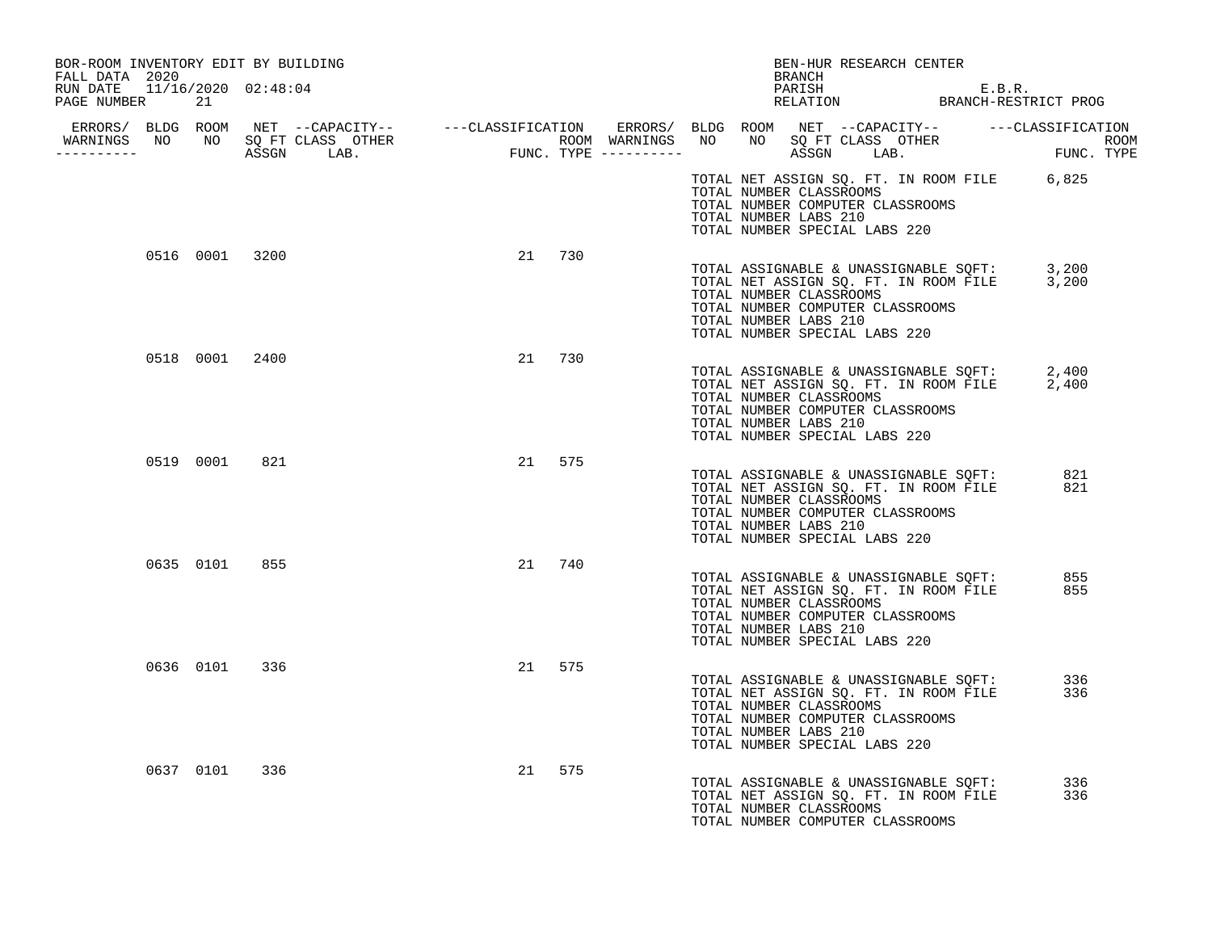BOR-ROOM INVENTORY EDIT BY BUILDING
FALL DATA 2020
RUN DATE 11/16/2020 02:48:04

BEN-HUR RESEARCH CENTER
BRANCH
PARISH E.B.R.
RELATION BRANCH-RESTRICT PROG

| ERRORS/ WARNINGS | BLDG NO | ROOM NO | NET SQ FT ASSGN | CAPACITY CLASS | CAPACITY LAB. | CAPACITY OTHER | CLASSIFICATION FUNC. | ROOM TYPE |
|---|---|---|---|---|---|---|---|---|
| | 0516 | 0001 | 3200 | | | | 21 | 730 |
| | 0518 | 0001 | 2400 | | | | 21 | 730 |
| | 0519 | 0001 | 821 | | | | 21 | 575 |
| | 0635 | 0101 | 855 | | | | 21 | 740 |
| | 0636 | 0101 | 336 | | | | 21 | 575 |
| | 0637 | 0101 | 336 | | | | 21 | 575 |

TOTAL NET ASSIGN SQ. FT. IN ROOM FILE 6,825
TOTAL NUMBER CLASSROOMS
TOTAL NUMBER COMPUTER CLASSROOMS
TOTAL NUMBER LABS 210
TOTAL NUMBER SPECIAL LABS 220

Building 0516:
TOTAL ASSIGNABLE & UNASSIGNABLE SQFT: 3,200
TOTAL NET ASSIGN SQ. FT. IN ROOM FILE 3,200
TOTAL NUMBER CLASSROOMS
TOTAL NUMBER COMPUTER CLASSROOMS
TOTAL NUMBER LABS 210
TOTAL NUMBER SPECIAL LABS 220

Building 0518:
TOTAL ASSIGNABLE & UNASSIGNABLE SQFT: 2,400
TOTAL NET ASSIGN SQ. FT. IN ROOM FILE 2,400
TOTAL NUMBER CLASSROOMS
TOTAL NUMBER COMPUTER CLASSROOMS
TOTAL NUMBER LABS 210
TOTAL NUMBER SPECIAL LABS 220

Building 0519:
TOTAL ASSIGNABLE & UNASSIGNABLE SQFT: 821
TOTAL NET ASSIGN SQ. FT. IN ROOM FILE 821
TOTAL NUMBER CLASSROOMS
TOTAL NUMBER COMPUTER CLASSROOMS
TOTAL NUMBER LABS 210
TOTAL NUMBER SPECIAL LABS 220

Building 0635:
TOTAL ASSIGNABLE & UNASSIGNABLE SQFT: 855
TOTAL NET ASSIGN SQ. FT. IN ROOM FILE 855
TOTAL NUMBER CLASSROOMS
TOTAL NUMBER COMPUTER CLASSROOMS
TOTAL NUMBER LABS 210
TOTAL NUMBER SPECIAL LABS 220

Building 0636:
TOTAL ASSIGNABLE & UNASSIGNABLE SQFT: 336
TOTAL NET ASSIGN SQ. FT. IN ROOM FILE 336
TOTAL NUMBER CLASSROOMS
TOTAL NUMBER COMPUTER CLASSROOMS
TOTAL NUMBER LABS 210
TOTAL NUMBER SPECIAL LABS 220

Building 0637:
TOTAL ASSIGNABLE & UNASSIGNABLE SQFT: 336
TOTAL NET ASSIGN SQ. FT. IN ROOM FILE 336
TOTAL NUMBER CLASSROOMS
TOTAL NUMBER COMPUTER CLASSROOMS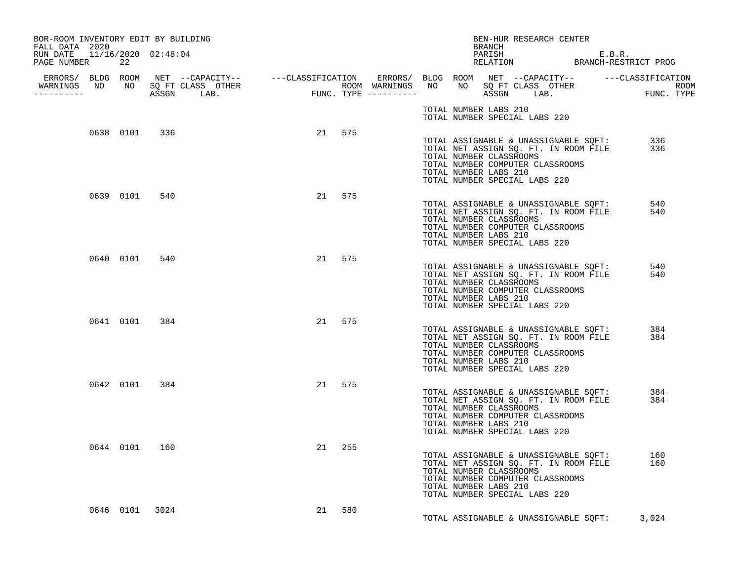BOR-ROOM INVENTORY EDIT BY BUILDING
FALL DATA 2020
RUN DATE 11/16/2020 02:48:04
PAGE NUMBER 22

BEN-HUR RESEARCH CENTER
BRANCH
PARISH E.B.R.
RELATION BRANCH-RESTRICT PROG

| ERRORS/ WARNINGS | BLDG NO | ROOM NO | NET SQ FT ASSGN | CAPACITY CLASS | CAPACITY OTHER LAB. | CLASSIFICATION FUNC. | ROOM TYPE |
|---|---|---|---|---|---|---|---|
| | 0638 | 0101 | 336 | | | 21 | 575 |
| | 0639 | 0101 | 540 | | | 21 | 575 |
| | 0640 | 0101 | 540 | | | 21 | 575 |
| | 0641 | 0101 | 384 | | | 21 | 575 |
| | 0642 | 0101 | 384 | | | 21 | 575 |
| | 0644 | 0101 | 160 | | | 21 | 255 |
| | 0646 | 0101 | 3024 | | | 21 | 580 |

TOTAL NUMBER LABS 210
TOTAL NUMBER SPECIAL LABS 220

Building 0638:
TOTAL ASSIGNABLE & UNASSIGNABLE SQFT: 336
TOTAL NET ASSIGN SQ. FT. IN ROOM FILE 336
TOTAL NUMBER CLASSROOMS
TOTAL NUMBER COMPUTER CLASSROOMS
TOTAL NUMBER LABS 210
TOTAL NUMBER SPECIAL LABS 220

Building 0639:
TOTAL ASSIGNABLE & UNASSIGNABLE SQFT: 540
TOTAL NET ASSIGN SQ. FT. IN ROOM FILE 540
TOTAL NUMBER CLASSROOMS
TOTAL NUMBER COMPUTER CLASSROOMS
TOTAL NUMBER LABS 210
TOTAL NUMBER SPECIAL LABS 220

Building 0640:
TOTAL ASSIGNABLE & UNASSIGNABLE SQFT: 540
TOTAL NET ASSIGN SQ. FT. IN ROOM FILE 540
TOTAL NUMBER CLASSROOMS
TOTAL NUMBER COMPUTER CLASSROOMS
TOTAL NUMBER LABS 210
TOTAL NUMBER SPECIAL LABS 220

Building 0641:
TOTAL ASSIGNABLE & UNASSIGNABLE SQFT: 384
TOTAL NET ASSIGN SQ. FT. IN ROOM FILE 384
TOTAL NUMBER CLASSROOMS
TOTAL NUMBER COMPUTER CLASSROOMS
TOTAL NUMBER LABS 210
TOTAL NUMBER SPECIAL LABS 220

Building 0642:
TOTAL ASSIGNABLE & UNASSIGNABLE SQFT: 384
TOTAL NET ASSIGN SQ. FT. IN ROOM FILE 384
TOTAL NUMBER CLASSROOMS
TOTAL NUMBER COMPUTER CLASSROOMS
TOTAL NUMBER LABS 210
TOTAL NUMBER SPECIAL LABS 220

Building 0644:
TOTAL ASSIGNABLE & UNASSIGNABLE SQFT: 160
TOTAL NET ASSIGN SQ. FT. IN ROOM FILE 160
TOTAL NUMBER CLASSROOMS
TOTAL NUMBER COMPUTER CLASSROOMS
TOTAL NUMBER LABS 210
TOTAL NUMBER SPECIAL LABS 220

Building 0646:
TOTAL ASSIGNABLE & UNASSIGNABLE SQFT: 3,024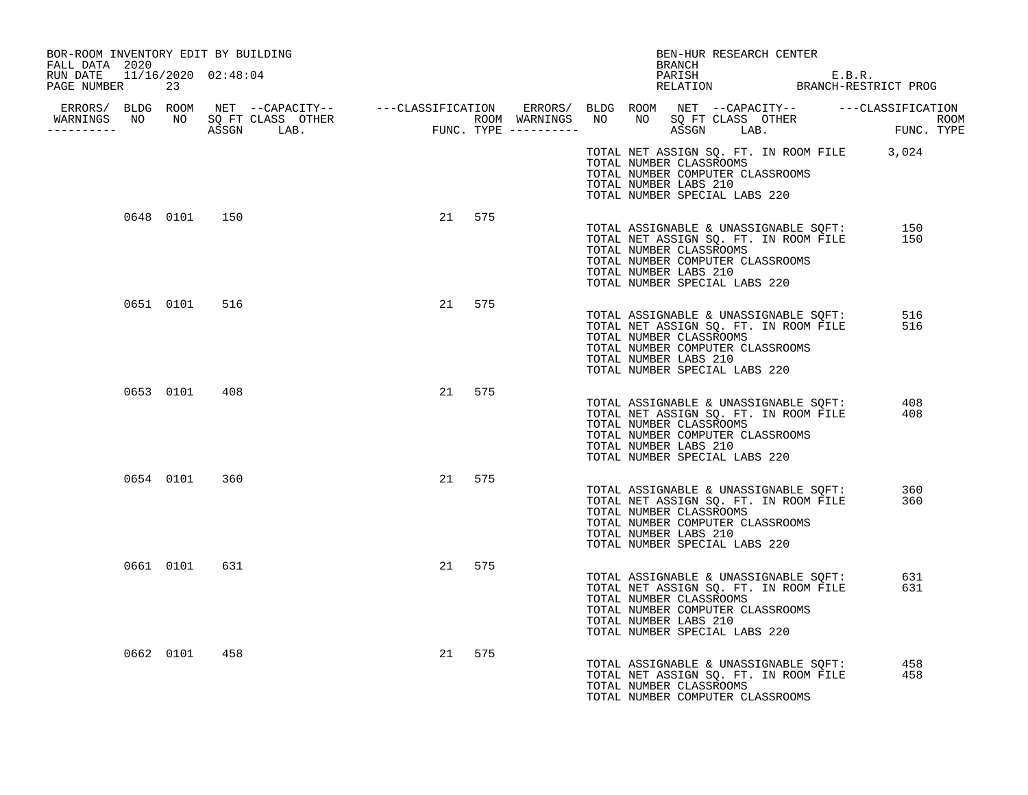BOR-ROOM INVENTORY EDIT BY BUILDING
FALL DATA 2020
RUN DATE 11/16/2020 02:48:04
PAGE NUMBER 23

BEN-HUR RESEARCH CENTER
BRANCH
PARISH E.B.R.
RELATION BRANCH-RESTRICT PROG

| ERRORS/ WARNINGS | BLDG NO | ROOM NO | NET SQ FT ASSGN | --CAPACITY-- CLASS | OTHER LAB. | ---CLASSIFICATION FUNC. | ROOM TYPE |
|---|---|---|---|---|---|---|---|
| | | | | | | | |

TOTAL NET ASSIGN SQ. FT. IN ROOM FILE 3,024
TOTAL NUMBER CLASSROOMS
TOTAL NUMBER COMPUTER CLASSROOMS
TOTAL NUMBER LABS 210
TOTAL NUMBER SPECIAL LABS 220

| ERRORS/ WARNINGS | BLDG NO | ROOM NO | NET SQ FT ASSGN | --CAPACITY-- CLASS | OTHER LAB. | ---CLASSIFICATION FUNC. | ROOM TYPE |
|---|---|---|---|---|---|---|---|
| | 0648 | 0101 | 150 | | | 21 | 575 |

TOTAL ASSIGNABLE & UNASSIGNABLE SQFT: 150
TOTAL NET ASSIGN SQ. FT. IN ROOM FILE 150
TOTAL NUMBER CLASSROOMS
TOTAL NUMBER COMPUTER CLASSROOMS
TOTAL NUMBER LABS 210
TOTAL NUMBER SPECIAL LABS 220

| ERRORS/ WARNINGS | BLDG NO | ROOM NO | NET SQ FT ASSGN | --CAPACITY-- CLASS | OTHER LAB. | ---CLASSIFICATION FUNC. | ROOM TYPE |
|---|---|---|---|---|---|---|---|
| | 0651 | 0101 | 516 | | | 21 | 575 |

TOTAL ASSIGNABLE & UNASSIGNABLE SQFT: 516
TOTAL NET ASSIGN SQ. FT. IN ROOM FILE 516
TOTAL NUMBER CLASSROOMS
TOTAL NUMBER COMPUTER CLASSROOMS
TOTAL NUMBER LABS 210
TOTAL NUMBER SPECIAL LABS 220

| ERRORS/ WARNINGS | BLDG NO | ROOM NO | NET SQ FT ASSGN | --CAPACITY-- CLASS | OTHER LAB. | ---CLASSIFICATION FUNC. | ROOM TYPE |
|---|---|---|---|---|---|---|---|
| | 0653 | 0101 | 408 | | | 21 | 575 |

TOTAL ASSIGNABLE & UNASSIGNABLE SQFT: 408
TOTAL NET ASSIGN SQ. FT. IN ROOM FILE 408
TOTAL NUMBER CLASSROOMS
TOTAL NUMBER COMPUTER CLASSROOMS
TOTAL NUMBER LABS 210
TOTAL NUMBER SPECIAL LABS 220

| ERRORS/ WARNINGS | BLDG NO | ROOM NO | NET SQ FT ASSGN | --CAPACITY-- CLASS | OTHER LAB. | ---CLASSIFICATION FUNC. | ROOM TYPE |
|---|---|---|---|---|---|---|---|
| | 0654 | 0101 | 360 | | | 21 | 575 |

TOTAL ASSIGNABLE & UNASSIGNABLE SQFT: 360
TOTAL NET ASSIGN SQ. FT. IN ROOM FILE 360
TOTAL NUMBER CLASSROOMS
TOTAL NUMBER COMPUTER CLASSROOMS
TOTAL NUMBER LABS 210
TOTAL NUMBER SPECIAL LABS 220

| ERRORS/ WARNINGS | BLDG NO | ROOM NO | NET SQ FT ASSGN | --CAPACITY-- CLASS | OTHER LAB. | ---CLASSIFICATION FUNC. | ROOM TYPE |
|---|---|---|---|---|---|---|---|
| | 0661 | 0101 | 631 | | | 21 | 575 |

TOTAL ASSIGNABLE & UNASSIGNABLE SQFT: 631
TOTAL NET ASSIGN SQ. FT. IN ROOM FILE 631
TOTAL NUMBER CLASSROOMS
TOTAL NUMBER COMPUTER CLASSROOMS
TOTAL NUMBER LABS 210
TOTAL NUMBER SPECIAL LABS 220

| ERRORS/ WARNINGS | BLDG NO | ROOM NO | NET SQ FT ASSGN | --CAPACITY-- CLASS | OTHER LAB. | ---CLASSIFICATION FUNC. | ROOM TYPE |
|---|---|---|---|---|---|---|---|
| | 0662 | 0101 | 458 | | | 21 | 575 |

TOTAL ASSIGNABLE & UNASSIGNABLE SQFT: 458
TOTAL NET ASSIGN SQ. FT. IN ROOM FILE 458
TOTAL NUMBER CLASSROOMS
TOTAL NUMBER COMPUTER CLASSROOMS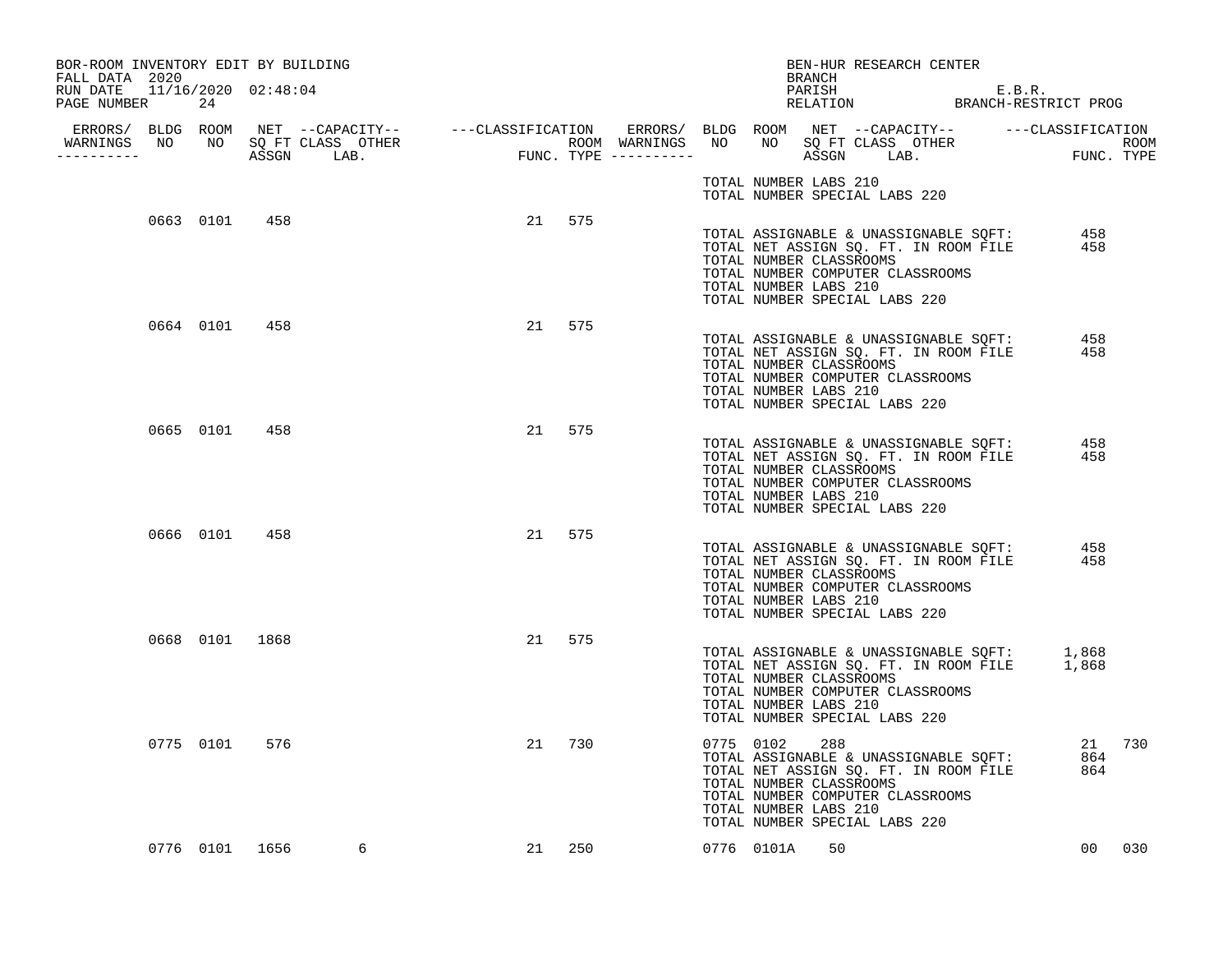BOR-ROOM INVENTORY EDIT BY BUILDING
FALL DATA 2020
RUN DATE 11/16/2020 02:48:04
PAGE NUMBER 24

BEN-HUR RESEARCH CENTER
BRANCH
PARISH E.B.R.
RELATION BRANCH-RESTRICT PROG

| ERRORS/ WARNINGS | BLDG NO | ROOM NO | NET SQ FT ASSGN | CAPACITY CLASS | CAPACITY OTHER LAB. | CLASSIFICATION FUNC. | ROOM TYPE | ERRORS/ WARNINGS | BLDG NO | ROOM NO | NET SQ FT ASSGN | CAPACITY CLASS | CAPACITY OTHER LAB. | CLASSIFICATION FUNC. | ROOM TYPE |
|---|---|---|---|---|---|---|---|---|---|---|---|---|---|---|---|
| | | | | | | | | | TOTAL NUMBER LABS 210 | | | | | | |
| | | | | | | | | | TOTAL NUMBER SPECIAL LABS 220 | | | | | | |
| | 0663 | 0101 | 458 | | | 21 | 575 | | | | | | | | |
| | | | | | | | | | TOTAL ASSIGNABLE & UNASSIGNABLE SQFT: | | | | | 458 | |
| | | | | | | | | | TOTAL NET ASSIGN SQ. FT. IN ROOM FILE | | | | | 458 | |
| | | | | | | | | | TOTAL NUMBER CLASSROOMS | | | | | | |
| | | | | | | | | | TOTAL NUMBER COMPUTER CLASSROOMS | | | | | | |
| | | | | | | | | | TOTAL NUMBER LABS 210 | | | | | | |
| | | | | | | | | | TOTAL NUMBER SPECIAL LABS 220 | | | | | | |
| | 0664 | 0101 | 458 | | | 21 | 575 | | | | | | | | |
| | | | | | | | | | TOTAL ASSIGNABLE & UNASSIGNABLE SQFT: | | | | | 458 | |
| | | | | | | | | | TOTAL NET ASSIGN SQ. FT. IN ROOM FILE | | | | | 458 | |
| | | | | | | | | | TOTAL NUMBER CLASSROOMS | | | | | | |
| | | | | | | | | | TOTAL NUMBER COMPUTER CLASSROOMS | | | | | | |
| | | | | | | | | | TOTAL NUMBER LABS 210 | | | | | | |
| | | | | | | | | | TOTAL NUMBER SPECIAL LABS 220 | | | | | | |
| | 0665 | 0101 | 458 | | | 21 | 575 | | | | | | | | |
| | | | | | | | | | TOTAL ASSIGNABLE & UNASSIGNABLE SQFT: | | | | | 458 | |
| | | | | | | | | | TOTAL NET ASSIGN SQ. FT. IN ROOM FILE | | | | | 458 | |
| | | | | | | | | | TOTAL NUMBER CLASSROOMS | | | | | | |
| | | | | | | | | | TOTAL NUMBER COMPUTER CLASSROOMS | | | | | | |
| | | | | | | | | | TOTAL NUMBER LABS 210 | | | | | | |
| | | | | | | | | | TOTAL NUMBER SPECIAL LABS 220 | | | | | | |
| | 0666 | 0101 | 458 | | | 21 | 575 | | | | | | | | |
| | | | | | | | | | TOTAL ASSIGNABLE & UNASSIGNABLE SQFT: | | | | | 458 | |
| | | | | | | | | | TOTAL NET ASSIGN SQ. FT. IN ROOM FILE | | | | | 458 | |
| | | | | | | | | | TOTAL NUMBER CLASSROOMS | | | | | | |
| | | | | | | | | | TOTAL NUMBER COMPUTER CLASSROOMS | | | | | | |
| | | | | | | | | | TOTAL NUMBER LABS 210 | | | | | | |
| | | | | | | | | | TOTAL NUMBER SPECIAL LABS 220 | | | | | | |
| | 0668 | 0101 | 1868 | | | 21 | 575 | | | | | | | | |
| | | | | | | | | | TOTAL ASSIGNABLE & UNASSIGNABLE SQFT: | | | | | 1,868 | |
| | | | | | | | | | TOTAL NET ASSIGN SQ. FT. IN ROOM FILE | | | | | 1,868 | |
| | | | | | | | | | TOTAL NUMBER CLASSROOMS | | | | | | |
| | | | | | | | | | TOTAL NUMBER COMPUTER CLASSROOMS | | | | | | |
| | | | | | | | | | TOTAL NUMBER LABS 210 | | | | | | |
| | | | | | | | | | TOTAL NUMBER SPECIAL LABS 220 | | | | | | |
| | 0775 | 0101 | 576 | | | 21 | 730 | | 0775 | 0102 | 288 | | | 21 | 730 |
| | | | | | | | | | TOTAL ASSIGNABLE & UNASSIGNABLE SQFT: | | | | | 864 | |
| | | | | | | | | | TOTAL NET ASSIGN SQ. FT. IN ROOM FILE | | | | | 864 | |
| | | | | | | | | | TOTAL NUMBER CLASSROOMS | | | | | | |
| | | | | | | | | | TOTAL NUMBER COMPUTER CLASSROOMS | | | | | | |
| | | | | | | | | | TOTAL NUMBER LABS 210 | | | | | | |
| | | | | | | | | | TOTAL NUMBER SPECIAL LABS 220 | | | | | | |
| | 0776 | 0101 | 1656 | | 6 | 21 | 250 | | 0776 | 0101A | 50 | | | 00 | 030 |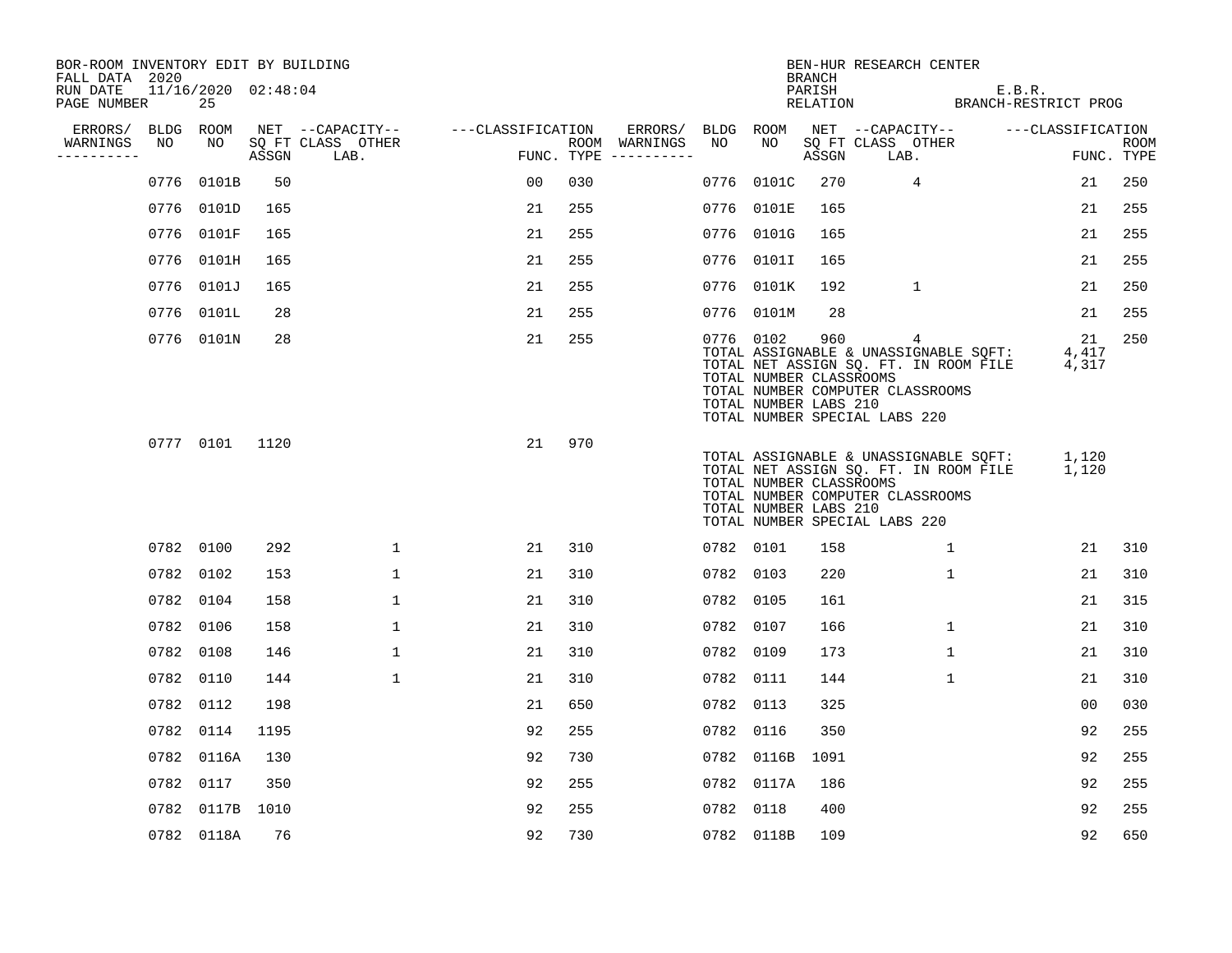BOR-ROOM INVENTORY EDIT BY BUILDING
FALL DATA 2020
RUN DATE 11/16/2020 02:48:04
PAGE NUMBER 25

BEN-HUR RESEARCH CENTER
BRANCH
PARISH E.B.R.
RELATION BRANCH-RESTRICT PROG

| ERRORS/ WARNINGS | BLDG NO | ROOM NO | NET SQ FT ASSGN | CAPACITY CLASS LAB. | CAPACITY OTHER | CLASSIFICATION FUNC. | ROOM TYPE | ERRORS/ WARNINGS | BLDG NO | ROOM NO | NET SQ FT ASSGN | CAPACITY CLASS LAB. | CAPACITY OTHER | CLASSIFICATION FUNC. | ROOM TYPE |
|---|---|---|---|---|---|---|---|---|---|---|---|---|---|---|---|
| | 0776 | 0101B | 50 | | | 00 | 030 | | 0776 | 0101C | 270 | 4 | | 21 | 250 |
| | 0776 | 0101D | 165 | | | 21 | 255 | | 0776 | 0101E | 165 | | | 21 | 255 |
| | 0776 | 0101F | 165 | | | 21 | 255 | | 0776 | 0101G | 165 | | | 21 | 255 |
| | 0776 | 0101H | 165 | | | 21 | 255 | | 0776 | 0101I | 165 | | | 21 | 255 |
| | 0776 | 0101J | 165 | | | 21 | 255 | | 0776 | 0101K | 192 | 1 | | 21 | 250 |
| | 0776 | 0101L | 28 | | | 21 | 255 | | 0776 | 0101M | 28 | | | 21 | 255 |
| | 0776 | 0101N | 28 | | | 21 | 255 | | 0776 | 0102 | 960 | 4 | | 21 | 250 |

TOTAL ASSIGNABLE & UNASSIGNABLE SQFT: 4,417
TOTAL NET ASSIGN SQ. FT. IN ROOM FILE 4,317
TOTAL NUMBER CLASSROOMS
TOTAL NUMBER COMPUTER CLASSROOMS
TOTAL NUMBER LABS 210
TOTAL NUMBER SPECIAL LABS 220

| ERRORS/ WARNINGS | BLDG NO | ROOM NO | NET SQ FT ASSGN | CAPACITY CLASS LAB. | CAPACITY OTHER | CLASSIFICATION FUNC. | ROOM TYPE |
|---|---|---|---|---|---|---|---|
| | 0777 | 0101 | 1120 | | | 21 | 970 |

TOTAL ASSIGNABLE & UNASSIGNABLE SQFT: 1,120
TOTAL NET ASSIGN SQ. FT. IN ROOM FILE 1,120
TOTAL NUMBER CLASSROOMS
TOTAL NUMBER COMPUTER CLASSROOMS
TOTAL NUMBER LABS 210
TOTAL NUMBER SPECIAL LABS 220

| ERRORS/ WARNINGS | BLDG NO | ROOM NO | NET SQ FT ASSGN | CAPACITY CLASS LAB. | CAPACITY OTHER | CLASSIFICATION FUNC. | ROOM TYPE | ERRORS/ WARNINGS | BLDG NO | ROOM NO | NET SQ FT ASSGN | CAPACITY CLASS LAB. | CAPACITY OTHER | CLASSIFICATION FUNC. | ROOM TYPE |
|---|---|---|---|---|---|---|---|---|---|---|---|---|---|---|---|
| | 0782 | 0100 | 292 | | 1 | 21 | 310 | | 0782 | 0101 | 158 | | 1 | 21 | 310 |
| | 0782 | 0102 | 153 | | 1 | 21 | 310 | | 0782 | 0103 | 220 | | 1 | 21 | 310 |
| | 0782 | 0104 | 158 | | 1 | 21 | 310 | | 0782 | 0105 | 161 | | | 21 | 315 |
| | 0782 | 0106 | 158 | | 1 | 21 | 310 | | 0782 | 0107 | 166 | | 1 | 21 | 310 |
| | 0782 | 0108 | 146 | | 1 | 21 | 310 | | 0782 | 0109 | 173 | | 1 | 21 | 310 |
| | 0782 | 0110 | 144 | | 1 | 21 | 310 | | 0782 | 0111 | 144 | | 1 | 21 | 310 |
| | 0782 | 0112 | 198 | | | 21 | 650 | | 0782 | 0113 | 325 | | | 00 | 030 |
| | 0782 | 0114 | 1195 | | | 92 | 255 | | 0782 | 0116 | 350 | | | 92 | 255 |
| | 0782 | 0116A | 130 | | | 92 | 730 | | 0782 | 0116B | 1091 | | | 92 | 255 |
| | 0782 | 0117 | 350 | | | 92 | 255 | | 0782 | 0117A | 186 | | | 92 | 255 |
| | 0782 | 0117B | 1010 | | | 92 | 255 | | 0782 | 0118 | 400 | | | 92 | 255 |
| | 0782 | 0118A | 76 | | | 92 | 730 | | 0782 | 0118B | 109 | | | 92 | 650 |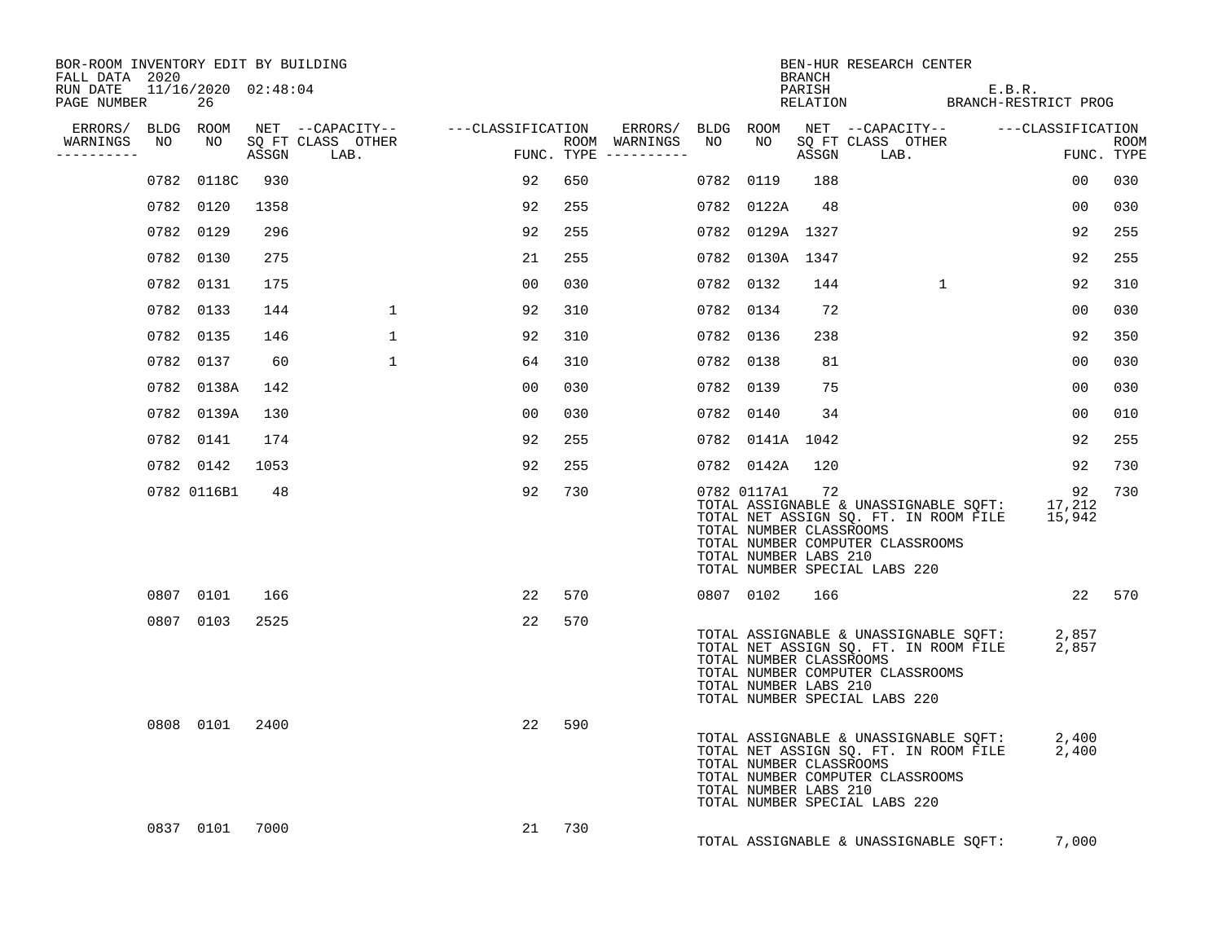BOR-ROOM INVENTORY EDIT BY BUILDING
FALL DATA 2020
RUN DATE 11/16/2020 02:48:04
PAGE NUMBER 26

BEN-HUR RESEARCH CENTER
BRANCH
PARISH E.B.R.
RELATION BRANCH-RESTRICT PROG

| ERRORS/ WARNINGS | BLDG NO | ROOM NO | NET SQ FT ASSGN | CAPACITY CLASS LAB. | CAPACITY OTHER | CLASSIFICATION FUNC. | ROOM TYPE | ERRORS/ WARNINGS | BLDG NO | ROOM NO | NET SQ FT ASSGN | CAPACITY CLASS LAB. | CAPACITY OTHER | CLASSIFICATION FUNC. | ROOM TYPE |
|---|---|---|---|---|---|---|---|---|---|---|---|---|---|---|---|
| | 0782 | 0118C | 930 | | | 92 | 650 | | 0782 | 0119 | 188 | | | 00 | 030 |
| | 0782 | 0120 | 1358 | | | 92 | 255 | | 0782 | 0122A | 48 | | | 00 | 030 |
| | 0782 | 0129 | 296 | | | 92 | 255 | | 0782 | 0129A | 1327 | | | 92 | 255 |
| | 0782 | 0130 | 275 | | | 21 | 255 | | 0782 | 0130A | 1347 | | | 92 | 255 |
| | 0782 | 0131 | 175 | | | 00 | 030 | | 0782 | 0132 | 144 | | 1 | 92 | 310 |
| | 0782 | 0133 | 144 | | 1 | 92 | 310 | | 0782 | 0134 | 72 | | | 00 | 030 |
| | 0782 | 0135 | 146 | | 1 | 92 | 310 | | 0782 | 0136 | 238 | | | 92 | 350 |
| | 0782 | 0137 | 60 | | 1 | 64 | 310 | | 0782 | 0138 | 81 | | | 00 | 030 |
| | 0782 | 0138A | 142 | | | 00 | 030 | | 0782 | 0139 | 75 | | | 00 | 030 |
| | 0782 | 0139A | 130 | | | 00 | 030 | | 0782 | 0140 | 34 | | | 00 | 010 |
| | 0782 | 0141 | 174 | | | 92 | 255 | | 0782 | 0141A | 1042 | | | 92 | 255 |
| | 0782 | 0142 | 1053 | | | 92 | 255 | | 0782 | 0142A | 120 | | | 92 | 730 |
| | 0782 | 0116B1 | 48 | | | 92 | 730 | | 0782 | 0117A1 | 72 | | | 92 | 730 |

TOTAL ASSIGNABLE & UNASSIGNABLE SQFT: 17,212
TOTAL NET ASSIGN SQ. FT. IN ROOM FILE 15,942
TOTAL NUMBER CLASSROOMS
TOTAL NUMBER COMPUTER CLASSROOMS
TOTAL NUMBER LABS 210
TOTAL NUMBER SPECIAL LABS 220

| ERRORS/ WARNINGS | BLDG NO | ROOM NO | NET SQ FT ASSGN | CAPACITY CLASS LAB. | CAPACITY OTHER | CLASSIFICATION FUNC. | ROOM TYPE | ERRORS/ WARNINGS | BLDG NO | ROOM NO | NET SQ FT ASSGN | CAPACITY CLASS LAB. | CAPACITY OTHER | CLASSIFICATION FUNC. | ROOM TYPE |
|---|---|---|---|---|---|---|---|---|---|---|---|---|---|---|---|
| | 0807 | 0101 | 166 | | | 22 | 570 | | 0807 | 0102 | 166 | | | 22 | 570 |
| | 0807 | 0103 | 2525 | | | 22 | 570 | | | | | | | | |

TOTAL ASSIGNABLE & UNASSIGNABLE SQFT: 2,857
TOTAL NET ASSIGN SQ. FT. IN ROOM FILE 2,857
TOTAL NUMBER CLASSROOMS
TOTAL NUMBER COMPUTER CLASSROOMS
TOTAL NUMBER LABS 210
TOTAL NUMBER SPECIAL LABS 220

| ERRORS/ WARNINGS | BLDG NO | ROOM NO | NET SQ FT ASSGN | CAPACITY CLASS LAB. | CAPACITY OTHER | CLASSIFICATION FUNC. | ROOM TYPE |
|---|---|---|---|---|---|---|---|
| | 0808 | 0101 | 2400 | | | 22 | 590 |

TOTAL ASSIGNABLE & UNASSIGNABLE SQFT: 2,400
TOTAL NET ASSIGN SQ. FT. IN ROOM FILE 2,400
TOTAL NUMBER CLASSROOMS
TOTAL NUMBER COMPUTER CLASSROOMS
TOTAL NUMBER LABS 210
TOTAL NUMBER SPECIAL LABS 220

| ERRORS/ WARNINGS | BLDG NO | ROOM NO | NET SQ FT ASSGN | CAPACITY CLASS LAB. | CAPACITY OTHER | CLASSIFICATION FUNC. | ROOM TYPE |
|---|---|---|---|---|---|---|---|
| | 0837 | 0101 | 7000 | | | 21 | 730 |

TOTAL ASSIGNABLE & UNASSIGNABLE SQFT: 7,000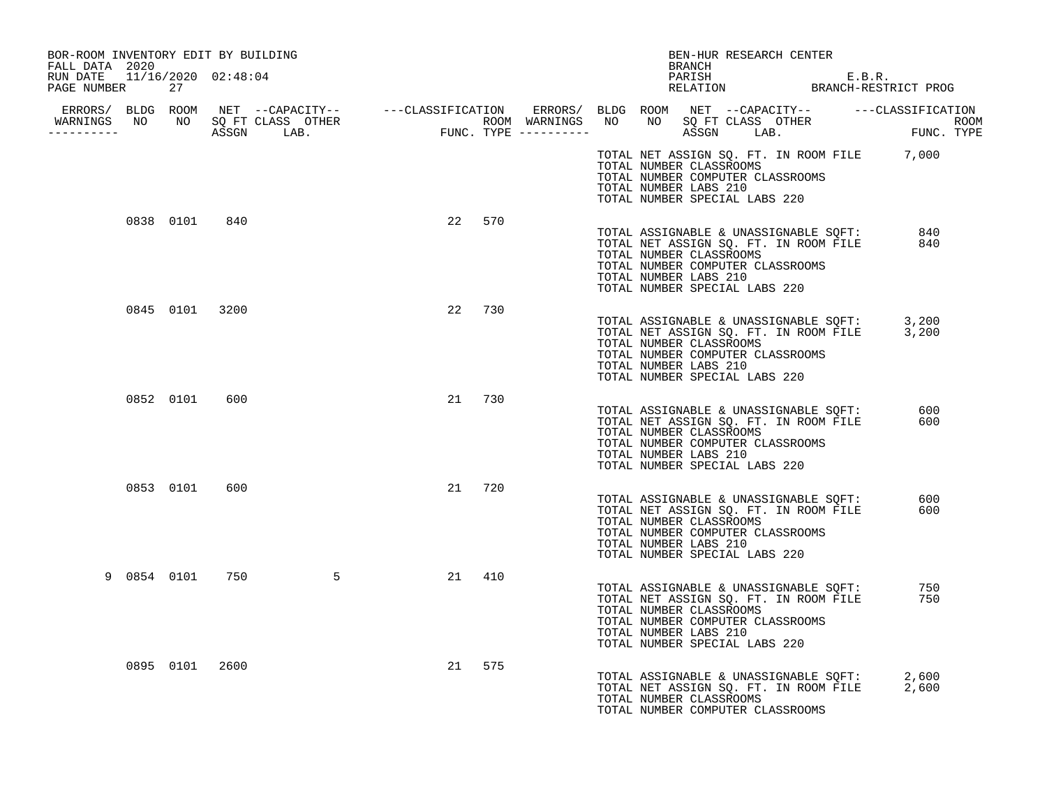BOR-ROOM INVENTORY EDIT BY BUILDING
FALL DATA 2020
RUN DATE 11/16/2020 02:48:04
PAGE NUMBER 27

BEN-HUR RESEARCH CENTER
BRANCH
PARISH E.B.R.
RELATION BRANCH-RESTRICT PROG

| ERRORS/ WARNINGS | BLDG NO | ROOM NO | NET SQ FT ASSGN | CAPACITY CLASS | CAPACITY LAB. | CAPACITY OTHER | CLASSIFICATION FUNC. | ROOM TYPE |
|---|---|---|---|---|---|---|---|---|
| | 0838 | 0101 | 840 | | | | 22 | 570 |
| | 0845 | 0101 | 3200 | | | | 22 | 730 |
| | 0852 | 0101 | 600 | | | | 21 | 730 |
| | 0853 | 0101 | 600 | | | | 21 | 720 |
| 9 | 0854 | 0101 | 750 | | | 5 | 21 | 410 |
| | 0895 | 0101 | 2600 | | | | 21 | 575 |

TOTAL NET ASSIGN SQ. FT. IN ROOM FILE 7,000
TOTAL NUMBER CLASSROOMS
TOTAL NUMBER COMPUTER CLASSROOMS
TOTAL NUMBER LABS 210
TOTAL NUMBER SPECIAL LABS 220

(0838 0101)
TOTAL ASSIGNABLE & UNASSIGNABLE SQFT: 840
TOTAL NET ASSIGN SQ. FT. IN ROOM FILE 840
TOTAL NUMBER CLASSROOMS
TOTAL NUMBER COMPUTER CLASSROOMS
TOTAL NUMBER LABS 210
TOTAL NUMBER SPECIAL LABS 220

(0845 0101)
TOTAL ASSIGNABLE & UNASSIGNABLE SQFT: 3,200
TOTAL NET ASSIGN SQ. FT. IN ROOM FILE 3,200
TOTAL NUMBER CLASSROOMS
TOTAL NUMBER COMPUTER CLASSROOMS
TOTAL NUMBER LABS 210
TOTAL NUMBER SPECIAL LABS 220

(0852 0101)
TOTAL ASSIGNABLE & UNASSIGNABLE SQFT: 600
TOTAL NET ASSIGN SQ. FT. IN ROOM FILE 600
TOTAL NUMBER CLASSROOMS
TOTAL NUMBER COMPUTER CLASSROOMS
TOTAL NUMBER LABS 210
TOTAL NUMBER SPECIAL LABS 220

(0853 0101)
TOTAL ASSIGNABLE & UNASSIGNABLE SQFT: 600
TOTAL NET ASSIGN SQ. FT. IN ROOM FILE 600
TOTAL NUMBER CLASSROOMS
TOTAL NUMBER COMPUTER CLASSROOMS
TOTAL NUMBER LABS 210
TOTAL NUMBER SPECIAL LABS 220

(0854 0101)
TOTAL ASSIGNABLE & UNASSIGNABLE SQFT: 750
TOTAL NET ASSIGN SQ. FT. IN ROOM FILE 750
TOTAL NUMBER CLASSROOMS
TOTAL NUMBER COMPUTER CLASSROOMS
TOTAL NUMBER LABS 210
TOTAL NUMBER SPECIAL LABS 220

(0895 0101)
TOTAL ASSIGNABLE & UNASSIGNABLE SQFT: 2,600
TOTAL NET ASSIGN SQ. FT. IN ROOM FILE 2,600
TOTAL NUMBER CLASSROOMS
TOTAL NUMBER COMPUTER CLASSROOMS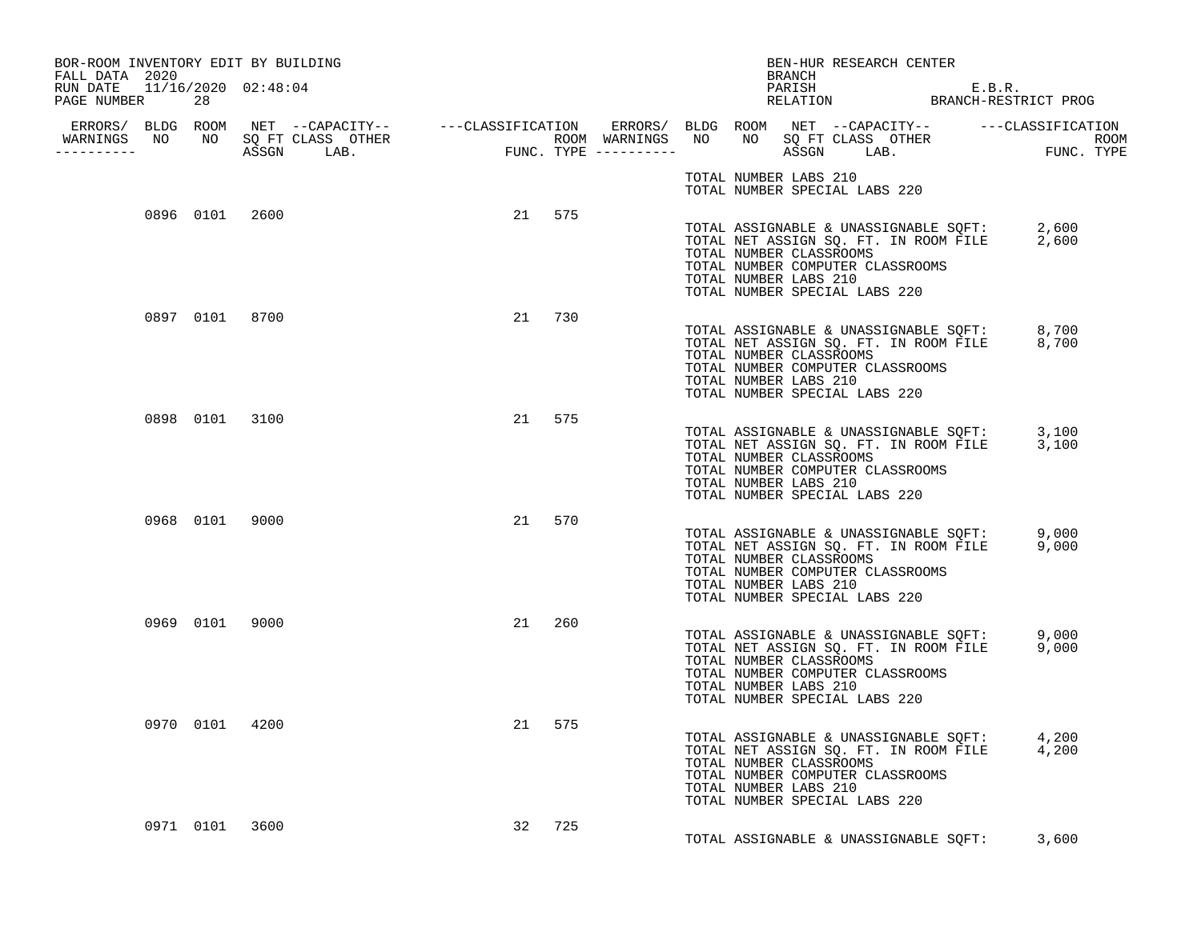BOR-ROOM INVENTORY EDIT BY BUILDING
FALL DATA 2020
RUN DATE 11/16/2020 02:48:04
PAGE NUMBER 28

BEN-HUR RESEARCH CENTER
BRANCH
PARISH E.B.R.
RELATION BRANCH-RESTRICT PROG

| ERRORS/ WARNINGS | BLDG NO | ROOM NO | NET SQ FT ASSGN | CAPACITY CLASS LAB. | CAPACITY OTHER | CLASSIFICATION FUNC. | ROOM TYPE |
|---|---|---|---|---|---|---|---|
| | | | | | | | |
| | 0896 | 0101 | 2600 | | | 21 | 575 |
| | 0897 | 0101 | 8700 | | | 21 | 730 |
| | 0898 | 0101 | 3100 | | | 21 | 575 |
| | 0968 | 0101 | 9000 | | | 21 | 570 |
| | 0969 | 0101 | 9000 | | | 21 | 260 |
| | 0970 | 0101 | 4200 | | | 21 | 575 |
| | 0971 | 0101 | 3600 | | | 32 | 725 |

TOTAL NUMBER LABS 210
TOTAL NUMBER SPECIAL LABS 220

**Building 0896:**
TOTAL ASSIGNABLE & UNASSIGNABLE SQFT: 2,600
TOTAL NET ASSIGN SQ. FT. IN ROOM FILE 2,600
TOTAL NUMBER CLASSROOMS
TOTAL NUMBER COMPUTER CLASSROOMS
TOTAL NUMBER LABS 210
TOTAL NUMBER SPECIAL LABS 220

**Building 0897:**
TOTAL ASSIGNABLE & UNASSIGNABLE SQFT: 8,700
TOTAL NET ASSIGN SQ. FT. IN ROOM FILE 8,700
TOTAL NUMBER CLASSROOMS
TOTAL NUMBER COMPUTER CLASSROOMS
TOTAL NUMBER LABS 210
TOTAL NUMBER SPECIAL LABS 220

**Building 0898:**
TOTAL ASSIGNABLE & UNASSIGNABLE SQFT: 3,100
TOTAL NET ASSIGN SQ. FT. IN ROOM FILE 3,100
TOTAL NUMBER CLASSROOMS
TOTAL NUMBER COMPUTER CLASSROOMS
TOTAL NUMBER LABS 210
TOTAL NUMBER SPECIAL LABS 220

**Building 0968:**
TOTAL ASSIGNABLE & UNASSIGNABLE SQFT: 9,000
TOTAL NET ASSIGN SQ. FT. IN ROOM FILE 9,000
TOTAL NUMBER CLASSROOMS
TOTAL NUMBER COMPUTER CLASSROOMS
TOTAL NUMBER LABS 210
TOTAL NUMBER SPECIAL LABS 220

**Building 0969:**
TOTAL ASSIGNABLE & UNASSIGNABLE SQFT: 9,000
TOTAL NET ASSIGN SQ. FT. IN ROOM FILE 9,000
TOTAL NUMBER CLASSROOMS
TOTAL NUMBER COMPUTER CLASSROOMS
TOTAL NUMBER LABS 210
TOTAL NUMBER SPECIAL LABS 220

**Building 0970:**
TOTAL ASSIGNABLE & UNASSIGNABLE SQFT: 4,200
TOTAL NET ASSIGN SQ. FT. IN ROOM FILE 4,200
TOTAL NUMBER CLASSROOMS
TOTAL NUMBER COMPUTER CLASSROOMS
TOTAL NUMBER LABS 210
TOTAL NUMBER SPECIAL LABS 220

**Building 0971:**
TOTAL ASSIGNABLE & UNASSIGNABLE SQFT: 3,600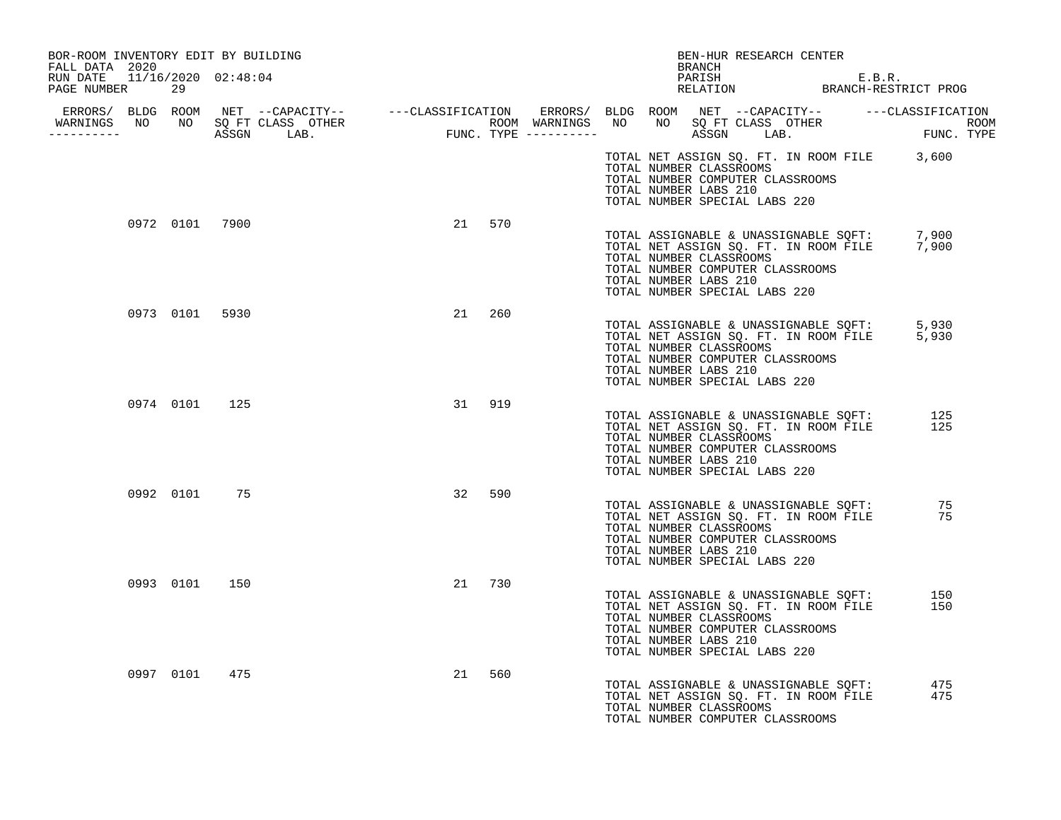BOR-ROOM INVENTORY EDIT BY BUILDING
FALL DATA 2020
RUN DATE 11/16/2020 02:48:04

BEN-HUR RESEARCH CENTER
BRANCH
PARISH E.B.R.
RELATION BRANCH-RESTRICT PROG

| ERRORS/ WARNINGS | BLDG NO | ROOM NO | NET SQ FT ASSGN | CAPACITY CLASS LAB. | CAPACITY OTHER | CLASSIFICATION FUNC. | ROOM TYPE | |
|---|---|---|---|---|---|---|---|---|
| | | | | | | | | TOTAL NET ASSIGN SQ. FT. IN ROOM FILE 3,600<br>TOTAL NUMBER CLASSROOMS<br>TOTAL NUMBER COMPUTER CLASSROOMS<br>TOTAL NUMBER LABS 210<br>TOTAL NUMBER SPECIAL LABS 220 |
| | 0972 | 0101 | 7900 | | | 21 | 570 | TOTAL ASSIGNABLE & UNASSIGNABLE SQFT: 7,900<br>TOTAL NET ASSIGN SQ. FT. IN ROOM FILE 7,900<br>TOTAL NUMBER CLASSROOMS<br>TOTAL NUMBER COMPUTER CLASSROOMS<br>TOTAL NUMBER LABS 210<br>TOTAL NUMBER SPECIAL LABS 220 |
| | 0973 | 0101 | 5930 | | | 21 | 260 | TOTAL ASSIGNABLE & UNASSIGNABLE SQFT: 5,930<br>TOTAL NET ASSIGN SQ. FT. IN ROOM FILE 5,930<br>TOTAL NUMBER CLASSROOMS<br>TOTAL NUMBER COMPUTER CLASSROOMS<br>TOTAL NUMBER LABS 210<br>TOTAL NUMBER SPECIAL LABS 220 |
| | 0974 | 0101 | 125 | | | 31 | 919 | TOTAL ASSIGNABLE & UNASSIGNABLE SQFT: 125<br>TOTAL NET ASSIGN SQ. FT. IN ROOM FILE 125<br>TOTAL NUMBER CLASSROOMS<br>TOTAL NUMBER COMPUTER CLASSROOMS<br>TOTAL NUMBER LABS 210<br>TOTAL NUMBER SPECIAL LABS 220 |
| | 0992 | 0101 | 75 | | | 32 | 590 | TOTAL ASSIGNABLE & UNASSIGNABLE SQFT: 75<br>TOTAL NET ASSIGN SQ. FT. IN ROOM FILE 75<br>TOTAL NUMBER CLASSROOMS<br>TOTAL NUMBER COMPUTER CLASSROOMS<br>TOTAL NUMBER LABS 210<br>TOTAL NUMBER SPECIAL LABS 220 |
| | 0993 | 0101 | 150 | | | 21 | 730 | TOTAL ASSIGNABLE & UNASSIGNABLE SQFT: 150<br>TOTAL NET ASSIGN SQ. FT. IN ROOM FILE 150<br>TOTAL NUMBER CLASSROOMS<br>TOTAL NUMBER COMPUTER CLASSROOMS<br>TOTAL NUMBER LABS 210<br>TOTAL NUMBER SPECIAL LABS 220 |
| | 0997 | 0101 | 475 | | | 21 | 560 | TOTAL ASSIGNABLE & UNASSIGNABLE SQFT: 475<br>TOTAL NET ASSIGN SQ. FT. IN ROOM FILE 475<br>TOTAL NUMBER CLASSROOMS<br>TOTAL NUMBER COMPUTER CLASSROOMS |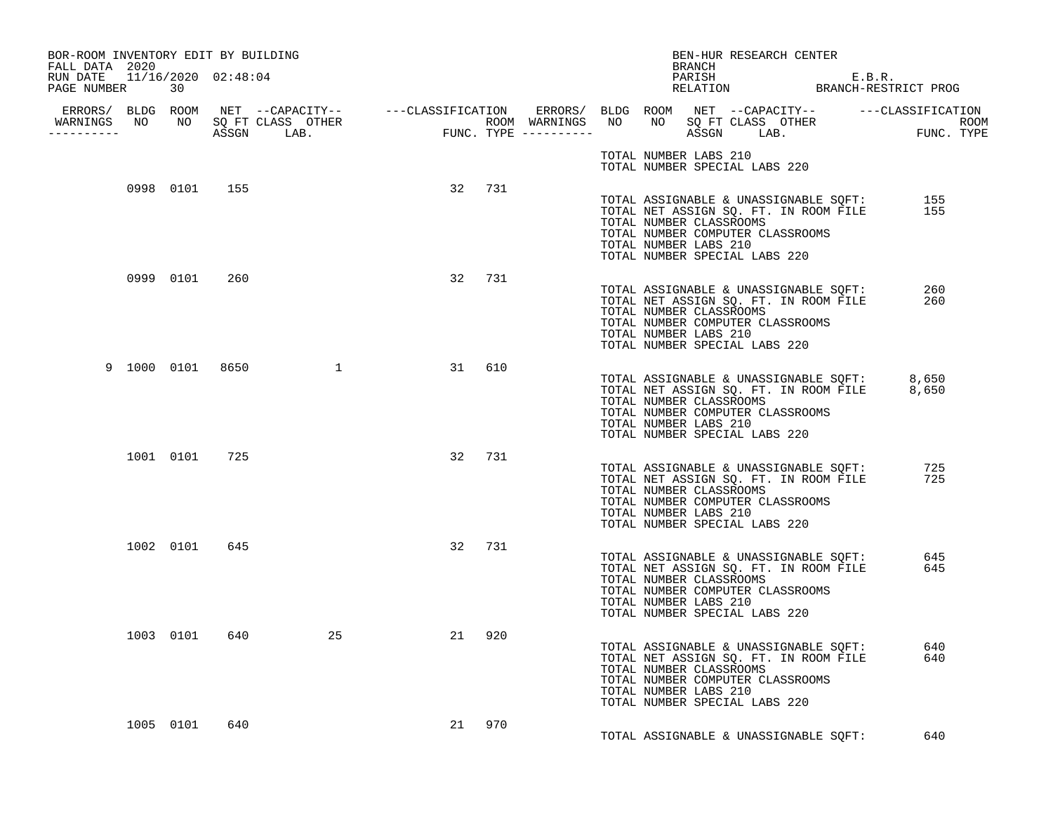BOR-ROOM INVENTORY EDIT BY BUILDING
FALL DATA 2020
RUN DATE 11/16/2020 02:48:04
PAGE NUMBER 30

BEN-HUR RESEARCH CENTER
BRANCH
PARISH E.B.R.
RELATION BRANCH-RESTRICT PROG

| ERRORS/ WARNINGS | BLDG NO | ROOM NO | NET SQ FT ASSGN | CAPACITY CLASS | CAPACITY OTHER LAB. | CLASSIFICATION FUNC. | ROOM TYPE |
|---|---|---|---|---|---|---|---|
| | 0998 | 0101 | 155 | | | 32 | 731 |
| | 0999 | 0101 | 260 | | | 32 | 731 |
| 9 | 1000 | 0101 | 8650 | | 1 | 31 | 610 |
| | 1001 | 0101 | 725 | | | 32 | 731 |
| | 1002 | 0101 | 645 | | | 32 | 731 |
| | 1003 | 0101 | 640 | | 25 | 21 | 920 |
| | 1005 | 0101 | 640 | | | 21 | 970 |

TOTAL NUMBER LABS 210
TOTAL NUMBER SPECIAL LABS 220

Building 0998:
TOTAL ASSIGNABLE & UNASSIGNABLE SQFT: 155
TOTAL NET ASSIGN SQ. FT. IN ROOM FILE 155
TOTAL NUMBER CLASSROOMS
TOTAL NUMBER COMPUTER CLASSROOMS
TOTAL NUMBER LABS 210
TOTAL NUMBER SPECIAL LABS 220

Building 0999:
TOTAL ASSIGNABLE & UNASSIGNABLE SQFT: 260
TOTAL NET ASSIGN SQ. FT. IN ROOM FILE 260
TOTAL NUMBER CLASSROOMS
TOTAL NUMBER COMPUTER CLASSROOMS
TOTAL NUMBER LABS 210
TOTAL NUMBER SPECIAL LABS 220

Building 1000:
TOTAL ASSIGNABLE & UNASSIGNABLE SQFT: 8,650
TOTAL NET ASSIGN SQ. FT. IN ROOM FILE 8,650
TOTAL NUMBER CLASSROOMS
TOTAL NUMBER COMPUTER CLASSROOMS
TOTAL NUMBER LABS 210
TOTAL NUMBER SPECIAL LABS 220

Building 1001:
TOTAL ASSIGNABLE & UNASSIGNABLE SQFT: 725
TOTAL NET ASSIGN SQ. FT. IN ROOM FILE 725
TOTAL NUMBER CLASSROOMS
TOTAL NUMBER COMPUTER CLASSROOMS
TOTAL NUMBER LABS 210
TOTAL NUMBER SPECIAL LABS 220

Building 1002:
TOTAL ASSIGNABLE & UNASSIGNABLE SQFT: 645
TOTAL NET ASSIGN SQ. FT. IN ROOM FILE 645
TOTAL NUMBER CLASSROOMS
TOTAL NUMBER COMPUTER CLASSROOMS
TOTAL NUMBER LABS 210
TOTAL NUMBER SPECIAL LABS 220

Building 1003:
TOTAL ASSIGNABLE & UNASSIGNABLE SQFT: 640
TOTAL NET ASSIGN SQ. FT. IN ROOM FILE 640
TOTAL NUMBER CLASSROOMS
TOTAL NUMBER COMPUTER CLASSROOMS
TOTAL NUMBER LABS 210
TOTAL NUMBER SPECIAL LABS 220

Building 1005:
TOTAL ASSIGNABLE & UNASSIGNABLE SQFT: 640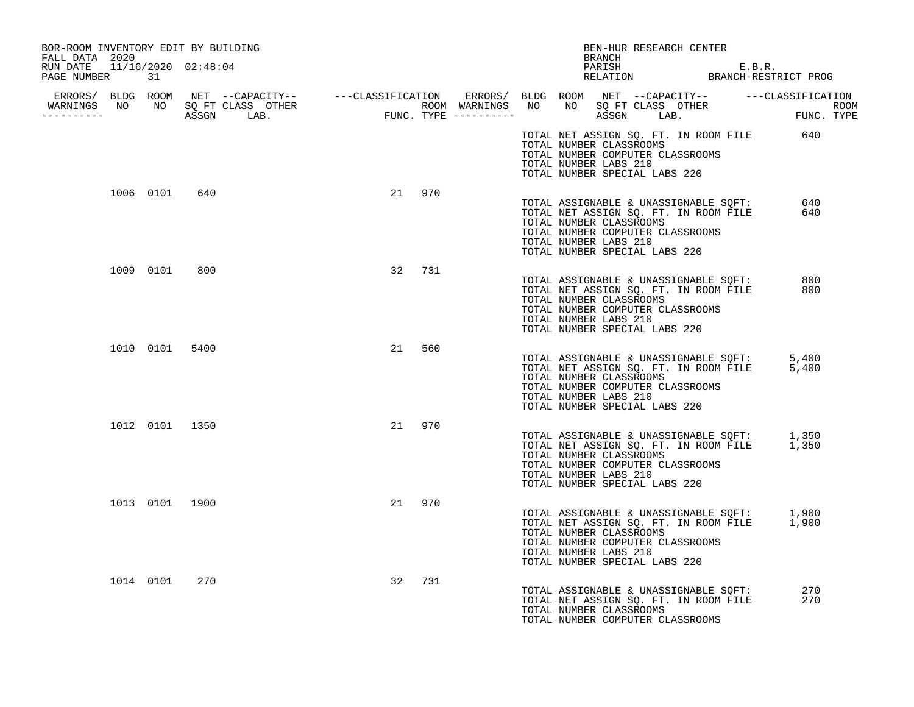BOR-ROOM INVENTORY EDIT BY BUILDING
FALL DATA 2020
RUN DATE 11/16/2020 02:48:04
PAGE NUMBER 31

BEN-HUR RESEARCH CENTER
BRANCH
PARISH E.B.R.
RELATION BRANCH-RESTRICT PROG

| ERRORS/ WARNINGS | BLDG NO | ROOM NO | NET SQ FT ASSGN | CAPACITY CLASS LAB. | CAPACITY OTHER | CLASSIFICATION FUNC. | ROOM TYPE |
|---|---|---|---|---|---|---|---|
| | 1006 | 0101 | 640 | | | 21 | 970 |
| | 1009 | 0101 | 800 | | | 32 | 731 |
| | 1010 | 0101 | 5400 | | | 21 | 560 |
| | 1012 | 0101 | 1350 | | | 21 | 970 |
| | 1013 | 0101 | 1900 | | | 21 | 970 |
| | 1014 | 0101 | 270 | | | 32 | 731 |

TOTAL NET ASSIGN SQ. FT. IN ROOM FILE 640
TOTAL NUMBER CLASSROOMS
TOTAL NUMBER COMPUTER CLASSROOMS
TOTAL NUMBER LABS 210
TOTAL NUMBER SPECIAL LABS 220

Building 1006:

TOTAL ASSIGNABLE & UNASSIGNABLE SQFT: 640
TOTAL NET ASSIGN SQ. FT. IN ROOM FILE 640
TOTAL NUMBER CLASSROOMS
TOTAL NUMBER COMPUTER CLASSROOMS
TOTAL NUMBER LABS 210
TOTAL NUMBER SPECIAL LABS 220

Building 1009:

TOTAL ASSIGNABLE & UNASSIGNABLE SQFT: 800
TOTAL NET ASSIGN SQ. FT. IN ROOM FILE 800
TOTAL NUMBER CLASSROOMS
TOTAL NUMBER COMPUTER CLASSROOMS
TOTAL NUMBER LABS 210
TOTAL NUMBER SPECIAL LABS 220

Building 1010:

TOTAL ASSIGNABLE & UNASSIGNABLE SQFT: 5,400
TOTAL NET ASSIGN SQ. FT. IN ROOM FILE 5,400
TOTAL NUMBER CLASSROOMS
TOTAL NUMBER COMPUTER CLASSROOMS
TOTAL NUMBER LABS 210
TOTAL NUMBER SPECIAL LABS 220

Building 1012:

TOTAL ASSIGNABLE & UNASSIGNABLE SQFT: 1,350
TOTAL NET ASSIGN SQ. FT. IN ROOM FILE 1,350
TOTAL NUMBER CLASSROOMS
TOTAL NUMBER COMPUTER CLASSROOMS
TOTAL NUMBER LABS 210
TOTAL NUMBER SPECIAL LABS 220

Building 1013:

TOTAL ASSIGNABLE & UNASSIGNABLE SQFT: 1,900
TOTAL NET ASSIGN SQ. FT. IN ROOM FILE 1,900
TOTAL NUMBER CLASSROOMS
TOTAL NUMBER COMPUTER CLASSROOMS
TOTAL NUMBER LABS 210
TOTAL NUMBER SPECIAL LABS 220

Building 1014:

TOTAL ASSIGNABLE & UNASSIGNABLE SQFT: 270
TOTAL NET ASSIGN SQ. FT. IN ROOM FILE 270
TOTAL NUMBER CLASSROOMS
TOTAL NUMBER COMPUTER CLASSROOMS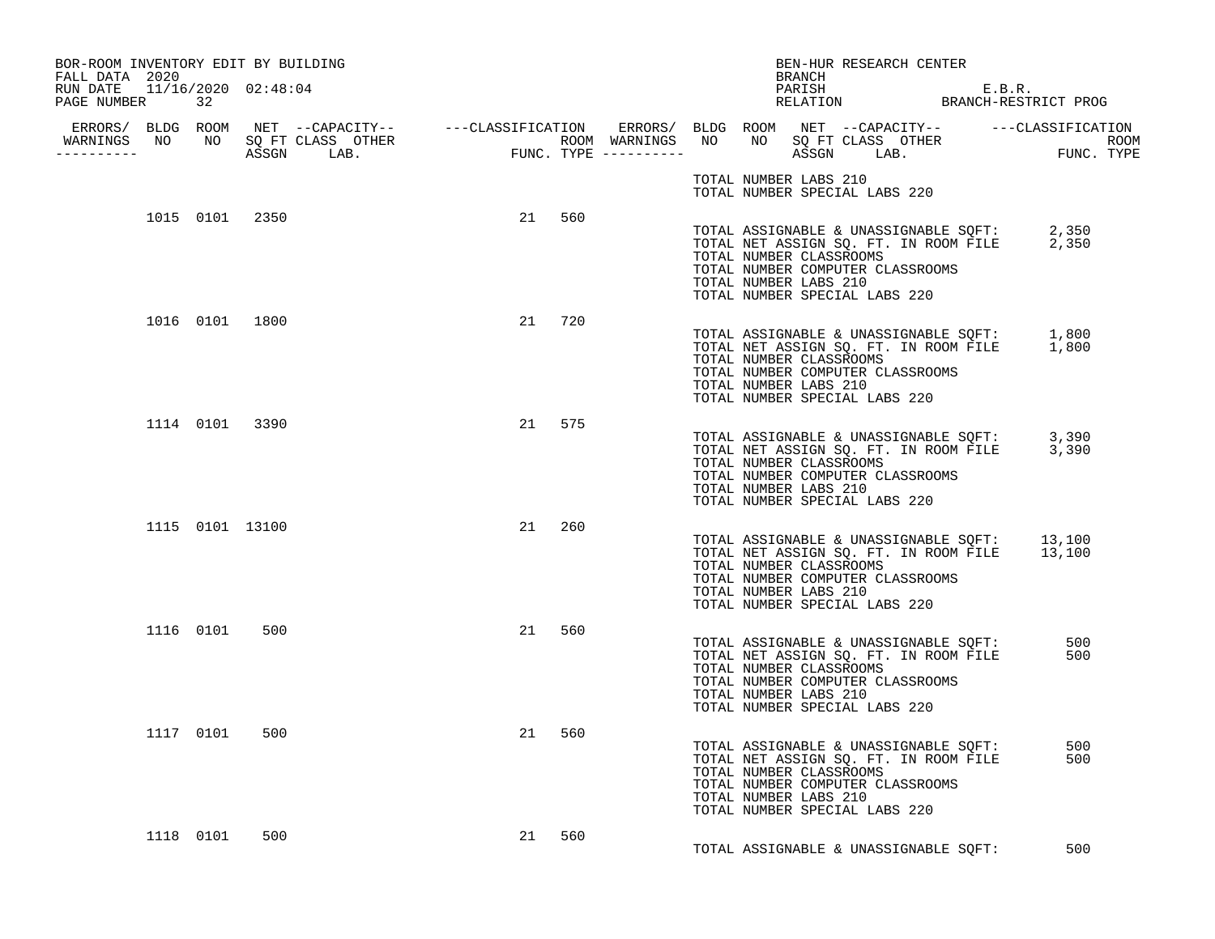BOR-ROOM INVENTORY EDIT BY BUILDING
FALL DATA 2020
RUN DATE 11/16/2020 02:48:04
PAGE NUMBER 32

BEN-HUR RESEARCH CENTER
BRANCH
PARISH E.B.R.
RELATION BRANCH-RESTRICT PROG

| ERRORS/ WARNINGS | BLDG NO | ROOM NO | NET SQ FT ASSGN | CAPACITY CLASS | CAPACITY LAB. | CAPACITY OTHER | CLASSIFICATION FUNC. | ROOM TYPE |
|---|---|---|---|---|---|---|---|---|
| | 1015 | 0101 | 2350 | | | | 21 | 560 |
| | 1016 | 0101 | 1800 | | | | 21 | 720 |
| | 1114 | 0101 | 3390 | | | | 21 | 575 |
| | 1115 | 0101 | 13100 | | | | 21 | 260 |
| | 1116 | 0101 | 500 | | | | 21 | 560 |
| | 1117 | 0101 | 500 | | | | 21 | 560 |
| | 1118 | 0101 | 500 | | | | 21 | 560 |

TOTAL NUMBER LABS 210
TOTAL NUMBER SPECIAL LABS 220

Building 1015:
TOTAL ASSIGNABLE & UNASSIGNABLE SQFT: 2,350
TOTAL NET ASSIGN SQ. FT. IN ROOM FILE 2,350
TOTAL NUMBER CLASSROOMS
TOTAL NUMBER COMPUTER CLASSROOMS
TOTAL NUMBER LABS 210
TOTAL NUMBER SPECIAL LABS 220

Building 1016:
TOTAL ASSIGNABLE & UNASSIGNABLE SQFT: 1,800
TOTAL NET ASSIGN SQ. FT. IN ROOM FILE 1,800
TOTAL NUMBER CLASSROOMS
TOTAL NUMBER COMPUTER CLASSROOMS
TOTAL NUMBER LABS 210
TOTAL NUMBER SPECIAL LABS 220

Building 1114:
TOTAL ASSIGNABLE & UNASSIGNABLE SQFT: 3,390
TOTAL NET ASSIGN SQ. FT. IN ROOM FILE 3,390
TOTAL NUMBER CLASSROOMS
TOTAL NUMBER COMPUTER CLASSROOMS
TOTAL NUMBER LABS 210
TOTAL NUMBER SPECIAL LABS 220

Building 1115:
TOTAL ASSIGNABLE & UNASSIGNABLE SQFT: 13,100
TOTAL NET ASSIGN SQ. FT. IN ROOM FILE 13,100
TOTAL NUMBER CLASSROOMS
TOTAL NUMBER COMPUTER CLASSROOMS
TOTAL NUMBER LABS 210
TOTAL NUMBER SPECIAL LABS 220

Building 1116:
TOTAL ASSIGNABLE & UNASSIGNABLE SQFT: 500
TOTAL NET ASSIGN SQ. FT. IN ROOM FILE 500
TOTAL NUMBER CLASSROOMS
TOTAL NUMBER COMPUTER CLASSROOMS
TOTAL NUMBER LABS 210
TOTAL NUMBER SPECIAL LABS 220

Building 1117:
TOTAL ASSIGNABLE & UNASSIGNABLE SQFT: 500
TOTAL NET ASSIGN SQ. FT. IN ROOM FILE 500
TOTAL NUMBER CLASSROOMS
TOTAL NUMBER COMPUTER CLASSROOMS
TOTAL NUMBER LABS 210
TOTAL NUMBER SPECIAL LABS 220

Building 1118:
TOTAL ASSIGNABLE & UNASSIGNABLE SQFT: 500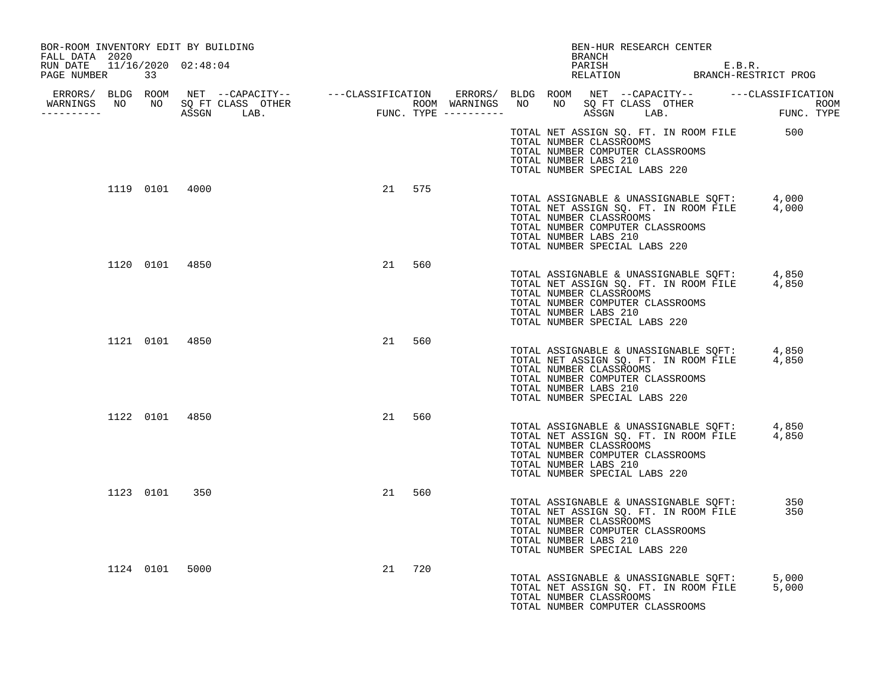BOR-ROOM INVENTORY EDIT BY BUILDING
FALL DATA 2020
RUN DATE 11/16/2020 02:48:04
PAGE NUMBER 33

BEN-HUR RESEARCH CENTER
BRANCH
PARISH E.B.R.
RELATION BRANCH-RESTRICT PROG

| ERRORS/ WARNINGS | BLDG NO | ROOM NO | NET SQ FT ASSGN | --CAPACITY-- CLASS LAB. | OTHER | ---CLASSIFICATION FUNC. | ROOM TYPE |
|---|---|---|---|---|---|---|---|
| | 1119 | 0101 | 4000 | | | 21 | 575 |
| | 1120 | 0101 | 4850 | | | 21 | 560 |
| | 1121 | 0101 | 4850 | | | 21 | 560 |
| | 1122 | 0101 | 4850 | | | 21 | 560 |
| | 1123 | 0101 | 350 | | | 21 | 560 |
| | 1124 | 0101 | 5000 | | | 21 | 720 |

TOTAL NET ASSIGN SQ. FT. IN ROOM FILE 500
TOTAL NUMBER CLASSROOMS
TOTAL NUMBER COMPUTER CLASSROOMS
TOTAL NUMBER LABS 210
TOTAL NUMBER SPECIAL LABS 220

(1119 0101)
TOTAL ASSIGNABLE & UNASSIGNABLE SQFT: 4,000
TOTAL NET ASSIGN SQ. FT. IN ROOM FILE 4,000
TOTAL NUMBER CLASSROOMS
TOTAL NUMBER COMPUTER CLASSROOMS
TOTAL NUMBER LABS 210
TOTAL NUMBER SPECIAL LABS 220

(1120 0101)
TOTAL ASSIGNABLE & UNASSIGNABLE SQFT: 4,850
TOTAL NET ASSIGN SQ. FT. IN ROOM FILE 4,850
TOTAL NUMBER CLASSROOMS
TOTAL NUMBER COMPUTER CLASSROOMS
TOTAL NUMBER LABS 210
TOTAL NUMBER SPECIAL LABS 220

(1121 0101)
TOTAL ASSIGNABLE & UNASSIGNABLE SQFT: 4,850
TOTAL NET ASSIGN SQ. FT. IN ROOM FILE 4,850
TOTAL NUMBER CLASSROOMS
TOTAL NUMBER COMPUTER CLASSROOMS
TOTAL NUMBER LABS 210
TOTAL NUMBER SPECIAL LABS 220

(1122 0101)
TOTAL ASSIGNABLE & UNASSIGNABLE SQFT: 4,850
TOTAL NET ASSIGN SQ. FT. IN ROOM FILE 4,850
TOTAL NUMBER CLASSROOMS
TOTAL NUMBER COMPUTER CLASSROOMS
TOTAL NUMBER LABS 210
TOTAL NUMBER SPECIAL LABS 220

(1123 0101)
TOTAL ASSIGNABLE & UNASSIGNABLE SQFT: 350
TOTAL NET ASSIGN SQ. FT. IN ROOM FILE 350
TOTAL NUMBER CLASSROOMS
TOTAL NUMBER COMPUTER CLASSROOMS
TOTAL NUMBER LABS 210
TOTAL NUMBER SPECIAL LABS 220

(1124 0101)
TOTAL ASSIGNABLE & UNASSIGNABLE SQFT: 5,000
TOTAL NET ASSIGN SQ. FT. IN ROOM FILE 5,000
TOTAL NUMBER CLASSROOMS
TOTAL NUMBER COMPUTER CLASSROOMS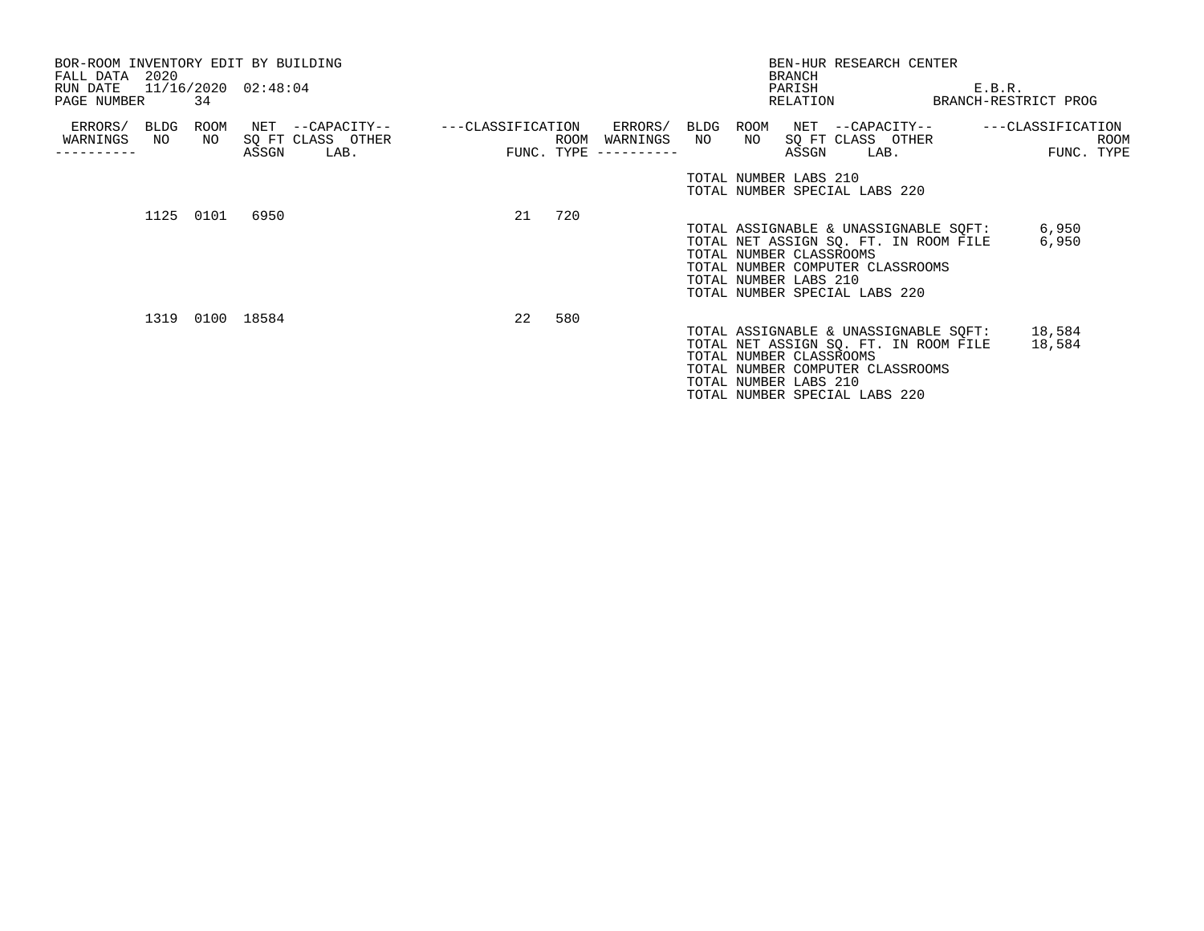BOR-ROOM INVENTORY EDIT BY BUILDING
FALL DATA 2020
RUN DATE 11/16/2020 02:48:04
PAGE NUMBER 34

BEN-HUR RESEARCH CENTER
BRANCH
PARISH E.B.R.
RELATION BRANCH-RESTRICT PROG

| ERRORS/ WARNINGS | BLDG NO | ROOM NO | NET SQ FT ASSGN | CAPACITY CLASS | CAPACITY OTHER LAB. | CLASSIFICATION FUNC. | ROOM TYPE |
|---|---|---|---|---|---|---|---|
| | 1125 | 0101 | 6950 | | | 21 | 720 |
| | 1319 | 0100 | 18584 | | | 22 | 580 |

TOTAL NUMBER LABS 210
TOTAL NUMBER SPECIAL LABS 220

TOTAL ASSIGNABLE & UNASSIGNABLE SQFT: 6,950
TOTAL NET ASSIGN SQ. FT. IN ROOM FILE 6,950
TOTAL NUMBER CLASSROOMS
TOTAL NUMBER COMPUTER CLASSROOMS
TOTAL NUMBER LABS 210
TOTAL NUMBER SPECIAL LABS 220

TOTAL ASSIGNABLE & UNASSIGNABLE SQFT: 18,584
TOTAL NET ASSIGN SQ. FT. IN ROOM FILE 18,584
TOTAL NUMBER CLASSROOMS
TOTAL NUMBER COMPUTER CLASSROOMS
TOTAL NUMBER LABS 210
TOTAL NUMBER SPECIAL LABS 220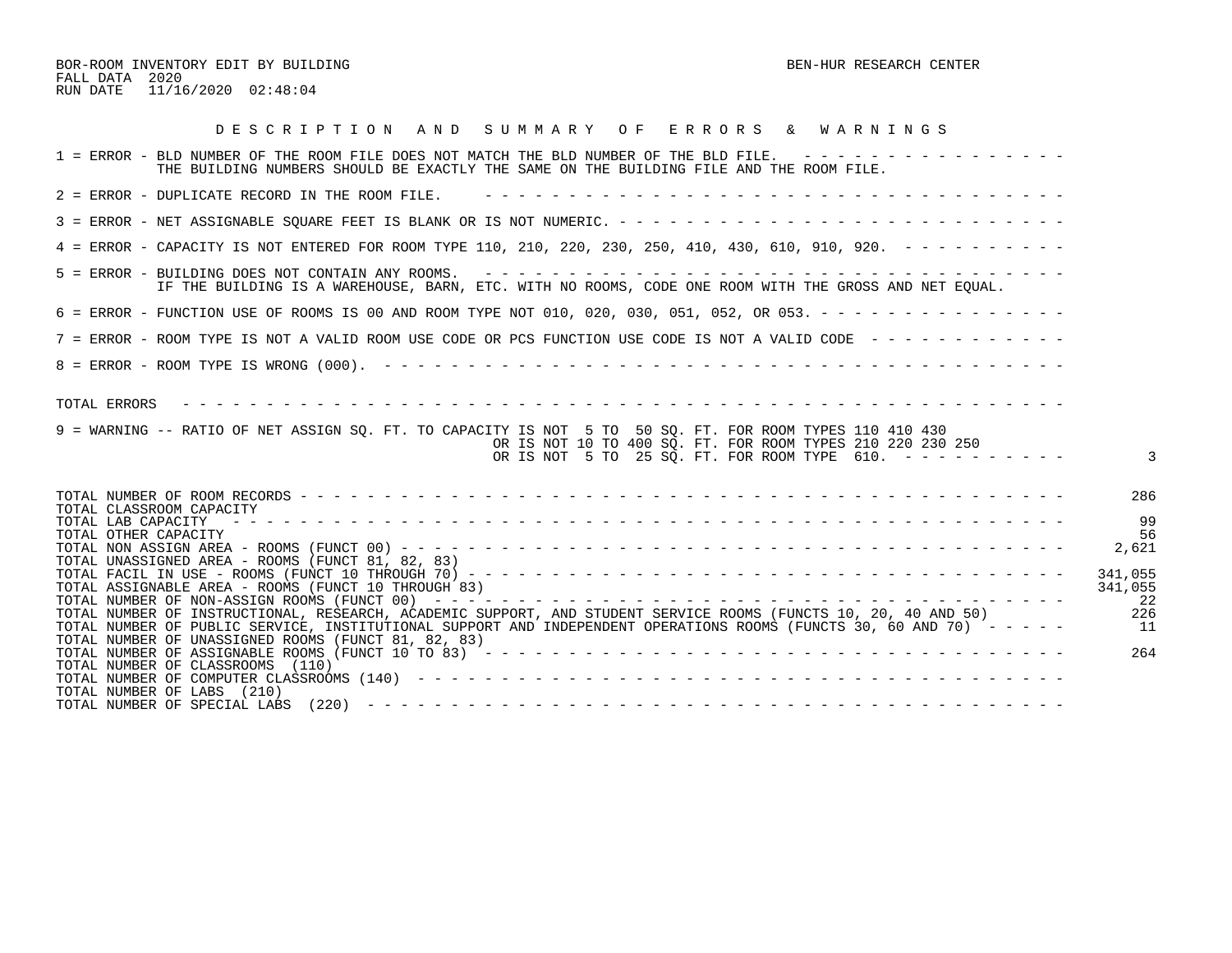BOR-ROOM INVENTORY EDIT BY BUILDING
FALL DATA 2020
RUN DATE 11/16/2020 02:48:04

BEN-HUR RESEARCH CENTER

## D E S C R I P T I O N   A N D   S U M M A R Y   O F   E R R O R S   &   W A R N I N G S

| Description | Count |
|---|---|
| 1 = ERROR - BLD NUMBER OF THE ROOM FILE DOES NOT MATCH THE BLD NUMBER OF THE BLD FILE. THE BUILDING NUMBERS SHOULD BE EXACTLY THE SAME ON THE BUILDING FILE AND THE ROOM FILE. | |
| 2 = ERROR - DUPLICATE RECORD IN THE ROOM FILE. | |
| 3 = ERROR - NET ASSIGNABLE SQUARE FEET IS BLANK OR IS NOT NUMERIC. | |
| 4 = ERROR - CAPACITY IS NOT ENTERED FOR ROOM TYPE 110, 210, 220, 230, 250, 410, 430, 610, 910, 920. | |
| 5 = ERROR - BUILDING DOES NOT CONTAIN ANY ROOMS. IF THE BUILDING IS A WAREHOUSE, BARN, ETC. WITH NO ROOMS, CODE ONE ROOM WITH THE GROSS AND NET EQUAL. | |
| 6 = ERROR - FUNCTION USE OF ROOMS IS 00 AND ROOM TYPE NOT 010, 020, 030, 051, 052, OR 053. | |
| 7 = ERROR - ROOM TYPE IS NOT A VALID ROOM USE CODE OR PCS FUNCTION USE CODE IS NOT A VALID CODE | |
| 8 = ERROR - ROOM TYPE IS WRONG (000). | |
| TOTAL ERRORS | |
| 9 = WARNING -- RATIO OF NET ASSIGN SQ. FT. TO CAPACITY IS NOT 5 TO 50 SQ. FT. FOR ROOM TYPES 110 410 430 OR IS NOT 10 TO 400 SQ. FT. FOR ROOM TYPES 210 220 230 250 OR IS NOT 5 TO 25 SQ. FT. FOR ROOM TYPE 610. | 3 |

| Summary | Value |
|---|---|
| TOTAL NUMBER OF ROOM RECORDS | 286 |
| TOTAL CLASSROOM CAPACITY | |
| TOTAL LAB CAPACITY | 99 |
| TOTAL OTHER CAPACITY | 56 |
| TOTAL NON ASSIGN AREA - ROOMS (FUNCT 00) | 2,621 |
| TOTAL UNASSIGNED AREA - ROOMS (FUNCT 81, 82, 83) | |
| TOTAL FACIL IN USE - ROOMS (FUNCT 10 THROUGH 70) | 341,055 |
| TOTAL ASSIGNABLE AREA - ROOMS (FUNCT 10 THROUGH 83) | 341,055 |
| TOTAL NUMBER OF NON-ASSIGN ROOMS (FUNCT 00) | 22 |
| TOTAL NUMBER OF INSTRUCTIONAL, RESEARCH, ACADEMIC SUPPORT, AND STUDENT SERVICE ROOMS (FUNCTS 10, 20, 40 AND 50) | 226 |
| TOTAL NUMBER OF PUBLIC SERVICE, INSTITUTIONAL SUPPORT AND INDEPENDENT OPERATIONS ROOMS (FUNCTS 30, 60 AND 70) | 11 |
| TOTAL NUMBER OF UNASSIGNED ROOMS (FUNCT 81, 82, 83) | |
| TOTAL NUMBER OF ASSIGNABLE ROOMS (FUNCT 10 TO 83) | 264 |
| TOTAL NUMBER OF CLASSROOMS (110) | |
| TOTAL NUMBER OF COMPUTER CLASSROOMS (140) | |
| TOTAL NUMBER OF LABS (210) | |
| TOTAL NUMBER OF SPECIAL LABS (220) | |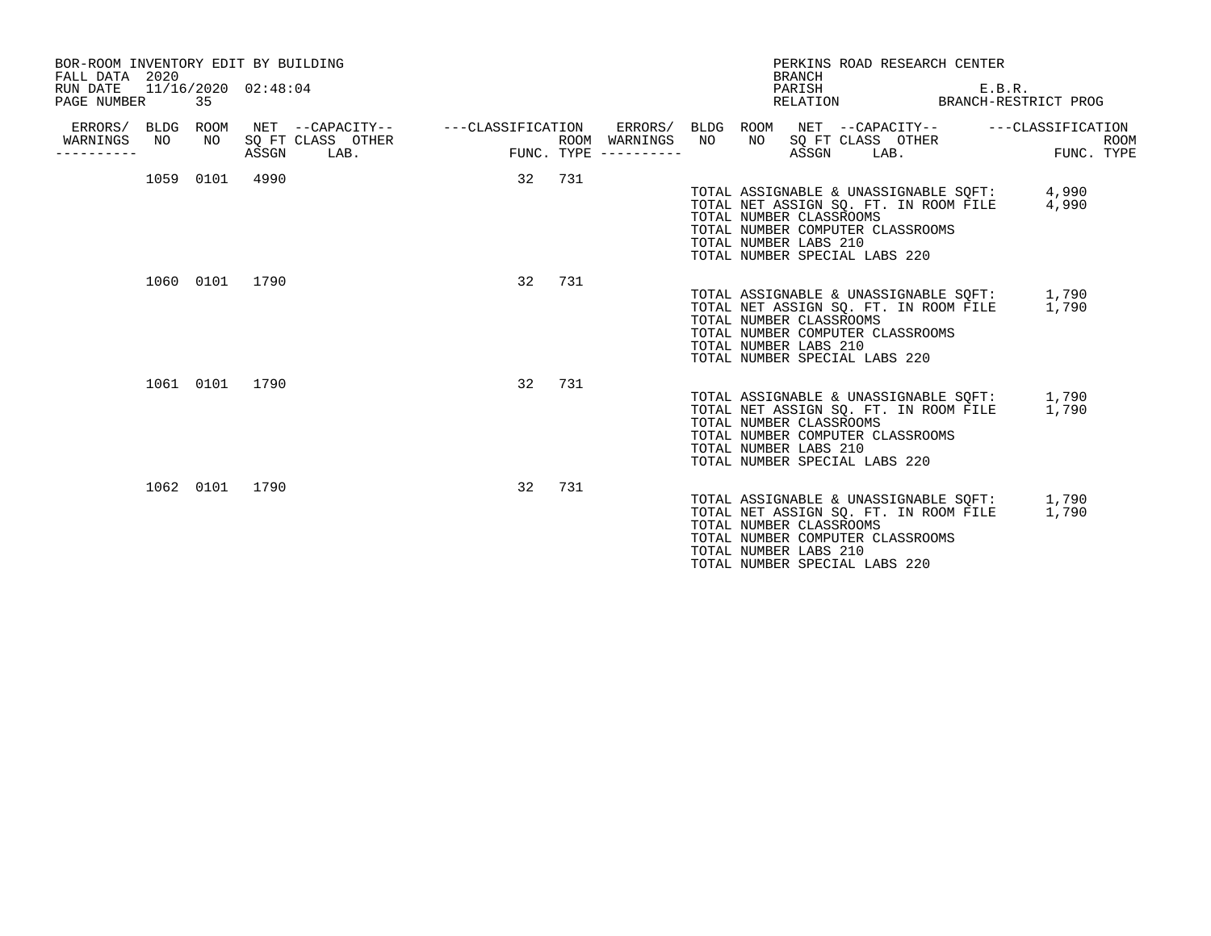BOR-ROOM INVENTORY EDIT BY BUILDING
FALL DATA 2020
RUN DATE 11/16/2020 02:48:04
PAGE NUMBER 35

PERKINS ROAD RESEARCH CENTER
BRANCH
PARISH E.B.R.
RELATION BRANCH-RESTRICT PROG

| ERRORS/ WARNINGS | BLDG NO | ROOM NO | NET SQ FT ASSGN | CAPACITY CLASS | CAPACITY OTHER LAB. | CLASSIFICATION FUNC. | ROOM TYPE |
|---|---|---|---|---|---|---|---|
| | 1059 | 0101 | 4990 | | | 32 | 731 |
| | 1060 | 0101 | 1790 | | | 32 | 731 |
| | 1061 | 0101 | 1790 | | | 32 | 731 |
| | 1062 | 0101 | 1790 | | | 32 | 731 |

**Building 1059**

TOTAL ASSIGNABLE & UNASSIGNABLE SQFT: 4,990
TOTAL NET ASSIGN SQ. FT. IN ROOM FILE 4,990
TOTAL NUMBER CLASSROOMS
TOTAL NUMBER COMPUTER CLASSROOMS
TOTAL NUMBER LABS 210
TOTAL NUMBER SPECIAL LABS 220

**Building 1060**

TOTAL ASSIGNABLE & UNASSIGNABLE SQFT: 1,790
TOTAL NET ASSIGN SQ. FT. IN ROOM FILE 1,790
TOTAL NUMBER CLASSROOMS
TOTAL NUMBER COMPUTER CLASSROOMS
TOTAL NUMBER LABS 210
TOTAL NUMBER SPECIAL LABS 220

**Building 1061**

TOTAL ASSIGNABLE & UNASSIGNABLE SQFT: 1,790
TOTAL NET ASSIGN SQ. FT. IN ROOM FILE 1,790
TOTAL NUMBER CLASSROOMS
TOTAL NUMBER COMPUTER CLASSROOMS
TOTAL NUMBER LABS 210
TOTAL NUMBER SPECIAL LABS 220

**Building 1062**

TOTAL ASSIGNABLE & UNASSIGNABLE SQFT: 1,790
TOTAL NET ASSIGN SQ. FT. IN ROOM FILE 1,790
TOTAL NUMBER CLASSROOMS
TOTAL NUMBER COMPUTER CLASSROOMS
TOTAL NUMBER LABS 210
TOTAL NUMBER SPECIAL LABS 220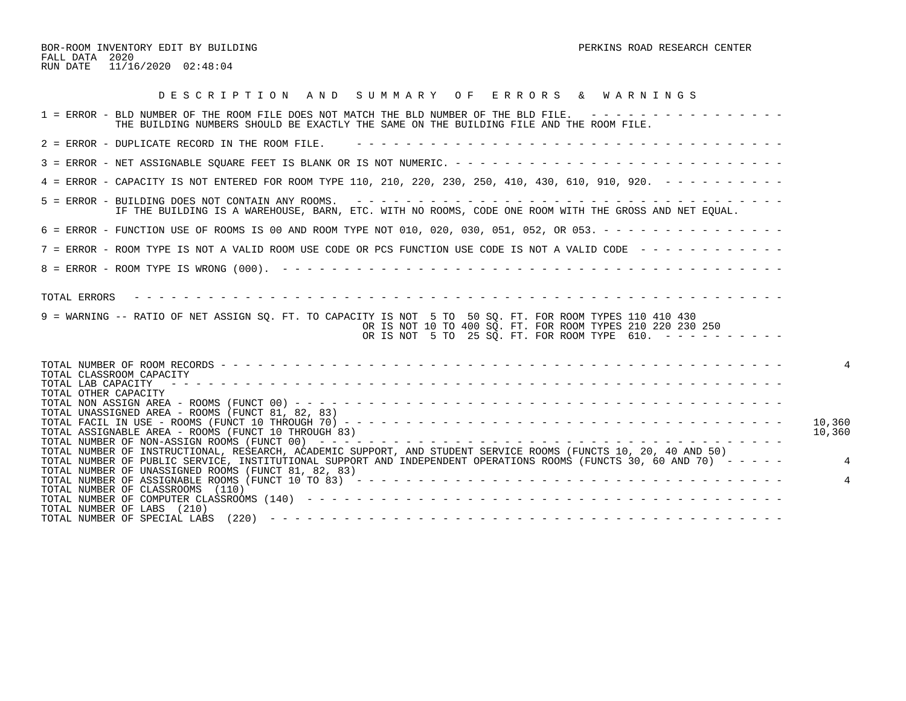BOR-ROOM INVENTORY EDIT BY BUILDING

FALL DATA 2020

RUN DATE 11/16/2020 02:48:04

PERKINS ROAD RESEARCH CENTER

## D E S C R I P T I O N   A N D   S U M M A R Y   O F   E R R O R S   &   W A R N I N G S

1 = ERROR - BLD NUMBER OF THE ROOM FILE DOES NOT MATCH THE BLD NUMBER OF THE BLD FILE.
THE BUILDING NUMBERS SHOULD BE EXACTLY THE SAME ON THE BUILDING FILE AND THE ROOM FILE.

2 = ERROR - DUPLICATE RECORD IN THE ROOM FILE.

3 = ERROR - NET ASSIGNABLE SQUARE FEET IS BLANK OR IS NOT NUMERIC.

4 = ERROR - CAPACITY IS NOT ENTERED FOR ROOM TYPE 110, 210, 220, 230, 250, 410, 430, 610, 910, 920.

5 = ERROR - BUILDING DOES NOT CONTAIN ANY ROOMS.
IF THE BUILDING IS A WAREHOUSE, BARN, ETC. WITH NO ROOMS, CODE ONE ROOM WITH THE GROSS AND NET EQUAL.

6 = ERROR - FUNCTION USE OF ROOMS IS 00 AND ROOM TYPE NOT 010, 020, 030, 051, 052, OR 053.

7 = ERROR - ROOM TYPE IS NOT A VALID ROOM USE CODE OR PCS FUNCTION USE CODE IS NOT A VALID CODE

8 = ERROR - ROOM TYPE IS WRONG (000).

TOTAL ERRORS

9 = WARNING -- RATIO OF NET ASSIGN SQ. FT. TO CAPACITY IS NOT 5 TO 50 SQ. FT. FOR ROOM TYPES 110 410 430
OR IS NOT 10 TO 400 SQ. FT. FOR ROOM TYPES 210 220 230 250
OR IS NOT 5 TO 25 SQ. FT. FOR ROOM TYPE 610.

| | |
|---|---|
| TOTAL NUMBER OF ROOM RECORDS | 4 |
| TOTAL CLASSROOM CAPACITY | |
| TOTAL LAB CAPACITY | |
| TOTAL OTHER CAPACITY | |
| TOTAL NON ASSIGN AREA - ROOMS (FUNCT 00) | |
| TOTAL UNASSIGNED AREA - ROOMS (FUNCT 81, 82, 83) | |
| TOTAL FACIL IN USE - ROOMS (FUNCT 10 THROUGH 70) | 10,360 |
| TOTAL ASSIGNABLE AREA - ROOMS (FUNCT 10 THROUGH 83) | 10,360 |
| TOTAL NUMBER OF NON-ASSIGN ROOMS (FUNCT 00) | |
| TOTAL NUMBER OF INSTRUCTIONAL, RESEARCH, ACADEMIC SUPPORT, AND STUDENT SERVICE ROOMS (FUNCTS 10, 20, 40 AND 50) | |
| TOTAL NUMBER OF PUBLIC SERVICE, INSTITUTIONAL SUPPORT AND INDEPENDENT OPERATIONS ROOMS (FUNCTS 30, 60 AND 70) | 4 |
| TOTAL NUMBER OF UNASSIGNED ROOMS (FUNCT 81, 82, 83) | |
| TOTAL NUMBER OF ASSIGNABLE ROOMS (FUNCT 10 TO 83) | 4 |
| TOTAL NUMBER OF CLASSROOMS (110) | |
| TOTAL NUMBER OF COMPUTER CLASSROOMS (140) | |
| TOTAL NUMBER OF LABS (210) | |
| TOTAL NUMBER OF SPECIAL LABS (220) | |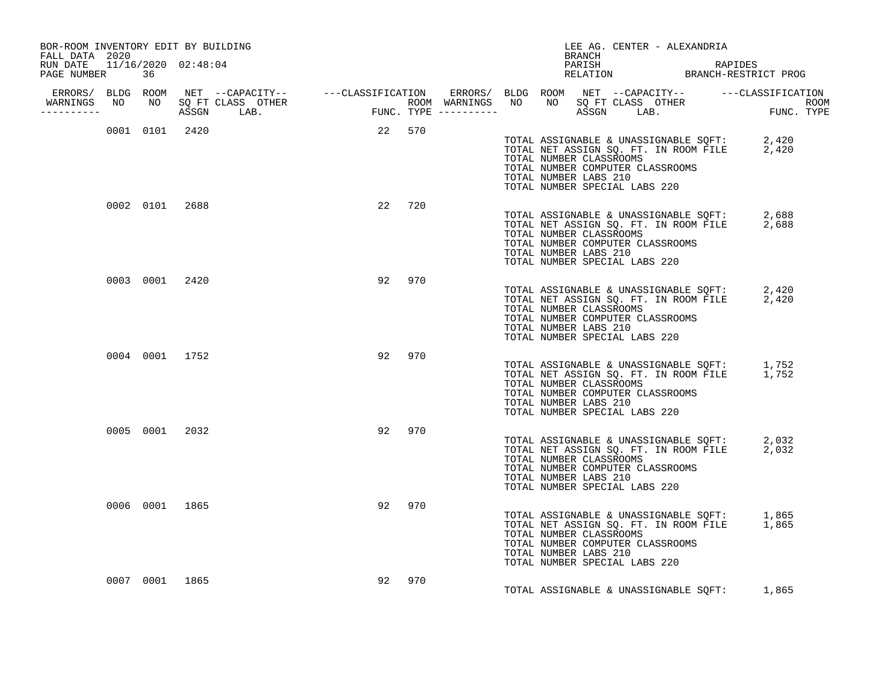BOR-ROOM INVENTORY EDIT BY BUILDING
FALL DATA 2020
RUN DATE 11/16/2020 02:48:04
PAGE NUMBER 36

LEE AG. CENTER - ALEXANDRIA
BRANCH
PARISH RAPIDES
RELATION BRANCH-RESTRICT PROG

| ERRORS/ WARNINGS | BLDG NO | ROOM NO | NET SQ FT ASSGN | CAPACITY CLASS | CAPACITY OTHER LAB. | FUNC. | ROOM TYPE | ERRORS/ WARNINGS |
|---|---|---|---|---|---|---|---|---|
| | 0001 | 0101 | 2420 | | | 22 | 570 | |
| | 0002 | 0101 | 2688 | | | 22 | 720 | |
| | 0003 | 0001 | 2420 | | | 92 | 970 | |
| | 0004 | 0001 | 1752 | | | 92 | 970 | |
| | 0005 | 0001 | 2032 | | | 92 | 970 | |
| | 0006 | 0001 | 1865 | | | 92 | 970 | |
| | 0007 | 0001 | 1865 | | | 92 | 970 | |

Building 0001:
TOTAL ASSIGNABLE & UNASSIGNABLE SQFT: 2,420
TOTAL NET ASSIGN SQ. FT. IN ROOM FILE 2,420
TOTAL NUMBER CLASSROOMS
TOTAL NUMBER COMPUTER CLASSROOMS
TOTAL NUMBER LABS 210
TOTAL NUMBER SPECIAL LABS 220

Building 0002:
TOTAL ASSIGNABLE & UNASSIGNABLE SQFT: 2,688
TOTAL NET ASSIGN SQ. FT. IN ROOM FILE 2,688
TOTAL NUMBER CLASSROOMS
TOTAL NUMBER COMPUTER CLASSROOMS
TOTAL NUMBER LABS 210
TOTAL NUMBER SPECIAL LABS 220

Building 0003:
TOTAL ASSIGNABLE & UNASSIGNABLE SQFT: 2,420
TOTAL NET ASSIGN SQ. FT. IN ROOM FILE 2,420
TOTAL NUMBER CLASSROOMS
TOTAL NUMBER COMPUTER CLASSROOMS
TOTAL NUMBER LABS 210
TOTAL NUMBER SPECIAL LABS 220

Building 0004:
TOTAL ASSIGNABLE & UNASSIGNABLE SQFT: 1,752
TOTAL NET ASSIGN SQ. FT. IN ROOM FILE 1,752
TOTAL NUMBER CLASSROOMS
TOTAL NUMBER COMPUTER CLASSROOMS
TOTAL NUMBER LABS 210
TOTAL NUMBER SPECIAL LABS 220

Building 0005:
TOTAL ASSIGNABLE & UNASSIGNABLE SQFT: 2,032
TOTAL NET ASSIGN SQ. FT. IN ROOM FILE 2,032
TOTAL NUMBER CLASSROOMS
TOTAL NUMBER COMPUTER CLASSROOMS
TOTAL NUMBER LABS 210
TOTAL NUMBER SPECIAL LABS 220

Building 0006:
TOTAL ASSIGNABLE & UNASSIGNABLE SQFT: 1,865
TOTAL NET ASSIGN SQ. FT. IN ROOM FILE 1,865
TOTAL NUMBER CLASSROOMS
TOTAL NUMBER COMPUTER CLASSROOMS
TOTAL NUMBER LABS 210
TOTAL NUMBER SPECIAL LABS 220

Building 0007:
TOTAL ASSIGNABLE & UNASSIGNABLE SQFT: 1,865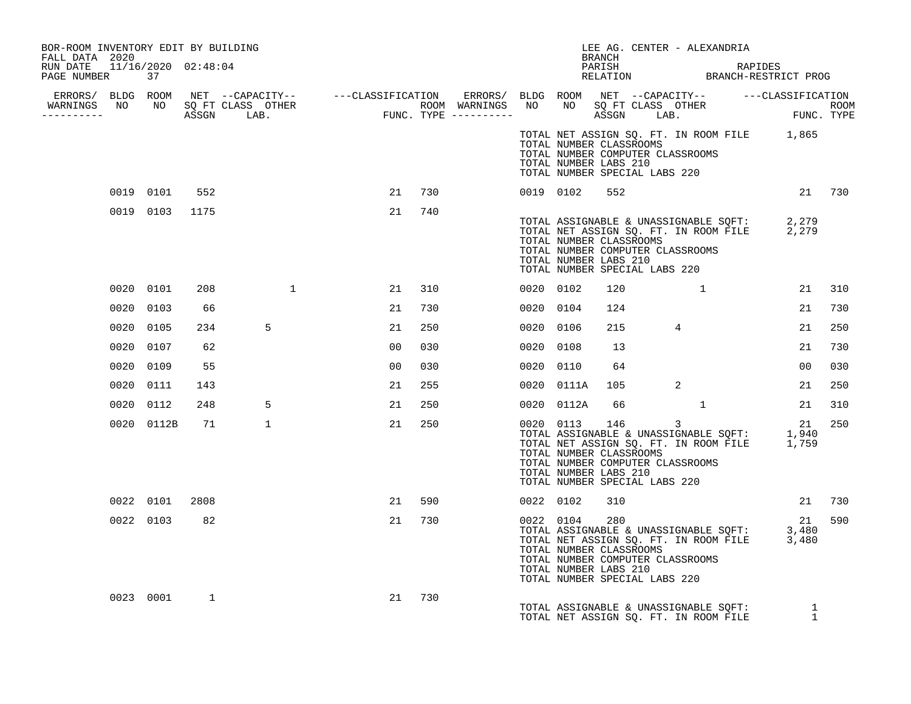BOR-ROOM INVENTORY EDIT BY BUILDING
FALL DATA 2020
RUN DATE 11/16/2020 02:48:04
PAGE NUMBER 37

LEE AG. CENTER - ALEXANDRIA
BRANCH
PARISH RAPIDES
RELATION BRANCH-RESTRICT PROG

| ERRORS/ WARNINGS | BLDG NO | ROOM NO | NET SQ FT ASSGN | CAPACITY CLASS | CAPACITY LAB. | CAPACITY OTHER | CLASSIFICATION FUNC. | ROOM TYPE | ERRORS/ WARNINGS | BLDG NO | ROOM NO | NET SQ FT ASSGN | CAPACITY CLASS | CAPACITY LAB. | CAPACITY OTHER | CLASSIFICATION FUNC. | ROOM TYPE |
|---|---|---|---|---|---|---|---|---|---|---|---|---|---|---|---|---|---|
| | | | | | | | | | | TOTAL NET ASSIGN SQ. FT. IN ROOM FILE | | 1,865 | | | | | |
| | | | | | | | | | | TOTAL NUMBER CLASSROOMS | | | | | | | |
| | | | | | | | | | | TOTAL NUMBER COMPUTER CLASSROOMS | | | | | | | |
| | | | | | | | | | | TOTAL NUMBER LABS 210 | | | | | | | |
| | | | | | | | | | | TOTAL NUMBER SPECIAL LABS 220 | | | | | | | |
| | 0019 | 0101 | 552 | | | | 21 | 730 | | 0019 | 0102 | 552 | | | | 21 | 730 |
| | 0019 | 0103 | 1175 | | | | 21 | 740 | | | | | | | | | |
| | | | | | | | | | | TOTAL ASSIGNABLE & UNASSIGNABLE SQFT: | | 2,279 | | | | | |
| | | | | | | | | | | TOTAL NET ASSIGN SQ. FT. IN ROOM FILE | | 2,279 | | | | | |
| | | | | | | | | | | TOTAL NUMBER CLASSROOMS | | | | | | | |
| | | | | | | | | | | TOTAL NUMBER COMPUTER CLASSROOMS | | | | | | | |
| | | | | | | | | | | TOTAL NUMBER LABS 210 | | | | | | | |
| | | | | | | | | | | TOTAL NUMBER SPECIAL LABS 220 | | | | | | | |
| | 0020 | 0101 | 208 | | | 1 | 21 | 310 | | 0020 | 0102 | 120 | | | 1 | 21 | 310 |
| | 0020 | 0103 | 66 | | | | 21 | 730 | | 0020 | 0104 | 124 | | | | 21 | 730 |
| | 0020 | 0105 | 234 | | 5 | | 21 | 250 | | 0020 | 0106 | 215 | | 4 | | 21 | 250 |
| | 0020 | 0107 | 62 | | | | 00 | 030 | | 0020 | 0108 | 13 | | | | 21 | 730 |
| | 0020 | 0109 | 55 | | | | 00 | 030 | | 0020 | 0110 | 64 | | | | 00 | 030 |
| | 0020 | 0111 | 143 | | | | 21 | 255 | | 0020 | 0111A | 105 | | 2 | | 21 | 250 |
| | 0020 | 0112 | 248 | | 5 | | 21 | 250 | | 0020 | 0112A | 66 | | | 1 | 21 | 310 |
| | 0020 | 0112B | 71 | | 1 | | 21 | 250 | | 0020 | 0113 | 146 | | 3 | | 21 | 250 |
| | | | | | | | | | | TOTAL ASSIGNABLE & UNASSIGNABLE SQFT: | | 1,940 | | | | | |
| | | | | | | | | | | TOTAL NET ASSIGN SQ. FT. IN ROOM FILE | | 1,759 | | | | | |
| | | | | | | | | | | TOTAL NUMBER CLASSROOMS | | | | | | | |
| | | | | | | | | | | TOTAL NUMBER COMPUTER CLASSROOMS | | | | | | | |
| | | | | | | | | | | TOTAL NUMBER LABS 210 | | | | | | | |
| | | | | | | | | | | TOTAL NUMBER SPECIAL LABS 220 | | | | | | | |
| | 0022 | 0101 | 2808 | | | | 21 | 590 | | 0022 | 0102 | 310 | | | | 21 | 730 |
| | 0022 | 0103 | 82 | | | | 21 | 730 | | 0022 | 0104 | 280 | | | | 21 | 590 |
| | | | | | | | | | | TOTAL ASSIGNABLE & UNASSIGNABLE SQFT: | | 3,480 | | | | | |
| | | | | | | | | | | TOTAL NET ASSIGN SQ. FT. IN ROOM FILE | | 3,480 | | | | | |
| | | | | | | | | | | TOTAL NUMBER CLASSROOMS | | | | | | | |
| | | | | | | | | | | TOTAL NUMBER COMPUTER CLASSROOMS | | | | | | | |
| | | | | | | | | | | TOTAL NUMBER LABS 210 | | | | | | | |
| | | | | | | | | | | TOTAL NUMBER SPECIAL LABS 220 | | | | | | | |
| | 0023 | 0001 | 1 | | | | 21 | 730 | | | | | | | | | |
| | | | | | | | | | | TOTAL ASSIGNABLE & UNASSIGNABLE SQFT: | | 1 | | | | | |
| | | | | | | | | | | TOTAL NET ASSIGN SQ. FT. IN ROOM FILE | | 1 | | | | | |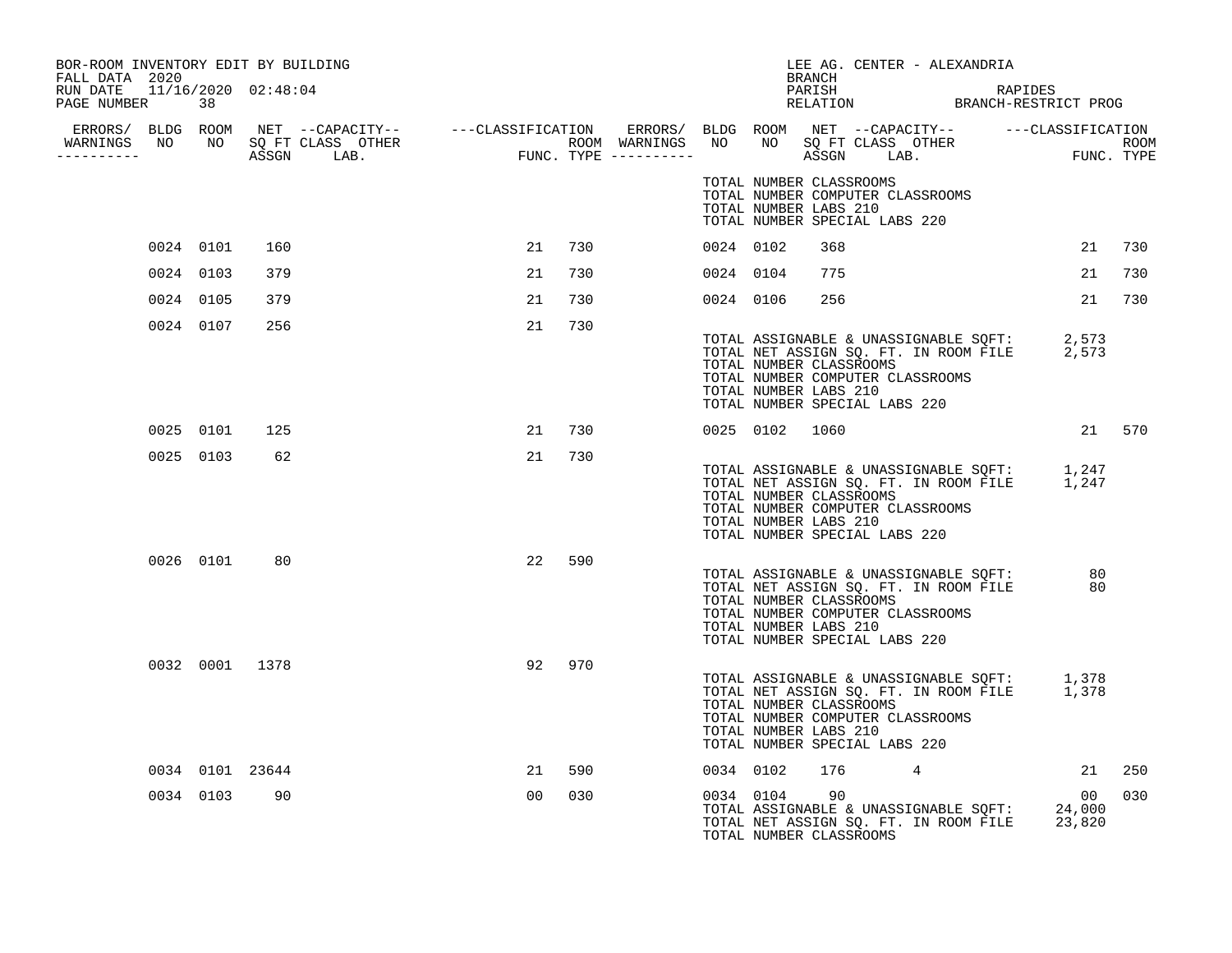BOR-ROOM INVENTORY EDIT BY BUILDING
FALL DATA 2020
RUN DATE 11/16/2020 02:48:04
PAGE NUMBER 38

LEE AG. CENTER - ALEXANDRIA
BRANCH
PARISH RAPIDES
RELATION BRANCH-RESTRICT PROG

| ERRORS/ WARNINGS | BLDG NO | ROOM NO | NET SQ FT ASSGN | CAPACITY CLASS | CAPACITY LAB. | CAPACITY OTHER | CLASSIFICATION FUNC. | ROOM TYPE | ERRORS/ WARNINGS | BLDG NO | ROOM NO | NET SQ FT ASSGN | CAPACITY CLASS | CAPACITY LAB. | CAPACITY OTHER | CLASSIFICATION FUNC. | ROOM TYPE |
|---|---|---|---|---|---|---|---|---|---|---|---|---|---|---|---|---|---|
| | | | | | | | | | | TOTAL NUMBER CLASSROOMS | | | | | | | |
| | | | | | | | | | | TOTAL NUMBER COMPUTER CLASSROOMS | | | | | | | |
| | | | | | | | | | | TOTAL NUMBER LABS 210 | | | | | | | |
| | | | | | | | | | | TOTAL NUMBER SPECIAL LABS 220 | | | | | | | |
| | 0024 | 0101 | 160 | | | | 21 | 730 | | 0024 | 0102 | 368 | | | | 21 | 730 |
| | 0024 | 0103 | 379 | | | | 21 | 730 | | 0024 | 0104 | 775 | | | | 21 | 730 |
| | 0024 | 0105 | 379 | | | | 21 | 730 | | 0024 | 0106 | 256 | | | | 21 | 730 |
| | 0024 | 0107 | 256 | | | | 21 | 730 | | | | | | | | | |
| | | | | | | | | | | TOTAL ASSIGNABLE & UNASSIGNABLE SQFT: | | | | | | 2,573 | |
| | | | | | | | | | | TOTAL NET ASSIGN SQ. FT. IN ROOM FILE | | | | | | 2,573 | |
| | | | | | | | | | | TOTAL NUMBER CLASSROOMS | | | | | | | |
| | | | | | | | | | | TOTAL NUMBER COMPUTER CLASSROOMS | | | | | | | |
| | | | | | | | | | | TOTAL NUMBER LABS 210 | | | | | | | |
| | | | | | | | | | | TOTAL NUMBER SPECIAL LABS 220 | | | | | | | |
| | 0025 | 0101 | 125 | | | | 21 | 730 | | 0025 | 0102 | 1060 | | | | 21 | 570 |
| | 0025 | 0103 | 62 | | | | 21 | 730 | | | | | | | | | |
| | | | | | | | | | | TOTAL ASSIGNABLE & UNASSIGNABLE SQFT: | | | | | | 1,247 | |
| | | | | | | | | | | TOTAL NET ASSIGN SQ. FT. IN ROOM FILE | | | | | | 1,247 | |
| | | | | | | | | | | TOTAL NUMBER CLASSROOMS | | | | | | | |
| | | | | | | | | | | TOTAL NUMBER COMPUTER CLASSROOMS | | | | | | | |
| | | | | | | | | | | TOTAL NUMBER LABS 210 | | | | | | | |
| | | | | | | | | | | TOTAL NUMBER SPECIAL LABS 220 | | | | | | | |
| | 0026 | 0101 | 80 | | | | 22 | 590 | | | | | | | | | |
| | | | | | | | | | | TOTAL ASSIGNABLE & UNASSIGNABLE SQFT: | | | | | | 80 | |
| | | | | | | | | | | TOTAL NET ASSIGN SQ. FT. IN ROOM FILE | | | | | | 80 | |
| | | | | | | | | | | TOTAL NUMBER CLASSROOMS | | | | | | | |
| | | | | | | | | | | TOTAL NUMBER COMPUTER CLASSROOMS | | | | | | | |
| | | | | | | | | | | TOTAL NUMBER LABS 210 | | | | | | | |
| | | | | | | | | | | TOTAL NUMBER SPECIAL LABS 220 | | | | | | | |
| | 0032 | 0001 | 1378 | | | | 92 | 970 | | | | | | | | | |
| | | | | | | | | | | TOTAL ASSIGNABLE & UNASSIGNABLE SQFT: | | | | | | 1,378 | |
| | | | | | | | | | | TOTAL NET ASSIGN SQ. FT. IN ROOM FILE | | | | | | 1,378 | |
| | | | | | | | | | | TOTAL NUMBER CLASSROOMS | | | | | | | |
| | | | | | | | | | | TOTAL NUMBER COMPUTER CLASSROOMS | | | | | | | |
| | | | | | | | | | | TOTAL NUMBER LABS 210 | | | | | | | |
| | | | | | | | | | | TOTAL NUMBER SPECIAL LABS 220 | | | | | | | |
| | 0034 | 0101 | 23644 | | | | 21 | 590 | | 0034 | 0102 | 176 | 4 | | | 21 | 250 |
| | 0034 | 0103 | 90 | | | | 00 | 030 | | 0034 | 0104 | 90 | | | | 00 | 030 |
| | | | | | | | | | | TOTAL ASSIGNABLE & UNASSIGNABLE SQFT: | | | | | | 24,000 | |
| | | | | | | | | | | TOTAL NET ASSIGN SQ. FT. IN ROOM FILE | | | | | | 23,820 | |
| | | | | | | | | | | TOTAL NUMBER CLASSROOMS | | | | | | | |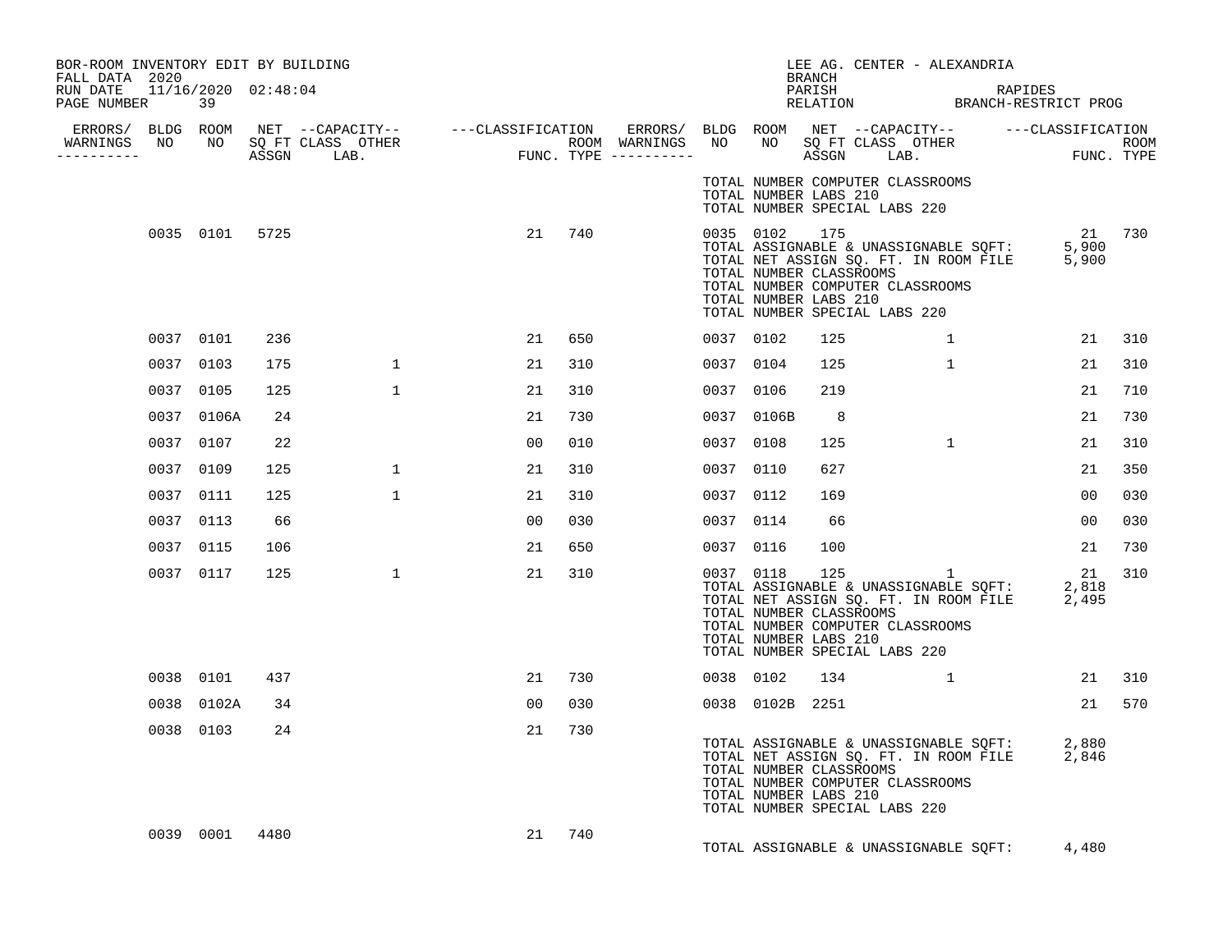BOR-ROOM INVENTORY EDIT BY BUILDING
FALL DATA 2020
RUN DATE 11/16/2020 02:48:04
PAGE NUMBER 39

LEE AG. CENTER - ALEXANDRIA
BRANCH
PARISH RAPIDES
RELATION BRANCH-RESTRICT PROG

| ERRORS/ WARNINGS | BLDG NO | ROOM NO | NET SQ FT ASSGN | CAPACITY CLASS LAB. | CAPACITY OTHER | CLASSIFICATION FUNC. | ROOM TYPE | ERRORS/ WARNINGS | BLDG NO | ROOM NO | NET SQ FT ASSGN | CAPACITY CLASS LAB. | CAPACITY OTHER | CLASSIFICATION FUNC. | ROOM TYPE |
|---|---|---|---|---|---|---|---|---|---|---|---|---|---|---|---|
| | | | | | | | | | TOTAL NUMBER COMPUTER CLASSROOMS | | | | | | |
| | | | | | | | | | TOTAL NUMBER LABS 210 | | | | | | |
| | | | | | | | | | TOTAL NUMBER SPECIAL LABS 220 | | | | | | |
| | 0035 | 0101 | 5725 | | | 21 | 740 | | 0035 | 0102 | 175 | | | 21 | 730 |
| | | | | | | | | | TOTAL ASSIGNABLE & UNASSIGNABLE SQFT: | | | | | 5,900 | |
| | | | | | | | | | TOTAL NET ASSIGN SQ. FT. IN ROOM FILE | | | | | 5,900 | |
| | | | | | | | | | TOTAL NUMBER CLASSROOMS | | | | | | |
| | | | | | | | | | TOTAL NUMBER COMPUTER CLASSROOMS | | | | | | |
| | | | | | | | | | TOTAL NUMBER LABS 210 | | | | | | |
| | | | | | | | | | TOTAL NUMBER SPECIAL LABS 220 | | | | | | |
| | 0037 | 0101 | 236 | | | 21 | 650 | | 0037 | 0102 | 125 | | 1 | 21 | 310 |
| | 0037 | 0103 | 175 | | 1 | 21 | 310 | | 0037 | 0104 | 125 | | 1 | 21 | 310 |
| | 0037 | 0105 | 125 | | 1 | 21 | 310 | | 0037 | 0106 | 219 | | | 21 | 710 |
| | 0037 | 0106A | 24 | | | 21 | 730 | | 0037 | 0106B | 8 | | | 21 | 730 |
| | 0037 | 0107 | 22 | | | 00 | 010 | | 0037 | 0108 | 125 | | 1 | 21 | 310 |
| | 0037 | 0109 | 125 | | 1 | 21 | 310 | | 0037 | 0110 | 627 | | | 21 | 350 |
| | 0037 | 0111 | 125 | | 1 | 21 | 310 | | 0037 | 0112 | 169 | | | 00 | 030 |
| | 0037 | 0113 | 66 | | | 00 | 030 | | 0037 | 0114 | 66 | | | 00 | 030 |
| | 0037 | 0115 | 106 | | | 21 | 650 | | 0037 | 0116 | 100 | | | 21 | 730 |
| | 0037 | 0117 | 125 | | 1 | 21 | 310 | | 0037 | 0118 | 125 | | 1 | 21 | 310 |
| | | | | | | | | | TOTAL ASSIGNABLE & UNASSIGNABLE SQFT: | | | | | 2,818 | |
| | | | | | | | | | TOTAL NET ASSIGN SQ. FT. IN ROOM FILE | | | | | 2,495 | |
| | | | | | | | | | TOTAL NUMBER CLASSROOMS | | | | | | |
| | | | | | | | | | TOTAL NUMBER COMPUTER CLASSROOMS | | | | | | |
| | | | | | | | | | TOTAL NUMBER LABS 210 | | | | | | |
| | | | | | | | | | TOTAL NUMBER SPECIAL LABS 220 | | | | | | |
| | 0038 | 0101 | 437 | | | 21 | 730 | | 0038 | 0102 | 134 | | 1 | 21 | 310 |
| | 0038 | 0102A | 34 | | | 00 | 030 | | 0038 | 0102B | 2251 | | | 21 | 570 |
| | 0038 | 0103 | 24 | | | 21 | 730 | | | | | | | | |
| | | | | | | | | | TOTAL ASSIGNABLE & UNASSIGNABLE SQFT: | | | | | 2,880 | |
| | | | | | | | | | TOTAL NET ASSIGN SQ. FT. IN ROOM FILE | | | | | 2,846 | |
| | | | | | | | | | TOTAL NUMBER CLASSROOMS | | | | | | |
| | | | | | | | | | TOTAL NUMBER COMPUTER CLASSROOMS | | | | | | |
| | | | | | | | | | TOTAL NUMBER LABS 210 | | | | | | |
| | | | | | | | | | TOTAL NUMBER SPECIAL LABS 220 | | | | | | |
| | 0039 | 0001 | 4480 | | | 21 | 740 | | | | | | | | |
| | | | | | | | | | TOTAL ASSIGNABLE & UNASSIGNABLE SQFT: | | | | | 4,480 | |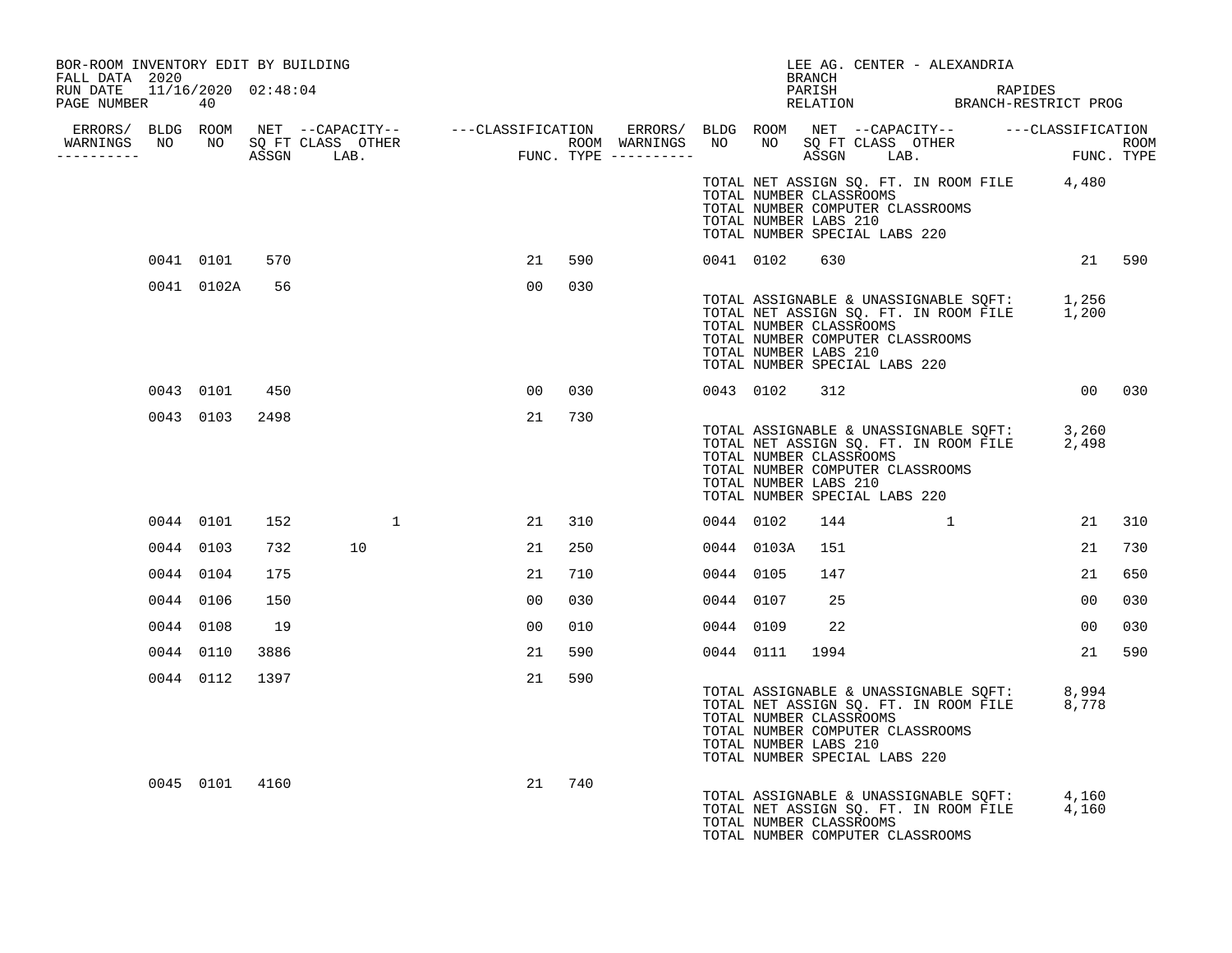BOR-ROOM INVENTORY EDIT BY BUILDING
FALL DATA 2020
RUN DATE 11/16/2020 02:48:04
PAGE NUMBER 40

LEE AG. CENTER - ALEXANDRIA
BRANCH
PARISH RAPIDES
RELATION BRANCH-RESTRICT PROG

| ERRORS/ WARNINGS | BLDG NO | ROOM NO | NET SQ FT ASSGN | CAPACITY CLASS | CAPACITY LAB. | CAPACITY OTHER | CLASSIFICATION FUNC. | ROOM TYPE | ERRORS/ WARNINGS | BLDG NO | ROOM NO | NET SQ FT ASSGN | CAPACITY CLASS | CAPACITY LAB. | CAPACITY OTHER | CLASSIFICATION FUNC. | ROOM TYPE |
|---|---|---|---|---|---|---|---|---|---|---|---|---|---|---|---|---|---|
| | | | | | | | | | | | | | | | | | |

TOTAL NET ASSIGN SQ. FT. IN ROOM FILE 4,480
TOTAL NUMBER CLASSROOMS
TOTAL NUMBER COMPUTER CLASSROOMS
TOTAL NUMBER LABS 210
TOTAL NUMBER SPECIAL LABS 220

| ERRORS/ WARNINGS | BLDG NO | ROOM NO | NET SQ FT ASSGN | CAPACITY CLASS | CAPACITY LAB. | CAPACITY OTHER | CLASSIFICATION FUNC. | ROOM TYPE | ERRORS/ WARNINGS | BLDG NO | ROOM NO | NET SQ FT ASSGN | CAPACITY CLASS | CAPACITY LAB. | CAPACITY OTHER | CLASSIFICATION FUNC. | ROOM TYPE |
|---|---|---|---|---|---|---|---|---|---|---|---|---|---|---|---|---|---|
| | 0041 | 0101 | 570 | | | | 21 | 590 | | 0041 | 0102 | 630 | | | | 21 | 590 |
| | 0041 | 0102A | 56 | | | | 00 | 030 | | | | | | | | | |

TOTAL ASSIGNABLE & UNASSIGNABLE SQFT: 1,256
TOTAL NET ASSIGN SQ. FT. IN ROOM FILE 1,200
TOTAL NUMBER CLASSROOMS
TOTAL NUMBER COMPUTER CLASSROOMS
TOTAL NUMBER LABS 210
TOTAL NUMBER SPECIAL LABS 220

| ERRORS/ WARNINGS | BLDG NO | ROOM NO | NET SQ FT ASSGN | CAPACITY CLASS | CAPACITY LAB. | CAPACITY OTHER | CLASSIFICATION FUNC. | ROOM TYPE | ERRORS/ WARNINGS | BLDG NO | ROOM NO | NET SQ FT ASSGN | CAPACITY CLASS | CAPACITY LAB. | CAPACITY OTHER | CLASSIFICATION FUNC. | ROOM TYPE |
|---|---|---|---|---|---|---|---|---|---|---|---|---|---|---|---|---|---|
| | 0043 | 0101 | 450 | | | | 00 | 030 | | 0043 | 0102 | 312 | | | | 00 | 030 |
| | 0043 | 0103 | 2498 | | | | 21 | 730 | | | | | | | | | |

TOTAL ASSIGNABLE & UNASSIGNABLE SQFT: 3,260
TOTAL NET ASSIGN SQ. FT. IN ROOM FILE 2,498
TOTAL NUMBER CLASSROOMS
TOTAL NUMBER COMPUTER CLASSROOMS
TOTAL NUMBER LABS 210
TOTAL NUMBER SPECIAL LABS 220

| ERRORS/ WARNINGS | BLDG NO | ROOM NO | NET SQ FT ASSGN | CAPACITY CLASS | CAPACITY LAB. | CAPACITY OTHER | CLASSIFICATION FUNC. | ROOM TYPE | ERRORS/ WARNINGS | BLDG NO | ROOM NO | NET SQ FT ASSGN | CAPACITY CLASS | CAPACITY LAB. | CAPACITY OTHER | CLASSIFICATION FUNC. | ROOM TYPE |
|---|---|---|---|---|---|---|---|---|---|---|---|---|---|---|---|---|---|
| | 0044 | 0101 | 152 | | | 1 | 21 | 310 | | 0044 | 0102 | 144 | | | 1 | 21 | 310 |
| | 0044 | 0103 | 732 | | 10 | | 21 | 250 | | 0044 | 0103A | 151 | | | | 21 | 730 |
| | 0044 | 0104 | 175 | | | | 21 | 710 | | 0044 | 0105 | 147 | | | | 21 | 650 |
| | 0044 | 0106 | 150 | | | | 00 | 030 | | 0044 | 0107 | 25 | | | | 00 | 030 |
| | 0044 | 0108 | 19 | | | | 00 | 010 | | 0044 | 0109 | 22 | | | | 00 | 030 |
| | 0044 | 0110 | 3886 | | | | 21 | 590 | | 0044 | 0111 | 1994 | | | | 21 | 590 |
| | 0044 | 0112 | 1397 | | | | 21 | 590 | | | | | | | | | |

TOTAL ASSIGNABLE & UNASSIGNABLE SQFT: 8,994
TOTAL NET ASSIGN SQ. FT. IN ROOM FILE 8,778
TOTAL NUMBER CLASSROOMS
TOTAL NUMBER COMPUTER CLASSROOMS
TOTAL NUMBER LABS 210
TOTAL NUMBER SPECIAL LABS 220

| ERRORS/ WARNINGS | BLDG NO | ROOM NO | NET SQ FT ASSGN | CAPACITY CLASS | CAPACITY LAB. | CAPACITY OTHER | CLASSIFICATION FUNC. | ROOM TYPE | ERRORS/ WARNINGS | BLDG NO | ROOM NO | NET SQ FT ASSGN | CAPACITY CLASS | CAPACITY LAB. | CAPACITY OTHER | CLASSIFICATION FUNC. | ROOM TYPE |
|---|---|---|---|---|---|---|---|---|---|---|---|---|---|---|---|---|---|
| | 0045 | 0101 | 4160 | | | | 21 | 740 | | | | | | | | | |

TOTAL ASSIGNABLE & UNASSIGNABLE SQFT: 4,160
TOTAL NET ASSIGN SQ. FT. IN ROOM FILE 4,160
TOTAL NUMBER CLASSROOMS
TOTAL NUMBER COMPUTER CLASSROOMS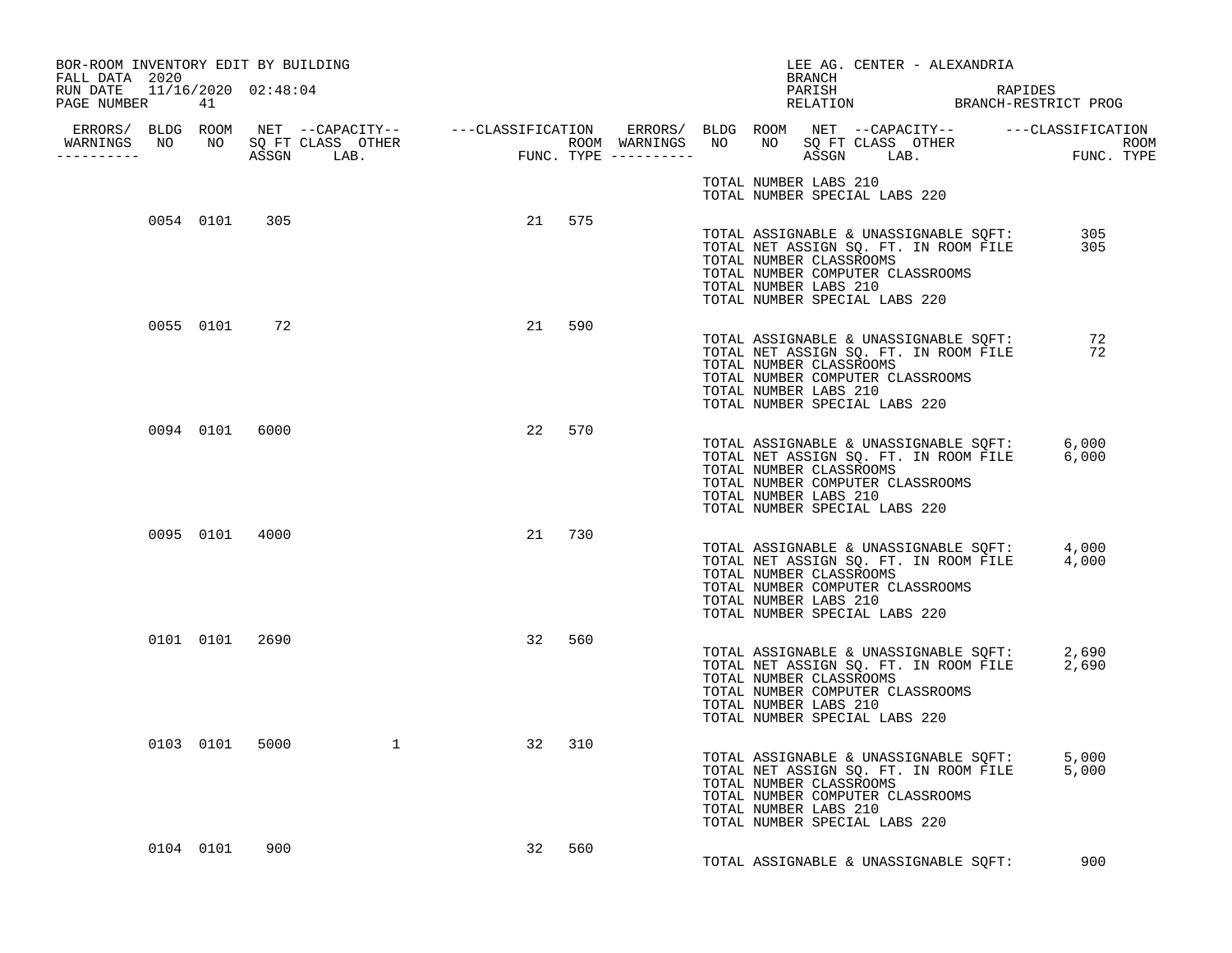BOR-ROOM INVENTORY EDIT BY BUILDING
FALL DATA 2020
RUN DATE 11/16/2020 02:48:04
PAGE NUMBER 41

LEE AG. CENTER - ALEXANDRIA
BRANCH
PARISH RAPIDES
RELATION BRANCH-RESTRICT PROG

| ERRORS/ WARNINGS | BLDG NO | ROOM NO | NET SQ FT ASSGN | CAPACITY CLASS | CAPACITY LAB. | CAPACITY OTHER | CLASSIFICATION FUNC. | ROOM TYPE |
|---|---|---|---|---|---|---|---|---|
| | 0054 | 0101 | 305 | | | | 21 | 575 |
| | 0055 | 0101 | 72 | | | | 21 | 590 |
| | 0094 | 0101 | 6000 | | | | 22 | 570 |
| | 0095 | 0101 | 4000 | | | | 21 | 730 |
| | 0101 | 0101 | 2690 | | | | 32 | 560 |
| | 0103 | 0101 | 5000 | | | 1 | 32 | 310 |
| | 0104 | 0101 | 900 | | | | 32 | 560 |

TOTAL NUMBER LABS 210
TOTAL NUMBER SPECIAL LABS 220

Building 0054:

TOTAL ASSIGNABLE & UNASSIGNABLE SQFT: 305
TOTAL NET ASSIGN SQ. FT. IN ROOM FILE 305
TOTAL NUMBER CLASSROOMS
TOTAL NUMBER COMPUTER CLASSROOMS
TOTAL NUMBER LABS 210
TOTAL NUMBER SPECIAL LABS 220

Building 0055:

TOTAL ASSIGNABLE & UNASSIGNABLE SQFT: 72
TOTAL NET ASSIGN SQ. FT. IN ROOM FILE 72
TOTAL NUMBER CLASSROOMS
TOTAL NUMBER COMPUTER CLASSROOMS
TOTAL NUMBER LABS 210
TOTAL NUMBER SPECIAL LABS 220

Building 0094:

TOTAL ASSIGNABLE & UNASSIGNABLE SQFT: 6,000
TOTAL NET ASSIGN SQ. FT. IN ROOM FILE 6,000
TOTAL NUMBER CLASSROOMS
TOTAL NUMBER COMPUTER CLASSROOMS
TOTAL NUMBER LABS 210
TOTAL NUMBER SPECIAL LABS 220

Building 0095:

TOTAL ASSIGNABLE & UNASSIGNABLE SQFT: 4,000
TOTAL NET ASSIGN SQ. FT. IN ROOM FILE 4,000
TOTAL NUMBER CLASSROOMS
TOTAL NUMBER COMPUTER CLASSROOMS
TOTAL NUMBER LABS 210
TOTAL NUMBER SPECIAL LABS 220

Building 0101:

TOTAL ASSIGNABLE & UNASSIGNABLE SQFT: 2,690
TOTAL NET ASSIGN SQ. FT. IN ROOM FILE 2,690
TOTAL NUMBER CLASSROOMS
TOTAL NUMBER COMPUTER CLASSROOMS
TOTAL NUMBER LABS 210
TOTAL NUMBER SPECIAL LABS 220

Building 0103:

TOTAL ASSIGNABLE & UNASSIGNABLE SQFT: 5,000
TOTAL NET ASSIGN SQ. FT. IN ROOM FILE 5,000
TOTAL NUMBER CLASSROOMS
TOTAL NUMBER COMPUTER CLASSROOMS
TOTAL NUMBER LABS 210
TOTAL NUMBER SPECIAL LABS 220

Building 0104:

TOTAL ASSIGNABLE & UNASSIGNABLE SQFT: 900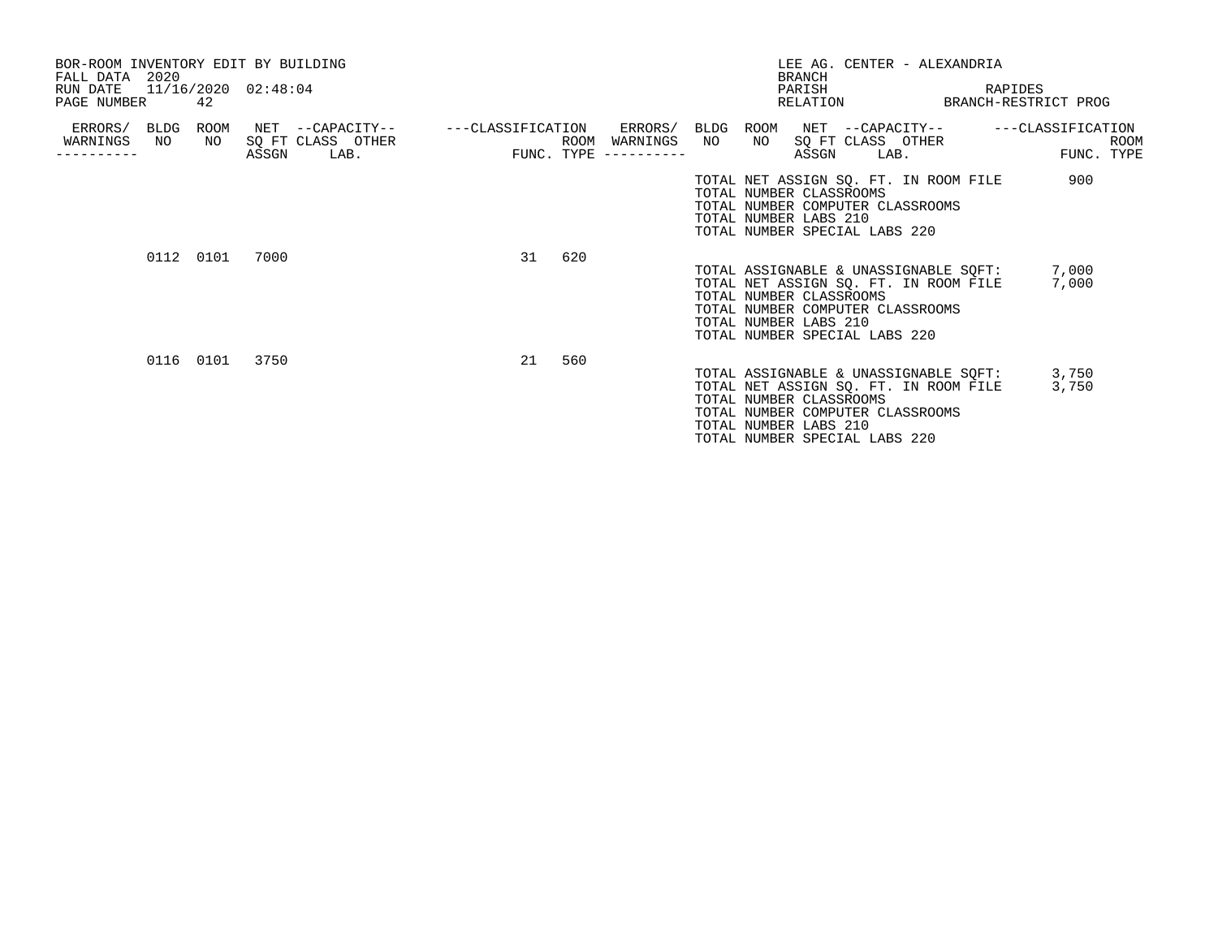BOR-ROOM INVENTORY EDIT BY BUILDING
FALL DATA 2020
RUN DATE 11/16/2020 02:48:04
PAGE NUMBER 42

LEE AG. CENTER - ALEXANDRIA
BRANCH
PARISH RAPIDES
RELATION BRANCH-RESTRICT PROG

| ERRORS/ WARNINGS | BLDG NO | ROOM NO | NET SQ FT ASSGN | --CAPACITY-- CLASS | LAB. | OTHER | ---CLASSIFICATION FUNC. | ROOM TYPE | ERRORS/ WARNINGS |
|---|---|---|---|---|---|---|---|---|---|
| | | | | | | | | | TOTAL NET ASSIGN SQ. FT. IN ROOM FILE 900 |
| | | | | | | | | | TOTAL NUMBER CLASSROOMS |
| | | | | | | | | | TOTAL NUMBER COMPUTER CLASSROOMS |
| | | | | | | | | | TOTAL NUMBER LABS 210 |
| | | | | | | | | | TOTAL NUMBER SPECIAL LABS 220 |
| | 0112 | 0101 | 7000 | | | | 31 | 620 | |
| | | | | | | | | | TOTAL ASSIGNABLE & UNASSIGNABLE SQFT: 7,000 |
| | | | | | | | | | TOTAL NET ASSIGN SQ. FT. IN ROOM FILE 7,000 |
| | | | | | | | | | TOTAL NUMBER CLASSROOMS |
| | | | | | | | | | TOTAL NUMBER COMPUTER CLASSROOMS |
| | | | | | | | | | TOTAL NUMBER LABS 210 |
| | | | | | | | | | TOTAL NUMBER SPECIAL LABS 220 |
| | 0116 | 0101 | 3750 | | | | 21 | 560 | |
| | | | | | | | | | TOTAL ASSIGNABLE & UNASSIGNABLE SQFT: 3,750 |
| | | | | | | | | | TOTAL NET ASSIGN SQ. FT. IN ROOM FILE 3,750 |
| | | | | | | | | | TOTAL NUMBER CLASSROOMS |
| | | | | | | | | | TOTAL NUMBER COMPUTER CLASSROOMS |
| | | | | | | | | | TOTAL NUMBER LABS 210 |
| | | | | | | | | | TOTAL NUMBER SPECIAL LABS 220 |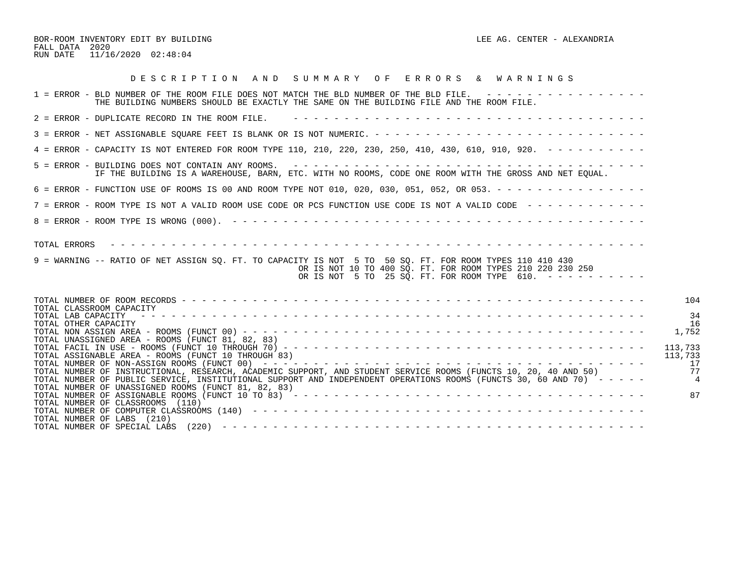BOR-ROOM INVENTORY EDIT BY BUILDING

FALL DATA 2020

RUN DATE 11/16/2020 02:48:04

LEE AG. CENTER - ALEXANDRIA

## D E S C R I P T I O N   A N D   S U M M A R Y   O F   E R R O R S   &   W A R N I N G S

1 = ERROR - BLD NUMBER OF THE ROOM FILE DOES NOT MATCH THE BLD NUMBER OF THE BLD FILE. - - - - - - - - - - - - - - - - -
THE BUILDING NUMBERS SHOULD BE EXACTLY THE SAME ON THE BUILDING FILE AND THE ROOM FILE.

2 = ERROR - DUPLICATE RECORD IN THE ROOM FILE. - - - - - - - - - - - - - - - - - - - - - - - - - - - - - - - - - - - - - -

3 = ERROR - NET ASSIGNABLE SQUARE FEET IS BLANK OR IS NOT NUMERIC. - - - - - - - - - - - - - - - - - - - - - - - - - - - - -

4 = ERROR - CAPACITY IS NOT ENTERED FOR ROOM TYPE 110, 210, 220, 230, 250, 410, 430, 610, 910, 920. - - - - - - - - - - -

5 = ERROR - BUILDING DOES NOT CONTAIN ANY ROOMS. - - - - - - - - - - - - - - - - - - - - - - - - - - - - - - - - - - - - - -
IF THE BUILDING IS A WAREHOUSE, BARN, ETC. WITH NO ROOMS, CODE ONE ROOM WITH THE GROSS AND NET EQUAL.

6 = ERROR - FUNCTION USE OF ROOMS IS 00 AND ROOM TYPE NOT 010, 020, 030, 051, 052, OR 053. - - - - - - - - - - - - - - - -

7 = ERROR - ROOM TYPE IS NOT A VALID ROOM USE CODE OR PCS FUNCTION USE CODE IS NOT A VALID CODE - - - - - - - - - - - - -

8 = ERROR - ROOM TYPE IS WRONG (000). - - - - - - - - - - - - - - - - - - - - - - - - - - - - - - - - - - - - - - - - - - -

TOTAL ERRORS - - - - - - - - - - - - - - - - - - - - - - - - - - - - - - - - - - - - - - - - - - - - - - - - - - - - - - -

9 = WARNING -- RATIO OF NET ASSIGN SQ. FT. TO CAPACITY IS NOT 5 TO 50 SQ. FT. FOR ROOM TYPES 110 410 430
OR IS NOT 10 TO 400 SQ. FT. FOR ROOM TYPES 210 220 230 250
OR IS NOT 5 TO 25 SQ. FT. FOR ROOM TYPE 610. - - - - - - - - - - -

| | |
|---|---|
| TOTAL NUMBER OF ROOM RECORDS | 104 |
| TOTAL CLASSROOM CAPACITY | |
| TOTAL LAB CAPACITY | 34 |
| TOTAL OTHER CAPACITY | 16 |
| TOTAL NON ASSIGN AREA - ROOMS (FUNCT 00) | 1,752 |
| TOTAL UNASSIGNED AREA - ROOMS (FUNCT 81, 82, 83) | |
| TOTAL FACIL IN USE - ROOMS (FUNCT 10 THROUGH 70) | 113,733 |
| TOTAL ASSIGNABLE AREA - ROOMS (FUNCT 10 THROUGH 83) | 113,733 |
| TOTAL NUMBER OF NON-ASSIGN ROOMS (FUNCT 00) | 17 |
| TOTAL NUMBER OF INSTRUCTIONAL, RESEARCH, ACADEMIC SUPPORT, AND STUDENT SERVICE ROOMS (FUNCTS 10, 20, 40 AND 50) | 77 |
| TOTAL NUMBER OF PUBLIC SERVICE, INSTITUTIONAL SUPPORT AND INDEPENDENT OPERATIONS ROOMS (FUNCTS 30, 60 AND 70) | 4 |
| TOTAL NUMBER OF UNASSIGNED ROOMS (FUNCT 81, 82, 83) | |
| TOTAL NUMBER OF ASSIGNABLE ROOMS (FUNCT 10 TO 83) | 87 |
| TOTAL NUMBER OF CLASSROOMS (110) | |
| TOTAL NUMBER OF COMPUTER CLASSROOMS (140) | |
| TOTAL NUMBER OF LABS (210) | |
| TOTAL NUMBER OF SPECIAL LABS (220) | |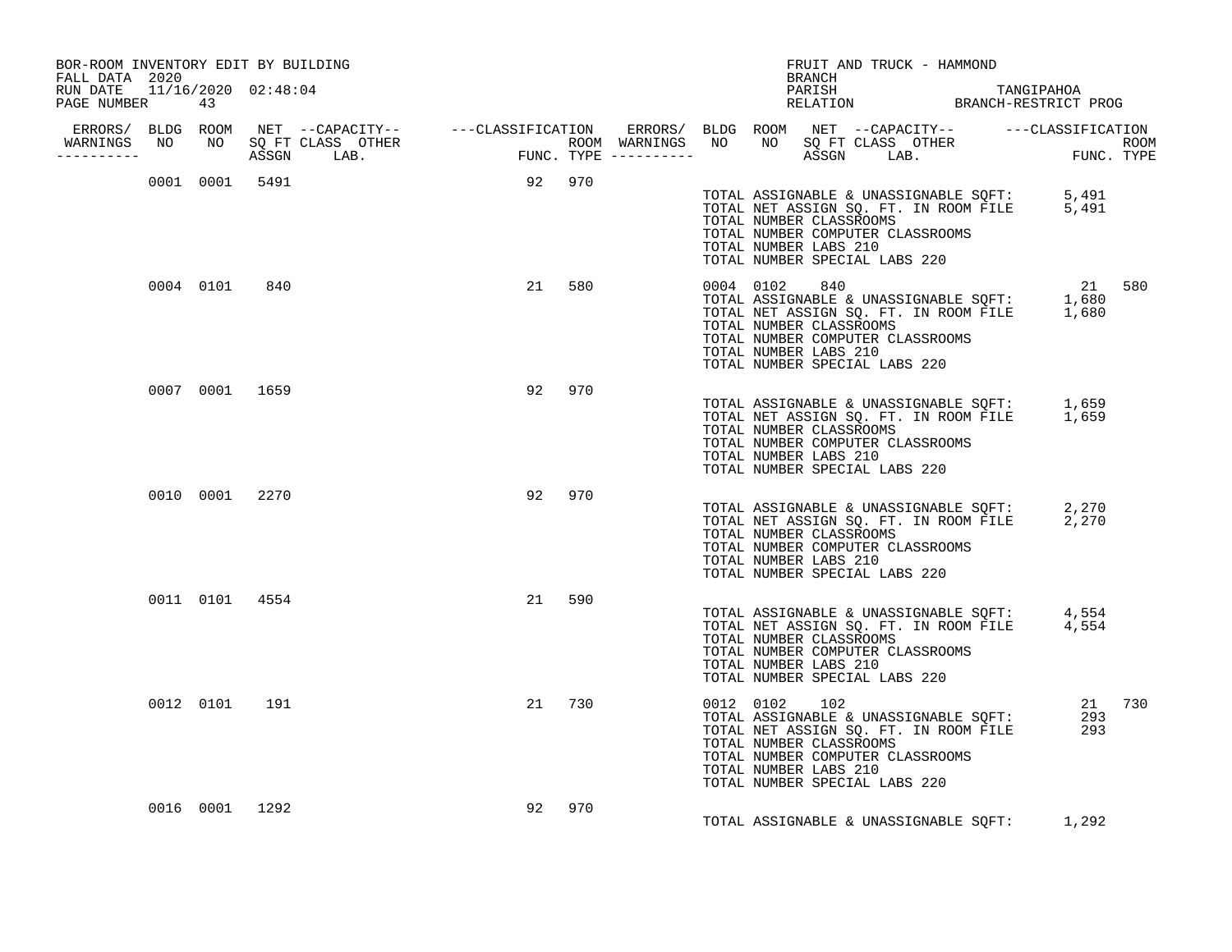BOR-ROOM INVENTORY EDIT BY BUILDING
FALL DATA 2020
RUN DATE 11/16/2020 02:48:04
PAGE NUMBER 43

FRUIT AND TRUCK - HAMMOND
BRANCH
PARISH TANGIPAHOA
RELATION BRANCH-RESTRICT PROG

| ERRORS/ WARNINGS | BLDG NO | ROOM NO | NET SQ FT ASSGN | CAPACITY CLASS | CAPACITY OTHER LAB. | CLASSIFICATION FUNC. | ROOM TYPE | ERRORS/ WARNINGS | BLDG NO | ROOM NO | NET SQ FT ASSGN | CAPACITY CLASS | CAPACITY OTHER LAB. | CLASSIFICATION FUNC. | ROOM TYPE |
|---|---|---|---|---|---|---|---|---|---|---|---|---|---|---|---|
| | 0001 | 0001 | 5491 | | | 92 | 970 | | | | | | | | |
| | 0004 | 0101 | 840 | | | 21 | 580 | | 0004 | 0102 | 840 | | | 21 | 580 |
| | 0007 | 0001 | 1659 | | | 92 | 970 | | | | | | | | |
| | 0010 | 0001 | 2270 | | | 92 | 970 | | | | | | | | |
| | 0011 | 0101 | 4554 | | | 21 | 590 | | | | | | | | |
| | 0012 | 0101 | 191 | | | 21 | 730 | | 0012 | 0102 | 102 | | | 21 | 730 |
| | 0016 | 0001 | 1292 | | | 92 | 970 | | | | | | | | |

**Building 0001**
TOTAL ASSIGNABLE & UNASSIGNABLE SQFT: 5,491
TOTAL NET ASSIGN SQ. FT. IN ROOM FILE 5,491
TOTAL NUMBER CLASSROOMS
TOTAL NUMBER COMPUTER CLASSROOMS
TOTAL NUMBER LABS 210
TOTAL NUMBER SPECIAL LABS 220

**Building 0004**
TOTAL ASSIGNABLE & UNASSIGNABLE SQFT: 1,680
TOTAL NET ASSIGN SQ. FT. IN ROOM FILE 1,680
TOTAL NUMBER CLASSROOMS
TOTAL NUMBER COMPUTER CLASSROOMS
TOTAL NUMBER LABS 210
TOTAL NUMBER SPECIAL LABS 220

**Building 0007**
TOTAL ASSIGNABLE & UNASSIGNABLE SQFT: 1,659
TOTAL NET ASSIGN SQ. FT. IN ROOM FILE 1,659
TOTAL NUMBER CLASSROOMS
TOTAL NUMBER COMPUTER CLASSROOMS
TOTAL NUMBER LABS 210
TOTAL NUMBER SPECIAL LABS 220

**Building 0010**
TOTAL ASSIGNABLE & UNASSIGNABLE SQFT: 2,270
TOTAL NET ASSIGN SQ. FT. IN ROOM FILE 2,270
TOTAL NUMBER CLASSROOMS
TOTAL NUMBER COMPUTER CLASSROOMS
TOTAL NUMBER LABS 210
TOTAL NUMBER SPECIAL LABS 220

**Building 0011**
TOTAL ASSIGNABLE & UNASSIGNABLE SQFT: 4,554
TOTAL NET ASSIGN SQ. FT. IN ROOM FILE 4,554
TOTAL NUMBER CLASSROOMS
TOTAL NUMBER COMPUTER CLASSROOMS
TOTAL NUMBER LABS 210
TOTAL NUMBER SPECIAL LABS 220

**Building 0012**
TOTAL ASSIGNABLE & UNASSIGNABLE SQFT: 293
TOTAL NET ASSIGN SQ. FT. IN ROOM FILE 293
TOTAL NUMBER CLASSROOMS
TOTAL NUMBER COMPUTER CLASSROOMS
TOTAL NUMBER LABS 210
TOTAL NUMBER SPECIAL LABS 220

**Building 0016**
TOTAL ASSIGNABLE & UNASSIGNABLE SQFT: 1,292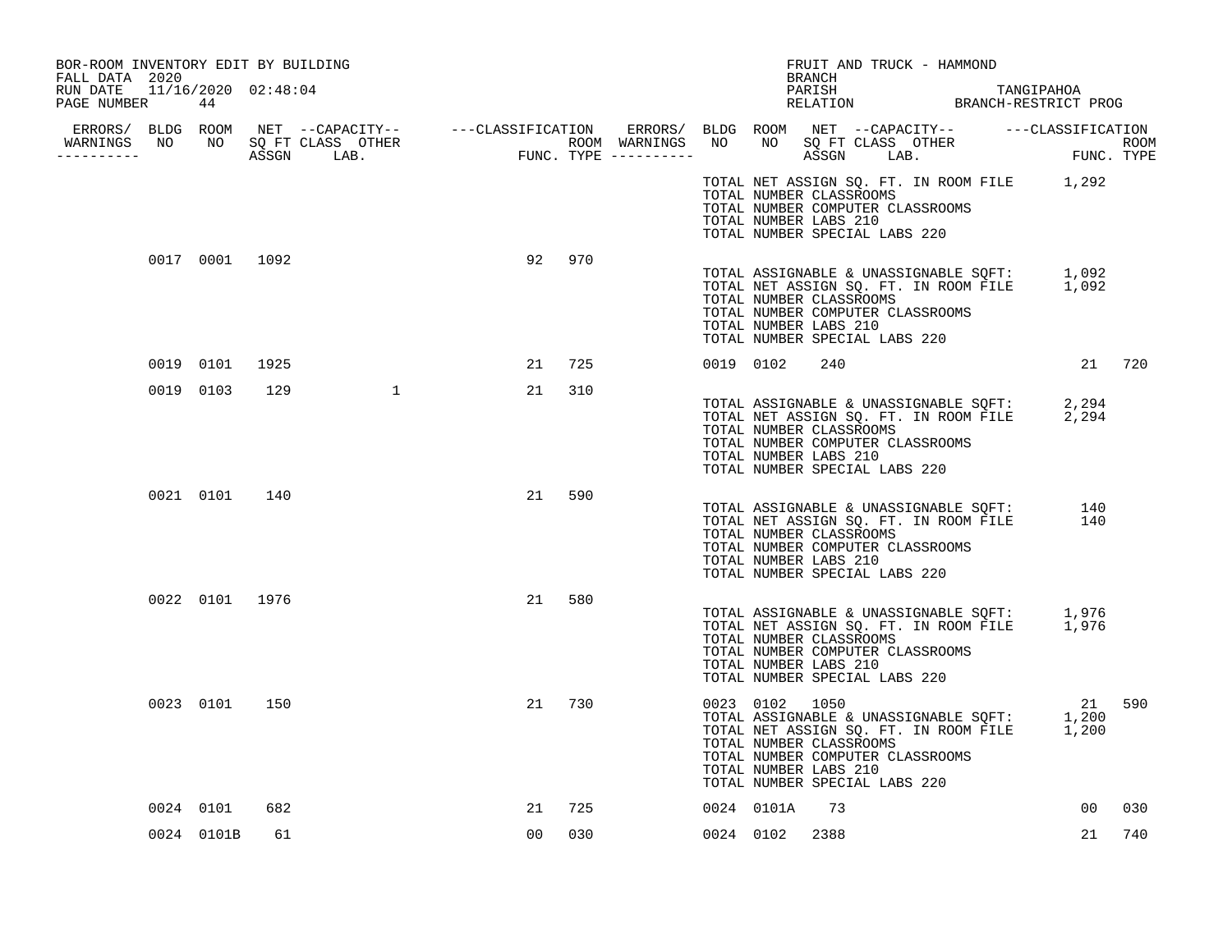BOR-ROOM INVENTORY EDIT BY BUILDING
FALL DATA 2020
RUN DATE 11/16/2020 02:48:04
PAGE NUMBER 44

FRUIT AND TRUCK - HAMMOND
BRANCH
PARISH TANGIPAHOA
RELATION BRANCH-RESTRICT PROG

| ERRORS/ WARNINGS | BLDG NO | ROOM NO | NET SQ FT ASSGN | CAPACITY CLASS | CAPACITY LAB. | CAPACITY OTHER | CLASSIFICATION FUNC. | ROOM TYPE | ERRORS/ WARNINGS | BLDG NO | ROOM NO | NET SQ FT ASSGN | CAPACITY CLASS | CAPACITY LAB. | CAPACITY OTHER | CLASSIFICATION FUNC. | ROOM TYPE |
|---|---|---|---|---|---|---|---|---|---|---|---|---|---|---|---|---|---|
| | | | | | | | | | | TOTAL NET ASSIGN SQ. FT. IN ROOM FILE | | 1,292 | | | | | |
| | | | | | | | | | | TOTAL NUMBER CLASSROOMS | | | | | | | |
| | | | | | | | | | | TOTAL NUMBER COMPUTER CLASSROOMS | | | | | | | |
| | | | | | | | | | | TOTAL NUMBER LABS 210 | | | | | | | |
| | | | | | | | | | | TOTAL NUMBER SPECIAL LABS 220 | | | | | | | |
| | 0017 | 0001 | 1092 | | | | 92 | 970 | | | | | | | | | |
| | | | | | | | | | | TOTAL ASSIGNABLE & UNASSIGNABLE SQFT: | | 1,092 | | | | | |
| | | | | | | | | | | TOTAL NET ASSIGN SQ. FT. IN ROOM FILE | | 1,092 | | | | | |
| | | | | | | | | | | TOTAL NUMBER CLASSROOMS | | | | | | | |
| | | | | | | | | | | TOTAL NUMBER COMPUTER CLASSROOMS | | | | | | | |
| | | | | | | | | | | TOTAL NUMBER LABS 210 | | | | | | | |
| | | | | | | | | | | TOTAL NUMBER SPECIAL LABS 220 | | | | | | | |
| | 0019 | 0101 | 1925 | | | | 21 | 725 | | 0019 | 0102 | 240 | | | | 21 | 720 |
| | 0019 | 0103 | 129 | | | 1 | 21 | 310 | | | | | | | | | |
| | | | | | | | | | | TOTAL ASSIGNABLE & UNASSIGNABLE SQFT: | | 2,294 | | | | | |
| | | | | | | | | | | TOTAL NET ASSIGN SQ. FT. IN ROOM FILE | | 2,294 | | | | | |
| | | | | | | | | | | TOTAL NUMBER CLASSROOMS | | | | | | | |
| | | | | | | | | | | TOTAL NUMBER COMPUTER CLASSROOMS | | | | | | | |
| | | | | | | | | | | TOTAL NUMBER LABS 210 | | | | | | | |
| | | | | | | | | | | TOTAL NUMBER SPECIAL LABS 220 | | | | | | | |
| | 0021 | 0101 | 140 | | | | 21 | 590 | | | | | | | | | |
| | | | | | | | | | | TOTAL ASSIGNABLE & UNASSIGNABLE SQFT: | | 140 | | | | | |
| | | | | | | | | | | TOTAL NET ASSIGN SQ. FT. IN ROOM FILE | | 140 | | | | | |
| | | | | | | | | | | TOTAL NUMBER CLASSROOMS | | | | | | | |
| | | | | | | | | | | TOTAL NUMBER COMPUTER CLASSROOMS | | | | | | | |
| | | | | | | | | | | TOTAL NUMBER LABS 210 | | | | | | | |
| | | | | | | | | | | TOTAL NUMBER SPECIAL LABS 220 | | | | | | | |
| | 0022 | 0101 | 1976 | | | | 21 | 580 | | | | | | | | | |
| | | | | | | | | | | TOTAL ASSIGNABLE & UNASSIGNABLE SQFT: | | 1,976 | | | | | |
| | | | | | | | | | | TOTAL NET ASSIGN SQ. FT. IN ROOM FILE | | 1,976 | | | | | |
| | | | | | | | | | | TOTAL NUMBER CLASSROOMS | | | | | | | |
| | | | | | | | | | | TOTAL NUMBER COMPUTER CLASSROOMS | | | | | | | |
| | | | | | | | | | | TOTAL NUMBER LABS 210 | | | | | | | |
| | | | | | | | | | | TOTAL NUMBER SPECIAL LABS 220 | | | | | | | |
| | 0023 | 0101 | 150 | | | | 21 | 730 | | 0023 | 0102 | 1050 | | | | 21 | 590 |
| | | | | | | | | | | TOTAL ASSIGNABLE & UNASSIGNABLE SQFT: | | 1,200 | | | | | |
| | | | | | | | | | | TOTAL NET ASSIGN SQ. FT. IN ROOM FILE | | 1,200 | | | | | |
| | | | | | | | | | | TOTAL NUMBER CLASSROOMS | | | | | | | |
| | | | | | | | | | | TOTAL NUMBER COMPUTER CLASSROOMS | | | | | | | |
| | | | | | | | | | | TOTAL NUMBER LABS 210 | | | | | | | |
| | | | | | | | | | | TOTAL NUMBER SPECIAL LABS 220 | | | | | | | |
| | 0024 | 0101 | 682 | | | | 21 | 725 | | 0024 | 0101A | 73 | | | | 00 | 030 |
| | 0024 | 0101B | 61 | | | | 00 | 030 | | 0024 | 0102 | 2388 | | | | 21 | 740 |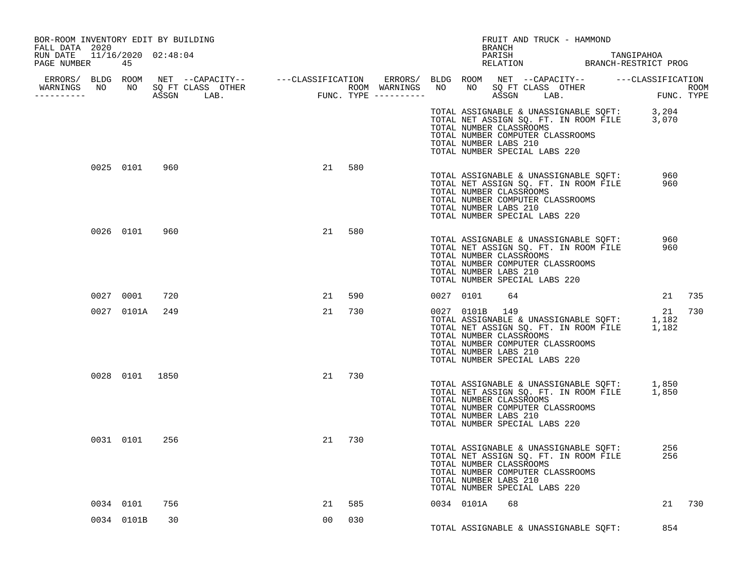BOR-ROOM INVENTORY EDIT BY BUILDING
FALL DATA 2020
RUN DATE 11/16/2020 02:48:04

FRUIT AND TRUCK - HAMMOND
BRANCH
PARISH TANGIPAHOA
RELATION BRANCH-RESTRICT PROG

| ERRORS/ WARNINGS | BLDG NO | ROOM NO | NET SQ FT ASSGN | CAPACITY CLASS LAB. | CAPACITY OTHER | CLASSIFICATION FUNC. | ROOM TYPE | ERRORS/ WARNINGS | BLDG NO | ROOM NO | NET SQ FT ASSGN | CAPACITY CLASS LAB. | CAPACITY OTHER | CLASSIFICATION FUNC. | ROOM TYPE |
|---|---|---|---|---|---|---|---|---|---|---|---|---|---|---|---|
| | | | | | | | | | | | | | | | |
| | 0025 | 0101 | 960 | | | 21 | 580 | | | | | | | | |
| | 0026 | 0101 | 960 | | | 21 | 580 | | | | | | | | |
| | 0027 | 0001 | 720 | | | 21 | 590 | | 0027 | 0101 | 64 | | | 21 | 735 |
| | 0027 | 0101A | 249 | | | 21 | 730 | | 0027 | 0101B | 149 | | | 21 | 730 |
| | 0028 | 0101 | 1850 | | | 21 | 730 | | | | | | | | |
| | 0031 | 0101 | 256 | | | 21 | 730 | | | | | | | | |
| | 0034 | 0101 | 756 | | | 21 | 585 | | 0034 | 0101A | 68 | | | 21 | 730 |
| | 0034 | 0101B | 30 | | | 00 | 030 | | | | | | | | |

(Preceding building totals)
TOTAL ASSIGNABLE & UNASSIGNABLE SQFT: 3,204
TOTAL NET ASSIGN SQ. FT. IN ROOM FILE 3,070
TOTAL NUMBER CLASSROOMS
TOTAL NUMBER COMPUTER CLASSROOMS
TOTAL NUMBER LABS 210
TOTAL NUMBER SPECIAL LABS 220

(Building 0025)
TOTAL ASSIGNABLE & UNASSIGNABLE SQFT: 960
TOTAL NET ASSIGN SQ. FT. IN ROOM FILE 960
TOTAL NUMBER CLASSROOMS
TOTAL NUMBER COMPUTER CLASSROOMS
TOTAL NUMBER LABS 210
TOTAL NUMBER SPECIAL LABS 220

(Building 0026)
TOTAL ASSIGNABLE & UNASSIGNABLE SQFT: 960
TOTAL NET ASSIGN SQ. FT. IN ROOM FILE 960
TOTAL NUMBER CLASSROOMS
TOTAL NUMBER COMPUTER CLASSROOMS
TOTAL NUMBER LABS 210
TOTAL NUMBER SPECIAL LABS 220

(Building 0027)
TOTAL ASSIGNABLE & UNASSIGNABLE SQFT: 1,182
TOTAL NET ASSIGN SQ. FT. IN ROOM FILE 1,182
TOTAL NUMBER CLASSROOMS
TOTAL NUMBER COMPUTER CLASSROOMS
TOTAL NUMBER LABS 210
TOTAL NUMBER SPECIAL LABS 220

(Building 0028)
TOTAL ASSIGNABLE & UNASSIGNABLE SQFT: 1,850
TOTAL NET ASSIGN SQ. FT. IN ROOM FILE 1,850
TOTAL NUMBER CLASSROOMS
TOTAL NUMBER COMPUTER CLASSROOMS
TOTAL NUMBER LABS 210
TOTAL NUMBER SPECIAL LABS 220

(Building 0031)
TOTAL ASSIGNABLE & UNASSIGNABLE SQFT: 256
TOTAL NET ASSIGN SQ. FT. IN ROOM FILE 256
TOTAL NUMBER CLASSROOMS
TOTAL NUMBER COMPUTER CLASSROOMS
TOTAL NUMBER LABS 210
TOTAL NUMBER SPECIAL LABS 220

(Building 0034)
TOTAL ASSIGNABLE & UNASSIGNABLE SQFT: 854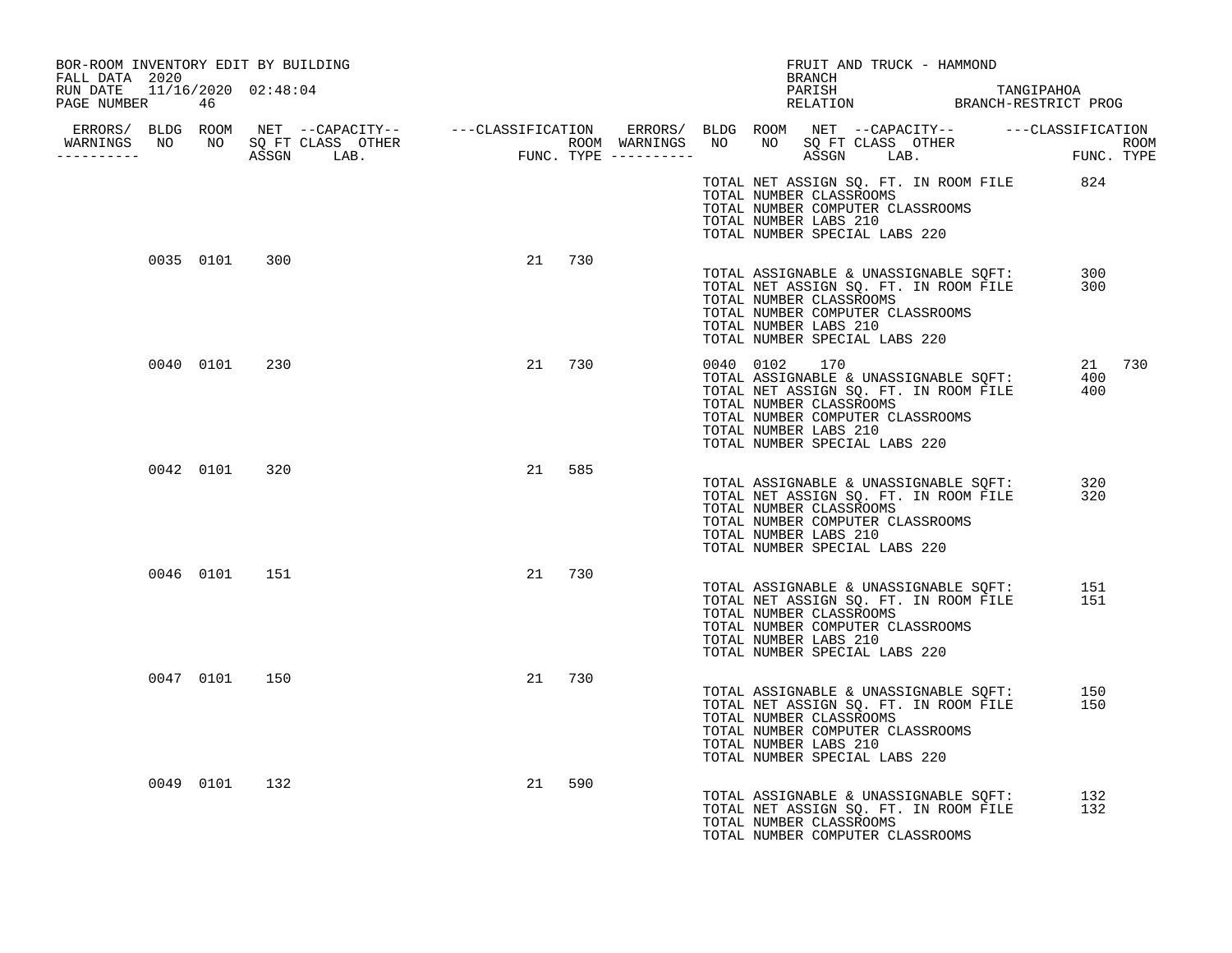BOR-ROOM INVENTORY EDIT BY BUILDING
FALL DATA 2020
RUN DATE 11/16/2020 02:48:04
PAGE NUMBER 46

FRUIT AND TRUCK - HAMMOND
BRANCH
PARISH TANGIPAHOA
RELATION BRANCH-RESTRICT PROG

| ERRORS/ WARNINGS | BLDG NO | ROOM NO | NET SQ FT ASSGN | CAPACITY CLASS LAB. | CAPACITY OTHER | CLASSIFICATION FUNC. | ROOM TYPE | ERRORS/ WARNINGS | BLDG NO | ROOM NO | NET SQ FT ASSGN | CAPACITY CLASS LAB. | CAPACITY OTHER | CLASSIFICATION FUNC. | ROOM TYPE |
|---|---|---|---|---|---|---|---|---|---|---|---|---|---|---|---|
| | | | | | | | | | | | | | | | |

TOTAL NET ASSIGN SQ. FT. IN ROOM FILE 824
TOTAL NUMBER CLASSROOMS
TOTAL NUMBER COMPUTER CLASSROOMS
TOTAL NUMBER LABS 210
TOTAL NUMBER SPECIAL LABS 220

| BLDG NO | ROOM NO | NET SQ FT ASSGN | FUNC. | ROOM TYPE |
|---|---|---|---|---|
| 0035 | 0101 | 300 | 21 | 730 |

TOTAL ASSIGNABLE & UNASSIGNABLE SQFT: 300
TOTAL NET ASSIGN SQ. FT. IN ROOM FILE 300
TOTAL NUMBER CLASSROOMS
TOTAL NUMBER COMPUTER CLASSROOMS
TOTAL NUMBER LABS 210
TOTAL NUMBER SPECIAL LABS 220

| BLDG NO | ROOM NO | NET SQ FT ASSGN | FUNC. | ROOM TYPE |
|---|---|---|---|---|
| 0040 | 0101 | 230 | 21 | 730 |
| 0040 | 0102 | 170 | 21 | 730 |

TOTAL ASSIGNABLE & UNASSIGNABLE SQFT: 400
TOTAL NET ASSIGN SQ. FT. IN ROOM FILE 400
TOTAL NUMBER CLASSROOMS
TOTAL NUMBER COMPUTER CLASSROOMS
TOTAL NUMBER LABS 210
TOTAL NUMBER SPECIAL LABS 220

| BLDG NO | ROOM NO | NET SQ FT ASSGN | FUNC. | ROOM TYPE |
|---|---|---|---|---|
| 0042 | 0101 | 320 | 21 | 585 |

TOTAL ASSIGNABLE & UNASSIGNABLE SQFT: 320
TOTAL NET ASSIGN SQ. FT. IN ROOM FILE 320
TOTAL NUMBER CLASSROOMS
TOTAL NUMBER COMPUTER CLASSROOMS
TOTAL NUMBER LABS 210
TOTAL NUMBER SPECIAL LABS 220

| BLDG NO | ROOM NO | NET SQ FT ASSGN | FUNC. | ROOM TYPE |
|---|---|---|---|---|
| 0046 | 0101 | 151 | 21 | 730 |

TOTAL ASSIGNABLE & UNASSIGNABLE SQFT: 151
TOTAL NET ASSIGN SQ. FT. IN ROOM FILE 151
TOTAL NUMBER CLASSROOMS
TOTAL NUMBER COMPUTER CLASSROOMS
TOTAL NUMBER LABS 210
TOTAL NUMBER SPECIAL LABS 220

| BLDG NO | ROOM NO | NET SQ FT ASSGN | FUNC. | ROOM TYPE |
|---|---|---|---|---|
| 0047 | 0101 | 150 | 21 | 730 |

TOTAL ASSIGNABLE & UNASSIGNABLE SQFT: 150
TOTAL NET ASSIGN SQ. FT. IN ROOM FILE 150
TOTAL NUMBER CLASSROOMS
TOTAL NUMBER COMPUTER CLASSROOMS
TOTAL NUMBER LABS 210
TOTAL NUMBER SPECIAL LABS 220

| BLDG NO | ROOM NO | NET SQ FT ASSGN | FUNC. | ROOM TYPE |
|---|---|---|---|---|
| 0049 | 0101 | 132 | 21 | 590 |

TOTAL ASSIGNABLE & UNASSIGNABLE SQFT: 132
TOTAL NET ASSIGN SQ. FT. IN ROOM FILE 132
TOTAL NUMBER CLASSROOMS
TOTAL NUMBER COMPUTER CLASSROOMS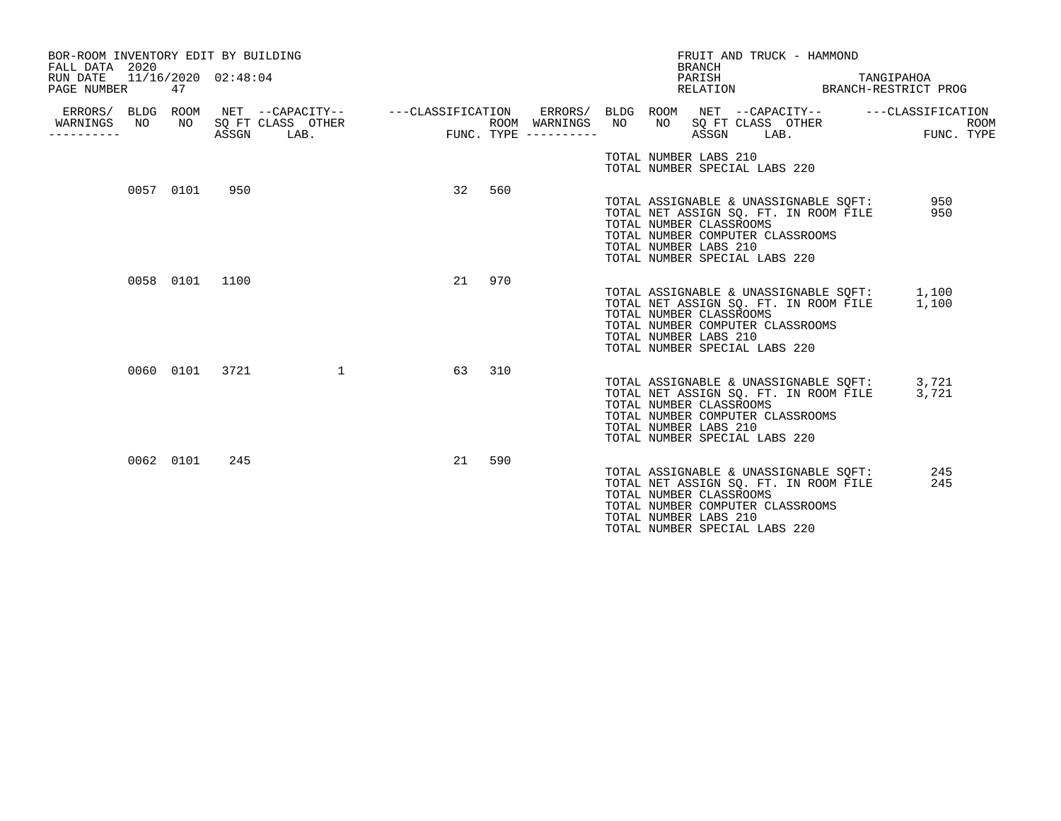BOR-ROOM INVENTORY EDIT BY BUILDING
FALL DATA 2020
RUN DATE 11/16/2020 02:48:04
PAGE NUMBER 47

FRUIT AND TRUCK - HAMMOND
BRANCH
PARISH TANGIPAHOA
RELATION BRANCH-RESTRICT PROG

| ERRORS/ WARNINGS | BLDG NO | ROOM NO | NET SQ FT ASSGN | CAPACITY CLASS | CAPACITY LAB. | CAPACITY OTHER | CLASSIFICATION FUNC. | ROOM TYPE |
|---|---|---|---|---|---|---|---|---|
| | 0057 | 0101 | 950 | | | | 32 | 560 |
| | 0058 | 0101 | 1100 | | | | 21 | 970 |
| | 0060 | 0101 | 3721 | | | 1 | 63 | 310 |
| | 0062 | 0101 | 245 | | | | 21 | 590 |

TOTAL NUMBER LABS 210
TOTAL NUMBER SPECIAL LABS 220

**Building 0057**

TOTAL ASSIGNABLE & UNASSIGNABLE SQFT: 950
TOTAL NET ASSIGN SQ. FT. IN ROOM FILE 950
TOTAL NUMBER CLASSROOMS
TOTAL NUMBER COMPUTER CLASSROOMS
TOTAL NUMBER LABS 210
TOTAL NUMBER SPECIAL LABS 220

**Building 0058**

TOTAL ASSIGNABLE & UNASSIGNABLE SQFT: 1,100
TOTAL NET ASSIGN SQ. FT. IN ROOM FILE 1,100
TOTAL NUMBER CLASSROOMS
TOTAL NUMBER COMPUTER CLASSROOMS
TOTAL NUMBER LABS 210
TOTAL NUMBER SPECIAL LABS 220

**Building 0060**

TOTAL ASSIGNABLE & UNASSIGNABLE SQFT: 3,721
TOTAL NET ASSIGN SQ. FT. IN ROOM FILE 3,721
TOTAL NUMBER CLASSROOMS
TOTAL NUMBER COMPUTER CLASSROOMS
TOTAL NUMBER LABS 210
TOTAL NUMBER SPECIAL LABS 220

**Building 0062**

TOTAL ASSIGNABLE & UNASSIGNABLE SQFT: 245
TOTAL NET ASSIGN SQ. FT. IN ROOM FILE 245
TOTAL NUMBER CLASSROOMS
TOTAL NUMBER COMPUTER CLASSROOMS
TOTAL NUMBER LABS 210
TOTAL NUMBER SPECIAL LABS 220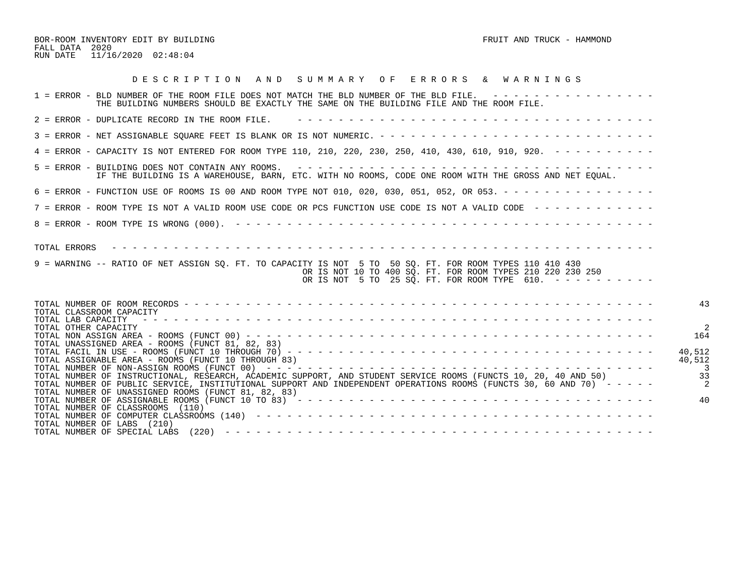BOR-ROOM INVENTORY EDIT BY BUILDING

FALL DATA 2020

RUN DATE 11/16/2020 02:48:04

FRUIT AND TRUCK - HAMMOND

## D E S C R I P T I O N   A N D   S U M M A R Y   O F   E R R O R S   &   W A R N I N G S

1 = ERROR - BLD NUMBER OF THE ROOM FILE DOES NOT MATCH THE BLD NUMBER OF THE BLD FILE.
THE BUILDING NUMBERS SHOULD BE EXACTLY THE SAME ON THE BUILDING FILE AND THE ROOM FILE.

2 = ERROR - DUPLICATE RECORD IN THE ROOM FILE.

3 = ERROR - NET ASSIGNABLE SQUARE FEET IS BLANK OR IS NOT NUMERIC.

4 = ERROR - CAPACITY IS NOT ENTERED FOR ROOM TYPE 110, 210, 220, 230, 250, 410, 430, 610, 910, 920.

5 = ERROR - BUILDING DOES NOT CONTAIN ANY ROOMS.
IF THE BUILDING IS A WAREHOUSE, BARN, ETC. WITH NO ROOMS, CODE ONE ROOM WITH THE GROSS AND NET EQUAL.

6 = ERROR - FUNCTION USE OF ROOMS IS 00 AND ROOM TYPE NOT 010, 020, 030, 051, 052, OR 053.

7 = ERROR - ROOM TYPE IS NOT A VALID ROOM USE CODE OR PCS FUNCTION USE CODE IS NOT A VALID CODE

8 = ERROR - ROOM TYPE IS WRONG (000).

TOTAL ERRORS

9 = WARNING -- RATIO OF NET ASSIGN SQ. FT. TO CAPACITY IS NOT 5 TO 50 SQ. FT. FOR ROOM TYPES 110 410 430
OR IS NOT 10 TO 400 SQ. FT. FOR ROOM TYPES 210 220 230 250
OR IS NOT 5 TO 25 SQ. FT. FOR ROOM TYPE 610.

| | |
|---|---|
| TOTAL NUMBER OF ROOM RECORDS | 43 |
| TOTAL CLASSROOM CAPACITY | |
| TOTAL LAB CAPACITY | |
| TOTAL OTHER CAPACITY | 2 |
| TOTAL NON ASSIGN AREA - ROOMS (FUNCT 00) | 164 |
| TOTAL UNASSIGNED AREA - ROOMS (FUNCT 81, 82, 83) | |
| TOTAL FACIL IN USE - ROOMS (FUNCT 10 THROUGH 70) | 40,512 |
| TOTAL ASSIGNABLE AREA - ROOMS (FUNCT 10 THROUGH 83) | 40,512 |
| TOTAL NUMBER OF NON-ASSIGN ROOMS (FUNCT 00) | 3 |
| TOTAL NUMBER OF INSTRUCTIONAL, RESEARCH, ACADEMIC SUPPORT, AND STUDENT SERVICE ROOMS (FUNCTS 10, 20, 40 AND 50) | 33 |
| TOTAL NUMBER OF PUBLIC SERVICE, INSTITUTIONAL SUPPORT AND INDEPENDENT OPERATIONS ROOMS (FUNCTS 30, 60 AND 70) | 2 |
| TOTAL NUMBER OF UNASSIGNED ROOMS (FUNCT 81, 82, 83) | |
| TOTAL NUMBER OF ASSIGNABLE ROOMS (FUNCT 10 TO 83) | 40 |
| TOTAL NUMBER OF CLASSROOMS (110) | |
| TOTAL NUMBER OF COMPUTER CLASSROOMS (140) | |
| TOTAL NUMBER OF LABS (210) | |
| TOTAL NUMBER OF SPECIAL LABS (220) | |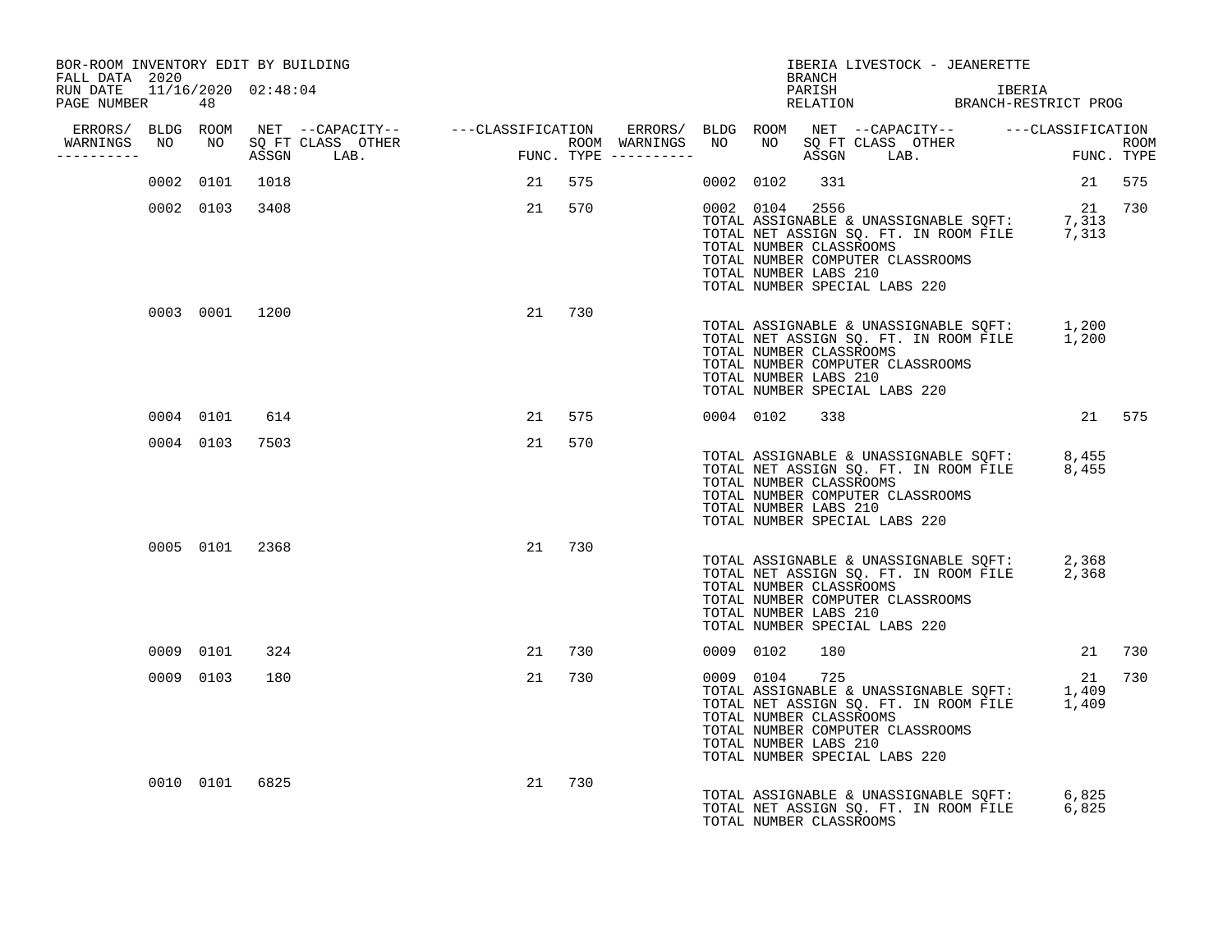BOR-ROOM INVENTORY EDIT BY BUILDING
FALL DATA 2020
RUN DATE 11/16/2020 02:48:04
PAGE NUMBER 48

IBERIA LIVESTOCK - JEANERETTE
BRANCH
PARISH IBERIA
RELATION BRANCH-RESTRICT PROG

| ERRORS/ WARNINGS | BLDG NO | ROOM NO | NET ASSGN SQ FT | CAPACITY CLASS | CAPACITY OTHER LAB. | CLASSIFICATION FUNC. | ROOM TYPE | ERRORS/ WARNINGS | BLDG NO | ROOM NO | NET ASSGN SQ FT | CAPACITY CLASS | CAPACITY OTHER LAB. | CLASSIFICATION FUNC. | ROOM TYPE |
|---|---|---|---|---|---|---|---|---|---|---|---|---|---|---|---|
| | 0002 | 0101 | 1018 | | | 21 | 575 | | 0002 | 0102 | 331 | | | 21 | 575 |
| | 0002 | 0103 | 3408 | | | 21 | 570 | | 0002 | 0104 | 2556 | | | 21 | 730 |

TOTAL ASSIGNABLE & UNASSIGNABLE SQFT: 7,313
TOTAL NET ASSIGN SQ. FT. IN ROOM FILE 7,313
TOTAL NUMBER CLASSROOMS
TOTAL NUMBER COMPUTER CLASSROOMS
TOTAL NUMBER LABS 210
TOTAL NUMBER SPECIAL LABS 220

| ERRORS/ WARNINGS | BLDG NO | ROOM NO | NET ASSGN SQ FT | CAPACITY CLASS | CAPACITY OTHER LAB. | CLASSIFICATION FUNC. | ROOM TYPE |
|---|---|---|---|---|---|---|---|
| | 0003 | 0001 | 1200 | | | 21 | 730 |

TOTAL ASSIGNABLE & UNASSIGNABLE SQFT: 1,200
TOTAL NET ASSIGN SQ. FT. IN ROOM FILE 1,200
TOTAL NUMBER CLASSROOMS
TOTAL NUMBER COMPUTER CLASSROOMS
TOTAL NUMBER LABS 210
TOTAL NUMBER SPECIAL LABS 220

| ERRORS/ WARNINGS | BLDG NO | ROOM NO | NET ASSGN SQ FT | CAPACITY CLASS | CAPACITY OTHER LAB. | CLASSIFICATION FUNC. | ROOM TYPE | ERRORS/ WARNINGS | BLDG NO | ROOM NO | NET ASSGN SQ FT | CAPACITY CLASS | CAPACITY OTHER LAB. | CLASSIFICATION FUNC. | ROOM TYPE |
|---|---|---|---|---|---|---|---|---|---|---|---|---|---|---|---|
| | 0004 | 0101 | 614 | | | 21 | 575 | | 0004 | 0102 | 338 | | | 21 | 575 |
| | 0004 | 0103 | 7503 | | | 21 | 570 | | | | | | | | |

TOTAL ASSIGNABLE & UNASSIGNABLE SQFT: 8,455
TOTAL NET ASSIGN SQ. FT. IN ROOM FILE 8,455
TOTAL NUMBER CLASSROOMS
TOTAL NUMBER COMPUTER CLASSROOMS
TOTAL NUMBER LABS 210
TOTAL NUMBER SPECIAL LABS 220

| ERRORS/ WARNINGS | BLDG NO | ROOM NO | NET ASSGN SQ FT | CAPACITY CLASS | CAPACITY OTHER LAB. | CLASSIFICATION FUNC. | ROOM TYPE |
|---|---|---|---|---|---|---|---|
| | 0005 | 0101 | 2368 | | | 21 | 730 |

TOTAL ASSIGNABLE & UNASSIGNABLE SQFT: 2,368
TOTAL NET ASSIGN SQ. FT. IN ROOM FILE 2,368
TOTAL NUMBER CLASSROOMS
TOTAL NUMBER COMPUTER CLASSROOMS
TOTAL NUMBER LABS 210
TOTAL NUMBER SPECIAL LABS 220

| ERRORS/ WARNINGS | BLDG NO | ROOM NO | NET ASSGN SQ FT | CAPACITY CLASS | CAPACITY OTHER LAB. | CLASSIFICATION FUNC. | ROOM TYPE | ERRORS/ WARNINGS | BLDG NO | ROOM NO | NET ASSGN SQ FT | CAPACITY CLASS | CAPACITY OTHER LAB. | CLASSIFICATION FUNC. | ROOM TYPE |
|---|---|---|---|---|---|---|---|---|---|---|---|---|---|---|---|
| | 0009 | 0101 | 324 | | | 21 | 730 | | 0009 | 0102 | 180 | | | 21 | 730 |
| | 0009 | 0103 | 180 | | | 21 | 730 | | 0009 | 0104 | 725 | | | 21 | 730 |

TOTAL ASSIGNABLE & UNASSIGNABLE SQFT: 1,409
TOTAL NET ASSIGN SQ. FT. IN ROOM FILE 1,409
TOTAL NUMBER CLASSROOMS
TOTAL NUMBER COMPUTER CLASSROOMS
TOTAL NUMBER LABS 210
TOTAL NUMBER SPECIAL LABS 220

| ERRORS/ WARNINGS | BLDG NO | ROOM NO | NET ASSGN SQ FT | CAPACITY CLASS | CAPACITY OTHER LAB. | CLASSIFICATION FUNC. | ROOM TYPE |
|---|---|---|---|---|---|---|---|
| | 0010 | 0101 | 6825 | | | 21 | 730 |

TOTAL ASSIGNABLE & UNASSIGNABLE SQFT: 6,825
TOTAL NET ASSIGN SQ. FT. IN ROOM FILE 6,825
TOTAL NUMBER CLASSROOMS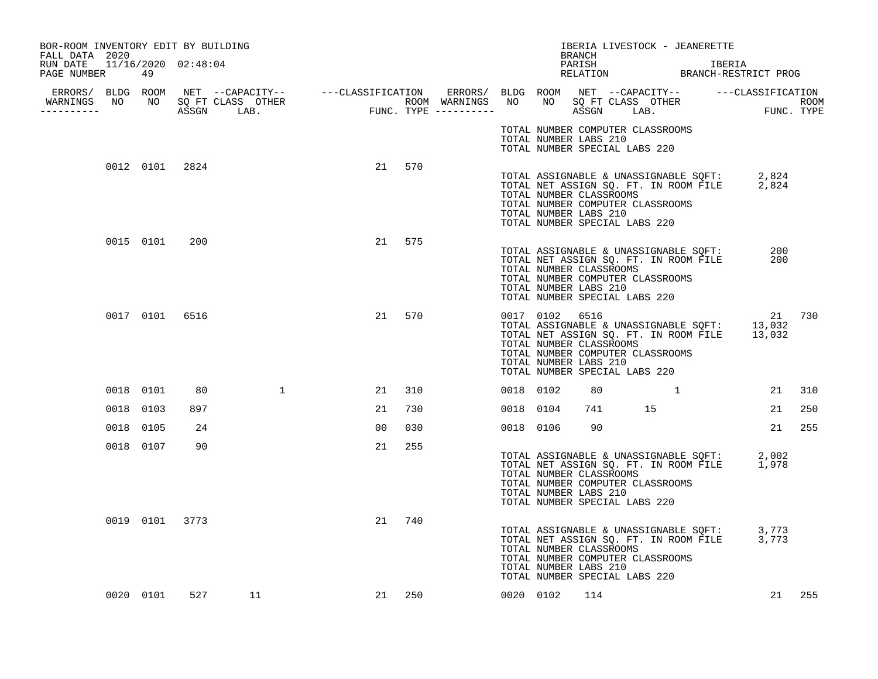BOR-ROOM INVENTORY EDIT BY BUILDING
FALL DATA 2020
RUN DATE 11/16/2020 02:48:04
PAGE NUMBER 49

IBERIA LIVESTOCK - JEANERETTE
BRANCH
PARISH IBERIA
RELATION BRANCH-RESTRICT PROG

| ERRORS/ WARNINGS | BLDG NO | ROOM NO | NET SQ FT ASSGN | CAPACITY CLASS | CAPACITY LAB. | CAPACITY OTHER | CLASSIFICATION FUNC. | ROOM TYPE | ERRORS/ WARNINGS | BLDG NO | ROOM NO | NET SQ FT ASSGN | CAPACITY CLASS | CAPACITY LAB. | CAPACITY OTHER | CLASSIFICATION FUNC. | ROOM TYPE |
|---|---|---|---|---|---|---|---|---|---|---|---|---|---|---|---|---|---|
| | | | | | | | | | | TOTAL NUMBER COMPUTER CLASSROOMS<br>TOTAL NUMBER LABS 210<br>TOTAL NUMBER SPECIAL LABS 220 | | | | | | | |
| | 0012 | 0101 | 2824 | | | | 21 | 570 | | TOTAL ASSIGNABLE & UNASSIGNABLE SQFT: 2,824<br>TOTAL NET ASSIGN SQ. FT. IN ROOM FILE 2,824<br>TOTAL NUMBER CLASSROOMS<br>TOTAL NUMBER COMPUTER CLASSROOMS<br>TOTAL NUMBER LABS 210<br>TOTAL NUMBER SPECIAL LABS 220 | | | | | | | |
| | 0015 | 0101 | 200 | | | | 21 | 575 | | TOTAL ASSIGNABLE & UNASSIGNABLE SQFT: 200<br>TOTAL NET ASSIGN SQ. FT. IN ROOM FILE 200<br>TOTAL NUMBER CLASSROOMS<br>TOTAL NUMBER COMPUTER CLASSROOMS<br>TOTAL NUMBER LABS 210<br>TOTAL NUMBER SPECIAL LABS 220 | | | | | | | |
| | 0017 | 0101 | 6516 | | | | 21 | 570 | | 0017 | 0102 | 6516 | | | | 21 | 730 |
| | | | | | | | | | | TOTAL ASSIGNABLE & UNASSIGNABLE SQFT: 13,032<br>TOTAL NET ASSIGN SQ. FT. IN ROOM FILE 13,032<br>TOTAL NUMBER CLASSROOMS<br>TOTAL NUMBER COMPUTER CLASSROOMS<br>TOTAL NUMBER LABS 210<br>TOTAL NUMBER SPECIAL LABS 220 | | | | | | | |
| | 0018 | 0101 | 80 | | | 1 | 21 | 310 | | 0018 | 0102 | 80 | | | 1 | 21 | 310 |
| | 0018 | 0103 | 897 | | | | 21 | 730 | | 0018 | 0104 | 741 | | 15 | | 21 | 250 |
| | 0018 | 0105 | 24 | | | | 00 | 030 | | 0018 | 0106 | 90 | | | | 21 | 255 |
| | 0018 | 0107 | 90 | | | | 21 | 255 | | TOTAL ASSIGNABLE & UNASSIGNABLE SQFT: 2,002<br>TOTAL NET ASSIGN SQ. FT. IN ROOM FILE 1,978<br>TOTAL NUMBER CLASSROOMS<br>TOTAL NUMBER COMPUTER CLASSROOMS<br>TOTAL NUMBER LABS 210<br>TOTAL NUMBER SPECIAL LABS 220 | | | | | | | |
| | 0019 | 0101 | 3773 | | | | 21 | 740 | | TOTAL ASSIGNABLE & UNASSIGNABLE SQFT: 3,773<br>TOTAL NET ASSIGN SQ. FT. IN ROOM FILE 3,773<br>TOTAL NUMBER CLASSROOMS<br>TOTAL NUMBER COMPUTER CLASSROOMS<br>TOTAL NUMBER LABS 210<br>TOTAL NUMBER SPECIAL LABS 220 | | | | | | | |
| | 0020 | 0101 | 527 | | 11 | | 21 | 250 | | 0020 | 0102 | 114 | | | | 21 | 255 |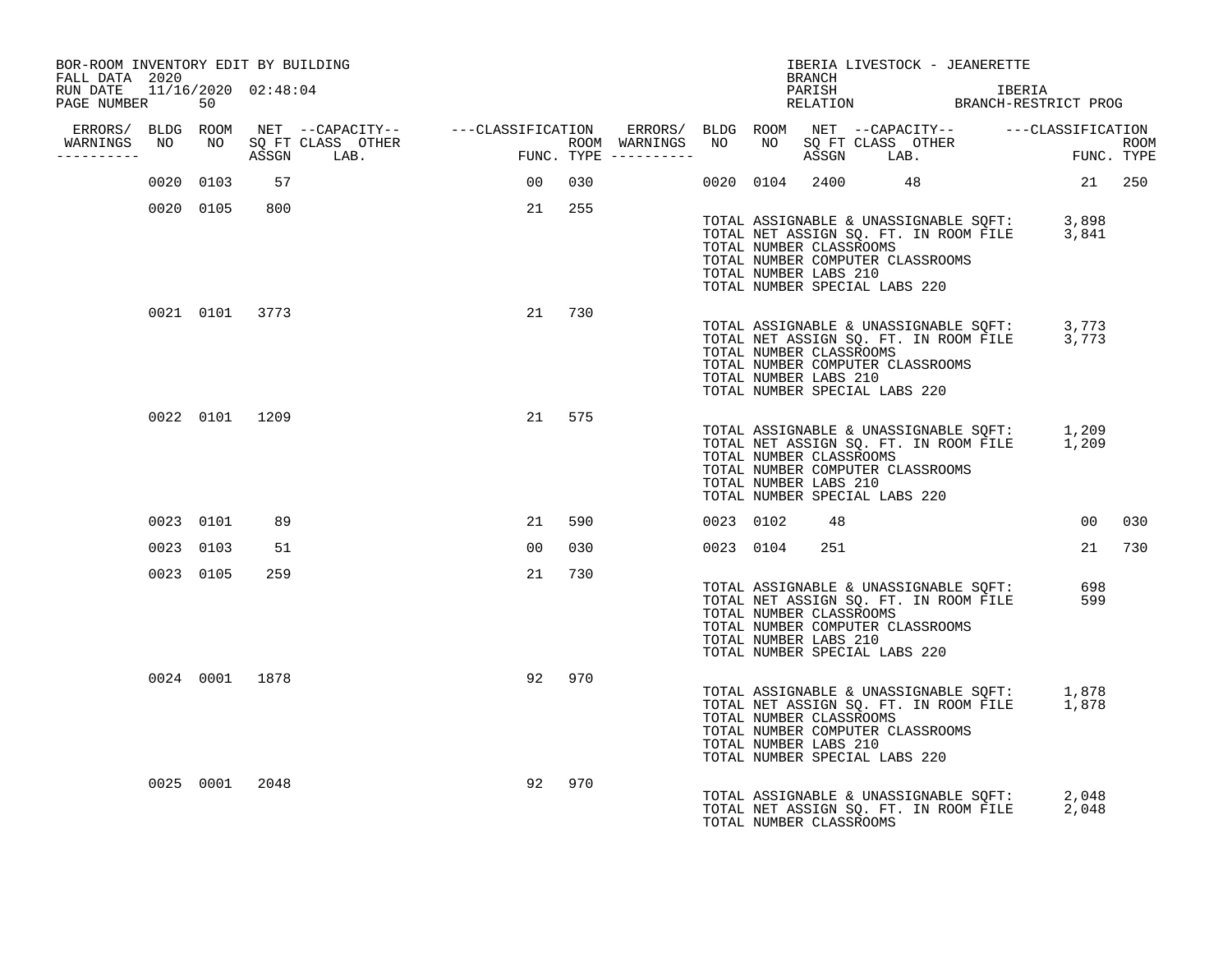BOR-ROOM INVENTORY EDIT BY BUILDING
FALL DATA 2020
RUN DATE 11/16/2020 02:48:04
PAGE NUMBER 50

IBERIA LIVESTOCK - JEANERETTE
BRANCH
PARISH IBERIA
RELATION BRANCH-RESTRICT PROG

| ERRORS/ WARNINGS | BLDG NO | ROOM NO | NET SQ FT ASSGN | CAPACITY CLASS | CAPACITY OTHER LAB. | CLASSIFICATION FUNC. | ROOM TYPE | ERRORS/ ROOM WARNINGS | BLDG NO | ROOM NO | NET SQ FT ASSGN | CAPACITY CLASS | CAPACITY OTHER LAB. | CLASSIFICATION FUNC. | ROOM TYPE |
|---|---|---|---|---|---|---|---|---|---|---|---|---|---|---|---|
| | 0020 | 0103 | 57 | | | 00 | 030 | | 0020 | 0104 | 2400 | | 48 | 21 | 250 |
| | 0020 | 0105 | 800 | | | 21 | 255 | | | | | | | | |

TOTAL ASSIGNABLE & UNASSIGNABLE SQFT: 3,898
TOTAL NET ASSIGN SQ. FT. IN ROOM FILE 3,841
TOTAL NUMBER CLASSROOMS
TOTAL NUMBER COMPUTER CLASSROOMS
TOTAL NUMBER LABS 210
TOTAL NUMBER SPECIAL LABS 220

| ERRORS/ WARNINGS | BLDG NO | ROOM NO | NET SQ FT ASSGN | CAPACITY CLASS | CAPACITY OTHER LAB. | CLASSIFICATION FUNC. | ROOM TYPE |
|---|---|---|---|---|---|---|---|
| | 0021 | 0101 | 3773 | | | 21 | 730 |

TOTAL ASSIGNABLE & UNASSIGNABLE SQFT: 3,773
TOTAL NET ASSIGN SQ. FT. IN ROOM FILE 3,773
TOTAL NUMBER CLASSROOMS
TOTAL NUMBER COMPUTER CLASSROOMS
TOTAL NUMBER LABS 210
TOTAL NUMBER SPECIAL LABS 220

| ERRORS/ WARNINGS | BLDG NO | ROOM NO | NET SQ FT ASSGN | CAPACITY CLASS | CAPACITY OTHER LAB. | CLASSIFICATION FUNC. | ROOM TYPE |
|---|---|---|---|---|---|---|---|
| | 0022 | 0101 | 1209 | | | 21 | 575 |

TOTAL ASSIGNABLE & UNASSIGNABLE SQFT: 1,209
TOTAL NET ASSIGN SQ. FT. IN ROOM FILE 1,209
TOTAL NUMBER CLASSROOMS
TOTAL NUMBER COMPUTER CLASSROOMS
TOTAL NUMBER LABS 210
TOTAL NUMBER SPECIAL LABS 220

| ERRORS/ WARNINGS | BLDG NO | ROOM NO | NET SQ FT ASSGN | CAPACITY CLASS | CAPACITY OTHER LAB. | CLASSIFICATION FUNC. | ROOM TYPE | ERRORS/ ROOM WARNINGS | BLDG NO | ROOM NO | NET SQ FT ASSGN | CAPACITY CLASS | CAPACITY OTHER LAB. | CLASSIFICATION FUNC. | ROOM TYPE |
|---|---|---|---|---|---|---|---|---|---|---|---|---|---|---|---|
| | 0023 | 0101 | 89 | | | 21 | 590 | | 0023 | 0102 | 48 | | | 00 | 030 |
| | 0023 | 0103 | 51 | | | 00 | 030 | | 0023 | 0104 | 251 | | | 21 | 730 |
| | 0023 | 0105 | 259 | | | 21 | 730 | | | | | | | | |

TOTAL ASSIGNABLE & UNASSIGNABLE SQFT: 698
TOTAL NET ASSIGN SQ. FT. IN ROOM FILE 599
TOTAL NUMBER CLASSROOMS
TOTAL NUMBER COMPUTER CLASSROOMS
TOTAL NUMBER LABS 210
TOTAL NUMBER SPECIAL LABS 220

| ERRORS/ WARNINGS | BLDG NO | ROOM NO | NET SQ FT ASSGN | CAPACITY CLASS | CAPACITY OTHER LAB. | CLASSIFICATION FUNC. | ROOM TYPE |
|---|---|---|---|---|---|---|---|
| | 0024 | 0001 | 1878 | | | 92 | 970 |

TOTAL ASSIGNABLE & UNASSIGNABLE SQFT: 1,878
TOTAL NET ASSIGN SQ. FT. IN ROOM FILE 1,878
TOTAL NUMBER CLASSROOMS
TOTAL NUMBER COMPUTER CLASSROOMS
TOTAL NUMBER LABS 210
TOTAL NUMBER SPECIAL LABS 220

| ERRORS/ WARNINGS | BLDG NO | ROOM NO | NET SQ FT ASSGN | CAPACITY CLASS | CAPACITY OTHER LAB. | CLASSIFICATION FUNC. | ROOM TYPE |
|---|---|---|---|---|---|---|---|
| | 0025 | 0001 | 2048 | | | 92 | 970 |

TOTAL ASSIGNABLE & UNASSIGNABLE SQFT: 2,048
TOTAL NET ASSIGN SQ. FT. IN ROOM FILE 2,048
TOTAL NUMBER CLASSROOMS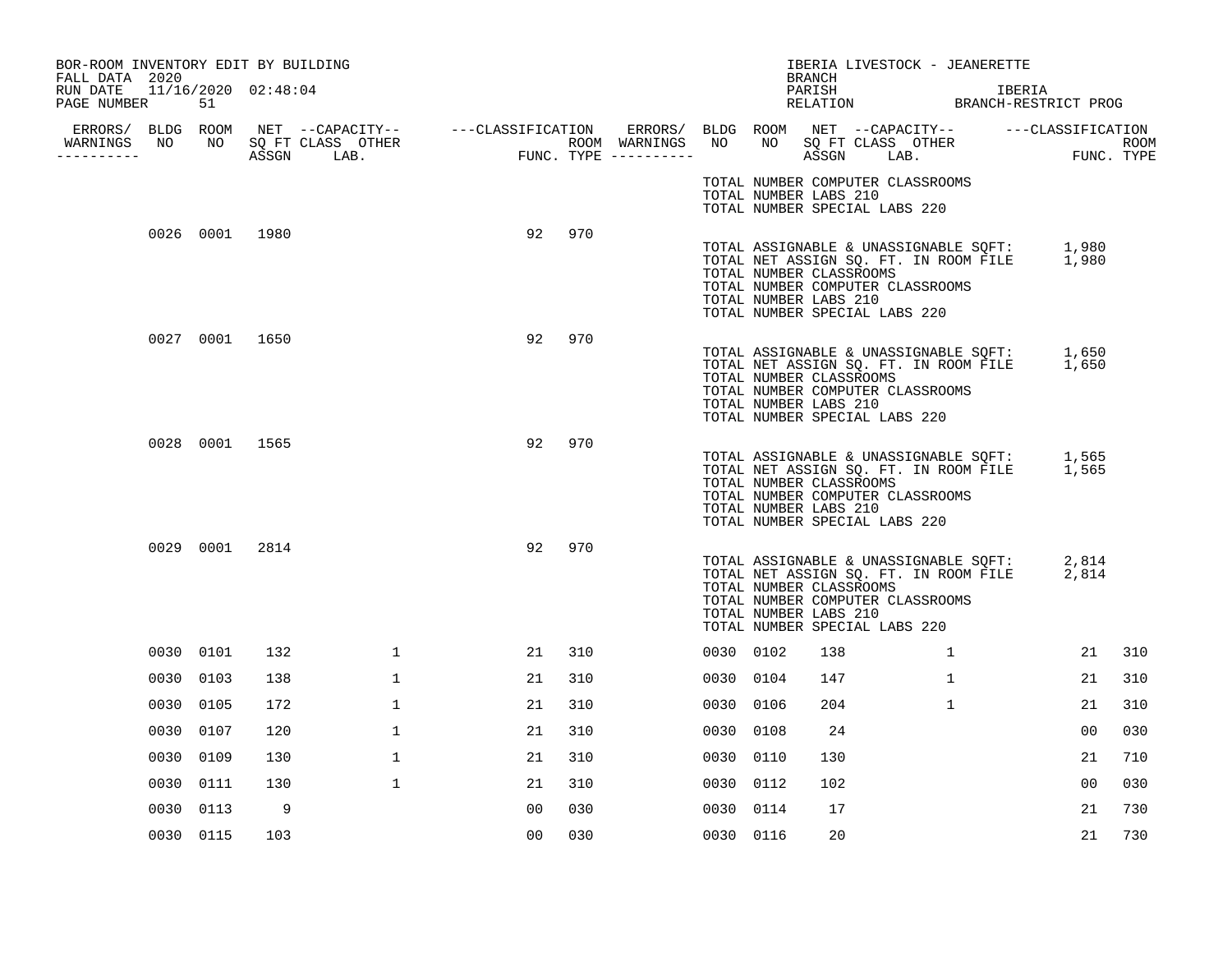BOR-ROOM INVENTORY EDIT BY BUILDING
FALL DATA 2020
RUN DATE 11/16/2020 02:48:04

IBERIA LIVESTOCK - JEANERETTE
BRANCH
PARISH IBERIA
RELATION BRANCH-RESTRICT PROG

| ERRORS/ WARNINGS | BLDG NO | ROOM NO | NET SQ FT ASSGN | CAPACITY CLASS LAB. | CAPACITY OTHER | CLASSIFICATION FUNC. | ROOM TYPE | ERRORS/ WARNINGS | BLDG NO | ROOM NO | NET SQ FT ASSGN | CAPACITY CLASS LAB. | CAPACITY OTHER | CLASSIFICATION FUNC. | ROOM TYPE |
|---|---|---|---|---|---|---|---|---|---|---|---|---|---|---|---|
| | | | | | | | | | TOTAL NUMBER COMPUTER CLASSROOMS | | | | | | |
| | | | | | | | | | TOTAL NUMBER LABS 210 | | | | | | |
| | | | | | | | | | TOTAL NUMBER SPECIAL LABS 220 | | | | | | |
| | 0026 | 0001 | 1980 | | | 92 | 970 | | | | | | | | |
| | | | | | | | | | TOTAL ASSIGNABLE & UNASSIGNABLE SQFT: | | | | | 1,980 | |
| | | | | | | | | | TOTAL NET ASSIGN SQ. FT. IN ROOM FILE | | | | | 1,980 | |
| | | | | | | | | | TOTAL NUMBER CLASSROOMS | | | | | | |
| | | | | | | | | | TOTAL NUMBER COMPUTER CLASSROOMS | | | | | | |
| | | | | | | | | | TOTAL NUMBER LABS 210 | | | | | | |
| | | | | | | | | | TOTAL NUMBER SPECIAL LABS 220 | | | | | | |
| | 0027 | 0001 | 1650 | | | 92 | 970 | | | | | | | | |
| | | | | | | | | | TOTAL ASSIGNABLE & UNASSIGNABLE SQFT: | | | | | 1,650 | |
| | | | | | | | | | TOTAL NET ASSIGN SQ. FT. IN ROOM FILE | | | | | 1,650 | |
| | | | | | | | | | TOTAL NUMBER CLASSROOMS | | | | | | |
| | | | | | | | | | TOTAL NUMBER COMPUTER CLASSROOMS | | | | | | |
| | | | | | | | | | TOTAL NUMBER LABS 210 | | | | | | |
| | | | | | | | | | TOTAL NUMBER SPECIAL LABS 220 | | | | | | |
| | 0028 | 0001 | 1565 | | | 92 | 970 | | | | | | | | |
| | | | | | | | | | TOTAL ASSIGNABLE & UNASSIGNABLE SQFT: | | | | | 1,565 | |
| | | | | | | | | | TOTAL NET ASSIGN SQ. FT. IN ROOM FILE | | | | | 1,565 | |
| | | | | | | | | | TOTAL NUMBER CLASSROOMS | | | | | | |
| | | | | | | | | | TOTAL NUMBER COMPUTER CLASSROOMS | | | | | | |
| | | | | | | | | | TOTAL NUMBER LABS 210 | | | | | | |
| | | | | | | | | | TOTAL NUMBER SPECIAL LABS 220 | | | | | | |
| | 0029 | 0001 | 2814 | | | 92 | 970 | | | | | | | | |
| | | | | | | | | | TOTAL ASSIGNABLE & UNASSIGNABLE SQFT: | | | | | 2,814 | |
| | | | | | | | | | TOTAL NET ASSIGN SQ. FT. IN ROOM FILE | | | | | 2,814 | |
| | | | | | | | | | TOTAL NUMBER CLASSROOMS | | | | | | |
| | | | | | | | | | TOTAL NUMBER COMPUTER CLASSROOMS | | | | | | |
| | | | | | | | | | TOTAL NUMBER LABS 210 | | | | | | |
| | | | | | | | | | TOTAL NUMBER SPECIAL LABS 220 | | | | | | |
| | 0030 | 0101 | 132 | 1 | | 21 | 310 | | 0030 | 0102 | 138 | 1 | | 21 | 310 |
| | 0030 | 0103 | 138 | 1 | | 21 | 310 | | 0030 | 0104 | 147 | 1 | | 21 | 310 |
| | 0030 | 0105 | 172 | 1 | | 21 | 310 | | 0030 | 0106 | 204 | 1 | | 21 | 310 |
| | 0030 | 0107 | 120 | 1 | | 21 | 310 | | 0030 | 0108 | 24 | | | 00 | 030 |
| | 0030 | 0109 | 130 | 1 | | 21 | 310 | | 0030 | 0110 | 130 | | | 21 | 710 |
| | 0030 | 0111 | 130 | 1 | | 21 | 310 | | 0030 | 0112 | 102 | | | 00 | 030 |
| | 0030 | 0113 | 9 | | | 00 | 030 | | 0030 | 0114 | 17 | | | 21 | 730 |
| | 0030 | 0115 | 103 | | | 00 | 030 | | 0030 | 0116 | 20 | | | 21 | 730 |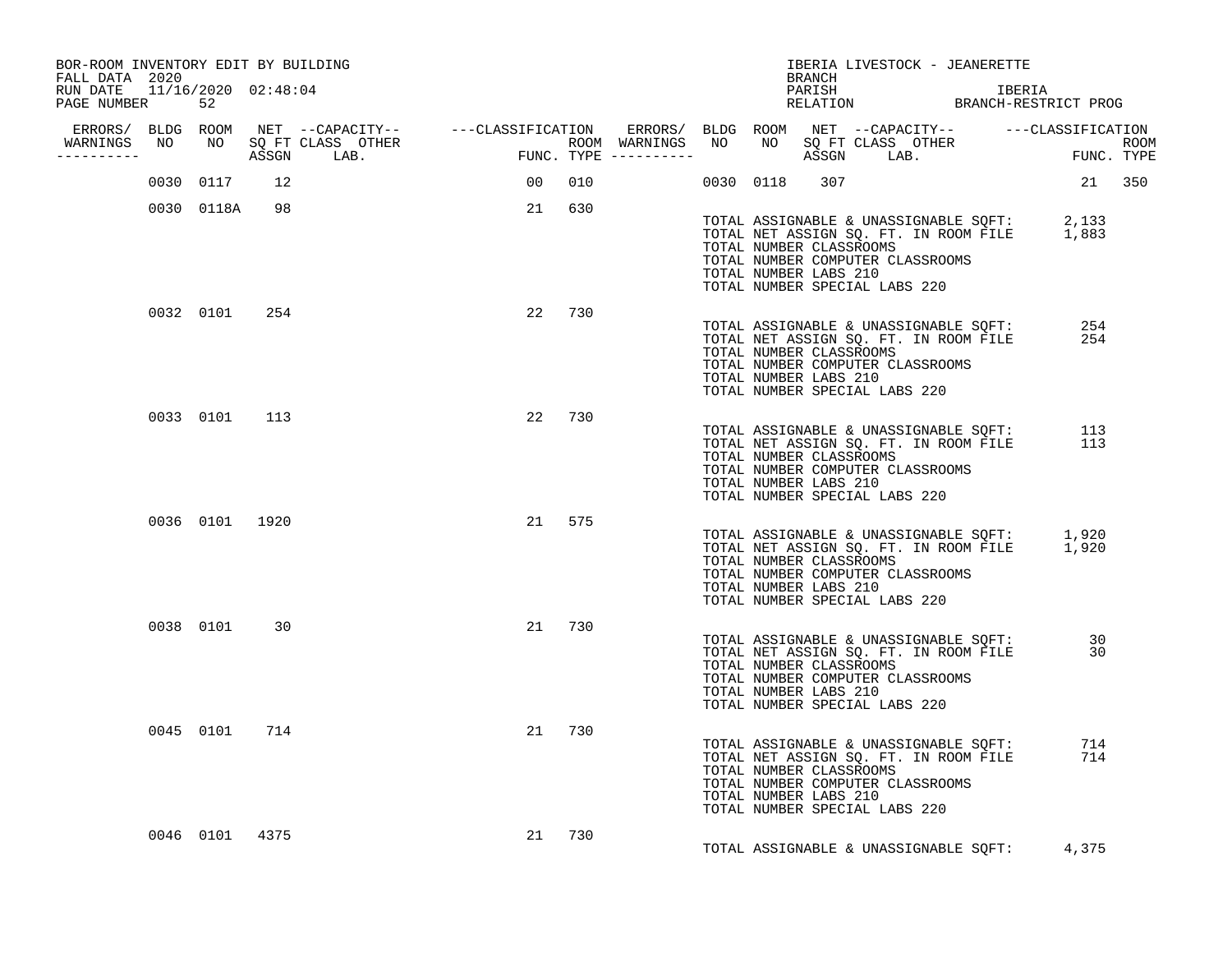BOR-ROOM INVENTORY EDIT BY BUILDING
FALL DATA 2020
RUN DATE 11/16/2020 02:48:04
PAGE NUMBER 52

IBERIA LIVESTOCK - JEANERETTE
BRANCH
PARISH IBERIA
RELATION BRANCH-RESTRICT PROG

| ERRORS/ WARNINGS | BLDG NO | ROOM NO | NET SQ FT ASSGN | CAPACITY CLASS LAB. | CAPACITY OTHER | CLASSIFICATION FUNC. | ROOM TYPE | ERRORS/ WARNINGS | BLDG NO | ROOM NO | NET SQ FT ASSGN | CAPACITY CLASS LAB. | CAPACITY OTHER | CLASSIFICATION FUNC. | ROOM TYPE |
|---|---|---|---|---|---|---|---|---|---|---|---|---|---|---|---|
| | 0030 | 0117 | 12 | | | 00 | 010 | | 0030 | 0118 | 307 | | | 21 | 350 |
| | 0030 | 0118A | 98 | | | 21 | 630 | | | | | | | | |

TOTAL ASSIGNABLE & UNASSIGNABLE SQFT: 2,133
TOTAL NET ASSIGN SQ. FT. IN ROOM FILE 1,883
TOTAL NUMBER CLASSROOMS
TOTAL NUMBER COMPUTER CLASSROOMS
TOTAL NUMBER LABS 210
TOTAL NUMBER SPECIAL LABS 220

| ERRORS/ WARNINGS | BLDG NO | ROOM NO | NET SQ FT ASSGN | CAPACITY CLASS LAB. | CAPACITY OTHER | CLASSIFICATION FUNC. | ROOM TYPE |
|---|---|---|---|---|---|---|---|
| | 0032 | 0101 | 254 | | | 22 | 730 |

TOTAL ASSIGNABLE & UNASSIGNABLE SQFT: 254
TOTAL NET ASSIGN SQ. FT. IN ROOM FILE 254
TOTAL NUMBER CLASSROOMS
TOTAL NUMBER COMPUTER CLASSROOMS
TOTAL NUMBER LABS 210
TOTAL NUMBER SPECIAL LABS 220

| ERRORS/ WARNINGS | BLDG NO | ROOM NO | NET SQ FT ASSGN | CAPACITY CLASS LAB. | CAPACITY OTHER | CLASSIFICATION FUNC. | ROOM TYPE |
|---|---|---|---|---|---|---|---|
| | 0033 | 0101 | 113 | | | 22 | 730 |

TOTAL ASSIGNABLE & UNASSIGNABLE SQFT: 113
TOTAL NET ASSIGN SQ. FT. IN ROOM FILE 113
TOTAL NUMBER CLASSROOMS
TOTAL NUMBER COMPUTER CLASSROOMS
TOTAL NUMBER LABS 210
TOTAL NUMBER SPECIAL LABS 220

| ERRORS/ WARNINGS | BLDG NO | ROOM NO | NET SQ FT ASSGN | CAPACITY CLASS LAB. | CAPACITY OTHER | CLASSIFICATION FUNC. | ROOM TYPE |
|---|---|---|---|---|---|---|---|
| | 0036 | 0101 | 1920 | | | 21 | 575 |

TOTAL ASSIGNABLE & UNASSIGNABLE SQFT: 1,920
TOTAL NET ASSIGN SQ. FT. IN ROOM FILE 1,920
TOTAL NUMBER CLASSROOMS
TOTAL NUMBER COMPUTER CLASSROOMS
TOTAL NUMBER LABS 210
TOTAL NUMBER SPECIAL LABS 220

| ERRORS/ WARNINGS | BLDG NO | ROOM NO | NET SQ FT ASSGN | CAPACITY CLASS LAB. | CAPACITY OTHER | CLASSIFICATION FUNC. | ROOM TYPE |
|---|---|---|---|---|---|---|---|
| | 0038 | 0101 | 30 | | | 21 | 730 |

TOTAL ASSIGNABLE & UNASSIGNABLE SQFT: 30
TOTAL NET ASSIGN SQ. FT. IN ROOM FILE 30
TOTAL NUMBER CLASSROOMS
TOTAL NUMBER COMPUTER CLASSROOMS
TOTAL NUMBER LABS 210
TOTAL NUMBER SPECIAL LABS 220

| ERRORS/ WARNINGS | BLDG NO | ROOM NO | NET SQ FT ASSGN | CAPACITY CLASS LAB. | CAPACITY OTHER | CLASSIFICATION FUNC. | ROOM TYPE |
|---|---|---|---|---|---|---|---|
| | 0045 | 0101 | 714 | | | 21 | 730 |

TOTAL ASSIGNABLE & UNASSIGNABLE SQFT: 714
TOTAL NET ASSIGN SQ. FT. IN ROOM FILE 714
TOTAL NUMBER CLASSROOMS
TOTAL NUMBER COMPUTER CLASSROOMS
TOTAL NUMBER LABS 210
TOTAL NUMBER SPECIAL LABS 220

| ERRORS/ WARNINGS | BLDG NO | ROOM NO | NET SQ FT ASSGN | CAPACITY CLASS LAB. | CAPACITY OTHER | CLASSIFICATION FUNC. | ROOM TYPE |
|---|---|---|---|---|---|---|---|
| | 0046 | 0101 | 4375 | | | 21 | 730 |

TOTAL ASSIGNABLE & UNASSIGNABLE SQFT: 4,375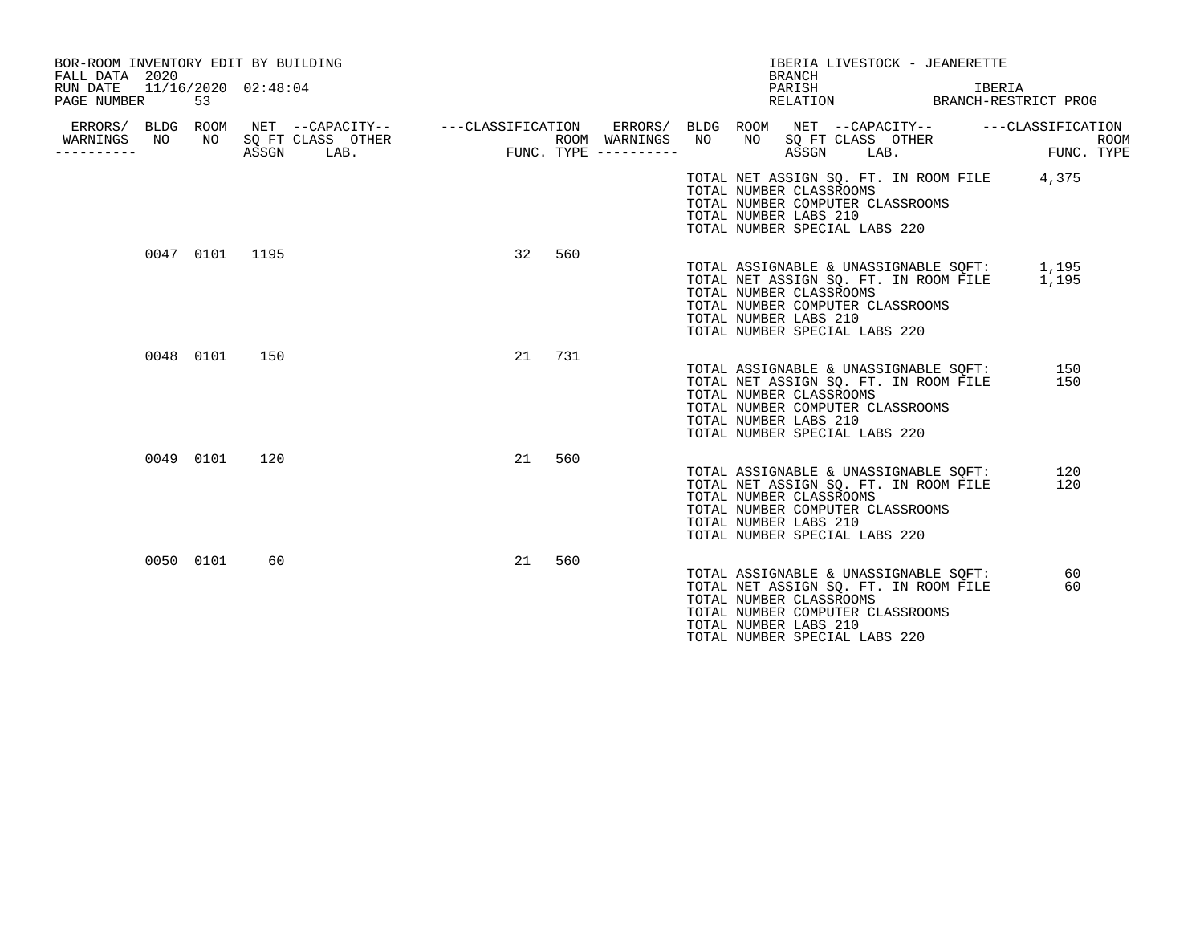BOR-ROOM INVENTORY EDIT BY BUILDING
FALL DATA 2020
RUN DATE 11/16/2020 02:48:04
PAGE NUMBER 53

IBERIA LIVESTOCK - JEANERETTE
BRANCH
PARISH IBERIA
RELATION BRANCH-RESTRICT PROG

| ERRORS/ WARNINGS | BLDG NO | ROOM NO | NET SQ FT ASSGN | CAPACITY CLASS | CAPACITY LAB. | CAPACITY OTHER | CLASSIFICATION FUNC. | ROOM TYPE |
|---|---|---|---|---|---|---|---|---|
| | 0047 | 0101 | 1195 | | | | 32 | 560 |
| | 0048 | 0101 | 150 | | | | 21 | 731 |
| | 0049 | 0101 | 120 | | | | 21 | 560 |
| | 0050 | 0101 | 60 | | | | 21 | 560 |

TOTAL NET ASSIGN SQ. FT. IN ROOM FILE 4,375
TOTAL NUMBER CLASSROOMS
TOTAL NUMBER COMPUTER CLASSROOMS
TOTAL NUMBER LABS 210
TOTAL NUMBER SPECIAL LABS 220

TOTAL ASSIGNABLE & UNASSIGNABLE SQFT: 1,195
TOTAL NET ASSIGN SQ. FT. IN ROOM FILE 1,195
TOTAL NUMBER CLASSROOMS
TOTAL NUMBER COMPUTER CLASSROOMS
TOTAL NUMBER LABS 210
TOTAL NUMBER SPECIAL LABS 220

TOTAL ASSIGNABLE & UNASSIGNABLE SQFT: 150
TOTAL NET ASSIGN SQ. FT. IN ROOM FILE 150
TOTAL NUMBER CLASSROOMS
TOTAL NUMBER COMPUTER CLASSROOMS
TOTAL NUMBER LABS 210
TOTAL NUMBER SPECIAL LABS 220

TOTAL ASSIGNABLE & UNASSIGNABLE SQFT: 120
TOTAL NET ASSIGN SQ. FT. IN ROOM FILE 120
TOTAL NUMBER CLASSROOMS
TOTAL NUMBER COMPUTER CLASSROOMS
TOTAL NUMBER LABS 210
TOTAL NUMBER SPECIAL LABS 220

TOTAL ASSIGNABLE & UNASSIGNABLE SQFT: 60
TOTAL NET ASSIGN SQ. FT. IN ROOM FILE 60
TOTAL NUMBER CLASSROOMS
TOTAL NUMBER COMPUTER CLASSROOMS
TOTAL NUMBER LABS 210
TOTAL NUMBER SPECIAL LABS 220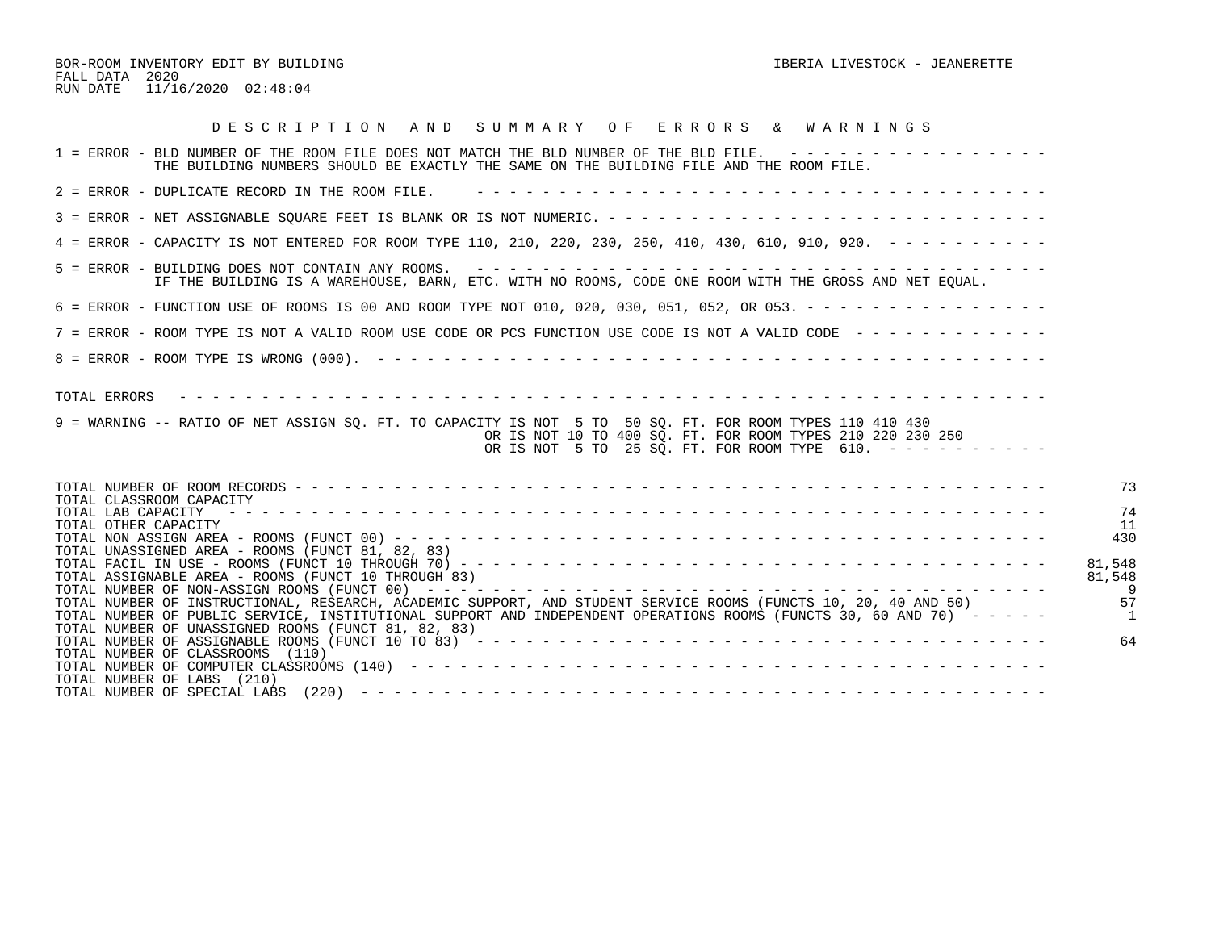BOR-ROOM INVENTORY EDIT BY BUILDING

FALL DATA 2020

RUN DATE 11/16/2020 02:48:04

IBERIA LIVESTOCK - JEANERETTE

## D E S C R I P T I O N   A N D   S U M M A R Y   O F   E R R O R S   &   W A R N I N G S

1 = ERROR - BLD NUMBER OF THE ROOM FILE DOES NOT MATCH THE BLD NUMBER OF THE BLD FILE. - - - - - - - - - - - - - - - - -
THE BUILDING NUMBERS SHOULD BE EXACTLY THE SAME ON THE BUILDING FILE AND THE ROOM FILE.

2 = ERROR - DUPLICATE RECORD IN THE ROOM FILE. - - - - - - - - - - - - - - - - - - - - - - - - - - - - - - - - - - - - - -

3 = ERROR - NET ASSIGNABLE SQUARE FEET IS BLANK OR IS NOT NUMERIC. - - - - - - - - - - - - - - - - - - - - - - - - - - - - -

4 = ERROR - CAPACITY IS NOT ENTERED FOR ROOM TYPE 110, 210, 220, 230, 250, 410, 430, 610, 910, 920. - - - - - - - - - - -

5 = ERROR - BUILDING DOES NOT CONTAIN ANY ROOMS. - - - - - - - - - - - - - - - - - - - - - - - - - - - - - - - - - - - - - -
IF THE BUILDING IS A WAREHOUSE, BARN, ETC. WITH NO ROOMS, CODE ONE ROOM WITH THE GROSS AND NET EQUAL.

6 = ERROR - FUNCTION USE OF ROOMS IS 00 AND ROOM TYPE NOT 010, 020, 030, 051, 052, OR 053. - - - - - - - - - - - - - - - -

7 = ERROR - ROOM TYPE IS NOT A VALID ROOM USE CODE OR PCS FUNCTION USE CODE IS NOT A VALID CODE - - - - - - - - - - - - -

8 = ERROR - ROOM TYPE IS WRONG (000). - - - - - - - - - - - - - - - - - - - - - - - - - - - - - - - - - - - - - - - - - - -

TOTAL ERRORS - - - - - - - - - - - - - - - - - - - - - - - - - - - - - - - - - - - - - - - - - - - - - - - - - - - - - - - -

9 = WARNING -- RATIO OF NET ASSIGN SQ. FT. TO CAPACITY IS NOT 5 TO 50 SQ. FT. FOR ROOM TYPES 110 410 430
OR IS NOT 10 TO 400 SQ. FT. FOR ROOM TYPES 210 220 230 250
OR IS NOT 5 TO 25 SQ. FT. FOR ROOM TYPE 610. - - - - - - - - - - -

| | |
|---|---|
| TOTAL NUMBER OF ROOM RECORDS | 73 |
| TOTAL CLASSROOM CAPACITY | |
| TOTAL LAB CAPACITY | 74 |
| TOTAL OTHER CAPACITY | 11 |
| TOTAL NON ASSIGN AREA - ROOMS (FUNCT 00) | 430 |
| TOTAL UNASSIGNED AREA - ROOMS (FUNCT 81, 82, 83) | |
| TOTAL FACIL IN USE - ROOMS (FUNCT 10 THROUGH 70) | 81,548 |
| TOTAL ASSIGNABLE AREA - ROOMS (FUNCT 10 THROUGH 83) | 81,548 |
| TOTAL NUMBER OF NON-ASSIGN ROOMS (FUNCT 00) | 9 |
| TOTAL NUMBER OF INSTRUCTIONAL, RESEARCH, ACADEMIC SUPPORT, AND STUDENT SERVICE ROOMS (FUNCTS 10, 20, 40 AND 50) | 57 |
| TOTAL NUMBER OF PUBLIC SERVICE, INSTITUTIONAL SUPPORT AND INDEPENDENT OPERATIONS ROOMS (FUNCTS 30, 60 AND 70) | 1 |
| TOTAL NUMBER OF UNASSIGNED ROOMS (FUNCT 81, 82, 83) | |
| TOTAL NUMBER OF ASSIGNABLE ROOMS (FUNCT 10 TO 83) | 64 |
| TOTAL NUMBER OF CLASSROOMS (110) | |
| TOTAL NUMBER OF COMPUTER CLASSROOMS (140) | |
| TOTAL NUMBER OF LABS (210) | |
| TOTAL NUMBER OF SPECIAL LABS (220) | |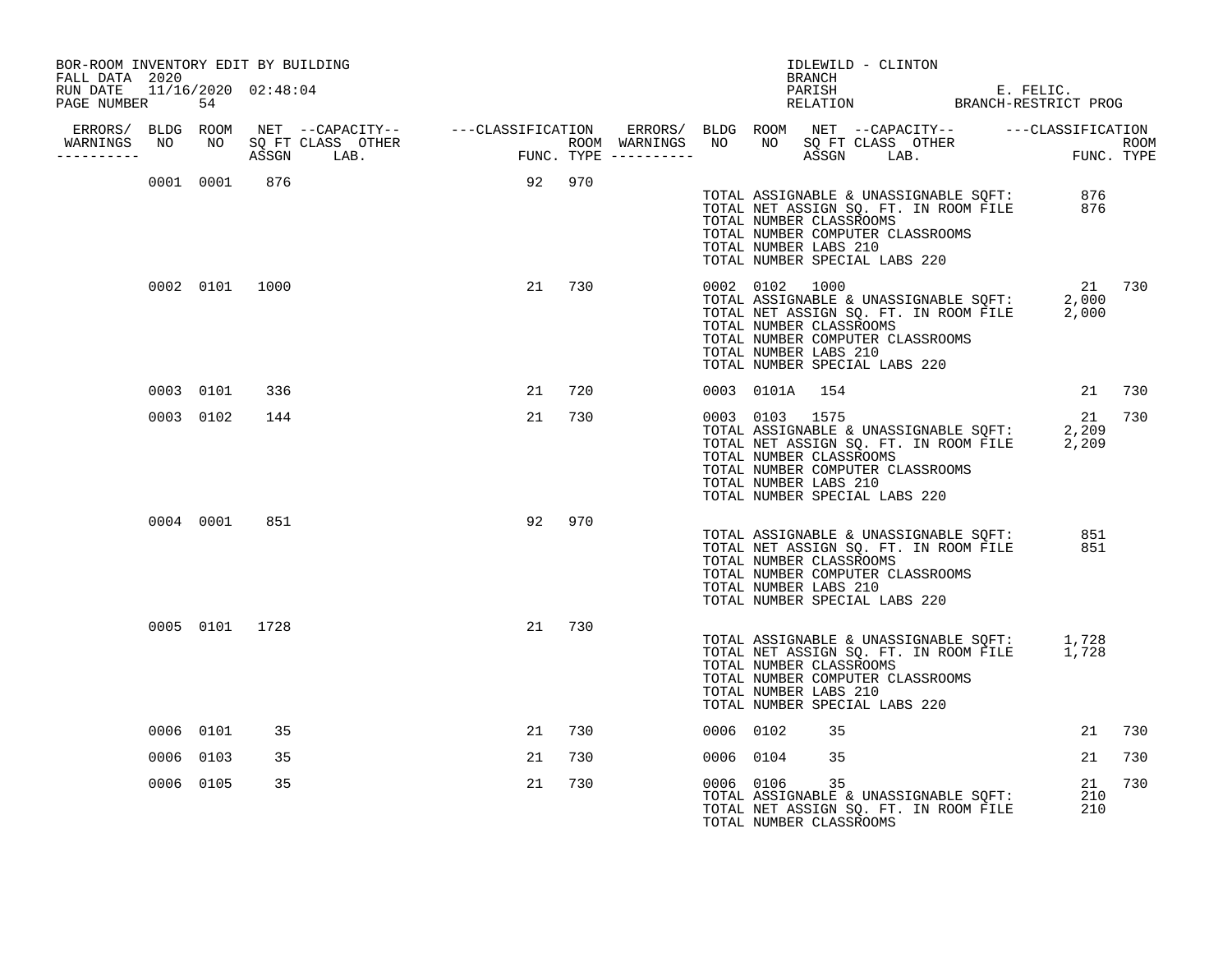BOR-ROOM INVENTORY EDIT BY BUILDING
FALL DATA 2020
RUN DATE 11/16/2020 02:48:04
PAGE NUMBER 54

IDLEWILD - CLINTON
BRANCH
PARISH E. FELIC.
RELATION BRANCH-RESTRICT PROG

| ERRORS/ WARNINGS | BLDG NO | ROOM NO | NET SQ FT ASSGN | CAPACITY CLASS | CAPACITY OTHER LAB. | CLASSIFICATION FUNC. | ROOM TYPE | ERRORS/ WARNINGS | BLDG NO | ROOM NO | NET SQ FT ASSGN | CAPACITY CLASS | CAPACITY OTHER LAB. | CLASSIFICATION FUNC. | ROOM TYPE |
|---|---|---|---|---|---|---|---|---|---|---|---|---|---|---|---|
| | 0001 | 0001 | 876 | | | 92 | 970 | | | | | | | | |
| | 0002 | 0101 | 1000 | | | 21 | 730 | | 0002 | 0102 | 1000 | | | 21 | 730 |
| | 0003 | 0101 | 336 | | | 21 | 720 | | 0003 | 0101A | 154 | | | 21 | 730 |
| | 0003 | 0102 | 144 | | | 21 | 730 | | 0003 | 0103 | 1575 | | | 21 | 730 |
| | 0004 | 0001 | 851 | | | 92 | 970 | | | | | | | | |
| | 0005 | 0101 | 1728 | | | 21 | 730 | | | | | | | | |
| | 0006 | 0101 | 35 | | | 21 | 730 | | 0006 | 0102 | 35 | | | 21 | 730 |
| | 0006 | 0103 | 35 | | | 21 | 730 | | 0006 | 0104 | 35 | | | 21 | 730 |
| | 0006 | 0105 | 35 | | | 21 | 730 | | 0006 | 0106 | 35 | | | 21 | 730 |

Building 0001 totals:
TOTAL ASSIGNABLE & UNASSIGNABLE SQFT: 876
TOTAL NET ASSIGN SQ. FT. IN ROOM FILE 876
TOTAL NUMBER CLASSROOMS
TOTAL NUMBER COMPUTER CLASSROOMS
TOTAL NUMBER LABS 210
TOTAL NUMBER SPECIAL LABS 220

Building 0002 totals:
TOTAL ASSIGNABLE & UNASSIGNABLE SQFT: 2,000
TOTAL NET ASSIGN SQ. FT. IN ROOM FILE 2,000
TOTAL NUMBER CLASSROOMS
TOTAL NUMBER COMPUTER CLASSROOMS
TOTAL NUMBER LABS 210
TOTAL NUMBER SPECIAL LABS 220

Building 0003 totals:
TOTAL ASSIGNABLE & UNASSIGNABLE SQFT: 2,209
TOTAL NET ASSIGN SQ. FT. IN ROOM FILE 2,209
TOTAL NUMBER CLASSROOMS
TOTAL NUMBER COMPUTER CLASSROOMS
TOTAL NUMBER LABS 210
TOTAL NUMBER SPECIAL LABS 220

Building 0004 totals:
TOTAL ASSIGNABLE & UNASSIGNABLE SQFT: 851
TOTAL NET ASSIGN SQ. FT. IN ROOM FILE 851
TOTAL NUMBER CLASSROOMS
TOTAL NUMBER COMPUTER CLASSROOMS
TOTAL NUMBER LABS 210
TOTAL NUMBER SPECIAL LABS 220

Building 0005 totals:
TOTAL ASSIGNABLE & UNASSIGNABLE SQFT: 1,728
TOTAL NET ASSIGN SQ. FT. IN ROOM FILE 1,728
TOTAL NUMBER CLASSROOMS
TOTAL NUMBER COMPUTER CLASSROOMS
TOTAL NUMBER LABS 210
TOTAL NUMBER SPECIAL LABS 220

Building 0006 totals:
TOTAL ASSIGNABLE & UNASSIGNABLE SQFT: 210
TOTAL NET ASSIGN SQ. FT. IN ROOM FILE 210
TOTAL NUMBER CLASSROOMS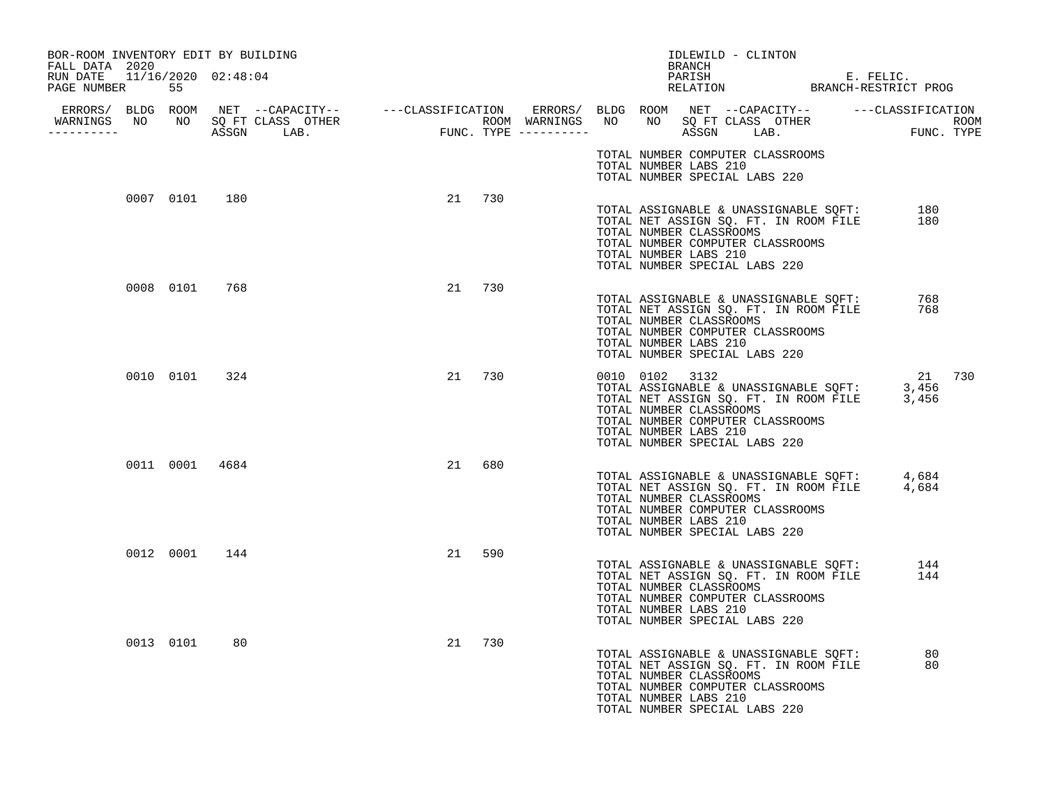BOR-ROOM INVENTORY EDIT BY BUILDING
FALL DATA 2020
RUN DATE 11/16/2020 02:48:04
PAGE NUMBER 55

IDLEWILD - CLINTON
BRANCH
PARISH E. FELIC.
RELATION BRANCH-RESTRICT PROG

| ERRORS/ WARNINGS | BLDG NO | ROOM NO | NET SQ FT ASSGN | CAPACITY CLASS | CAPACITY LAB. | CAPACITY OTHER | FUNC. | ROOM TYPE | ERRORS/ WARNINGS | BLDG NO | ROOM NO | NET SQ FT ASSGN | CAPACITY CLASS | CAPACITY LAB. | CAPACITY OTHER | FUNC. | ROOM TYPE |
|---|---|---|---|---|---|---|---|---|---|---|---|---|---|---|---|---|---|
| | | | | | | | | | | | | | | | | | |

TOTAL NUMBER COMPUTER CLASSROOMS
TOTAL NUMBER LABS 210
TOTAL NUMBER SPECIAL LABS 220

| BLDG NO | ROOM NO | NET SQ FT ASSGN | FUNC. | ROOM TYPE |
|---|---|---|---|---|
| 0007 | 0101 | 180 | 21 | 730 |

TOTAL ASSIGNABLE & UNASSIGNABLE SQFT: 180
TOTAL NET ASSIGN SQ. FT. IN ROOM FILE 180
TOTAL NUMBER CLASSROOMS
TOTAL NUMBER COMPUTER CLASSROOMS
TOTAL NUMBER LABS 210
TOTAL NUMBER SPECIAL LABS 220

| BLDG NO | ROOM NO | NET SQ FT ASSGN | FUNC. | ROOM TYPE |
|---|---|---|---|---|
| 0008 | 0101 | 768 | 21 | 730 |

TOTAL ASSIGNABLE & UNASSIGNABLE SQFT: 768
TOTAL NET ASSIGN SQ. FT. IN ROOM FILE 768
TOTAL NUMBER CLASSROOMS
TOTAL NUMBER COMPUTER CLASSROOMS
TOTAL NUMBER LABS 210
TOTAL NUMBER SPECIAL LABS 220

| BLDG NO | ROOM NO | NET SQ FT ASSGN | FUNC. | ROOM TYPE |
|---|---|---|---|---|
| 0010 | 0101 | 324 | 21 | 730 |
| 0010 | 0102 | 3132 | 21 | 730 |

TOTAL ASSIGNABLE & UNASSIGNABLE SQFT: 3,456
TOTAL NET ASSIGN SQ. FT. IN ROOM FILE 3,456
TOTAL NUMBER CLASSROOMS
TOTAL NUMBER COMPUTER CLASSROOMS
TOTAL NUMBER LABS 210
TOTAL NUMBER SPECIAL LABS 220

| BLDG NO | ROOM NO | NET SQ FT ASSGN | FUNC. | ROOM TYPE |
|---|---|---|---|---|
| 0011 | 0001 | 4684 | 21 | 680 |

TOTAL ASSIGNABLE & UNASSIGNABLE SQFT: 4,684
TOTAL NET ASSIGN SQ. FT. IN ROOM FILE 4,684
TOTAL NUMBER CLASSROOMS
TOTAL NUMBER COMPUTER CLASSROOMS
TOTAL NUMBER LABS 210
TOTAL NUMBER SPECIAL LABS 220

| BLDG NO | ROOM NO | NET SQ FT ASSGN | FUNC. | ROOM TYPE |
|---|---|---|---|---|
| 0012 | 0001 | 144 | 21 | 590 |

TOTAL ASSIGNABLE & UNASSIGNABLE SQFT: 144
TOTAL NET ASSIGN SQ. FT. IN ROOM FILE 144
TOTAL NUMBER CLASSROOMS
TOTAL NUMBER COMPUTER CLASSROOMS
TOTAL NUMBER LABS 210
TOTAL NUMBER SPECIAL LABS 220

| BLDG NO | ROOM NO | NET SQ FT ASSGN | FUNC. | ROOM TYPE |
|---|---|---|---|---|
| 0013 | 0101 | 80 | 21 | 730 |

TOTAL ASSIGNABLE & UNASSIGNABLE SQFT: 80
TOTAL NET ASSIGN SQ. FT. IN ROOM FILE 80
TOTAL NUMBER CLASSROOMS
TOTAL NUMBER COMPUTER CLASSROOMS
TOTAL NUMBER LABS 210
TOTAL NUMBER SPECIAL LABS 220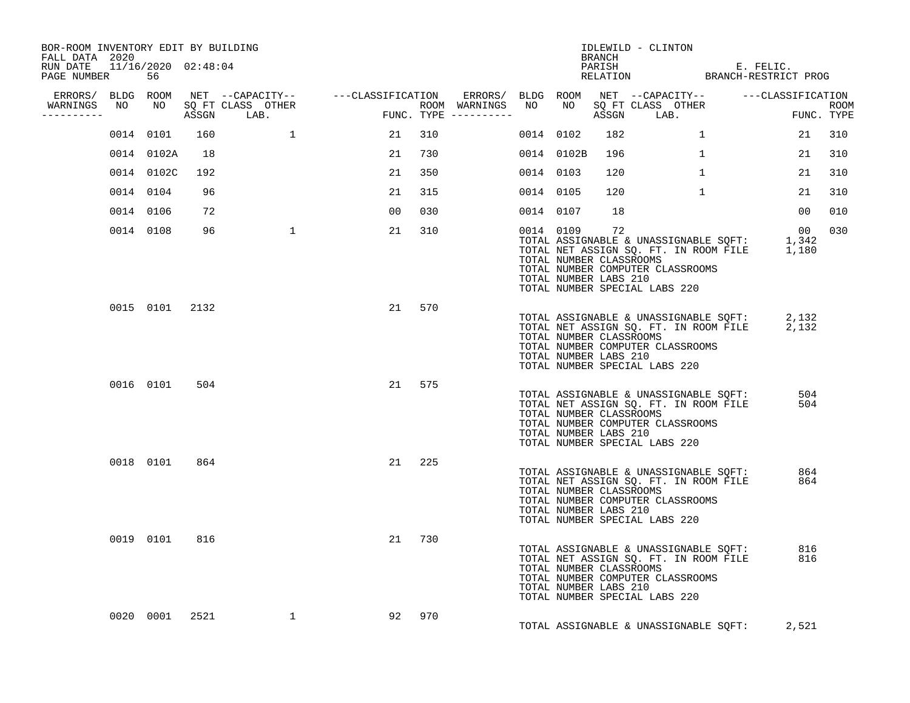BOR-ROOM INVENTORY EDIT BY BUILDING
FALL DATA 2020
RUN DATE 11/16/2020 02:48:04
PAGE NUMBER 56

IDLEWILD - CLINTON
BRANCH
PARISH E. FELIC.
RELATION BRANCH-RESTRICT PROG

| ERRORS/ WARNINGS | BLDG NO | ROOM NO | NET SQ FT ASSGN | CAPACITY CLASS LAB. | CAPACITY OTHER | CLASSIFICATION FUNC. | ROOM TYPE | ERRORS/ WARNINGS | BLDG NO | ROOM NO | NET SQ FT ASSGN | CAPACITY CLASS LAB. | CAPACITY OTHER | CLASSIFICATION FUNC. | ROOM TYPE |
|---|---|---|---|---|---|---|---|---|---|---|---|---|---|---|---|
| | 0014 | 0101 | 160 | | 1 | 21 | 310 | | 0014 | 0102 | 182 | | 1 | 21 | 310 |
| | 0014 | 0102A | 18 | | | 21 | 730 | | 0014 | 0102B | 196 | | 1 | 21 | 310 |
| | 0014 | 0102C | 192 | | | 21 | 350 | | 0014 | 0103 | 120 | | 1 | 21 | 310 |
| | 0014 | 0104 | 96 | | | 21 | 315 | | 0014 | 0105 | 120 | | 1 | 21 | 310 |
| | 0014 | 0106 | 72 | | | 00 | 030 | | 0014 | 0107 | 18 | | | 00 | 010 |
| | 0014 | 0108 | 96 | | 1 | 21 | 310 | | 0014 | 0109 | 72 | | | 00 | 030 |

TOTAL ASSIGNABLE & UNASSIGNABLE SQFT: 1,342
TOTAL NET ASSIGN SQ. FT. IN ROOM FILE 1,180
TOTAL NUMBER CLASSROOMS
TOTAL NUMBER COMPUTER CLASSROOMS
TOTAL NUMBER LABS 210
TOTAL NUMBER SPECIAL LABS 220

| BLDG NO | ROOM NO | NET SQ FT ASSGN | CAPACITY OTHER | FUNC. | ROOM TYPE |
|---|---|---|---|---|---|
| 0015 | 0101 | 2132 | | 21 | 570 |

TOTAL ASSIGNABLE & UNASSIGNABLE SQFT: 2,132
TOTAL NET ASSIGN SQ. FT. IN ROOM FILE 2,132
TOTAL NUMBER CLASSROOMS
TOTAL NUMBER COMPUTER CLASSROOMS
TOTAL NUMBER LABS 210
TOTAL NUMBER SPECIAL LABS 220

| BLDG NO | ROOM NO | NET SQ FT ASSGN | CAPACITY OTHER | FUNC. | ROOM TYPE |
|---|---|---|---|---|---|
| 0016 | 0101 | 504 | | 21 | 575 |

TOTAL ASSIGNABLE & UNASSIGNABLE SQFT: 504
TOTAL NET ASSIGN SQ. FT. IN ROOM FILE 504
TOTAL NUMBER CLASSROOMS
TOTAL NUMBER COMPUTER CLASSROOMS
TOTAL NUMBER LABS 210
TOTAL NUMBER SPECIAL LABS 220

| BLDG NO | ROOM NO | NET SQ FT ASSGN | CAPACITY OTHER | FUNC. | ROOM TYPE |
|---|---|---|---|---|---|
| 0018 | 0101 | 864 | | 21 | 225 |

TOTAL ASSIGNABLE & UNASSIGNABLE SQFT: 864
TOTAL NET ASSIGN SQ. FT. IN ROOM FILE 864
TOTAL NUMBER CLASSROOMS
TOTAL NUMBER COMPUTER CLASSROOMS
TOTAL NUMBER LABS 210
TOTAL NUMBER SPECIAL LABS 220

| BLDG NO | ROOM NO | NET SQ FT ASSGN | CAPACITY OTHER | FUNC. | ROOM TYPE |
|---|---|---|---|---|---|
| 0019 | 0101 | 816 | | 21 | 730 |

TOTAL ASSIGNABLE & UNASSIGNABLE SQFT: 816
TOTAL NET ASSIGN SQ. FT. IN ROOM FILE 816
TOTAL NUMBER CLASSROOMS
TOTAL NUMBER COMPUTER CLASSROOMS
TOTAL NUMBER LABS 210
TOTAL NUMBER SPECIAL LABS 220

| BLDG NO | ROOM NO | NET SQ FT ASSGN | CAPACITY OTHER | FUNC. | ROOM TYPE |
|---|---|---|---|---|---|
| 0020 | 0001 | 2521 | 1 | 92 | 970 |

TOTAL ASSIGNABLE & UNASSIGNABLE SQFT: 2,521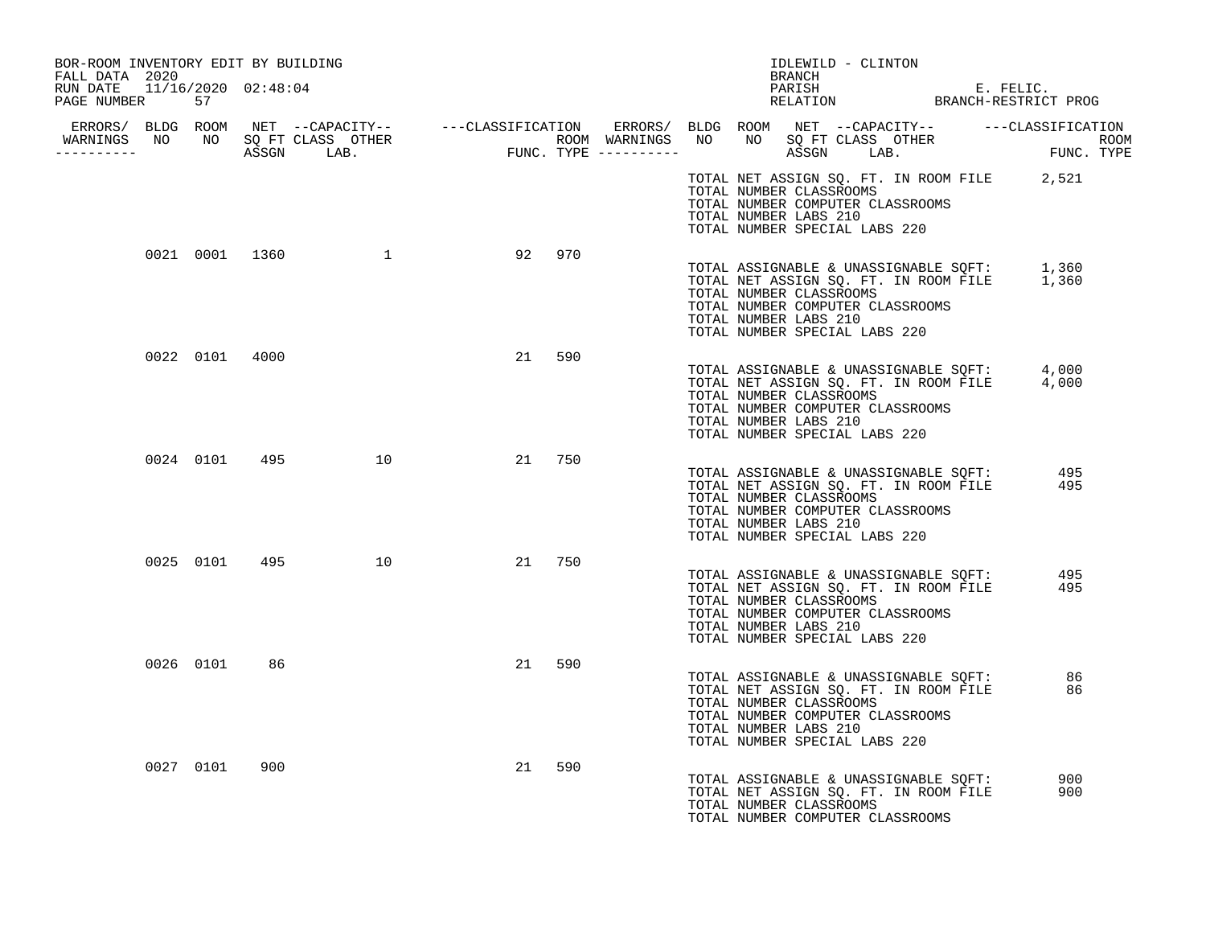BOR-ROOM INVENTORY EDIT BY BUILDING
FALL DATA 2020
RUN DATE 11/16/2020 02:48:04
PAGE NUMBER 57

IDLEWILD - CLINTON
BRANCH
PARISH E. FELIC.
RELATION BRANCH-RESTRICT PROG

| ERRORS/ WARNINGS | BLDG NO | ROOM NO | NET SQ FT ASSGN | CAPACITY CLASS | CAPACITY LAB. | CAPACITY OTHER | CLASSIFICATION FUNC. | ROOM TYPE |
|---|---|---|---|---|---|---|---|---|
| | 0021 | 0001 | 1360 | | | 1 | 92 | 970 |
| | 0022 | 0101 | 4000 | | | | 21 | 590 |
| | 0024 | 0101 | 495 | | | 10 | 21 | 750 |
| | 0025 | 0101 | 495 | | | 10 | 21 | 750 |
| | 0026 | 0101 | 86 | | | | 21 | 590 |
| | 0027 | 0101 | 900 | | | | 21 | 590 |

TOTAL NET ASSIGN SQ. FT. IN ROOM FILE 2,521
TOTAL NUMBER CLASSROOMS
TOTAL NUMBER COMPUTER CLASSROOMS
TOTAL NUMBER LABS 210
TOTAL NUMBER SPECIAL LABS 220

Building 0021:
TOTAL ASSIGNABLE & UNASSIGNABLE SQFT: 1,360
TOTAL NET ASSIGN SQ. FT. IN ROOM FILE 1,360
TOTAL NUMBER CLASSROOMS
TOTAL NUMBER COMPUTER CLASSROOMS
TOTAL NUMBER LABS 210
TOTAL NUMBER SPECIAL LABS 220

Building 0022:
TOTAL ASSIGNABLE & UNASSIGNABLE SQFT: 4,000
TOTAL NET ASSIGN SQ. FT. IN ROOM FILE 4,000
TOTAL NUMBER CLASSROOMS
TOTAL NUMBER COMPUTER CLASSROOMS
TOTAL NUMBER LABS 210
TOTAL NUMBER SPECIAL LABS 220

Building 0024:
TOTAL ASSIGNABLE & UNASSIGNABLE SQFT: 495
TOTAL NET ASSIGN SQ. FT. IN ROOM FILE 495
TOTAL NUMBER CLASSROOMS
TOTAL NUMBER COMPUTER CLASSROOMS
TOTAL NUMBER LABS 210
TOTAL NUMBER SPECIAL LABS 220

Building 0025:
TOTAL ASSIGNABLE & UNASSIGNABLE SQFT: 495
TOTAL NET ASSIGN SQ. FT. IN ROOM FILE 495
TOTAL NUMBER CLASSROOMS
TOTAL NUMBER COMPUTER CLASSROOMS
TOTAL NUMBER LABS 210
TOTAL NUMBER SPECIAL LABS 220

Building 0026:
TOTAL ASSIGNABLE & UNASSIGNABLE SQFT: 86
TOTAL NET ASSIGN SQ. FT. IN ROOM FILE 86
TOTAL NUMBER CLASSROOMS
TOTAL NUMBER COMPUTER CLASSROOMS
TOTAL NUMBER LABS 210
TOTAL NUMBER SPECIAL LABS 220

Building 0027:
TOTAL ASSIGNABLE & UNASSIGNABLE SQFT: 900
TOTAL NET ASSIGN SQ. FT. IN ROOM FILE 900
TOTAL NUMBER CLASSROOMS
TOTAL NUMBER COMPUTER CLASSROOMS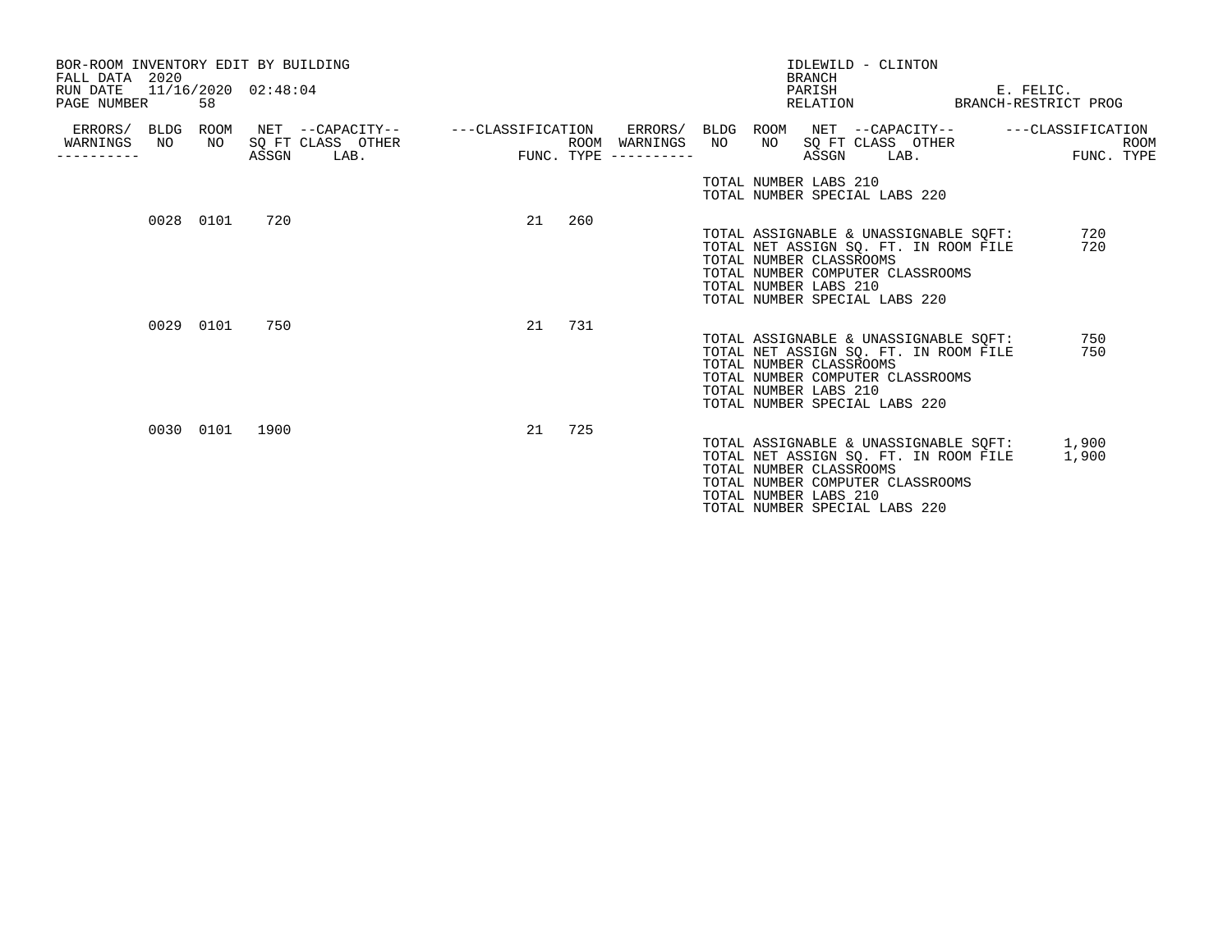BOR-ROOM INVENTORY EDIT BY BUILDING
FALL DATA 2020
RUN DATE 11/16/2020 02:48:04
PAGE NUMBER 58

IDLEWILD - CLINTON
BRANCH
PARISH E. FELIC.
RELATION BRANCH-RESTRICT PROG

| ERRORS/ WARNINGS | BLDG NO | ROOM NO | NET SQ FT ASSGN | --CAPACITY-- CLASS | OTHER LAB. | ---CLASSIFICATION FUNC. | ROOM TYPE |
|---|---|---|---|---|---|---|---|
| | 0028 | 0101 | 720 | | | 21 | 260 |
| | 0029 | 0101 | 750 | | | 21 | 731 |
| | 0030 | 0101 | 1900 | | | 21 | 725 |

TOTAL NUMBER LABS 210
TOTAL NUMBER SPECIAL LABS 220

Building 0028:

TOTAL ASSIGNABLE & UNASSIGNABLE SQFT: 720
TOTAL NET ASSIGN SQ. FT. IN ROOM FILE 720
TOTAL NUMBER CLASSROOMS
TOTAL NUMBER COMPUTER CLASSROOMS
TOTAL NUMBER LABS 210
TOTAL NUMBER SPECIAL LABS 220

Building 0029:

TOTAL ASSIGNABLE & UNASSIGNABLE SQFT: 750
TOTAL NET ASSIGN SQ. FT. IN ROOM FILE 750
TOTAL NUMBER CLASSROOMS
TOTAL NUMBER COMPUTER CLASSROOMS
TOTAL NUMBER LABS 210
TOTAL NUMBER SPECIAL LABS 220

Building 0030:

TOTAL ASSIGNABLE & UNASSIGNABLE SQFT: 1,900
TOTAL NET ASSIGN SQ. FT. IN ROOM FILE 1,900
TOTAL NUMBER CLASSROOMS
TOTAL NUMBER COMPUTER CLASSROOMS
TOTAL NUMBER LABS 210
TOTAL NUMBER SPECIAL LABS 220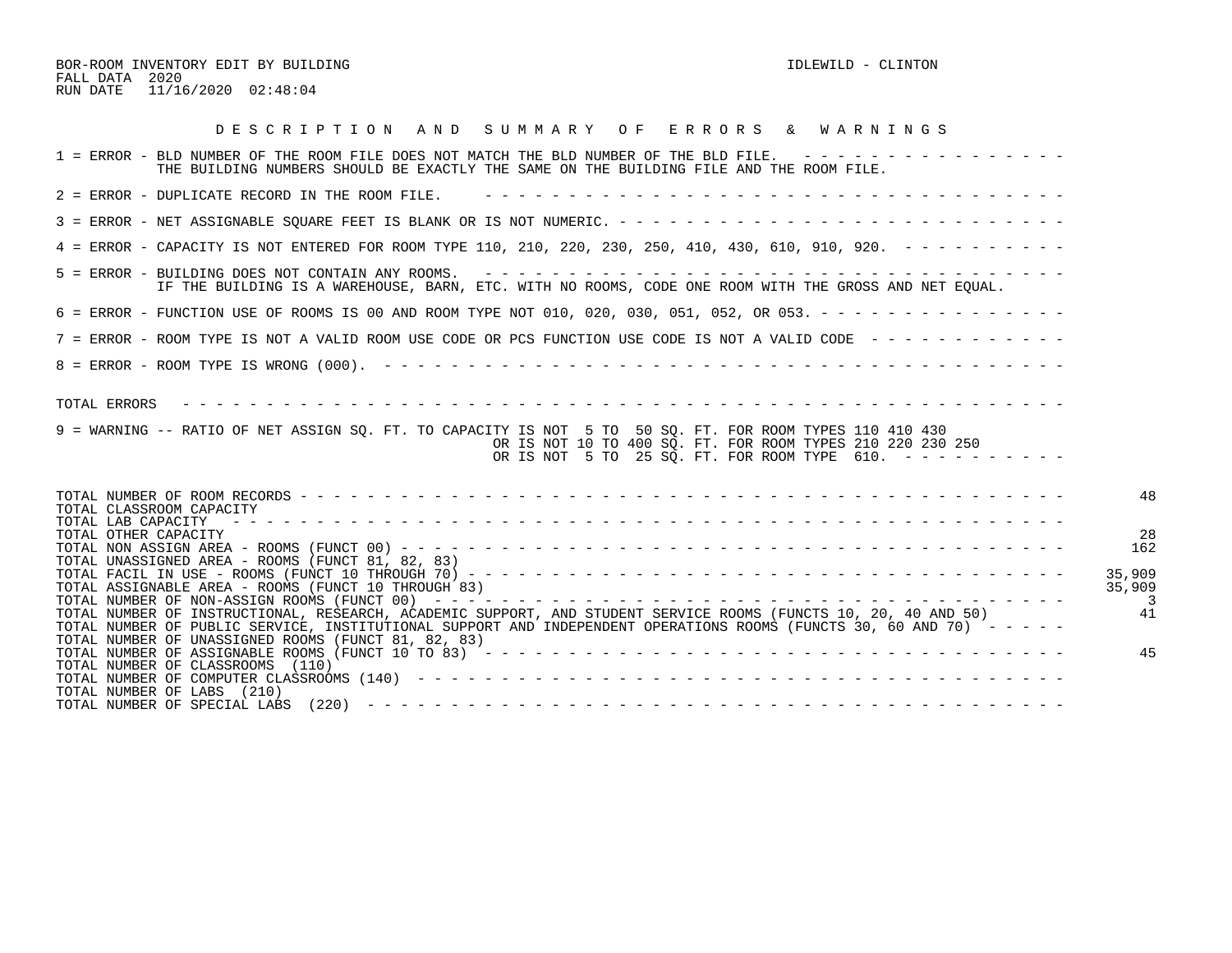BOR-ROOM INVENTORY EDIT BY BUILDING

FALL DATA 2020

RUN DATE 11/16/2020 02:48:04

IDLEWILD - CLINTON

## D E S C R I P T I O N   A N D   S U M M A R Y   O F   E R R O R S   &   W A R N I N G S

1 = ERROR - BLD NUMBER OF THE ROOM FILE DOES NOT MATCH THE BLD NUMBER OF THE BLD FILE.
THE BUILDING NUMBERS SHOULD BE EXACTLY THE SAME ON THE BUILDING FILE AND THE ROOM FILE.

2 = ERROR - DUPLICATE RECORD IN THE ROOM FILE.

3 = ERROR - NET ASSIGNABLE SQUARE FEET IS BLANK OR IS NOT NUMERIC.

4 = ERROR - CAPACITY IS NOT ENTERED FOR ROOM TYPE 110, 210, 220, 230, 250, 410, 430, 610, 910, 920.

5 = ERROR - BUILDING DOES NOT CONTAIN ANY ROOMS.
IF THE BUILDING IS A WAREHOUSE, BARN, ETC. WITH NO ROOMS, CODE ONE ROOM WITH THE GROSS AND NET EQUAL.

6 = ERROR - FUNCTION USE OF ROOMS IS 00 AND ROOM TYPE NOT 010, 020, 030, 051, 052, OR 053.

7 = ERROR - ROOM TYPE IS NOT A VALID ROOM USE CODE OR PCS FUNCTION USE CODE IS NOT A VALID CODE

8 = ERROR - ROOM TYPE IS WRONG (000).

TOTAL ERRORS

9 = WARNING -- RATIO OF NET ASSIGN SQ. FT. TO CAPACITY IS NOT 5 TO 50 SQ. FT. FOR ROOM TYPES 110 410 430
OR IS NOT 10 TO 400 SQ. FT. FOR ROOM TYPES 210 220 230 250
OR IS NOT 5 TO 25 SQ. FT. FOR ROOM TYPE 610.

| | |
|---|---|
| TOTAL NUMBER OF ROOM RECORDS | 48 |
| TOTAL CLASSROOM CAPACITY | |
| TOTAL LAB CAPACITY | |
| TOTAL OTHER CAPACITY | 28 |
| TOTAL NON ASSIGN AREA - ROOMS (FUNCT 00) | 162 |
| TOTAL UNASSIGNED AREA - ROOMS (FUNCT 81, 82, 83) | |
| TOTAL FACIL IN USE - ROOMS (FUNCT 10 THROUGH 70) | 35,909 |
| TOTAL ASSIGNABLE AREA - ROOMS (FUNCT 10 THROUGH 83) | 35,909 |
| TOTAL NUMBER OF NON-ASSIGN ROOMS (FUNCT 00) | 3 |
| TOTAL NUMBER OF INSTRUCTIONAL, RESEARCH, ACADEMIC SUPPORT, AND STUDENT SERVICE ROOMS (FUNCTS 10, 20, 40 AND 50) | 41 |
| TOTAL NUMBER OF PUBLIC SERVICE, INSTITUTIONAL SUPPORT AND INDEPENDENT OPERATIONS ROOMS (FUNCTS 30, 60 AND 70) | |
| TOTAL NUMBER OF UNASSIGNED ROOMS (FUNCT 81, 82, 83) | |
| TOTAL NUMBER OF ASSIGNABLE ROOMS (FUNCT 10 TO 83) | 45 |
| TOTAL NUMBER OF CLASSROOMS (110) | |
| TOTAL NUMBER OF COMPUTER CLASSROOMS (140) | |
| TOTAL NUMBER OF LABS (210) | |
| TOTAL NUMBER OF SPECIAL LABS (220) | |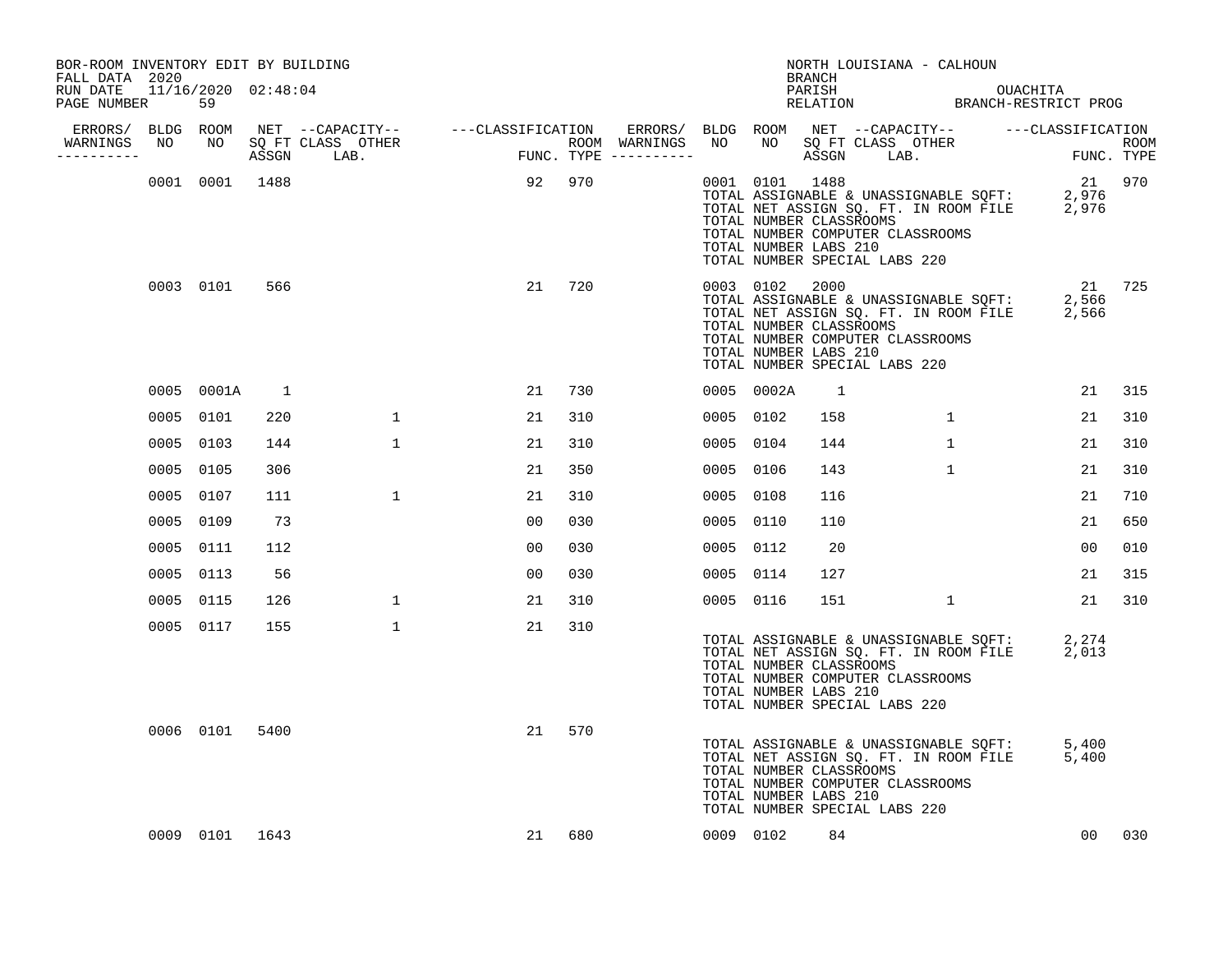BOR-ROOM INVENTORY EDIT BY BUILDING
FALL DATA 2020
RUN DATE 11/16/2020 02:48:04
PAGE NUMBER 59

NORTH LOUISIANA - CALHOUN
BRANCH
PARISH OUACHITA
RELATION BRANCH-RESTRICT PROG

| ERRORS/ WARNINGS | BLDG NO | ROOM NO | NET SQ FT ASSGN | CAPACITY CLASS | CAPACITY OTHER LAB. | CLASSIFICATION FUNC. | ROOM TYPE | ERRORS/ WARNINGS | BLDG NO | ROOM NO | NET SQ FT ASSGN | CAPACITY CLASS | CAPACITY OTHER LAB. | CLASSIFICATION FUNC. | ROOM TYPE |
|---|---|---|---|---|---|---|---|---|---|---|---|---|---|---|---|
| | 0001 | 0001 | 1488 | | | 92 | 970 | | 0001 | 0101 | 1488 | | | 21 | 970 |

TOTAL ASSIGNABLE & UNASSIGNABLE SQFT: 2,976
TOTAL NET ASSIGN SQ. FT. IN ROOM FILE 2,976
TOTAL NUMBER CLASSROOMS
TOTAL NUMBER COMPUTER CLASSROOMS
TOTAL NUMBER LABS 210
TOTAL NUMBER SPECIAL LABS 220

| ERRORS/ WARNINGS | BLDG NO | ROOM NO | NET SQ FT ASSGN | CAPACITY CLASS | CAPACITY OTHER LAB. | CLASSIFICATION FUNC. | ROOM TYPE | ERRORS/ WARNINGS | BLDG NO | ROOM NO | NET SQ FT ASSGN | CAPACITY CLASS | CAPACITY OTHER LAB. | CLASSIFICATION FUNC. | ROOM TYPE |
|---|---|---|---|---|---|---|---|---|---|---|---|---|---|---|---|
| | 0003 | 0101 | 566 | | | 21 | 720 | | 0003 | 0102 | 2000 | | | 21 | 725 |

TOTAL ASSIGNABLE & UNASSIGNABLE SQFT: 2,566
TOTAL NET ASSIGN SQ. FT. IN ROOM FILE 2,566
TOTAL NUMBER CLASSROOMS
TOTAL NUMBER COMPUTER CLASSROOMS
TOTAL NUMBER LABS 210
TOTAL NUMBER SPECIAL LABS 220

| ERRORS/ WARNINGS | BLDG NO | ROOM NO | NET SQ FT ASSGN | CAPACITY CLASS | CAPACITY OTHER LAB. | CLASSIFICATION FUNC. | ROOM TYPE | ERRORS/ WARNINGS | BLDG NO | ROOM NO | NET SQ FT ASSGN | CAPACITY CLASS | CAPACITY OTHER LAB. | CLASSIFICATION FUNC. | ROOM TYPE |
|---|---|---|---|---|---|---|---|---|---|---|---|---|---|---|---|
| | 0005 | 0001A | 1 | | | 21 | 730 | | 0005 | 0002A | 1 | | | 21 | 315 |
| | 0005 | 0101 | 220 | 1 | | 21 | 310 | | 0005 | 0102 | 158 | 1 | | 21 | 310 |
| | 0005 | 0103 | 144 | 1 | | 21 | 310 | | 0005 | 0104 | 144 | 1 | | 21 | 310 |
| | 0005 | 0105 | 306 | | | 21 | 350 | | 0005 | 0106 | 143 | 1 | | 21 | 310 |
| | 0005 | 0107 | 111 | 1 | | 21 | 310 | | 0005 | 0108 | 116 | | | 21 | 710 |
| | 0005 | 0109 | 73 | | | 00 | 030 | | 0005 | 0110 | 110 | | | 21 | 650 |
| | 0005 | 0111 | 112 | | | 00 | 030 | | 0005 | 0112 | 20 | | | 00 | 010 |
| | 0005 | 0113 | 56 | | | 00 | 030 | | 0005 | 0114 | 127 | | | 21 | 315 |
| | 0005 | 0115 | 126 | 1 | | 21 | 310 | | 0005 | 0116 | 151 | 1 | | 21 | 310 |
| | 0005 | 0117 | 155 | 1 | | 21 | 310 | | | | | | | | |

TOTAL ASSIGNABLE & UNASSIGNABLE SQFT: 2,274
TOTAL NET ASSIGN SQ. FT. IN ROOM FILE 2,013
TOTAL NUMBER CLASSROOMS
TOTAL NUMBER COMPUTER CLASSROOMS
TOTAL NUMBER LABS 210
TOTAL NUMBER SPECIAL LABS 220

| ERRORS/ WARNINGS | BLDG NO | ROOM NO | NET SQ FT ASSGN | CAPACITY CLASS | CAPACITY OTHER LAB. | CLASSIFICATION FUNC. | ROOM TYPE |
|---|---|---|---|---|---|---|---|
| | 0006 | 0101 | 5400 | | | 21 | 570 |

TOTAL ASSIGNABLE & UNASSIGNABLE SQFT: 5,400
TOTAL NET ASSIGN SQ. FT. IN ROOM FILE 5,400
TOTAL NUMBER CLASSROOMS
TOTAL NUMBER COMPUTER CLASSROOMS
TOTAL NUMBER LABS 210
TOTAL NUMBER SPECIAL LABS 220

| ERRORS/ WARNINGS | BLDG NO | ROOM NO | NET SQ FT ASSGN | CAPACITY CLASS | CAPACITY OTHER LAB. | CLASSIFICATION FUNC. | ROOM TYPE | ERRORS/ WARNINGS | BLDG NO | ROOM NO | NET SQ FT ASSGN | CAPACITY CLASS | CAPACITY OTHER LAB. | CLASSIFICATION FUNC. | ROOM TYPE |
|---|---|---|---|---|---|---|---|---|---|---|---|---|---|---|---|
| | 0009 | 0101 | 1643 | | | 21 | 680 | | 0009 | 0102 | 84 | | | 00 | 030 |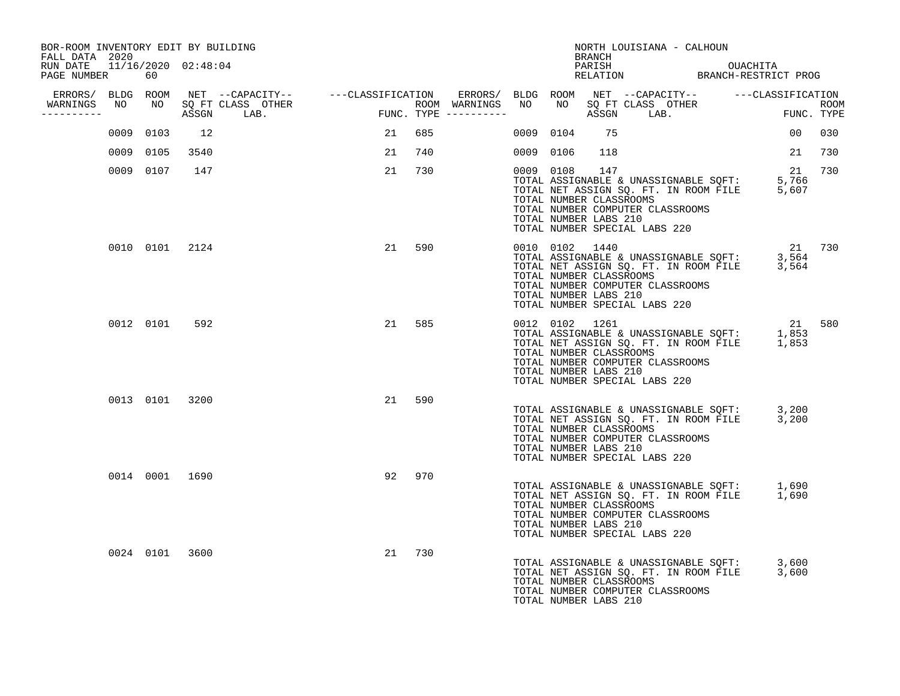BOR-ROOM INVENTORY EDIT BY BUILDING
FALL DATA 2020
RUN DATE 11/16/2020 02:48:04
PAGE NUMBER 60

NORTH LOUISIANA - CALHOUN
BRANCH
PARISH OUACHITA
RELATION BRANCH-RESTRICT PROG

| ERRORS/ WARNINGS | BLDG NO | ROOM NO | NET SQ FT ASSGN | CAPACITY CLASS | CAPACITY LAB. | CAPACITY OTHER | CLASSIFICATION FUNC. | ROOM TYPE | ERRORS/ WARNINGS | BLDG NO | ROOM NO | NET SQ FT ASSGN | CAPACITY CLASS | CAPACITY LAB. | CAPACITY OTHER | CLASSIFICATION FUNC. | ROOM TYPE |
|---|---|---|---|---|---|---|---|---|---|---|---|---|---|---|---|---|---|
| | 0009 | 0103 | 12 | | | | 21 | 685 | | 0009 | 0104 | 75 | | | | 00 | 030 |
| | 0009 | 0105 | 3540 | | | | 21 | 740 | | 0009 | 0106 | 118 | | | | 21 | 730 |
| | 0009 | 0107 | 147 | | | | 21 | 730 | | 0009 | 0108 | 147 | | | | 21 | 730 |
| | 0010 | 0101 | 2124 | | | | 21 | 590 | | 0010 | 0102 | 1440 | | | | 21 | 730 |
| | 0012 | 0101 | 592 | | | | 21 | 585 | | 0012 | 0102 | 1261 | | | | 21 | 580 |
| | 0013 | 0101 | 3200 | | | | 21 | 590 | | | | | | | | | |
| | 0014 | 0001 | 1690 | | | | 92 | 970 | | | | | | | | | |
| | 0024 | 0101 | 3600 | | | | 21 | 730 | | | | | | | | | |

**Building 0009:**
TOTAL ASSIGNABLE & UNASSIGNABLE SQFT: 5,766
TOTAL NET ASSIGN SQ. FT. IN ROOM FILE 5,607
TOTAL NUMBER CLASSROOMS
TOTAL NUMBER COMPUTER CLASSROOMS
TOTAL NUMBER LABS 210
TOTAL NUMBER SPECIAL LABS 220

**Building 0010:**
TOTAL ASSIGNABLE & UNASSIGNABLE SQFT: 3,564
TOTAL NET ASSIGN SQ. FT. IN ROOM FILE 3,564
TOTAL NUMBER CLASSROOMS
TOTAL NUMBER COMPUTER CLASSROOMS
TOTAL NUMBER LABS 210
TOTAL NUMBER SPECIAL LABS 220

**Building 0012:**
TOTAL ASSIGNABLE & UNASSIGNABLE SQFT: 1,853
TOTAL NET ASSIGN SQ. FT. IN ROOM FILE 1,853
TOTAL NUMBER CLASSROOMS
TOTAL NUMBER COMPUTER CLASSROOMS
TOTAL NUMBER LABS 210
TOTAL NUMBER SPECIAL LABS 220

**Building 0013:**
TOTAL ASSIGNABLE & UNASSIGNABLE SQFT: 3,200
TOTAL NET ASSIGN SQ. FT. IN ROOM FILE 3,200
TOTAL NUMBER CLASSROOMS
TOTAL NUMBER COMPUTER CLASSROOMS
TOTAL NUMBER LABS 210
TOTAL NUMBER SPECIAL LABS 220

**Building 0014:**
TOTAL ASSIGNABLE & UNASSIGNABLE SQFT: 1,690
TOTAL NET ASSIGN SQ. FT. IN ROOM FILE 1,690
TOTAL NUMBER CLASSROOMS
TOTAL NUMBER COMPUTER CLASSROOMS
TOTAL NUMBER LABS 210
TOTAL NUMBER SPECIAL LABS 220

**Building 0024:**
TOTAL ASSIGNABLE & UNASSIGNABLE SQFT: 3,600
TOTAL NET ASSIGN SQ. FT. IN ROOM FILE 3,600
TOTAL NUMBER CLASSROOMS
TOTAL NUMBER COMPUTER CLASSROOMS
TOTAL NUMBER LABS 210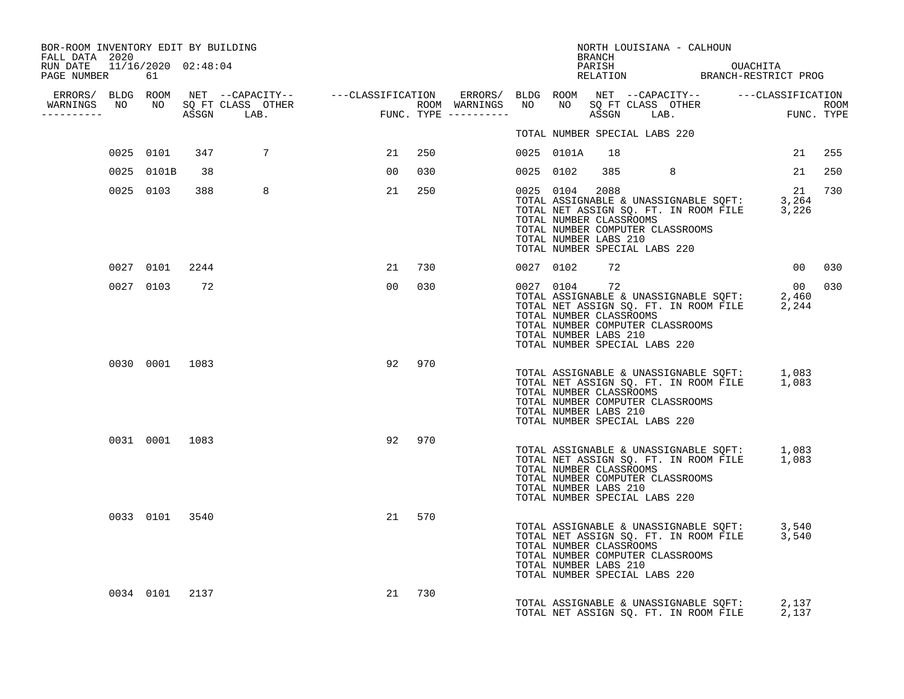BOR-ROOM INVENTORY EDIT BY BUILDING
FALL DATA 2020
RUN DATE 11/16/2020 02:48:04
PAGE NUMBER 61

NORTH LOUISIANA - CALHOUN
BRANCH
PARISH OUACHITA
RELATION BRANCH-RESTRICT PROG

| ERRORS/ WARNINGS | BLDG NO | ROOM NO | NET SQ FT ASSGN | CAPACITY CLASS LAB. | CAPACITY OTHER | CLASSIFICATION FUNC. | ROOM TYPE | ERRORS/ WARNINGS | BLDG NO | ROOM NO | NET SQ FT ASSGN | CAPACITY CLASS LAB. | CAPACITY OTHER | CLASSIFICATION FUNC. | ROOM TYPE |
|---|---|---|---|---|---|---|---|---|---|---|---|---|---|---|---|
| | | | | | | | | | TOTAL NUMBER SPECIAL LABS 220 | | | | | | |
| | 0025 | 0101 | 347 | 7 | | 21 | 250 | | 0025 | 0101A | 18 | | | 21 | 255 |
| | 0025 | 0101B | 38 | | | 00 | 030 | | 0025 | 0102 | 385 | 8 | | 21 | 250 |
| | 0025 | 0103 | 388 | 8 | | 21 | 250 | | 0025 | 0104 | 2088 | | | 21 | 730 |
| | | | | | | | | | TOTAL ASSIGNABLE & UNASSIGNABLE SQFT: | | | | | 3,264 | |
| | | | | | | | | | TOTAL NET ASSIGN SQ. FT. IN ROOM FILE | | | | | 3,226 | |
| | | | | | | | | | TOTAL NUMBER CLASSROOMS | | | | | | |
| | | | | | | | | | TOTAL NUMBER COMPUTER CLASSROOMS | | | | | | |
| | | | | | | | | | TOTAL NUMBER LABS 210 | | | | | | |
| | | | | | | | | | TOTAL NUMBER SPECIAL LABS 220 | | | | | | |
| | 0027 | 0101 | 2244 | | | 21 | 730 | | 0027 | 0102 | 72 | | | 00 | 030 |
| | 0027 | 0103 | 72 | | | 00 | 030 | | 0027 | 0104 | 72 | | | 00 | 030 |
| | | | | | | | | | TOTAL ASSIGNABLE & UNASSIGNABLE SQFT: | | | | | 2,460 | |
| | | | | | | | | | TOTAL NET ASSIGN SQ. FT. IN ROOM FILE | | | | | 2,244 | |
| | | | | | | | | | TOTAL NUMBER CLASSROOMS | | | | | | |
| | | | | | | | | | TOTAL NUMBER COMPUTER CLASSROOMS | | | | | | |
| | | | | | | | | | TOTAL NUMBER LABS 210 | | | | | | |
| | | | | | | | | | TOTAL NUMBER SPECIAL LABS 220 | | | | | | |
| | 0030 | 0001 | 1083 | | | 92 | 970 | | | | | | | | |
| | | | | | | | | | TOTAL ASSIGNABLE & UNASSIGNABLE SQFT: | | | | | 1,083 | |
| | | | | | | | | | TOTAL NET ASSIGN SQ. FT. IN ROOM FILE | | | | | 1,083 | |
| | | | | | | | | | TOTAL NUMBER CLASSROOMS | | | | | | |
| | | | | | | | | | TOTAL NUMBER COMPUTER CLASSROOMS | | | | | | |
| | | | | | | | | | TOTAL NUMBER LABS 210 | | | | | | |
| | | | | | | | | | TOTAL NUMBER SPECIAL LABS 220 | | | | | | |
| | 0031 | 0001 | 1083 | | | 92 | 970 | | | | | | | | |
| | | | | | | | | | TOTAL ASSIGNABLE & UNASSIGNABLE SQFT: | | | | | 1,083 | |
| | | | | | | | | | TOTAL NET ASSIGN SQ. FT. IN ROOM FILE | | | | | 1,083 | |
| | | | | | | | | | TOTAL NUMBER CLASSROOMS | | | | | | |
| | | | | | | | | | TOTAL NUMBER COMPUTER CLASSROOMS | | | | | | |
| | | | | | | | | | TOTAL NUMBER LABS 210 | | | | | | |
| | | | | | | | | | TOTAL NUMBER SPECIAL LABS 220 | | | | | | |
| | 0033 | 0101 | 3540 | | | 21 | 570 | | | | | | | | |
| | | | | | | | | | TOTAL ASSIGNABLE & UNASSIGNABLE SQFT: | | | | | 3,540 | |
| | | | | | | | | | TOTAL NET ASSIGN SQ. FT. IN ROOM FILE | | | | | 3,540 | |
| | | | | | | | | | TOTAL NUMBER CLASSROOMS | | | | | | |
| | | | | | | | | | TOTAL NUMBER COMPUTER CLASSROOMS | | | | | | |
| | | | | | | | | | TOTAL NUMBER LABS 210 | | | | | | |
| | | | | | | | | | TOTAL NUMBER SPECIAL LABS 220 | | | | | | |
| | 0034 | 0101 | 2137 | | | 21 | 730 | | | | | | | | |
| | | | | | | | | | TOTAL ASSIGNABLE & UNASSIGNABLE SQFT: | | | | | 2,137 | |
| | | | | | | | | | TOTAL NET ASSIGN SQ. FT. IN ROOM FILE | | | | | 2,137 | |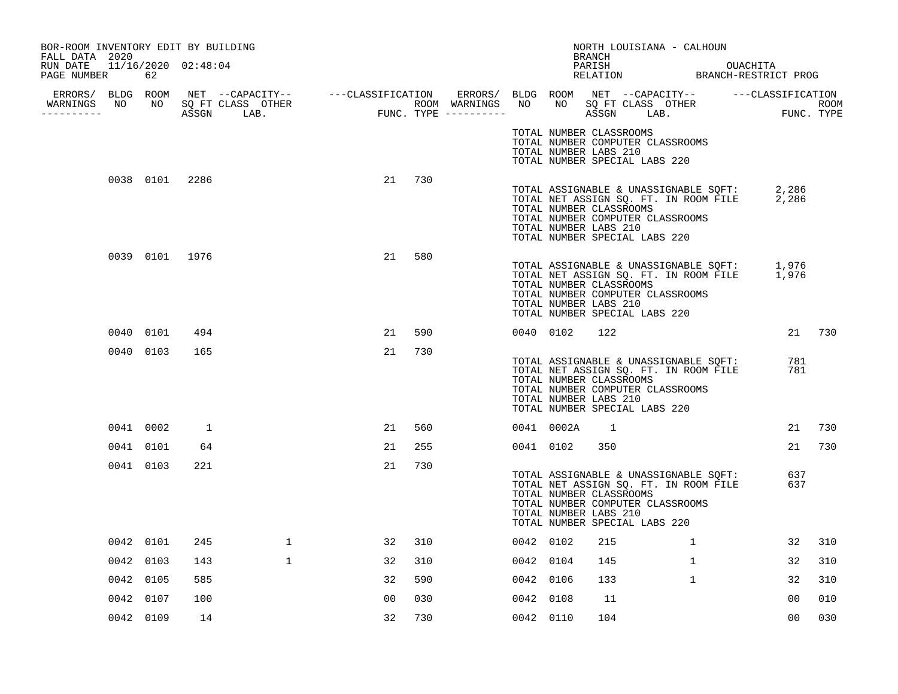BOR-ROOM INVENTORY EDIT BY BUILDING
FALL DATA 2020
RUN DATE 11/16/2020 02:48:04
PAGE NUMBER 62

NORTH LOUISIANA - CALHOUN
BRANCH
PARISH OUACHITA
RELATION BRANCH-RESTRICT PROG

| ERRORS/ WARNINGS | BLDG NO | ROOM NO | NET SQ FT ASSGN | CAPACITY CLASS LAB. | CAPACITY OTHER | CLASSIFICATION FUNC. | ROOM TYPE | ERRORS/ WARNINGS | BLDG NO | ROOM NO | NET SQ FT ASSGN | CAPACITY CLASS LAB. | CAPACITY OTHER | CLASSIFICATION FUNC. | ROOM TYPE |
|---|---|---|---|---|---|---|---|---|---|---|---|---|---|---|---|
| | | | | | | | | | TOTAL NUMBER CLASSROOMS | | | | | | |
| | | | | | | | | | TOTAL NUMBER COMPUTER CLASSROOMS | | | | | | |
| | | | | | | | | | TOTAL NUMBER LABS 210 | | | | | | |
| | | | | | | | | | TOTAL NUMBER SPECIAL LABS 220 | | | | | | |
| | 0038 | 0101 | 2286 | | | 21 | 730 | | | | | | | | |
| | | | | | | | | | TOTAL ASSIGNABLE & UNASSIGNABLE SQFT: | | | | | 2,286 | |
| | | | | | | | | | TOTAL NET ASSIGN SQ. FT. IN ROOM FILE | | | | | 2,286 | |
| | | | | | | | | | TOTAL NUMBER CLASSROOMS | | | | | | |
| | | | | | | | | | TOTAL NUMBER COMPUTER CLASSROOMS | | | | | | |
| | | | | | | | | | TOTAL NUMBER LABS 210 | | | | | | |
| | | | | | | | | | TOTAL NUMBER SPECIAL LABS 220 | | | | | | |
| | 0039 | 0101 | 1976 | | | 21 | 580 | | | | | | | | |
| | | | | | | | | | TOTAL ASSIGNABLE & UNASSIGNABLE SQFT: | | | | | 1,976 | |
| | | | | | | | | | TOTAL NET ASSIGN SQ. FT. IN ROOM FILE | | | | | 1,976 | |
| | | | | | | | | | TOTAL NUMBER CLASSROOMS | | | | | | |
| | | | | | | | | | TOTAL NUMBER COMPUTER CLASSROOMS | | | | | | |
| | | | | | | | | | TOTAL NUMBER LABS 210 | | | | | | |
| | | | | | | | | | TOTAL NUMBER SPECIAL LABS 220 | | | | | | |
| | 0040 | 0101 | 494 | | | 21 | 590 | | 0040 | 0102 | 122 | | | 21 | 730 |
| | 0040 | 0103 | 165 | | | 21 | 730 | | | | | | | | |
| | | | | | | | | | TOTAL ASSIGNABLE & UNASSIGNABLE SQFT: | | | | | 781 | |
| | | | | | | | | | TOTAL NET ASSIGN SQ. FT. IN ROOM FILE | | | | | 781 | |
| | | | | | | | | | TOTAL NUMBER CLASSROOMS | | | | | | |
| | | | | | | | | | TOTAL NUMBER COMPUTER CLASSROOMS | | | | | | |
| | | | | | | | | | TOTAL NUMBER LABS 210 | | | | | | |
| | | | | | | | | | TOTAL NUMBER SPECIAL LABS 220 | | | | | | |
| | 0041 | 0002 | 1 | | | 21 | 560 | | 0041 | 0002A | 1 | | | 21 | 730 |
| | 0041 | 0101 | 64 | | | 21 | 255 | | 0041 | 0102 | 350 | | | 21 | 730 |
| | 0041 | 0103 | 221 | | | 21 | 730 | | | | | | | | |
| | | | | | | | | | TOTAL ASSIGNABLE & UNASSIGNABLE SQFT: | | | | | 637 | |
| | | | | | | | | | TOTAL NET ASSIGN SQ. FT. IN ROOM FILE | | | | | 637 | |
| | | | | | | | | | TOTAL NUMBER CLASSROOMS | | | | | | |
| | | | | | | | | | TOTAL NUMBER COMPUTER CLASSROOMS | | | | | | |
| | | | | | | | | | TOTAL NUMBER LABS 210 | | | | | | |
| | | | | | | | | | TOTAL NUMBER SPECIAL LABS 220 | | | | | | |
| | 0042 | 0101 | 245 | | 1 | 32 | 310 | | 0042 | 0102 | 215 | | 1 | 32 | 310 |
| | 0042 | 0103 | 143 | | 1 | 32 | 310 | | 0042 | 0104 | 145 | | 1 | 32 | 310 |
| | 0042 | 0105 | 585 | | | 32 | 590 | | 0042 | 0106 | 133 | | 1 | 32 | 310 |
| | 0042 | 0107 | 100 | | | 00 | 030 | | 0042 | 0108 | 11 | | | 00 | 010 |
| | 0042 | 0109 | 14 | | | 32 | 730 | | 0042 | 0110 | 104 | | | 00 | 030 |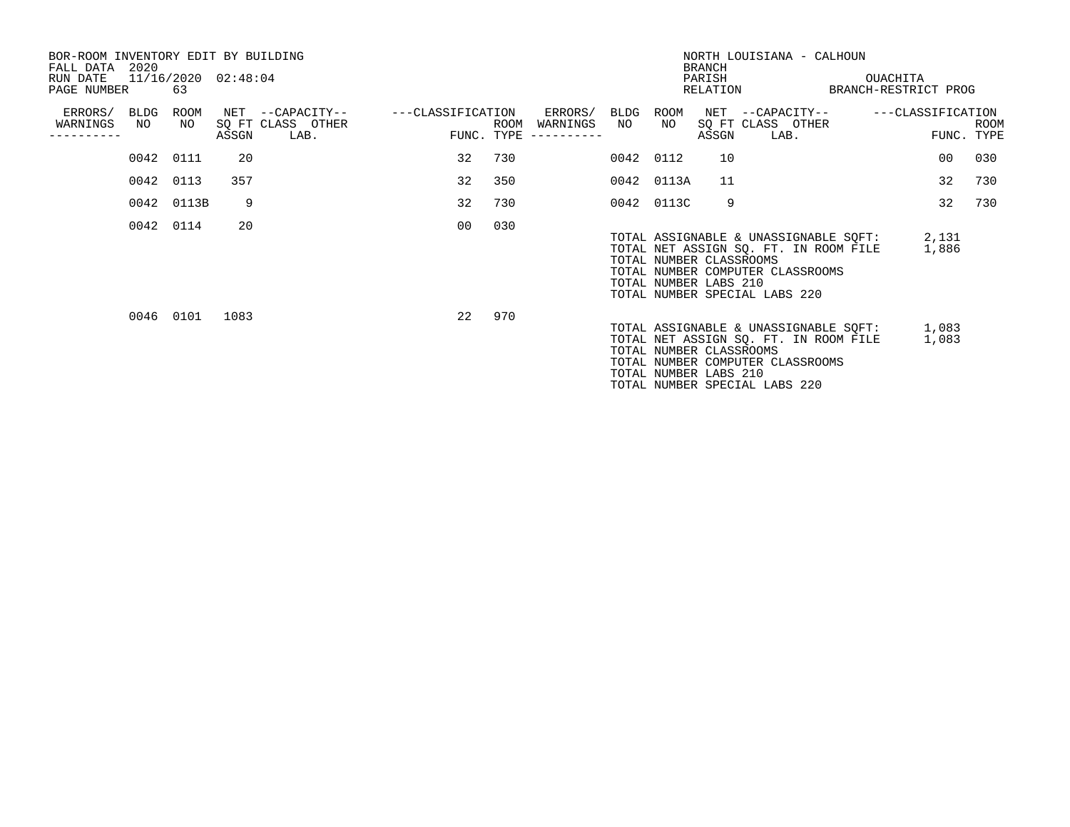BOR-ROOM INVENTORY EDIT BY BUILDING
FALL DATA 2020
RUN DATE 11/16/2020 02:48:04
PAGE NUMBER 63

NORTH LOUISIANA - CALHOUN
BRANCH
PARISH OUACHITA
RELATION BRANCH-RESTRICT PROG

| ERRORS/ WARNINGS | BLDG NO | ROOM NO | NET SQ FT ASSGN | --CAPACITY-- CLASS | OTHER LAB. | ---CLASSIFICATION FUNC. | ROOM TYPE | ERRORS/ WARNINGS | BLDG NO | ROOM NO | NET SQ FT ASSGN | --CAPACITY-- CLASS | OTHER LAB. | ---CLASSIFICATION FUNC. | ROOM TYPE |
|---|---|---|---|---|---|---|---|---|---|---|---|---|---|---|---|
| | 0042 | 0111 | 20 | | | 32 | 730 | | 0042 | 0112 | 10 | | | 00 | 030 |
| | 0042 | 0113 | 357 | | | 32 | 350 | | 0042 | 0113A | 11 | | | 32 | 730 |
| | 0042 | 0113B | 9 | | | 32 | 730 | | 0042 | 0113C | 9 | | | 32 | 730 |
| | 0042 | 0114 | 20 | | | 00 | 030 | | | | | | | | |

TOTAL ASSIGNABLE & UNASSIGNABLE SQFT: 2,131
TOTAL NET ASSIGN SQ. FT. IN ROOM FILE 1,886
TOTAL NUMBER CLASSROOMS
TOTAL NUMBER COMPUTER CLASSROOMS
TOTAL NUMBER LABS 210
TOTAL NUMBER SPECIAL LABS 220

| ERRORS/ WARNINGS | BLDG NO | ROOM NO | NET SQ FT ASSGN | --CAPACITY-- CLASS | OTHER LAB. | ---CLASSIFICATION FUNC. | ROOM TYPE |
|---|---|---|---|---|---|---|---|
| | 0046 | 0101 | 1083 | | | 22 | 970 |

TOTAL ASSIGNABLE & UNASSIGNABLE SQFT: 1,083
TOTAL NET ASSIGN SQ. FT. IN ROOM FILE 1,083
TOTAL NUMBER CLASSROOMS
TOTAL NUMBER COMPUTER CLASSROOMS
TOTAL NUMBER LABS 210
TOTAL NUMBER SPECIAL LABS 220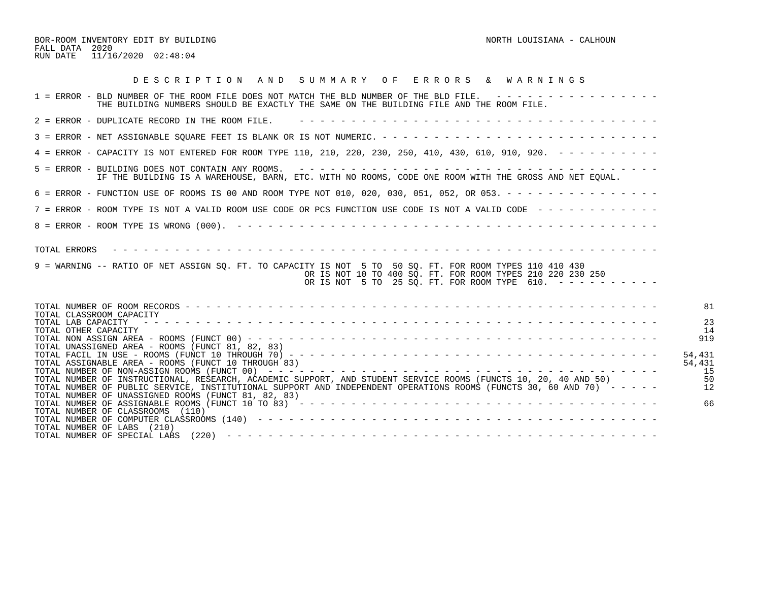BOR-ROOM INVENTORY EDIT BY BUILDING

FALL DATA 2020

RUN DATE 11/16/2020 02:48:04

NORTH LOUISIANA - CALHOUN

## D E S C R I P T I O N   A N D   S U M M A R Y   O F   E R R O R S   &   W A R N I N G S

1 = ERROR - BLD NUMBER OF THE ROOM FILE DOES NOT MATCH THE BLD NUMBER OF THE BLD FILE.
THE BUILDING NUMBERS SHOULD BE EXACTLY THE SAME ON THE BUILDING FILE AND THE ROOM FILE.

2 = ERROR - DUPLICATE RECORD IN THE ROOM FILE.

3 = ERROR - NET ASSIGNABLE SQUARE FEET IS BLANK OR IS NOT NUMERIC.

4 = ERROR - CAPACITY IS NOT ENTERED FOR ROOM TYPE 110, 210, 220, 230, 250, 410, 430, 610, 910, 920.

5 = ERROR - BUILDING DOES NOT CONTAIN ANY ROOMS.
IF THE BUILDING IS A WAREHOUSE, BARN, ETC. WITH NO ROOMS, CODE ONE ROOM WITH THE GROSS AND NET EQUAL.

6 = ERROR - FUNCTION USE OF ROOMS IS 00 AND ROOM TYPE NOT 010, 020, 030, 051, 052, OR 053.

7 = ERROR - ROOM TYPE IS NOT A VALID ROOM USE CODE OR PCS FUNCTION USE CODE IS NOT A VALID CODE

8 = ERROR - ROOM TYPE IS WRONG (000).

TOTAL ERRORS

9 = WARNING -- RATIO OF NET ASSIGN SQ. FT. TO CAPACITY IS NOT 5 TO 50 SQ. FT. FOR ROOM TYPES 110 410 430
OR IS NOT 10 TO 400 SQ. FT. FOR ROOM TYPES 210 220 230 250
OR IS NOT 5 TO 25 SQ. FT. FOR ROOM TYPE 610.

| | |
|---|---|
| TOTAL NUMBER OF ROOM RECORDS | 81 |
| TOTAL CLASSROOM CAPACITY | |
| TOTAL LAB CAPACITY | 23 |
| TOTAL OTHER CAPACITY | 14 |
| TOTAL NON ASSIGN AREA - ROOMS (FUNCT 00) | 919 |
| TOTAL UNASSIGNED AREA - ROOMS (FUNCT 81, 82, 83) | |
| TOTAL FACIL IN USE - ROOMS (FUNCT 10 THROUGH 70) | 54,431 |
| TOTAL ASSIGNABLE AREA - ROOMS (FUNCT 10 THROUGH 83) | 54,431 |
| TOTAL NUMBER OF NON-ASSIGN ROOMS (FUNCT 00) | 15 |
| TOTAL NUMBER OF INSTRUCTIONAL, RESEARCH, ACADEMIC SUPPORT, AND STUDENT SERVICE ROOMS (FUNCTS 10, 20, 40 AND 50) | 50 |
| TOTAL NUMBER OF PUBLIC SERVICE, INSTITUTIONAL SUPPORT AND INDEPENDENT OPERATIONS ROOMS (FUNCTS 30, 60 AND 70) | 12 |
| TOTAL NUMBER OF UNASSIGNED ROOMS (FUNCT 81, 82, 83) | |
| TOTAL NUMBER OF ASSIGNABLE ROOMS (FUNCT 10 TO 83) | 66 |
| TOTAL NUMBER OF CLASSROOMS (110) | |
| TOTAL NUMBER OF COMPUTER CLASSROOMS (140) | |
| TOTAL NUMBER OF LABS (210) | |
| TOTAL NUMBER OF SPECIAL LABS (220) | |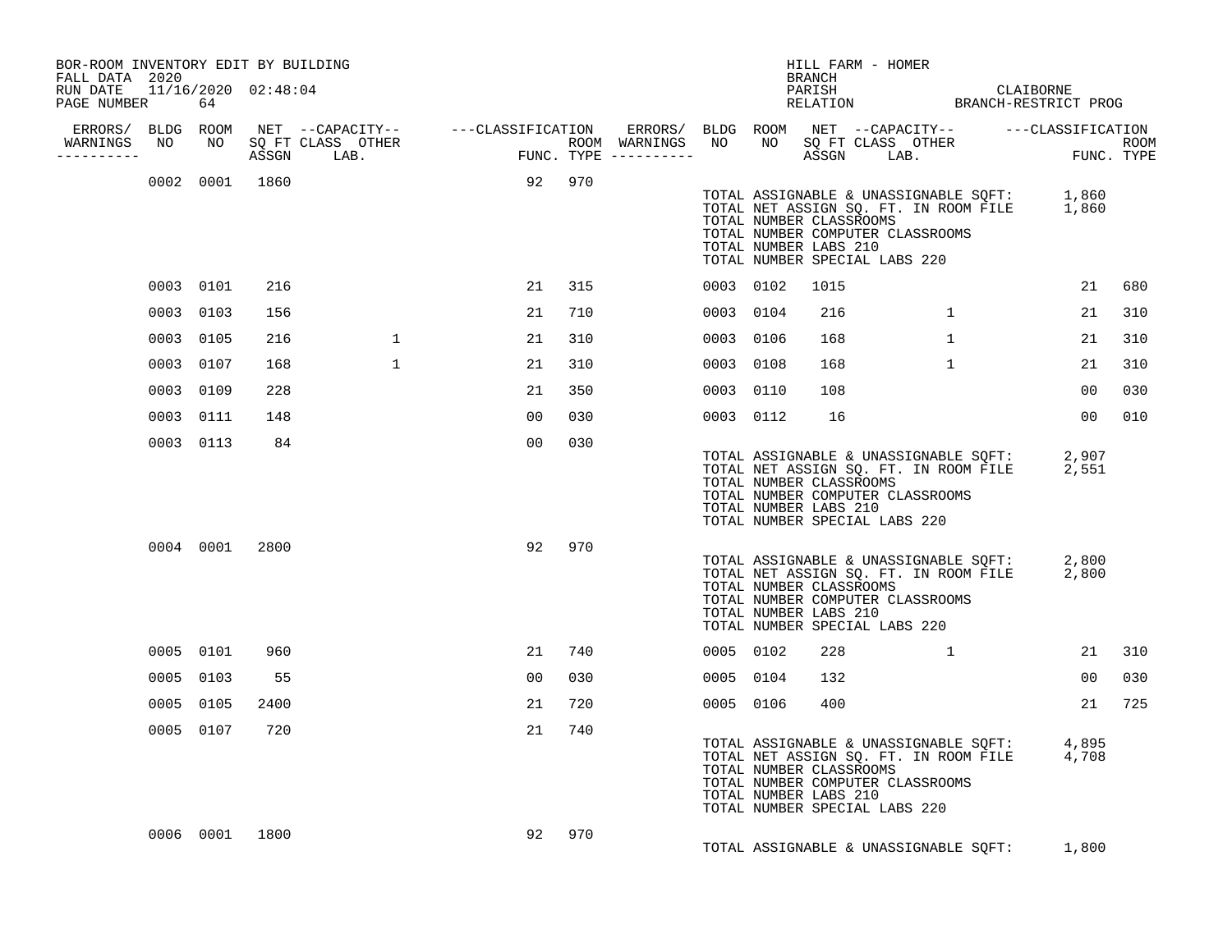BOR-ROOM INVENTORY EDIT BY BUILDING
FALL DATA 2020
RUN DATE 11/16/2020 02:48:04
PAGE NUMBER 64

HILL FARM - HOMER
BRANCH
PARISH CLAIBORNE
RELATION BRANCH-RESTRICT PROG

| ERRORS/ WARNINGS | BLDG NO | ROOM NO | NET SQ FT ASSGN | CAPACITY CLASS LAB. | CAPACITY OTHER | CLASSIFICATION FUNC. | ROOM TYPE | ERRORS/ WARNINGS | BLDG NO | ROOM NO | NET SQ FT ASSGN | CAPACITY CLASS LAB. | CAPACITY OTHER | CLASSIFICATION FUNC. | ROOM TYPE |
|---|---|---|---|---|---|---|---|---|---|---|---|---|---|---|---|
| | 0002 | 0001 | 1860 | | | 92 | 970 | | | | | | | | |

TOTAL ASSIGNABLE & UNASSIGNABLE SQFT: 1,860
TOTAL NET ASSIGN SQ. FT. IN ROOM FILE 1,860
TOTAL NUMBER CLASSROOMS
TOTAL NUMBER COMPUTER CLASSROOMS
TOTAL NUMBER LABS 210
TOTAL NUMBER SPECIAL LABS 220

| ERRORS/ WARNINGS | BLDG NO | ROOM NO | NET SQ FT ASSGN | CAPACITY CLASS LAB. | CAPACITY OTHER | CLASSIFICATION FUNC. | ROOM TYPE | ERRORS/ WARNINGS | BLDG NO | ROOM NO | NET SQ FT ASSGN | CAPACITY CLASS LAB. | CAPACITY OTHER | CLASSIFICATION FUNC. | ROOM TYPE |
|---|---|---|---|---|---|---|---|---|---|---|---|---|---|---|---|
| | 0003 | 0101 | 216 | | | 21 | 315 | | 0003 | 0102 | 1015 | | | 21 | 680 |
| | 0003 | 0103 | 156 | | | 21 | 710 | | 0003 | 0104 | 216 | | 1 | 21 | 310 |
| | 0003 | 0105 | 216 | | 1 | 21 | 310 | | 0003 | 0106 | 168 | | 1 | 21 | 310 |
| | 0003 | 0107 | 168 | | 1 | 21 | 310 | | 0003 | 0108 | 168 | | 1 | 21 | 310 |
| | 0003 | 0109 | 228 | | | 21 | 350 | | 0003 | 0110 | 108 | | | 00 | 030 |
| | 0003 | 0111 | 148 | | | 00 | 030 | | 0003 | 0112 | 16 | | | 00 | 010 |
| | 0003 | 0113 | 84 | | | 00 | 030 | | | | | | | | |

TOTAL ASSIGNABLE & UNASSIGNABLE SQFT: 2,907
TOTAL NET ASSIGN SQ. FT. IN ROOM FILE 2,551
TOTAL NUMBER CLASSROOMS
TOTAL NUMBER COMPUTER CLASSROOMS
TOTAL NUMBER LABS 210
TOTAL NUMBER SPECIAL LABS 220

| ERRORS/ WARNINGS | BLDG NO | ROOM NO | NET SQ FT ASSGN | CAPACITY CLASS LAB. | CAPACITY OTHER | CLASSIFICATION FUNC. | ROOM TYPE | ERRORS/ WARNINGS | BLDG NO | ROOM NO | NET SQ FT ASSGN | CAPACITY CLASS LAB. | CAPACITY OTHER | CLASSIFICATION FUNC. | ROOM TYPE |
|---|---|---|---|---|---|---|---|---|---|---|---|---|---|---|---|
| | 0004 | 0001 | 2800 | | | 92 | 970 | | | | | | | | |

TOTAL ASSIGNABLE & UNASSIGNABLE SQFT: 2,800
TOTAL NET ASSIGN SQ. FT. IN ROOM FILE 2,800
TOTAL NUMBER CLASSROOMS
TOTAL NUMBER COMPUTER CLASSROOMS
TOTAL NUMBER LABS 210
TOTAL NUMBER SPECIAL LABS 220

| ERRORS/ WARNINGS | BLDG NO | ROOM NO | NET SQ FT ASSGN | CAPACITY CLASS LAB. | CAPACITY OTHER | CLASSIFICATION FUNC. | ROOM TYPE | ERRORS/ WARNINGS | BLDG NO | ROOM NO | NET SQ FT ASSGN | CAPACITY CLASS LAB. | CAPACITY OTHER | CLASSIFICATION FUNC. | ROOM TYPE |
|---|---|---|---|---|---|---|---|---|---|---|---|---|---|---|---|
| | 0005 | 0101 | 960 | | | 21 | 740 | | 0005 | 0102 | 228 | | 1 | 21 | 310 |
| | 0005 | 0103 | 55 | | | 00 | 030 | | 0005 | 0104 | 132 | | | 00 | 030 |
| | 0005 | 0105 | 2400 | | | 21 | 720 | | 0005 | 0106 | 400 | | | 21 | 725 |
| | 0005 | 0107 | 720 | | | 21 | 740 | | | | | | | | |

TOTAL ASSIGNABLE & UNASSIGNABLE SQFT: 4,895
TOTAL NET ASSIGN SQ. FT. IN ROOM FILE 4,708
TOTAL NUMBER CLASSROOMS
TOTAL NUMBER COMPUTER CLASSROOMS
TOTAL NUMBER LABS 210
TOTAL NUMBER SPECIAL LABS 220

| ERRORS/ WARNINGS | BLDG NO | ROOM NO | NET SQ FT ASSGN | CAPACITY CLASS LAB. | CAPACITY OTHER | CLASSIFICATION FUNC. | ROOM TYPE | ERRORS/ WARNINGS | BLDG NO | ROOM NO | NET SQ FT ASSGN | CAPACITY CLASS LAB. | CAPACITY OTHER | CLASSIFICATION FUNC. | ROOM TYPE |
|---|---|---|---|---|---|---|---|---|---|---|---|---|---|---|---|
| | 0006 | 0001 | 1800 | | | 92 | 970 | | | | | | | | |

TOTAL ASSIGNABLE & UNASSIGNABLE SQFT: 1,800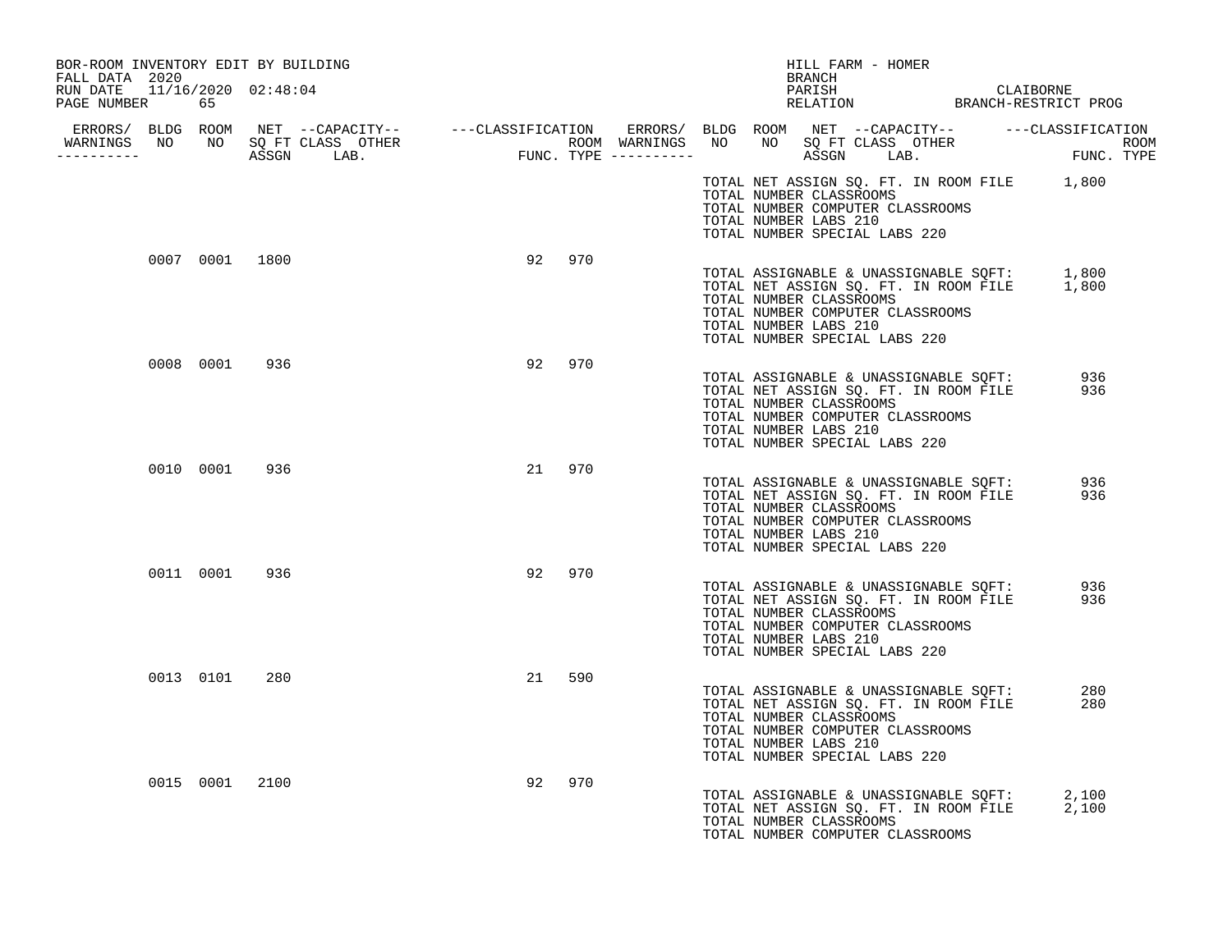BOR-ROOM INVENTORY EDIT BY BUILDING
FALL DATA 2020
RUN DATE 11/16/2020 02:48:04
PAGE NUMBER 65

HILL FARM - HOMER
BRANCH
PARISH CLAIBORNE
RELATION BRANCH-RESTRICT PROG

| ERRORS/ WARNINGS | BLDG NO | ROOM NO | NET SQ FT ASSGN | CAPACITY CLASS LAB. | CAPACITY OTHER | CLASSIFICATION FUNC. | ROOM TYPE |
|---|---|---|---|---|---|---|---|
| | | | | | | | |

TOTAL NET ASSIGN SQ. FT. IN ROOM FILE 1,800
TOTAL NUMBER CLASSROOMS
TOTAL NUMBER COMPUTER CLASSROOMS
TOTAL NUMBER LABS 210
TOTAL NUMBER SPECIAL LABS 220

| ERRORS/ WARNINGS | BLDG NO | ROOM NO | NET SQ FT ASSGN | CAPACITY CLASS LAB. | CAPACITY OTHER | CLASSIFICATION FUNC. | ROOM TYPE |
|---|---|---|---|---|---|---|---|
| | 0007 | 0001 | 1800 | | | 92 | 970 |

TOTAL ASSIGNABLE & UNASSIGNABLE SQFT: 1,800
TOTAL NET ASSIGN SQ. FT. IN ROOM FILE 1,800
TOTAL NUMBER CLASSROOMS
TOTAL NUMBER COMPUTER CLASSROOMS
TOTAL NUMBER LABS 210
TOTAL NUMBER SPECIAL LABS 220

| ERRORS/ WARNINGS | BLDG NO | ROOM NO | NET SQ FT ASSGN | CAPACITY CLASS LAB. | CAPACITY OTHER | CLASSIFICATION FUNC. | ROOM TYPE |
|---|---|---|---|---|---|---|---|
| | 0008 | 0001 | 936 | | | 92 | 970 |

TOTAL ASSIGNABLE & UNASSIGNABLE SQFT: 936
TOTAL NET ASSIGN SQ. FT. IN ROOM FILE 936
TOTAL NUMBER CLASSROOMS
TOTAL NUMBER COMPUTER CLASSROOMS
TOTAL NUMBER LABS 210
TOTAL NUMBER SPECIAL LABS 220

| ERRORS/ WARNINGS | BLDG NO | ROOM NO | NET SQ FT ASSGN | CAPACITY CLASS LAB. | CAPACITY OTHER | CLASSIFICATION FUNC. | ROOM TYPE |
|---|---|---|---|---|---|---|---|
| | 0010 | 0001 | 936 | | | 21 | 970 |

TOTAL ASSIGNABLE & UNASSIGNABLE SQFT: 936
TOTAL NET ASSIGN SQ. FT. IN ROOM FILE 936
TOTAL NUMBER CLASSROOMS
TOTAL NUMBER COMPUTER CLASSROOMS
TOTAL NUMBER LABS 210
TOTAL NUMBER SPECIAL LABS 220

| ERRORS/ WARNINGS | BLDG NO | ROOM NO | NET SQ FT ASSGN | CAPACITY CLASS LAB. | CAPACITY OTHER | CLASSIFICATION FUNC. | ROOM TYPE |
|---|---|---|---|---|---|---|---|
| | 0011 | 0001 | 936 | | | 92 | 970 |

TOTAL ASSIGNABLE & UNASSIGNABLE SQFT: 936
TOTAL NET ASSIGN SQ. FT. IN ROOM FILE 936
TOTAL NUMBER CLASSROOMS
TOTAL NUMBER COMPUTER CLASSROOMS
TOTAL NUMBER LABS 210
TOTAL NUMBER SPECIAL LABS 220

| ERRORS/ WARNINGS | BLDG NO | ROOM NO | NET SQ FT ASSGN | CAPACITY CLASS LAB. | CAPACITY OTHER | CLASSIFICATION FUNC. | ROOM TYPE |
|---|---|---|---|---|---|---|---|
| | 0013 | 0101 | 280 | | | 21 | 590 |

TOTAL ASSIGNABLE & UNASSIGNABLE SQFT: 280
TOTAL NET ASSIGN SQ. FT. IN ROOM FILE 280
TOTAL NUMBER CLASSROOMS
TOTAL NUMBER COMPUTER CLASSROOMS
TOTAL NUMBER LABS 210
TOTAL NUMBER SPECIAL LABS 220

| ERRORS/ WARNINGS | BLDG NO | ROOM NO | NET SQ FT ASSGN | CAPACITY CLASS LAB. | CAPACITY OTHER | CLASSIFICATION FUNC. | ROOM TYPE |
|---|---|---|---|---|---|---|---|
| | 0015 | 0001 | 2100 | | | 92 | 970 |

TOTAL ASSIGNABLE & UNASSIGNABLE SQFT: 2,100
TOTAL NET ASSIGN SQ. FT. IN ROOM FILE 2,100
TOTAL NUMBER CLASSROOMS
TOTAL NUMBER COMPUTER CLASSROOMS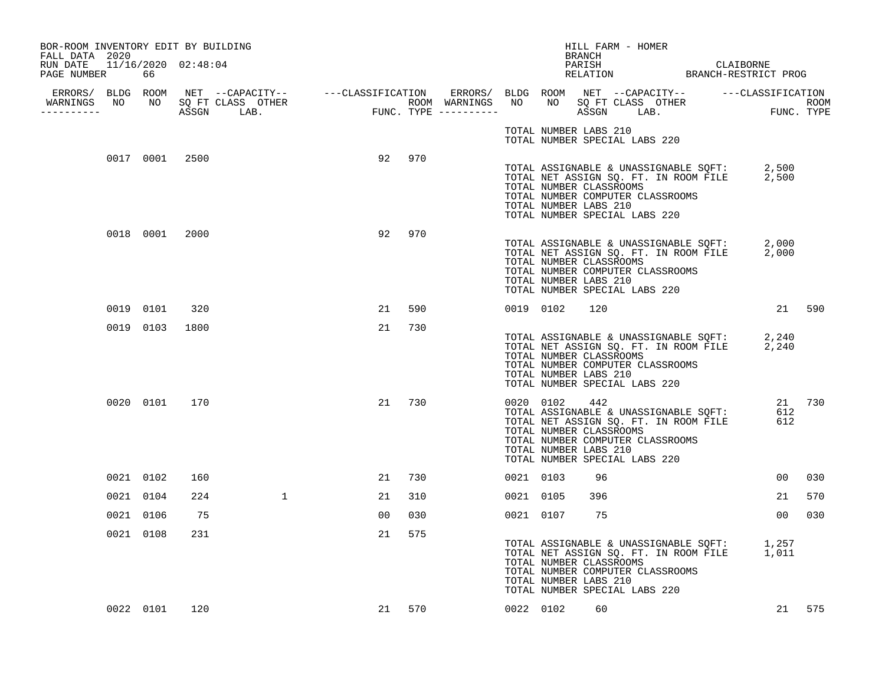BOR-ROOM INVENTORY EDIT BY BUILDING
FALL DATA 2020
RUN DATE 11/16/2020 02:48:04
PAGE NUMBER 66

HILL FARM - HOMER
BRANCH
PARISH CLAIBORNE
RELATION BRANCH-RESTRICT PROG

| ERRORS/ WARNINGS | BLDG NO | ROOM NO | NET SQ FT ASSGN | CAPACITY CLASS | CAPACITY OTHER LAB. | CLASSIFICATION FUNC. | ROOM TYPE | ERRORS/ WARNINGS | BLDG NO | ROOM NO | NET SQ FT ASSGN | CAPACITY CLASS | CAPACITY OTHER LAB. | CLASSIFICATION FUNC. | ROOM TYPE |
|---|---|---|---|---|---|---|---|---|---|---|---|---|---|---|---|
| | | | | | | | | | TOTAL NUMBER LABS 210 | | | | | | |
| | | | | | | | | | TOTAL NUMBER SPECIAL LABS 220 | | | | | | |
| | 0017 | 0001 | 2500 | | | 92 | 970 | | | | | | | | |
| | | | | | | | | | TOTAL ASSIGNABLE & UNASSIGNABLE SQFT: | | | | | 2,500 | |
| | | | | | | | | | TOTAL NET ASSIGN SQ. FT. IN ROOM FILE | | | | | 2,500 | |
| | | | | | | | | | TOTAL NUMBER CLASSROOMS | | | | | | |
| | | | | | | | | | TOTAL NUMBER COMPUTER CLASSROOMS | | | | | | |
| | | | | | | | | | TOTAL NUMBER LABS 210 | | | | | | |
| | | | | | | | | | TOTAL NUMBER SPECIAL LABS 220 | | | | | | |
| | 0018 | 0001 | 2000 | | | 92 | 970 | | | | | | | | |
| | | | | | | | | | TOTAL ASSIGNABLE & UNASSIGNABLE SQFT: | | | | | 2,000 | |
| | | | | | | | | | TOTAL NET ASSIGN SQ. FT. IN ROOM FILE | | | | | 2,000 | |
| | | | | | | | | | TOTAL NUMBER CLASSROOMS | | | | | | |
| | | | | | | | | | TOTAL NUMBER COMPUTER CLASSROOMS | | | | | | |
| | | | | | | | | | TOTAL NUMBER LABS 210 | | | | | | |
| | | | | | | | | | TOTAL NUMBER SPECIAL LABS 220 | | | | | | |
| | 0019 | 0101 | 320 | | | 21 | 590 | | 0019 | 0102 | 120 | | | 21 | 590 |
| | 0019 | 0103 | 1800 | | | 21 | 730 | | | | | | | | |
| | | | | | | | | | TOTAL ASSIGNABLE & UNASSIGNABLE SQFT: | | | | | 2,240 | |
| | | | | | | | | | TOTAL NET ASSIGN SQ. FT. IN ROOM FILE | | | | | 2,240 | |
| | | | | | | | | | TOTAL NUMBER CLASSROOMS | | | | | | |
| | | | | | | | | | TOTAL NUMBER COMPUTER CLASSROOMS | | | | | | |
| | | | | | | | | | TOTAL NUMBER LABS 210 | | | | | | |
| | | | | | | | | | TOTAL NUMBER SPECIAL LABS 220 | | | | | | |
| | 0020 | 0101 | 170 | | | 21 | 730 | | 0020 | 0102 | 442 | | | 21 | 730 |
| | | | | | | | | | TOTAL ASSIGNABLE & UNASSIGNABLE SQFT: | | | | | 612 | |
| | | | | | | | | | TOTAL NET ASSIGN SQ. FT. IN ROOM FILE | | | | | 612 | |
| | | | | | | | | | TOTAL NUMBER CLASSROOMS | | | | | | |
| | | | | | | | | | TOTAL NUMBER COMPUTER CLASSROOMS | | | | | | |
| | | | | | | | | | TOTAL NUMBER LABS 210 | | | | | | |
| | | | | | | | | | TOTAL NUMBER SPECIAL LABS 220 | | | | | | |
| | 0021 | 0102 | 160 | | | 21 | 730 | | 0021 | 0103 | 96 | | | 00 | 030 |
| | 0021 | 0104 | 224 | | 1 | 21 | 310 | | 0021 | 0105 | 396 | | | 21 | 570 |
| | 0021 | 0106 | 75 | | | 00 | 030 | | 0021 | 0107 | 75 | | | 00 | 030 |
| | 0021 | 0108 | 231 | | | 21 | 575 | | | | | | | | |
| | | | | | | | | | TOTAL ASSIGNABLE & UNASSIGNABLE SQFT: | | | | | 1,257 | |
| | | | | | | | | | TOTAL NET ASSIGN SQ. FT. IN ROOM FILE | | | | | 1,011 | |
| | | | | | | | | | TOTAL NUMBER CLASSROOMS | | | | | | |
| | | | | | | | | | TOTAL NUMBER COMPUTER CLASSROOMS | | | | | | |
| | | | | | | | | | TOTAL NUMBER LABS 210 | | | | | | |
| | | | | | | | | | TOTAL NUMBER SPECIAL LABS 220 | | | | | | |
| | 0022 | 0101 | 120 | | | 21 | 570 | | 0022 | 0102 | 60 | | | 21 | 575 |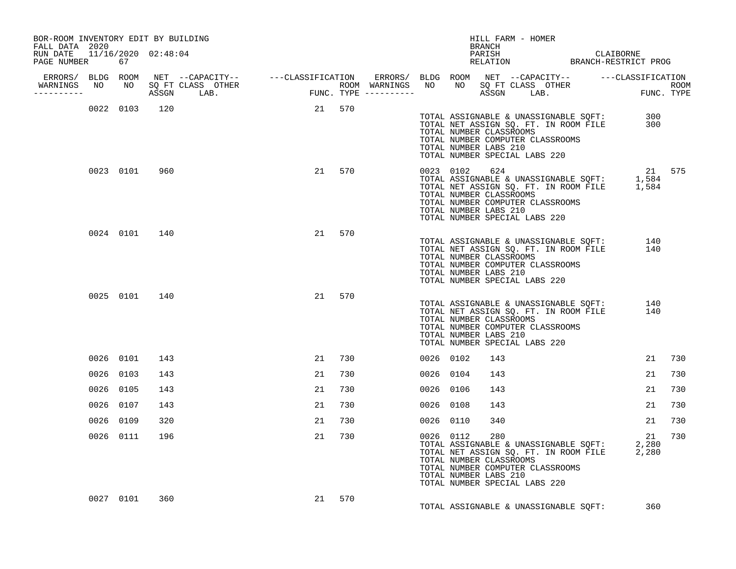BOR-ROOM INVENTORY EDIT BY BUILDING
FALL DATA 2020
RUN DATE 11/16/2020 02:48:04
PAGE NUMBER 67

HILL FARM - HOMER
BRANCH
PARISH CLAIBORNE
RELATION BRANCH-RESTRICT PROG

| ERRORS/ WARNINGS | BLDG NO | ROOM NO | NET SQ FT ASSGN | --CAPACITY-- CLASS | OTHER LAB. | ---CLASSIFICATION FUNC. | ROOM TYPE | ERRORS/ WARNINGS | BLDG NO | ROOM NO | NET SQ FT ASSGN | --CAPACITY-- CLASS | OTHER LAB. | ---CLASSIFICATION FUNC. | ROOM TYPE |
|---|---|---|---|---|---|---|---|---|---|---|---|---|---|---|---|
| | 0022 | 0103 | 120 | | | 21 | 570 | | | | | | | | |
| | | | | | | | | | TOTAL ASSIGNABLE & UNASSIGNABLE SQFT: | | | | | 300 | |
| | | | | | | | | | TOTAL NET ASSIGN SQ. FT. IN ROOM FILE | | | | | 300 | |
| | | | | | | | | | TOTAL NUMBER CLASSROOMS | | | | | | |
| | | | | | | | | | TOTAL NUMBER COMPUTER CLASSROOMS | | | | | | |
| | | | | | | | | | TOTAL NUMBER LABS 210 | | | | | | |
| | | | | | | | | | TOTAL NUMBER SPECIAL LABS 220 | | | | | | |
| | 0023 | 0101 | 960 | | | 21 | 570 | | 0023 | 0102 | 624 | | | 21 | 575 |
| | | | | | | | | | TOTAL ASSIGNABLE & UNASSIGNABLE SQFT: | | | | | 1,584 | |
| | | | | | | | | | TOTAL NET ASSIGN SQ. FT. IN ROOM FILE | | | | | 1,584 | |
| | | | | | | | | | TOTAL NUMBER CLASSROOMS | | | | | | |
| | | | | | | | | | TOTAL NUMBER COMPUTER CLASSROOMS | | | | | | |
| | | | | | | | | | TOTAL NUMBER LABS 210 | | | | | | |
| | | | | | | | | | TOTAL NUMBER SPECIAL LABS 220 | | | | | | |
| | 0024 | 0101 | 140 | | | 21 | 570 | | | | | | | | |
| | | | | | | | | | TOTAL ASSIGNABLE & UNASSIGNABLE SQFT: | | | | | 140 | |
| | | | | | | | | | TOTAL NET ASSIGN SQ. FT. IN ROOM FILE | | | | | 140 | |
| | | | | | | | | | TOTAL NUMBER CLASSROOMS | | | | | | |
| | | | | | | | | | TOTAL NUMBER COMPUTER CLASSROOMS | | | | | | |
| | | | | | | | | | TOTAL NUMBER LABS 210 | | | | | | |
| | | | | | | | | | TOTAL NUMBER SPECIAL LABS 220 | | | | | | |
| | 0025 | 0101 | 140 | | | 21 | 570 | | | | | | | | |
| | | | | | | | | | TOTAL ASSIGNABLE & UNASSIGNABLE SQFT: | | | | | 140 | |
| | | | | | | | | | TOTAL NET ASSIGN SQ. FT. IN ROOM FILE | | | | | 140 | |
| | | | | | | | | | TOTAL NUMBER CLASSROOMS | | | | | | |
| | | | | | | | | | TOTAL NUMBER COMPUTER CLASSROOMS | | | | | | |
| | | | | | | | | | TOTAL NUMBER LABS 210 | | | | | | |
| | | | | | | | | | TOTAL NUMBER SPECIAL LABS 220 | | | | | | |
| | 0026 | 0101 | 143 | | | 21 | 730 | | 0026 | 0102 | 143 | | | 21 | 730 |
| | 0026 | 0103 | 143 | | | 21 | 730 | | 0026 | 0104 | 143 | | | 21 | 730 |
| | 0026 | 0105 | 143 | | | 21 | 730 | | 0026 | 0106 | 143 | | | 21 | 730 |
| | 0026 | 0107 | 143 | | | 21 | 730 | | 0026 | 0108 | 143 | | | 21 | 730 |
| | 0026 | 0109 | 320 | | | 21 | 730 | | 0026 | 0110 | 340 | | | 21 | 730 |
| | 0026 | 0111 | 196 | | | 21 | 730 | | 0026 | 0112 | 280 | | | 21 | 730 |
| | | | | | | | | | TOTAL ASSIGNABLE & UNASSIGNABLE SQFT: | | | | | 2,280 | |
| | | | | | | | | | TOTAL NET ASSIGN SQ. FT. IN ROOM FILE | | | | | 2,280 | |
| | | | | | | | | | TOTAL NUMBER CLASSROOMS | | | | | | |
| | | | | | | | | | TOTAL NUMBER COMPUTER CLASSROOMS | | | | | | |
| | | | | | | | | | TOTAL NUMBER LABS 210 | | | | | | |
| | | | | | | | | | TOTAL NUMBER SPECIAL LABS 220 | | | | | | |
| | 0027 | 0101 | 360 | | | 21 | 570 | | | | | | | | |
| | | | | | | | | | TOTAL ASSIGNABLE & UNASSIGNABLE SQFT: | | | | | 360 | |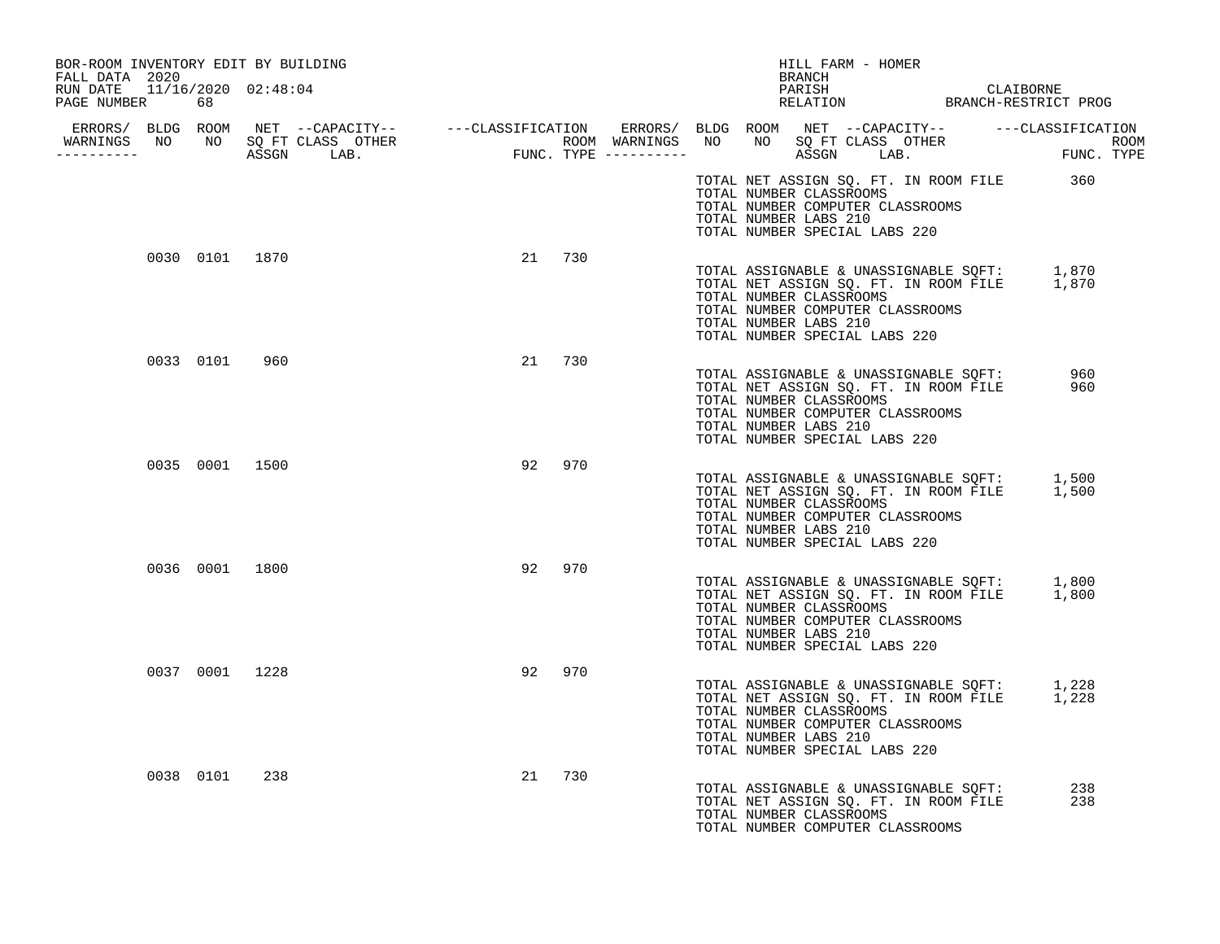BOR-ROOM INVENTORY EDIT BY BUILDING
FALL DATA 2020
RUN DATE 11/16/2020 02:48:04
PAGE NUMBER 68

HILL FARM - HOMER
BRANCH
PARISH CLAIBORNE
RELATION BRANCH-RESTRICT PROG

| ERRORS/ WARNINGS | BLDG NO | ROOM NO | NET SQ FT ASSGN | CAPACITY CLASS LAB. | CAPACITY OTHER | CLASSIFICATION FUNC. | ROOM TYPE |
|---|---|---|---|---|---|---|---|
| | | | | | | | |

TOTAL NET ASSIGN SQ. FT. IN ROOM FILE 360
TOTAL NUMBER CLASSROOMS
TOTAL NUMBER COMPUTER CLASSROOMS
TOTAL NUMBER LABS 210
TOTAL NUMBER SPECIAL LABS 220

| ERRORS/ WARNINGS | BLDG NO | ROOM NO | NET SQ FT ASSGN | CAPACITY CLASS LAB. | CAPACITY OTHER | CLASSIFICATION FUNC. | ROOM TYPE |
|---|---|---|---|---|---|---|---|
| | 0030 | 0101 | 1870 | | | 21 | 730 |

TOTAL ASSIGNABLE & UNASSIGNABLE SQFT: 1,870
TOTAL NET ASSIGN SQ. FT. IN ROOM FILE 1,870
TOTAL NUMBER CLASSROOMS
TOTAL NUMBER COMPUTER CLASSROOMS
TOTAL NUMBER LABS 210
TOTAL NUMBER SPECIAL LABS 220

| ERRORS/ WARNINGS | BLDG NO | ROOM NO | NET SQ FT ASSGN | CAPACITY CLASS LAB. | CAPACITY OTHER | CLASSIFICATION FUNC. | ROOM TYPE |
|---|---|---|---|---|---|---|---|
| | 0033 | 0101 | 960 | | | 21 | 730 |

TOTAL ASSIGNABLE & UNASSIGNABLE SQFT: 960
TOTAL NET ASSIGN SQ. FT. IN ROOM FILE 960
TOTAL NUMBER CLASSROOMS
TOTAL NUMBER COMPUTER CLASSROOMS
TOTAL NUMBER LABS 210
TOTAL NUMBER SPECIAL LABS 220

| ERRORS/ WARNINGS | BLDG NO | ROOM NO | NET SQ FT ASSGN | CAPACITY CLASS LAB. | CAPACITY OTHER | CLASSIFICATION FUNC. | ROOM TYPE |
|---|---|---|---|---|---|---|---|
| | 0035 | 0001 | 1500 | | | 92 | 970 |

TOTAL ASSIGNABLE & UNASSIGNABLE SQFT: 1,500
TOTAL NET ASSIGN SQ. FT. IN ROOM FILE 1,500
TOTAL NUMBER CLASSROOMS
TOTAL NUMBER COMPUTER CLASSROOMS
TOTAL NUMBER LABS 210
TOTAL NUMBER SPECIAL LABS 220

| ERRORS/ WARNINGS | BLDG NO | ROOM NO | NET SQ FT ASSGN | CAPACITY CLASS LAB. | CAPACITY OTHER | CLASSIFICATION FUNC. | ROOM TYPE |
|---|---|---|---|---|---|---|---|
| | 0036 | 0001 | 1800 | | | 92 | 970 |

TOTAL ASSIGNABLE & UNASSIGNABLE SQFT: 1,800
TOTAL NET ASSIGN SQ. FT. IN ROOM FILE 1,800
TOTAL NUMBER CLASSROOMS
TOTAL NUMBER COMPUTER CLASSROOMS
TOTAL NUMBER LABS 210
TOTAL NUMBER SPECIAL LABS 220

| ERRORS/ WARNINGS | BLDG NO | ROOM NO | NET SQ FT ASSGN | CAPACITY CLASS LAB. | CAPACITY OTHER | CLASSIFICATION FUNC. | ROOM TYPE |
|---|---|---|---|---|---|---|---|
| | 0037 | 0001 | 1228 | | | 92 | 970 |

TOTAL ASSIGNABLE & UNASSIGNABLE SQFT: 1,228
TOTAL NET ASSIGN SQ. FT. IN ROOM FILE 1,228
TOTAL NUMBER CLASSROOMS
TOTAL NUMBER COMPUTER CLASSROOMS
TOTAL NUMBER LABS 210
TOTAL NUMBER SPECIAL LABS 220

| ERRORS/ WARNINGS | BLDG NO | ROOM NO | NET SQ FT ASSGN | CAPACITY CLASS LAB. | CAPACITY OTHER | CLASSIFICATION FUNC. | ROOM TYPE |
|---|---|---|---|---|---|---|---|
| | 0038 | 0101 | 238 | | | 21 | 730 |

TOTAL ASSIGNABLE & UNASSIGNABLE SQFT: 238
TOTAL NET ASSIGN SQ. FT. IN ROOM FILE 238
TOTAL NUMBER CLASSROOMS
TOTAL NUMBER COMPUTER CLASSROOMS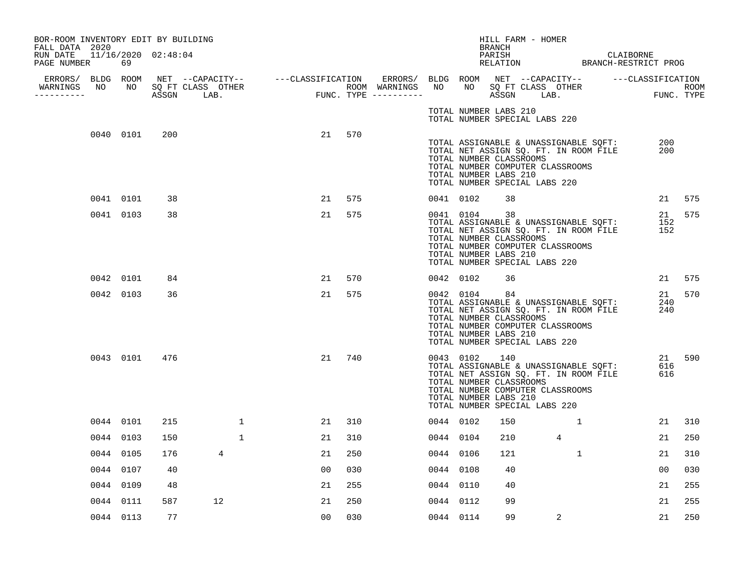BOR-ROOM INVENTORY EDIT BY BUILDING
FALL DATA 2020
RUN DATE 11/16/2020 02:48:04
PAGE NUMBER 69

HILL FARM - HOMER
BRANCH
PARISH CLAIBORNE
RELATION BRANCH-RESTRICT PROG

| ERRORS/ WARNINGS | BLDG NO | ROOM NO | NET SQ FT ASSGN | CAPACITY CLASS | CAPACITY OTHER LAB. | CLASSIFICATION FUNC. | ROOM TYPE | ERRORS/ WARNINGS | BLDG NO | ROOM NO | NET SQ FT ASSGN | CAPACITY CLASS | CAPACITY OTHER LAB. | CLASSIFICATION FUNC. | ROOM TYPE |
|---|---|---|---|---|---|---|---|---|---|---|---|---|---|---|---|
| | | | | | | | | | TOTAL NUMBER LABS 210 | | | | | | |
| | | | | | | | | | TOTAL NUMBER SPECIAL LABS 220 | | | | | | |
| | 0040 | 0101 | 200 | | | 21 | 570 | | | | | | | | |
| | | | | | | | | | TOTAL ASSIGNABLE & UNASSIGNABLE SQFT: | | | | | 200 | |
| | | | | | | | | | TOTAL NET ASSIGN SQ. FT. IN ROOM FILE | | | | | 200 | |
| | | | | | | | | | TOTAL NUMBER CLASSROOMS | | | | | | |
| | | | | | | | | | TOTAL NUMBER COMPUTER CLASSROOMS | | | | | | |
| | | | | | | | | | TOTAL NUMBER LABS 210 | | | | | | |
| | | | | | | | | | TOTAL NUMBER SPECIAL LABS 220 | | | | | | |
| | 0041 | 0101 | 38 | | | 21 | 575 | | 0041 | 0102 | 38 | | | 21 | 575 |
| | 0041 | 0103 | 38 | | | 21 | 575 | | 0041 | 0104 | 38 | | | 21 | 575 |
| | | | | | | | | | TOTAL ASSIGNABLE & UNASSIGNABLE SQFT: | | | | | 152 | |
| | | | | | | | | | TOTAL NET ASSIGN SQ. FT. IN ROOM FILE | | | | | 152 | |
| | | | | | | | | | TOTAL NUMBER CLASSROOMS | | | | | | |
| | | | | | | | | | TOTAL NUMBER COMPUTER CLASSROOMS | | | | | | |
| | | | | | | | | | TOTAL NUMBER LABS 210 | | | | | | |
| | | | | | | | | | TOTAL NUMBER SPECIAL LABS 220 | | | | | | |
| | 0042 | 0101 | 84 | | | 21 | 570 | | 0042 | 0102 | 36 | | | 21 | 575 |
| | 0042 | 0103 | 36 | | | 21 | 575 | | 0042 | 0104 | 84 | | | 21 | 570 |
| | | | | | | | | | TOTAL ASSIGNABLE & UNASSIGNABLE SQFT: | | | | | 240 | |
| | | | | | | | | | TOTAL NET ASSIGN SQ. FT. IN ROOM FILE | | | | | 240 | |
| | | | | | | | | | TOTAL NUMBER CLASSROOMS | | | | | | |
| | | | | | | | | | TOTAL NUMBER COMPUTER CLASSROOMS | | | | | | |
| | | | | | | | | | TOTAL NUMBER LABS 210 | | | | | | |
| | | | | | | | | | TOTAL NUMBER SPECIAL LABS 220 | | | | | | |
| | 0043 | 0101 | 476 | | | 21 | 740 | | 0043 | 0102 | 140 | | | 21 | 590 |
| | | | | | | | | | TOTAL ASSIGNABLE & UNASSIGNABLE SQFT: | | | | | 616 | |
| | | | | | | | | | TOTAL NET ASSIGN SQ. FT. IN ROOM FILE | | | | | 616 | |
| | | | | | | | | | TOTAL NUMBER CLASSROOMS | | | | | | |
| | | | | | | | | | TOTAL NUMBER COMPUTER CLASSROOMS | | | | | | |
| | | | | | | | | | TOTAL NUMBER LABS 210 | | | | | | |
| | | | | | | | | | TOTAL NUMBER SPECIAL LABS 220 | | | | | | |
| | 0044 | 0101 | 215 | | 1 | 21 | 310 | | 0044 | 0102 | 150 | | 1 | 21 | 310 |
| | 0044 | 0103 | 150 | | 1 | 21 | 310 | | 0044 | 0104 | 210 | 4 | | 21 | 250 |
| | 0044 | 0105 | 176 | 4 | | 21 | 250 | | 0044 | 0106 | 121 | | 1 | 21 | 310 |
| | 0044 | 0107 | 40 | | | 00 | 030 | | 0044 | 0108 | 40 | | | 00 | 030 |
| | 0044 | 0109 | 48 | | | 21 | 255 | | 0044 | 0110 | 40 | | | 21 | 255 |
| | 0044 | 0111 | 587 | 12 | | 21 | 250 | | 0044 | 0112 | 99 | | | 21 | 255 |
| | 0044 | 0113 | 77 | | | 00 | 030 | | 0044 | 0114 | 99 | 2 | | 21 | 250 |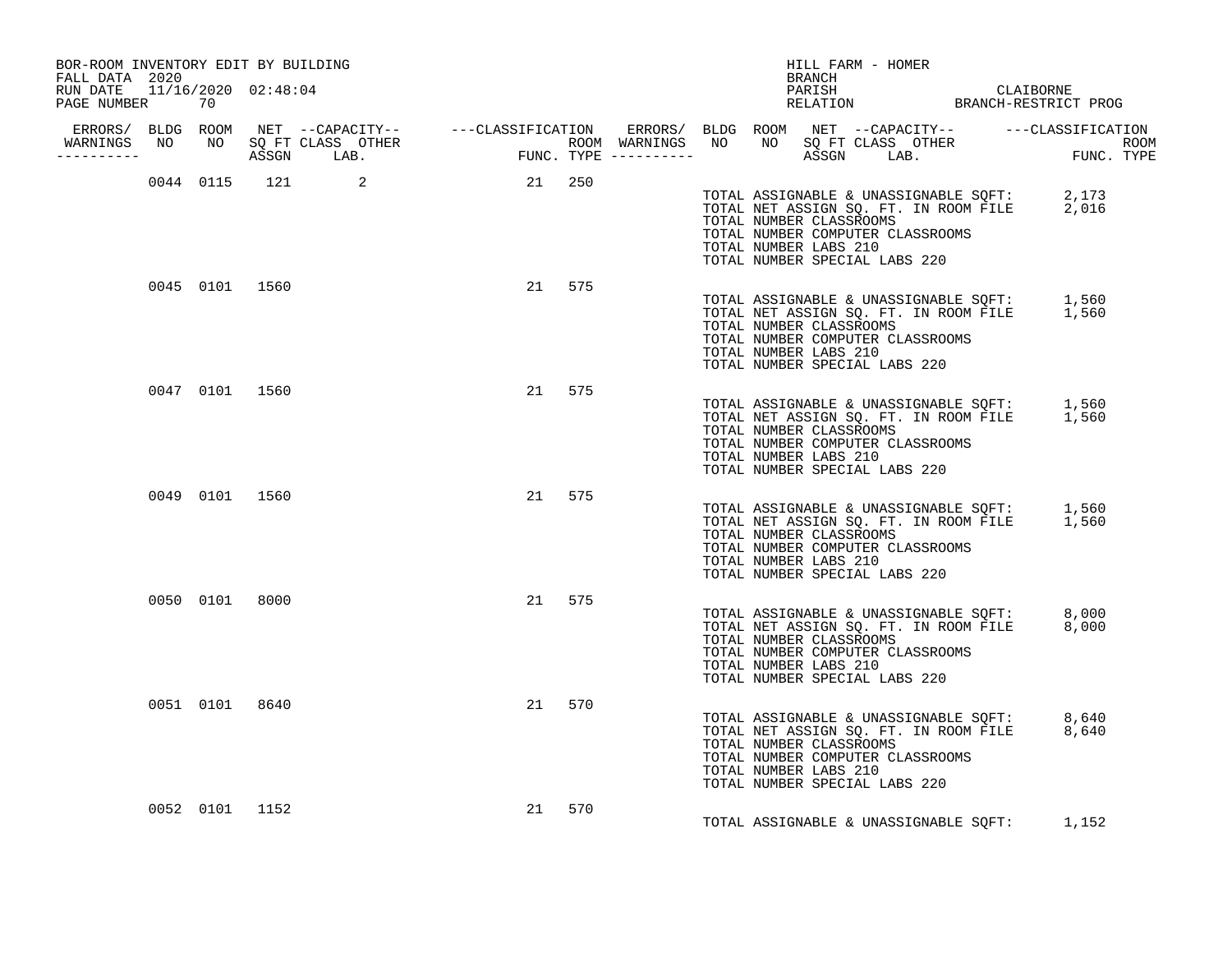BOR-ROOM INVENTORY EDIT BY BUILDING
FALL DATA 2020
RUN DATE 11/16/2020 02:48:04
PAGE NUMBER 70

HILL FARM - HOMER
BRANCH
PARISH CLAIBORNE
RELATION BRANCH-RESTRICT PROG

| ERRORS/ WARNINGS | BLDG NO | ROOM NO | NET SQ FT ASSGN | --CAPACITY-- CLASS | OTHER LAB. | ---CLASSIFICATION FUNC. | ROOM TYPE | ERRORS/ WARNINGS |
|---|---|---|---|---|---|---|---|---|
| | 0044 | 0115 | 121 | | 2 | 21 | 250 | |
| | 0045 | 0101 | 1560 | | | 21 | 575 | |
| | 0047 | 0101 | 1560 | | | 21 | 575 | |
| | 0049 | 0101 | 1560 | | | 21 | 575 | |
| | 0050 | 0101 | 8000 | | | 21 | 575 | |
| | 0051 | 0101 | 8640 | | | 21 | 570 | |
| | 0052 | 0101 | 1152 | | | 21 | 570 | |

Building 0044:
TOTAL ASSIGNABLE & UNASSIGNABLE SQFT: 2,173
TOTAL NET ASSIGN SQ. FT. IN ROOM FILE 2,016
TOTAL NUMBER CLASSROOMS
TOTAL NUMBER COMPUTER CLASSROOMS
TOTAL NUMBER LABS 210
TOTAL NUMBER SPECIAL LABS 220

Building 0045:
TOTAL ASSIGNABLE & UNASSIGNABLE SQFT: 1,560
TOTAL NET ASSIGN SQ. FT. IN ROOM FILE 1,560
TOTAL NUMBER CLASSROOMS
TOTAL NUMBER COMPUTER CLASSROOMS
TOTAL NUMBER LABS 210
TOTAL NUMBER SPECIAL LABS 220

Building 0047:
TOTAL ASSIGNABLE & UNASSIGNABLE SQFT: 1,560
TOTAL NET ASSIGN SQ. FT. IN ROOM FILE 1,560
TOTAL NUMBER CLASSROOMS
TOTAL NUMBER COMPUTER CLASSROOMS
TOTAL NUMBER LABS 210
TOTAL NUMBER SPECIAL LABS 220

Building 0049:
TOTAL ASSIGNABLE & UNASSIGNABLE SQFT: 1,560
TOTAL NET ASSIGN SQ. FT. IN ROOM FILE 1,560
TOTAL NUMBER CLASSROOMS
TOTAL NUMBER COMPUTER CLASSROOMS
TOTAL NUMBER LABS 210
TOTAL NUMBER SPECIAL LABS 220

Building 0050:
TOTAL ASSIGNABLE & UNASSIGNABLE SQFT: 8,000
TOTAL NET ASSIGN SQ. FT. IN ROOM FILE 8,000
TOTAL NUMBER CLASSROOMS
TOTAL NUMBER COMPUTER CLASSROOMS
TOTAL NUMBER LABS 210
TOTAL NUMBER SPECIAL LABS 220

Building 0051:
TOTAL ASSIGNABLE & UNASSIGNABLE SQFT: 8,640
TOTAL NET ASSIGN SQ. FT. IN ROOM FILE 8,640
TOTAL NUMBER CLASSROOMS
TOTAL NUMBER COMPUTER CLASSROOMS
TOTAL NUMBER LABS 210
TOTAL NUMBER SPECIAL LABS 220

Building 0052:
TOTAL ASSIGNABLE & UNASSIGNABLE SQFT: 1,152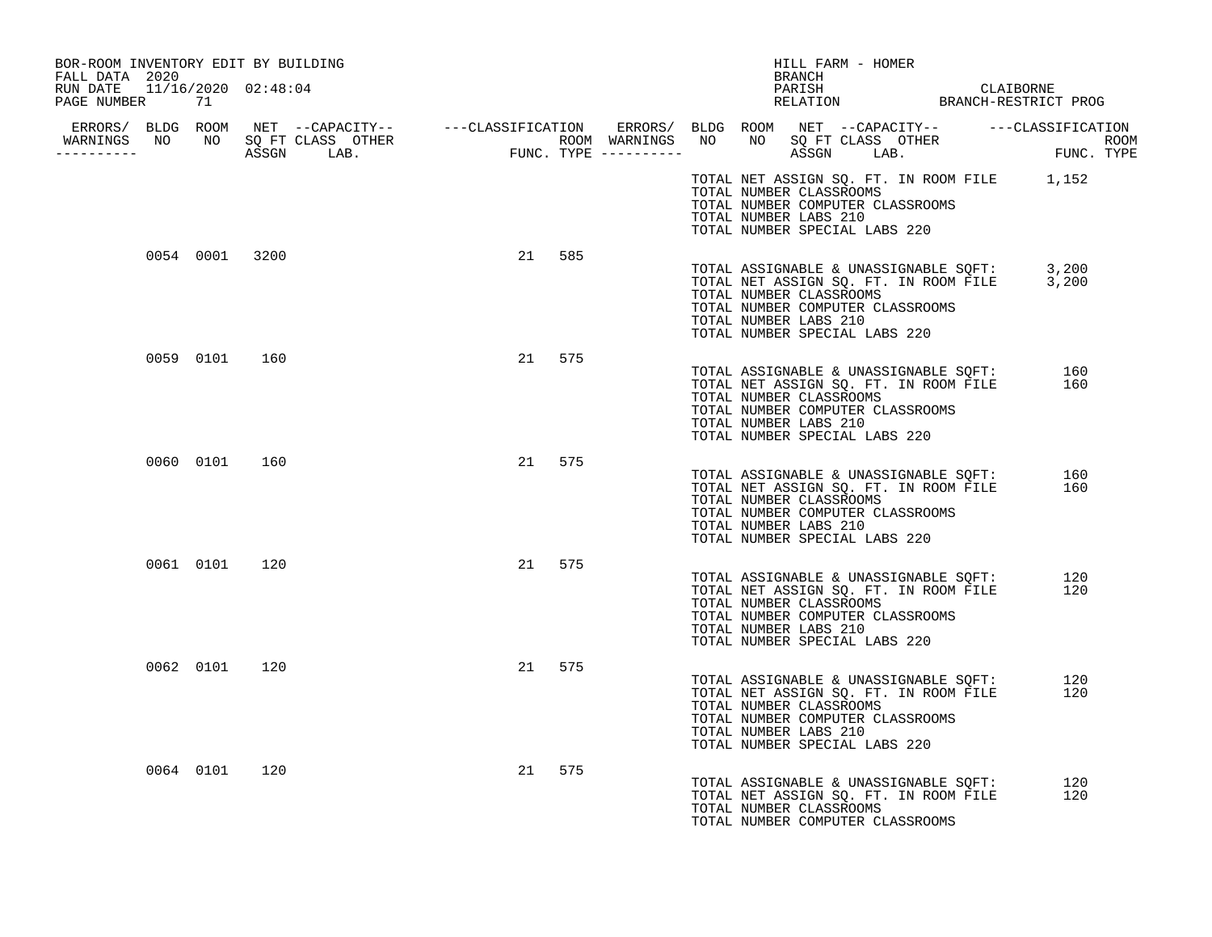BOR-ROOM INVENTORY EDIT BY BUILDING
FALL DATA 2020
RUN DATE 11/16/2020 02:48:04
PAGE NUMBER 71

HILL FARM - HOMER
BRANCH
PARISH CLAIBORNE
RELATION BRANCH-RESTRICT PROG

| ERRORS/ WARNINGS | BLDG NO | ROOM NO | NET SQ FT ASSGN | CAPACITY CLASS LAB. | CAPACITY OTHER | CLASSIFICATION FUNC. | ROOM TYPE |
|---|---|---|---|---|---|---|---|
| | 0054 | 0001 | 3200 | | | 21 | 585 |
| | 0059 | 0101 | 160 | | | 21 | 575 |
| | 0060 | 0101 | 160 | | | 21 | 575 |
| | 0061 | 0101 | 120 | | | 21 | 575 |
| | 0062 | 0101 | 120 | | | 21 | 575 |
| | 0064 | 0101 | 120 | | | 21 | 575 |

TOTAL NET ASSIGN SQ. FT. IN ROOM FILE 1,152
TOTAL NUMBER CLASSROOMS
TOTAL NUMBER COMPUTER CLASSROOMS
TOTAL NUMBER LABS 210
TOTAL NUMBER SPECIAL LABS 220

(0054 0001)
TOTAL ASSIGNABLE & UNASSIGNABLE SQFT: 3,200
TOTAL NET ASSIGN SQ. FT. IN ROOM FILE 3,200
TOTAL NUMBER CLASSROOMS
TOTAL NUMBER COMPUTER CLASSROOMS
TOTAL NUMBER LABS 210
TOTAL NUMBER SPECIAL LABS 220

(0059 0101)
TOTAL ASSIGNABLE & UNASSIGNABLE SQFT: 160
TOTAL NET ASSIGN SQ. FT. IN ROOM FILE 160
TOTAL NUMBER CLASSROOMS
TOTAL NUMBER COMPUTER CLASSROOMS
TOTAL NUMBER LABS 210
TOTAL NUMBER SPECIAL LABS 220

(0060 0101)
TOTAL ASSIGNABLE & UNASSIGNABLE SQFT: 160
TOTAL NET ASSIGN SQ. FT. IN ROOM FILE 160
TOTAL NUMBER CLASSROOMS
TOTAL NUMBER COMPUTER CLASSROOMS
TOTAL NUMBER LABS 210
TOTAL NUMBER SPECIAL LABS 220

(0061 0101)
TOTAL ASSIGNABLE & UNASSIGNABLE SQFT: 120
TOTAL NET ASSIGN SQ. FT. IN ROOM FILE 120
TOTAL NUMBER CLASSROOMS
TOTAL NUMBER COMPUTER CLASSROOMS
TOTAL NUMBER LABS 210
TOTAL NUMBER SPECIAL LABS 220

(0062 0101)
TOTAL ASSIGNABLE & UNASSIGNABLE SQFT: 120
TOTAL NET ASSIGN SQ. FT. IN ROOM FILE 120
TOTAL NUMBER CLASSROOMS
TOTAL NUMBER COMPUTER CLASSROOMS
TOTAL NUMBER LABS 210
TOTAL NUMBER SPECIAL LABS 220

(0064 0101)
TOTAL ASSIGNABLE & UNASSIGNABLE SQFT: 120
TOTAL NET ASSIGN SQ. FT. IN ROOM FILE 120
TOTAL NUMBER CLASSROOMS
TOTAL NUMBER COMPUTER CLASSROOMS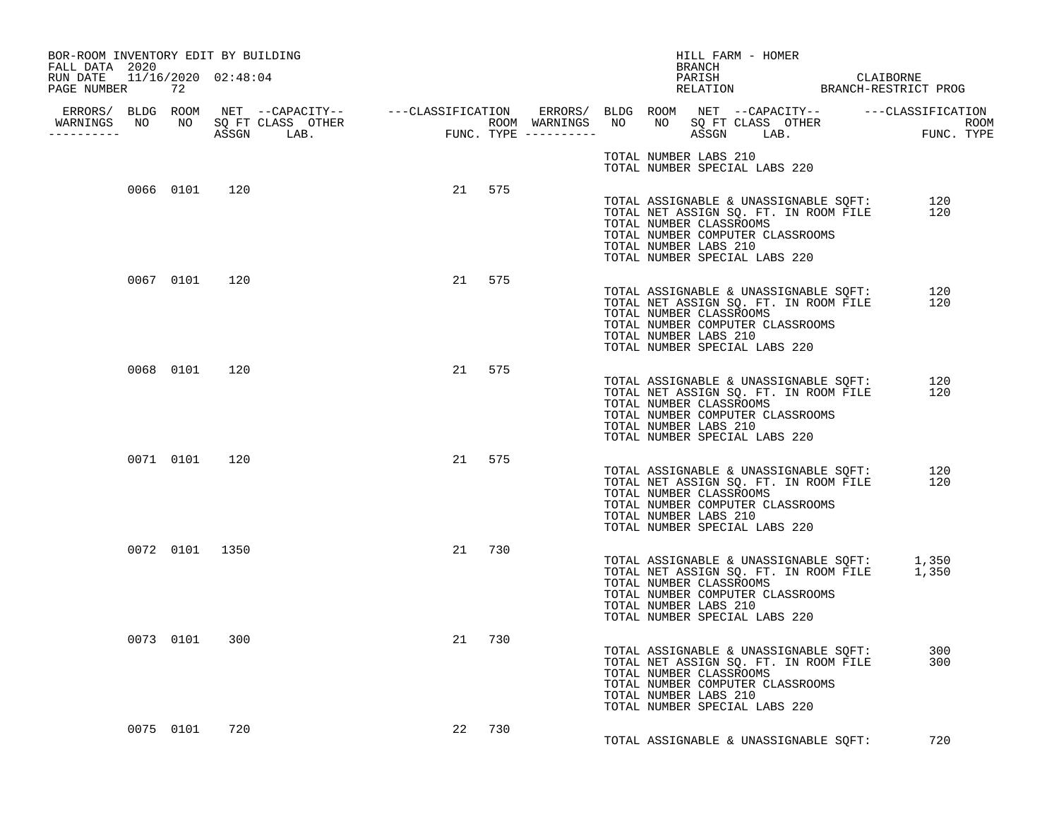BOR-ROOM INVENTORY EDIT BY BUILDING
FALL DATA 2020
RUN DATE 11/16/2020 02:48:04
PAGE NUMBER 72

HILL FARM - HOMER
BRANCH
PARISH CLAIBORNE
RELATION BRANCH-RESTRICT PROG

| ERRORS/ WARNINGS | BLDG NO | ROOM NO | NET SQ FT ASSGN | --CAPACITY-- CLASS | LAB. | OTHER | ---CLASSIFICATION FUNC. | ROOM TYPE | ERRORS/ WARNINGS |
|---|---|---|---|---|---|---|---|---|---|
| | | | | | | | | | TOTAL NUMBER LABS 210<br>TOTAL NUMBER SPECIAL LABS 220 |
| | 0066 | 0101 | 120 | | | | 21 | 575 | TOTAL ASSIGNABLE & UNASSIGNABLE SQFT: 120<br>TOTAL NET ASSIGN SQ. FT. IN ROOM FILE 120<br>TOTAL NUMBER CLASSROOMS<br>TOTAL NUMBER COMPUTER CLASSROOMS<br>TOTAL NUMBER LABS 210<br>TOTAL NUMBER SPECIAL LABS 220 |
| | 0067 | 0101 | 120 | | | | 21 | 575 | TOTAL ASSIGNABLE & UNASSIGNABLE SQFT: 120<br>TOTAL NET ASSIGN SQ. FT. IN ROOM FILE 120<br>TOTAL NUMBER CLASSROOMS<br>TOTAL NUMBER COMPUTER CLASSROOMS<br>TOTAL NUMBER LABS 210<br>TOTAL NUMBER SPECIAL LABS 220 |
| | 0068 | 0101 | 120 | | | | 21 | 575 | TOTAL ASSIGNABLE & UNASSIGNABLE SQFT: 120<br>TOTAL NET ASSIGN SQ. FT. IN ROOM FILE 120<br>TOTAL NUMBER CLASSROOMS<br>TOTAL NUMBER COMPUTER CLASSROOMS<br>TOTAL NUMBER LABS 210<br>TOTAL NUMBER SPECIAL LABS 220 |
| | 0071 | 0101 | 120 | | | | 21 | 575 | TOTAL ASSIGNABLE & UNASSIGNABLE SQFT: 120<br>TOTAL NET ASSIGN SQ. FT. IN ROOM FILE 120<br>TOTAL NUMBER CLASSROOMS<br>TOTAL NUMBER COMPUTER CLASSROOMS<br>TOTAL NUMBER LABS 210<br>TOTAL NUMBER SPECIAL LABS 220 |
| | 0072 | 0101 | 1350 | | | | 21 | 730 | TOTAL ASSIGNABLE & UNASSIGNABLE SQFT: 1,350<br>TOTAL NET ASSIGN SQ. FT. IN ROOM FILE 1,350<br>TOTAL NUMBER CLASSROOMS<br>TOTAL NUMBER COMPUTER CLASSROOMS<br>TOTAL NUMBER LABS 210<br>TOTAL NUMBER SPECIAL LABS 220 |
| | 0073 | 0101 | 300 | | | | 21 | 730 | TOTAL ASSIGNABLE & UNASSIGNABLE SQFT: 300<br>TOTAL NET ASSIGN SQ. FT. IN ROOM FILE 300<br>TOTAL NUMBER CLASSROOMS<br>TOTAL NUMBER COMPUTER CLASSROOMS<br>TOTAL NUMBER LABS 210<br>TOTAL NUMBER SPECIAL LABS 220 |
| | 0075 | 0101 | 720 | | | | 22 | 730 | TOTAL ASSIGNABLE & UNASSIGNABLE SQFT: 720 |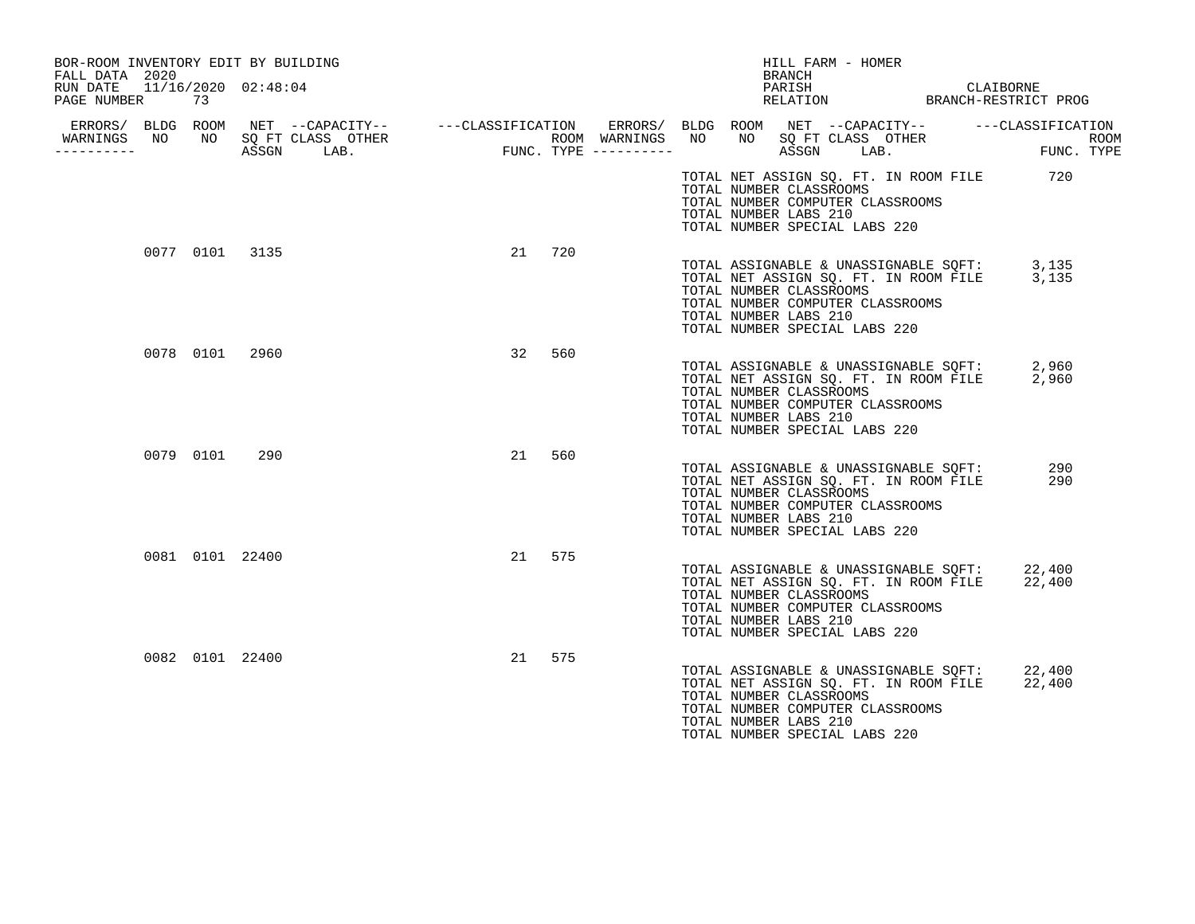BOR-ROOM INVENTORY EDIT BY BUILDING
FALL DATA 2020
RUN DATE 11/16/2020 02:48:04
PAGE NUMBER 73

HILL FARM - HOMER
BRANCH
PARISH CLAIBORNE
RELATION BRANCH-RESTRICT PROG

| ERRORS/ WARNINGS | BLDG NO | ROOM NO | NET SQ FT ASSGN | CAPACITY CLASS | CAPACITY LAB. | CAPACITY OTHER | CLASSIFICATION FUNC. | ROOM TYPE |
|---|---|---|---|---|---|---|---|---|
| | 0077 | 0101 | 3135 | | | | 21 | 720 |
| | 0078 | 0101 | 2960 | | | | 32 | 560 |
| | 0079 | 0101 | 290 | | | | 21 | 560 |
| | 0081 | 0101 | 22400 | | | | 21 | 575 |
| | 0082 | 0101 | 22400 | | | | 21 | 575 |

TOTAL NET ASSIGN SQ. FT. IN ROOM FILE 720
TOTAL NUMBER CLASSROOMS
TOTAL NUMBER COMPUTER CLASSROOMS
TOTAL NUMBER LABS 210
TOTAL NUMBER SPECIAL LABS 220

Building 0077:
TOTAL ASSIGNABLE & UNASSIGNABLE SQFT: 3,135
TOTAL NET ASSIGN SQ. FT. IN ROOM FILE 3,135
TOTAL NUMBER CLASSROOMS
TOTAL NUMBER COMPUTER CLASSROOMS
TOTAL NUMBER LABS 210
TOTAL NUMBER SPECIAL LABS 220

Building 0078:
TOTAL ASSIGNABLE & UNASSIGNABLE SQFT: 2,960
TOTAL NET ASSIGN SQ. FT. IN ROOM FILE 2,960
TOTAL NUMBER CLASSROOMS
TOTAL NUMBER COMPUTER CLASSROOMS
TOTAL NUMBER LABS 210
TOTAL NUMBER SPECIAL LABS 220

Building 0079:
TOTAL ASSIGNABLE & UNASSIGNABLE SQFT: 290
TOTAL NET ASSIGN SQ. FT. IN ROOM FILE 290
TOTAL NUMBER CLASSROOMS
TOTAL NUMBER COMPUTER CLASSROOMS
TOTAL NUMBER LABS 210
TOTAL NUMBER SPECIAL LABS 220

Building 0081:
TOTAL ASSIGNABLE & UNASSIGNABLE SQFT: 22,400
TOTAL NET ASSIGN SQ. FT. IN ROOM FILE 22,400
TOTAL NUMBER CLASSROOMS
TOTAL NUMBER COMPUTER CLASSROOMS
TOTAL NUMBER LABS 210
TOTAL NUMBER SPECIAL LABS 220

Building 0082:
TOTAL ASSIGNABLE & UNASSIGNABLE SQFT: 22,400
TOTAL NET ASSIGN SQ. FT. IN ROOM FILE 22,400
TOTAL NUMBER CLASSROOMS
TOTAL NUMBER COMPUTER CLASSROOMS
TOTAL NUMBER LABS 210
TOTAL NUMBER SPECIAL LABS 220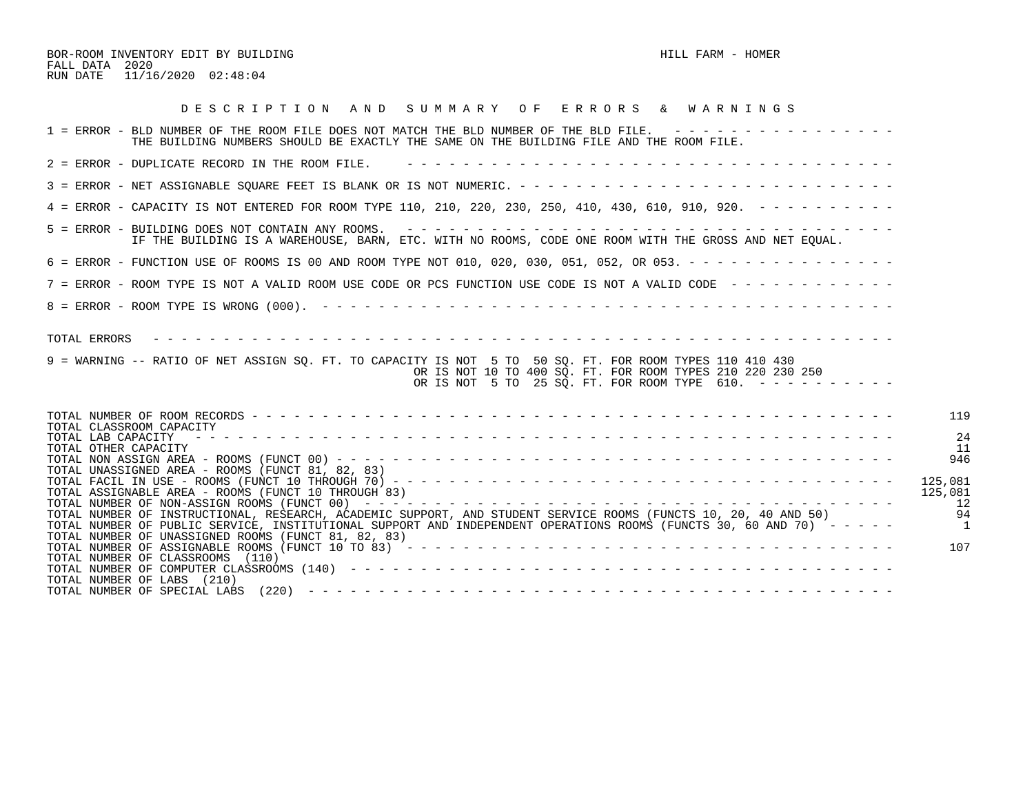BOR-ROOM INVENTORY EDIT BY BUILDING — HILL FARM - HOMER

FALL DATA 2020

RUN DATE 11/16/2020 02:48:04

## D E S C R I P T I O N   A N D   S U M M A R Y   O F   E R R O R S   &   W A R N I N G S

1 = ERROR - BLD NUMBER OF THE ROOM FILE DOES NOT MATCH THE BLD NUMBER OF THE BLD FILE. THE BUILDING NUMBERS SHOULD BE EXACTLY THE SAME ON THE BUILDING FILE AND THE ROOM FILE.

2 = ERROR - DUPLICATE RECORD IN THE ROOM FILE.

3 = ERROR - NET ASSIGNABLE SQUARE FEET IS BLANK OR IS NOT NUMERIC.

4 = ERROR - CAPACITY IS NOT ENTERED FOR ROOM TYPE 110, 210, 220, 230, 250, 410, 430, 610, 910, 920.

5 = ERROR - BUILDING DOES NOT CONTAIN ANY ROOMS. IF THE BUILDING IS A WAREHOUSE, BARN, ETC. WITH NO ROOMS, CODE ONE ROOM WITH THE GROSS AND NET EQUAL.

6 = ERROR - FUNCTION USE OF ROOMS IS 00 AND ROOM TYPE NOT 010, 020, 030, 051, 052, OR 053.

7 = ERROR - ROOM TYPE IS NOT A VALID ROOM USE CODE OR PCS FUNCTION USE CODE IS NOT A VALID CODE

8 = ERROR - ROOM TYPE IS WRONG (000).

TOTAL ERRORS

9 = WARNING -- RATIO OF NET ASSIGN SQ. FT. TO CAPACITY IS NOT 5 TO 50 SQ. FT. FOR ROOM TYPES 110 410 430
OR IS NOT 10 TO 400 SQ. FT. FOR ROOM TYPES 210 220 230 250
OR IS NOT 5 TO 25 SQ. FT. FOR ROOM TYPE 610.

| | |
|---|---|
| TOTAL NUMBER OF ROOM RECORDS | 119 |
| TOTAL CLASSROOM CAPACITY | |
| TOTAL LAB CAPACITY | 24 |
| TOTAL OTHER CAPACITY | 11 |
| TOTAL NON ASSIGN AREA - ROOMS (FUNCT 00) | 946 |
| TOTAL UNASSIGNED AREA - ROOMS (FUNCT 81, 82, 83) | |
| TOTAL FACIL IN USE - ROOMS (FUNCT 10 THROUGH 70) | 125,081 |
| TOTAL ASSIGNABLE AREA - ROOMS (FUNCT 10 THROUGH 83) | 125,081 |
| TOTAL NUMBER OF NON-ASSIGN ROOMS (FUNCT 00) | 12 |
| TOTAL NUMBER OF INSTRUCTIONAL, RESEARCH, ACADEMIC SUPPORT, AND STUDENT SERVICE ROOMS (FUNCTS 10, 20, 40 AND 50) | 94 |
| TOTAL NUMBER OF PUBLIC SERVICE, INSTITUTIONAL SUPPORT AND INDEPENDENT OPERATIONS ROOMS (FUNCTS 30, 60 AND 70) | 1 |
| TOTAL NUMBER OF UNASSIGNED ROOMS (FUNCT 81, 82, 83) | |
| TOTAL NUMBER OF ASSIGNABLE ROOMS (FUNCT 10 TO 83) | 107 |
| TOTAL NUMBER OF CLASSROOMS (110) | |
| TOTAL NUMBER OF COMPUTER CLASSROOMS (140) | |
| TOTAL NUMBER OF LABS (210) | |
| TOTAL NUMBER OF SPECIAL LABS (220) | |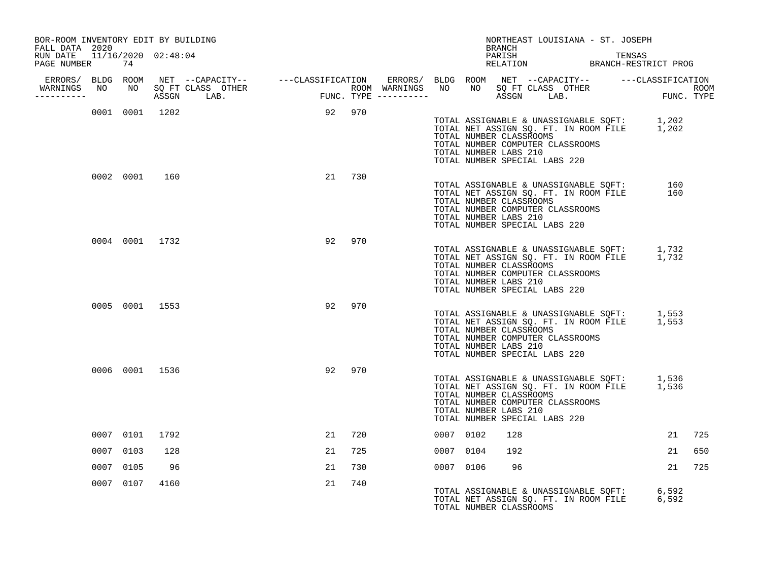BOR-ROOM INVENTORY EDIT BY BUILDING
FALL DATA 2020
RUN DATE 11/16/2020 02:48:04
PAGE NUMBER 74

NORTHEAST LOUISIANA - ST. JOSEPH
BRANCH
PARISH TENSAS
RELATION BRANCH-RESTRICT PROG

| ERRORS/ WARNINGS | BLDG NO | ROOM NO | NET SQ FT ASSGN | CAPACITY CLASS LAB. | CAPACITY OTHER | CLASSIFICATION FUNC. | ROOM TYPE | ERRORS/ WARNINGS | BLDG NO | ROOM NO | NET SQ FT ASSGN | CAPACITY CLASS LAB. | CAPACITY OTHER | CLASSIFICATION FUNC. | ROOM TYPE |
|---|---|---|---|---|---|---|---|---|---|---|---|---|---|---|---|
| | 0001 | 0001 | 1202 | | | 92 | 970 | | | | | | | | |

TOTAL ASSIGNABLE & UNASSIGNABLE SQFT: 1,202
TOTAL NET ASSIGN SQ. FT. IN ROOM FILE 1,202
TOTAL NUMBER CLASSROOMS
TOTAL NUMBER COMPUTER CLASSROOMS
TOTAL NUMBER LABS 210
TOTAL NUMBER SPECIAL LABS 220

| ERRORS/ WARNINGS | BLDG NO | ROOM NO | NET SQ FT ASSGN | CAPACITY CLASS LAB. | CAPACITY OTHER | CLASSIFICATION FUNC. | ROOM TYPE | ERRORS/ WARNINGS | BLDG NO | ROOM NO | NET SQ FT ASSGN | CAPACITY CLASS LAB. | CAPACITY OTHER | CLASSIFICATION FUNC. | ROOM TYPE |
|---|---|---|---|---|---|---|---|---|---|---|---|---|---|---|---|
| | 0002 | 0001 | 160 | | | 21 | 730 | | | | | | | | |

TOTAL ASSIGNABLE & UNASSIGNABLE SQFT: 160
TOTAL NET ASSIGN SQ. FT. IN ROOM FILE 160
TOTAL NUMBER CLASSROOMS
TOTAL NUMBER COMPUTER CLASSROOMS
TOTAL NUMBER LABS 210
TOTAL NUMBER SPECIAL LABS 220

| ERRORS/ WARNINGS | BLDG NO | ROOM NO | NET SQ FT ASSGN | CAPACITY CLASS LAB. | CAPACITY OTHER | CLASSIFICATION FUNC. | ROOM TYPE | ERRORS/ WARNINGS | BLDG NO | ROOM NO | NET SQ FT ASSGN | CAPACITY CLASS LAB. | CAPACITY OTHER | CLASSIFICATION FUNC. | ROOM TYPE |
|---|---|---|---|---|---|---|---|---|---|---|---|---|---|---|---|
| | 0004 | 0001 | 1732 | | | 92 | 970 | | | | | | | | |

TOTAL ASSIGNABLE & UNASSIGNABLE SQFT: 1,732
TOTAL NET ASSIGN SQ. FT. IN ROOM FILE 1,732
TOTAL NUMBER CLASSROOMS
TOTAL NUMBER COMPUTER CLASSROOMS
TOTAL NUMBER LABS 210
TOTAL NUMBER SPECIAL LABS 220

| ERRORS/ WARNINGS | BLDG NO | ROOM NO | NET SQ FT ASSGN | CAPACITY CLASS LAB. | CAPACITY OTHER | CLASSIFICATION FUNC. | ROOM TYPE | ERRORS/ WARNINGS | BLDG NO | ROOM NO | NET SQ FT ASSGN | CAPACITY CLASS LAB. | CAPACITY OTHER | CLASSIFICATION FUNC. | ROOM TYPE |
|---|---|---|---|---|---|---|---|---|---|---|---|---|---|---|---|
| | 0005 | 0001 | 1553 | | | 92 | 970 | | | | | | | | |

TOTAL ASSIGNABLE & UNASSIGNABLE SQFT: 1,553
TOTAL NET ASSIGN SQ. FT. IN ROOM FILE 1,553
TOTAL NUMBER CLASSROOMS
TOTAL NUMBER COMPUTER CLASSROOMS
TOTAL NUMBER LABS 210
TOTAL NUMBER SPECIAL LABS 220

| ERRORS/ WARNINGS | BLDG NO | ROOM NO | NET SQ FT ASSGN | CAPACITY CLASS LAB. | CAPACITY OTHER | CLASSIFICATION FUNC. | ROOM TYPE | ERRORS/ WARNINGS | BLDG NO | ROOM NO | NET SQ FT ASSGN | CAPACITY CLASS LAB. | CAPACITY OTHER | CLASSIFICATION FUNC. | ROOM TYPE |
|---|---|---|---|---|---|---|---|---|---|---|---|---|---|---|---|
| | 0006 | 0001 | 1536 | | | 92 | 970 | | | | | | | | |

TOTAL ASSIGNABLE & UNASSIGNABLE SQFT: 1,536
TOTAL NET ASSIGN SQ. FT. IN ROOM FILE 1,536
TOTAL NUMBER CLASSROOMS
TOTAL NUMBER COMPUTER CLASSROOMS
TOTAL NUMBER LABS 210
TOTAL NUMBER SPECIAL LABS 220

| ERRORS/ WARNINGS | BLDG NO | ROOM NO | NET SQ FT ASSGN | CAPACITY CLASS LAB. | CAPACITY OTHER | CLASSIFICATION FUNC. | ROOM TYPE | ERRORS/ WARNINGS | BLDG NO | ROOM NO | NET SQ FT ASSGN | CAPACITY CLASS LAB. | CAPACITY OTHER | CLASSIFICATION FUNC. | ROOM TYPE |
|---|---|---|---|---|---|---|---|---|---|---|---|---|---|---|---|
| | 0007 | 0101 | 1792 | | | 21 | 720 | | 0007 | 0102 | 128 | | | 21 | 725 |
| | 0007 | 0103 | 128 | | | 21 | 725 | | 0007 | 0104 | 192 | | | 21 | 650 |
| | 0007 | 0105 | 96 | | | 21 | 730 | | 0007 | 0106 | 96 | | | 21 | 725 |
| | 0007 | 0107 | 4160 | | | 21 | 740 | | | | | | | | |

TOTAL ASSIGNABLE & UNASSIGNABLE SQFT: 6,592
TOTAL NET ASSIGN SQ. FT. IN ROOM FILE 6,592
TOTAL NUMBER CLASSROOMS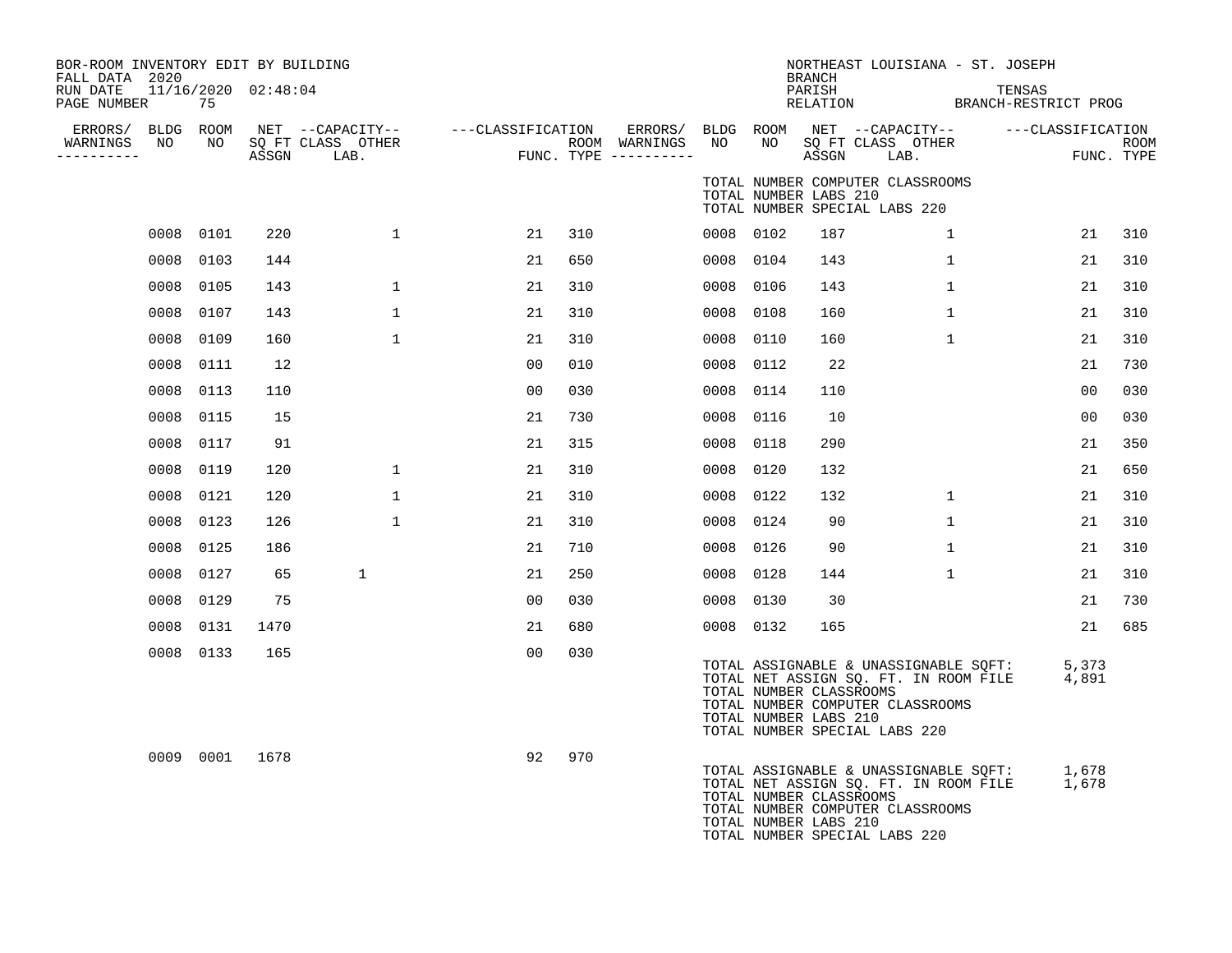BOR-ROOM INVENTORY EDIT BY BUILDING
FALL DATA 2020
RUN DATE 11/16/2020 02:48:04
PAGE NUMBER 75

NORTHEAST LOUISIANA - ST. JOSEPH BRANCH
PARISH: TENSAS
RELATION: BRANCH-RESTRICT PROG

TOTAL NUMBER COMPUTER CLASSROOMS
TOTAL NUMBER LABS 210
TOTAL NUMBER SPECIAL LABS 220

| ERRORS/ WARNINGS | BLDG NO | ROOM NO | NET SQ FT ASSGN | CAPACITY CLASS LAB. | CAPACITY OTHER | CLASSIFICATION FUNC. | ROOM TYPE | ERRORS/ WARNINGS | BLDG NO | ROOM NO | NET SQ FT ASSGN | CAPACITY CLASS LAB. | CAPACITY OTHER | CLASSIFICATION FUNC. | ROOM TYPE |
|---|---|---|---|---|---|---|---|---|---|---|---|---|---|---|---|
| | 0008 | 0101 | 220 | | 1 | 21 | 310 | | 0008 | 0102 | 187 | | 1 | 21 | 310 |
| | 0008 | 0103 | 144 | | | 21 | 650 | | 0008 | 0104 | 143 | | 1 | 21 | 310 |
| | 0008 | 0105 | 143 | | 1 | 21 | 310 | | 0008 | 0106 | 143 | | 1 | 21 | 310 |
| | 0008 | 0107 | 143 | | 1 | 21 | 310 | | 0008 | 0108 | 160 | | 1 | 21 | 310 |
| | 0008 | 0109 | 160 | | 1 | 21 | 310 | | 0008 | 0110 | 160 | | 1 | 21 | 310 |
| | 0008 | 0111 | 12 | | | 00 | 010 | | 0008 | 0112 | 22 | | | 21 | 730 |
| | 0008 | 0113 | 110 | | | 00 | 030 | | 0008 | 0114 | 110 | | | 00 | 030 |
| | 0008 | 0115 | 15 | | | 21 | 730 | | 0008 | 0116 | 10 | | | 00 | 030 |
| | 0008 | 0117 | 91 | | | 21 | 315 | | 0008 | 0118 | 290 | | | 21 | 350 |
| | 0008 | 0119 | 120 | | 1 | 21 | 310 | | 0008 | 0120 | 132 | | | 21 | 650 |
| | 0008 | 0121 | 120 | | 1 | 21 | 310 | | 0008 | 0122 | 132 | | 1 | 21 | 310 |
| | 0008 | 0123 | 126 | | 1 | 21 | 310 | | 0008 | 0124 | 90 | | 1 | 21 | 310 |
| | 0008 | 0125 | 186 | | | 21 | 710 | | 0008 | 0126 | 90 | | 1 | 21 | 310 |
| | 0008 | 0127 | 65 | 1 | | 21 | 250 | | 0008 | 0128 | 144 | | 1 | 21 | 310 |
| | 0008 | 0129 | 75 | | | 00 | 030 | | 0008 | 0130 | 30 | | | 21 | 730 |
| | 0008 | 0131 | 1470 | | | 21 | 680 | | 0008 | 0132 | 165 | | | 21 | 685 |
| | 0008 | 0133 | 165 | | | 00 | 030 | | | | | | | | |

TOTAL ASSIGNABLE & UNASSIGNABLE SQFT: 5,373
TOTAL NET ASSIGN SQ. FT. IN ROOM FILE 4,891
TOTAL NUMBER CLASSROOMS
TOTAL NUMBER COMPUTER CLASSROOMS
TOTAL NUMBER LABS 210
TOTAL NUMBER SPECIAL LABS 220

| ERRORS/ WARNINGS | BLDG NO | ROOM NO | NET SQ FT ASSGN | CAPACITY CLASS LAB. | CAPACITY OTHER | CLASSIFICATION FUNC. | ROOM TYPE |
|---|---|---|---|---|---|---|---|
| | 0009 | 0001 | 1678 | | | 92 | 970 |

TOTAL ASSIGNABLE & UNASSIGNABLE SQFT: 1,678
TOTAL NET ASSIGN SQ. FT. IN ROOM FILE 1,678
TOTAL NUMBER CLASSROOMS
TOTAL NUMBER COMPUTER CLASSROOMS
TOTAL NUMBER LABS 210
TOTAL NUMBER SPECIAL LABS 220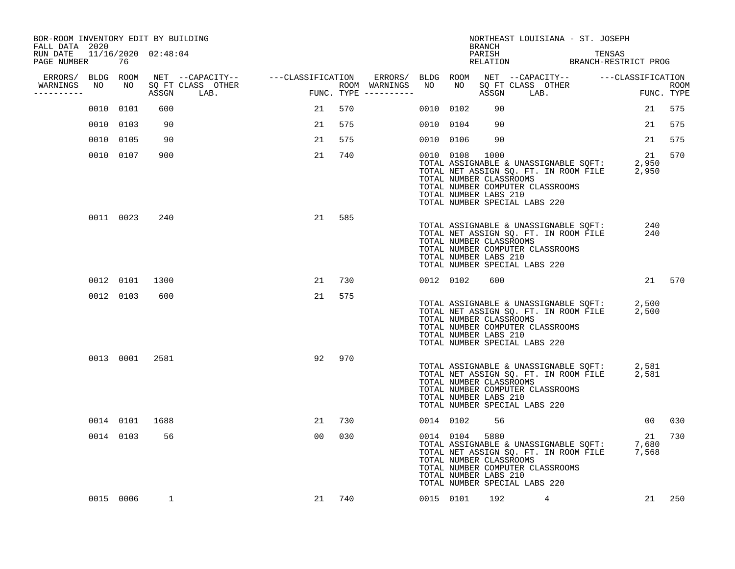BOR-ROOM INVENTORY EDIT BY BUILDING
FALL DATA 2020
RUN DATE 11/16/2020 02:48:04
PAGE NUMBER 76

NORTHEAST LOUISIANA - ST. JOSEPH
BRANCH
PARISH TENSAS
RELATION BRANCH-RESTRICT PROG

| ERRORS/ WARNINGS | BLDG NO | ROOM NO | NET SQ FT ASSGN | CAPACITY CLASS | CAPACITY LAB. | OTHER | CLASSIFICATION FUNC. | ROOM TYPE | ERRORS/ WARNINGS | BLDG NO | ROOM NO | NET SQ FT ASSGN | CAPACITY CLASS | CAPACITY LAB. | OTHER | CLASSIFICATION FUNC. | ROOM TYPE |
|---|---|---|---|---|---|---|---|---|---|---|---|---|---|---|---|---|---|
| | 0010 | 0101 | 600 | | | | 21 | 570 | | 0010 | 0102 | 90 | | | | 21 | 575 |
| | 0010 | 0103 | 90 | | | | 21 | 575 | | 0010 | 0104 | 90 | | | | 21 | 575 |
| | 0010 | 0105 | 90 | | | | 21 | 575 | | 0010 | 0106 | 90 | | | | 21 | 575 |
| | 0010 | 0107 | 900 | | | | 21 | 740 | | 0010 | 0108 | 1000 | | | | 21 | 570 |
| | 0011 | 0023 | 240 | | | | 21 | 585 | | | | | | | | | |
| | 0012 | 0101 | 1300 | | | | 21 | 730 | | 0012 | 0102 | 600 | | | | 21 | 570 |
| | 0012 | 0103 | 600 | | | | 21 | 575 | | | | | | | | | |
| | 0013 | 0001 | 2581 | | | | 92 | 970 | | | | | | | | | |
| | 0014 | 0101 | 1688 | | | | 21 | 730 | | 0014 | 0102 | 56 | | | | 00 | 030 |
| | 0014 | 0103 | 56 | | | | 00 | 030 | | 0014 | 0104 | 5880 | | | | 21 | 730 |
| | 0015 | 0006 | 1 | | | | 21 | 740 | | 0015 | 0101 | 192 | 4 | | | 21 | 250 |

Building 0010:
TOTAL ASSIGNABLE & UNASSIGNABLE SQFT: 2,950
TOTAL NET ASSIGN SQ. FT. IN ROOM FILE 2,950
TOTAL NUMBER CLASSROOMS
TOTAL NUMBER COMPUTER CLASSROOMS
TOTAL NUMBER LABS 210
TOTAL NUMBER SPECIAL LABS 220

Building 0011:
TOTAL ASSIGNABLE & UNASSIGNABLE SQFT: 240
TOTAL NET ASSIGN SQ. FT. IN ROOM FILE 240
TOTAL NUMBER CLASSROOMS
TOTAL NUMBER COMPUTER CLASSROOMS
TOTAL NUMBER LABS 210
TOTAL NUMBER SPECIAL LABS 220

Building 0012:
TOTAL ASSIGNABLE & UNASSIGNABLE SQFT: 2,500
TOTAL NET ASSIGN SQ. FT. IN ROOM FILE 2,500
TOTAL NUMBER CLASSROOMS
TOTAL NUMBER COMPUTER CLASSROOMS
TOTAL NUMBER LABS 210
TOTAL NUMBER SPECIAL LABS 220

Building 0013:
TOTAL ASSIGNABLE & UNASSIGNABLE SQFT: 2,581
TOTAL NET ASSIGN SQ. FT. IN ROOM FILE 2,581
TOTAL NUMBER CLASSROOMS
TOTAL NUMBER COMPUTER CLASSROOMS
TOTAL NUMBER LABS 210
TOTAL NUMBER SPECIAL LABS 220

Building 0014:
TOTAL ASSIGNABLE & UNASSIGNABLE SQFT: 7,680
TOTAL NET ASSIGN SQ. FT. IN ROOM FILE 7,568
TOTAL NUMBER CLASSROOMS
TOTAL NUMBER COMPUTER CLASSROOMS
TOTAL NUMBER LABS 210
TOTAL NUMBER SPECIAL LABS 220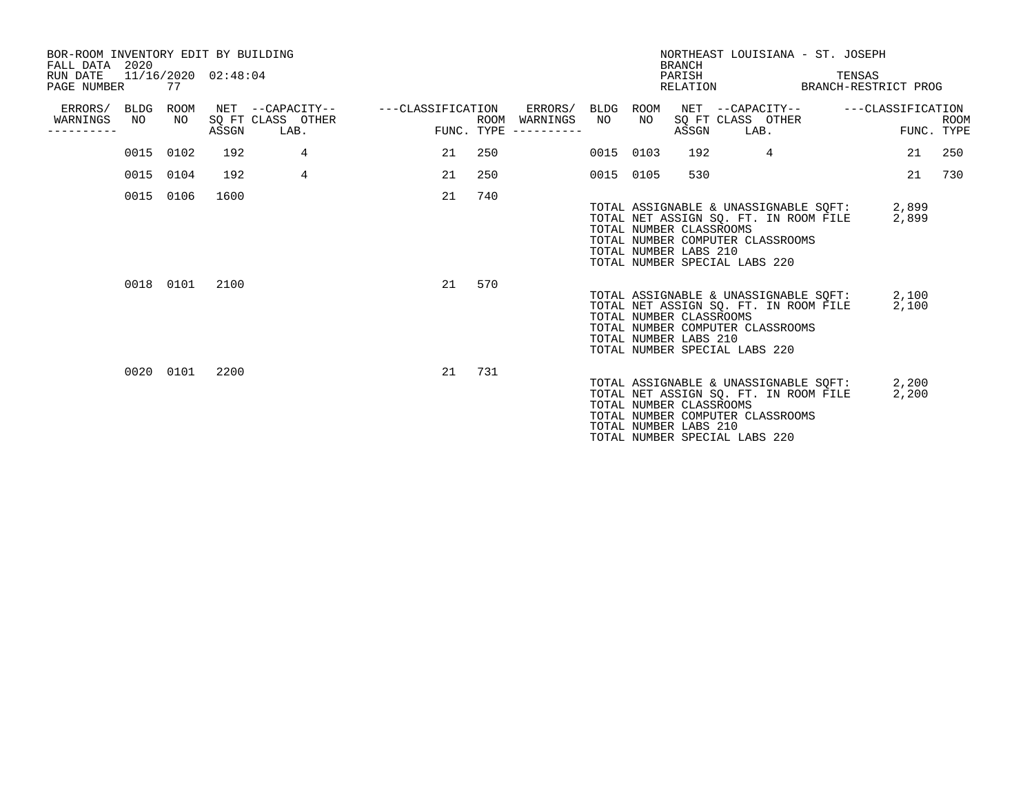BOR-ROOM INVENTORY EDIT BY BUILDING
FALL DATA 2020
RUN DATE 11/16/2020 02:48:04
PAGE NUMBER 77

NORTHEAST LOUISIANA - ST. JOSEPH
BRANCH
PARISH TENSAS
RELATION BRANCH-RESTRICT PROG

| ERRORS/ WARNINGS | BLDG NO | ROOM NO | NET SQ FT ASSGN | CAPACITY CLASS | CAPACITY OTHER LAB. | CLASSIFICATION FUNC. | ROOM TYPE | ERRORS/ WARNINGS | BLDG NO | ROOM NO | NET SQ FT ASSGN | CAPACITY CLASS | CAPACITY OTHER LAB. | CLASSIFICATION FUNC. | ROOM TYPE |
|---|---|---|---|---|---|---|---|---|---|---|---|---|---|---|---|
| | 0015 | 0102 | 192 | | 4 | 21 | 250 | | 0015 | 0103 | 192 | | 4 | 21 | 250 |
| | 0015 | 0104 | 192 | | 4 | 21 | 250 | | 0015 | 0105 | 530 | | | 21 | 730 |
| | 0015 | 0106 | 1600 | | | 21 | 740 | | | | | | | | |

TOTAL ASSIGNABLE & UNASSIGNABLE SQFT: 2,899
TOTAL NET ASSIGN SQ. FT. IN ROOM FILE 2,899
TOTAL NUMBER CLASSROOMS
TOTAL NUMBER COMPUTER CLASSROOMS
TOTAL NUMBER LABS 210
TOTAL NUMBER SPECIAL LABS 220

| ERRORS/ WARNINGS | BLDG NO | ROOM NO | NET SQ FT ASSGN | CAPACITY CLASS | CAPACITY OTHER LAB. | CLASSIFICATION FUNC. | ROOM TYPE |
|---|---|---|---|---|---|---|---|
| | 0018 | 0101 | 2100 | | | 21 | 570 |

TOTAL ASSIGNABLE & UNASSIGNABLE SQFT: 2,100
TOTAL NET ASSIGN SQ. FT. IN ROOM FILE 2,100
TOTAL NUMBER CLASSROOMS
TOTAL NUMBER COMPUTER CLASSROOMS
TOTAL NUMBER LABS 210
TOTAL NUMBER SPECIAL LABS 220

| ERRORS/ WARNINGS | BLDG NO | ROOM NO | NET SQ FT ASSGN | CAPACITY CLASS | CAPACITY OTHER LAB. | CLASSIFICATION FUNC. | ROOM TYPE |
|---|---|---|---|---|---|---|---|
| | 0020 | 0101 | 2200 | | | 21 | 731 |

TOTAL ASSIGNABLE & UNASSIGNABLE SQFT: 2,200
TOTAL NET ASSIGN SQ. FT. IN ROOM FILE 2,200
TOTAL NUMBER CLASSROOMS
TOTAL NUMBER COMPUTER CLASSROOMS
TOTAL NUMBER LABS 210
TOTAL NUMBER SPECIAL LABS 220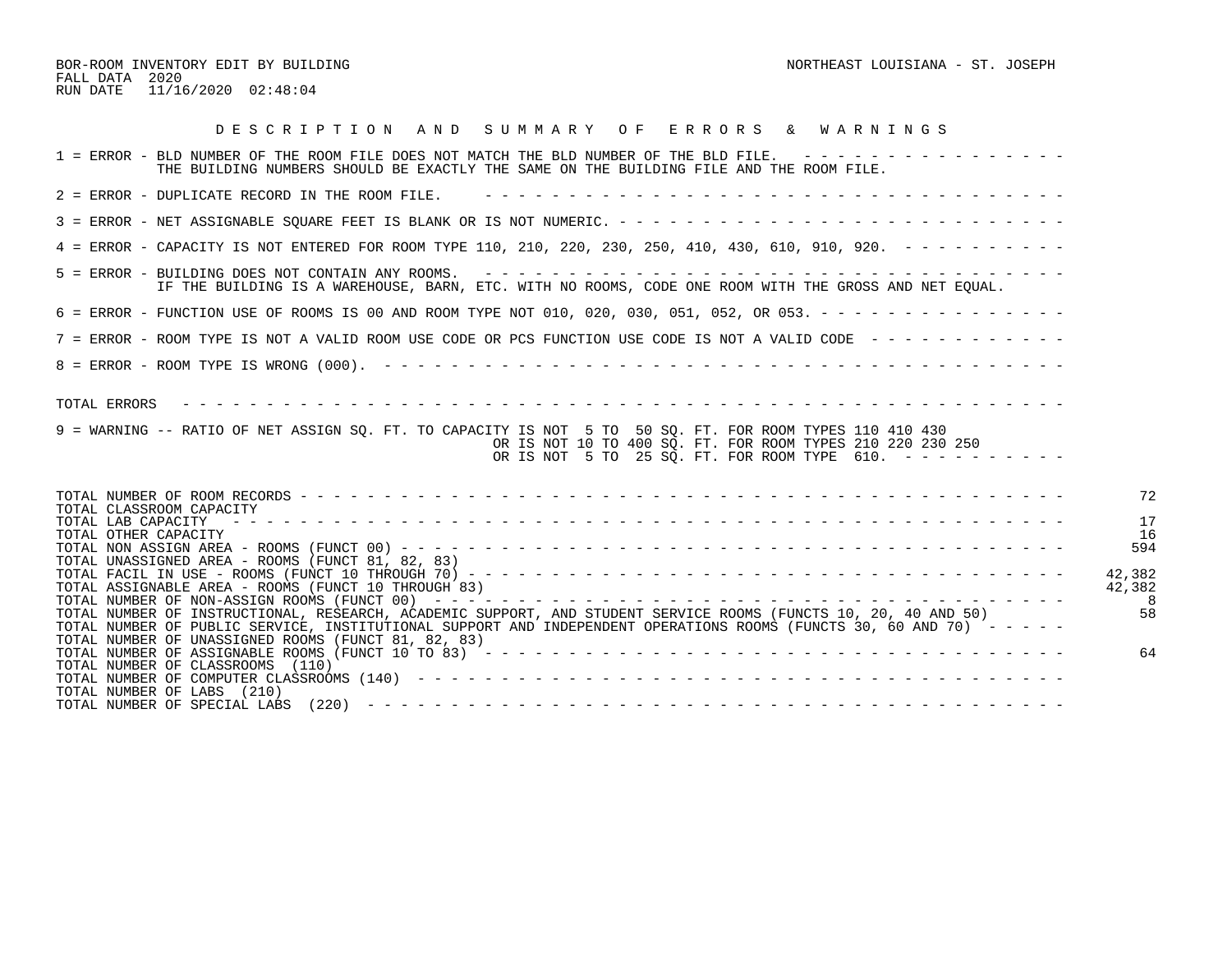BOR-ROOM INVENTORY EDIT BY BUILDING

FALL DATA 2020

RUN DATE 11/16/2020 02:48:04

NORTHEAST LOUISIANA - ST. JOSEPH

## D E S C R I P T I O N   A N D   S U M M A R Y   O F   E R R O R S   &   W A R N I N G S

1 = ERROR - BLD NUMBER OF THE ROOM FILE DOES NOT MATCH THE BLD NUMBER OF THE BLD FILE.
THE BUILDING NUMBERS SHOULD BE EXACTLY THE SAME ON THE BUILDING FILE AND THE ROOM FILE.

2 = ERROR - DUPLICATE RECORD IN THE ROOM FILE.

3 = ERROR - NET ASSIGNABLE SQUARE FEET IS BLANK OR IS NOT NUMERIC.

4 = ERROR - CAPACITY IS NOT ENTERED FOR ROOM TYPE 110, 210, 220, 230, 250, 410, 430, 610, 910, 920.

5 = ERROR - BUILDING DOES NOT CONTAIN ANY ROOMS.
IF THE BUILDING IS A WAREHOUSE, BARN, ETC. WITH NO ROOMS, CODE ONE ROOM WITH THE GROSS AND NET EQUAL.

6 = ERROR - FUNCTION USE OF ROOMS IS 00 AND ROOM TYPE NOT 010, 020, 030, 051, 052, OR 053.

7 = ERROR - ROOM TYPE IS NOT A VALID ROOM USE CODE OR PCS FUNCTION USE CODE IS NOT A VALID CODE

8 = ERROR - ROOM TYPE IS WRONG (000).

TOTAL ERRORS

9 = WARNING -- RATIO OF NET ASSIGN SQ. FT. TO CAPACITY IS NOT 5 TO 50 SQ. FT. FOR ROOM TYPES 110 410 430
OR IS NOT 10 TO 400 SQ. FT. FOR ROOM TYPES 210 220 230 250
OR IS NOT 5 TO 25 SQ. FT. FOR ROOM TYPE 610.

| | |
|---|---|
| TOTAL NUMBER OF ROOM RECORDS | 72 |
| TOTAL CLASSROOM CAPACITY | |
| TOTAL LAB CAPACITY | 17 |
| TOTAL OTHER CAPACITY | 16 |
| TOTAL NON ASSIGN AREA - ROOMS (FUNCT 00) | 594 |
| TOTAL UNASSIGNED AREA - ROOMS (FUNCT 81, 82, 83) | |
| TOTAL FACIL IN USE - ROOMS (FUNCT 10 THROUGH 70) | 42,382 |
| TOTAL ASSIGNABLE AREA - ROOMS (FUNCT 10 THROUGH 83) | 42,382 |
| TOTAL NUMBER OF NON-ASSIGN ROOMS (FUNCT 00) | 8 |
| TOTAL NUMBER OF INSTRUCTIONAL, RESEARCH, ACADEMIC SUPPORT, AND STUDENT SERVICE ROOMS (FUNCTS 10, 20, 40 AND 50) | 58 |
| TOTAL NUMBER OF PUBLIC SERVICE, INSTITUTIONAL SUPPORT AND INDEPENDENT OPERATIONS ROOMS (FUNCTS 30, 60 AND 70) | |
| TOTAL NUMBER OF UNASSIGNED ROOMS (FUNCT 81, 82, 83) | |
| TOTAL NUMBER OF ASSIGNABLE ROOMS (FUNCT 10 TO 83) | 64 |
| TOTAL NUMBER OF CLASSROOMS (110) | |
| TOTAL NUMBER OF COMPUTER CLASSROOMS (140) | |
| TOTAL NUMBER OF LABS (210) | |
| TOTAL NUMBER OF SPECIAL LABS (220) | |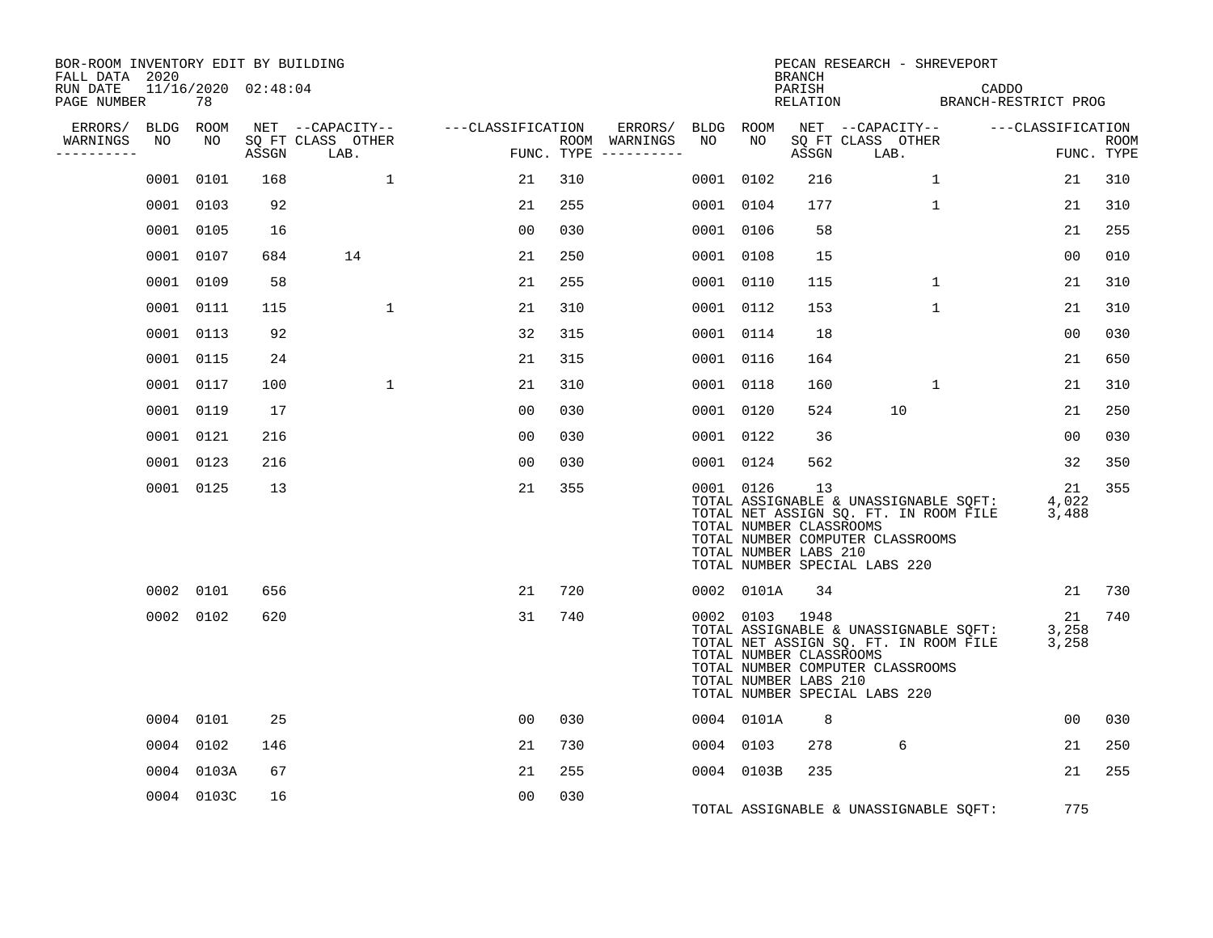BOR-ROOM INVENTORY EDIT BY BUILDING
FALL DATA 2020
RUN DATE 11/16/2020 02:48:04
PAGE NUMBER 78

PECAN RESEARCH - SHREVEPORT
BRANCH
PARISH CADDO
RELATION BRANCH-RESTRICT PROG

| ERRORS/ WARNINGS | BLDG NO | ROOM NO | NET SQ FT ASSGN | CAPACITY CLASS LAB. | CAPACITY OTHER | CLASSIFICATION FUNC. | ROOM TYPE | ERRORS/ WARNINGS | BLDG NO | ROOM NO | NET SQ FT ASSGN | CAPACITY CLASS LAB. | CAPACITY OTHER | CLASSIFICATION FUNC. | ROOM TYPE |
|---|---|---|---|---|---|---|---|---|---|---|---|---|---|---|---|
| | 0001 | 0101 | 168 | | 1 | 21 | 310 | | 0001 | 0102 | 216 | | 1 | 21 | 310 |
| | 0001 | 0103 | 92 | | | 21 | 255 | | 0001 | 0104 | 177 | | 1 | 21 | 310 |
| | 0001 | 0105 | 16 | | | 00 | 030 | | 0001 | 0106 | 58 | | | 21 | 255 |
| | 0001 | 0107 | 684 | 14 | | 21 | 250 | | 0001 | 0108 | 15 | | | 00 | 010 |
| | 0001 | 0109 | 58 | | | 21 | 255 | | 0001 | 0110 | 115 | | 1 | 21 | 310 |
| | 0001 | 0111 | 115 | | 1 | 21 | 310 | | 0001 | 0112 | 153 | | 1 | 21 | 310 |
| | 0001 | 0113 | 92 | | | 32 | 315 | | 0001 | 0114 | 18 | | | 00 | 030 |
| | 0001 | 0115 | 24 | | | 21 | 315 | | 0001 | 0116 | 164 | | | 21 | 650 |
| | 0001 | 0117 | 100 | | 1 | 21 | 310 | | 0001 | 0118 | 160 | | 1 | 21 | 310 |
| | 0001 | 0119 | 17 | | | 00 | 030 | | 0001 | 0120 | 524 | 10 | | 21 | 250 |
| | 0001 | 0121 | 216 | | | 00 | 030 | | 0001 | 0122 | 36 | | | 00 | 030 |
| | 0001 | 0123 | 216 | | | 00 | 030 | | 0001 | 0124 | 562 | | | 32 | 350 |
| | 0001 | 0125 | 13 | | | 21 | 355 | | 0001 | 0126 | 13 | | | 21 | 355 |

TOTAL ASSIGNABLE & UNASSIGNABLE SQFT: 4,022
TOTAL NET ASSIGN SQ. FT. IN ROOM FILE 3,488
TOTAL NUMBER CLASSROOMS
TOTAL NUMBER COMPUTER CLASSROOMS
TOTAL NUMBER LABS 210
TOTAL NUMBER SPECIAL LABS 220

| ERRORS/ WARNINGS | BLDG NO | ROOM NO | NET SQ FT ASSGN | CAPACITY CLASS LAB. | CAPACITY OTHER | CLASSIFICATION FUNC. | ROOM TYPE | ERRORS/ WARNINGS | BLDG NO | ROOM NO | NET SQ FT ASSGN | CAPACITY CLASS LAB. | CAPACITY OTHER | CLASSIFICATION FUNC. | ROOM TYPE |
|---|---|---|---|---|---|---|---|---|---|---|---|---|---|---|---|
| | 0002 | 0101 | 656 | | | 21 | 720 | | 0002 | 0101A | 34 | | | 21 | 730 |
| | 0002 | 0102 | 620 | | | 31 | 740 | | 0002 | 0103 | 1948 | | | 21 | 740 |

TOTAL ASSIGNABLE & UNASSIGNABLE SQFT: 3,258
TOTAL NET ASSIGN SQ. FT. IN ROOM FILE 3,258
TOTAL NUMBER CLASSROOMS
TOTAL NUMBER COMPUTER CLASSROOMS
TOTAL NUMBER LABS 210
TOTAL NUMBER SPECIAL LABS 220

| ERRORS/ WARNINGS | BLDG NO | ROOM NO | NET SQ FT ASSGN | CAPACITY CLASS LAB. | CAPACITY OTHER | CLASSIFICATION FUNC. | ROOM TYPE | ERRORS/ WARNINGS | BLDG NO | ROOM NO | NET SQ FT ASSGN | CAPACITY CLASS LAB. | CAPACITY OTHER | CLASSIFICATION FUNC. | ROOM TYPE |
|---|---|---|---|---|---|---|---|---|---|---|---|---|---|---|---|
| | 0004 | 0101 | 25 | | | 00 | 030 | | 0004 | 0101A | 8 | | | 00 | 030 |
| | 0004 | 0102 | 146 | | | 21 | 730 | | 0004 | 0103 | 278 | 6 | | 21 | 250 |
| | 0004 | 0103A | 67 | | | 21 | 255 | | 0004 | 0103B | 235 | | | 21 | 255 |
| | 0004 | 0103C | 16 | | | 00 | 030 | | | | | | | | |

TOTAL ASSIGNABLE & UNASSIGNABLE SQFT: 775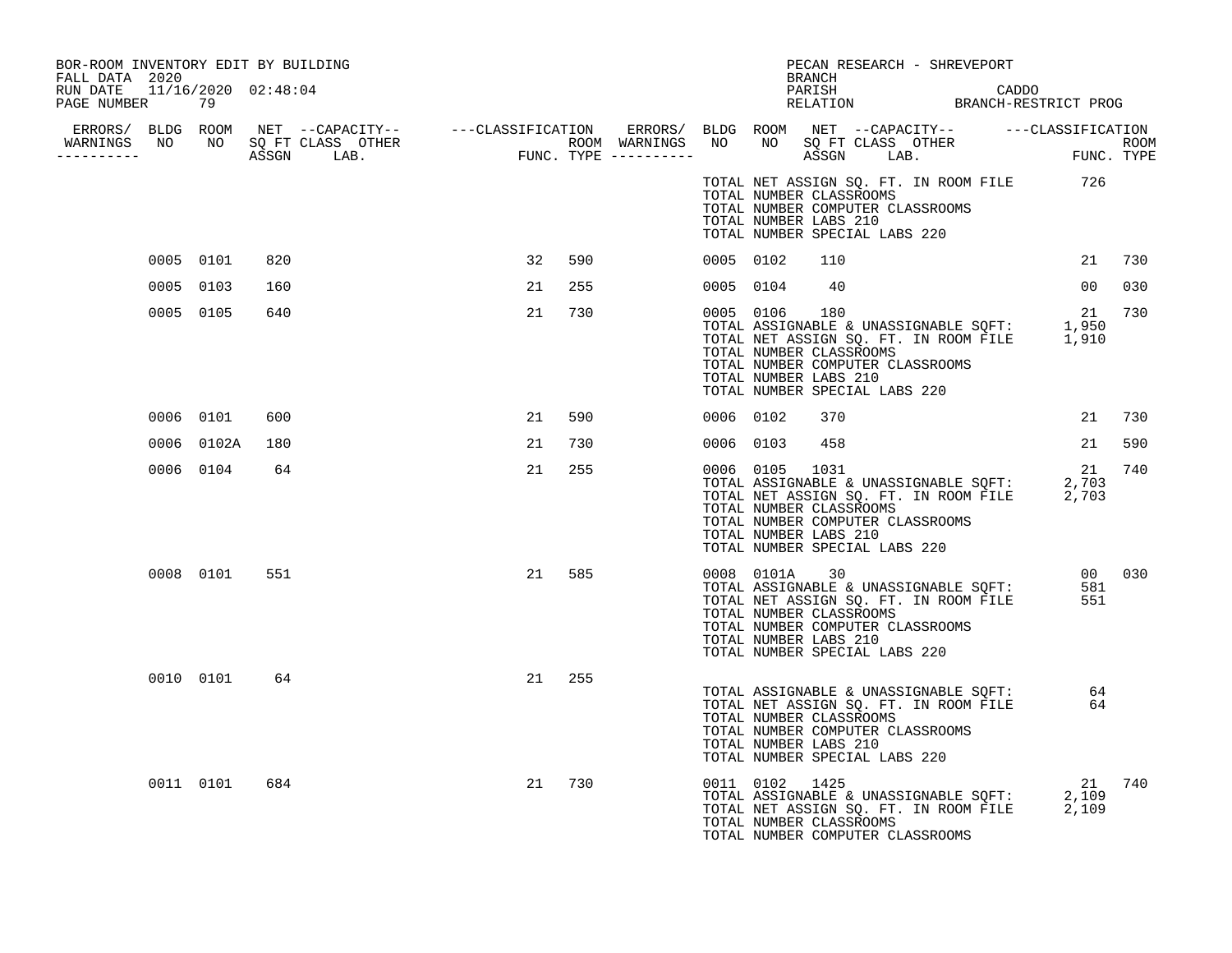BOR-ROOM INVENTORY EDIT BY BUILDING
FALL DATA 2020
RUN DATE 11/16/2020 02:48:04
PAGE NUMBER 79

PECAN RESEARCH - SHREVEPORT
BRANCH
PARISH CADDO
RELATION BRANCH-RESTRICT PROG

| ERRORS/ WARNINGS | BLDG NO | ROOM NO | NET SQ FT ASSGN | CAPACITY CLASS | CAPACITY OTHER LAB. | CLASSIFICATION FUNC. | ROOM TYPE | ERRORS/ WARNINGS | BLDG NO | ROOM NO | NET SQ FT ASSGN | CAPACITY CLASS | CAPACITY OTHER LAB. | CLASSIFICATION FUNC. | ROOM TYPE |
|---|---|---|---|---|---|---|---|---|---|---|---|---|---|---|---|
| | | | | | | | | | TOTAL NET ASSIGN SQ. FT. IN ROOM FILE | | 726 | | | | |
| | | | | | | | | | TOTAL NUMBER CLASSROOMS | | | | | | |
| | | | | | | | | | TOTAL NUMBER COMPUTER CLASSROOMS | | | | | | |
| | | | | | | | | | TOTAL NUMBER LABS 210 | | | | | | |
| | | | | | | | | | TOTAL NUMBER SPECIAL LABS 220 | | | | | | |
| | 0005 | 0101 | 820 | | | 32 | 590 | | 0005 | 0102 | 110 | | | 21 | 730 |
| | 0005 | 0103 | 160 | | | 21 | 255 | | 0005 | 0104 | 40 | | | 00 | 030 |
| | 0005 | 0105 | 640 | | | 21 | 730 | | 0005 | 0106 | 180 | | | 21 | 730 |
| | | | | | | | | | TOTAL ASSIGNABLE & UNASSIGNABLE SQFT: | | 1,950 | | | | |
| | | | | | | | | | TOTAL NET ASSIGN SQ. FT. IN ROOM FILE | | 1,910 | | | | |
| | | | | | | | | | TOTAL NUMBER CLASSROOMS | | | | | | |
| | | | | | | | | | TOTAL NUMBER COMPUTER CLASSROOMS | | | | | | |
| | | | | | | | | | TOTAL NUMBER LABS 210 | | | | | | |
| | | | | | | | | | TOTAL NUMBER SPECIAL LABS 220 | | | | | | |
| | 0006 | 0101 | 600 | | | 21 | 590 | | 0006 | 0102 | 370 | | | 21 | 730 |
| | 0006 | 0102A | 180 | | | 21 | 730 | | 0006 | 0103 | 458 | | | 21 | 590 |
| | 0006 | 0104 | 64 | | | 21 | 255 | | 0006 | 0105 | 1031 | | | 21 | 740 |
| | | | | | | | | | TOTAL ASSIGNABLE & UNASSIGNABLE SQFT: | | 2,703 | | | | |
| | | | | | | | | | TOTAL NET ASSIGN SQ. FT. IN ROOM FILE | | 2,703 | | | | |
| | | | | | | | | | TOTAL NUMBER CLASSROOMS | | | | | | |
| | | | | | | | | | TOTAL NUMBER COMPUTER CLASSROOMS | | | | | | |
| | | | | | | | | | TOTAL NUMBER LABS 210 | | | | | | |
| | | | | | | | | | TOTAL NUMBER SPECIAL LABS 220 | | | | | | |
| | 0008 | 0101 | 551 | | | 21 | 585 | | 0008 | 0101A | 30 | | | 00 | 030 |
| | | | | | | | | | TOTAL ASSIGNABLE & UNASSIGNABLE SQFT: | | 581 | | | | |
| | | | | | | | | | TOTAL NET ASSIGN SQ. FT. IN ROOM FILE | | 551 | | | | |
| | | | | | | | | | TOTAL NUMBER CLASSROOMS | | | | | | |
| | | | | | | | | | TOTAL NUMBER COMPUTER CLASSROOMS | | | | | | |
| | | | | | | | | | TOTAL NUMBER LABS 210 | | | | | | |
| | | | | | | | | | TOTAL NUMBER SPECIAL LABS 220 | | | | | | |
| | 0010 | 0101 | 64 | | | 21 | 255 | | | | | | | | |
| | | | | | | | | | TOTAL ASSIGNABLE & UNASSIGNABLE SQFT: | | 64 | | | | |
| | | | | | | | | | TOTAL NET ASSIGN SQ. FT. IN ROOM FILE | | 64 | | | | |
| | | | | | | | | | TOTAL NUMBER CLASSROOMS | | | | | | |
| | | | | | | | | | TOTAL NUMBER COMPUTER CLASSROOMS | | | | | | |
| | | | | | | | | | TOTAL NUMBER LABS 210 | | | | | | |
| | | | | | | | | | TOTAL NUMBER SPECIAL LABS 220 | | | | | | |
| | 0011 | 0101 | 684 | | | 21 | 730 | | 0011 | 0102 | 1425 | | | 21 | 740 |
| | | | | | | | | | TOTAL ASSIGNABLE & UNASSIGNABLE SQFT: | | 2,109 | | | | |
| | | | | | | | | | TOTAL NET ASSIGN SQ. FT. IN ROOM FILE | | 2,109 | | | | |
| | | | | | | | | | TOTAL NUMBER CLASSROOMS | | | | | | |
| | | | | | | | | | TOTAL NUMBER COMPUTER CLASSROOMS | | | | | | |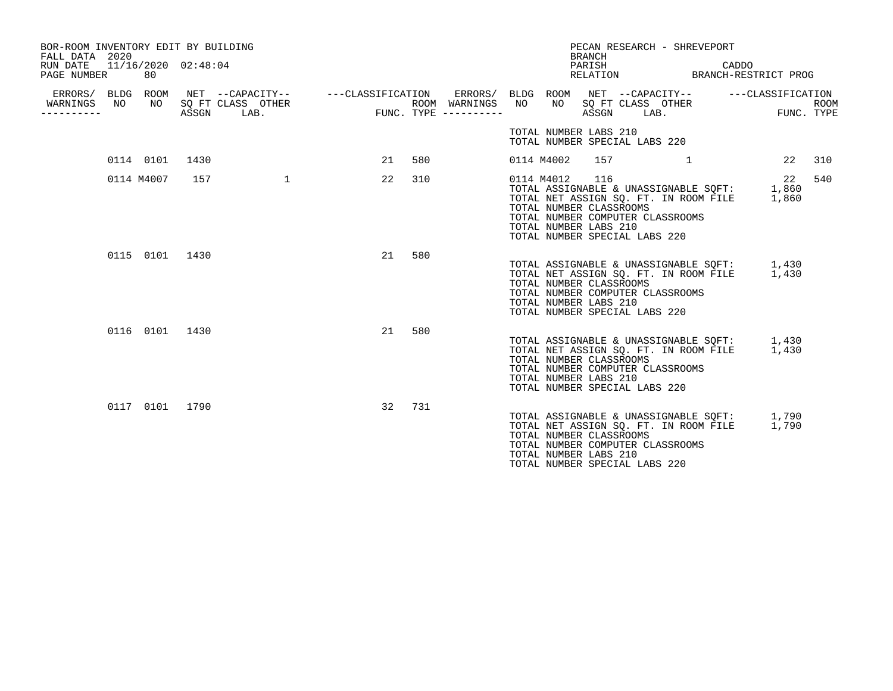BOR-ROOM INVENTORY EDIT BY BUILDING
FALL DATA 2020
RUN DATE 11/16/2020 02:48:04
PAGE NUMBER 80

PECAN RESEARCH - SHREVEPORT
BRANCH
PARISH CADDO
RELATION BRANCH-RESTRICT PROG

| ERRORS/ WARNINGS | BLDG NO | ROOM NO | NET SQ FT ASSGN | CAPACITY CLASS LAB. | CAPACITY OTHER | CLASSIFICATION FUNC. | ROOM TYPE | ERRORS/ WARNINGS | BLDG NO | ROOM NO | NET SQ FT ASSGN | CAPACITY CLASS LAB. | CAPACITY OTHER | CLASSIFICATION FUNC. | ROOM TYPE |
|---|---|---|---|---|---|---|---|---|---|---|---|---|---|---|---|
| | | | | | | | | | TOTAL NUMBER LABS 210 | | | | | | |
| | | | | | | | | | TOTAL NUMBER SPECIAL LABS 220 | | | | | | |
| | 0114 | 0101 | 1430 | | | 21 | 580 | | 0114 | M4002 | 157 | | 1 | 22 | 310 |
| | 0114 | M4007 | 157 | | 1 | 22 | 310 | | 0114 | M4012 | 116 | | | 22 | 540 |
| | | | | | | | | | TOTAL ASSIGNABLE & UNASSIGNABLE SQFT: | | 1,860 | | | | |
| | | | | | | | | | TOTAL NET ASSIGN SQ. FT. IN ROOM FILE | | 1,860 | | | | |
| | | | | | | | | | TOTAL NUMBER CLASSROOMS | | | | | | |
| | | | | | | | | | TOTAL NUMBER COMPUTER CLASSROOMS | | | | | | |
| | | | | | | | | | TOTAL NUMBER LABS 210 | | | | | | |
| | | | | | | | | | TOTAL NUMBER SPECIAL LABS 220 | | | | | | |
| | 0115 | 0101 | 1430 | | | 21 | 580 | | | | | | | | |
| | | | | | | | | | TOTAL ASSIGNABLE & UNASSIGNABLE SQFT: | | 1,430 | | | | |
| | | | | | | | | | TOTAL NET ASSIGN SQ. FT. IN ROOM FILE | | 1,430 | | | | |
| | | | | | | | | | TOTAL NUMBER CLASSROOMS | | | | | | |
| | | | | | | | | | TOTAL NUMBER COMPUTER CLASSROOMS | | | | | | |
| | | | | | | | | | TOTAL NUMBER LABS 210 | | | | | | |
| | | | | | | | | | TOTAL NUMBER SPECIAL LABS 220 | | | | | | |
| | 0116 | 0101 | 1430 | | | 21 | 580 | | | | | | | | |
| | | | | | | | | | TOTAL ASSIGNABLE & UNASSIGNABLE SQFT: | | 1,430 | | | | |
| | | | | | | | | | TOTAL NET ASSIGN SQ. FT. IN ROOM FILE | | 1,430 | | | | |
| | | | | | | | | | TOTAL NUMBER CLASSROOMS | | | | | | |
| | | | | | | | | | TOTAL NUMBER COMPUTER CLASSROOMS | | | | | | |
| | | | | | | | | | TOTAL NUMBER LABS 210 | | | | | | |
| | | | | | | | | | TOTAL NUMBER SPECIAL LABS 220 | | | | | | |
| | 0117 | 0101 | 1790 | | | 32 | 731 | | | | | | | | |
| | | | | | | | | | TOTAL ASSIGNABLE & UNASSIGNABLE SQFT: | | 1,790 | | | | |
| | | | | | | | | | TOTAL NET ASSIGN SQ. FT. IN ROOM FILE | | 1,790 | | | | |
| | | | | | | | | | TOTAL NUMBER CLASSROOMS | | | | | | |
| | | | | | | | | | TOTAL NUMBER COMPUTER CLASSROOMS | | | | | | |
| | | | | | | | | | TOTAL NUMBER LABS 210 | | | | | | |
| | | | | | | | | | TOTAL NUMBER SPECIAL LABS 220 | | | | | | |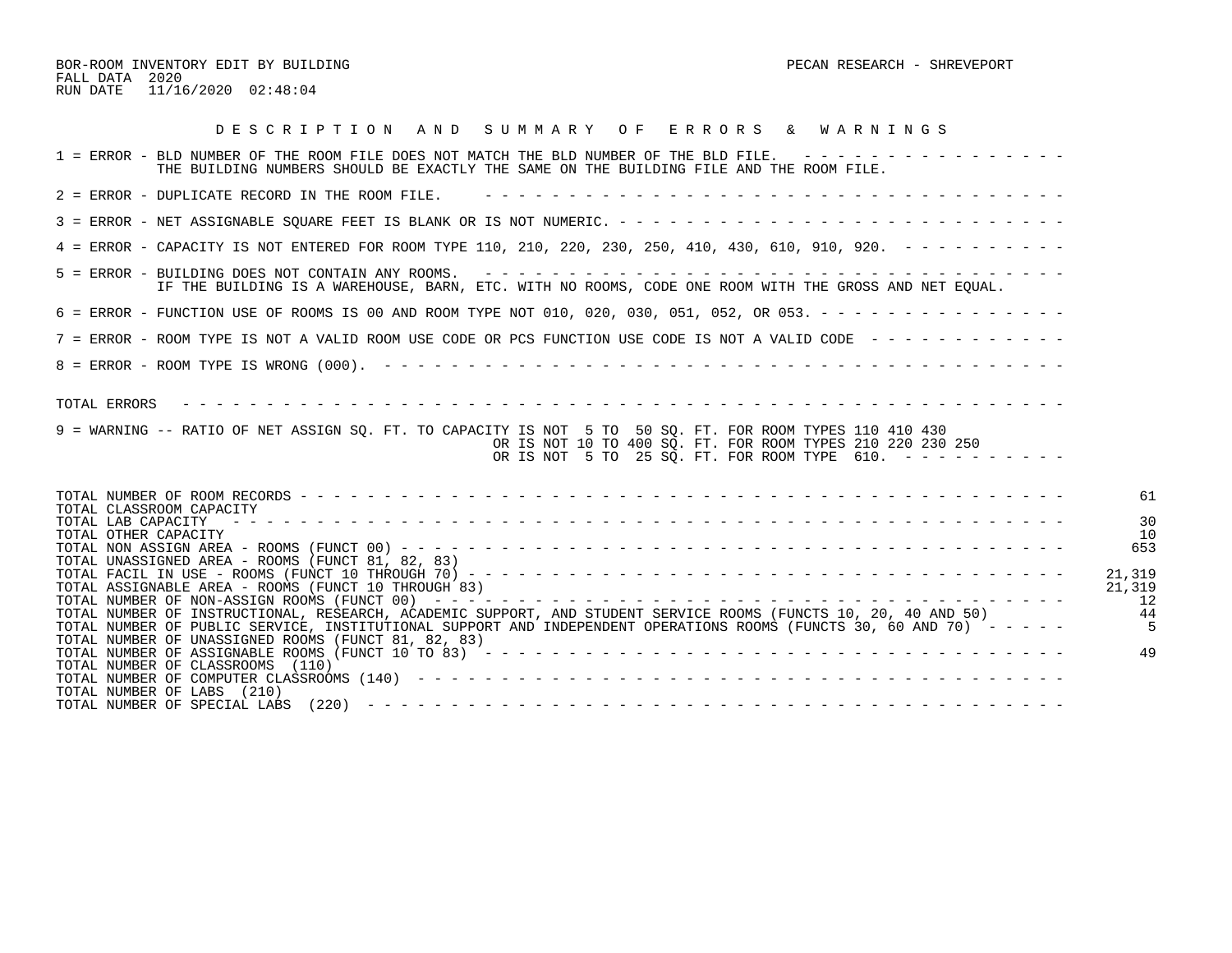BOR-ROOM INVENTORY EDIT BY BUILDING — PECAN RESEARCH - SHREVEPORT

FALL DATA 2020

RUN DATE 11/16/2020 02:48:04

## D E S C R I P T I O N   A N D   S U M M A R Y   O F   E R R O R S   &   W A R N I N G S

1 = ERROR - BLD NUMBER OF THE ROOM FILE DOES NOT MATCH THE BLD NUMBER OF THE BLD FILE.
THE BUILDING NUMBERS SHOULD BE EXACTLY THE SAME ON THE BUILDING FILE AND THE ROOM FILE.

2 = ERROR - DUPLICATE RECORD IN THE ROOM FILE.

3 = ERROR - NET ASSIGNABLE SQUARE FEET IS BLANK OR IS NOT NUMERIC.

4 = ERROR - CAPACITY IS NOT ENTERED FOR ROOM TYPE 110, 210, 220, 230, 250, 410, 430, 610, 910, 920.

5 = ERROR - BUILDING DOES NOT CONTAIN ANY ROOMS.
IF THE BUILDING IS A WAREHOUSE, BARN, ETC. WITH NO ROOMS, CODE ONE ROOM WITH THE GROSS AND NET EQUAL.

6 = ERROR - FUNCTION USE OF ROOMS IS 00 AND ROOM TYPE NOT 010, 020, 030, 051, 052, OR 053.

7 = ERROR - ROOM TYPE IS NOT A VALID ROOM USE CODE OR PCS FUNCTION USE CODE IS NOT A VALID CODE

8 = ERROR - ROOM TYPE IS WRONG (000).

TOTAL ERRORS

9 = WARNING -- RATIO OF NET ASSIGN SQ. FT. TO CAPACITY IS NOT 5 TO 50 SQ. FT. FOR ROOM TYPES 110 410 430
OR IS NOT 10 TO 400 SQ. FT. FOR ROOM TYPES 210 220 230 250
OR IS NOT 5 TO 25 SQ. FT. FOR ROOM TYPE 610.

| | |
|---|---|
| TOTAL NUMBER OF ROOM RECORDS | 61 |
| TOTAL CLASSROOM CAPACITY | |
| TOTAL LAB CAPACITY | 30 |
| TOTAL OTHER CAPACITY | 10 |
| TOTAL NON ASSIGN AREA - ROOMS (FUNCT 00) | 653 |
| TOTAL UNASSIGNED AREA - ROOMS (FUNCT 81, 82, 83) | |
| TOTAL FACIL IN USE - ROOMS (FUNCT 10 THROUGH 70) | 21,319 |
| TOTAL ASSIGNABLE AREA - ROOMS (FUNCT 10 THROUGH 83) | 21,319 |
| TOTAL NUMBER OF NON-ASSIGN ROOMS (FUNCT 00) | 12 |
| TOTAL NUMBER OF INSTRUCTIONAL, RESEARCH, ACADEMIC SUPPORT, AND STUDENT SERVICE ROOMS (FUNCTS 10, 20, 40 AND 50) | 44 |
| TOTAL NUMBER OF PUBLIC SERVICE, INSTITUTIONAL SUPPORT AND INDEPENDENT OPERATIONS ROOMS (FUNCTS 30, 60 AND 70) | 5 |
| TOTAL NUMBER OF UNASSIGNED ROOMS (FUNCT 81, 82, 83) | |
| TOTAL NUMBER OF ASSIGNABLE ROOMS (FUNCT 10 TO 83) | 49 |
| TOTAL NUMBER OF CLASSROOMS (110) | |
| TOTAL NUMBER OF COMPUTER CLASSROOMS (140) | |
| TOTAL NUMBER OF LABS (210) | |
| TOTAL NUMBER OF SPECIAL LABS (220) | |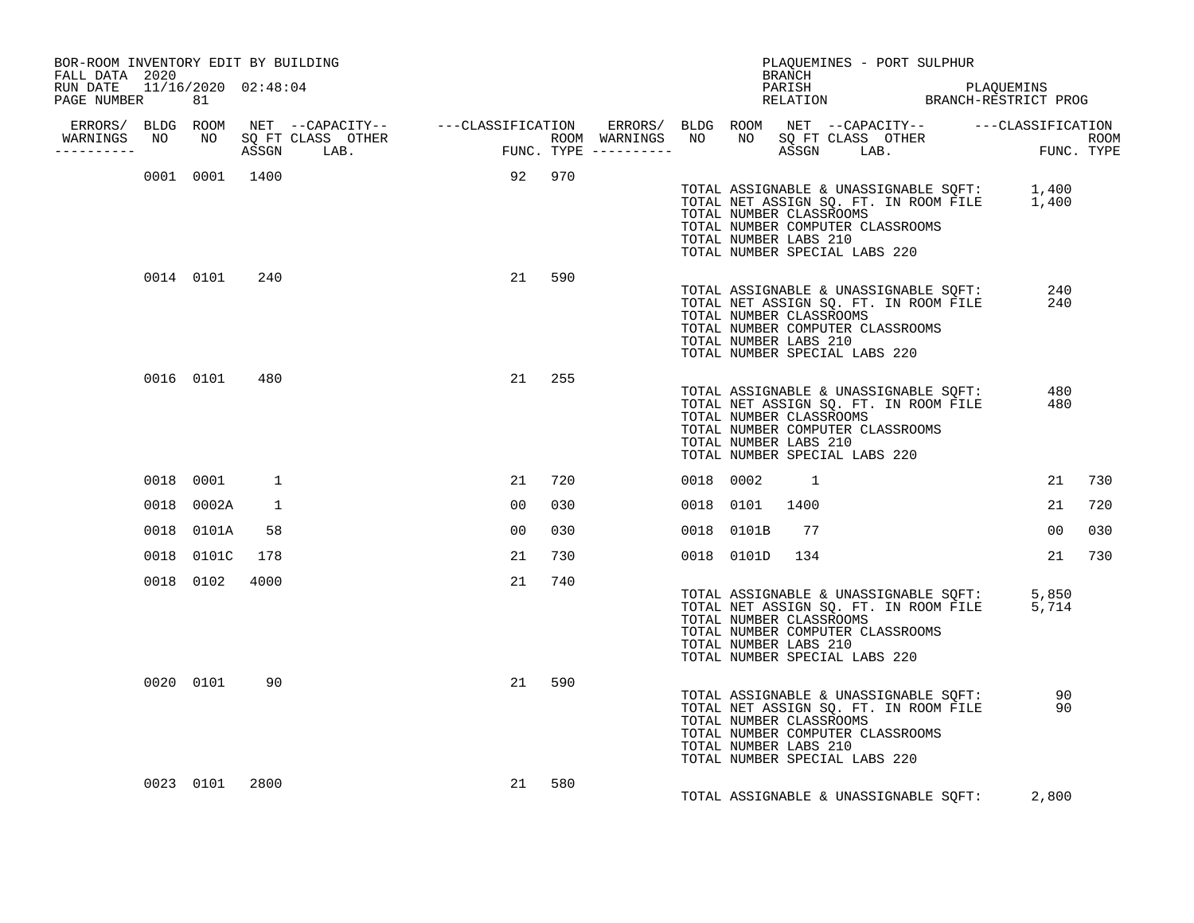BOR-ROOM INVENTORY EDIT BY BUILDING
FALL DATA 2020
RUN DATE 11/16/2020 02:48:04
PAGE NUMBER 81

PLAQUEMINES - PORT SULPHUR
BRANCH
PARISH PLAQUEMINS
RELATION BRANCH-RESTRICT PROG

| ERRORS/ WARNINGS | BLDG NO | ROOM NO | NET SQ FT ASSGN | --CAPACITY-- CLASS | LAB. | OTHER | ---CLASSIFICATION FUNC. | ROOM TYPE | ERRORS/ WARNINGS | BLDG NO | ROOM NO | NET SQ FT ASSGN | --CAPACITY-- CLASS | LAB. | OTHER | ---CLASSIFICATION FUNC. | ROOM TYPE |
|---|---|---|---|---|---|---|---|---|---|---|---|---|---|---|---|---|---|
| | 0001 | 0001 | 1400 | | | | 92 | 970 | | | | | | | | | |
| | 0014 | 0101 | 240 | | | | 21 | 590 | | | | | | | | | |
| | 0016 | 0101 | 480 | | | | 21 | 255 | | | | | | | | | |
| | 0018 | 0001 | 1 | | | | 21 | 720 | | 0018 | 0002 | 1 | | | | 21 | 730 |
| | 0018 | 0002A | 1 | | | | 00 | 030 | | 0018 | 0101 | 1400 | | | | 21 | 720 |
| | 0018 | 0101A | 58 | | | | 00 | 030 | | 0018 | 0101B | 77 | | | | 00 | 030 |
| | 0018 | 0101C | 178 | | | | 21 | 730 | | 0018 | 0101D | 134 | | | | 21 | 730 |
| | 0018 | 0102 | 4000 | | | | 21 | 740 | | | | | | | | | |
| | 0020 | 0101 | 90 | | | | 21 | 590 | | | | | | | | | |
| | 0023 | 0101 | 2800 | | | | 21 | 580 | | | | | | | | | |

Building 0001 totals:
TOTAL ASSIGNABLE & UNASSIGNABLE SQFT: 1,400
TOTAL NET ASSIGN SQ. FT. IN ROOM FILE 1,400
TOTAL NUMBER CLASSROOMS
TOTAL NUMBER COMPUTER CLASSROOMS
TOTAL NUMBER LABS 210
TOTAL NUMBER SPECIAL LABS 220

Building 0014 totals:
TOTAL ASSIGNABLE & UNASSIGNABLE SQFT: 240
TOTAL NET ASSIGN SQ. FT. IN ROOM FILE 240
TOTAL NUMBER CLASSROOMS
TOTAL NUMBER COMPUTER CLASSROOMS
TOTAL NUMBER LABS 210
TOTAL NUMBER SPECIAL LABS 220

Building 0016 totals:
TOTAL ASSIGNABLE & UNASSIGNABLE SQFT: 480
TOTAL NET ASSIGN SQ. FT. IN ROOM FILE 480
TOTAL NUMBER CLASSROOMS
TOTAL NUMBER COMPUTER CLASSROOMS
TOTAL NUMBER LABS 210
TOTAL NUMBER SPECIAL LABS 220

Building 0018 totals:
TOTAL ASSIGNABLE & UNASSIGNABLE SQFT: 5,850
TOTAL NET ASSIGN SQ. FT. IN ROOM FILE 5,714
TOTAL NUMBER CLASSROOMS
TOTAL NUMBER COMPUTER CLASSROOMS
TOTAL NUMBER LABS 210
TOTAL NUMBER SPECIAL LABS 220

Building 0020 totals:
TOTAL ASSIGNABLE & UNASSIGNABLE SQFT: 90
TOTAL NET ASSIGN SQ. FT. IN ROOM FILE 90
TOTAL NUMBER CLASSROOMS
TOTAL NUMBER COMPUTER CLASSROOMS
TOTAL NUMBER LABS 210
TOTAL NUMBER SPECIAL LABS 220

Building 0023 totals:
TOTAL ASSIGNABLE & UNASSIGNABLE SQFT: 2,800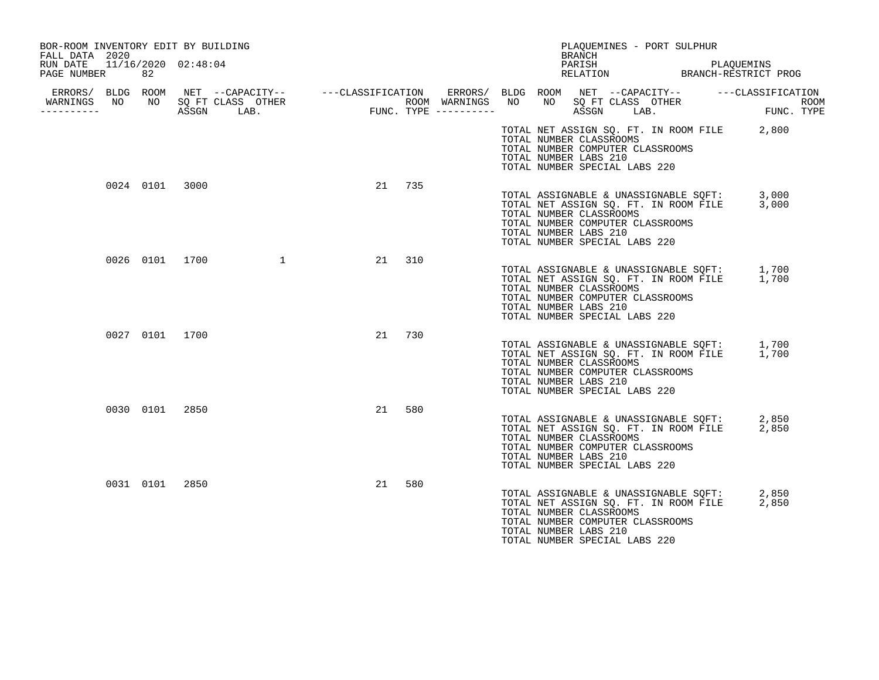BOR-ROOM INVENTORY EDIT BY BUILDING
FALL DATA 2020
RUN DATE 11/16/2020 02:48:04
PAGE NUMBER 82

PLAQUEMINES - PORT SULPHUR
BRANCH
PARISH PLAQUEMINS
RELATION BRANCH-RESTRICT PROG

| ERRORS/ WARNINGS | BLDG NO | ROOM NO | NET SQ FT ASSGN | CAPACITY CLASS LAB. | CAPACITY OTHER | CLASSIFICATION FUNC. | ROOM TYPE |
|---|---|---|---|---|---|---|---|
| | 0024 | 0101 | 3000 | | | 21 | 735 |
| | 0026 | 0101 | 1700 | | 1 | 21 | 310 |
| | 0027 | 0101 | 1700 | | | 21 | 730 |
| | 0030 | 0101 | 2850 | | | 21 | 580 |
| | 0031 | 0101 | 2850 | | | 21 | 580 |

TOTAL NET ASSIGN SQ. FT. IN ROOM FILE 2,800
TOTAL NUMBER CLASSROOMS
TOTAL NUMBER COMPUTER CLASSROOMS
TOTAL NUMBER LABS 210
TOTAL NUMBER SPECIAL LABS 220

Building 0024:

TOTAL ASSIGNABLE & UNASSIGNABLE SQFT: 3,000
TOTAL NET ASSIGN SQ. FT. IN ROOM FILE 3,000
TOTAL NUMBER CLASSROOMS
TOTAL NUMBER COMPUTER CLASSROOMS
TOTAL NUMBER LABS 210
TOTAL NUMBER SPECIAL LABS 220

Building 0026:

TOTAL ASSIGNABLE & UNASSIGNABLE SQFT: 1,700
TOTAL NET ASSIGN SQ. FT. IN ROOM FILE 1,700
TOTAL NUMBER CLASSROOMS
TOTAL NUMBER COMPUTER CLASSROOMS
TOTAL NUMBER LABS 210
TOTAL NUMBER SPECIAL LABS 220

Building 0027:

TOTAL ASSIGNABLE & UNASSIGNABLE SQFT: 1,700
TOTAL NET ASSIGN SQ. FT. IN ROOM FILE 1,700
TOTAL NUMBER CLASSROOMS
TOTAL NUMBER COMPUTER CLASSROOMS
TOTAL NUMBER LABS 210
TOTAL NUMBER SPECIAL LABS 220

Building 0030:

TOTAL ASSIGNABLE & UNASSIGNABLE SQFT: 2,850
TOTAL NET ASSIGN SQ. FT. IN ROOM FILE 2,850
TOTAL NUMBER CLASSROOMS
TOTAL NUMBER COMPUTER CLASSROOMS
TOTAL NUMBER LABS 210
TOTAL NUMBER SPECIAL LABS 220

Building 0031:

TOTAL ASSIGNABLE & UNASSIGNABLE SQFT: 2,850
TOTAL NET ASSIGN SQ. FT. IN ROOM FILE 2,850
TOTAL NUMBER CLASSROOMS
TOTAL NUMBER COMPUTER CLASSROOMS
TOTAL NUMBER LABS 210
TOTAL NUMBER SPECIAL LABS 220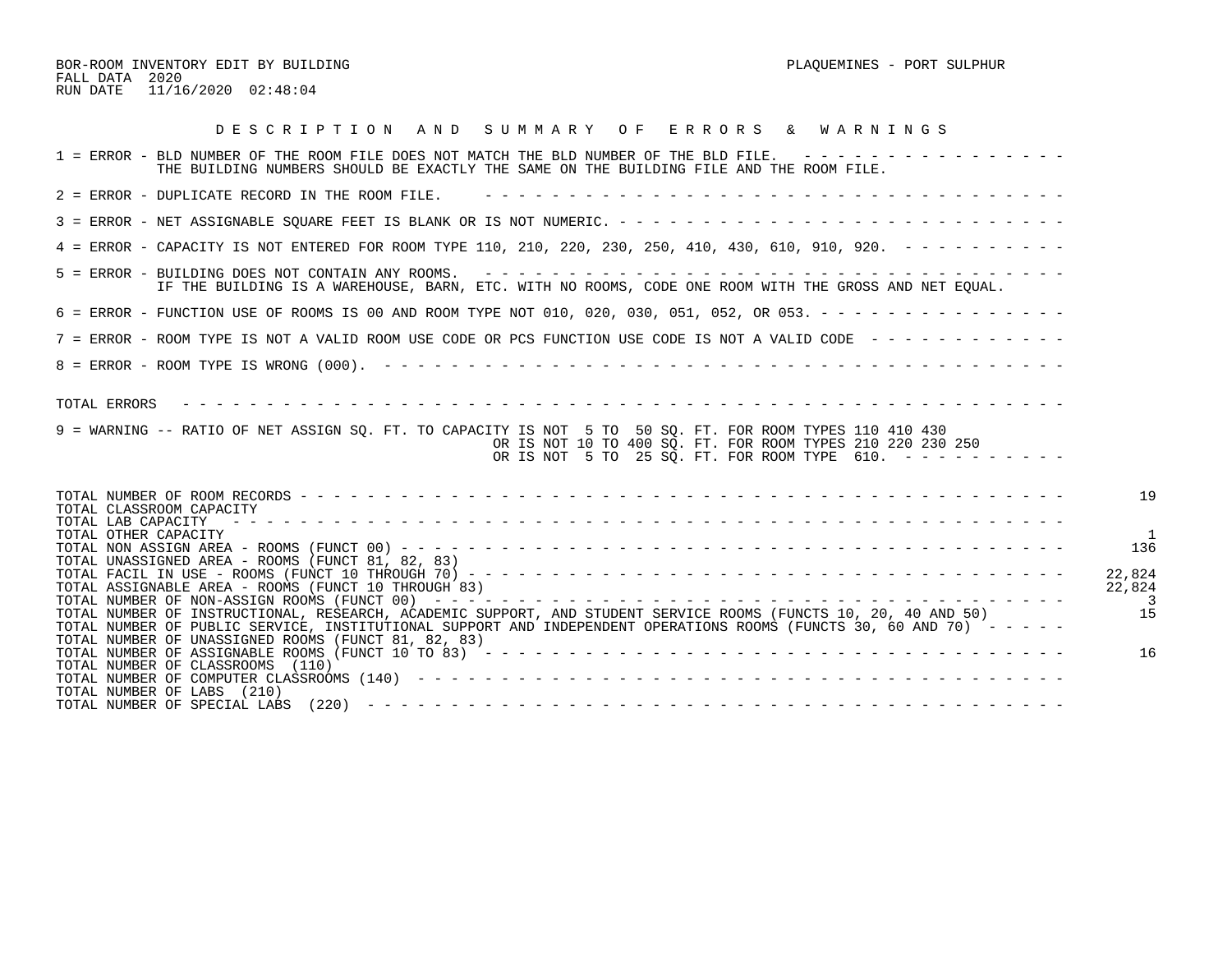BOR-ROOM INVENTORY EDIT BY BUILDING
FALL DATA 2020
RUN DATE 11/16/2020 02:48:04

PLAQUEMINES - PORT SULPHUR

## D E S C R I P T I O N   A N D   S U M M A R Y   O F   E R R O R S   &   W A R N I N G S

1 = ERROR - BLD NUMBER OF THE ROOM FILE DOES NOT MATCH THE BLD NUMBER OF THE BLD FILE.
THE BUILDING NUMBERS SHOULD BE EXACTLY THE SAME ON THE BUILDING FILE AND THE ROOM FILE.

2 = ERROR - DUPLICATE RECORD IN THE ROOM FILE.

3 = ERROR - NET ASSIGNABLE SQUARE FEET IS BLANK OR IS NOT NUMERIC.

4 = ERROR - CAPACITY IS NOT ENTERED FOR ROOM TYPE 110, 210, 220, 230, 250, 410, 430, 610, 910, 920.

5 = ERROR - BUILDING DOES NOT CONTAIN ANY ROOMS.
IF THE BUILDING IS A WAREHOUSE, BARN, ETC. WITH NO ROOMS, CODE ONE ROOM WITH THE GROSS AND NET EQUAL.

6 = ERROR - FUNCTION USE OF ROOMS IS 00 AND ROOM TYPE NOT 010, 020, 030, 051, 052, OR 053.

7 = ERROR - ROOM TYPE IS NOT A VALID ROOM USE CODE OR PCS FUNCTION USE CODE IS NOT A VALID CODE

8 = ERROR - ROOM TYPE IS WRONG (000).

TOTAL ERRORS

9 = WARNING -- RATIO OF NET ASSIGN SQ. FT. TO CAPACITY IS NOT 5 TO 50 SQ. FT. FOR ROOM TYPES 110 410 430
OR IS NOT 10 TO 400 SQ. FT. FOR ROOM TYPES 210 220 230 250
OR IS NOT 5 TO 25 SQ. FT. FOR ROOM TYPE 610.

| | |
|---|---|
| TOTAL NUMBER OF ROOM RECORDS | 19 |
| TOTAL CLASSROOM CAPACITY | |
| TOTAL LAB CAPACITY | |
| TOTAL OTHER CAPACITY | 1 |
| TOTAL NON ASSIGN AREA - ROOMS (FUNCT 00) | 136 |
| TOTAL UNASSIGNED AREA - ROOMS (FUNCT 81, 82, 83) | |
| TOTAL FACIL IN USE - ROOMS (FUNCT 10 THROUGH 70) | 22,824 |
| TOTAL ASSIGNABLE AREA - ROOMS (FUNCT 10 THROUGH 83) | 22,824 |
| TOTAL NUMBER OF NON-ASSIGN ROOMS (FUNCT 00) | 3 |
| TOTAL NUMBER OF INSTRUCTIONAL, RESEARCH, ACADEMIC SUPPORT, AND STUDENT SERVICE ROOMS (FUNCTS 10, 20, 40 AND 50) | 15 |
| TOTAL NUMBER OF PUBLIC SERVICE, INSTITUTIONAL SUPPORT AND INDEPENDENT OPERATIONS ROOMS (FUNCTS 30, 60 AND 70) | |
| TOTAL NUMBER OF UNASSIGNED ROOMS (FUNCT 81, 82, 83) | |
| TOTAL NUMBER OF ASSIGNABLE ROOMS (FUNCT 10 TO 83) | 16 |
| TOTAL NUMBER OF CLASSROOMS (110) | |
| TOTAL NUMBER OF COMPUTER CLASSROOMS (140) | |
| TOTAL NUMBER OF LABS (210) | |
| TOTAL NUMBER OF SPECIAL LABS (220) | |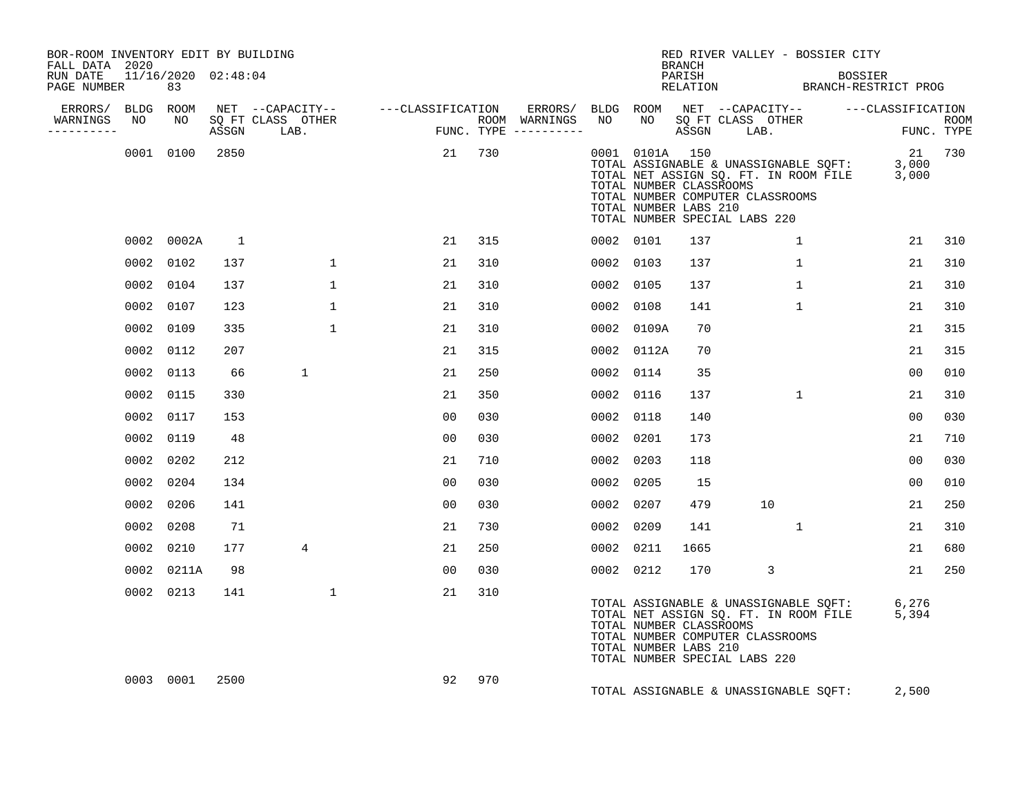BOR-ROOM INVENTORY EDIT BY BUILDING
FALL DATA 2020
RUN DATE 11/16/2020 02:48:04
PAGE NUMBER 83

RED RIVER VALLEY - BOSSIER CITY
BRANCH
PARISH BOSSIER
RELATION BRANCH-RESTRICT PROG

| ERRORS/ WARNINGS | BLDG NO | ROOM NO | NET SQ FT ASSGN | CAPACITY CLASS LAB. | CAPACITY OTHER | CLASSIFICATION FUNC. | ROOM TYPE | ERRORS/ WARNINGS | BLDG NO | ROOM NO | NET SQ FT ASSGN | CAPACITY CLASS LAB. | CAPACITY OTHER | CLASSIFICATION FUNC. | ROOM TYPE |
|---|---|---|---|---|---|---|---|---|---|---|---|---|---|---|---|
| | 0001 | 0100 | 2850 | | | 21 | 730 | | 0001 | 0101A | 150 | | | 21 | 730 |
| | | | | | | | | | | | | | | | |
| | 0002 | 0002A | 1 | | | 21 | 315 | | 0002 | 0101 | 137 | | 1 | 21 | 310 |
| | 0002 | 0102 | 137 | | 1 | 21 | 310 | | 0002 | 0103 | 137 | | 1 | 21 | 310 |
| | 0002 | 0104 | 137 | | 1 | 21 | 310 | | 0002 | 0105 | 137 | | 1 | 21 | 310 |
| | 0002 | 0107 | 123 | | 1 | 21 | 310 | | 0002 | 0108 | 141 | | 1 | 21 | 310 |
| | 0002 | 0109 | 335 | | 1 | 21 | 310 | | 0002 | 0109A | 70 | | | 21 | 315 |
| | 0002 | 0112 | 207 | | | 21 | 315 | | 0002 | 0112A | 70 | | | 21 | 315 |
| | 0002 | 0113 | 66 | 1 | | 21 | 250 | | 0002 | 0114 | 35 | | | 00 | 010 |
| | 0002 | 0115 | 330 | | | 21 | 350 | | 0002 | 0116 | 137 | | 1 | 21 | 310 |
| | 0002 | 0117 | 153 | | | 00 | 030 | | 0002 | 0118 | 140 | | | 00 | 030 |
| | 0002 | 0119 | 48 | | | 00 | 030 | | 0002 | 0201 | 173 | | | 21 | 710 |
| | 0002 | 0202 | 212 | | | 21 | 710 | | 0002 | 0203 | 118 | | | 00 | 030 |
| | 0002 | 0204 | 134 | | | 00 | 030 | | 0002 | 0205 | 15 | | | 00 | 010 |
| | 0002 | 0206 | 141 | | | 00 | 030 | | 0002 | 0207 | 479 | 10 | | 21 | 250 |
| | 0002 | 0208 | 71 | | | 21 | 730 | | 0002 | 0209 | 141 | | 1 | 21 | 310 |
| | 0002 | 0210 | 177 | 4 | | 21 | 250 | | 0002 | 0211 | 1665 | | | 21 | 680 |
| | 0002 | 0211A | 98 | | | 00 | 030 | | 0002 | 0212 | 170 | 3 | | 21 | 250 |
| | 0002 | 0213 | 141 | | 1 | 21 | 310 | | | | | | | | |
| | 0003 | 0001 | 2500 | | | 92 | 970 | | | | | | | | |

Building 0001 totals:
- TOTAL ASSIGNABLE & UNASSIGNABLE SQFT: 3,000
- TOTAL NET ASSIGN SQ. FT. IN ROOM FILE 3,000
- TOTAL NUMBER CLASSROOMS
- TOTAL NUMBER COMPUTER CLASSROOMS
- TOTAL NUMBER LABS 210
- TOTAL NUMBER SPECIAL LABS 220

Building 0002 totals:
- TOTAL ASSIGNABLE & UNASSIGNABLE SQFT: 6,276
- TOTAL NET ASSIGN SQ. FT. IN ROOM FILE 5,394
- TOTAL NUMBER CLASSROOMS
- TOTAL NUMBER COMPUTER CLASSROOMS
- TOTAL NUMBER LABS 210
- TOTAL NUMBER SPECIAL LABS 220

Building 0003 totals:
- TOTAL ASSIGNABLE & UNASSIGNABLE SQFT: 2,500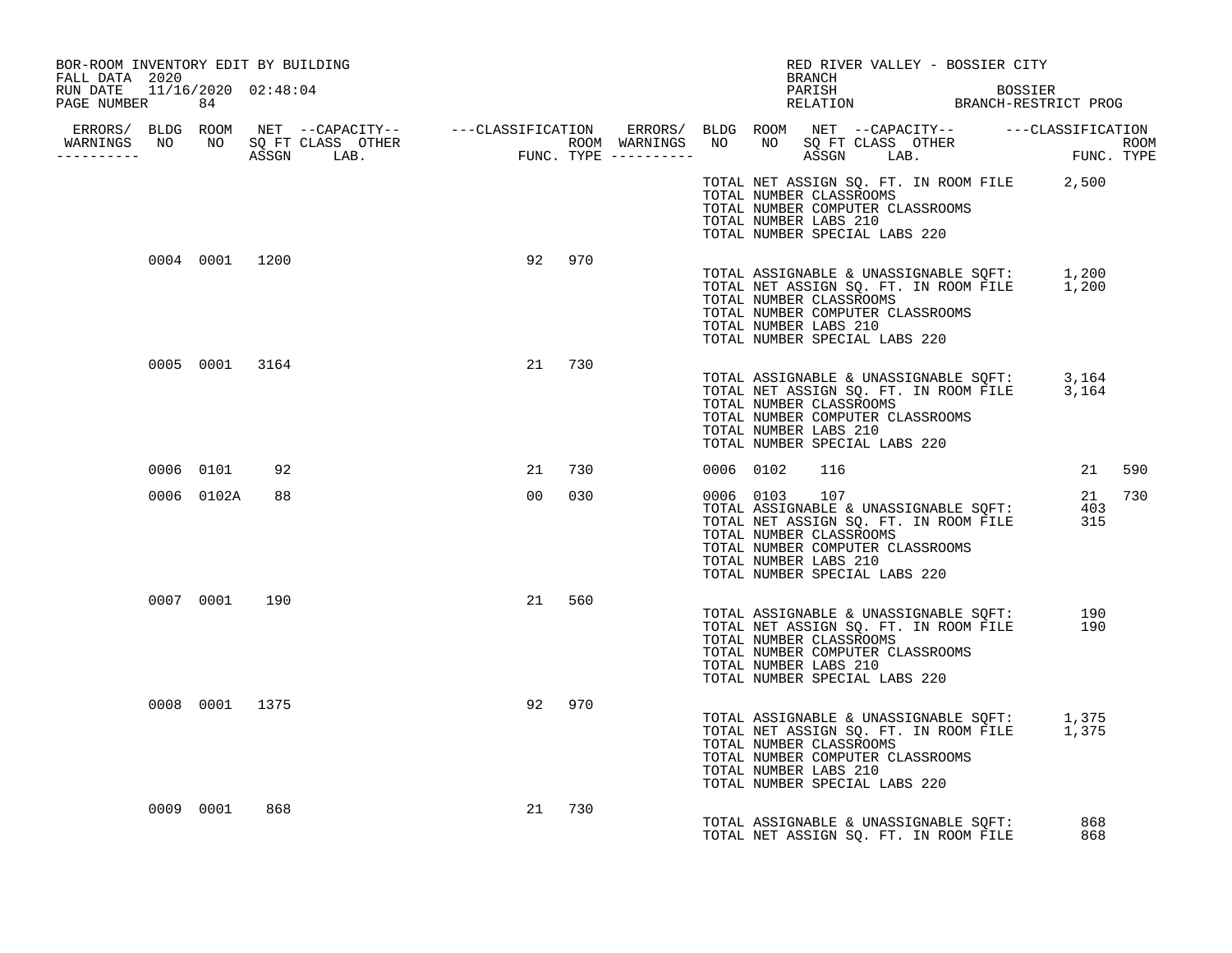BOR-ROOM INVENTORY EDIT BY BUILDING
FALL DATA 2020
RUN DATE 11/16/2020 02:48:04
PAGE NUMBER 84

RED RIVER VALLEY - BOSSIER CITY
BRANCH
PARISH BOSSIER
RELATION BRANCH-RESTRICT PROG

| ERRORS/ WARNINGS | BLDG NO | ROOM NO | NET SQ FT ASSGN | --CAPACITY-- CLASS | LAB. | OTHER | ---CLASSIFICATION FUNC. | ROOM TYPE | ERRORS/ WARNINGS | BLDG NO | ROOM NO | NET SQ FT ASSGN | --CAPACITY-- CLASS | LAB. | OTHER | ---CLASSIFICATION FUNC. | ROOM TYPE |
|---|---|---|---|---|---|---|---|---|---|---|---|---|---|---|---|---|---|
| | | | | | | | | | | | | | | | | | |
| | 0004 | 0001 | 1200 | | | | 92 | 970 | | | | | | | | | |
| | 0005 | 0001 | 3164 | | | | 21 | 730 | | | | | | | | | |
| | 0006 | 0101 | 92 | | | | 21 | 730 | | 0006 | 0102 | 116 | | | | 21 | 590 |
| | 0006 | 0102A | 88 | | | | 00 | 030 | | 0006 | 0103 | 107 | | | | 21 | 730 |
| | 0007 | 0001 | 190 | | | | 21 | 560 | | | | | | | | | |
| | 0008 | 0001 | 1375 | | | | 92 | 970 | | | | | | | | | |
| | 0009 | 0001 | 868 | | | | 21 | 730 | | | | | | | | | |

(Preceding building totals)
TOTAL NET ASSIGN SQ. FT. IN ROOM FILE 2,500
TOTAL NUMBER CLASSROOMS
TOTAL NUMBER COMPUTER CLASSROOMS
TOTAL NUMBER LABS 210
TOTAL NUMBER SPECIAL LABS 220

(Building 0004)
TOTAL ASSIGNABLE & UNASSIGNABLE SQFT: 1,200
TOTAL NET ASSIGN SQ. FT. IN ROOM FILE 1,200
TOTAL NUMBER CLASSROOMS
TOTAL NUMBER COMPUTER CLASSROOMS
TOTAL NUMBER LABS 210
TOTAL NUMBER SPECIAL LABS 220

(Building 0005)
TOTAL ASSIGNABLE & UNASSIGNABLE SQFT: 3,164
TOTAL NET ASSIGN SQ. FT. IN ROOM FILE 3,164
TOTAL NUMBER CLASSROOMS
TOTAL NUMBER COMPUTER CLASSROOMS
TOTAL NUMBER LABS 210
TOTAL NUMBER SPECIAL LABS 220

(Building 0006)
TOTAL ASSIGNABLE & UNASSIGNABLE SQFT: 403
TOTAL NET ASSIGN SQ. FT. IN ROOM FILE 315
TOTAL NUMBER CLASSROOMS
TOTAL NUMBER COMPUTER CLASSROOMS
TOTAL NUMBER LABS 210
TOTAL NUMBER SPECIAL LABS 220

(Building 0007)
TOTAL ASSIGNABLE & UNASSIGNABLE SQFT: 190
TOTAL NET ASSIGN SQ. FT. IN ROOM FILE 190
TOTAL NUMBER CLASSROOMS
TOTAL NUMBER COMPUTER CLASSROOMS
TOTAL NUMBER LABS 210
TOTAL NUMBER SPECIAL LABS 220

(Building 0008)
TOTAL ASSIGNABLE & UNASSIGNABLE SQFT: 1,375
TOTAL NET ASSIGN SQ. FT. IN ROOM FILE 1,375
TOTAL NUMBER CLASSROOMS
TOTAL NUMBER COMPUTER CLASSROOMS
TOTAL NUMBER LABS 210
TOTAL NUMBER SPECIAL LABS 220

(Building 0009)
TOTAL ASSIGNABLE & UNASSIGNABLE SQFT: 868
TOTAL NET ASSIGN SQ. FT. IN ROOM FILE 868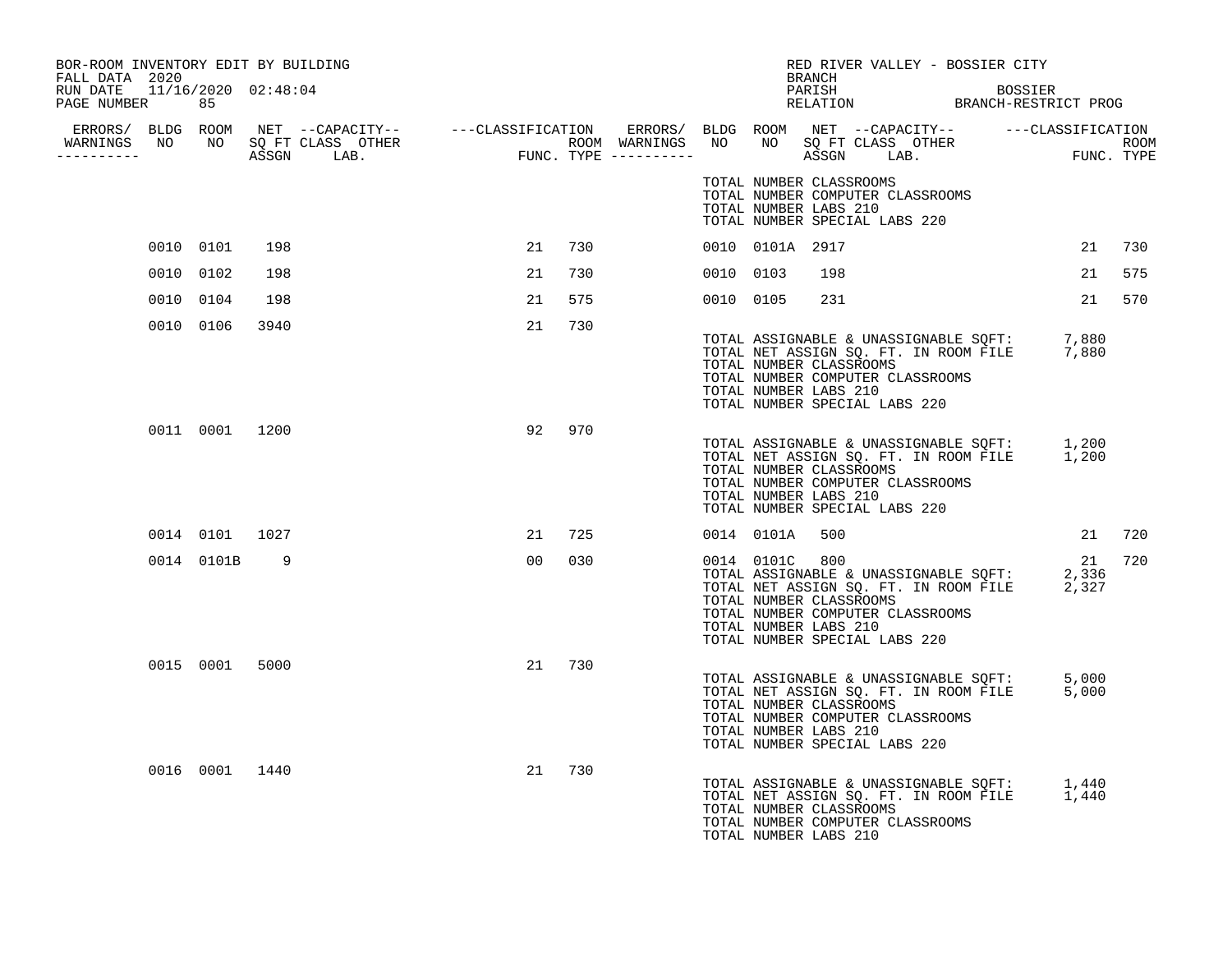BOR-ROOM INVENTORY EDIT BY BUILDING
FALL DATA 2020
RUN DATE 11/16/2020 02:48:04
PAGE NUMBER 85

RED RIVER VALLEY - BOSSIER CITY
BRANCH
PARISH BOSSIER
RELATION BRANCH-RESTRICT PROG

| ERRORS/ WARNINGS | BLDG NO | ROOM NO | NET SQ FT ASSGN | CAPACITY CLASS | CAPACITY OTHER LAB. | CLASSIFICATION FUNC. | ROOM TYPE | ERRORS/ WARNINGS | BLDG NO | ROOM NO | NET SQ FT ASSGN | CAPACITY CLASS | CAPACITY OTHER LAB. | CLASSIFICATION FUNC. | ROOM TYPE |
|---|---|---|---|---|---|---|---|---|---|---|---|---|---|---|---|
| | | | | | | | | | TOTAL NUMBER CLASSROOMS<br>TOTAL NUMBER COMPUTER CLASSROOMS<br>TOTAL NUMBER LABS 210<br>TOTAL NUMBER SPECIAL LABS 220 | | | | | | |
| | 0010 | 0101 | 198 | | | 21 | 730 | | 0010 | 0101A | 2917 | | | 21 | 730 |
| | 0010 | 0102 | 198 | | | 21 | 730 | | 0010 | 0103 | 198 | | | 21 | 575 |
| | 0010 | 0104 | 198 | | | 21 | 575 | | 0010 | 0105 | 231 | | | 21 | 570 |
| | 0010 | 0106 | 3940 | | | 21 | 730 | | TOTAL ASSIGNABLE & UNASSIGNABLE SQFT: 7,880<br>TOTAL NET ASSIGN SQ. FT. IN ROOM FILE 7,880<br>TOTAL NUMBER CLASSROOMS<br>TOTAL NUMBER COMPUTER CLASSROOMS<br>TOTAL NUMBER LABS 210<br>TOTAL NUMBER SPECIAL LABS 220 | | | | | | |
| | 0011 | 0001 | 1200 | | | 92 | 970 | | TOTAL ASSIGNABLE & UNASSIGNABLE SQFT: 1,200<br>TOTAL NET ASSIGN SQ. FT. IN ROOM FILE 1,200<br>TOTAL NUMBER CLASSROOMS<br>TOTAL NUMBER COMPUTER CLASSROOMS<br>TOTAL NUMBER LABS 210<br>TOTAL NUMBER SPECIAL LABS 220 | | | | | | |
| | 0014 | 0101 | 1027 | | | 21 | 725 | | 0014 | 0101A | 500 | | | 21 | 720 |
| | 0014 | 0101B | 9 | | | 00 | 030 | | 0014 | 0101C | 800 | | | 21 | 720 |
| | | | | | | | | | TOTAL ASSIGNABLE & UNASSIGNABLE SQFT: 2,336<br>TOTAL NET ASSIGN SQ. FT. IN ROOM FILE 2,327<br>TOTAL NUMBER CLASSROOMS<br>TOTAL NUMBER COMPUTER CLASSROOMS<br>TOTAL NUMBER LABS 210<br>TOTAL NUMBER SPECIAL LABS 220 | | | | | | |
| | 0015 | 0001 | 5000 | | | 21 | 730 | | TOTAL ASSIGNABLE & UNASSIGNABLE SQFT: 5,000<br>TOTAL NET ASSIGN SQ. FT. IN ROOM FILE 5,000<br>TOTAL NUMBER CLASSROOMS<br>TOTAL NUMBER COMPUTER CLASSROOMS<br>TOTAL NUMBER LABS 210<br>TOTAL NUMBER SPECIAL LABS 220 | | | | | | |
| | 0016 | 0001 | 1440 | | | 21 | 730 | | TOTAL ASSIGNABLE & UNASSIGNABLE SQFT: 1,440<br>TOTAL NET ASSIGN SQ. FT. IN ROOM FILE 1,440<br>TOTAL NUMBER CLASSROOMS<br>TOTAL NUMBER COMPUTER CLASSROOMS<br>TOTAL NUMBER LABS 210 | | | | | | |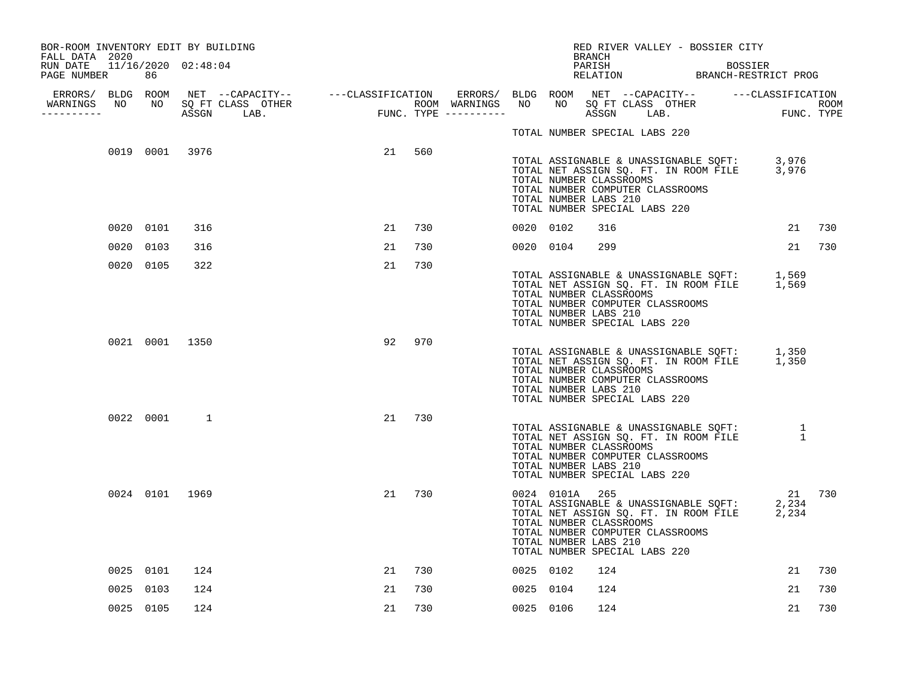BOR-ROOM INVENTORY EDIT BY BUILDING
FALL DATA 2020
RUN DATE 11/16/2020 02:48:04
PAGE NUMBER 86

RED RIVER VALLEY - BOSSIER CITY
BRANCH
PARISH BOSSIER
RELATION BRANCH-RESTRICT PROG

| ERRORS/ WARNINGS | BLDG NO | ROOM NO | NET SQ FT ASSGN | CAPACITY CLASS LAB. | CAPACITY OTHER | CLASSIFICATION FUNC. | ROOM TYPE | ERRORS/ WARNINGS | BLDG NO | ROOM NO | NET SQ FT ASSGN | CAPACITY CLASS LAB. | CAPACITY OTHER | CLASSIFICATION FUNC. | ROOM TYPE |
|---|---|---|---|---|---|---|---|---|---|---|---|---|---|---|---|
| | | | | | | | | | TOTAL NUMBER SPECIAL LABS 220 | | | | | | |
| | 0019 | 0001 | 3976 | | | 21 | 560 | | TOTAL ASSIGNABLE & UNASSIGNABLE SQFT: | | | | | 3,976 | |
| | | | | | | | | | TOTAL NET ASSIGN SQ. FT. IN ROOM FILE | | | | | 3,976 | |
| | | | | | | | | | TOTAL NUMBER CLASSROOMS | | | | | | |
| | | | | | | | | | TOTAL NUMBER COMPUTER CLASSROOMS | | | | | | |
| | | | | | | | | | TOTAL NUMBER LABS 210 | | | | | | |
| | | | | | | | | | TOTAL NUMBER SPECIAL LABS 220 | | | | | | |
| | 0020 | 0101 | 316 | | | 21 | 730 | | 0020 | 0102 | 316 | | | 21 | 730 |
| | 0020 | 0103 | 316 | | | 21 | 730 | | 0020 | 0104 | 299 | | | 21 | 730 |
| | 0020 | 0105 | 322 | | | 21 | 730 | | TOTAL ASSIGNABLE & UNASSIGNABLE SQFT: | | | | | 1,569 | |
| | | | | | | | | | TOTAL NET ASSIGN SQ. FT. IN ROOM FILE | | | | | 1,569 | |
| | | | | | | | | | TOTAL NUMBER CLASSROOMS | | | | | | |
| | | | | | | | | | TOTAL NUMBER COMPUTER CLASSROOMS | | | | | | |
| | | | | | | | | | TOTAL NUMBER LABS 210 | | | | | | |
| | | | | | | | | | TOTAL NUMBER SPECIAL LABS 220 | | | | | | |
| | 0021 | 0001 | 1350 | | | 92 | 970 | | TOTAL ASSIGNABLE & UNASSIGNABLE SQFT: | | | | | 1,350 | |
| | | | | | | | | | TOTAL NET ASSIGN SQ. FT. IN ROOM FILE | | | | | 1,350 | |
| | | | | | | | | | TOTAL NUMBER CLASSROOMS | | | | | | |
| | | | | | | | | | TOTAL NUMBER COMPUTER CLASSROOMS | | | | | | |
| | | | | | | | | | TOTAL NUMBER LABS 210 | | | | | | |
| | | | | | | | | | TOTAL NUMBER SPECIAL LABS 220 | | | | | | |
| | 0022 | 0001 | 1 | | | 21 | 730 | | TOTAL ASSIGNABLE & UNASSIGNABLE SQFT: | | | | | 1 | |
| | | | | | | | | | TOTAL NET ASSIGN SQ. FT. IN ROOM FILE | | | | | 1 | |
| | | | | | | | | | TOTAL NUMBER CLASSROOMS | | | | | | |
| | | | | | | | | | TOTAL NUMBER COMPUTER CLASSROOMS | | | | | | |
| | | | | | | | | | TOTAL NUMBER LABS 210 | | | | | | |
| | | | | | | | | | TOTAL NUMBER SPECIAL LABS 220 | | | | | | |
| | 0024 | 0101 | 1969 | | | 21 | 730 | | 0024 | 0101A | 265 | | | 21 | 730 |
| | | | | | | | | | TOTAL ASSIGNABLE & UNASSIGNABLE SQFT: | | | | | 2,234 | |
| | | | | | | | | | TOTAL NET ASSIGN SQ. FT. IN ROOM FILE | | | | | 2,234 | |
| | | | | | | | | | TOTAL NUMBER CLASSROOMS | | | | | | |
| | | | | | | | | | TOTAL NUMBER COMPUTER CLASSROOMS | | | | | | |
| | | | | | | | | | TOTAL NUMBER LABS 210 | | | | | | |
| | | | | | | | | | TOTAL NUMBER SPECIAL LABS 220 | | | | | | |
| | 0025 | 0101 | 124 | | | 21 | 730 | | 0025 | 0102 | 124 | | | 21 | 730 |
| | 0025 | 0103 | 124 | | | 21 | 730 | | 0025 | 0104 | 124 | | | 21 | 730 |
| | 0025 | 0105 | 124 | | | 21 | 730 | | 0025 | 0106 | 124 | | | 21 | 730 |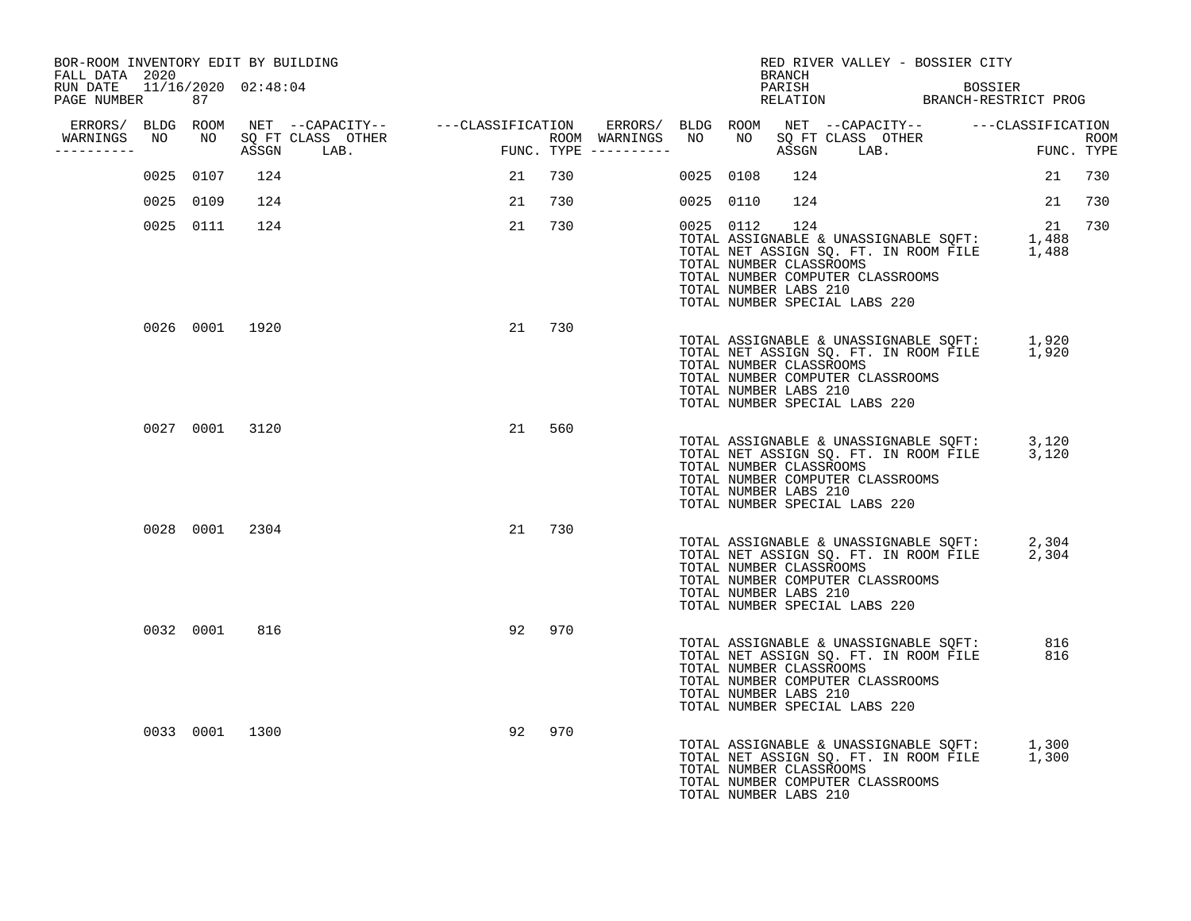BOR-ROOM INVENTORY EDIT BY BUILDING
FALL DATA 2020
RUN DATE 11/16/2020 02:48:04
PAGE NUMBER 87

RED RIVER VALLEY - BOSSIER CITY
BRANCH
PARISH BOSSIER
RELATION BRANCH-RESTRICT PROG

| ERRORS/ WARNINGS | BLDG NO | ROOM NO | NET SQ FT ASSGN | CAPACITY CLASS | CAPACITY OTHER LAB. | CLASSIFICATION FUNC. | ROOM TYPE | ERRORS/ WARNINGS | BLDG NO | ROOM NO | NET SQ FT ASSGN | CAPACITY CLASS | CAPACITY OTHER LAB. | CLASSIFICATION FUNC. | ROOM TYPE |
|---|---|---|---|---|---|---|---|---|---|---|---|---|---|---|---|
| | 0025 | 0107 | 124 | | | 21 | 730 | | 0025 | 0108 | 124 | | | 21 | 730 |
| | 0025 | 0109 | 124 | | | 21 | 730 | | 0025 | 0110 | 124 | | | 21 | 730 |
| | 0025 | 0111 | 124 | | | 21 | 730 | | 0025 | 0112 | 124 | | | 21 | 730 |

TOTAL ASSIGNABLE & UNASSIGNABLE SQFT: 1,488
TOTAL NET ASSIGN SQ. FT. IN ROOM FILE 1,488
TOTAL NUMBER CLASSROOMS
TOTAL NUMBER COMPUTER CLASSROOMS
TOTAL NUMBER LABS 210
TOTAL NUMBER SPECIAL LABS 220

| BLDG NO | ROOM NO | NET SQ FT ASSGN | FUNC. | ROOM TYPE |
|---|---|---|---|---|
| 0026 | 0001 | 1920 | 21 | 730 |

TOTAL ASSIGNABLE & UNASSIGNABLE SQFT: 1,920
TOTAL NET ASSIGN SQ. FT. IN ROOM FILE 1,920
TOTAL NUMBER CLASSROOMS
TOTAL NUMBER COMPUTER CLASSROOMS
TOTAL NUMBER LABS 210
TOTAL NUMBER SPECIAL LABS 220

| BLDG NO | ROOM NO | NET SQ FT ASSGN | FUNC. | ROOM TYPE |
|---|---|---|---|---|
| 0027 | 0001 | 3120 | 21 | 560 |

TOTAL ASSIGNABLE & UNASSIGNABLE SQFT: 3,120
TOTAL NET ASSIGN SQ. FT. IN ROOM FILE 3,120
TOTAL NUMBER CLASSROOMS
TOTAL NUMBER COMPUTER CLASSROOMS
TOTAL NUMBER LABS 210
TOTAL NUMBER SPECIAL LABS 220

| BLDG NO | ROOM NO | NET SQ FT ASSGN | FUNC. | ROOM TYPE |
|---|---|---|---|---|
| 0028 | 0001 | 2304 | 21 | 730 |

TOTAL ASSIGNABLE & UNASSIGNABLE SQFT: 2,304
TOTAL NET ASSIGN SQ. FT. IN ROOM FILE 2,304
TOTAL NUMBER CLASSROOMS
TOTAL NUMBER COMPUTER CLASSROOMS
TOTAL NUMBER LABS 210
TOTAL NUMBER SPECIAL LABS 220

| BLDG NO | ROOM NO | NET SQ FT ASSGN | FUNC. | ROOM TYPE |
|---|---|---|---|---|
| 0032 | 0001 | 816 | 92 | 970 |

TOTAL ASSIGNABLE & UNASSIGNABLE SQFT: 816
TOTAL NET ASSIGN SQ. FT. IN ROOM FILE 816
TOTAL NUMBER CLASSROOMS
TOTAL NUMBER COMPUTER CLASSROOMS
TOTAL NUMBER LABS 210
TOTAL NUMBER SPECIAL LABS 220

| BLDG NO | ROOM NO | NET SQ FT ASSGN | FUNC. | ROOM TYPE |
|---|---|---|---|---|
| 0033 | 0001 | 1300 | 92 | 970 |

TOTAL ASSIGNABLE & UNASSIGNABLE SQFT: 1,300
TOTAL NET ASSIGN SQ. FT. IN ROOM FILE 1,300
TOTAL NUMBER CLASSROOMS
TOTAL NUMBER COMPUTER CLASSROOMS
TOTAL NUMBER LABS 210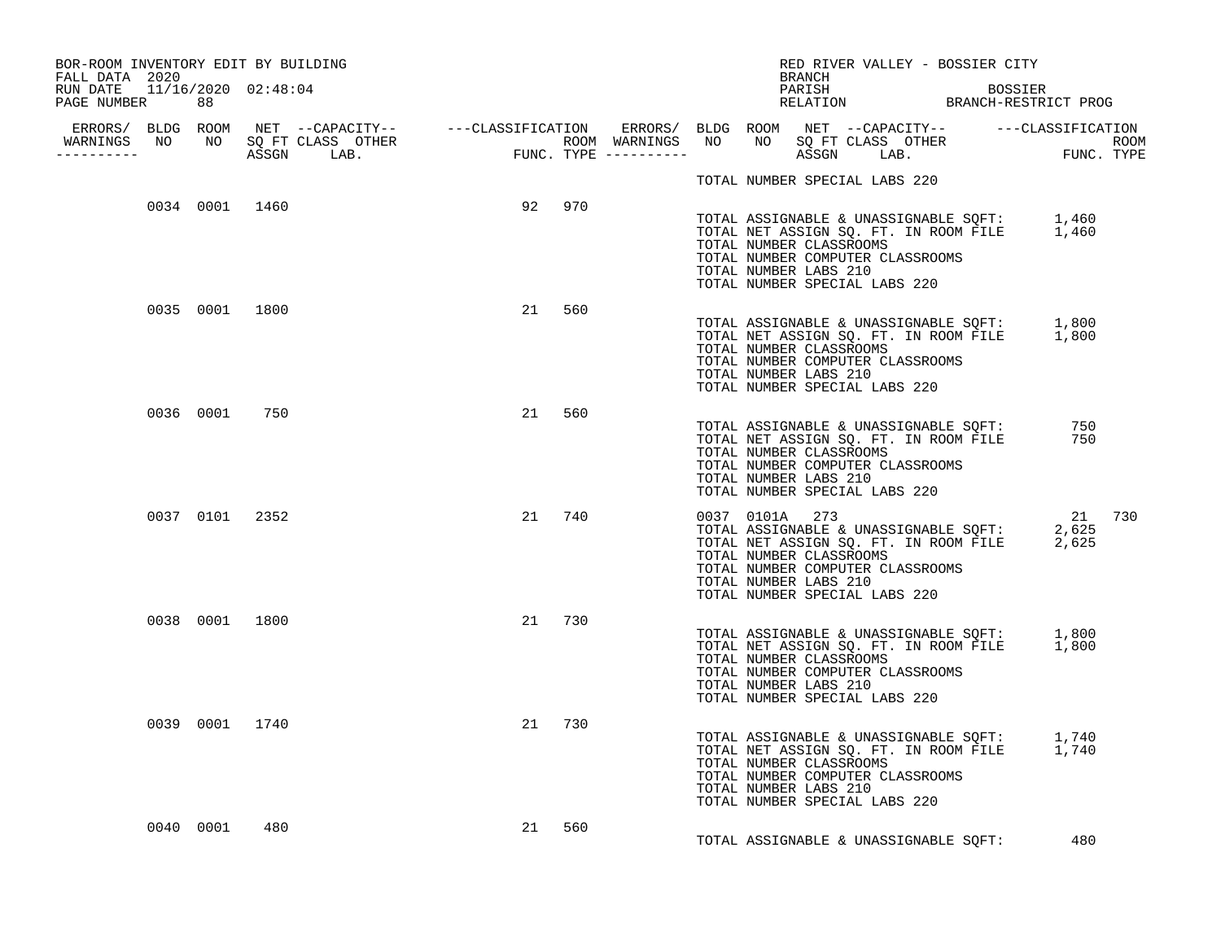BOR-ROOM INVENTORY EDIT BY BUILDING
FALL DATA 2020
RUN DATE 11/16/2020 02:48:04

RED RIVER VALLEY - BOSSIER CITY
BRANCH
PARISH BOSSIER
RELATION BRANCH-RESTRICT PROG

| ERRORS/ WARNINGS | BLDG NO | ROOM NO | NET SQ FT ASSGN | CAPACITY CLASS | CAPACITY OTHER LAB. | CLASSIFICATION FUNC. | ROOM TYPE | ERRORS/ WARNINGS | BLDG NO | ROOM NO | NET SQ FT ASSGN | CAPACITY CLASS | CAPACITY OTHER LAB. | CLASSIFICATION FUNC. | ROOM TYPE |
|---|---|---|---|---|---|---|---|---|---|---|---|---|---|---|---|
| | | | | | | | | TOTAL NUMBER SPECIAL LABS 220 | | | | | | | |
| | 0034 | 0001 | 1460 | | | 92 | 970 | | | | | | | | |
| | | | | | | | | TOTAL ASSIGNABLE & UNASSIGNABLE SQFT: 1,460 | | | | | | | |
| | | | | | | | | TOTAL NET ASSIGN SQ. FT. IN ROOM FILE 1,460 | | | | | | | |
| | | | | | | | | TOTAL NUMBER CLASSROOMS | | | | | | | |
| | | | | | | | | TOTAL NUMBER COMPUTER CLASSROOMS | | | | | | | |
| | | | | | | | | TOTAL NUMBER LABS 210 | | | | | | | |
| | | | | | | | | TOTAL NUMBER SPECIAL LABS 220 | | | | | | | |
| | 0035 | 0001 | 1800 | | | 21 | 560 | | | | | | | | |
| | | | | | | | | TOTAL ASSIGNABLE & UNASSIGNABLE SQFT: 1,800 | | | | | | | |
| | | | | | | | | TOTAL NET ASSIGN SQ. FT. IN ROOM FILE 1,800 | | | | | | | |
| | | | | | | | | TOTAL NUMBER CLASSROOMS | | | | | | | |
| | | | | | | | | TOTAL NUMBER COMPUTER CLASSROOMS | | | | | | | |
| | | | | | | | | TOTAL NUMBER LABS 210 | | | | | | | |
| | | | | | | | | TOTAL NUMBER SPECIAL LABS 220 | | | | | | | |
| | 0036 | 0001 | 750 | | | 21 | 560 | | | | | | | | |
| | | | | | | | | TOTAL ASSIGNABLE & UNASSIGNABLE SQFT: 750 | | | | | | | |
| | | | | | | | | TOTAL NET ASSIGN SQ. FT. IN ROOM FILE 750 | | | | | | | |
| | | | | | | | | TOTAL NUMBER CLASSROOMS | | | | | | | |
| | | | | | | | | TOTAL NUMBER COMPUTER CLASSROOMS | | | | | | | |
| | | | | | | | | TOTAL NUMBER LABS 210 | | | | | | | |
| | | | | | | | | TOTAL NUMBER SPECIAL LABS 220 | | | | | | | |
| | 0037 | 0101 | 2352 | | | 21 | 740 | | 0037 | 0101A | 273 | | | 21 | 730 |
| | | | | | | | | TOTAL ASSIGNABLE & UNASSIGNABLE SQFT: 2,625 | | | | | | | |
| | | | | | | | | TOTAL NET ASSIGN SQ. FT. IN ROOM FILE 2,625 | | | | | | | |
| | | | | | | | | TOTAL NUMBER CLASSROOMS | | | | | | | |
| | | | | | | | | TOTAL NUMBER COMPUTER CLASSROOMS | | | | | | | |
| | | | | | | | | TOTAL NUMBER LABS 210 | | | | | | | |
| | | | | | | | | TOTAL NUMBER SPECIAL LABS 220 | | | | | | | |
| | 0038 | 0001 | 1800 | | | 21 | 730 | | | | | | | | |
| | | | | | | | | TOTAL ASSIGNABLE & UNASSIGNABLE SQFT: 1,800 | | | | | | | |
| | | | | | | | | TOTAL NET ASSIGN SQ. FT. IN ROOM FILE 1,800 | | | | | | | |
| | | | | | | | | TOTAL NUMBER CLASSROOMS | | | | | | | |
| | | | | | | | | TOTAL NUMBER COMPUTER CLASSROOMS | | | | | | | |
| | | | | | | | | TOTAL NUMBER LABS 210 | | | | | | | |
| | | | | | | | | TOTAL NUMBER SPECIAL LABS 220 | | | | | | | |
| | 0039 | 0001 | 1740 | | | 21 | 730 | | | | | | | | |
| | | | | | | | | TOTAL ASSIGNABLE & UNASSIGNABLE SQFT: 1,740 | | | | | | | |
| | | | | | | | | TOTAL NET ASSIGN SQ. FT. IN ROOM FILE 1,740 | | | | | | | |
| | | | | | | | | TOTAL NUMBER CLASSROOMS | | | | | | | |
| | | | | | | | | TOTAL NUMBER COMPUTER CLASSROOMS | | | | | | | |
| | | | | | | | | TOTAL NUMBER LABS 210 | | | | | | | |
| | | | | | | | | TOTAL NUMBER SPECIAL LABS 220 | | | | | | | |
| | 0040 | 0001 | 480 | | | 21 | 560 | | | | | | | | |
| | | | | | | | | TOTAL ASSIGNABLE & UNASSIGNABLE SQFT: 480 | | | | | | | |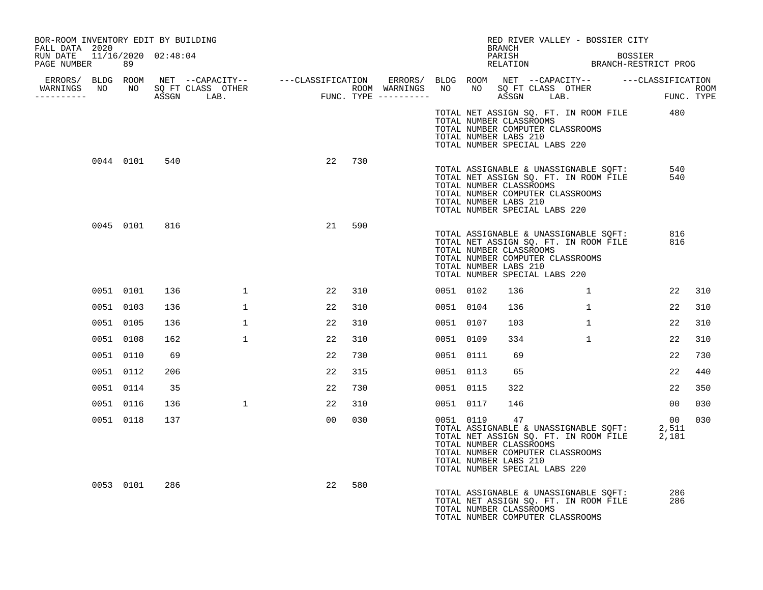BOR-ROOM INVENTORY EDIT BY BUILDING
FALL DATA 2020
RUN DATE 11/16/2020 02:48:04
PAGE NUMBER 89

RED RIVER VALLEY - BOSSIER CITY
BRANCH
PARISH BOSSIER
RELATION BRANCH-RESTRICT PROG

| ERRORS/ WARNINGS | BLDG NO | ROOM NO | NET SQ FT ASSGN | CAPACITY CLASS | CAPACITY LAB. | CAPACITY OTHER | CLASSIFICATION FUNC. | ROOM TYPE | ERRORS/ WARNINGS | BLDG NO | ROOM NO | NET SQ FT ASSGN | CAPACITY CLASS | CAPACITY LAB. | CAPACITY OTHER | CLASSIFICATION FUNC. | ROOM TYPE |
|---|---|---|---|---|---|---|---|---|---|---|---|---|---|---|---|---|---|
| | | | | | | | | | | TOTAL NET ASSIGN SQ. FT. IN ROOM FILE | | 480 | | | | | |
| | | | | | | | | | | TOTAL NUMBER CLASSROOMS | | | | | | | |
| | | | | | | | | | | TOTAL NUMBER COMPUTER CLASSROOMS | | | | | | | |
| | | | | | | | | | | TOTAL NUMBER LABS 210 | | | | | | | |
| | | | | | | | | | | TOTAL NUMBER SPECIAL LABS 220 | | | | | | | |
| | 0044 | 0101 | 540 | | | | 22 | 730 | | | | | | | | | |
| | | | | | | | | | | TOTAL ASSIGNABLE & UNASSIGNABLE SQFT: | | 540 | | | | | |
| | | | | | | | | | | TOTAL NET ASSIGN SQ. FT. IN ROOM FILE | | 540 | | | | | |
| | | | | | | | | | | TOTAL NUMBER CLASSROOMS | | | | | | | |
| | | | | | | | | | | TOTAL NUMBER COMPUTER CLASSROOMS | | | | | | | |
| | | | | | | | | | | TOTAL NUMBER LABS 210 | | | | | | | |
| | | | | | | | | | | TOTAL NUMBER SPECIAL LABS 220 | | | | | | | |
| | 0045 | 0101 | 816 | | | | 21 | 590 | | | | | | | | | |
| | | | | | | | | | | TOTAL ASSIGNABLE & UNASSIGNABLE SQFT: | | 816 | | | | | |
| | | | | | | | | | | TOTAL NET ASSIGN SQ. FT. IN ROOM FILE | | 816 | | | | | |
| | | | | | | | | | | TOTAL NUMBER CLASSROOMS | | | | | | | |
| | | | | | | | | | | TOTAL NUMBER COMPUTER CLASSROOMS | | | | | | | |
| | | | | | | | | | | TOTAL NUMBER LABS 210 | | | | | | | |
| | | | | | | | | | | TOTAL NUMBER SPECIAL LABS 220 | | | | | | | |
| | 0051 | 0101 | 136 | | | 1 | 22 | 310 | | 0051 | 0102 | 136 | | | 1 | 22 | 310 |
| | 0051 | 0103 | 136 | | | 1 | 22 | 310 | | 0051 | 0104 | 136 | | | 1 | 22 | 310 |
| | 0051 | 0105 | 136 | | | 1 | 22 | 310 | | 0051 | 0107 | 103 | | | 1 | 22 | 310 |
| | 0051 | 0108 | 162 | | | 1 | 22 | 310 | | 0051 | 0109 | 334 | | | 1 | 22 | 310 |
| | 0051 | 0110 | 69 | | | | 22 | 730 | | 0051 | 0111 | 69 | | | | 22 | 730 |
| | 0051 | 0112 | 206 | | | | 22 | 315 | | 0051 | 0113 | 65 | | | | 22 | 440 |
| | 0051 | 0114 | 35 | | | | 22 | 730 | | 0051 | 0115 | 322 | | | | 22 | 350 |
| | 0051 | 0116 | 136 | | | 1 | 22 | 310 | | 0051 | 0117 | 146 | | | | 00 | 030 |
| | 0051 | 0118 | 137 | | | | 00 | 030 | | 0051 | 0119 | 47 | | | | 00 | 030 |
| | | | | | | | | | | TOTAL ASSIGNABLE & UNASSIGNABLE SQFT: | | 2,511 | | | | | |
| | | | | | | | | | | TOTAL NET ASSIGN SQ. FT. IN ROOM FILE | | 2,181 | | | | | |
| | | | | | | | | | | TOTAL NUMBER CLASSROOMS | | | | | | | |
| | | | | | | | | | | TOTAL NUMBER COMPUTER CLASSROOMS | | | | | | | |
| | | | | | | | | | | TOTAL NUMBER LABS 210 | | | | | | | |
| | | | | | | | | | | TOTAL NUMBER SPECIAL LABS 220 | | | | | | | |
| | 0053 | 0101 | 286 | | | | 22 | 580 | | | | | | | | | |
| | | | | | | | | | | TOTAL ASSIGNABLE & UNASSIGNABLE SQFT: | | 286 | | | | | |
| | | | | | | | | | | TOTAL NET ASSIGN SQ. FT. IN ROOM FILE | | 286 | | | | | |
| | | | | | | | | | | TOTAL NUMBER CLASSROOMS | | | | | | | |
| | | | | | | | | | | TOTAL NUMBER COMPUTER CLASSROOMS | | | | | | | |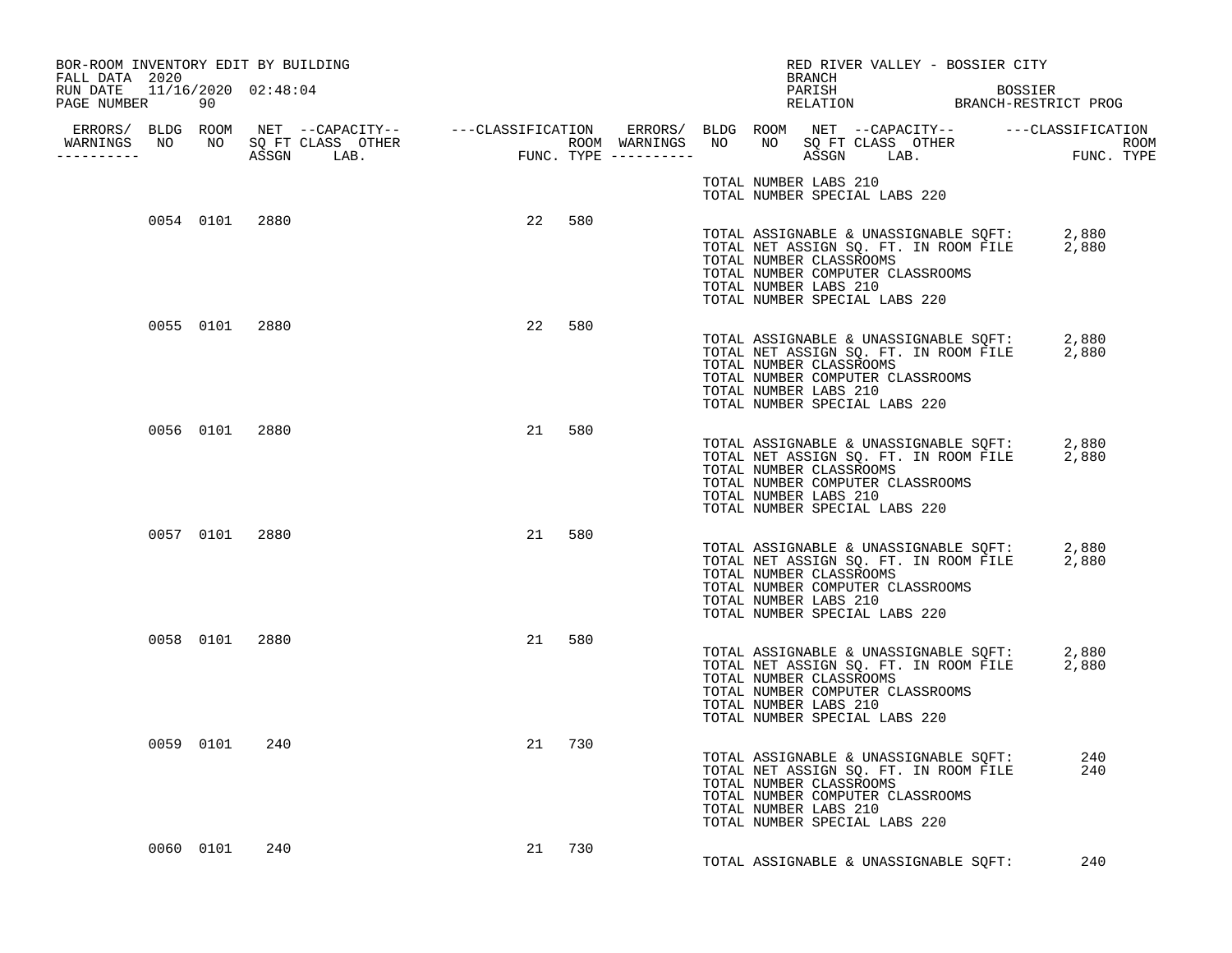BOR-ROOM INVENTORY EDIT BY BUILDING
FALL DATA 2020
RUN DATE 11/16/2020 02:48:04
PAGE NUMBER 90

RED RIVER VALLEY - BOSSIER CITY
BRANCH
PARISH BOSSIER
RELATION BRANCH-RESTRICT PROG

| ERRORS/ WARNINGS | BLDG NO | ROOM NO | NET SQ FT ASSGN | --CAPACITY-- CLASS LAB. | OTHER | ---CLASSIFICATION FUNC. | ROOM TYPE |
|---|---|---|---|---|---|---|---|

TOTAL NUMBER LABS 210
TOTAL NUMBER SPECIAL LABS 220

| ERRORS/ WARNINGS | BLDG NO | ROOM NO | NET SQ FT ASSGN | CLASS | LAB. | OTHER | FUNC. | ROOM TYPE |
|---|---|---|---|---|---|---|---|---|
| | 0054 | 0101 | 2880 | | | | 22 | 580 |

TOTAL ASSIGNABLE & UNASSIGNABLE SQFT: 2,880
TOTAL NET ASSIGN SQ. FT. IN ROOM FILE 2,880
TOTAL NUMBER CLASSROOMS
TOTAL NUMBER COMPUTER CLASSROOMS
TOTAL NUMBER LABS 210
TOTAL NUMBER SPECIAL LABS 220

| ERRORS/ WARNINGS | BLDG NO | ROOM NO | NET SQ FT ASSGN | CLASS | LAB. | OTHER | FUNC. | ROOM TYPE |
|---|---|---|---|---|---|---|---|---|
| | 0055 | 0101 | 2880 | | | | 22 | 580 |

TOTAL ASSIGNABLE & UNASSIGNABLE SQFT: 2,880
TOTAL NET ASSIGN SQ. FT. IN ROOM FILE 2,880
TOTAL NUMBER CLASSROOMS
TOTAL NUMBER COMPUTER CLASSROOMS
TOTAL NUMBER LABS 210
TOTAL NUMBER SPECIAL LABS 220

| ERRORS/ WARNINGS | BLDG NO | ROOM NO | NET SQ FT ASSGN | CLASS | LAB. | OTHER | FUNC. | ROOM TYPE |
|---|---|---|---|---|---|---|---|---|
| | 0056 | 0101 | 2880 | | | | 21 | 580 |

TOTAL ASSIGNABLE & UNASSIGNABLE SQFT: 2,880
TOTAL NET ASSIGN SQ. FT. IN ROOM FILE 2,880
TOTAL NUMBER CLASSROOMS
TOTAL NUMBER COMPUTER CLASSROOMS
TOTAL NUMBER LABS 210
TOTAL NUMBER SPECIAL LABS 220

| ERRORS/ WARNINGS | BLDG NO | ROOM NO | NET SQ FT ASSGN | CLASS | LAB. | OTHER | FUNC. | ROOM TYPE |
|---|---|---|---|---|---|---|---|---|
| | 0057 | 0101 | 2880 | | | | 21 | 580 |

TOTAL ASSIGNABLE & UNASSIGNABLE SQFT: 2,880
TOTAL NET ASSIGN SQ. FT. IN ROOM FILE 2,880
TOTAL NUMBER CLASSROOMS
TOTAL NUMBER COMPUTER CLASSROOMS
TOTAL NUMBER LABS 210
TOTAL NUMBER SPECIAL LABS 220

| ERRORS/ WARNINGS | BLDG NO | ROOM NO | NET SQ FT ASSGN | CLASS | LAB. | OTHER | FUNC. | ROOM TYPE |
|---|---|---|---|---|---|---|---|---|
| | 0058 | 0101 | 2880 | | | | 21 | 580 |

TOTAL ASSIGNABLE & UNASSIGNABLE SQFT: 2,880
TOTAL NET ASSIGN SQ. FT. IN ROOM FILE 2,880
TOTAL NUMBER CLASSROOMS
TOTAL NUMBER COMPUTER CLASSROOMS
TOTAL NUMBER LABS 210
TOTAL NUMBER SPECIAL LABS 220

| ERRORS/ WARNINGS | BLDG NO | ROOM NO | NET SQ FT ASSGN | CLASS | LAB. | OTHER | FUNC. | ROOM TYPE |
|---|---|---|---|---|---|---|---|---|
| | 0059 | 0101 | 240 | | | | 21 | 730 |

TOTAL ASSIGNABLE & UNASSIGNABLE SQFT: 240
TOTAL NET ASSIGN SQ. FT. IN ROOM FILE 240
TOTAL NUMBER CLASSROOMS
TOTAL NUMBER COMPUTER CLASSROOMS
TOTAL NUMBER LABS 210
TOTAL NUMBER SPECIAL LABS 220

| ERRORS/ WARNINGS | BLDG NO | ROOM NO | NET SQ FT ASSGN | CLASS | LAB. | OTHER | FUNC. | ROOM TYPE |
|---|---|---|---|---|---|---|---|---|
| | 0060 | 0101 | 240 | | | | 21 | 730 |

TOTAL ASSIGNABLE & UNASSIGNABLE SQFT: 240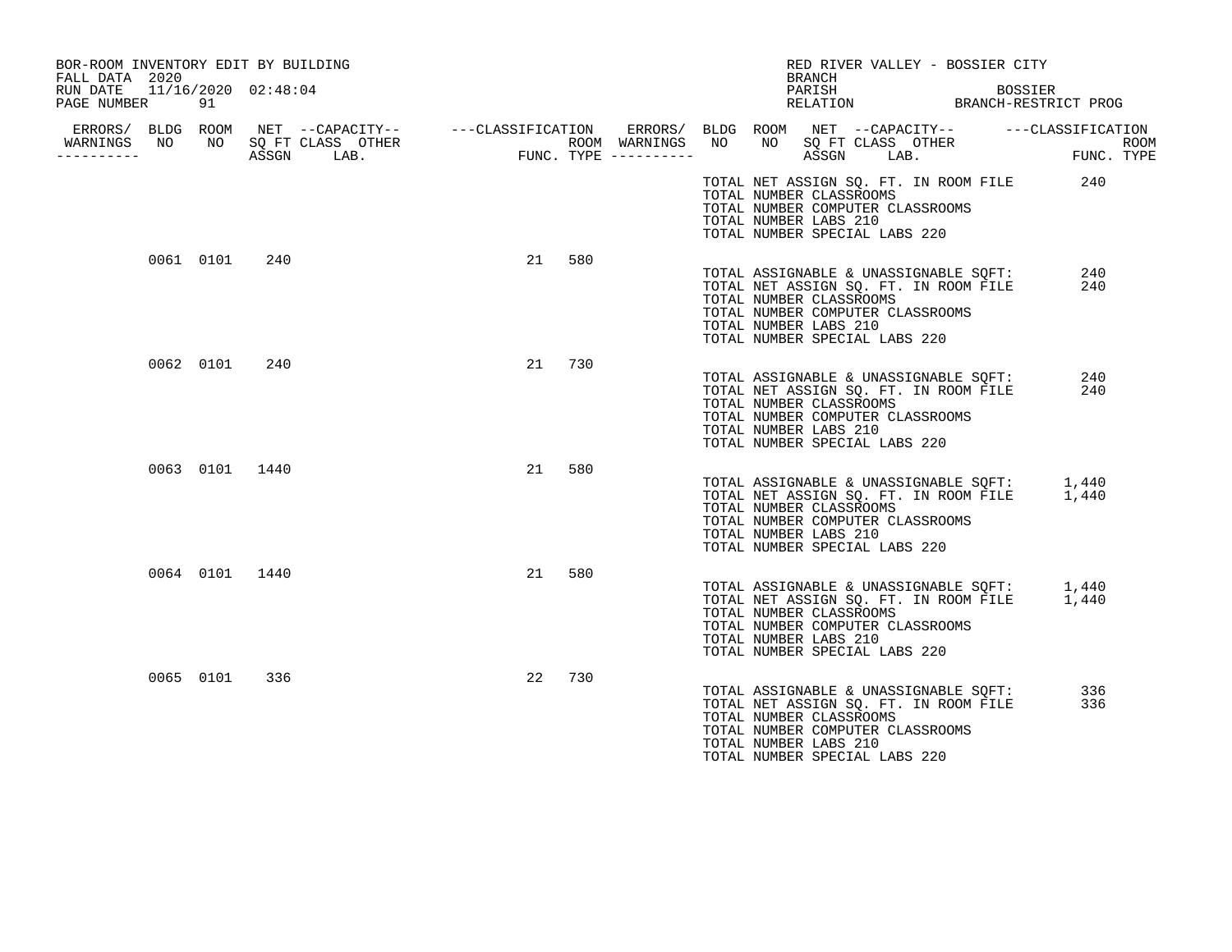BOR-ROOM INVENTORY EDIT BY BUILDING
FALL DATA 2020
RUN DATE 11/16/2020 02:48:04

RED RIVER VALLEY - BOSSIER CITY
BRANCH
PARISH BOSSIER
RELATION BRANCH-RESTRICT PROG

| ERRORS/ WARNINGS | BLDG NO | ROOM NO | NET SQ FT ASSGN | CAPACITY CLASS LAB. | CAPACITY OTHER | CLASSIFICATION FUNC. | ROOM TYPE |
|---|---|---|---|---|---|---|---|
| | 0061 | 0101 | 240 | | | 21 | 580 |
| | 0062 | 0101 | 240 | | | 21 | 730 |
| | 0063 | 0101 | 1440 | | | 21 | 580 |
| | 0064 | 0101 | 1440 | | | 21 | 580 |
| | 0065 | 0101 | 336 | | | 22 | 730 |

TOTAL NET ASSIGN SQ. FT. IN ROOM FILE 240
TOTAL NUMBER CLASSROOMS
TOTAL NUMBER COMPUTER CLASSROOMS
TOTAL NUMBER LABS 210
TOTAL NUMBER SPECIAL LABS 220

Building 0061:

TOTAL ASSIGNABLE & UNASSIGNABLE SQFT: 240
TOTAL NET ASSIGN SQ. FT. IN ROOM FILE 240
TOTAL NUMBER CLASSROOMS
TOTAL NUMBER COMPUTER CLASSROOMS
TOTAL NUMBER LABS 210
TOTAL NUMBER SPECIAL LABS 220

Building 0062:

TOTAL ASSIGNABLE & UNASSIGNABLE SQFT: 240
TOTAL NET ASSIGN SQ. FT. IN ROOM FILE 240
TOTAL NUMBER CLASSROOMS
TOTAL NUMBER COMPUTER CLASSROOMS
TOTAL NUMBER LABS 210
TOTAL NUMBER SPECIAL LABS 220

Building 0063:

TOTAL ASSIGNABLE & UNASSIGNABLE SQFT: 1,440
TOTAL NET ASSIGN SQ. FT. IN ROOM FILE 1,440
TOTAL NUMBER CLASSROOMS
TOTAL NUMBER COMPUTER CLASSROOMS
TOTAL NUMBER LABS 210
TOTAL NUMBER SPECIAL LABS 220

Building 0064:

TOTAL ASSIGNABLE & UNASSIGNABLE SQFT: 1,440
TOTAL NET ASSIGN SQ. FT. IN ROOM FILE 1,440
TOTAL NUMBER CLASSROOMS
TOTAL NUMBER COMPUTER CLASSROOMS
TOTAL NUMBER LABS 210
TOTAL NUMBER SPECIAL LABS 220

Building 0065:

TOTAL ASSIGNABLE & UNASSIGNABLE SQFT: 336
TOTAL NET ASSIGN SQ. FT. IN ROOM FILE 336
TOTAL NUMBER CLASSROOMS
TOTAL NUMBER COMPUTER CLASSROOMS
TOTAL NUMBER LABS 210
TOTAL NUMBER SPECIAL LABS 220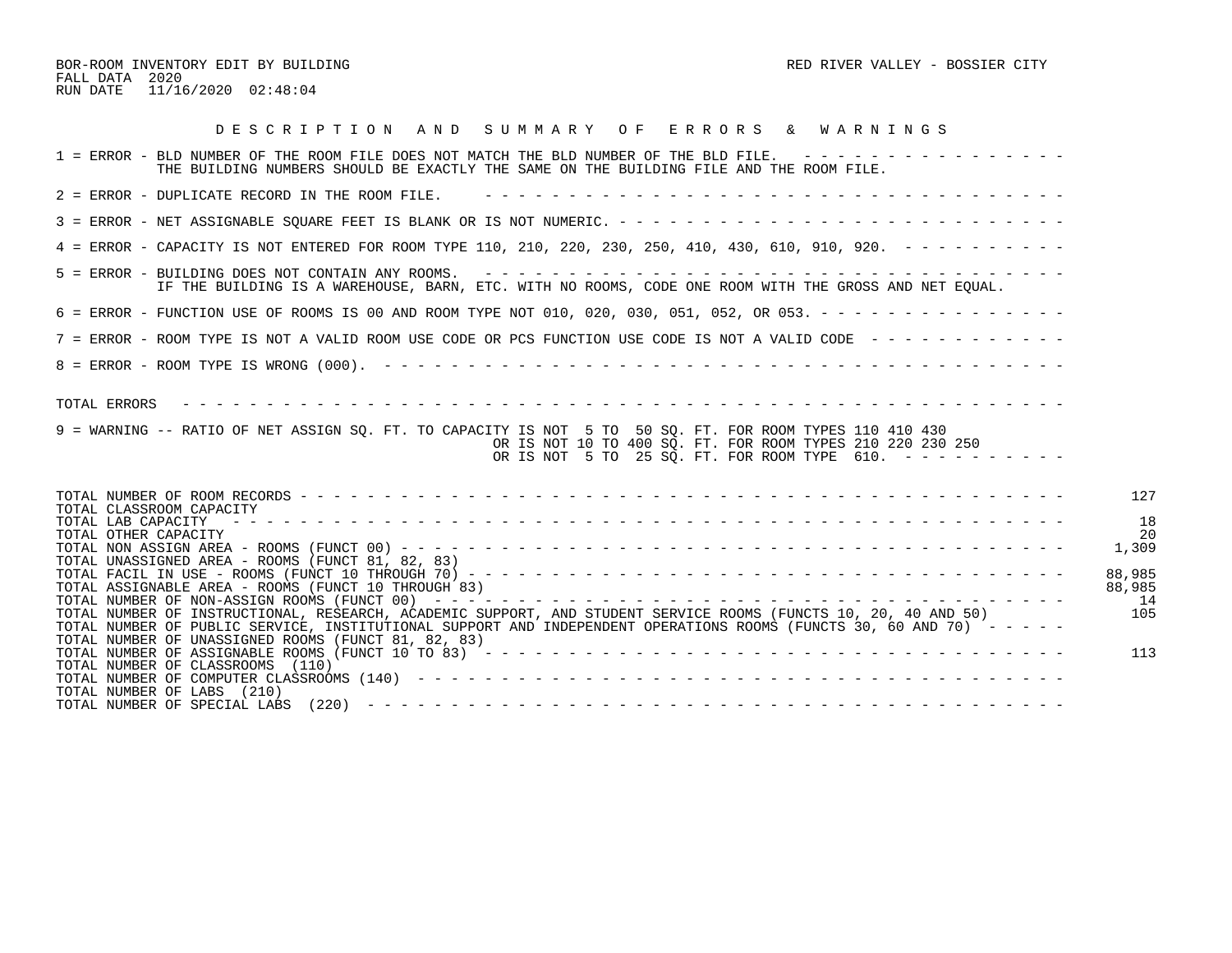BOR-ROOM INVENTORY EDIT BY BUILDING
FALL DATA 2020
RUN DATE 11/16/2020 02:48:04

RED RIVER VALLEY - BOSSIER CITY

## D E S C R I P T I O N   A N D   S U M M A R Y   O F   E R R O R S   &   W A R N I N G S

1 = ERROR - BLD NUMBER OF THE ROOM FILE DOES NOT MATCH THE BLD NUMBER OF THE BLD FILE. - - - - - - - - - - - - - - - - -
THE BUILDING NUMBERS SHOULD BE EXACTLY THE SAME ON THE BUILDING FILE AND THE ROOM FILE.

2 = ERROR - DUPLICATE RECORD IN THE ROOM FILE. - - - - - - - - - - - - - - - - - - - - - - - - - - - - - - - - - - - - -

3 = ERROR - NET ASSIGNABLE SQUARE FEET IS BLANK OR IS NOT NUMERIC. - - - - - - - - - - - - - - - - - - - - - - - - - - - - -

4 = ERROR - CAPACITY IS NOT ENTERED FOR ROOM TYPE 110, 210, 220, 230, 250, 410, 430, 610, 910, 920. - - - - - - - - - - -

5 = ERROR - BUILDING DOES NOT CONTAIN ANY ROOMS. - - - - - - - - - - - - - - - - - - - - - - - - - - - - - - - - - - - - -
IF THE BUILDING IS A WAREHOUSE, BARN, ETC. WITH NO ROOMS, CODE ONE ROOM WITH THE GROSS AND NET EQUAL.

6 = ERROR - FUNCTION USE OF ROOMS IS 00 AND ROOM TYPE NOT 010, 020, 030, 051, 052, OR 053. - - - - - - - - - - - - - - - -

7 = ERROR - ROOM TYPE IS NOT A VALID ROOM USE CODE OR PCS FUNCTION USE CODE IS NOT A VALID CODE - - - - - - - - - - - - -

8 = ERROR - ROOM TYPE IS WRONG (000). - - - - - - - - - - - - - - - - - - - - - - - - - - - - - - - - - - - - - - - - - -

TOTAL ERRORS - - - - - - - - - - - - - - - - - - - - - - - - - - - - - - - - - - - - - - - - - - - - - - - - - - - - - - -

9 = WARNING -- RATIO OF NET ASSIGN SQ. FT. TO CAPACITY IS NOT 5 TO 50 SQ. FT. FOR ROOM TYPES 110 410 430
OR IS NOT 10 TO 400 SQ. FT. FOR ROOM TYPES 210 220 230 250
OR IS NOT 5 TO 25 SQ. FT. FOR ROOM TYPE 610. - - - - - - - - - - -

| | |
|---|---|
| TOTAL NUMBER OF ROOM RECORDS | 127 |
| TOTAL CLASSROOM CAPACITY | |
| TOTAL LAB CAPACITY | 18 |
| TOTAL OTHER CAPACITY | 20 |
| TOTAL NON ASSIGN AREA - ROOMS (FUNCT 00) | 1,309 |
| TOTAL UNASSIGNED AREA - ROOMS (FUNCT 81, 82, 83) | |
| TOTAL FACIL IN USE - ROOMS (FUNCT 10 THROUGH 70) | 88,985 |
| TOTAL ASSIGNABLE AREA - ROOMS (FUNCT 10 THROUGH 83) | 88,985 |
| TOTAL NUMBER OF NON-ASSIGN ROOMS (FUNCT 00) | 14 |
| TOTAL NUMBER OF INSTRUCTIONAL, RESEARCH, ACADEMIC SUPPORT, AND STUDENT SERVICE ROOMS (FUNCTS 10, 20, 40 AND 50) | 105 |
| TOTAL NUMBER OF PUBLIC SERVICE, INSTITUTIONAL SUPPORT AND INDEPENDENT OPERATIONS ROOMS (FUNCTS 30, 60 AND 70) | |
| TOTAL NUMBER OF UNASSIGNED ROOMS (FUNCT 81, 82, 83) | |
| TOTAL NUMBER OF ASSIGNABLE ROOMS (FUNCT 10 TO 83) | 113 |
| TOTAL NUMBER OF CLASSROOMS (110) | |
| TOTAL NUMBER OF COMPUTER CLASSROOMS (140) | |
| TOTAL NUMBER OF LABS (210) | |
| TOTAL NUMBER OF SPECIAL LABS (220) | |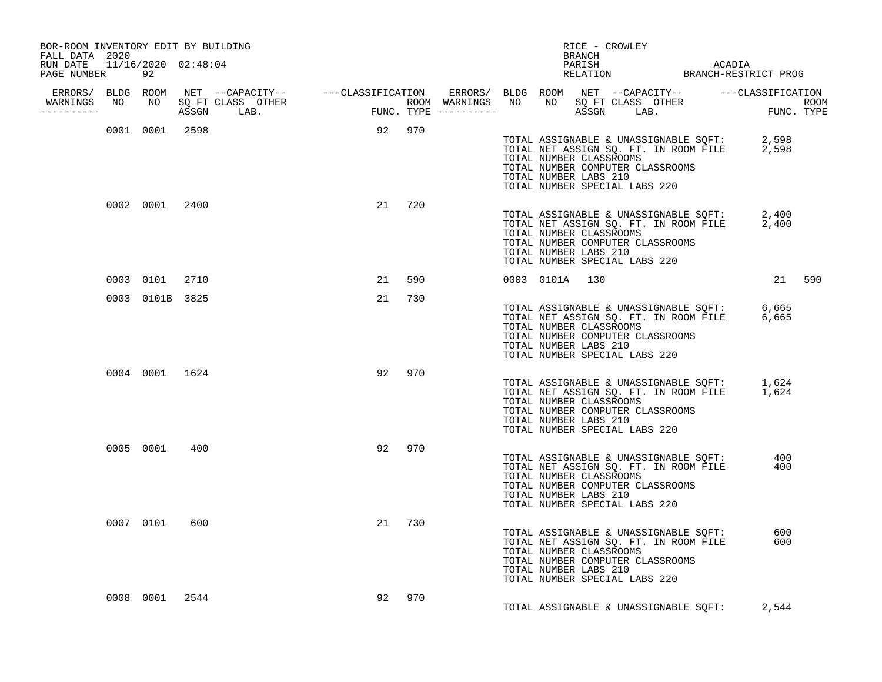BOR-ROOM INVENTORY EDIT BY BUILDING
FALL DATA 2020
RUN DATE 11/16/2020 02:48:04
PAGE NUMBER 92

RICE - CROWLEY
BRANCH
PARISH ACADIA
RELATION BRANCH-RESTRICT PROG

| ERRORS/ WARNINGS | BLDG NO | ROOM NO | NET SQ FT ASSGN | CAPACITY CLASS | CAPACITY LAB. | CAPACITY OTHER | FUNC. | ROOM TYPE | ERRORS/ WARNINGS | BLDG NO | ROOM NO | NET SQ FT ASSGN | CAPACITY CLASS | CAPACITY LAB. | CAPACITY OTHER | FUNC. | ROOM TYPE |
|---|---|---|---|---|---|---|---|---|---|---|---|---|---|---|---|---|---|
| | 0001 | 0001 | 2598 | | | | 92 | 970 | | | | | | | | | |
| | 0002 | 0001 | 2400 | | | | 21 | 720 | | | | | | | | | |
| | 0003 | 0101 | 2710 | | | | 21 | 590 | | 0003 | 0101A | 130 | | | | 21 | 590 |
| | 0003 | 0101B | 3825 | | | | 21 | 730 | | | | | | | | | |
| | 0004 | 0001 | 1624 | | | | 92 | 970 | | | | | | | | | |
| | 0005 | 0001 | 400 | | | | 92 | 970 | | | | | | | | | |
| | 0007 | 0101 | 600 | | | | 21 | 730 | | | | | | | | | |
| | 0008 | 0001 | 2544 | | | | 92 | 970 | | | | | | | | | |

Building 0001:
TOTAL ASSIGNABLE & UNASSIGNABLE SQFT: 2,598
TOTAL NET ASSIGN SQ. FT. IN ROOM FILE 2,598
TOTAL NUMBER CLASSROOMS
TOTAL NUMBER COMPUTER CLASSROOMS
TOTAL NUMBER LABS 210
TOTAL NUMBER SPECIAL LABS 220

Building 0002:
TOTAL ASSIGNABLE & UNASSIGNABLE SQFT: 2,400
TOTAL NET ASSIGN SQ. FT. IN ROOM FILE 2,400
TOTAL NUMBER CLASSROOMS
TOTAL NUMBER COMPUTER CLASSROOMS
TOTAL NUMBER LABS 210
TOTAL NUMBER SPECIAL LABS 220

Building 0003:
TOTAL ASSIGNABLE & UNASSIGNABLE SQFT: 6,665
TOTAL NET ASSIGN SQ. FT. IN ROOM FILE 6,665
TOTAL NUMBER CLASSROOMS
TOTAL NUMBER COMPUTER CLASSROOMS
TOTAL NUMBER LABS 210
TOTAL NUMBER SPECIAL LABS 220

Building 0004:
TOTAL ASSIGNABLE & UNASSIGNABLE SQFT: 1,624
TOTAL NET ASSIGN SQ. FT. IN ROOM FILE 1,624
TOTAL NUMBER CLASSROOMS
TOTAL NUMBER COMPUTER CLASSROOMS
TOTAL NUMBER LABS 210
TOTAL NUMBER SPECIAL LABS 220

Building 0005:
TOTAL ASSIGNABLE & UNASSIGNABLE SQFT: 400
TOTAL NET ASSIGN SQ. FT. IN ROOM FILE 400
TOTAL NUMBER CLASSROOMS
TOTAL NUMBER COMPUTER CLASSROOMS
TOTAL NUMBER LABS 210
TOTAL NUMBER SPECIAL LABS 220

Building 0007:
TOTAL ASSIGNABLE & UNASSIGNABLE SQFT: 600
TOTAL NET ASSIGN SQ. FT. IN ROOM FILE 600
TOTAL NUMBER CLASSROOMS
TOTAL NUMBER COMPUTER CLASSROOMS
TOTAL NUMBER LABS 210
TOTAL NUMBER SPECIAL LABS 220

Building 0008:
TOTAL ASSIGNABLE & UNASSIGNABLE SQFT: 2,544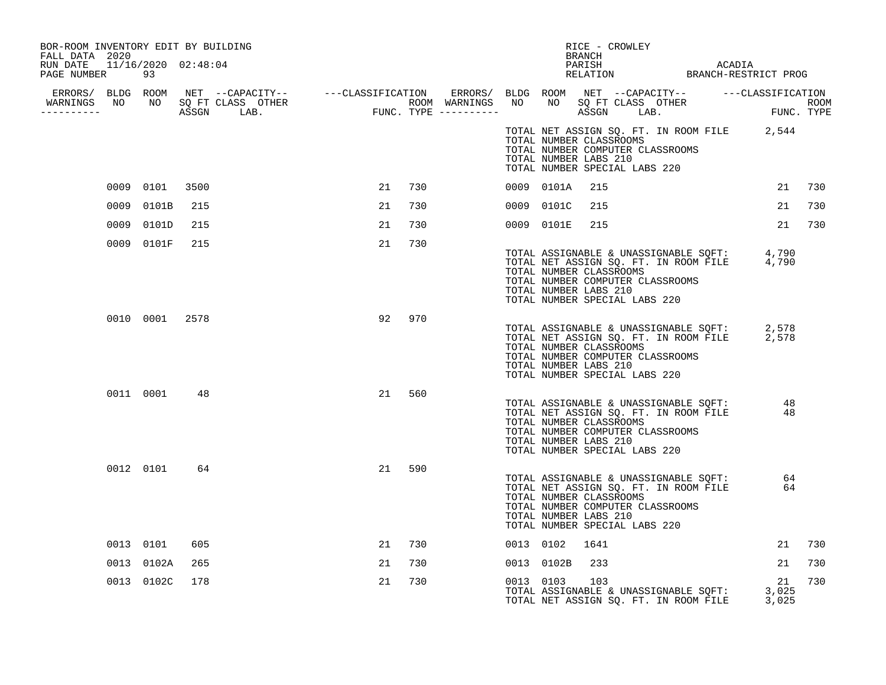BOR-ROOM INVENTORY EDIT BY BUILDING
FALL DATA 2020
RUN DATE 11/16/2020 02:48:04
PAGE NUMBER 93

RICE - CROWLEY
BRANCH
PARISH ACADIA
RELATION BRANCH-RESTRICT PROG

| ERRORS/ WARNINGS | BLDG NO | ROOM NO | NET SQ FT ASSGN | CAPACITY CLASS LAB. | CAPACITY OTHER | CLASSIFICATION FUNC. | ROOM TYPE | ERRORS/ WARNINGS | BLDG NO | ROOM NO | NET SQ FT ASSGN | CAPACITY CLASS LAB. | CAPACITY OTHER | CLASSIFICATION FUNC. | ROOM TYPE |
|---|---|---|---|---|---|---|---|---|---|---|---|---|---|---|---|
| | | | | | | | | | | | | | | | |

TOTAL NET ASSIGN SQ. FT. IN ROOM FILE 2,544
TOTAL NUMBER CLASSROOMS
TOTAL NUMBER COMPUTER CLASSROOMS
TOTAL NUMBER LABS 210
TOTAL NUMBER SPECIAL LABS 220

| ERRORS/ WARNINGS | BLDG NO | ROOM NO | NET SQ FT ASSGN | CAPACITY CLASS LAB. | CAPACITY OTHER | CLASSIFICATION FUNC. | ROOM TYPE | ERRORS/ WARNINGS | BLDG NO | ROOM NO | NET SQ FT ASSGN | CAPACITY CLASS LAB. | CAPACITY OTHER | CLASSIFICATION FUNC. | ROOM TYPE |
|---|---|---|---|---|---|---|---|---|---|---|---|---|---|---|---|
| | 0009 | 0101 | 3500 | | | 21 | 730 | | 0009 | 0101A | 215 | | | 21 | 730 |
| | 0009 | 0101B | 215 | | | 21 | 730 | | 0009 | 0101C | 215 | | | 21 | 730 |
| | 0009 | 0101D | 215 | | | 21 | 730 | | 0009 | 0101E | 215 | | | 21 | 730 |
| | 0009 | 0101F | 215 | | | 21 | 730 | | | | | | | | |

TOTAL ASSIGNABLE & UNASSIGNABLE SQFT: 4,790
TOTAL NET ASSIGN SQ. FT. IN ROOM FILE 4,790
TOTAL NUMBER CLASSROOMS
TOTAL NUMBER COMPUTER CLASSROOMS
TOTAL NUMBER LABS 210
TOTAL NUMBER SPECIAL LABS 220

| ERRORS/ WARNINGS | BLDG NO | ROOM NO | NET SQ FT ASSGN | CAPACITY CLASS LAB. | CAPACITY OTHER | CLASSIFICATION FUNC. | ROOM TYPE |
|---|---|---|---|---|---|---|---|
| | 0010 | 0001 | 2578 | | | 92 | 970 |

TOTAL ASSIGNABLE & UNASSIGNABLE SQFT: 2,578
TOTAL NET ASSIGN SQ. FT. IN ROOM FILE 2,578
TOTAL NUMBER CLASSROOMS
TOTAL NUMBER COMPUTER CLASSROOMS
TOTAL NUMBER LABS 210
TOTAL NUMBER SPECIAL LABS 220

| ERRORS/ WARNINGS | BLDG NO | ROOM NO | NET SQ FT ASSGN | CAPACITY CLASS LAB. | CAPACITY OTHER | CLASSIFICATION FUNC. | ROOM TYPE |
|---|---|---|---|---|---|---|---|
| | 0011 | 0001 | 48 | | | 21 | 560 |

TOTAL ASSIGNABLE & UNASSIGNABLE SQFT: 48
TOTAL NET ASSIGN SQ. FT. IN ROOM FILE 48
TOTAL NUMBER CLASSROOMS
TOTAL NUMBER COMPUTER CLASSROOMS
TOTAL NUMBER LABS 210
TOTAL NUMBER SPECIAL LABS 220

| ERRORS/ WARNINGS | BLDG NO | ROOM NO | NET SQ FT ASSGN | CAPACITY CLASS LAB. | CAPACITY OTHER | CLASSIFICATION FUNC. | ROOM TYPE |
|---|---|---|---|---|---|---|---|
| | 0012 | 0101 | 64 | | | 21 | 590 |

TOTAL ASSIGNABLE & UNASSIGNABLE SQFT: 64
TOTAL NET ASSIGN SQ. FT. IN ROOM FILE 64
TOTAL NUMBER CLASSROOMS
TOTAL NUMBER COMPUTER CLASSROOMS
TOTAL NUMBER LABS 210
TOTAL NUMBER SPECIAL LABS 220

| ERRORS/ WARNINGS | BLDG NO | ROOM NO | NET SQ FT ASSGN | CAPACITY CLASS LAB. | CAPACITY OTHER | CLASSIFICATION FUNC. | ROOM TYPE | ERRORS/ WARNINGS | BLDG NO | ROOM NO | NET SQ FT ASSGN | CAPACITY CLASS LAB. | CAPACITY OTHER | CLASSIFICATION FUNC. | ROOM TYPE |
|---|---|---|---|---|---|---|---|---|---|---|---|---|---|---|---|
| | 0013 | 0101 | 605 | | | 21 | 730 | | 0013 | 0102 | 1641 | | | 21 | 730 |
| | 0013 | 0102A | 265 | | | 21 | 730 | | 0013 | 0102B | 233 | | | 21 | 730 |
| | 0013 | 0102C | 178 | | | 21 | 730 | | 0013 | 0103 | 103 | | | 21 | 730 |

TOTAL ASSIGNABLE & UNASSIGNABLE SQFT: 3,025
TOTAL NET ASSIGN SQ. FT. IN ROOM FILE 3,025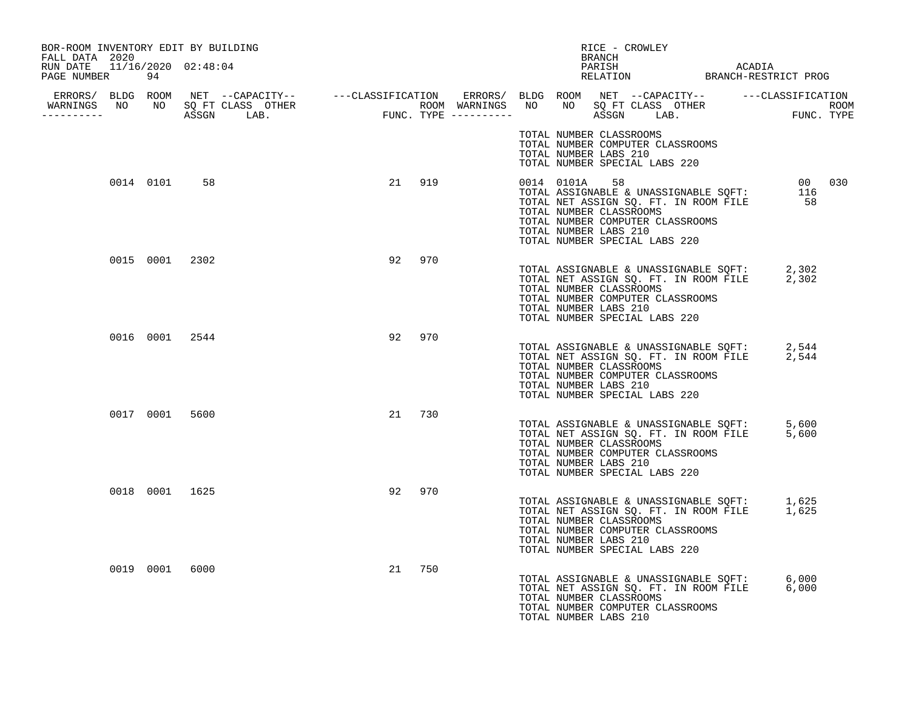BOR-ROOM INVENTORY EDIT BY BUILDING
FALL DATA 2020
RUN DATE 11/16/2020 02:48:04
PAGE NUMBER 94

RICE - CROWLEY
BRANCH
PARISH ACADIA
RELATION BRANCH-RESTRICT PROG

| ERRORS/ WARNINGS | BLDG NO | ROOM NO | NET SQ FT ASSGN | --CAPACITY-- CLASS | OTHER LAB. | ---CLASSIFICATION FUNC. | ROOM TYPE | ERRORS/ WARNINGS | BLDG NO | ROOM NO | NET SQ FT ASSGN | --CAPACITY-- CLASS | OTHER LAB. | ---CLASSIFICATION FUNC. | ROOM TYPE |
|---|---|---|---|---|---|---|---|---|---|---|---|---|---|---|---|
| | | | | | | | | | | | | | | | |

TOTAL NUMBER CLASSROOMS
TOTAL NUMBER COMPUTER CLASSROOMS
TOTAL NUMBER LABS 210
TOTAL NUMBER SPECIAL LABS 220

| ERRORS/ WARNINGS | BLDG NO | ROOM NO | NET SQ FT ASSGN | CLASS | OTHER LAB. | FUNC. | ROOM TYPE | ERRORS/ WARNINGS | BLDG NO | ROOM NO | NET SQ FT ASSGN | CLASS | OTHER LAB. | FUNC. | ROOM TYPE |
|---|---|---|---|---|---|---|---|---|---|---|---|---|---|---|---|
| | 0014 | 0101 | 58 | | | 21 | 919 | | 0014 | 0101A | 58 | | | 00 | 030 |

TOTAL ASSIGNABLE & UNASSIGNABLE SQFT: 116
TOTAL NET ASSIGN SQ. FT. IN ROOM FILE 58
TOTAL NUMBER CLASSROOMS
TOTAL NUMBER COMPUTER CLASSROOMS
TOTAL NUMBER LABS 210
TOTAL NUMBER SPECIAL LABS 220

| ERRORS/ WARNINGS | BLDG NO | ROOM NO | NET SQ FT ASSGN | CLASS | OTHER LAB. | FUNC. | ROOM TYPE |
|---|---|---|---|---|---|---|---|
| | 0015 | 0001 | 2302 | | | 92 | 970 |

TOTAL ASSIGNABLE & UNASSIGNABLE SQFT: 2,302
TOTAL NET ASSIGN SQ. FT. IN ROOM FILE 2,302
TOTAL NUMBER CLASSROOMS
TOTAL NUMBER COMPUTER CLASSROOMS
TOTAL NUMBER LABS 210
TOTAL NUMBER SPECIAL LABS 220

| ERRORS/ WARNINGS | BLDG NO | ROOM NO | NET SQ FT ASSGN | CLASS | OTHER LAB. | FUNC. | ROOM TYPE |
|---|---|---|---|---|---|---|---|
| | 0016 | 0001 | 2544 | | | 92 | 970 |

TOTAL ASSIGNABLE & UNASSIGNABLE SQFT: 2,544
TOTAL NET ASSIGN SQ. FT. IN ROOM FILE 2,544
TOTAL NUMBER CLASSROOMS
TOTAL NUMBER COMPUTER CLASSROOMS
TOTAL NUMBER LABS 210
TOTAL NUMBER SPECIAL LABS 220

| ERRORS/ WARNINGS | BLDG NO | ROOM NO | NET SQ FT ASSGN | CLASS | OTHER LAB. | FUNC. | ROOM TYPE |
|---|---|---|---|---|---|---|---|
| | 0017 | 0001 | 5600 | | | 21 | 730 |

TOTAL ASSIGNABLE & UNASSIGNABLE SQFT: 5,600
TOTAL NET ASSIGN SQ. FT. IN ROOM FILE 5,600
TOTAL NUMBER CLASSROOMS
TOTAL NUMBER COMPUTER CLASSROOMS
TOTAL NUMBER LABS 210
TOTAL NUMBER SPECIAL LABS 220

| ERRORS/ WARNINGS | BLDG NO | ROOM NO | NET SQ FT ASSGN | CLASS | OTHER LAB. | FUNC. | ROOM TYPE |
|---|---|---|---|---|---|---|---|
| | 0018 | 0001 | 1625 | | | 92 | 970 |

TOTAL ASSIGNABLE & UNASSIGNABLE SQFT: 1,625
TOTAL NET ASSIGN SQ. FT. IN ROOM FILE 1,625
TOTAL NUMBER CLASSROOMS
TOTAL NUMBER COMPUTER CLASSROOMS
TOTAL NUMBER LABS 210
TOTAL NUMBER SPECIAL LABS 220

| ERRORS/ WARNINGS | BLDG NO | ROOM NO | NET SQ FT ASSGN | CLASS | OTHER LAB. | FUNC. | ROOM TYPE |
|---|---|---|---|---|---|---|---|
| | 0019 | 0001 | 6000 | | | 21 | 750 |

TOTAL ASSIGNABLE & UNASSIGNABLE SQFT: 6,000
TOTAL NET ASSIGN SQ. FT. IN ROOM FILE 6,000
TOTAL NUMBER CLASSROOMS
TOTAL NUMBER COMPUTER CLASSROOMS
TOTAL NUMBER LABS 210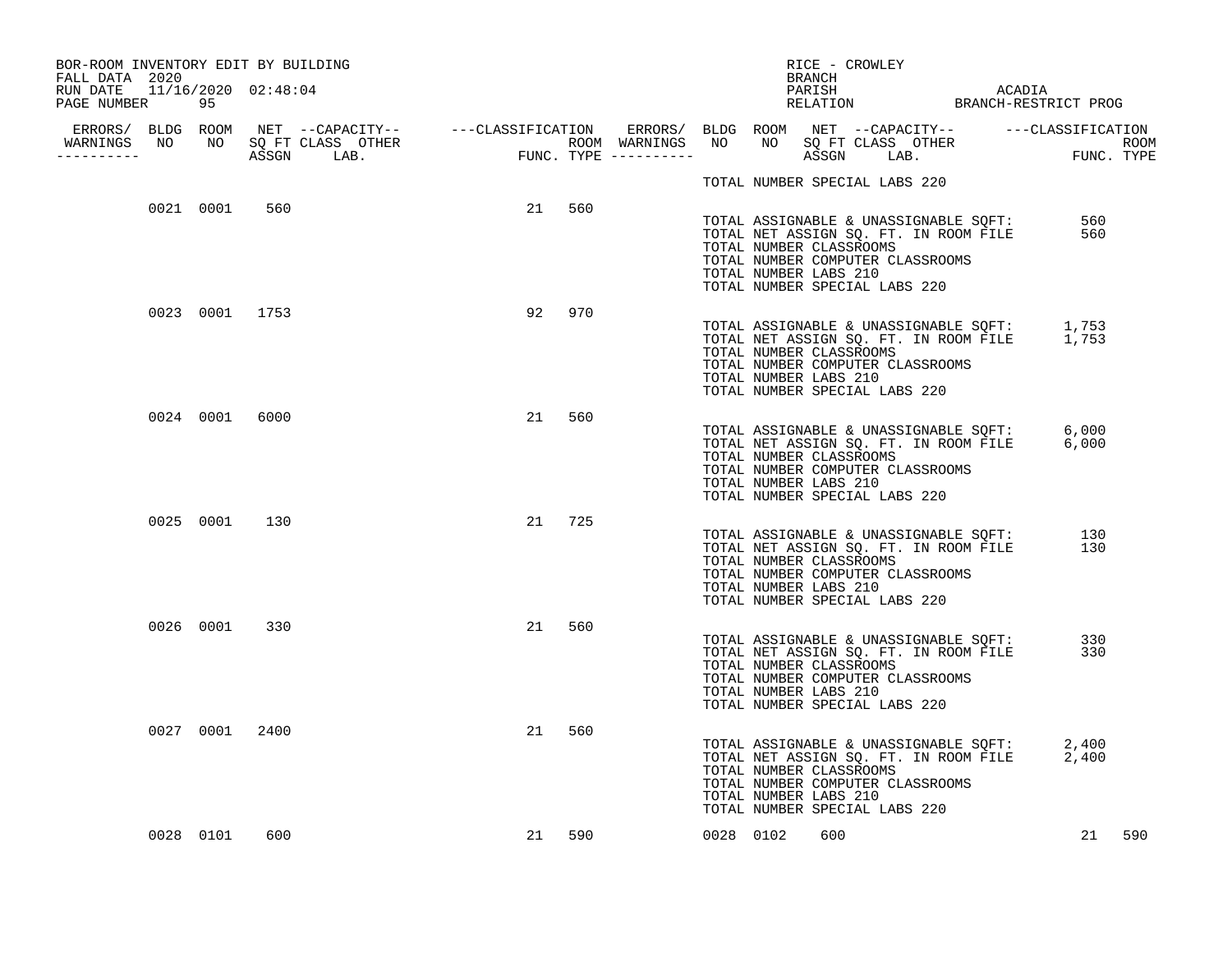BOR-ROOM INVENTORY EDIT BY BUILDING
FALL DATA 2020
RUN DATE 11/16/2020 02:48:04

RICE - CROWLEY
BRANCH
PARISH ACADIA
RELATION BRANCH-RESTRICT PROG

| ERRORS/ WARNINGS | BLDG NO | ROOM NO | NET SQ FT ASSGN | --CAPACITY-- CLASS LAB. | OTHER | ---CLASSIFICATION FUNC. | ROOM TYPE | ERRORS/ WARNINGS | BLDG NO | ROOM NO | NET SQ FT ASSGN | --CAPACITY-- CLASS LAB. | OTHER | ---CLASSIFICATION FUNC. | ROOM TYPE |
|---|---|---|---|---|---|---|---|---|---|---|---|---|---|---|---|
| | | | | | | | | | TOTAL NUMBER SPECIAL LABS 220 | | | | | | |
| | 0021 | 0001 | 560 | | | 21 | 560 | | | | | | | | |
| | | | | | | | | | TOTAL ASSIGNABLE & UNASSIGNABLE SQFT: | | | | | 560 | |
| | | | | | | | | | TOTAL NET ASSIGN SQ. FT. IN ROOM FILE | | | | | 560 | |
| | | | | | | | | | TOTAL NUMBER CLASSROOMS | | | | | | |
| | | | | | | | | | TOTAL NUMBER COMPUTER CLASSROOMS | | | | | | |
| | | | | | | | | | TOTAL NUMBER LABS 210 | | | | | | |
| | | | | | | | | | TOTAL NUMBER SPECIAL LABS 220 | | | | | | |
| | 0023 | 0001 | 1753 | | | 92 | 970 | | | | | | | | |
| | | | | | | | | | TOTAL ASSIGNABLE & UNASSIGNABLE SQFT: | | | | | 1,753 | |
| | | | | | | | | | TOTAL NET ASSIGN SQ. FT. IN ROOM FILE | | | | | 1,753 | |
| | | | | | | | | | TOTAL NUMBER CLASSROOMS | | | | | | |
| | | | | | | | | | TOTAL NUMBER COMPUTER CLASSROOMS | | | | | | |
| | | | | | | | | | TOTAL NUMBER LABS 210 | | | | | | |
| | | | | | | | | | TOTAL NUMBER SPECIAL LABS 220 | | | | | | |
| | 0024 | 0001 | 6000 | | | 21 | 560 | | | | | | | | |
| | | | | | | | | | TOTAL ASSIGNABLE & UNASSIGNABLE SQFT: | | | | | 6,000 | |
| | | | | | | | | | TOTAL NET ASSIGN SQ. FT. IN ROOM FILE | | | | | 6,000 | |
| | | | | | | | | | TOTAL NUMBER CLASSROOMS | | | | | | |
| | | | | | | | | | TOTAL NUMBER COMPUTER CLASSROOMS | | | | | | |
| | | | | | | | | | TOTAL NUMBER LABS 210 | | | | | | |
| | | | | | | | | | TOTAL NUMBER SPECIAL LABS 220 | | | | | | |
| | 0025 | 0001 | 130 | | | 21 | 725 | | | | | | | | |
| | | | | | | | | | TOTAL ASSIGNABLE & UNASSIGNABLE SQFT: | | | | | 130 | |
| | | | | | | | | | TOTAL NET ASSIGN SQ. FT. IN ROOM FILE | | | | | 130 | |
| | | | | | | | | | TOTAL NUMBER CLASSROOMS | | | | | | |
| | | | | | | | | | TOTAL NUMBER COMPUTER CLASSROOMS | | | | | | |
| | | | | | | | | | TOTAL NUMBER LABS 210 | | | | | | |
| | | | | | | | | | TOTAL NUMBER SPECIAL LABS 220 | | | | | | |
| | 0026 | 0001 | 330 | | | 21 | 560 | | | | | | | | |
| | | | | | | | | | TOTAL ASSIGNABLE & UNASSIGNABLE SQFT: | | | | | 330 | |
| | | | | | | | | | TOTAL NET ASSIGN SQ. FT. IN ROOM FILE | | | | | 330 | |
| | | | | | | | | | TOTAL NUMBER CLASSROOMS | | | | | | |
| | | | | | | | | | TOTAL NUMBER COMPUTER CLASSROOMS | | | | | | |
| | | | | | | | | | TOTAL NUMBER LABS 210 | | | | | | |
| | | | | | | | | | TOTAL NUMBER SPECIAL LABS 220 | | | | | | |
| | 0027 | 0001 | 2400 | | | 21 | 560 | | | | | | | | |
| | | | | | | | | | TOTAL ASSIGNABLE & UNASSIGNABLE SQFT: | | | | | 2,400 | |
| | | | | | | | | | TOTAL NET ASSIGN SQ. FT. IN ROOM FILE | | | | | 2,400 | |
| | | | | | | | | | TOTAL NUMBER CLASSROOMS | | | | | | |
| | | | | | | | | | TOTAL NUMBER COMPUTER CLASSROOMS | | | | | | |
| | | | | | | | | | TOTAL NUMBER LABS 210 | | | | | | |
| | | | | | | | | | TOTAL NUMBER SPECIAL LABS 220 | | | | | | |
| | 0028 | 0101 | 600 | | | 21 | 590 | | 0028 | 0102 | 600 | | | 21 | 590 |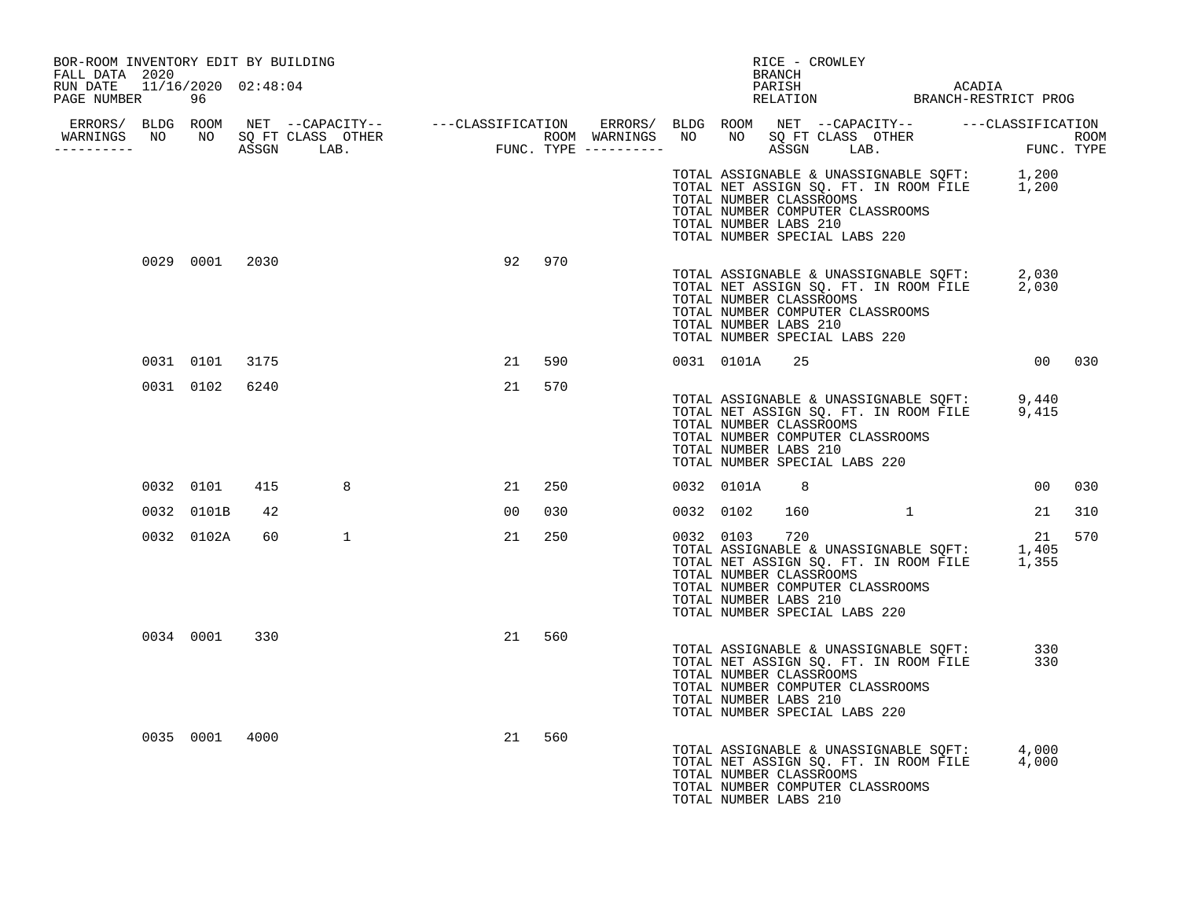BOR-ROOM INVENTORY EDIT BY BUILDING
FALL DATA 2020
RUN DATE 11/16/2020 02:48:04
PAGE NUMBER 96

RICE - CROWLEY
BRANCH
PARISH ACADIA
RELATION BRANCH-RESTRICT PROG

| ERRORS/ WARNINGS | BLDG NO | ROOM NO | NET SQ FT ASSGN | CAPACITY CLASS | CAPACITY LAB. | CAPACITY OTHER | CLASSIFICATION FUNC. | ROOM TYPE | ERRORS/ WARNINGS | BLDG NO | ROOM NO | NET SQ FT ASSGN | CAPACITY CLASS | CAPACITY LAB. | CAPACITY OTHER | CLASSIFICATION FUNC. | ROOM TYPE |
|---|---|---|---|---|---|---|---|---|---|---|---|---|---|---|---|---|---|
| | | | | | | | | | | | | | | | | | |

TOTAL ASSIGNABLE & UNASSIGNABLE SQFT: 1,200
TOTAL NET ASSIGN SQ. FT. IN ROOM FILE 1,200
TOTAL NUMBER CLASSROOMS
TOTAL NUMBER COMPUTER CLASSROOMS
TOTAL NUMBER LABS 210
TOTAL NUMBER SPECIAL LABS 220

| ERRORS/ WARNINGS | BLDG NO | ROOM NO | NET SQ FT ASSGN | CAPACITY CLASS | CAPACITY LAB. | CAPACITY OTHER | CLASSIFICATION FUNC. | ROOM TYPE | ERRORS/ WARNINGS | BLDG NO | ROOM NO | NET SQ FT ASSGN | CAPACITY CLASS | CAPACITY LAB. | CAPACITY OTHER | CLASSIFICATION FUNC. | ROOM TYPE |
|---|---|---|---|---|---|---|---|---|---|---|---|---|---|---|---|---|---|
| | 0029 | 0001 | 2030 | | | | 92 | 970 | | | | | | | | | |

TOTAL ASSIGNABLE & UNASSIGNABLE SQFT: 2,030
TOTAL NET ASSIGN SQ. FT. IN ROOM FILE 2,030
TOTAL NUMBER CLASSROOMS
TOTAL NUMBER COMPUTER CLASSROOMS
TOTAL NUMBER LABS 210
TOTAL NUMBER SPECIAL LABS 220

| ERRORS/ WARNINGS | BLDG NO | ROOM NO | NET SQ FT ASSGN | CAPACITY CLASS | CAPACITY LAB. | CAPACITY OTHER | CLASSIFICATION FUNC. | ROOM TYPE | ERRORS/ WARNINGS | BLDG NO | ROOM NO | NET SQ FT ASSGN | CAPACITY CLASS | CAPACITY LAB. | CAPACITY OTHER | CLASSIFICATION FUNC. | ROOM TYPE |
|---|---|---|---|---|---|---|---|---|---|---|---|---|---|---|---|---|---|
| | 0031 | 0101 | 3175 | | | | 21 | 590 | | 0031 | 0101A | 25 | | | | 00 | 030 |
| | 0031 | 0102 | 6240 | | | | 21 | 570 | | | | | | | | | |

TOTAL ASSIGNABLE & UNASSIGNABLE SQFT: 9,440
TOTAL NET ASSIGN SQ. FT. IN ROOM FILE 9,415
TOTAL NUMBER CLASSROOMS
TOTAL NUMBER COMPUTER CLASSROOMS
TOTAL NUMBER LABS 210
TOTAL NUMBER SPECIAL LABS 220

| ERRORS/ WARNINGS | BLDG NO | ROOM NO | NET SQ FT ASSGN | CAPACITY CLASS | CAPACITY LAB. | CAPACITY OTHER | CLASSIFICATION FUNC. | ROOM TYPE | ERRORS/ WARNINGS | BLDG NO | ROOM NO | NET SQ FT ASSGN | CAPACITY CLASS | CAPACITY LAB. | CAPACITY OTHER | CLASSIFICATION FUNC. | ROOM TYPE |
|---|---|---|---|---|---|---|---|---|---|---|---|---|---|---|---|---|---|
| | 0032 | 0101 | 415 | | | 8 | 21 | 250 | | 0032 | 0101A | 8 | | | | 00 | 030 |
| | 0032 | 0101B | 42 | | | | 00 | 030 | | 0032 | 0102 | 160 | | | 1 | 21 | 310 |
| | 0032 | 0102A | 60 | | | 1 | 21 | 250 | | 0032 | 0103 | 720 | | | | 21 | 570 |

TOTAL ASSIGNABLE & UNASSIGNABLE SQFT: 1,405
TOTAL NET ASSIGN SQ. FT. IN ROOM FILE 1,355
TOTAL NUMBER CLASSROOMS
TOTAL NUMBER COMPUTER CLASSROOMS
TOTAL NUMBER LABS 210
TOTAL NUMBER SPECIAL LABS 220

| ERRORS/ WARNINGS | BLDG NO | ROOM NO | NET SQ FT ASSGN | CAPACITY CLASS | CAPACITY LAB. | CAPACITY OTHER | CLASSIFICATION FUNC. | ROOM TYPE | ERRORS/ WARNINGS | BLDG NO | ROOM NO | NET SQ FT ASSGN | CAPACITY CLASS | CAPACITY LAB. | CAPACITY OTHER | CLASSIFICATION FUNC. | ROOM TYPE |
|---|---|---|---|---|---|---|---|---|---|---|---|---|---|---|---|---|---|
| | 0034 | 0001 | 330 | | | | 21 | 560 | | | | | | | | | |

TOTAL ASSIGNABLE & UNASSIGNABLE SQFT: 330
TOTAL NET ASSIGN SQ. FT. IN ROOM FILE 330
TOTAL NUMBER CLASSROOMS
TOTAL NUMBER COMPUTER CLASSROOMS
TOTAL NUMBER LABS 210
TOTAL NUMBER SPECIAL LABS 220

| ERRORS/ WARNINGS | BLDG NO | ROOM NO | NET SQ FT ASSGN | CAPACITY CLASS | CAPACITY LAB. | CAPACITY OTHER | CLASSIFICATION FUNC. | ROOM TYPE | ERRORS/ WARNINGS | BLDG NO | ROOM NO | NET SQ FT ASSGN | CAPACITY CLASS | CAPACITY LAB. | CAPACITY OTHER | CLASSIFICATION FUNC. | ROOM TYPE |
|---|---|---|---|---|---|---|---|---|---|---|---|---|---|---|---|---|---|
| | 0035 | 0001 | 4000 | | | | 21 | 560 | | | | | | | | | |

TOTAL ASSIGNABLE & UNASSIGNABLE SQFT: 4,000
TOTAL NET ASSIGN SQ. FT. IN ROOM FILE 4,000
TOTAL NUMBER CLASSROOMS
TOTAL NUMBER COMPUTER CLASSROOMS
TOTAL NUMBER LABS 210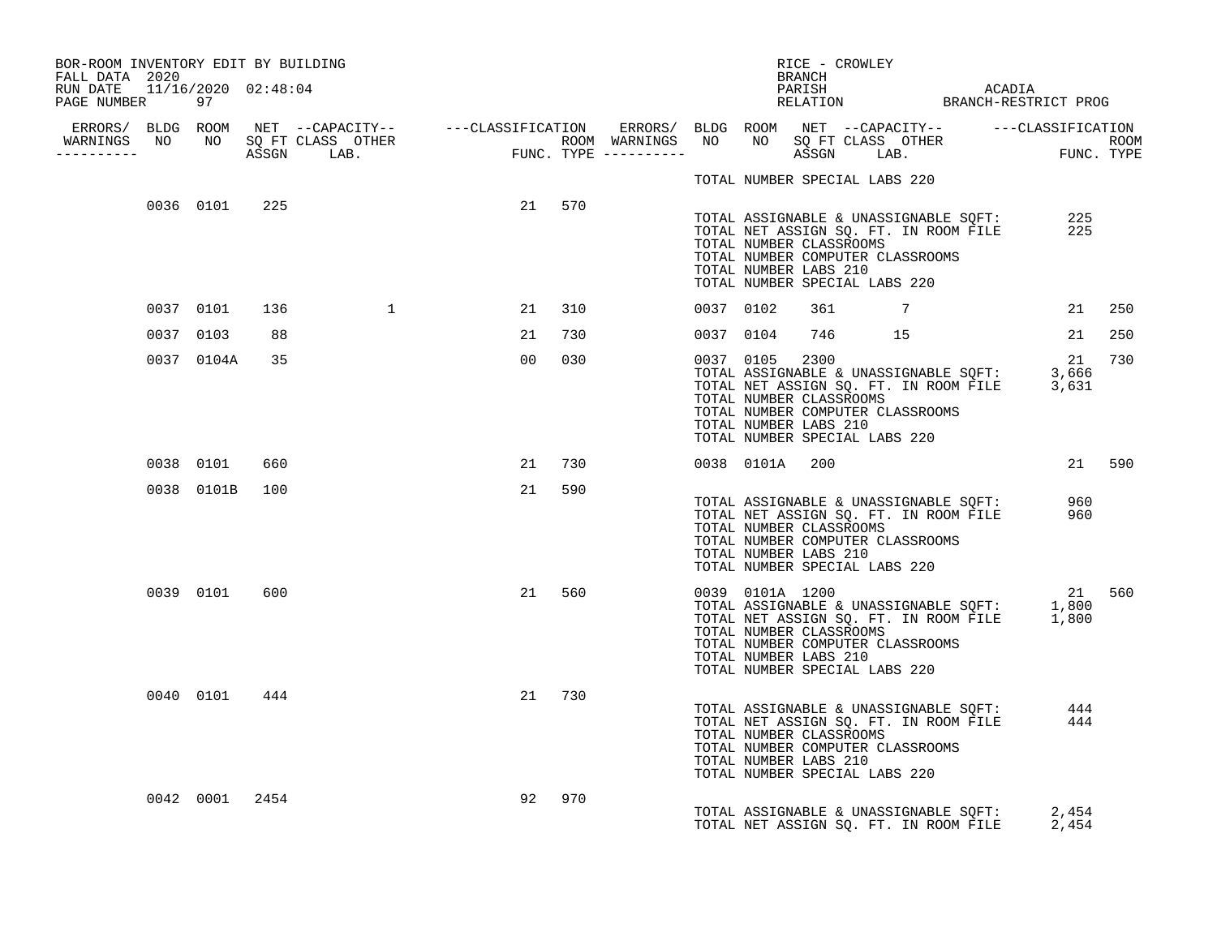BOR-ROOM INVENTORY EDIT BY BUILDING
FALL DATA 2020
RUN DATE 11/16/2020 02:48:04
PAGE NUMBER 97

RICE - CROWLEY
BRANCH
PARISH ACADIA
RELATION BRANCH-RESTRICT PROG

| ERRORS/ WARNINGS | BLDG NO | ROOM NO | NET SQ FT ASSGN | CAPACITY CLASS | CAPACITY OTHER LAB. | CLASSIFICATION FUNC. | ROOM TYPE | ERRORS/ WARNINGS | BLDG NO | ROOM NO | NET SQ FT ASSGN | CAPACITY CLASS | CAPACITY OTHER LAB. | CLASSIFICATION FUNC. | ROOM TYPE |
|---|---|---|---|---|---|---|---|---|---|---|---|---|---|---|---|
| | | | | | | | | | TOTAL NUMBER SPECIAL LABS 220 | | | | | | |
| | 0036 | 0101 | 225 | | | 21 | 570 | | | | | | | | |
| | | | | | | | | | TOTAL ASSIGNABLE & UNASSIGNABLE SQFT: | | | | | 225 | |
| | | | | | | | | | TOTAL NET ASSIGN SQ. FT. IN ROOM FILE | | | | | 225 | |
| | | | | | | | | | TOTAL NUMBER CLASSROOMS | | | | | | |
| | | | | | | | | | TOTAL NUMBER COMPUTER CLASSROOMS | | | | | | |
| | | | | | | | | | TOTAL NUMBER LABS 210 | | | | | | |
| | | | | | | | | | TOTAL NUMBER SPECIAL LABS 220 | | | | | | |
| | 0037 | 0101 | 136 | | 1 | 21 | 310 | | 0037 | 0102 | 361 | | 7 | 21 | 250 |
| | 0037 | 0103 | 88 | | | 21 | 730 | | 0037 | 0104 | 746 | | 15 | 21 | 250 |
| | 0037 | 0104A | 35 | | | 00 | 030 | | 0037 | 0105 | 2300 | | | 21 | 730 |
| | | | | | | | | | TOTAL ASSIGNABLE & UNASSIGNABLE SQFT: | | | | | 3,666 | |
| | | | | | | | | | TOTAL NET ASSIGN SQ. FT. IN ROOM FILE | | | | | 3,631 | |
| | | | | | | | | | TOTAL NUMBER CLASSROOMS | | | | | | |
| | | | | | | | | | TOTAL NUMBER COMPUTER CLASSROOMS | | | | | | |
| | | | | | | | | | TOTAL NUMBER LABS 210 | | | | | | |
| | | | | | | | | | TOTAL NUMBER SPECIAL LABS 220 | | | | | | |
| | 0038 | 0101 | 660 | | | 21 | 730 | | 0038 | 0101A | 200 | | | 21 | 590 |
| | 0038 | 0101B | 100 | | | 21 | 590 | | | | | | | | |
| | | | | | | | | | TOTAL ASSIGNABLE & UNASSIGNABLE SQFT: | | | | | 960 | |
| | | | | | | | | | TOTAL NET ASSIGN SQ. FT. IN ROOM FILE | | | | | 960 | |
| | | | | | | | | | TOTAL NUMBER CLASSROOMS | | | | | | |
| | | | | | | | | | TOTAL NUMBER COMPUTER CLASSROOMS | | | | | | |
| | | | | | | | | | TOTAL NUMBER LABS 210 | | | | | | |
| | | | | | | | | | TOTAL NUMBER SPECIAL LABS 220 | | | | | | |
| | 0039 | 0101 | 600 | | | 21 | 560 | | 0039 | 0101A | 1200 | | | 21 | 560 |
| | | | | | | | | | TOTAL ASSIGNABLE & UNASSIGNABLE SQFT: | | | | | 1,800 | |
| | | | | | | | | | TOTAL NET ASSIGN SQ. FT. IN ROOM FILE | | | | | 1,800 | |
| | | | | | | | | | TOTAL NUMBER CLASSROOMS | | | | | | |
| | | | | | | | | | TOTAL NUMBER COMPUTER CLASSROOMS | | | | | | |
| | | | | | | | | | TOTAL NUMBER LABS 210 | | | | | | |
| | | | | | | | | | TOTAL NUMBER SPECIAL LABS 220 | | | | | | |
| | 0040 | 0101 | 444 | | | 21 | 730 | | | | | | | | |
| | | | | | | | | | TOTAL ASSIGNABLE & UNASSIGNABLE SQFT: | | | | | 444 | |
| | | | | | | | | | TOTAL NET ASSIGN SQ. FT. IN ROOM FILE | | | | | 444 | |
| | | | | | | | | | TOTAL NUMBER CLASSROOMS | | | | | | |
| | | | | | | | | | TOTAL NUMBER COMPUTER CLASSROOMS | | | | | | |
| | | | | | | | | | TOTAL NUMBER LABS 210 | | | | | | |
| | | | | | | | | | TOTAL NUMBER SPECIAL LABS 220 | | | | | | |
| | 0042 | 0001 | 2454 | | | 92 | 970 | | | | | | | | |
| | | | | | | | | | TOTAL ASSIGNABLE & UNASSIGNABLE SQFT: | | | | | 2,454 | |
| | | | | | | | | | TOTAL NET ASSIGN SQ. FT. IN ROOM FILE | | | | | 2,454 | |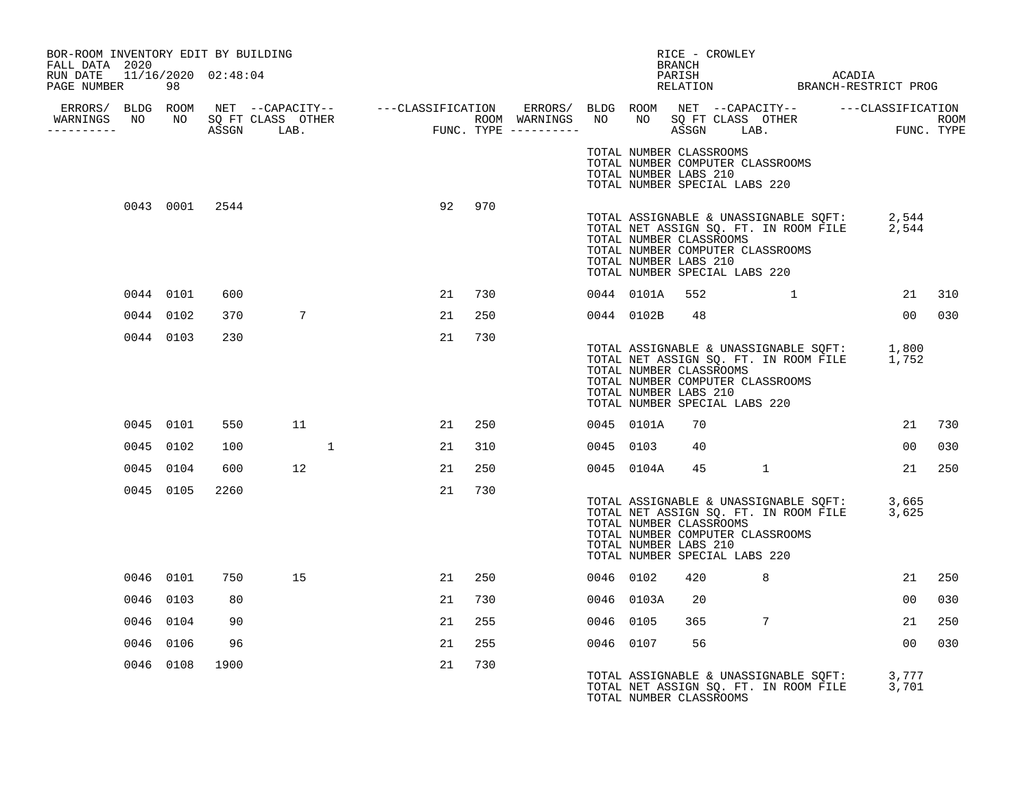BOR-ROOM INVENTORY EDIT BY BUILDING
FALL DATA 2020
RUN DATE 11/16/2020 02:48:04
PAGE NUMBER 98

RICE - CROWLEY
BRANCH
PARISH ACADIA
RELATION BRANCH-RESTRICT PROG

| ERRORS/ WARNINGS | BLDG NO | ROOM NO | NET SQ FT ASSGN | CAPACITY CLASS LAB. | CAPACITY OTHER | CLASSIFICATION FUNC. | ROOM TYPE | ERRORS/ WARNINGS | BLDG NO | ROOM NO | NET SQ FT ASSGN | CAPACITY CLASS LAB. | CAPACITY OTHER | CLASSIFICATION FUNC. | ROOM TYPE |
|---|---|---|---|---|---|---|---|---|---|---|---|---|---|---|---|
| | | | | | | | | | TOTAL NUMBER CLASSROOMS | | | | | | |
| | | | | | | | | | TOTAL NUMBER COMPUTER CLASSROOMS | | | | | | |
| | | | | | | | | | TOTAL NUMBER LABS 210 | | | | | | |
| | | | | | | | | | TOTAL NUMBER SPECIAL LABS 220 | | | | | | |
| | 0043 | 0001 | 2544 | | | 92 | 970 | | | | | | | | |
| | | | | | | | | | TOTAL ASSIGNABLE & UNASSIGNABLE SQFT: | | 2,544 | | | | |
| | | | | | | | | | TOTAL NET ASSIGN SQ. FT. IN ROOM FILE | | 2,544 | | | | |
| | | | | | | | | | TOTAL NUMBER CLASSROOMS | | | | | | |
| | | | | | | | | | TOTAL NUMBER COMPUTER CLASSROOMS | | | | | | |
| | | | | | | | | | TOTAL NUMBER LABS 210 | | | | | | |
| | | | | | | | | | TOTAL NUMBER SPECIAL LABS 220 | | | | | | |
| | 0044 | 0101 | 600 | | | 21 | 730 | | 0044 | 0101A | 552 | | 1 | 21 | 310 |
| | 0044 | 0102 | 370 | 7 | | 21 | 250 | | 0044 | 0102B | 48 | | | 00 | 030 |
| | 0044 | 0103 | 230 | | | 21 | 730 | | | | | | | | |
| | | | | | | | | | TOTAL ASSIGNABLE & UNASSIGNABLE SQFT: | | 1,800 | | | | |
| | | | | | | | | | TOTAL NET ASSIGN SQ. FT. IN ROOM FILE | | 1,752 | | | | |
| | | | | | | | | | TOTAL NUMBER CLASSROOMS | | | | | | |
| | | | | | | | | | TOTAL NUMBER COMPUTER CLASSROOMS | | | | | | |
| | | | | | | | | | TOTAL NUMBER LABS 210 | | | | | | |
| | | | | | | | | | TOTAL NUMBER SPECIAL LABS 220 | | | | | | |
| | 0045 | 0101 | 550 | 11 | | 21 | 250 | | 0045 | 0101A | 70 | | | 21 | 730 |
| | 0045 | 0102 | 100 | | 1 | 21 | 310 | | 0045 | 0103 | 40 | | | 00 | 030 |
| | 0045 | 0104 | 600 | 12 | | 21 | 250 | | 0045 | 0104A | 45 | 1 | | 21 | 250 |
| | 0045 | 0105 | 2260 | | | 21 | 730 | | | | | | | | |
| | | | | | | | | | TOTAL ASSIGNABLE & UNASSIGNABLE SQFT: | | 3,665 | | | | |
| | | | | | | | | | TOTAL NET ASSIGN SQ. FT. IN ROOM FILE | | 3,625 | | | | |
| | | | | | | | | | TOTAL NUMBER CLASSROOMS | | | | | | |
| | | | | | | | | | TOTAL NUMBER COMPUTER CLASSROOMS | | | | | | |
| | | | | | | | | | TOTAL NUMBER LABS 210 | | | | | | |
| | | | | | | | | | TOTAL NUMBER SPECIAL LABS 220 | | | | | | |
| | 0046 | 0101 | 750 | 15 | | 21 | 250 | | 0046 | 0102 | 420 | 8 | | 21 | 250 |
| | 0046 | 0103 | 80 | | | 21 | 730 | | 0046 | 0103A | 20 | | | 00 | 030 |
| | 0046 | 0104 | 90 | | | 21 | 255 | | 0046 | 0105 | 365 | 7 | | 21 | 250 |
| | 0046 | 0106 | 96 | | | 21 | 255 | | 0046 | 0107 | 56 | | | 00 | 030 |
| | 0046 | 0108 | 1900 | | | 21 | 730 | | | | | | | | |
| | | | | | | | | | TOTAL ASSIGNABLE & UNASSIGNABLE SQFT: | | 3,777 | | | | |
| | | | | | | | | | TOTAL NET ASSIGN SQ. FT. IN ROOM FILE | | 3,701 | | | | |
| | | | | | | | | | TOTAL NUMBER CLASSROOMS | | | | | | |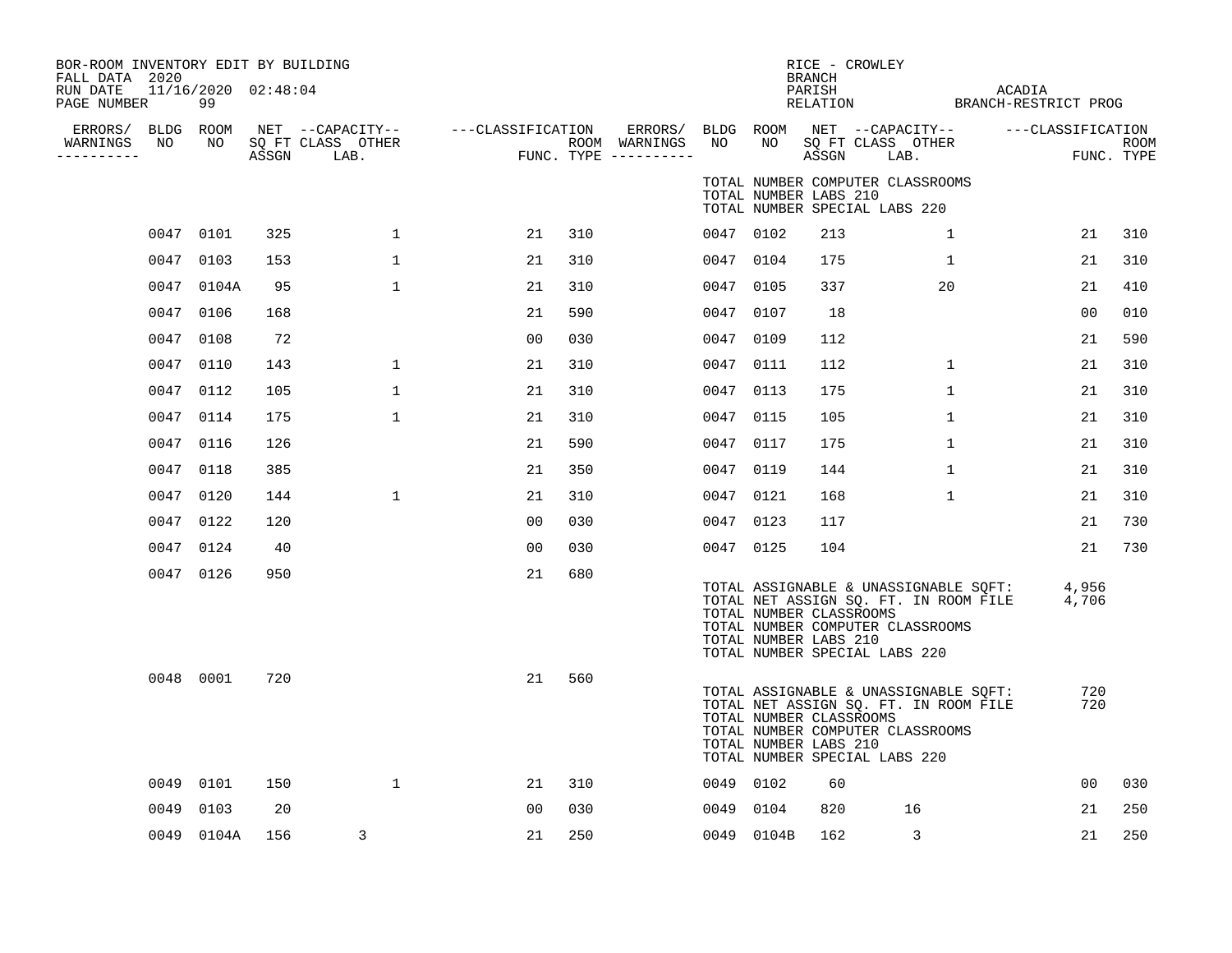BOR-ROOM INVENTORY EDIT BY BUILDING
FALL DATA 2020
RUN DATE 11/16/2020 02:48:04
PAGE NUMBER 99

RICE - CROWLEY
BRANCH
PARISH ACADIA
RELATION BRANCH-RESTRICT PROG

| ERRORS/ WARNINGS | BLDG NO | ROOM NO | NET SQ FT ASSGN | CAPACITY CLASS LAB. | CAPACITY OTHER | CLASSIFICATION FUNC. | ROOM TYPE | ERRORS/ WARNINGS | BLDG NO | ROOM NO | NET SQ FT ASSGN | CAPACITY CLASS LAB. | CAPACITY OTHER | CLASSIFICATION FUNC. | ROOM TYPE |
|---|---|---|---|---|---|---|---|---|---|---|---|---|---|---|---|
| | | | | | | | | | TOTAL NUMBER COMPUTER CLASSROOMS | | | | | | |
| | | | | | | | | | TOTAL NUMBER LABS 210 | | | | | | |
| | | | | | | | | | TOTAL NUMBER SPECIAL LABS 220 | | | | | | |
| | 0047 | 0101 | 325 | | 1 | 21 | 310 | | 0047 | 0102 | 213 | | 1 | 21 | 310 |
| | 0047 | 0103 | 153 | | 1 | 21 | 310 | | 0047 | 0104 | 175 | | 1 | 21 | 310 |
| | 0047 | 0104A | 95 | | 1 | 21 | 310 | | 0047 | 0105 | 337 | | 20 | 21 | 410 |
| | 0047 | 0106 | 168 | | | 21 | 590 | | 0047 | 0107 | 18 | | | 00 | 010 |
| | 0047 | 0108 | 72 | | | 00 | 030 | | 0047 | 0109 | 112 | | | 21 | 590 |
| | 0047 | 0110 | 143 | | 1 | 21 | 310 | | 0047 | 0111 | 112 | | 1 | 21 | 310 |
| | 0047 | 0112 | 105 | | 1 | 21 | 310 | | 0047 | 0113 | 175 | | 1 | 21 | 310 |
| | 0047 | 0114 | 175 | | 1 | 21 | 310 | | 0047 | 0115 | 105 | | 1 | 21 | 310 |
| | 0047 | 0116 | 126 | | | 21 | 590 | | 0047 | 0117 | 175 | | 1 | 21 | 310 |
| | 0047 | 0118 | 385 | | | 21 | 350 | | 0047 | 0119 | 144 | | 1 | 21 | 310 |
| | 0047 | 0120 | 144 | | 1 | 21 | 310 | | 0047 | 0121 | 168 | | 1 | 21 | 310 |
| | 0047 | 0122 | 120 | | | 00 | 030 | | 0047 | 0123 | 117 | | | 21 | 730 |
| | 0047 | 0124 | 40 | | | 00 | 030 | | 0047 | 0125 | 104 | | | 21 | 730 |
| | 0047 | 0126 | 950 | | | 21 | 680 | | | | | | | | |
| | | | | | | | | | TOTAL ASSIGNABLE & UNASSIGNABLE SQFT: | | | | | 4,956 | |
| | | | | | | | | | TOTAL NET ASSIGN SQ. FT. IN ROOM FILE | | | | | 4,706 | |
| | | | | | | | | | TOTAL NUMBER CLASSROOMS | | | | | | |
| | | | | | | | | | TOTAL NUMBER COMPUTER CLASSROOMS | | | | | | |
| | | | | | | | | | TOTAL NUMBER LABS 210 | | | | | | |
| | | | | | | | | | TOTAL NUMBER SPECIAL LABS 220 | | | | | | |
| | 0048 | 0001 | 720 | | | 21 | 560 | | | | | | | | |
| | | | | | | | | | TOTAL ASSIGNABLE & UNASSIGNABLE SQFT: | | | | | 720 | |
| | | | | | | | | | TOTAL NET ASSIGN SQ. FT. IN ROOM FILE | | | | | 720 | |
| | | | | | | | | | TOTAL NUMBER CLASSROOMS | | | | | | |
| | | | | | | | | | TOTAL NUMBER COMPUTER CLASSROOMS | | | | | | |
| | | | | | | | | | TOTAL NUMBER LABS 210 | | | | | | |
| | | | | | | | | | TOTAL NUMBER SPECIAL LABS 220 | | | | | | |
| | 0049 | 0101 | 150 | | 1 | 21 | 310 | | 0049 | 0102 | 60 | | | 00 | 030 |
| | 0049 | 0103 | 20 | | | 00 | 030 | | 0049 | 0104 | 820 | 16 | | 21 | 250 |
| | 0049 | 0104A | 156 | 3 | | 21 | 250 | | 0049 | 0104B | 162 | 3 | | 21 | 250 |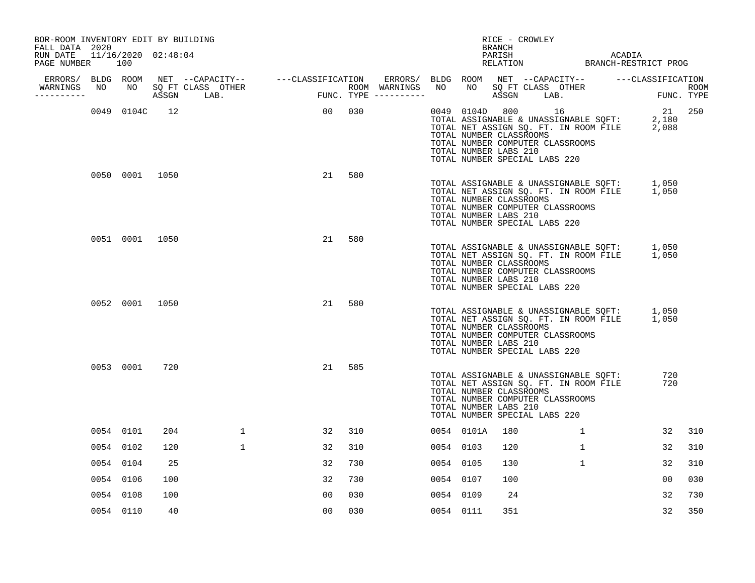BOR-ROOM INVENTORY EDIT BY BUILDING
FALL DATA 2020
RUN DATE 11/16/2020 02:48:04
PAGE NUMBER 100

RICE - CROWLEY
BRANCH
PARISH ACADIA
RELATION BRANCH-RESTRICT PROG

| ERRORS/ WARNINGS | BLDG NO | ROOM NO | NET SQ FT ASSGN | CAPACITY CLASS LAB. | CAPACITY OTHER | CLASSIFICATION FUNC. | ROOM TYPE | ERRORS/ WARNINGS | BLDG NO | ROOM NO | NET SQ FT ASSGN | CAPACITY CLASS LAB. | CAPACITY OTHER | CLASSIFICATION FUNC. | ROOM TYPE |
|---|---|---|---|---|---|---|---|---|---|---|---|---|---|---|---|
| | 0049 | 0104C | 12 | | | 00 | 030 | | 0049 | 0104D | 800 | 16 | | 21 | 250 |
| | 0050 | 0001 | 1050 | | | 21 | 580 | | | | | | | | |
| | 0051 | 0001 | 1050 | | | 21 | 580 | | | | | | | | |
| | 0052 | 0001 | 1050 | | | 21 | 580 | | | | | | | | |
| | 0053 | 0001 | 720 | | | 21 | 585 | | | | | | | | |
| | 0054 | 0101 | 204 | | 1 | 32 | 310 | | 0054 | 0101A | 180 | | 1 | 32 | 310 |
| | 0054 | 0102 | 120 | | 1 | 32 | 310 | | 0054 | 0103 | 120 | | 1 | 32 | 310 |
| | 0054 | 0104 | 25 | | | 32 | 730 | | 0054 | 0105 | 130 | | 1 | 32 | 310 |
| | 0054 | 0106 | 100 | | | 32 | 730 | | 0054 | 0107 | 100 | | | 00 | 030 |
| | 0054 | 0108 | 100 | | | 00 | 030 | | 0054 | 0109 | 24 | | | 32 | 730 |
| | 0054 | 0110 | 40 | | | 00 | 030 | | 0054 | 0111 | 351 | | | 32 | 350 |

Building 0049 totals:
TOTAL ASSIGNABLE & UNASSIGNABLE SQFT: 2,180
TOTAL NET ASSIGN SQ. FT. IN ROOM FILE 2,088
TOTAL NUMBER CLASSROOMS
TOTAL NUMBER COMPUTER CLASSROOMS
TOTAL NUMBER LABS 210
TOTAL NUMBER SPECIAL LABS 220

Building 0050 totals:
TOTAL ASSIGNABLE & UNASSIGNABLE SQFT: 1,050
TOTAL NET ASSIGN SQ. FT. IN ROOM FILE 1,050
TOTAL NUMBER CLASSROOMS
TOTAL NUMBER COMPUTER CLASSROOMS
TOTAL NUMBER LABS 210
TOTAL NUMBER SPECIAL LABS 220

Building 0051 totals:
TOTAL ASSIGNABLE & UNASSIGNABLE SQFT: 1,050
TOTAL NET ASSIGN SQ. FT. IN ROOM FILE 1,050
TOTAL NUMBER CLASSROOMS
TOTAL NUMBER COMPUTER CLASSROOMS
TOTAL NUMBER LABS 210
TOTAL NUMBER SPECIAL LABS 220

Building 0052 totals:
TOTAL ASSIGNABLE & UNASSIGNABLE SQFT: 1,050
TOTAL NET ASSIGN SQ. FT. IN ROOM FILE 1,050
TOTAL NUMBER CLASSROOMS
TOTAL NUMBER COMPUTER CLASSROOMS
TOTAL NUMBER LABS 210
TOTAL NUMBER SPECIAL LABS 220

Building 0053 totals:
TOTAL ASSIGNABLE & UNASSIGNABLE SQFT: 720
TOTAL NET ASSIGN SQ. FT. IN ROOM FILE 720
TOTAL NUMBER CLASSROOMS
TOTAL NUMBER COMPUTER CLASSROOMS
TOTAL NUMBER LABS 210
TOTAL NUMBER SPECIAL LABS 220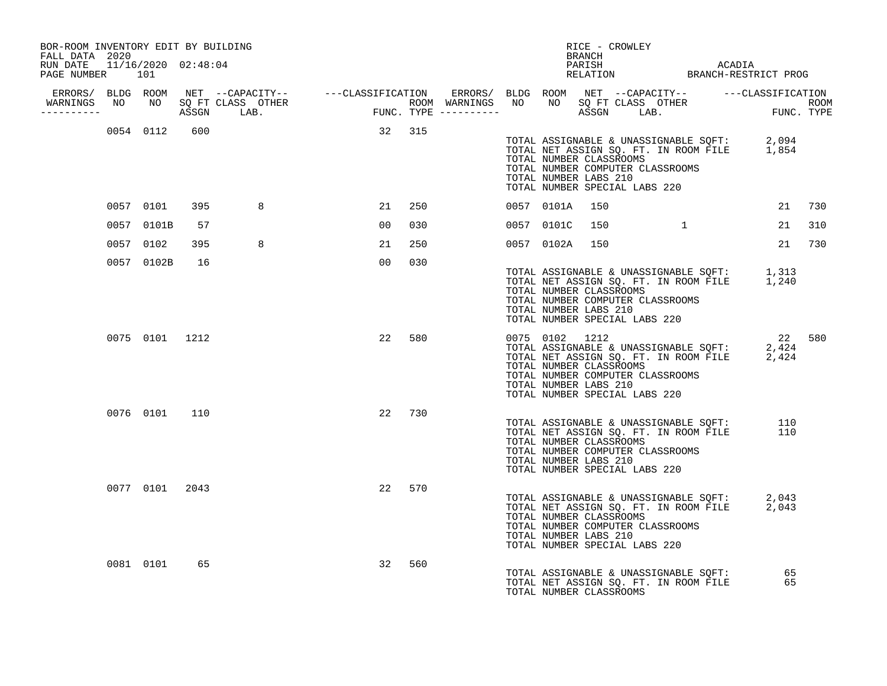BOR-ROOM INVENTORY EDIT BY BUILDING
FALL DATA 2020
RUN DATE 11/16/2020 02:48:04
PAGE NUMBER 101

RICE - CROWLEY
BRANCH
PARISH ACADIA
RELATION BRANCH-RESTRICT PROG

| ERRORS/ WARNINGS | BLDG NO | ROOM NO | NET SQ FT ASSGN | CAPACITY CLASS | CAPACITY OTHER LAB. | CLASSIFICATION FUNC. | ROOM TYPE | ERRORS/ WARNINGS | BLDG NO | ROOM NO | NET SQ FT ASSGN | CAPACITY CLASS | CAPACITY OTHER LAB. | CLASSIFICATION FUNC. | ROOM TYPE |
|---|---|---|---|---|---|---|---|---|---|---|---|---|---|---|---|
| | 0054 | 0112 | 600 | | | 32 | 315 | | | | | | | | |
| | 0057 | 0101 | 395 | 8 | | 21 | 250 | | 0057 | 0101A | 150 | | | 21 | 730 |
| | 0057 | 0101B | 57 | | | 00 | 030 | | 0057 | 0101C | 150 | | 1 | 21 | 310 |
| | 0057 | 0102 | 395 | 8 | | 21 | 250 | | 0057 | 0102A | 150 | | | 21 | 730 |
| | 0057 | 0102B | 16 | | | 00 | 030 | | | | | | | | |
| | 0075 | 0101 | 1212 | | | 22 | 580 | | 0075 | 0102 | 1212 | | | 22 | 580 |
| | 0076 | 0101 | 110 | | | 22 | 730 | | | | | | | | |
| | 0077 | 0101 | 2043 | | | 22 | 570 | | | | | | | | |
| | 0081 | 0101 | 65 | | | 32 | 560 | | | | | | | | |

Building 0054:
TOTAL ASSIGNABLE & UNASSIGNABLE SQFT: 2,094
TOTAL NET ASSIGN SQ. FT. IN ROOM FILE 1,854
TOTAL NUMBER CLASSROOMS
TOTAL NUMBER COMPUTER CLASSROOMS
TOTAL NUMBER LABS 210
TOTAL NUMBER SPECIAL LABS 220

Building 0057:
TOTAL ASSIGNABLE & UNASSIGNABLE SQFT: 1,313
TOTAL NET ASSIGN SQ. FT. IN ROOM FILE 1,240
TOTAL NUMBER CLASSROOMS
TOTAL NUMBER COMPUTER CLASSROOMS
TOTAL NUMBER LABS 210
TOTAL NUMBER SPECIAL LABS 220

Building 0075:
TOTAL ASSIGNABLE & UNASSIGNABLE SQFT: 2,424
TOTAL NET ASSIGN SQ. FT. IN ROOM FILE 2,424
TOTAL NUMBER CLASSROOMS
TOTAL NUMBER COMPUTER CLASSROOMS
TOTAL NUMBER LABS 210
TOTAL NUMBER SPECIAL LABS 220

Building 0076:
TOTAL ASSIGNABLE & UNASSIGNABLE SQFT: 110
TOTAL NET ASSIGN SQ. FT. IN ROOM FILE 110
TOTAL NUMBER CLASSROOMS
TOTAL NUMBER COMPUTER CLASSROOMS
TOTAL NUMBER LABS 210
TOTAL NUMBER SPECIAL LABS 220

Building 0077:
TOTAL ASSIGNABLE & UNASSIGNABLE SQFT: 2,043
TOTAL NET ASSIGN SQ. FT. IN ROOM FILE 2,043
TOTAL NUMBER CLASSROOMS
TOTAL NUMBER COMPUTER CLASSROOMS
TOTAL NUMBER LABS 210
TOTAL NUMBER SPECIAL LABS 220

Building 0081:
TOTAL ASSIGNABLE & UNASSIGNABLE SQFT: 65
TOTAL NET ASSIGN SQ. FT. IN ROOM FILE 65
TOTAL NUMBER CLASSROOMS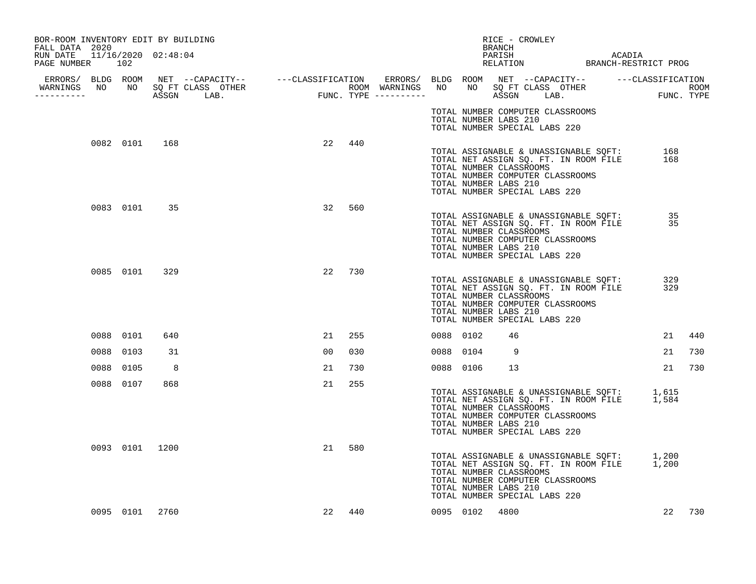BOR-ROOM INVENTORY EDIT BY BUILDING
FALL DATA 2020
RUN DATE 11/16/2020 02:48:04
PAGE NUMBER 102

RICE - CROWLEY
BRANCH
PARISH ACADIA
RELATION BRANCH-RESTRICT PROG

| ERRORS/ WARNINGS | BLDG NO | ROOM NO | NET SQ FT ASSGN | CAPACITY CLASS | CAPACITY LAB. | OTHER | CLASSIFICATION FUNC. | ROOM TYPE | ERRORS/ WARNINGS | BLDG NO | ROOM NO | NET SQ FT ASSGN | CAPACITY CLASS | CAPACITY LAB. | OTHER | CLASSIFICATION FUNC. | ROOM TYPE |
|---|---|---|---|---|---|---|---|---|---|---|---|---|---|---|---|---|---|
| | 0082 | 0101 | 168 | | | | 22 | 440 | | | | | | | | | |
| | 0083 | 0101 | 35 | | | | 32 | 560 | | | | | | | | | |
| | 0085 | 0101 | 329 | | | | 22 | 730 | | | | | | | | | |
| | 0088 | 0101 | 640 | | | | 21 | 255 | | 0088 | 0102 | 46 | | | | 21 | 440 |
| | 0088 | 0103 | 31 | | | | 00 | 030 | | 0088 | 0104 | 9 | | | | 21 | 730 |
| | 0088 | 0105 | 8 | | | | 21 | 730 | | 0088 | 0106 | 13 | | | | 21 | 730 |
| | 0088 | 0107 | 868 | | | | 21 | 255 | | | | | | | | | |
| | 0093 | 0101 | 1200 | | | | 21 | 580 | | | | | | | | | |
| | 0095 | 0101 | 2760 | | | | 22 | 440 | | 0095 | 0102 | 4800 | | | | 22 | 730 |

(Preceding building totals)
TOTAL NUMBER COMPUTER CLASSROOMS
TOTAL NUMBER LABS 210
TOTAL NUMBER SPECIAL LABS 220

Building 0082:
TOTAL ASSIGNABLE & UNASSIGNABLE SQFT: 168
TOTAL NET ASSIGN SQ. FT. IN ROOM FILE 168
TOTAL NUMBER CLASSROOMS
TOTAL NUMBER COMPUTER CLASSROOMS
TOTAL NUMBER LABS 210
TOTAL NUMBER SPECIAL LABS 220

Building 0083:
TOTAL ASSIGNABLE & UNASSIGNABLE SQFT: 35
TOTAL NET ASSIGN SQ. FT. IN ROOM FILE 35
TOTAL NUMBER CLASSROOMS
TOTAL NUMBER COMPUTER CLASSROOMS
TOTAL NUMBER LABS 210
TOTAL NUMBER SPECIAL LABS 220

Building 0085:
TOTAL ASSIGNABLE & UNASSIGNABLE SQFT: 329
TOTAL NET ASSIGN SQ. FT. IN ROOM FILE 329
TOTAL NUMBER CLASSROOMS
TOTAL NUMBER COMPUTER CLASSROOMS
TOTAL NUMBER LABS 210
TOTAL NUMBER SPECIAL LABS 220

Building 0088:
TOTAL ASSIGNABLE & UNASSIGNABLE SQFT: 1,615
TOTAL NET ASSIGN SQ. FT. IN ROOM FILE 1,584
TOTAL NUMBER CLASSROOMS
TOTAL NUMBER COMPUTER CLASSROOMS
TOTAL NUMBER LABS 210
TOTAL NUMBER SPECIAL LABS 220

Building 0093:
TOTAL ASSIGNABLE & UNASSIGNABLE SQFT: 1,200
TOTAL NET ASSIGN SQ. FT. IN ROOM FILE 1,200
TOTAL NUMBER CLASSROOMS
TOTAL NUMBER COMPUTER CLASSROOMS
TOTAL NUMBER LABS 210
TOTAL NUMBER SPECIAL LABS 220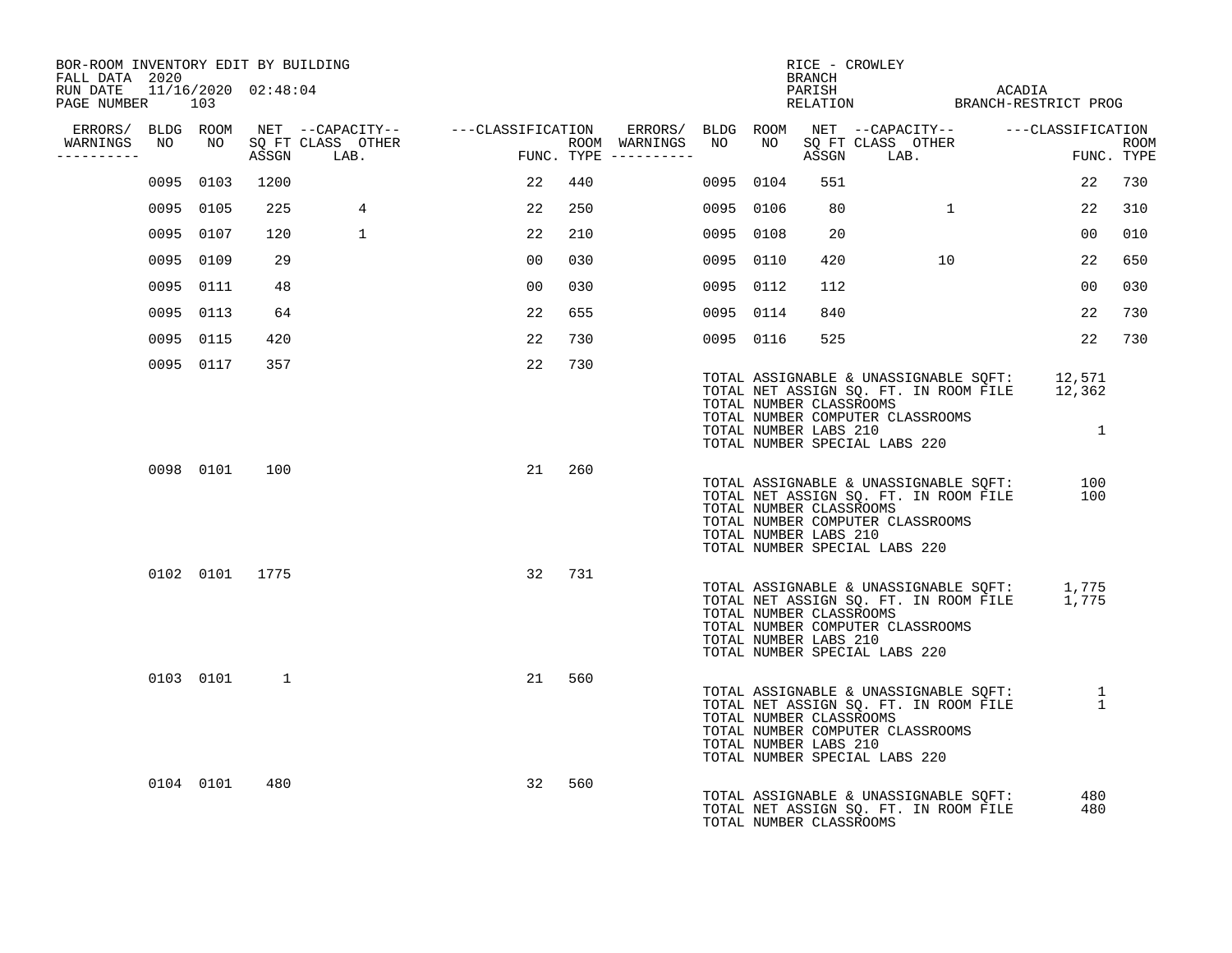BOR-ROOM INVENTORY EDIT BY BUILDING
FALL DATA 2020
RUN DATE 11/16/2020 02:48:04
PAGE NUMBER 103

RICE - CROWLEY
BRANCH
PARISH ACADIA
RELATION BRANCH-RESTRICT PROG

| ERRORS/ WARNINGS | BLDG NO | ROOM NO | NET SQ FT ASSGN | CAPACITY CLASS LAB. | CAPACITY OTHER | CLASSIFICATION FUNC. | ROOM TYPE | ERRORS/ WARNINGS | BLDG NO | ROOM NO | NET SQ FT ASSGN | CAPACITY CLASS LAB. | CAPACITY OTHER | CLASSIFICATION FUNC. | ROOM TYPE |
|---|---|---|---|---|---|---|---|---|---|---|---|---|---|---|---|
| | 0095 | 0103 | 1200 | | | 22 | 440 | | 0095 | 0104 | 551 | | | 22 | 730 |
| | 0095 | 0105 | 225 | 4 | | 22 | 250 | | 0095 | 0106 | 80 | | 1 | 22 | 310 |
| | 0095 | 0107 | 120 | 1 | | 22 | 210 | | 0095 | 0108 | 20 | | | 00 | 010 |
| | 0095 | 0109 | 29 | | | 00 | 030 | | 0095 | 0110 | 420 | | 10 | 22 | 650 |
| | 0095 | 0111 | 48 | | | 00 | 030 | | 0095 | 0112 | 112 | | | 00 | 030 |
| | 0095 | 0113 | 64 | | | 22 | 655 | | 0095 | 0114 | 840 | | | 22 | 730 |
| | 0095 | 0115 | 420 | | | 22 | 730 | | 0095 | 0116 | 525 | | | 22 | 730 |
| | 0095 | 0117 | 357 | | | 22 | 730 | | | | | | | | |

TOTAL ASSIGNABLE & UNASSIGNABLE SQFT: 12,571
TOTAL NET ASSIGN SQ. FT. IN ROOM FILE 12,362
TOTAL NUMBER CLASSROOMS
TOTAL NUMBER COMPUTER CLASSROOMS
TOTAL NUMBER LABS 210 1
TOTAL NUMBER SPECIAL LABS 220

| BLDG NO | ROOM NO | NET SQ FT ASSGN | FUNC. | ROOM TYPE |
|---|---|---|---|---|
| 0098 | 0101 | 100 | 21 | 260 |

TOTAL ASSIGNABLE & UNASSIGNABLE SQFT: 100
TOTAL NET ASSIGN SQ. FT. IN ROOM FILE 100
TOTAL NUMBER CLASSROOMS
TOTAL NUMBER COMPUTER CLASSROOMS
TOTAL NUMBER LABS 210
TOTAL NUMBER SPECIAL LABS 220

| BLDG NO | ROOM NO | NET SQ FT ASSGN | FUNC. | ROOM TYPE |
|---|---|---|---|---|
| 0102 | 0101 | 1775 | 32 | 731 |

TOTAL ASSIGNABLE & UNASSIGNABLE SQFT: 1,775
TOTAL NET ASSIGN SQ. FT. IN ROOM FILE 1,775
TOTAL NUMBER CLASSROOMS
TOTAL NUMBER COMPUTER CLASSROOMS
TOTAL NUMBER LABS 210
TOTAL NUMBER SPECIAL LABS 220

| BLDG NO | ROOM NO | NET SQ FT ASSGN | FUNC. | ROOM TYPE |
|---|---|---|---|---|
| 0103 | 0101 | 1 | 21 | 560 |

TOTAL ASSIGNABLE & UNASSIGNABLE SQFT: 1
TOTAL NET ASSIGN SQ. FT. IN ROOM FILE 1
TOTAL NUMBER CLASSROOMS
TOTAL NUMBER COMPUTER CLASSROOMS
TOTAL NUMBER LABS 210
TOTAL NUMBER SPECIAL LABS 220

| BLDG NO | ROOM NO | NET SQ FT ASSGN | FUNC. | ROOM TYPE |
|---|---|---|---|---|
| 0104 | 0101 | 480 | 32 | 560 |

TOTAL ASSIGNABLE & UNASSIGNABLE SQFT: 480
TOTAL NET ASSIGN SQ. FT. IN ROOM FILE 480
TOTAL NUMBER CLASSROOMS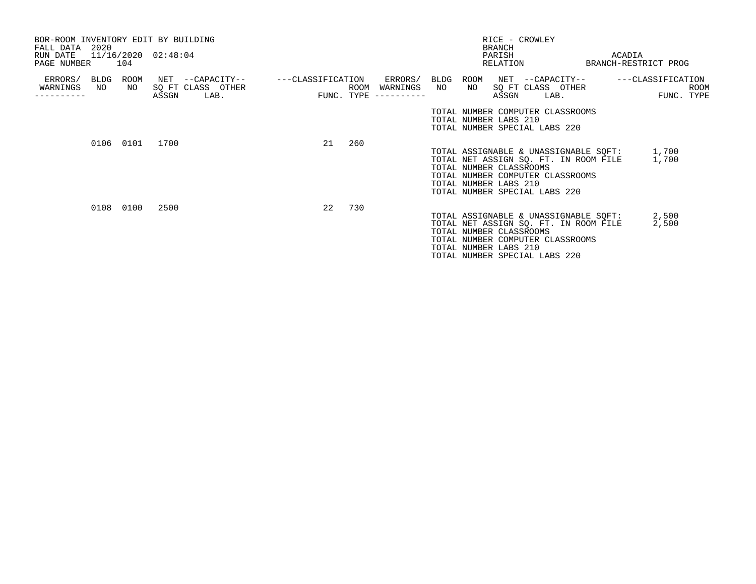BOR-ROOM INVENTORY EDIT BY BUILDING
FALL DATA 2020
RUN DATE 11/16/2020 02:48:04
PAGE NUMBER 104

RICE - CROWLEY
BRANCH
PARISH ACADIA
RELATION BRANCH-RESTRICT PROG

| ERRORS/ WARNINGS | BLDG NO | ROOM NO | NET SQ FT ASSGN | CAPACITY CLASS LAB. | CAPACITY OTHER | CLASSIFICATION FUNC. | ROOM TYPE |
|---|---|---|---|---|---|---|---|
| | 0106 | 0101 | 1700 | | | 21 | 260 |
| | 0108 | 0100 | 2500 | | | 22 | 730 |

TOTAL NUMBER COMPUTER CLASSROOMS
TOTAL NUMBER LABS 210
TOTAL NUMBER SPECIAL LABS 220

TOTAL ASSIGNABLE & UNASSIGNABLE SQFT: 1,700
TOTAL NET ASSIGN SQ. FT. IN ROOM FILE 1,700
TOTAL NUMBER CLASSROOMS
TOTAL NUMBER COMPUTER CLASSROOMS
TOTAL NUMBER LABS 210
TOTAL NUMBER SPECIAL LABS 220

TOTAL ASSIGNABLE & UNASSIGNABLE SQFT: 2,500
TOTAL NET ASSIGN SQ. FT. IN ROOM FILE 2,500
TOTAL NUMBER CLASSROOMS
TOTAL NUMBER COMPUTER CLASSROOMS
TOTAL NUMBER LABS 210
TOTAL NUMBER SPECIAL LABS 220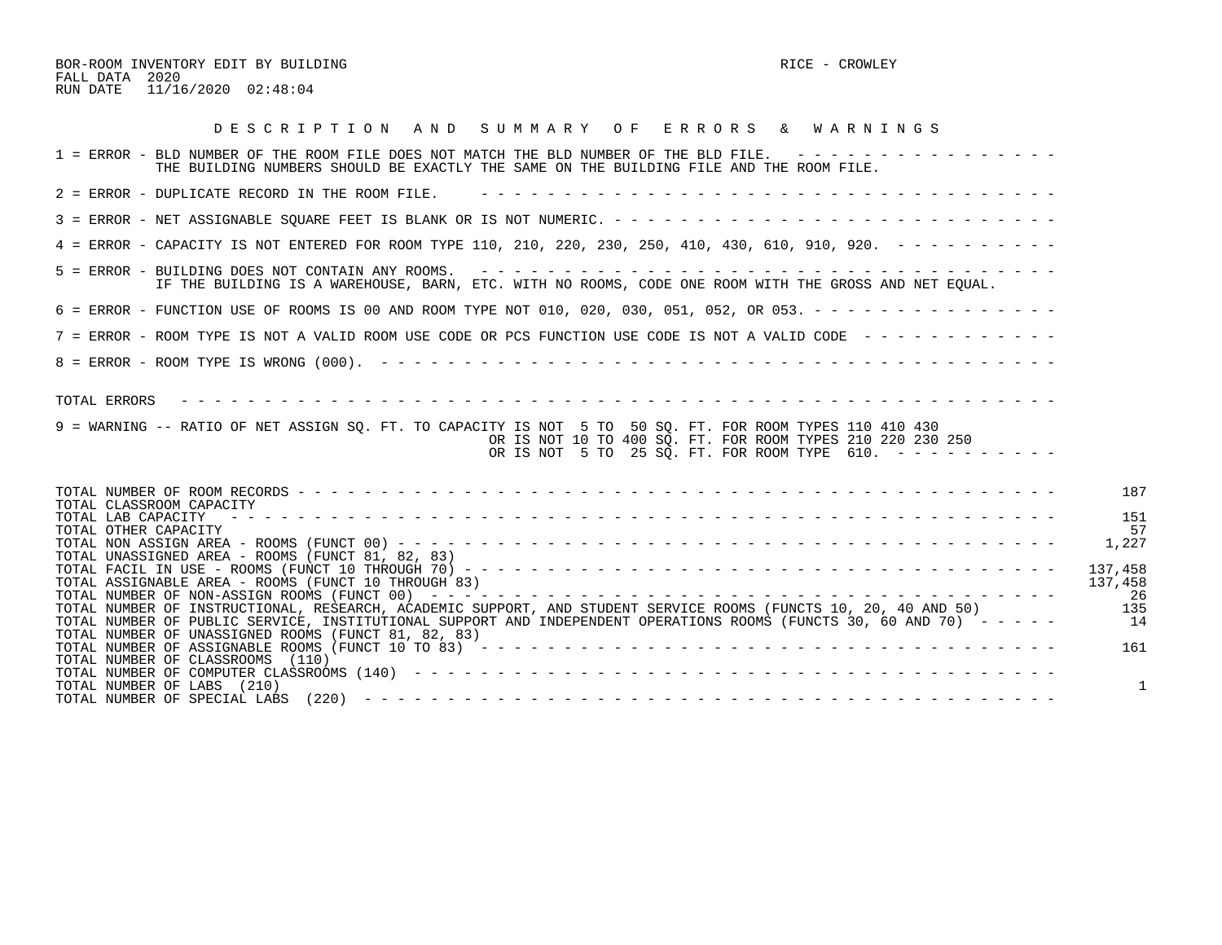BOR-ROOM INVENTORY EDIT BY BUILDING

FALL DATA 2020

RUN DATE 11/16/2020 02:48:04

RICE - CROWLEY

## D E S C R I P T I O N   A N D   S U M M A R Y   O F   E R R O R S   &   W A R N I N G S

1 = ERROR - BLD NUMBER OF THE ROOM FILE DOES NOT MATCH THE BLD NUMBER OF THE BLD FILE. THE BUILDING NUMBERS SHOULD BE EXACTLY THE SAME ON THE BUILDING FILE AND THE ROOM FILE.

2 = ERROR - DUPLICATE RECORD IN THE ROOM FILE.

3 = ERROR - NET ASSIGNABLE SQUARE FEET IS BLANK OR IS NOT NUMERIC.

4 = ERROR - CAPACITY IS NOT ENTERED FOR ROOM TYPE 110, 210, 220, 230, 250, 410, 430, 610, 910, 920.

5 = ERROR - BUILDING DOES NOT CONTAIN ANY ROOMS. IF THE BUILDING IS A WAREHOUSE, BARN, ETC. WITH NO ROOMS, CODE ONE ROOM WITH THE GROSS AND NET EQUAL.

6 = ERROR - FUNCTION USE OF ROOMS IS 00 AND ROOM TYPE NOT 010, 020, 030, 051, 052, OR 053.

7 = ERROR - ROOM TYPE IS NOT A VALID ROOM USE CODE OR PCS FUNCTION USE CODE IS NOT A VALID CODE

8 = ERROR - ROOM TYPE IS WRONG (000).

TOTAL ERRORS

9 = WARNING -- RATIO OF NET ASSIGN SQ. FT. TO CAPACITY IS NOT 5 TO 50 SQ. FT. FOR ROOM TYPES 110 410 430
OR IS NOT 10 TO 400 SQ. FT. FOR ROOM TYPES 210 220 230 250
OR IS NOT 5 TO 25 SQ. FT. FOR ROOM TYPE 610.

| | |
|---|---|
| TOTAL NUMBER OF ROOM RECORDS | 187 |
| TOTAL CLASSROOM CAPACITY | |
| TOTAL LAB CAPACITY | 151 |
| TOTAL OTHER CAPACITY | 57 |
| TOTAL NON ASSIGN AREA - ROOMS (FUNCT 00) | 1,227 |
| TOTAL UNASSIGNED AREA - ROOMS (FUNCT 81, 82, 83) | |
| TOTAL FACIL IN USE - ROOMS (FUNCT 10 THROUGH 70) | 137,458 |
| TOTAL ASSIGNABLE AREA - ROOMS (FUNCT 10 THROUGH 83) | 137,458 |
| TOTAL NUMBER OF NON-ASSIGN ROOMS (FUNCT 00) | 26 |
| TOTAL NUMBER OF INSTRUCTIONAL, RESEARCH, ACADEMIC SUPPORT, AND STUDENT SERVICE ROOMS (FUNCTS 10, 20, 40 AND 50) | 135 |
| TOTAL NUMBER OF PUBLIC SERVICE, INSTITUTIONAL SUPPORT AND INDEPENDENT OPERATIONS ROOMS (FUNCTS 30, 60 AND 70) | 14 |
| TOTAL NUMBER OF UNASSIGNED ROOMS (FUNCT 81, 82, 83) | |
| TOTAL NUMBER OF ASSIGNABLE ROOMS (FUNCT 10 TO 83) | 161 |
| TOTAL NUMBER OF CLASSROOMS (110) | |
| TOTAL NUMBER OF COMPUTER CLASSROOMS (140) | |
| TOTAL NUMBER OF LABS (210) | 1 |
| TOTAL NUMBER OF SPECIAL LABS (220) | |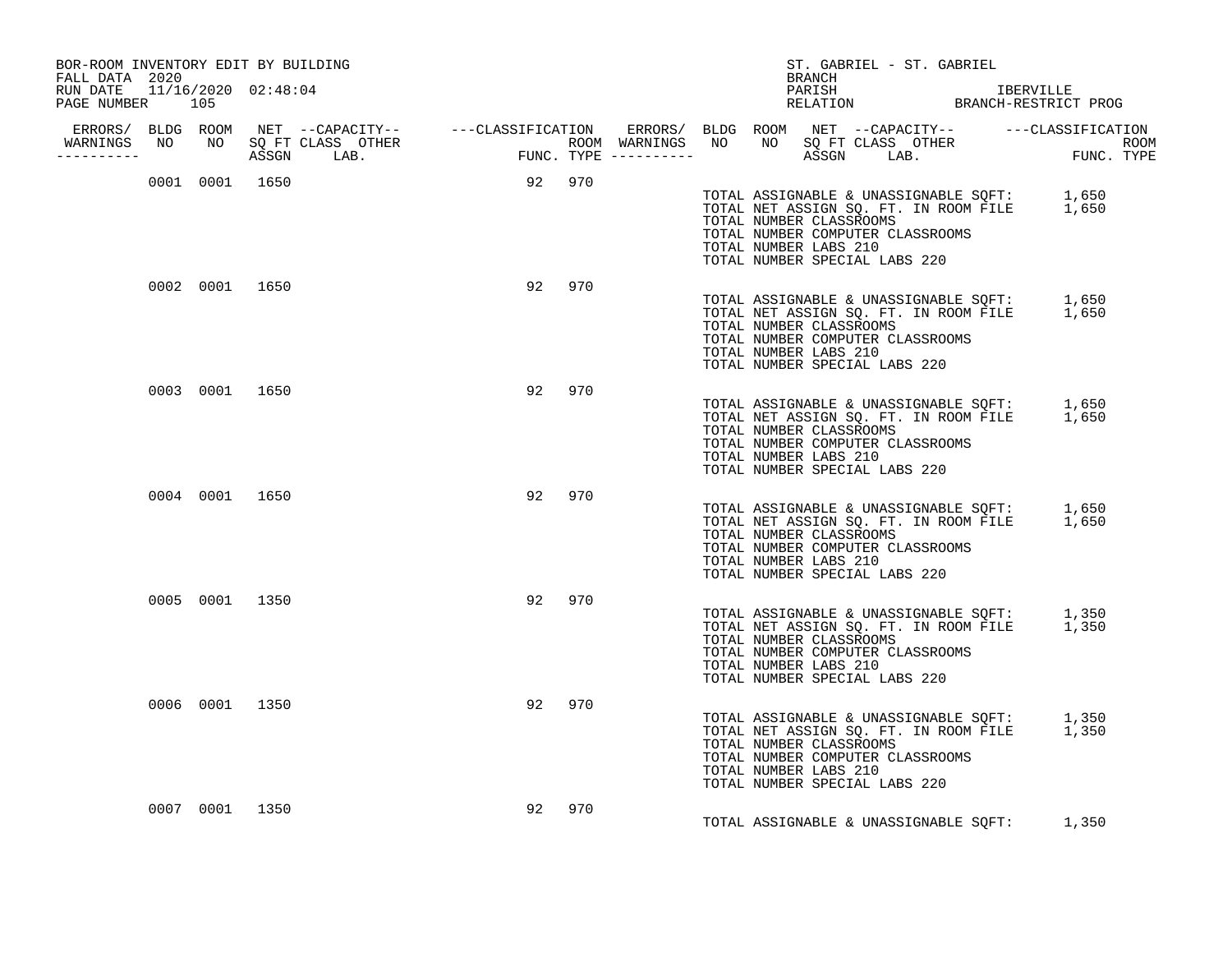BOR-ROOM INVENTORY EDIT BY BUILDING
FALL DATA 2020
RUN DATE 11/16/2020 02:48:04
PAGE NUMBER 105

ST. GABRIEL - ST. GABRIEL
BRANCH
PARISH IBERVILLE
RELATION BRANCH-RESTRICT PROG

| ERRORS/ WARNINGS | BLDG NO | ROOM NO | NET SQ FT ASSGN | --CAPACITY-- CLASS | OTHER LAB. | ---CLASSIFICATION FUNC. | ROOM TYPE |
|---|---|---|---|---|---|---|---|
| | 0001 | 0001 | 1650 | | | 92 | 970 |

TOTAL ASSIGNABLE & UNASSIGNABLE SQFT: 1,650
TOTAL NET ASSIGN SQ. FT. IN ROOM FILE 1,650
TOTAL NUMBER CLASSROOMS
TOTAL NUMBER COMPUTER CLASSROOMS
TOTAL NUMBER LABS 210
TOTAL NUMBER SPECIAL LABS 220

| ERRORS/ WARNINGS | BLDG NO | ROOM NO | NET SQ FT ASSGN | --CAPACITY-- CLASS | OTHER LAB. | ---CLASSIFICATION FUNC. | ROOM TYPE |
|---|---|---|---|---|---|---|---|
| | 0002 | 0001 | 1650 | | | 92 | 970 |

TOTAL ASSIGNABLE & UNASSIGNABLE SQFT: 1,650
TOTAL NET ASSIGN SQ. FT. IN ROOM FILE 1,650
TOTAL NUMBER CLASSROOMS
TOTAL NUMBER COMPUTER CLASSROOMS
TOTAL NUMBER LABS 210
TOTAL NUMBER SPECIAL LABS 220

| ERRORS/ WARNINGS | BLDG NO | ROOM NO | NET SQ FT ASSGN | --CAPACITY-- CLASS | OTHER LAB. | ---CLASSIFICATION FUNC. | ROOM TYPE |
|---|---|---|---|---|---|---|---|
| | 0003 | 0001 | 1650 | | | 92 | 970 |

TOTAL ASSIGNABLE & UNASSIGNABLE SQFT: 1,650
TOTAL NET ASSIGN SQ. FT. IN ROOM FILE 1,650
TOTAL NUMBER CLASSROOMS
TOTAL NUMBER COMPUTER CLASSROOMS
TOTAL NUMBER LABS 210
TOTAL NUMBER SPECIAL LABS 220

| ERRORS/ WARNINGS | BLDG NO | ROOM NO | NET SQ FT ASSGN | --CAPACITY-- CLASS | OTHER LAB. | ---CLASSIFICATION FUNC. | ROOM TYPE |
|---|---|---|---|---|---|---|---|
| | 0004 | 0001 | 1650 | | | 92 | 970 |

TOTAL ASSIGNABLE & UNASSIGNABLE SQFT: 1,650
TOTAL NET ASSIGN SQ. FT. IN ROOM FILE 1,650
TOTAL NUMBER CLASSROOMS
TOTAL NUMBER COMPUTER CLASSROOMS
TOTAL NUMBER LABS 210
TOTAL NUMBER SPECIAL LABS 220

| ERRORS/ WARNINGS | BLDG NO | ROOM NO | NET SQ FT ASSGN | --CAPACITY-- CLASS | OTHER LAB. | ---CLASSIFICATION FUNC. | ROOM TYPE |
|---|---|---|---|---|---|---|---|
| | 0005 | 0001 | 1350 | | | 92 | 970 |

TOTAL ASSIGNABLE & UNASSIGNABLE SQFT: 1,350
TOTAL NET ASSIGN SQ. FT. IN ROOM FILE 1,350
TOTAL NUMBER CLASSROOMS
TOTAL NUMBER COMPUTER CLASSROOMS
TOTAL NUMBER LABS 210
TOTAL NUMBER SPECIAL LABS 220

| ERRORS/ WARNINGS | BLDG NO | ROOM NO | NET SQ FT ASSGN | --CAPACITY-- CLASS | OTHER LAB. | ---CLASSIFICATION FUNC. | ROOM TYPE |
|---|---|---|---|---|---|---|---|
| | 0006 | 0001 | 1350 | | | 92 | 970 |

TOTAL ASSIGNABLE & UNASSIGNABLE SQFT: 1,350
TOTAL NET ASSIGN SQ. FT. IN ROOM FILE 1,350
TOTAL NUMBER CLASSROOMS
TOTAL NUMBER COMPUTER CLASSROOMS
TOTAL NUMBER LABS 210
TOTAL NUMBER SPECIAL LABS 220

| ERRORS/ WARNINGS | BLDG NO | ROOM NO | NET SQ FT ASSGN | --CAPACITY-- CLASS | OTHER LAB. | ---CLASSIFICATION FUNC. | ROOM TYPE |
|---|---|---|---|---|---|---|---|
| | 0007 | 0001 | 1350 | | | 92 | 970 |

TOTAL ASSIGNABLE & UNASSIGNABLE SQFT: 1,350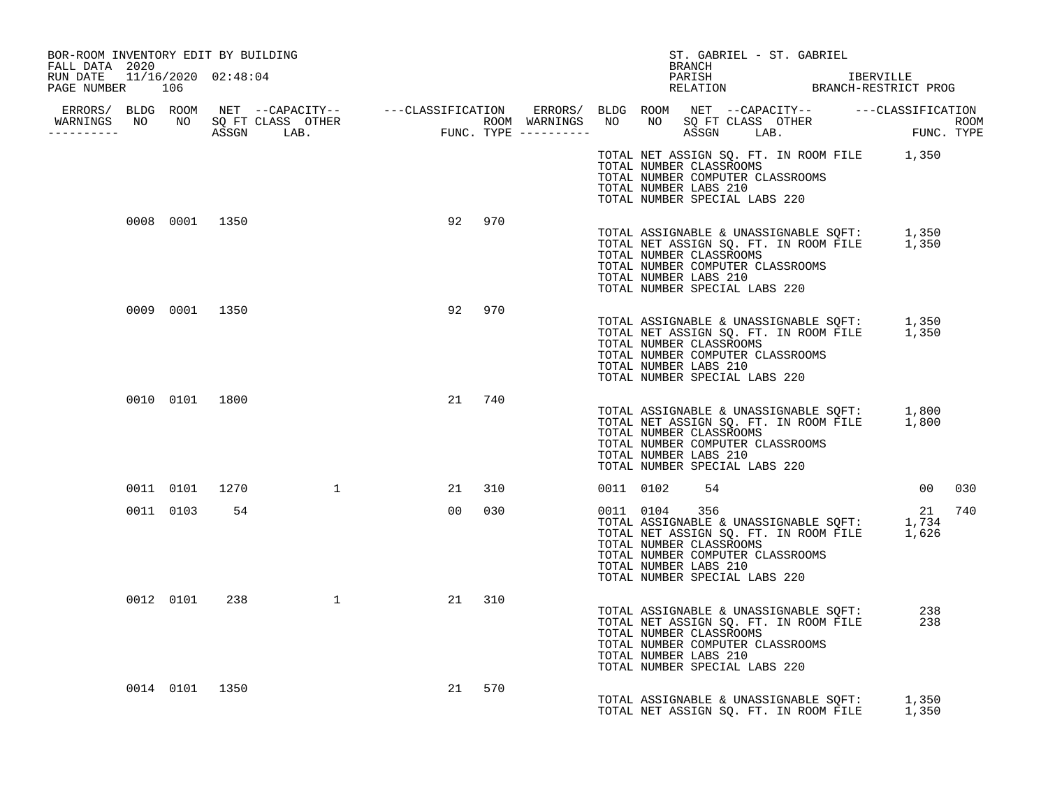BOR-ROOM INVENTORY EDIT BY BUILDING
FALL DATA 2020
RUN DATE 11/16/2020 02:48:04

ST. GABRIEL - ST. GABRIEL
BRANCH
PARISH IBERVILLE
RELATION BRANCH-RESTRICT PROG

| ERRORS/ WARNINGS | BLDG NO | ROOM NO | NET SQ FT ASSGN | --CAPACITY-- CLASS LAB. | OTHER | ---CLASSIFICATION FUNC. | ROOM TYPE | ERRORS/ WARNINGS | BLDG NO | ROOM NO | NET SQ FT ASSGN | --CAPACITY-- CLASS LAB. | OTHER | ---CLASSIFICATION FUNC. | ROOM TYPE |
|---|---|---|---|---|---|---|---|---|---|---|---|---|---|---|---|
| | | | | | | | | | TOTAL NET ASSIGN SQ. FT. IN ROOM FILE | | | | | 1,350 | |
| | | | | | | | | | TOTAL NUMBER CLASSROOMS | | | | | | |
| | | | | | | | | | TOTAL NUMBER COMPUTER CLASSROOMS | | | | | | |
| | | | | | | | | | TOTAL NUMBER LABS 210 | | | | | | |
| | | | | | | | | | TOTAL NUMBER SPECIAL LABS 220 | | | | | | |
| | 0008 | 0001 | 1350 | | | 92 | 970 | | | | | | | | |
| | | | | | | | | | TOTAL ASSIGNABLE & UNASSIGNABLE SQFT: | | | | | 1,350 | |
| | | | | | | | | | TOTAL NET ASSIGN SQ. FT. IN ROOM FILE | | | | | 1,350 | |
| | | | | | | | | | TOTAL NUMBER CLASSROOMS | | | | | | |
| | | | | | | | | | TOTAL NUMBER COMPUTER CLASSROOMS | | | | | | |
| | | | | | | | | | TOTAL NUMBER LABS 210 | | | | | | |
| | | | | | | | | | TOTAL NUMBER SPECIAL LABS 220 | | | | | | |
| | 0009 | 0001 | 1350 | | | 92 | 970 | | | | | | | | |
| | | | | | | | | | TOTAL ASSIGNABLE & UNASSIGNABLE SQFT: | | | | | 1,350 | |
| | | | | | | | | | TOTAL NET ASSIGN SQ. FT. IN ROOM FILE | | | | | 1,350 | |
| | | | | | | | | | TOTAL NUMBER CLASSROOMS | | | | | | |
| | | | | | | | | | TOTAL NUMBER COMPUTER CLASSROOMS | | | | | | |
| | | | | | | | | | TOTAL NUMBER LABS 210 | | | | | | |
| | | | | | | | | | TOTAL NUMBER SPECIAL LABS 220 | | | | | | |
| | 0010 | 0101 | 1800 | | | 21 | 740 | | | | | | | | |
| | | | | | | | | | TOTAL ASSIGNABLE & UNASSIGNABLE SQFT: | | | | | 1,800 | |
| | | | | | | | | | TOTAL NET ASSIGN SQ. FT. IN ROOM FILE | | | | | 1,800 | |
| | | | | | | | | | TOTAL NUMBER CLASSROOMS | | | | | | |
| | | | | | | | | | TOTAL NUMBER COMPUTER CLASSROOMS | | | | | | |
| | | | | | | | | | TOTAL NUMBER LABS 210 | | | | | | |
| | | | | | | | | | TOTAL NUMBER SPECIAL LABS 220 | | | | | | |
| | 0011 | 0101 | 1270 | | 1 | 21 | 310 | | 0011 | 0102 | 54 | | | 00 | 030 |
| | 0011 | 0103 | 54 | | | 00 | 030 | | 0011 | 0104 | 356 | | | 21 | 740 |
| | | | | | | | | | TOTAL ASSIGNABLE & UNASSIGNABLE SQFT: | | | | | 1,734 | |
| | | | | | | | | | TOTAL NET ASSIGN SQ. FT. IN ROOM FILE | | | | | 1,626 | |
| | | | | | | | | | TOTAL NUMBER CLASSROOMS | | | | | | |
| | | | | | | | | | TOTAL NUMBER COMPUTER CLASSROOMS | | | | | | |
| | | | | | | | | | TOTAL NUMBER LABS 210 | | | | | | |
| | | | | | | | | | TOTAL NUMBER SPECIAL LABS 220 | | | | | | |
| | 0012 | 0101 | 238 | | 1 | 21 | 310 | | | | | | | | |
| | | | | | | | | | TOTAL ASSIGNABLE & UNASSIGNABLE SQFT: | | | | | 238 | |
| | | | | | | | | | TOTAL NET ASSIGN SQ. FT. IN ROOM FILE | | | | | 238 | |
| | | | | | | | | | TOTAL NUMBER CLASSROOMS | | | | | | |
| | | | | | | | | | TOTAL NUMBER COMPUTER CLASSROOMS | | | | | | |
| | | | | | | | | | TOTAL NUMBER LABS 210 | | | | | | |
| | | | | | | | | | TOTAL NUMBER SPECIAL LABS 220 | | | | | | |
| | 0014 | 0101 | 1350 | | | 21 | 570 | | | | | | | | |
| | | | | | | | | | TOTAL ASSIGNABLE & UNASSIGNABLE SQFT: | | | | | 1,350 | |
| | | | | | | | | | TOTAL NET ASSIGN SQ. FT. IN ROOM FILE | | | | | 1,350 | |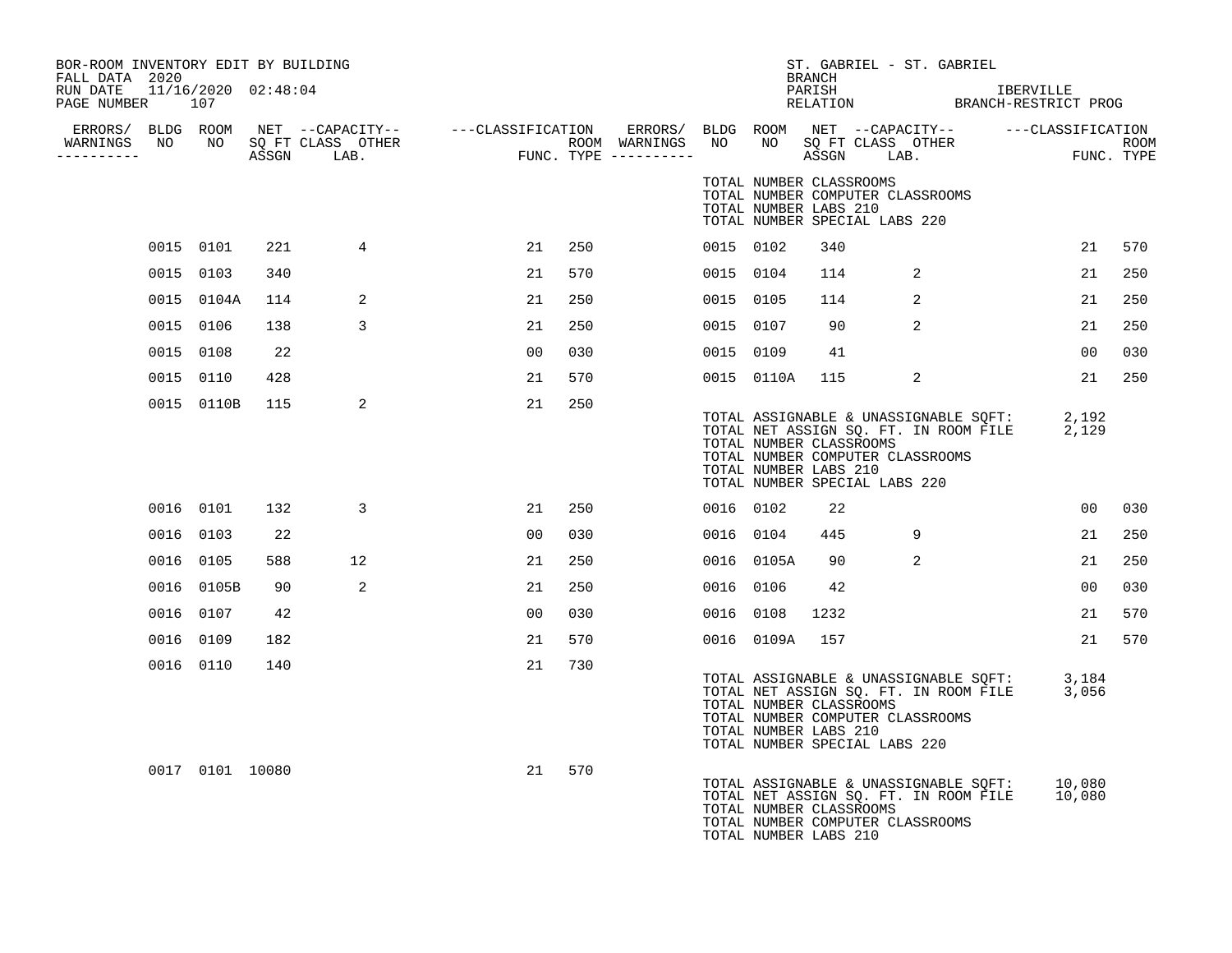BOR-ROOM INVENTORY EDIT BY BUILDING
FALL DATA 2020
RUN DATE 11/16/2020 02:48:04
PAGE NUMBER 107

ST. GABRIEL - ST. GABRIEL
BRANCH
PARISH IBERVILLE
RELATION BRANCH-RESTRICT PROG

| ERRORS/ WARNINGS | BLDG NO | ROOM NO | NET SQ FT ASSGN | CAPACITY CLASS | CAPACITY OTHER LAB. | CLASSIFICATION FUNC. | ROOM TYPE | ERRORS/ WARNINGS | BLDG NO | ROOM NO | NET SQ FT ASSGN | CAPACITY CLASS | CAPACITY OTHER LAB. | CLASSIFICATION FUNC. | ROOM TYPE |
|---|---|---|---|---|---|---|---|---|---|---|---|---|---|---|---|
| | | | | | | | | | TOTAL NUMBER CLASSROOMS<br>TOTAL NUMBER COMPUTER CLASSROOMS<br>TOTAL NUMBER LABS 210<br>TOTAL NUMBER SPECIAL LABS 220 | | | | | | |
| | 0015 | 0101 | 221 | 4 | | 21 | 250 | | 0015 | 0102 | 340 | | | 21 | 570 |
| | 0015 | 0103 | 340 | | | 21 | 570 | | 0015 | 0104 | 114 | 2 | | 21 | 250 |
| | 0015 | 0104A | 114 | 2 | | 21 | 250 | | 0015 | 0105 | 114 | 2 | | 21 | 250 |
| | 0015 | 0106 | 138 | 3 | | 21 | 250 | | 0015 | 0107 | 90 | 2 | | 21 | 250 |
| | 0015 | 0108 | 22 | | | 00 | 030 | | 0015 | 0109 | 41 | | | 00 | 030 |
| | 0015 | 0110 | 428 | | | 21 | 570 | | 0015 | 0110A | 115 | 2 | | 21 | 250 |
| | 0015 | 0110B | 115 | 2 | | 21 | 250 | | TOTAL ASSIGNABLE & UNASSIGNABLE SQFT: 2,192<br>TOTAL NET ASSIGN SQ. FT. IN ROOM FILE 2,129<br>TOTAL NUMBER CLASSROOMS<br>TOTAL NUMBER COMPUTER CLASSROOMS<br>TOTAL NUMBER LABS 210<br>TOTAL NUMBER SPECIAL LABS 220 | | | | | | |
| | 0016 | 0101 | 132 | 3 | | 21 | 250 | | 0016 | 0102 | 22 | | | 00 | 030 |
| | 0016 | 0103 | 22 | | | 00 | 030 | | 0016 | 0104 | 445 | 9 | | 21 | 250 |
| | 0016 | 0105 | 588 | 12 | | 21 | 250 | | 0016 | 0105A | 90 | 2 | | 21 | 250 |
| | 0016 | 0105B | 90 | 2 | | 21 | 250 | | 0016 | 0106 | 42 | | | 00 | 030 |
| | 0016 | 0107 | 42 | | | 00 | 030 | | 0016 | 0108 | 1232 | | | 21 | 570 |
| | 0016 | 0109 | 182 | | | 21 | 570 | | 0016 | 0109A | 157 | | | 21 | 570 |
| | 0016 | 0110 | 140 | | | 21 | 730 | | TOTAL ASSIGNABLE & UNASSIGNABLE SQFT: 3,184<br>TOTAL NET ASSIGN SQ. FT. IN ROOM FILE 3,056<br>TOTAL NUMBER CLASSROOMS<br>TOTAL NUMBER COMPUTER CLASSROOMS<br>TOTAL NUMBER LABS 210<br>TOTAL NUMBER SPECIAL LABS 220 | | | | | | |
| | 0017 | 0101 | 10080 | | | 21 | 570 | | TOTAL ASSIGNABLE & UNASSIGNABLE SQFT: 10,080<br>TOTAL NET ASSIGN SQ. FT. IN ROOM FILE 10,080<br>TOTAL NUMBER CLASSROOMS<br>TOTAL NUMBER COMPUTER CLASSROOMS<br>TOTAL NUMBER LABS 210 | | | | | | |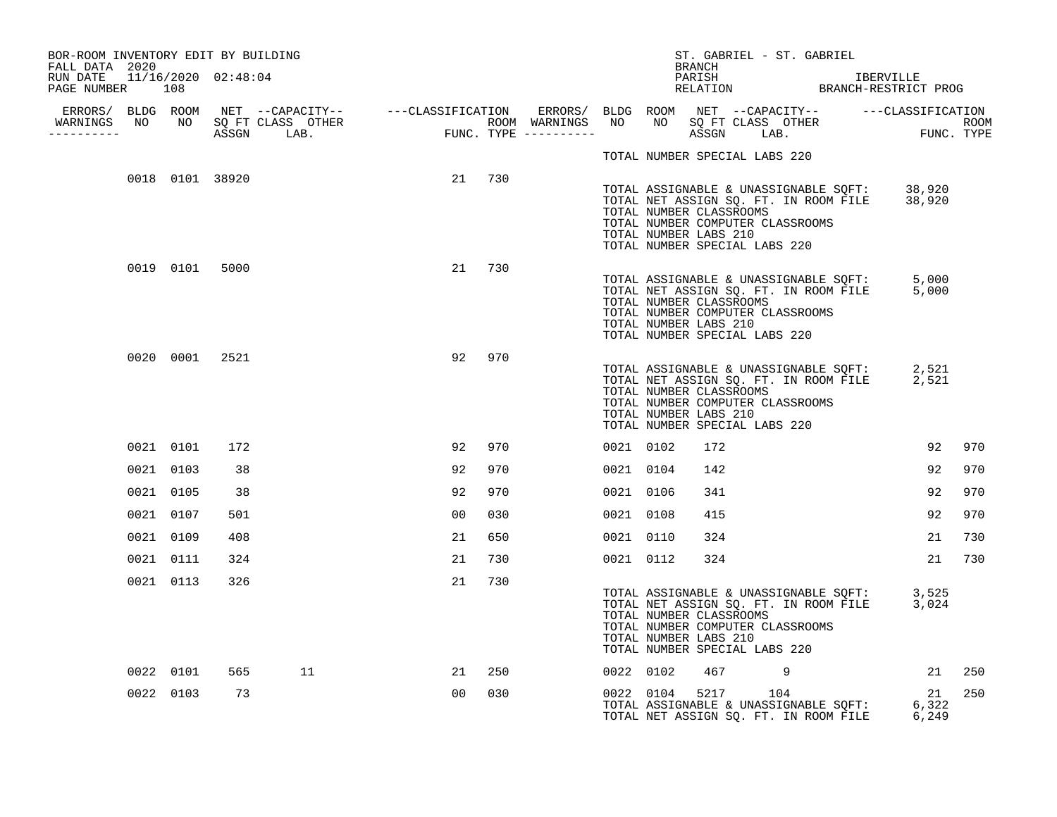BOR-ROOM INVENTORY EDIT BY BUILDING
FALL DATA 2020
RUN DATE 11/16/2020 02:48:04
PAGE NUMBER 108

ST. GABRIEL - ST. GABRIEL
BRANCH
PARISH IBERVILLE
RELATION BRANCH-RESTRICT PROG

| ERRORS/ WARNINGS | BLDG NO | ROOM NO | NET SQ FT ASSGN | CAPACITY CLASS LAB. | CAPACITY OTHER | CLASSIFICATION FUNC. | ROOM TYPE | ERRORS/ WARNINGS | BLDG NO | ROOM NO | NET SQ FT ASSGN | CAPACITY CLASS LAB. | CAPACITY OTHER | CLASSIFICATION FUNC. | ROOM TYPE |
|---|---|---|---|---|---|---|---|---|---|---|---|---|---|---|---|
| | | | | | | | | | TOTAL NUMBER SPECIAL LABS 220 | | | | | | |
| | 0018 | 0101 | 38920 | | | 21 | 730 | | | | | | | | |
| | | | | | | | | | TOTAL ASSIGNABLE & UNASSIGNABLE SQFT: | | | | | 38,920 | |
| | | | | | | | | | TOTAL NET ASSIGN SQ. FT. IN ROOM FILE | | | | | 38,920 | |
| | | | | | | | | | TOTAL NUMBER CLASSROOMS | | | | | | |
| | | | | | | | | | TOTAL NUMBER COMPUTER CLASSROOMS | | | | | | |
| | | | | | | | | | TOTAL NUMBER LABS 210 | | | | | | |
| | | | | | | | | | TOTAL NUMBER SPECIAL LABS 220 | | | | | | |
| | 0019 | 0101 | 5000 | | | 21 | 730 | | | | | | | | |
| | | | | | | | | | TOTAL ASSIGNABLE & UNASSIGNABLE SQFT: | | | | | 5,000 | |
| | | | | | | | | | TOTAL NET ASSIGN SQ. FT. IN ROOM FILE | | | | | 5,000 | |
| | | | | | | | | | TOTAL NUMBER CLASSROOMS | | | | | | |
| | | | | | | | | | TOTAL NUMBER COMPUTER CLASSROOMS | | | | | | |
| | | | | | | | | | TOTAL NUMBER LABS 210 | | | | | | |
| | | | | | | | | | TOTAL NUMBER SPECIAL LABS 220 | | | | | | |
| | 0020 | 0001 | 2521 | | | 92 | 970 | | | | | | | | |
| | | | | | | | | | TOTAL ASSIGNABLE & UNASSIGNABLE SQFT: | | | | | 2,521 | |
| | | | | | | | | | TOTAL NET ASSIGN SQ. FT. IN ROOM FILE | | | | | 2,521 | |
| | | | | | | | | | TOTAL NUMBER CLASSROOMS | | | | | | |
| | | | | | | | | | TOTAL NUMBER COMPUTER CLASSROOMS | | | | | | |
| | | | | | | | | | TOTAL NUMBER LABS 210 | | | | | | |
| | | | | | | | | | TOTAL NUMBER SPECIAL LABS 220 | | | | | | |
| | 0021 | 0101 | 172 | | | 92 | 970 | | 0021 | 0102 | 172 | | | 92 | 970 |
| | 0021 | 0103 | 38 | | | 92 | 970 | | 0021 | 0104 | 142 | | | 92 | 970 |
| | 0021 | 0105 | 38 | | | 92 | 970 | | 0021 | 0106 | 341 | | | 92 | 970 |
| | 0021 | 0107 | 501 | | | 00 | 030 | | 0021 | 0108 | 415 | | | 92 | 970 |
| | 0021 | 0109 | 408 | | | 21 | 650 | | 0021 | 0110 | 324 | | | 21 | 730 |
| | 0021 | 0111 | 324 | | | 21 | 730 | | 0021 | 0112 | 324 | | | 21 | 730 |
| | 0021 | 0113 | 326 | | | 21 | 730 | | | | | | | | |
| | | | | | | | | | TOTAL ASSIGNABLE & UNASSIGNABLE SQFT: | | | | | 3,525 | |
| | | | | | | | | | TOTAL NET ASSIGN SQ. FT. IN ROOM FILE | | | | | 3,024 | |
| | | | | | | | | | TOTAL NUMBER CLASSROOMS | | | | | | |
| | | | | | | | | | TOTAL NUMBER COMPUTER CLASSROOMS | | | | | | |
| | | | | | | | | | TOTAL NUMBER LABS 210 | | | | | | |
| | | | | | | | | | TOTAL NUMBER SPECIAL LABS 220 | | | | | | |
| | 0022 | 0101 | 565 | 11 | | 21 | 250 | | 0022 | 0102 | 467 | 9 | | 21 | 250 |
| | 0022 | 0103 | 73 | | | 00 | 030 | | 0022 | 0104 | 5217 | 104 | | 21 | 250 |
| | | | | | | | | | TOTAL ASSIGNABLE & UNASSIGNABLE SQFT: | | | | | 6,322 | |
| | | | | | | | | | TOTAL NET ASSIGN SQ. FT. IN ROOM FILE | | | | | 6,249 | |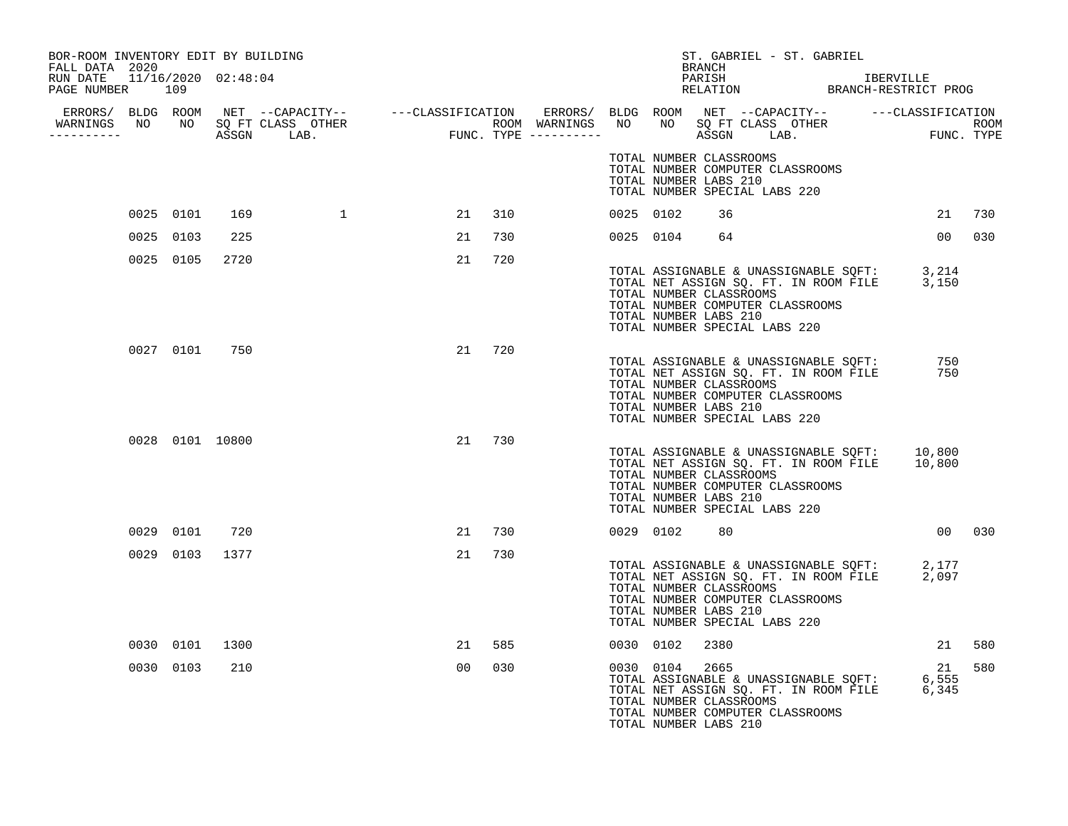BOR-ROOM INVENTORY EDIT BY BUILDING
FALL DATA 2020
RUN DATE 11/16/2020 02:48:04
PAGE NUMBER 109

ST. GABRIEL - ST. GABRIEL
BRANCH
PARISH IBERVILLE
RELATION BRANCH-RESTRICT PROG

| ERRORS/ WARNINGS | BLDG NO | ROOM NO | NET SQ FT ASSGN | CAPACITY CLASS | CAPACITY OTHER LAB. | CLASSIFICATION FUNC. | ROOM TYPE | ERRORS/ WARNINGS | BLDG NO | ROOM NO | NET SQ FT ASSGN | CAPACITY CLASS | CAPACITY OTHER LAB. | CLASSIFICATION FUNC. | ROOM TYPE |
|---|---|---|---|---|---|---|---|---|---|---|---|---|---|---|---|
| | | | | | | | | | TOTAL NUMBER CLASSROOMS<br>TOTAL NUMBER COMPUTER CLASSROOMS<br>TOTAL NUMBER LABS 210<br>TOTAL NUMBER SPECIAL LABS 220 | | | | | | |
| | 0025 | 0101 | 169 | | 1 | 21 | 310 | | 0025 | 0102 | 36 | | | 21 | 730 |
| | 0025 | 0103 | 225 | | | 21 | 730 | | 0025 | 0104 | 64 | | | 00 | 030 |
| | 0025 | 0105 | 2720 | | | 21 | 720 | | | | | | | | |
| | | | | | | | | | TOTAL ASSIGNABLE & UNASSIGNABLE SQFT: 3,214<br>TOTAL NET ASSIGN SQ. FT. IN ROOM FILE 3,150<br>TOTAL NUMBER CLASSROOMS<br>TOTAL NUMBER COMPUTER CLASSROOMS<br>TOTAL NUMBER LABS 210<br>TOTAL NUMBER SPECIAL LABS 220 | | | | | | |
| | 0027 | 0101 | 750 | | | 21 | 720 | | | | | | | | |
| | | | | | | | | | TOTAL ASSIGNABLE & UNASSIGNABLE SQFT: 750<br>TOTAL NET ASSIGN SQ. FT. IN ROOM FILE 750<br>TOTAL NUMBER CLASSROOMS<br>TOTAL NUMBER COMPUTER CLASSROOMS<br>TOTAL NUMBER LABS 210<br>TOTAL NUMBER SPECIAL LABS 220 | | | | | | |
| | 0028 | 0101 | 10800 | | | 21 | 730 | | | | | | | | |
| | | | | | | | | | TOTAL ASSIGNABLE & UNASSIGNABLE SQFT: 10,800<br>TOTAL NET ASSIGN SQ. FT. IN ROOM FILE 10,800<br>TOTAL NUMBER CLASSROOMS<br>TOTAL NUMBER COMPUTER CLASSROOMS<br>TOTAL NUMBER LABS 210<br>TOTAL NUMBER SPECIAL LABS 220 | | | | | | |
| | 0029 | 0101 | 720 | | | 21 | 730 | | 0029 | 0102 | 80 | | | 00 | 030 |
| | 0029 | 0103 | 1377 | | | 21 | 730 | | | | | | | | |
| | | | | | | | | | TOTAL ASSIGNABLE & UNASSIGNABLE SQFT: 2,177<br>TOTAL NET ASSIGN SQ. FT. IN ROOM FILE 2,097<br>TOTAL NUMBER CLASSROOMS<br>TOTAL NUMBER COMPUTER CLASSROOMS<br>TOTAL NUMBER LABS 210<br>TOTAL NUMBER SPECIAL LABS 220 | | | | | | |
| | 0030 | 0101 | 1300 | | | 21 | 585 | | 0030 | 0102 | 2380 | | | 21 | 580 |
| | 0030 | 0103 | 210 | | | 00 | 030 | | 0030 | 0104 | 2665 | | | 21 | 580 |
| | | | | | | | | | TOTAL ASSIGNABLE & UNASSIGNABLE SQFT: 6,555<br>TOTAL NET ASSIGN SQ. FT. IN ROOM FILE 6,345<br>TOTAL NUMBER CLASSROOMS<br>TOTAL NUMBER COMPUTER CLASSROOMS<br>TOTAL NUMBER LABS 210 | | | | | | |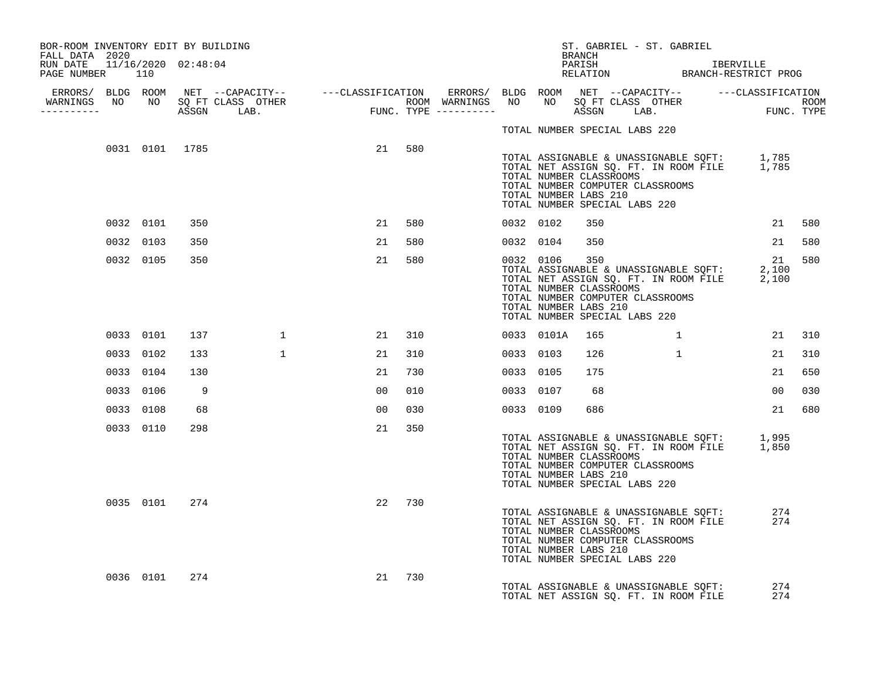BOR-ROOM INVENTORY EDIT BY BUILDING
FALL DATA 2020
RUN DATE 11/16/2020 02:48:04

ST. GABRIEL - ST. GABRIEL
BRANCH
PARISH IBERVILLE
RELATION BRANCH-RESTRICT PROG

| ERRORS/ WARNINGS | BLDG NO | ROOM NO | NET SQ FT ASSGN | CAPACITY CLASS | CAPACITY LAB. | CAPACITY OTHER | CLASSIFICATION FUNC. | ROOM TYPE | ROOM WARNINGS | ERRORS/ WARNINGS | BLDG NO | ROOM NO | NET SQ FT ASSGN | CAPACITY CLASS | CAPACITY LAB. | CAPACITY OTHER | CLASSIFICATION FUNC. | ROOM TYPE |
|---|---|---|---|---|---|---|---|---|---|---|---|---|---|---|---|---|---|---|
| | | | | | | | | | | | TOTAL NUMBER SPECIAL LABS 220 | | | | | | | |
| | 0031 | 0101 | 1785 | | | | 21 | 580 | | | | | | | | | | |
| | | | | | | | | | | | TOTAL ASSIGNABLE & UNASSIGNABLE SQFT: | | | | | | 1,785 | |
| | | | | | | | | | | | TOTAL NET ASSIGN SQ. FT. IN ROOM FILE | | | | | | 1,785 | |
| | | | | | | | | | | | TOTAL NUMBER CLASSROOMS | | | | | | | |
| | | | | | | | | | | | TOTAL NUMBER COMPUTER CLASSROOMS | | | | | | | |
| | | | | | | | | | | | TOTAL NUMBER LABS 210 | | | | | | | |
| | | | | | | | | | | | TOTAL NUMBER SPECIAL LABS 220 | | | | | | | |
| | 0032 | 0101 | 350 | | | | 21 | 580 | | | 0032 | 0102 | 350 | | | | 21 | 580 |
| | 0032 | 0103 | 350 | | | | 21 | 580 | | | 0032 | 0104 | 350 | | | | 21 | 580 |
| | 0032 | 0105 | 350 | | | | 21 | 580 | | | 0032 | 0106 | 350 | | | | 21 | 580 |
| | | | | | | | | | | | TOTAL ASSIGNABLE & UNASSIGNABLE SQFT: | | | | | | 2,100 | |
| | | | | | | | | | | | TOTAL NET ASSIGN SQ. FT. IN ROOM FILE | | | | | | 2,100 | |
| | | | | | | | | | | | TOTAL NUMBER CLASSROOMS | | | | | | | |
| | | | | | | | | | | | TOTAL NUMBER COMPUTER CLASSROOMS | | | | | | | |
| | | | | | | | | | | | TOTAL NUMBER LABS 210 | | | | | | | |
| | | | | | | | | | | | TOTAL NUMBER SPECIAL LABS 220 | | | | | | | |
| | 0033 | 0101 | 137 | | | 1 | 21 | 310 | | | 0033 | 0101A | 165 | | | 1 | 21 | 310 |
| | 0033 | 0102 | 133 | | | 1 | 21 | 310 | | | 0033 | 0103 | 126 | | | 1 | 21 | 310 |
| | 0033 | 0104 | 130 | | | | 21 | 730 | | | 0033 | 0105 | 175 | | | | 21 | 650 |
| | 0033 | 0106 | 9 | | | | 00 | 010 | | | 0033 | 0107 | 68 | | | | 00 | 030 |
| | 0033 | 0108 | 68 | | | | 00 | 030 | | | 0033 | 0109 | 686 | | | | 21 | 680 |
| | 0033 | 0110 | 298 | | | | 21 | 350 | | | | | | | | | | |
| | | | | | | | | | | | TOTAL ASSIGNABLE & UNASSIGNABLE SQFT: | | | | | | 1,995 | |
| | | | | | | | | | | | TOTAL NET ASSIGN SQ. FT. IN ROOM FILE | | | | | | 1,850 | |
| | | | | | | | | | | | TOTAL NUMBER CLASSROOMS | | | | | | | |
| | | | | | | | | | | | TOTAL NUMBER COMPUTER CLASSROOMS | | | | | | | |
| | | | | | | | | | | | TOTAL NUMBER LABS 210 | | | | | | | |
| | | | | | | | | | | | TOTAL NUMBER SPECIAL LABS 220 | | | | | | | |
| | 0035 | 0101 | 274 | | | | 22 | 730 | | | | | | | | | | |
| | | | | | | | | | | | TOTAL ASSIGNABLE & UNASSIGNABLE SQFT: | | | | | | 274 | |
| | | | | | | | | | | | TOTAL NET ASSIGN SQ. FT. IN ROOM FILE | | | | | | 274 | |
| | | | | | | | | | | | TOTAL NUMBER CLASSROOMS | | | | | | | |
| | | | | | | | | | | | TOTAL NUMBER COMPUTER CLASSROOMS | | | | | | | |
| | | | | | | | | | | | TOTAL NUMBER LABS 210 | | | | | | | |
| | | | | | | | | | | | TOTAL NUMBER SPECIAL LABS 220 | | | | | | | |
| | 0036 | 0101 | 274 | | | | 21 | 730 | | | | | | | | | | |
| | | | | | | | | | | | TOTAL ASSIGNABLE & UNASSIGNABLE SQFT: | | | | | | 274 | |
| | | | | | | | | | | | TOTAL NET ASSIGN SQ. FT. IN ROOM FILE | | | | | | 274 | |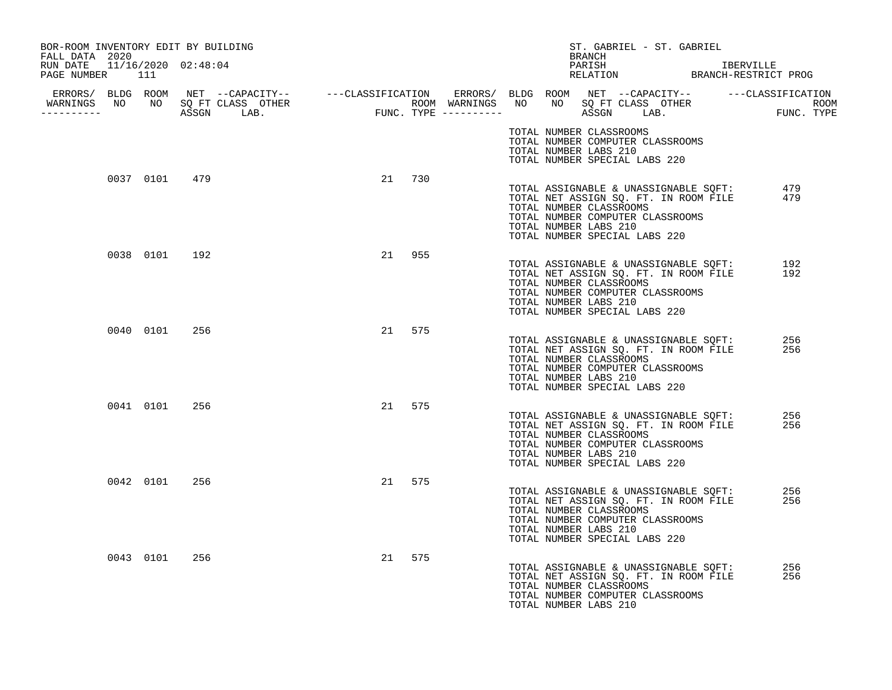BOR-ROOM INVENTORY EDIT BY BUILDING
FALL DATA 2020
RUN DATE 11/16/2020 02:48:04
PAGE NUMBER 111

ST. GABRIEL - ST. GABRIEL
BRANCH
PARISH IBERVILLE
RELATION BRANCH-RESTRICT PROG

| ERRORS/ WARNINGS | BLDG NO | ROOM NO | NET SQ FT ASSGN | CAPACITY CLASS | CAPACITY OTHER LAB. | CLASSIFICATION FUNC. | ROOM TYPE |
|---|---|---|---|---|---|---|---|
| | 0037 | 0101 | 479 | | | 21 | 730 |
| | 0038 | 0101 | 192 | | | 21 | 955 |
| | 0040 | 0101 | 256 | | | 21 | 575 |
| | 0041 | 0101 | 256 | | | 21 | 575 |
| | 0042 | 0101 | 256 | | | 21 | 575 |
| | 0043 | 0101 | 256 | | | 21 | 575 |

TOTAL NUMBER CLASSROOMS
TOTAL NUMBER COMPUTER CLASSROOMS
TOTAL NUMBER LABS 210
TOTAL NUMBER SPECIAL LABS 220

Building 0037:
TOTAL ASSIGNABLE & UNASSIGNABLE SQFT: 479
TOTAL NET ASSIGN SQ. FT. IN ROOM FILE 479
TOTAL NUMBER CLASSROOMS
TOTAL NUMBER COMPUTER CLASSROOMS
TOTAL NUMBER LABS 210
TOTAL NUMBER SPECIAL LABS 220

Building 0038:
TOTAL ASSIGNABLE & UNASSIGNABLE SQFT: 192
TOTAL NET ASSIGN SQ. FT. IN ROOM FILE 192
TOTAL NUMBER CLASSROOMS
TOTAL NUMBER COMPUTER CLASSROOMS
TOTAL NUMBER LABS 210
TOTAL NUMBER SPECIAL LABS 220

Building 0040:
TOTAL ASSIGNABLE & UNASSIGNABLE SQFT: 256
TOTAL NET ASSIGN SQ. FT. IN ROOM FILE 256
TOTAL NUMBER CLASSROOMS
TOTAL NUMBER COMPUTER CLASSROOMS
TOTAL NUMBER LABS 210
TOTAL NUMBER SPECIAL LABS 220

Building 0041:
TOTAL ASSIGNABLE & UNASSIGNABLE SQFT: 256
TOTAL NET ASSIGN SQ. FT. IN ROOM FILE 256
TOTAL NUMBER CLASSROOMS
TOTAL NUMBER COMPUTER CLASSROOMS
TOTAL NUMBER LABS 210
TOTAL NUMBER SPECIAL LABS 220

Building 0042:
TOTAL ASSIGNABLE & UNASSIGNABLE SQFT: 256
TOTAL NET ASSIGN SQ. FT. IN ROOM FILE 256
TOTAL NUMBER CLASSROOMS
TOTAL NUMBER COMPUTER CLASSROOMS
TOTAL NUMBER LABS 210
TOTAL NUMBER SPECIAL LABS 220

Building 0043:
TOTAL ASSIGNABLE & UNASSIGNABLE SQFT: 256
TOTAL NET ASSIGN SQ. FT. IN ROOM FILE 256
TOTAL NUMBER CLASSROOMS
TOTAL NUMBER COMPUTER CLASSROOMS
TOTAL NUMBER LABS 210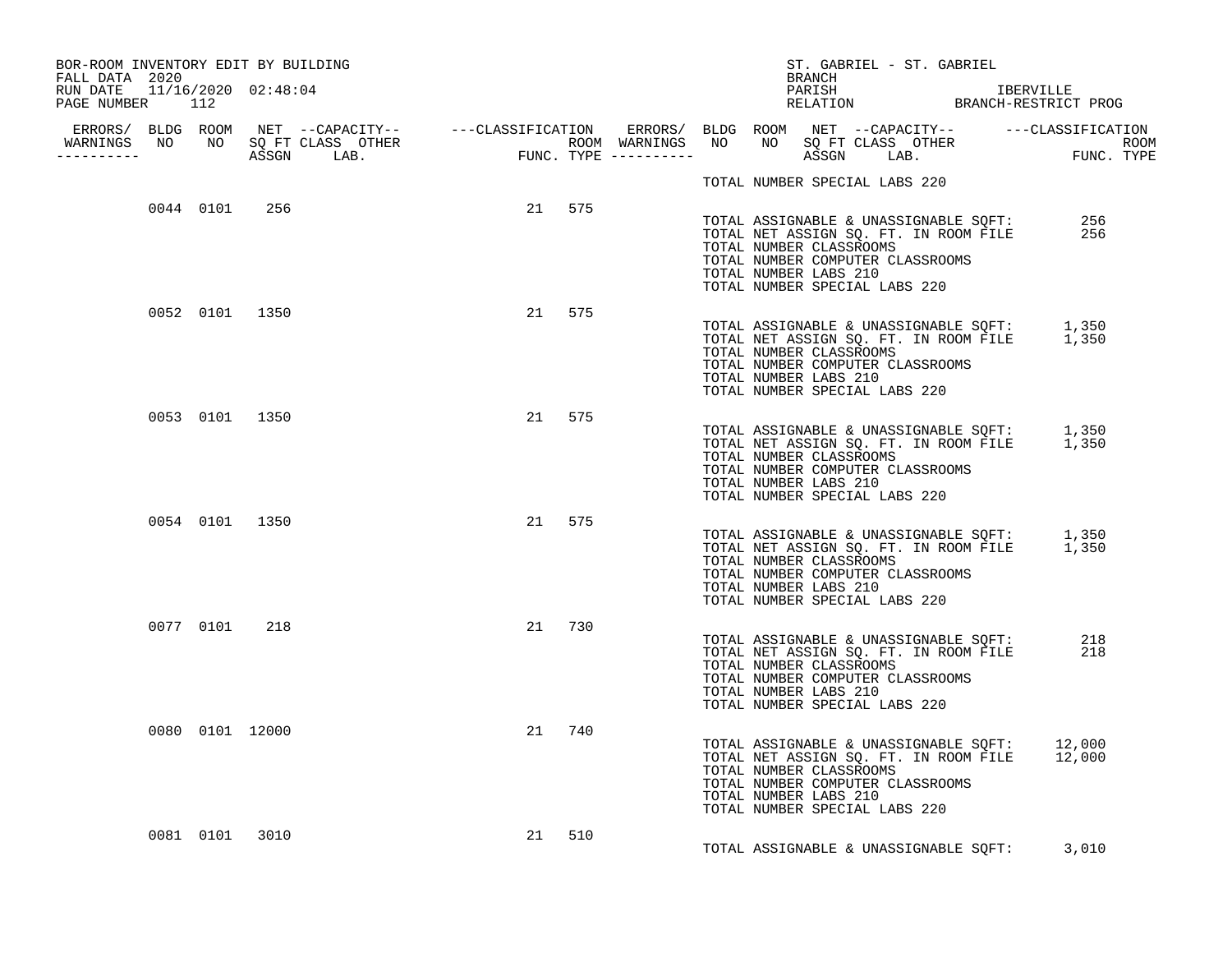BOR-ROOM INVENTORY EDIT BY BUILDING
FALL DATA 2020
RUN DATE 11/16/2020 02:48:04

ST. GABRIEL - ST. GABRIEL
BRANCH
PARISH IBERVILLE
RELATION BRANCH-RESTRICT PROG

| ERRORS/ WARNINGS | BLDG NO | ROOM NO | NET SQ FT ASSGN | --CAPACITY-- CLASS LAB. | OTHER | ---CLASSIFICATION FUNC. | ROOM TYPE | ERRORS/ WARNINGS |
|---|---|---|---|---|---|---|---|---|
| | | | | | | | | |

TOTAL NUMBER SPECIAL LABS 220

| | 0044 | 0101 | 256 | | | 21 | 575 | |
|---|---|---|---|---|---|---|---|---|

TOTAL ASSIGNABLE & UNASSIGNABLE SQFT: 256
TOTAL NET ASSIGN SQ. FT. IN ROOM FILE 256
TOTAL NUMBER CLASSROOMS
TOTAL NUMBER COMPUTER CLASSROOMS
TOTAL NUMBER LABS 210
TOTAL NUMBER SPECIAL LABS 220

| | 0052 | 0101 | 1350 | | | 21 | 575 | |
|---|---|---|---|---|---|---|---|---|

TOTAL ASSIGNABLE & UNASSIGNABLE SQFT: 1,350
TOTAL NET ASSIGN SQ. FT. IN ROOM FILE 1,350
TOTAL NUMBER CLASSROOMS
TOTAL NUMBER COMPUTER CLASSROOMS
TOTAL NUMBER LABS 210
TOTAL NUMBER SPECIAL LABS 220

| | 0053 | 0101 | 1350 | | | 21 | 575 | |
|---|---|---|---|---|---|---|---|---|

TOTAL ASSIGNABLE & UNASSIGNABLE SQFT: 1,350
TOTAL NET ASSIGN SQ. FT. IN ROOM FILE 1,350
TOTAL NUMBER CLASSROOMS
TOTAL NUMBER COMPUTER CLASSROOMS
TOTAL NUMBER LABS 210
TOTAL NUMBER SPECIAL LABS 220

| | 0054 | 0101 | 1350 | | | 21 | 575 | |
|---|---|---|---|---|---|---|---|---|

TOTAL ASSIGNABLE & UNASSIGNABLE SQFT: 1,350
TOTAL NET ASSIGN SQ. FT. IN ROOM FILE 1,350
TOTAL NUMBER CLASSROOMS
TOTAL NUMBER COMPUTER CLASSROOMS
TOTAL NUMBER LABS 210
TOTAL NUMBER SPECIAL LABS 220

| | 0077 | 0101 | 218 | | | 21 | 730 | |
|---|---|---|---|---|---|---|---|---|

TOTAL ASSIGNABLE & UNASSIGNABLE SQFT: 218
TOTAL NET ASSIGN SQ. FT. IN ROOM FILE 218
TOTAL NUMBER CLASSROOMS
TOTAL NUMBER COMPUTER CLASSROOMS
TOTAL NUMBER LABS 210
TOTAL NUMBER SPECIAL LABS 220

| | 0080 | 0101 | 12000 | | | 21 | 740 | |
|---|---|---|---|---|---|---|---|---|

TOTAL ASSIGNABLE & UNASSIGNABLE SQFT: 12,000
TOTAL NET ASSIGN SQ. FT. IN ROOM FILE 12,000
TOTAL NUMBER CLASSROOMS
TOTAL NUMBER COMPUTER CLASSROOMS
TOTAL NUMBER LABS 210
TOTAL NUMBER SPECIAL LABS 220

| | 0081 | 0101 | 3010 | | | 21 | 510 | |
|---|---|---|---|---|---|---|---|---|

TOTAL ASSIGNABLE & UNASSIGNABLE SQFT: 3,010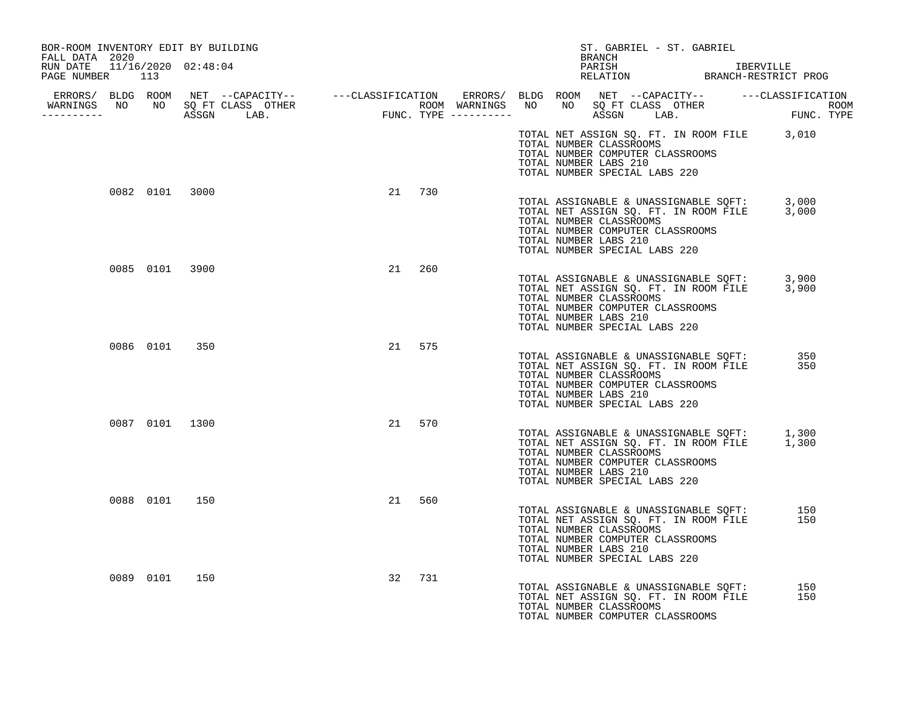BOR-ROOM INVENTORY EDIT BY BUILDING
FALL DATA 2020
RUN DATE 11/16/2020 02:48:04

ST. GABRIEL - ST. GABRIEL
BRANCH
PARISH IBERVILLE
RELATION BRANCH-RESTRICT PROG

| ERRORS/ WARNINGS | BLDG NO | ROOM NO | NET ASSGN SQ FT | CAPACITY CLASS LAB. | CAPACITY OTHER | CLASSIFICATION FUNC. | ROOM TYPE |
|---|---|---|---|---|---|---|---|
| | 0082 | 0101 | 3000 | | | 21 | 730 |
| | 0085 | 0101 | 3900 | | | 21 | 260 |
| | 0086 | 0101 | 350 | | | 21 | 575 |
| | 0087 | 0101 | 1300 | | | 21 | 570 |
| | 0088 | 0101 | 150 | | | 21 | 560 |
| | 0089 | 0101 | 150 | | | 32 | 731 |

TOTAL NET ASSIGN SQ. FT. IN ROOM FILE 3,010
TOTAL NUMBER CLASSROOMS
TOTAL NUMBER COMPUTER CLASSROOMS
TOTAL NUMBER LABS 210
TOTAL NUMBER SPECIAL LABS 220

(0082 0101)
TOTAL ASSIGNABLE & UNASSIGNABLE SQFT: 3,000
TOTAL NET ASSIGN SQ. FT. IN ROOM FILE 3,000
TOTAL NUMBER CLASSROOMS
TOTAL NUMBER COMPUTER CLASSROOMS
TOTAL NUMBER LABS 210
TOTAL NUMBER SPECIAL LABS 220

(0085 0101)
TOTAL ASSIGNABLE & UNASSIGNABLE SQFT: 3,900
TOTAL NET ASSIGN SQ. FT. IN ROOM FILE 3,900
TOTAL NUMBER CLASSROOMS
TOTAL NUMBER COMPUTER CLASSROOMS
TOTAL NUMBER LABS 210
TOTAL NUMBER SPECIAL LABS 220

(0086 0101)
TOTAL ASSIGNABLE & UNASSIGNABLE SQFT: 350
TOTAL NET ASSIGN SQ. FT. IN ROOM FILE 350
TOTAL NUMBER CLASSROOMS
TOTAL NUMBER COMPUTER CLASSROOMS
TOTAL NUMBER LABS 210
TOTAL NUMBER SPECIAL LABS 220

(0087 0101)
TOTAL ASSIGNABLE & UNASSIGNABLE SQFT: 1,300
TOTAL NET ASSIGN SQ. FT. IN ROOM FILE 1,300
TOTAL NUMBER CLASSROOMS
TOTAL NUMBER COMPUTER CLASSROOMS
TOTAL NUMBER LABS 210
TOTAL NUMBER SPECIAL LABS 220

(0088 0101)
TOTAL ASSIGNABLE & UNASSIGNABLE SQFT: 150
TOTAL NET ASSIGN SQ. FT. IN ROOM FILE 150
TOTAL NUMBER CLASSROOMS
TOTAL NUMBER COMPUTER CLASSROOMS
TOTAL NUMBER LABS 210
TOTAL NUMBER SPECIAL LABS 220

(0089 0101)
TOTAL ASSIGNABLE & UNASSIGNABLE SQFT: 150
TOTAL NET ASSIGN SQ. FT. IN ROOM FILE 150
TOTAL NUMBER CLASSROOMS
TOTAL NUMBER COMPUTER CLASSROOMS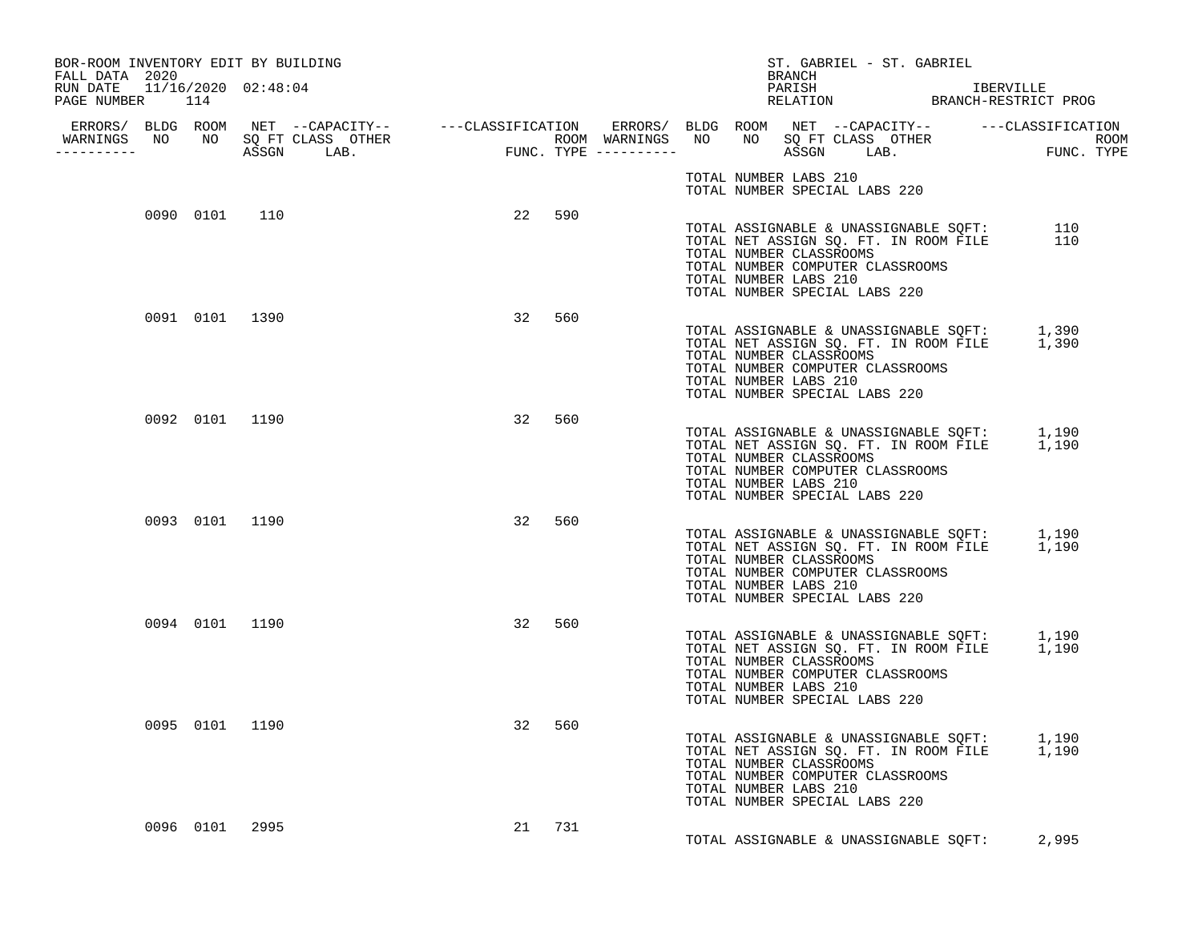BOR-ROOM INVENTORY EDIT BY BUILDING
FALL DATA 2020
RUN DATE 11/16/2020 02:48:04
PAGE NUMBER 114

ST. GABRIEL - ST. GABRIEL
BRANCH
PARISH IBERVILLE
RELATION BRANCH-RESTRICT PROG

| ERRORS/ WARNINGS | BLDG NO | ROOM NO | NET SQ FT ASSGN | CAPACITY CLASS | CAPACITY LAB. | OTHER | CLASSIFICATION FUNC. | ROOM TYPE | ERRORS/ WARNINGS |
|---|---|---|---|---|---|---|---|---|---|
| | | | | | | | | | |

TOTAL NUMBER LABS 210
TOTAL NUMBER SPECIAL LABS 220

| ERRORS/ WARNINGS | BLDG NO | ROOM NO | NET SQ FT ASSGN | CAPACITY CLASS | CAPACITY LAB. | OTHER | CLASSIFICATION FUNC. | ROOM TYPE |
|---|---|---|---|---|---|---|---|---|
| | 0090 | 0101 | 110 | | | | 22 | 590 |

TOTAL ASSIGNABLE & UNASSIGNABLE SQFT: 110
TOTAL NET ASSIGN SQ. FT. IN ROOM FILE 110
TOTAL NUMBER CLASSROOMS
TOTAL NUMBER COMPUTER CLASSROOMS
TOTAL NUMBER LABS 210
TOTAL NUMBER SPECIAL LABS 220

| ERRORS/ WARNINGS | BLDG NO | ROOM NO | NET SQ FT ASSGN | CAPACITY CLASS | CAPACITY LAB. | OTHER | CLASSIFICATION FUNC. | ROOM TYPE |
|---|---|---|---|---|---|---|---|---|
| | 0091 | 0101 | 1390 | | | | 32 | 560 |

TOTAL ASSIGNABLE & UNASSIGNABLE SQFT: 1,390
TOTAL NET ASSIGN SQ. FT. IN ROOM FILE 1,390
TOTAL NUMBER CLASSROOMS
TOTAL NUMBER COMPUTER CLASSROOMS
TOTAL NUMBER LABS 210
TOTAL NUMBER SPECIAL LABS 220

| ERRORS/ WARNINGS | BLDG NO | ROOM NO | NET SQ FT ASSGN | CAPACITY CLASS | CAPACITY LAB. | OTHER | CLASSIFICATION FUNC. | ROOM TYPE |
|---|---|---|---|---|---|---|---|---|
| | 0092 | 0101 | 1190 | | | | 32 | 560 |

TOTAL ASSIGNABLE & UNASSIGNABLE SQFT: 1,190
TOTAL NET ASSIGN SQ. FT. IN ROOM FILE 1,190
TOTAL NUMBER CLASSROOMS
TOTAL NUMBER COMPUTER CLASSROOMS
TOTAL NUMBER LABS 210
TOTAL NUMBER SPECIAL LABS 220

| ERRORS/ WARNINGS | BLDG NO | ROOM NO | NET SQ FT ASSGN | CAPACITY CLASS | CAPACITY LAB. | OTHER | CLASSIFICATION FUNC. | ROOM TYPE |
|---|---|---|---|---|---|---|---|---|
| | 0093 | 0101 | 1190 | | | | 32 | 560 |

TOTAL ASSIGNABLE & UNASSIGNABLE SQFT: 1,190
TOTAL NET ASSIGN SQ. FT. IN ROOM FILE 1,190
TOTAL NUMBER CLASSROOMS
TOTAL NUMBER COMPUTER CLASSROOMS
TOTAL NUMBER LABS 210
TOTAL NUMBER SPECIAL LABS 220

| ERRORS/ WARNINGS | BLDG NO | ROOM NO | NET SQ FT ASSGN | CAPACITY CLASS | CAPACITY LAB. | OTHER | CLASSIFICATION FUNC. | ROOM TYPE |
|---|---|---|---|---|---|---|---|---|
| | 0094 | 0101 | 1190 | | | | 32 | 560 |

TOTAL ASSIGNABLE & UNASSIGNABLE SQFT: 1,190
TOTAL NET ASSIGN SQ. FT. IN ROOM FILE 1,190
TOTAL NUMBER CLASSROOMS
TOTAL NUMBER COMPUTER CLASSROOMS
TOTAL NUMBER LABS 210
TOTAL NUMBER SPECIAL LABS 220

| ERRORS/ WARNINGS | BLDG NO | ROOM NO | NET SQ FT ASSGN | CAPACITY CLASS | CAPACITY LAB. | OTHER | CLASSIFICATION FUNC. | ROOM TYPE |
|---|---|---|---|---|---|---|---|---|
| | 0095 | 0101 | 1190 | | | | 32 | 560 |

TOTAL ASSIGNABLE & UNASSIGNABLE SQFT: 1,190
TOTAL NET ASSIGN SQ. FT. IN ROOM FILE 1,190
TOTAL NUMBER CLASSROOMS
TOTAL NUMBER COMPUTER CLASSROOMS
TOTAL NUMBER LABS 210
TOTAL NUMBER SPECIAL LABS 220

| ERRORS/ WARNINGS | BLDG NO | ROOM NO | NET SQ FT ASSGN | CAPACITY CLASS | CAPACITY LAB. | OTHER | CLASSIFICATION FUNC. | ROOM TYPE |
|---|---|---|---|---|---|---|---|---|
| | 0096 | 0101 | 2995 | | | | 21 | 731 |

TOTAL ASSIGNABLE & UNASSIGNABLE SQFT: 2,995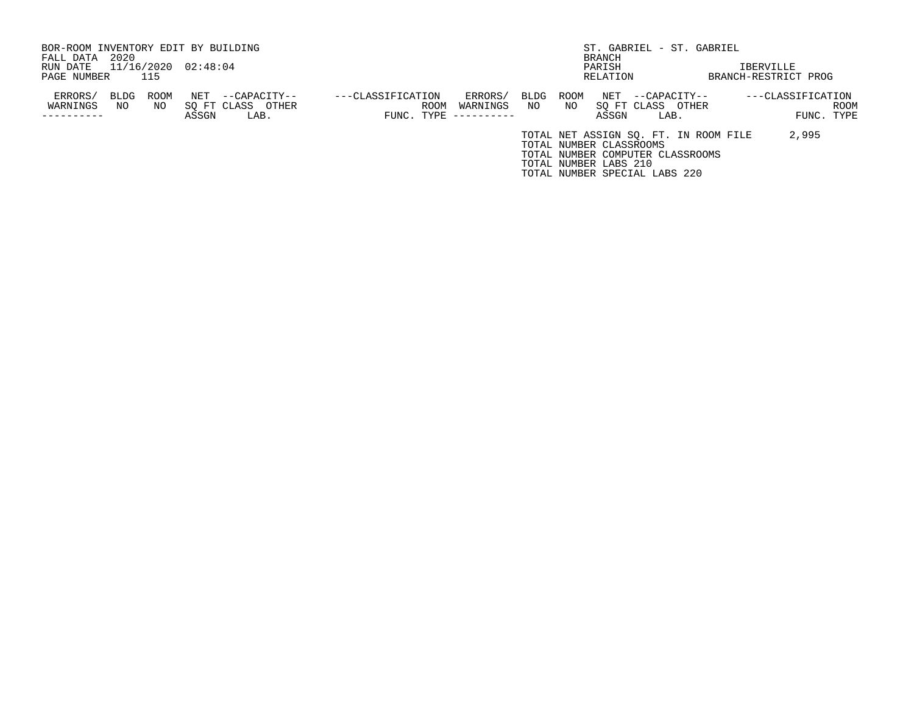BOR-ROOM INVENTORY EDIT BY BUILDING
FALL DATA 2020
RUN DATE 11/16/2020 02:48:04
PAGE NUMBER 115

ST. GABRIEL - ST. GABRIEL
BRANCH
PARISH IBERVILLE
RELATION BRANCH-RESTRICT PROG

| ERRORS/ WARNINGS | BLDG NO | ROOM NO | NET SQ FT ASSGN | --CAPACITY-- CLASS | OTHER LAB. | ---CLASSIFICATION FUNC. | ROOM TYPE | ERRORS/ WARNINGS | BLDG NO | ROOM NO | NET SQ FT ASSGN | --CAPACITY-- CLASS | OTHER LAB. | ---CLASSIFICATION FUNC. | ROOM TYPE |
|---|---|---|---|---|---|---|---|---|---|---|---|---|---|---|---|

TOTAL NET ASSIGN SQ. FT. IN ROOM FILE 2,995
TOTAL NUMBER CLASSROOMS
TOTAL NUMBER COMPUTER CLASSROOMS
TOTAL NUMBER LABS 210
TOTAL NUMBER SPECIAL LABS 220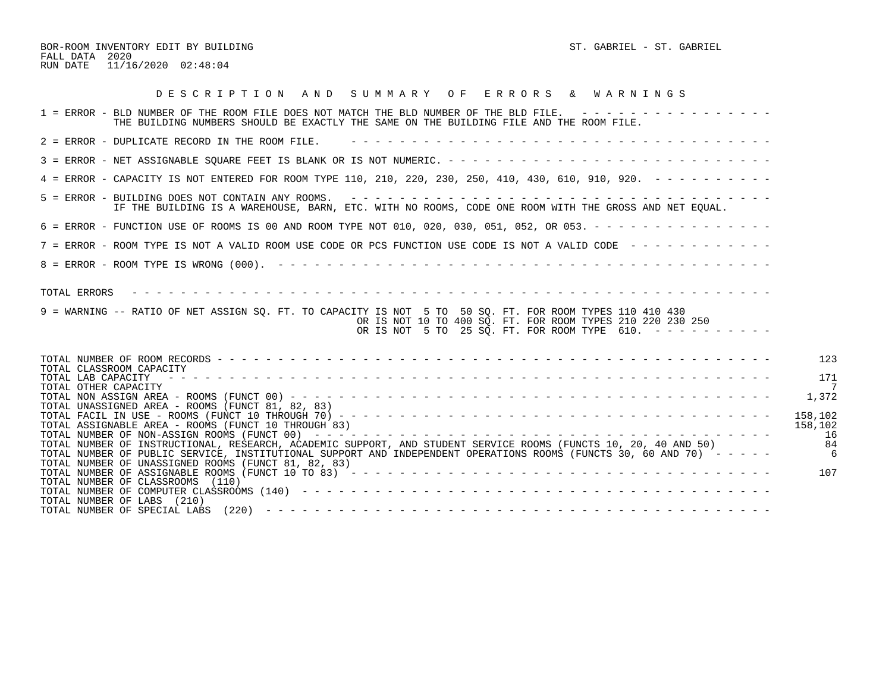BOR-ROOM INVENTORY EDIT BY BUILDING    ST. GABRIEL - ST. GABRIEL
FALL DATA 2020
RUN DATE 11/16/2020 02:48:04

## D E S C R I P T I O N   A N D   S U M M A R Y   O F   E R R O R S   &   W A R N I N G S

1 = ERROR - BLD NUMBER OF THE ROOM FILE DOES NOT MATCH THE BLD NUMBER OF THE BLD FILE.
THE BUILDING NUMBERS SHOULD BE EXACTLY THE SAME ON THE BUILDING FILE AND THE ROOM FILE.

2 = ERROR - DUPLICATE RECORD IN THE ROOM FILE.

3 = ERROR - NET ASSIGNABLE SQUARE FEET IS BLANK OR IS NOT NUMERIC.

4 = ERROR - CAPACITY IS NOT ENTERED FOR ROOM TYPE 110, 210, 220, 230, 250, 410, 430, 610, 910, 920.

5 = ERROR - BUILDING DOES NOT CONTAIN ANY ROOMS.
IF THE BUILDING IS A WAREHOUSE, BARN, ETC. WITH NO ROOMS, CODE ONE ROOM WITH THE GROSS AND NET EQUAL.

6 = ERROR - FUNCTION USE OF ROOMS IS 00 AND ROOM TYPE NOT 010, 020, 030, 051, 052, OR 053.

7 = ERROR - ROOM TYPE IS NOT A VALID ROOM USE CODE OR PCS FUNCTION USE CODE IS NOT A VALID CODE

8 = ERROR - ROOM TYPE IS WRONG (000).

TOTAL ERRORS

9 = WARNING -- RATIO OF NET ASSIGN SQ. FT. TO CAPACITY IS NOT 5 TO 50 SQ. FT. FOR ROOM TYPES 110 410 430
OR IS NOT 10 TO 400 SQ. FT. FOR ROOM TYPES 210 220 230 250
OR IS NOT 5 TO 25 SQ. FT. FOR ROOM TYPE 610.

| | |
|---|---|
| TOTAL NUMBER OF ROOM RECORDS | 123 |
| TOTAL CLASSROOM CAPACITY | |
| TOTAL LAB CAPACITY | 171 |
| TOTAL OTHER CAPACITY | 7 |
| TOTAL NON ASSIGN AREA - ROOMS (FUNCT 00) | 1,372 |
| TOTAL UNASSIGNED AREA - ROOMS (FUNCT 81, 82, 83) | |
| TOTAL FACIL IN USE - ROOMS (FUNCT 10 THROUGH 70) | 158,102 |
| TOTAL ASSIGNABLE AREA - ROOMS (FUNCT 10 THROUGH 83) | 158,102 |
| TOTAL NUMBER OF NON-ASSIGN ROOMS (FUNCT 00) | 16 |
| TOTAL NUMBER OF INSTRUCTIONAL, RESEARCH, ACADEMIC SUPPORT, AND STUDENT SERVICE ROOMS (FUNCTS 10, 20, 40 AND 50) | 84 |
| TOTAL NUMBER OF PUBLIC SERVICE, INSTITUTIONAL SUPPORT AND INDEPENDENT OPERATIONS ROOMS (FUNCTS 30, 60 AND 70) | 6 |
| TOTAL NUMBER OF UNASSIGNED ROOMS (FUNCT 81, 82, 83) | |
| TOTAL NUMBER OF ASSIGNABLE ROOMS (FUNCT 10 TO 83) | 107 |
| TOTAL NUMBER OF CLASSROOMS (110) | |
| TOTAL NUMBER OF COMPUTER CLASSROOMS (140) | |
| TOTAL NUMBER OF LABS (210) | |
| TOTAL NUMBER OF SPECIAL LABS (220) | |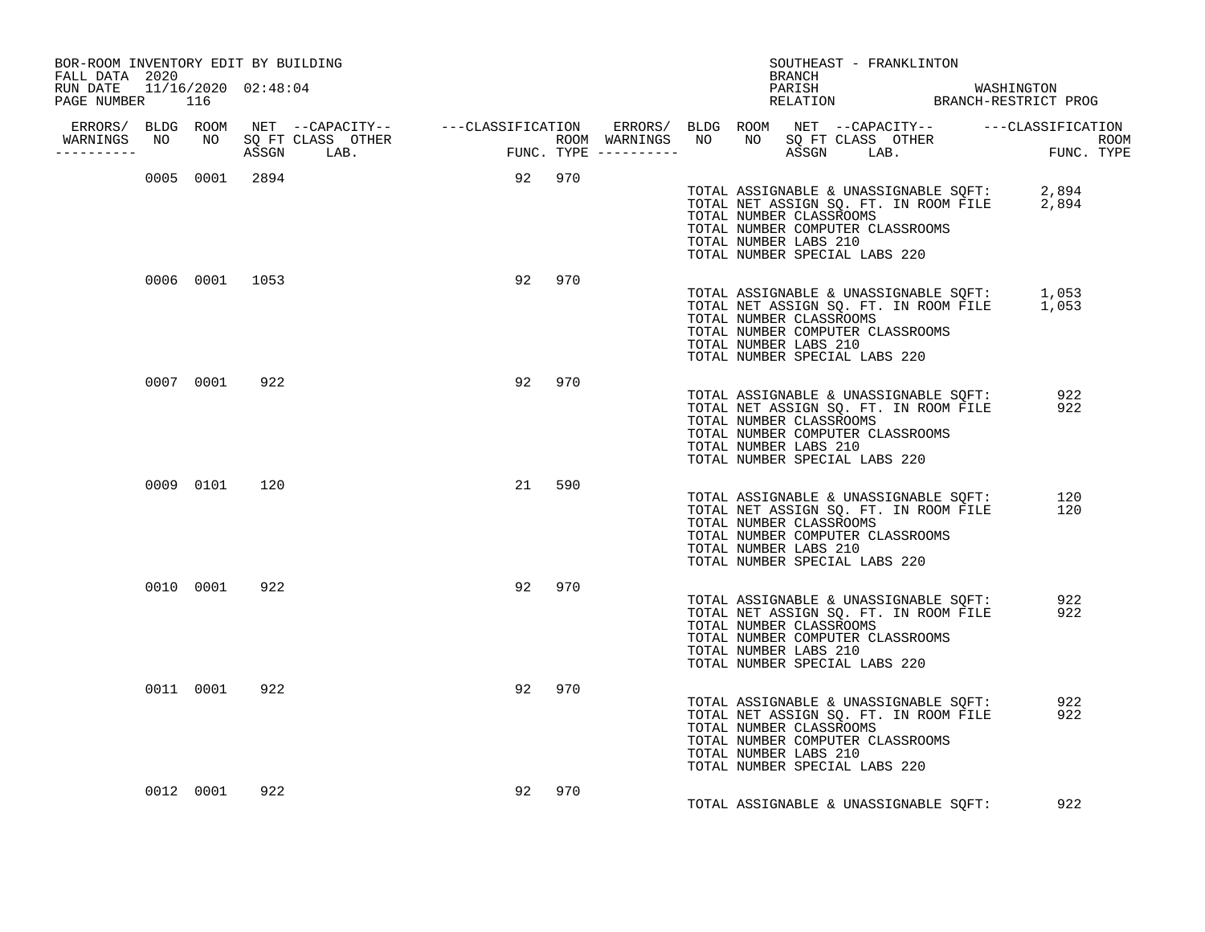BOR-ROOM INVENTORY EDIT BY BUILDING
FALL DATA 2020
RUN DATE 11/16/2020 02:48:04
PAGE NUMBER 116

SOUTHEAST - FRANKLINTON
BRANCH
PARISH WASHINGTON
RELATION BRANCH-RESTRICT PROG

| ERRORS/ WARNINGS | BLDG NO | ROOM NO | NET SQ FT ASSGN | CAPACITY CLASS | CAPACITY OTHER LAB. | CLASSIFICATION FUNC. | ROOM TYPE |
|---|---|---|---|---|---|---|---|
| | 0005 | 0001 | 2894 | | | 92 | 970 |
| | 0006 | 0001 | 1053 | | | 92 | 970 |
| | 0007 | 0001 | 922 | | | 92 | 970 |
| | 0009 | 0101 | 120 | | | 21 | 590 |
| | 0010 | 0001 | 922 | | | 92 | 970 |
| | 0011 | 0001 | 922 | | | 92 | 970 |
| | 0012 | 0001 | 922 | | | 92 | 970 |

**Building 0005:**
TOTAL ASSIGNABLE & UNASSIGNABLE SQFT: 2,894
TOTAL NET ASSIGN SQ. FT. IN ROOM FILE 2,894
TOTAL NUMBER CLASSROOMS
TOTAL NUMBER COMPUTER CLASSROOMS
TOTAL NUMBER LABS 210
TOTAL NUMBER SPECIAL LABS 220

**Building 0006:**
TOTAL ASSIGNABLE & UNASSIGNABLE SQFT: 1,053
TOTAL NET ASSIGN SQ. FT. IN ROOM FILE 1,053
TOTAL NUMBER CLASSROOMS
TOTAL NUMBER COMPUTER CLASSROOMS
TOTAL NUMBER LABS 210
TOTAL NUMBER SPECIAL LABS 220

**Building 0007:**
TOTAL ASSIGNABLE & UNASSIGNABLE SQFT: 922
TOTAL NET ASSIGN SQ. FT. IN ROOM FILE 922
TOTAL NUMBER CLASSROOMS
TOTAL NUMBER COMPUTER CLASSROOMS
TOTAL NUMBER LABS 210
TOTAL NUMBER SPECIAL LABS 220

**Building 0009:**
TOTAL ASSIGNABLE & UNASSIGNABLE SQFT: 120
TOTAL NET ASSIGN SQ. FT. IN ROOM FILE 120
TOTAL NUMBER CLASSROOMS
TOTAL NUMBER COMPUTER CLASSROOMS
TOTAL NUMBER LABS 210
TOTAL NUMBER SPECIAL LABS 220

**Building 0010:**
TOTAL ASSIGNABLE & UNASSIGNABLE SQFT: 922
TOTAL NET ASSIGN SQ. FT. IN ROOM FILE 922
TOTAL NUMBER CLASSROOMS
TOTAL NUMBER COMPUTER CLASSROOMS
TOTAL NUMBER LABS 210
TOTAL NUMBER SPECIAL LABS 220

**Building 0011:**
TOTAL ASSIGNABLE & UNASSIGNABLE SQFT: 922
TOTAL NET ASSIGN SQ. FT. IN ROOM FILE 922
TOTAL NUMBER CLASSROOMS
TOTAL NUMBER COMPUTER CLASSROOMS
TOTAL NUMBER LABS 210
TOTAL NUMBER SPECIAL LABS 220

**Building 0012:**
TOTAL ASSIGNABLE & UNASSIGNABLE SQFT: 922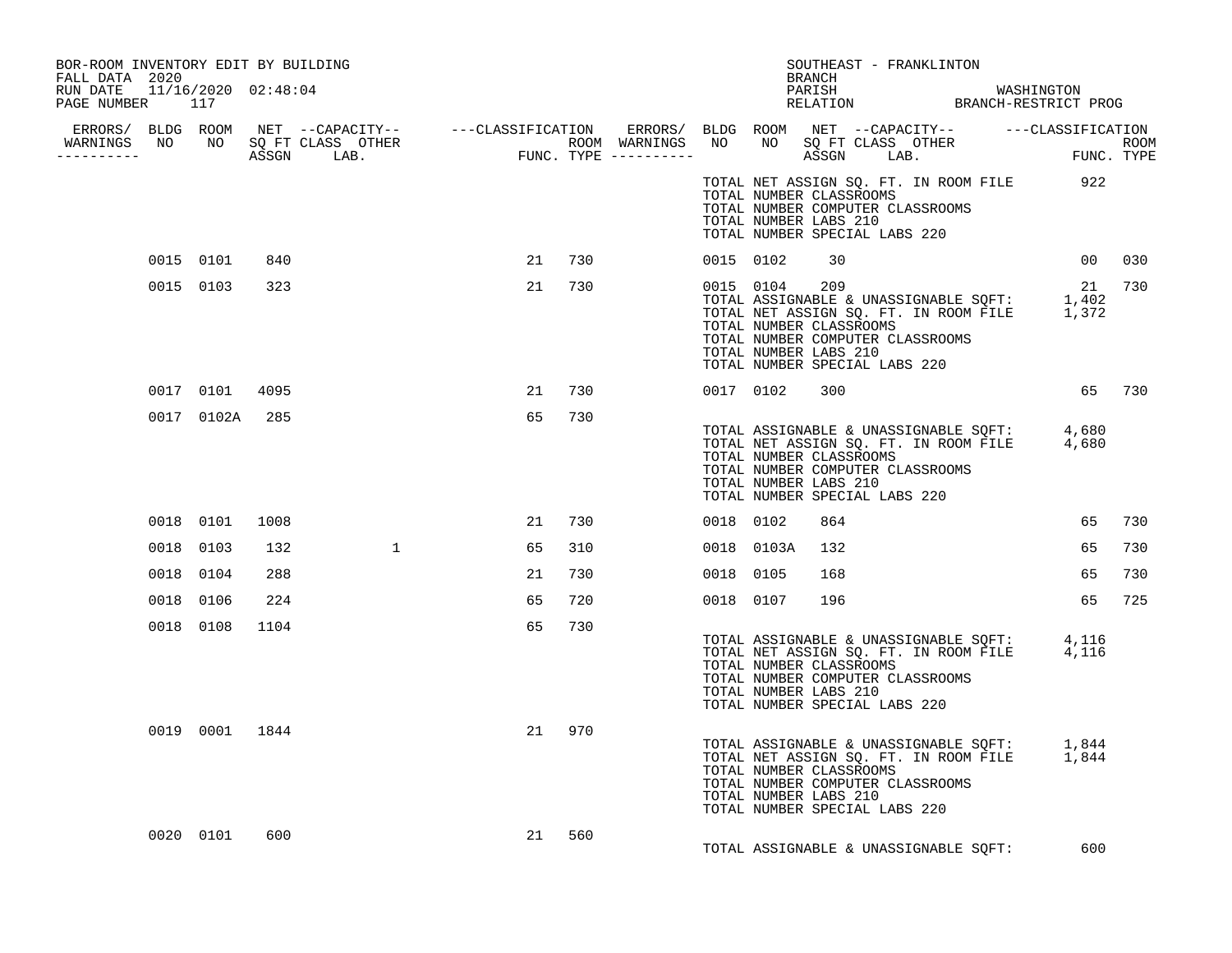BOR-ROOM INVENTORY EDIT BY BUILDING
FALL DATA 2020
RUN DATE 11/16/2020 02:48:04
PAGE NUMBER 117

SOUTHEAST - FRANKLINTON
BRANCH
PARISH WASHINGTON
RELATION BRANCH-RESTRICT PROG

| ERRORS/ WARNINGS | BLDG NO | ROOM NO | NET SQ FT ASSGN | CAPACITY CLASS LAB. | CAPACITY OTHER | CLASSIFICATION FUNC. | ROOM TYPE | ERRORS/ WARNINGS | BLDG NO | ROOM NO | NET SQ FT ASSGN | CAPACITY CLASS LAB. | CAPACITY OTHER | CLASSIFICATION FUNC. | ROOM TYPE |
|---|---|---|---|---|---|---|---|---|---|---|---|---|---|---|---|
| | | | | | | | | | TOTAL NET ASSIGN SQ. FT. IN ROOM FILE | | | | | 922 | |
| | | | | | | | | | TOTAL NUMBER CLASSROOMS | | | | | | |
| | | | | | | | | | TOTAL NUMBER COMPUTER CLASSROOMS | | | | | | |
| | | | | | | | | | TOTAL NUMBER LABS 210 | | | | | | |
| | | | | | | | | | TOTAL NUMBER SPECIAL LABS 220 | | | | | | |
| | 0015 | 0101 | 840 | | | 21 | 730 | | 0015 | 0102 | 30 | | | 00 | 030 |
| | 0015 | 0103 | 323 | | | 21 | 730 | | 0015 | 0104 | 209 | | | 21 | 730 |
| | | | | | | | | | TOTAL ASSIGNABLE & UNASSIGNABLE SQFT: | | | | | 1,402 | |
| | | | | | | | | | TOTAL NET ASSIGN SQ. FT. IN ROOM FILE | | | | | 1,372 | |
| | | | | | | | | | TOTAL NUMBER CLASSROOMS | | | | | | |
| | | | | | | | | | TOTAL NUMBER COMPUTER CLASSROOMS | | | | | | |
| | | | | | | | | | TOTAL NUMBER LABS 210 | | | | | | |
| | | | | | | | | | TOTAL NUMBER SPECIAL LABS 220 | | | | | | |
| | 0017 | 0101 | 4095 | | | 21 | 730 | | 0017 | 0102 | 300 | | | 65 | 730 |
| | 0017 | 0102A | 285 | | | 65 | 730 | | | | | | | | |
| | | | | | | | | | TOTAL ASSIGNABLE & UNASSIGNABLE SQFT: | | | | | 4,680 | |
| | | | | | | | | | TOTAL NET ASSIGN SQ. FT. IN ROOM FILE | | | | | 4,680 | |
| | | | | | | | | | TOTAL NUMBER CLASSROOMS | | | | | | |
| | | | | | | | | | TOTAL NUMBER COMPUTER CLASSROOMS | | | | | | |
| | | | | | | | | | TOTAL NUMBER LABS 210 | | | | | | |
| | | | | | | | | | TOTAL NUMBER SPECIAL LABS 220 | | | | | | |
| | 0018 | 0101 | 1008 | | | 21 | 730 | | 0018 | 0102 | 864 | | | 65 | 730 |
| | 0018 | 0103 | 132 | | 1 | 65 | 310 | | 0018 | 0103A | 132 | | | 65 | 730 |
| | 0018 | 0104 | 288 | | | 21 | 730 | | 0018 | 0105 | 168 | | | 65 | 730 |
| | 0018 | 0106 | 224 | | | 65 | 720 | | 0018 | 0107 | 196 | | | 65 | 725 |
| | 0018 | 0108 | 1104 | | | 65 | 730 | | | | | | | | |
| | | | | | | | | | TOTAL ASSIGNABLE & UNASSIGNABLE SQFT: | | | | | 4,116 | |
| | | | | | | | | | TOTAL NET ASSIGN SQ. FT. IN ROOM FILE | | | | | 4,116 | |
| | | | | | | | | | TOTAL NUMBER CLASSROOMS | | | | | | |
| | | | | | | | | | TOTAL NUMBER COMPUTER CLASSROOMS | | | | | | |
| | | | | | | | | | TOTAL NUMBER LABS 210 | | | | | | |
| | | | | | | | | | TOTAL NUMBER SPECIAL LABS 220 | | | | | | |
| | 0019 | 0001 | 1844 | | | 21 | 970 | | | | | | | | |
| | | | | | | | | | TOTAL ASSIGNABLE & UNASSIGNABLE SQFT: | | | | | 1,844 | |
| | | | | | | | | | TOTAL NET ASSIGN SQ. FT. IN ROOM FILE | | | | | 1,844 | |
| | | | | | | | | | TOTAL NUMBER CLASSROOMS | | | | | | |
| | | | | | | | | | TOTAL NUMBER COMPUTER CLASSROOMS | | | | | | |
| | | | | | | | | | TOTAL NUMBER LABS 210 | | | | | | |
| | | | | | | | | | TOTAL NUMBER SPECIAL LABS 220 | | | | | | |
| | 0020 | 0101 | 600 | | | 21 | 560 | | | | | | | | |
| | | | | | | | | | TOTAL ASSIGNABLE & UNASSIGNABLE SQFT: | | | | | 600 | |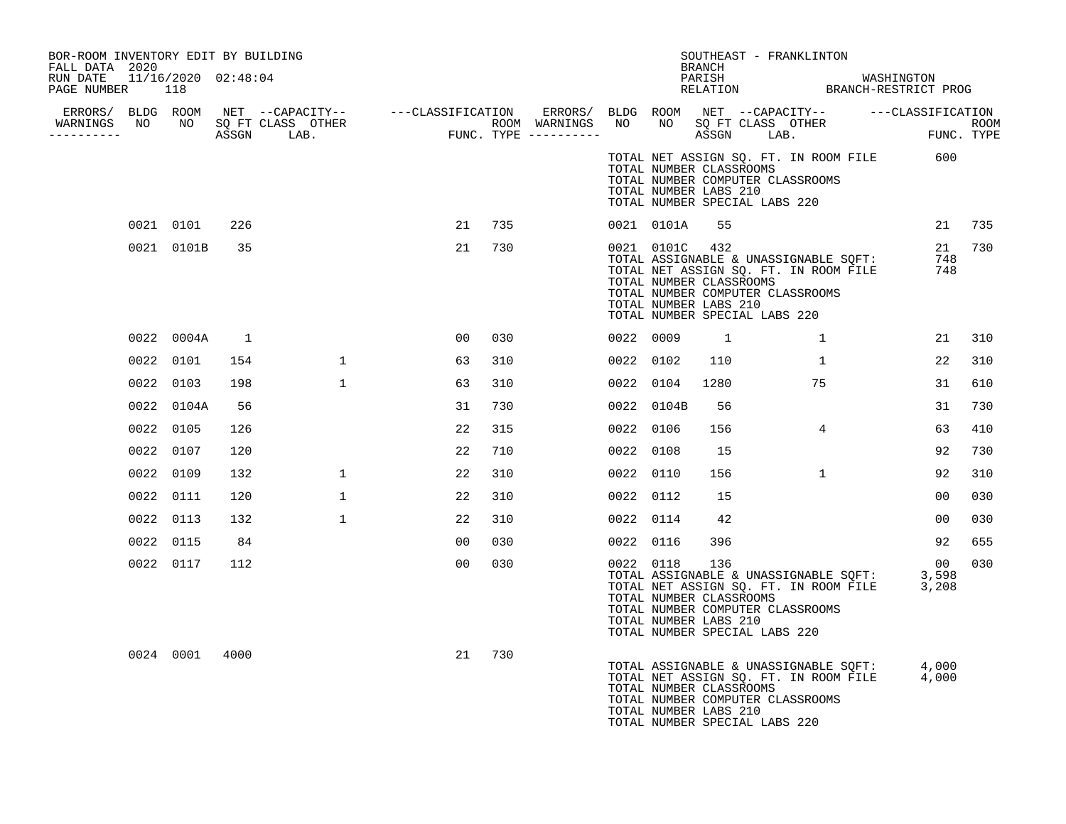BOR-ROOM INVENTORY EDIT BY BUILDING
FALL DATA 2020
RUN DATE 11/16/2020 02:48:04
PAGE NUMBER 118

SOUTHEAST - FRANKLINTON
BRANCH
PARISH WASHINGTON
RELATION BRANCH-RESTRICT PROG

| ERRORS/ WARNINGS | BLDG NO | ROOM NO | NET SQ FT ASSGN | CAPACITY CLASS | CAPACITY LAB. | CAPACITY OTHER | CLASSIFICATION FUNC. | ROOM TYPE | ERRORS/ WARNINGS | BLDG NO | ROOM NO | NET SQ FT ASSGN | CAPACITY CLASS | CAPACITY LAB. | CAPACITY OTHER | CLASSIFICATION FUNC. | ROOM TYPE |
|---|---|---|---|---|---|---|---|---|---|---|---|---|---|---|---|---|---|
| | | | | | | | | | | | TOTAL NET ASSIGN SQ. FT. IN ROOM FILE | | | | | 600 | |
| | | | | | | | | | | | TOTAL NUMBER CLASSROOMS | | | | | | |
| | | | | | | | | | | | TOTAL NUMBER COMPUTER CLASSROOMS | | | | | | |
| | | | | | | | | | | | TOTAL NUMBER LABS 210 | | | | | | |
| | | | | | | | | | | | TOTAL NUMBER SPECIAL LABS 220 | | | | | | |
| | 0021 | 0101 | 226 | | | | 21 | 735 | | 0021 | 0101A | 55 | | | | 21 | 735 |
| | 0021 | 0101B | 35 | | | | 21 | 730 | | 0021 | 0101C | 432 | | | | 21 | 730 |
| | | | | | | | | | | | TOTAL ASSIGNABLE & UNASSIGNABLE SQFT: | | | | | 748 | |
| | | | | | | | | | | | TOTAL NET ASSIGN SQ. FT. IN ROOM FILE | | | | | 748 | |
| | | | | | | | | | | | TOTAL NUMBER CLASSROOMS | | | | | | |
| | | | | | | | | | | | TOTAL NUMBER COMPUTER CLASSROOMS | | | | | | |
| | | | | | | | | | | | TOTAL NUMBER LABS 210 | | | | | | |
| | | | | | | | | | | | TOTAL NUMBER SPECIAL LABS 220 | | | | | | |
| | 0022 | 0004A | 1 | | | | 00 | 030 | | 0022 | 0009 | 1 | | 1 | | 21 | 310 |
| | 0022 | 0101 | 154 | | 1 | | 63 | 310 | | 0022 | 0102 | 110 | | 1 | | 22 | 310 |
| | 0022 | 0103 | 198 | | 1 | | 63 | 310 | | 0022 | 0104 | 1280 | | 75 | | 31 | 610 |
| | 0022 | 0104A | 56 | | | | 31 | 730 | | 0022 | 0104B | 56 | | | | 31 | 730 |
| | 0022 | 0105 | 126 | | | | 22 | 315 | | 0022 | 0106 | 156 | | 4 | | 63 | 410 |
| | 0022 | 0107 | 120 | | | | 22 | 710 | | 0022 | 0108 | 15 | | | | 92 | 730 |
| | 0022 | 0109 | 132 | | 1 | | 22 | 310 | | 0022 | 0110 | 156 | | 1 | | 92 | 310 |
| | 0022 | 0111 | 120 | | 1 | | 22 | 310 | | 0022 | 0112 | 15 | | | | 00 | 030 |
| | 0022 | 0113 | 132 | | 1 | | 22 | 310 | | 0022 | 0114 | 42 | | | | 00 | 030 |
| | 0022 | 0115 | 84 | | | | 00 | 030 | | 0022 | 0116 | 396 | | | | 92 | 655 |
| | 0022 | 0117 | 112 | | | | 00 | 030 | | 0022 | 0118 | 136 | | | | 00 | 030 |
| | | | | | | | | | | | TOTAL ASSIGNABLE & UNASSIGNABLE SQFT: | | | | | 3,598 | |
| | | | | | | | | | | | TOTAL NET ASSIGN SQ. FT. IN ROOM FILE | | | | | 3,208 | |
| | | | | | | | | | | | TOTAL NUMBER CLASSROOMS | | | | | | |
| | | | | | | | | | | | TOTAL NUMBER COMPUTER CLASSROOMS | | | | | | |
| | | | | | | | | | | | TOTAL NUMBER LABS 210 | | | | | | |
| | | | | | | | | | | | TOTAL NUMBER SPECIAL LABS 220 | | | | | | |
| | 0024 | 0001 | 4000 | | | | 21 | 730 | | | | | | | | | |
| | | | | | | | | | | | TOTAL ASSIGNABLE & UNASSIGNABLE SQFT: | | | | | 4,000 | |
| | | | | | | | | | | | TOTAL NET ASSIGN SQ. FT. IN ROOM FILE | | | | | 4,000 | |
| | | | | | | | | | | | TOTAL NUMBER CLASSROOMS | | | | | | |
| | | | | | | | | | | | TOTAL NUMBER COMPUTER CLASSROOMS | | | | | | |
| | | | | | | | | | | | TOTAL NUMBER LABS 210 | | | | | | |
| | | | | | | | | | | | TOTAL NUMBER SPECIAL LABS 220 | | | | | | |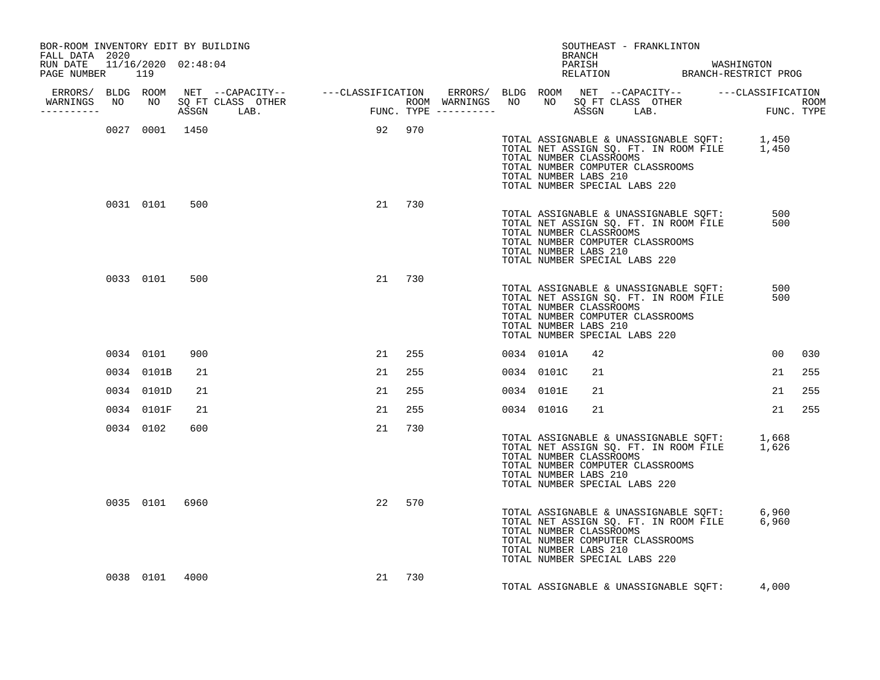BOR-ROOM INVENTORY EDIT BY BUILDING
FALL DATA 2020
RUN DATE 11/16/2020 02:48:04
PAGE NUMBER 119

SOUTHEAST - FRANKLINTON
BRANCH
PARISH WASHINGTON
RELATION BRANCH-RESTRICT PROG

| ERRORS/ WARNINGS | BLDG NO | ROOM NO | NET SQ FT ASSGN | CAPACITY CLASS | CAPACITY LAB. | CAPACITY OTHER | CLASSIFICATION FUNC. | ROOM TYPE | ERRORS/ WARNINGS | BLDG NO | ROOM NO | NET SQ FT ASSGN | CAPACITY CLASS | CAPACITY LAB. | CAPACITY OTHER | CLASSIFICATION FUNC. | ROOM TYPE |
|---|---|---|---|---|---|---|---|---|---|---|---|---|---|---|---|---|---|
| | 0027 | 0001 | 1450 | | | | 92 | 970 | | | | | | | | | |

TOTAL ASSIGNABLE & UNASSIGNABLE SQFT: 1,450
TOTAL NET ASSIGN SQ. FT. IN ROOM FILE 1,450
TOTAL NUMBER CLASSROOMS
TOTAL NUMBER COMPUTER CLASSROOMS
TOTAL NUMBER LABS 210
TOTAL NUMBER SPECIAL LABS 220

| ERRORS/ WARNINGS | BLDG NO | ROOM NO | NET SQ FT ASSGN | CAPACITY CLASS | CAPACITY LAB. | CAPACITY OTHER | CLASSIFICATION FUNC. | ROOM TYPE | ERRORS/ WARNINGS | BLDG NO | ROOM NO | NET SQ FT ASSGN | CAPACITY CLASS | CAPACITY LAB. | CAPACITY OTHER | CLASSIFICATION FUNC. | ROOM TYPE |
|---|---|---|---|---|---|---|---|---|---|---|---|---|---|---|---|---|---|
| | 0031 | 0101 | 500 | | | | 21 | 730 | | | | | | | | | |

TOTAL ASSIGNABLE & UNASSIGNABLE SQFT: 500
TOTAL NET ASSIGN SQ. FT. IN ROOM FILE 500
TOTAL NUMBER CLASSROOMS
TOTAL NUMBER COMPUTER CLASSROOMS
TOTAL NUMBER LABS 210
TOTAL NUMBER SPECIAL LABS 220

| ERRORS/ WARNINGS | BLDG NO | ROOM NO | NET SQ FT ASSGN | CAPACITY CLASS | CAPACITY LAB. | CAPACITY OTHER | CLASSIFICATION FUNC. | ROOM TYPE | ERRORS/ WARNINGS | BLDG NO | ROOM NO | NET SQ FT ASSGN | CAPACITY CLASS | CAPACITY LAB. | CAPACITY OTHER | CLASSIFICATION FUNC. | ROOM TYPE |
|---|---|---|---|---|---|---|---|---|---|---|---|---|---|---|---|---|---|
| | 0033 | 0101 | 500 | | | | 21 | 730 | | | | | | | | | |

TOTAL ASSIGNABLE & UNASSIGNABLE SQFT: 500
TOTAL NET ASSIGN SQ. FT. IN ROOM FILE 500
TOTAL NUMBER CLASSROOMS
TOTAL NUMBER COMPUTER CLASSROOMS
TOTAL NUMBER LABS 210
TOTAL NUMBER SPECIAL LABS 220

| ERRORS/ WARNINGS | BLDG NO | ROOM NO | NET SQ FT ASSGN | CAPACITY CLASS | CAPACITY LAB. | CAPACITY OTHER | CLASSIFICATION FUNC. | ROOM TYPE | ERRORS/ WARNINGS | BLDG NO | ROOM NO | NET SQ FT ASSGN | CAPACITY CLASS | CAPACITY LAB. | CAPACITY OTHER | CLASSIFICATION FUNC. | ROOM TYPE |
|---|---|---|---|---|---|---|---|---|---|---|---|---|---|---|---|---|---|
| | 0034 | 0101 | 900 | | | | 21 | 255 | | 0034 | 0101A | 42 | | | | 00 | 030 |
| | 0034 | 0101B | 21 | | | | 21 | 255 | | 0034 | 0101C | 21 | | | | 21 | 255 |
| | 0034 | 0101D | 21 | | | | 21 | 255 | | 0034 | 0101E | 21 | | | | 21 | 255 |
| | 0034 | 0101F | 21 | | | | 21 | 255 | | 0034 | 0101G | 21 | | | | 21 | 255 |
| | 0034 | 0102 | 600 | | | | 21 | 730 | | | | | | | | | |

TOTAL ASSIGNABLE & UNASSIGNABLE SQFT: 1,668
TOTAL NET ASSIGN SQ. FT. IN ROOM FILE 1,626
TOTAL NUMBER CLASSROOMS
TOTAL NUMBER COMPUTER CLASSROOMS
TOTAL NUMBER LABS 210
TOTAL NUMBER SPECIAL LABS 220

| ERRORS/ WARNINGS | BLDG NO | ROOM NO | NET SQ FT ASSGN | CAPACITY CLASS | CAPACITY LAB. | CAPACITY OTHER | CLASSIFICATION FUNC. | ROOM TYPE | ERRORS/ WARNINGS | BLDG NO | ROOM NO | NET SQ FT ASSGN | CAPACITY CLASS | CAPACITY LAB. | CAPACITY OTHER | CLASSIFICATION FUNC. | ROOM TYPE |
|---|---|---|---|---|---|---|---|---|---|---|---|---|---|---|---|---|---|
| | 0035 | 0101 | 6960 | | | | 22 | 570 | | | | | | | | | |

TOTAL ASSIGNABLE & UNASSIGNABLE SQFT: 6,960
TOTAL NET ASSIGN SQ. FT. IN ROOM FILE 6,960
TOTAL NUMBER CLASSROOMS
TOTAL NUMBER COMPUTER CLASSROOMS
TOTAL NUMBER LABS 210
TOTAL NUMBER SPECIAL LABS 220

| ERRORS/ WARNINGS | BLDG NO | ROOM NO | NET SQ FT ASSGN | CAPACITY CLASS | CAPACITY LAB. | CAPACITY OTHER | CLASSIFICATION FUNC. | ROOM TYPE | ERRORS/ WARNINGS | BLDG NO | ROOM NO | NET SQ FT ASSGN | CAPACITY CLASS | CAPACITY LAB. | CAPACITY OTHER | CLASSIFICATION FUNC. | ROOM TYPE |
|---|---|---|---|---|---|---|---|---|---|---|---|---|---|---|---|---|---|
| | 0038 | 0101 | 4000 | | | | 21 | 730 | | | | | | | | | |

TOTAL ASSIGNABLE & UNASSIGNABLE SQFT: 4,000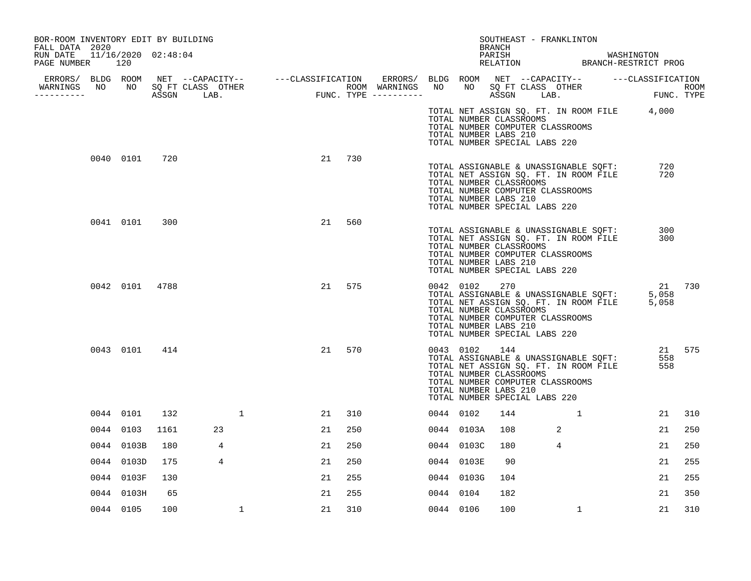BOR-ROOM INVENTORY EDIT BY BUILDING
FALL DATA 2020
RUN DATE 11/16/2020 02:48:04
PAGE NUMBER 120

SOUTHEAST - FRANKLINTON
BRANCH
PARISH WASHINGTON
RELATION BRANCH-RESTRICT PROG

| ERRORS/ WARNINGS | BLDG NO | ROOM NO | NET SQ FT ASSGN | CAPACITY CLASS LAB. | CAPACITY OTHER | CLASSIFICATION FUNC. | ROOM TYPE | ERRORS/ WARNINGS | BLDG NO | ROOM NO | NET SQ FT ASSGN | CAPACITY CLASS LAB. | CAPACITY OTHER | CLASSIFICATION FUNC. | ROOM TYPE |
|---|---|---|---|---|---|---|---|---|---|---|---|---|---|---|---|
| | | | | | | | | | TOTAL NET ASSIGN SQ. FT. IN ROOM FILE | | | | | 4,000 | |
| | | | | | | | | | TOTAL NUMBER CLASSROOMS | | | | | | |
| | | | | | | | | | TOTAL NUMBER COMPUTER CLASSROOMS | | | | | | |
| | | | | | | | | | TOTAL NUMBER LABS 210 | | | | | | |
| | | | | | | | | | TOTAL NUMBER SPECIAL LABS 220 | | | | | | |
| | 0040 | 0101 | 720 | | | 21 | 730 | | | | | | | | |
| | | | | | | | | | TOTAL ASSIGNABLE & UNASSIGNABLE SQFT: | | | | | 720 | |
| | | | | | | | | | TOTAL NET ASSIGN SQ. FT. IN ROOM FILE | | | | | 720 | |
| | | | | | | | | | TOTAL NUMBER CLASSROOMS | | | | | | |
| | | | | | | | | | TOTAL NUMBER COMPUTER CLASSROOMS | | | | | | |
| | | | | | | | | | TOTAL NUMBER LABS 210 | | | | | | |
| | | | | | | | | | TOTAL NUMBER SPECIAL LABS 220 | | | | | | |
| | 0041 | 0101 | 300 | | | 21 | 560 | | | | | | | | |
| | | | | | | | | | TOTAL ASSIGNABLE & UNASSIGNABLE SQFT: | | | | | 300 | |
| | | | | | | | | | TOTAL NET ASSIGN SQ. FT. IN ROOM FILE | | | | | 300 | |
| | | | | | | | | | TOTAL NUMBER CLASSROOMS | | | | | | |
| | | | | | | | | | TOTAL NUMBER COMPUTER CLASSROOMS | | | | | | |
| | | | | | | | | | TOTAL NUMBER LABS 210 | | | | | | |
| | | | | | | | | | TOTAL NUMBER SPECIAL LABS 220 | | | | | | |
| | 0042 | 0101 | 4788 | | | 21 | 575 | | 0042 | 0102 | 270 | | | 21 | 730 |
| | | | | | | | | | TOTAL ASSIGNABLE & UNASSIGNABLE SQFT: | | | | | 5,058 | |
| | | | | | | | | | TOTAL NET ASSIGN SQ. FT. IN ROOM FILE | | | | | 5,058 | |
| | | | | | | | | | TOTAL NUMBER CLASSROOMS | | | | | | |
| | | | | | | | | | TOTAL NUMBER COMPUTER CLASSROOMS | | | | | | |
| | | | | | | | | | TOTAL NUMBER LABS 210 | | | | | | |
| | | | | | | | | | TOTAL NUMBER SPECIAL LABS 220 | | | | | | |
| | 0043 | 0101 | 414 | | | 21 | 570 | | 0043 | 0102 | 144 | | | 21 | 575 |
| | | | | | | | | | TOTAL ASSIGNABLE & UNASSIGNABLE SQFT: | | | | | 558 | |
| | | | | | | | | | TOTAL NET ASSIGN SQ. FT. IN ROOM FILE | | | | | 558 | |
| | | | | | | | | | TOTAL NUMBER CLASSROOMS | | | | | | |
| | | | | | | | | | TOTAL NUMBER COMPUTER CLASSROOMS | | | | | | |
| | | | | | | | | | TOTAL NUMBER LABS 210 | | | | | | |
| | | | | | | | | | TOTAL NUMBER SPECIAL LABS 220 | | | | | | |
| | 0044 | 0101 | 132 | | 1 | 21 | 310 | | 0044 | 0102 | 144 | | 1 | 21 | 310 |
| | 0044 | 0103 | 1161 | 23 | | 21 | 250 | | 0044 | 0103A | 108 | 2 | | 21 | 250 |
| | 0044 | 0103B | 180 | 4 | | 21 | 250 | | 0044 | 0103C | 180 | 4 | | 21 | 250 |
| | 0044 | 0103D | 175 | 4 | | 21 | 250 | | 0044 | 0103E | 90 | | | 21 | 255 |
| | 0044 | 0103F | 130 | | | 21 | 255 | | 0044 | 0103G | 104 | | | 21 | 255 |
| | 0044 | 0103H | 65 | | | 21 | 255 | | 0044 | 0104 | 182 | | | 21 | 350 |
| | 0044 | 0105 | 100 | | 1 | 21 | 310 | | 0044 | 0106 | 100 | | 1 | 21 | 310 |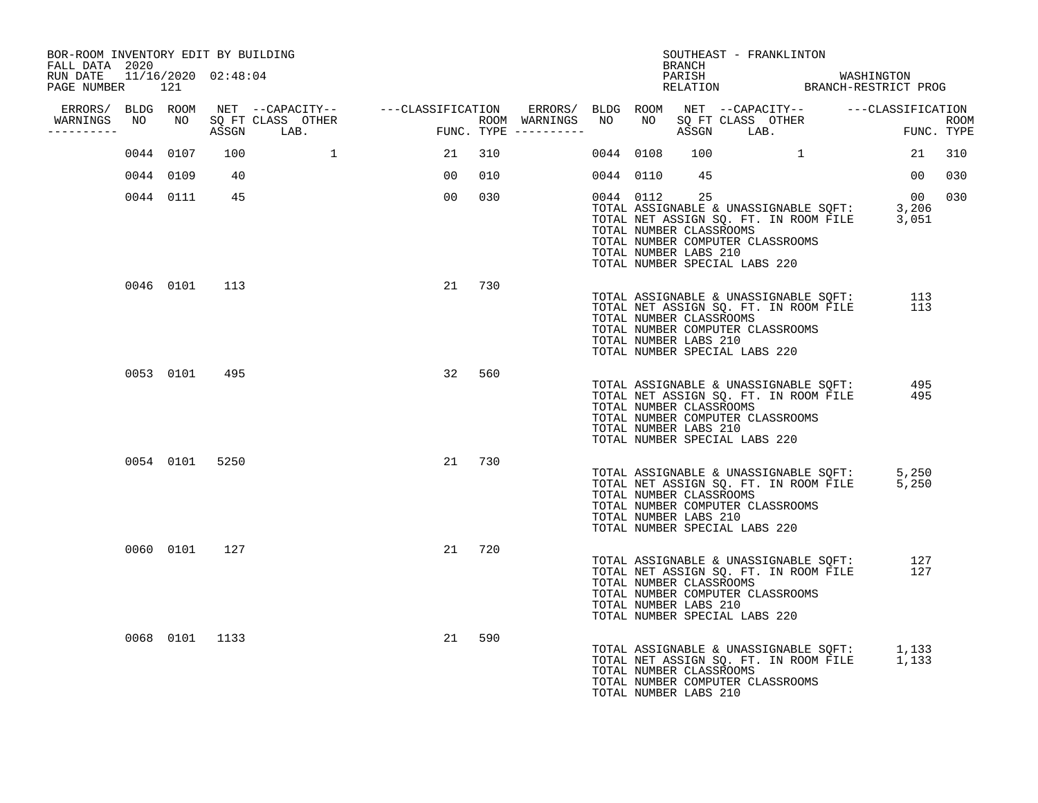BOR-ROOM INVENTORY EDIT BY BUILDING
FALL DATA 2020
RUN DATE 11/16/2020 02:48:04
PAGE NUMBER 121

SOUTHEAST - FRANKLINTON
BRANCH
PARISH WASHINGTON
RELATION BRANCH-RESTRICT PROG

| ERRORS/ WARNINGS | BLDG NO | ROOM NO | NET SQ FT ASSGN | --CAPACITY-- CLASS | OTHER LAB. | ---CLASSIFICATION FUNC. | ROOM TYPE | ERRORS/ WARNINGS | BLDG NO | ROOM NO | NET SQ FT ASSGN | --CAPACITY-- CLASS | OTHER LAB. | ---CLASSIFICATION FUNC. | ROOM TYPE |
|---|---|---|---|---|---|---|---|---|---|---|---|---|---|---|---|
| | 0044 | 0107 | 100 | | 1 | 21 | 310 | | 0044 | 0108 | 100 | | 1 | 21 | 310 |
| | 0044 | 0109 | 40 | | | 00 | 010 | | 0044 | 0110 | 45 | | | 00 | 030 |
| | 0044 | 0111 | 45 | | | 00 | 030 | | 0044 | 0112 | 25 | | | 00 | 030 |

TOTAL ASSIGNABLE & UNASSIGNABLE SQFT: 3,206
TOTAL NET ASSIGN SQ. FT. IN ROOM FILE 3,051
TOTAL NUMBER CLASSROOMS
TOTAL NUMBER COMPUTER CLASSROOMS
TOTAL NUMBER LABS 210
TOTAL NUMBER SPECIAL LABS 220

| BLDG NO | ROOM NO | NET SQ FT ASSGN | FUNC. | ROOM TYPE |
|---|---|---|---|---|
| 0046 | 0101 | 113 | 21 | 730 |

TOTAL ASSIGNABLE & UNASSIGNABLE SQFT: 113
TOTAL NET ASSIGN SQ. FT. IN ROOM FILE 113
TOTAL NUMBER CLASSROOMS
TOTAL NUMBER COMPUTER CLASSROOMS
TOTAL NUMBER LABS 210
TOTAL NUMBER SPECIAL LABS 220

| BLDG NO | ROOM NO | NET SQ FT ASSGN | FUNC. | ROOM TYPE |
|---|---|---|---|---|
| 0053 | 0101 | 495 | 32 | 560 |

TOTAL ASSIGNABLE & UNASSIGNABLE SQFT: 495
TOTAL NET ASSIGN SQ. FT. IN ROOM FILE 495
TOTAL NUMBER CLASSROOMS
TOTAL NUMBER COMPUTER CLASSROOMS
TOTAL NUMBER LABS 210
TOTAL NUMBER SPECIAL LABS 220

| BLDG NO | ROOM NO | NET SQ FT ASSGN | FUNC. | ROOM TYPE |
|---|---|---|---|---|
| 0054 | 0101 | 5250 | 21 | 730 |

TOTAL ASSIGNABLE & UNASSIGNABLE SQFT: 5,250
TOTAL NET ASSIGN SQ. FT. IN ROOM FILE 5,250
TOTAL NUMBER CLASSROOMS
TOTAL NUMBER COMPUTER CLASSROOMS
TOTAL NUMBER LABS 210
TOTAL NUMBER SPECIAL LABS 220

| BLDG NO | ROOM NO | NET SQ FT ASSGN | FUNC. | ROOM TYPE |
|---|---|---|---|---|
| 0060 | 0101 | 127 | 21 | 720 |

TOTAL ASSIGNABLE & UNASSIGNABLE SQFT: 127
TOTAL NET ASSIGN SQ. FT. IN ROOM FILE 127
TOTAL NUMBER CLASSROOMS
TOTAL NUMBER COMPUTER CLASSROOMS
TOTAL NUMBER LABS 210
TOTAL NUMBER SPECIAL LABS 220

| BLDG NO | ROOM NO | NET SQ FT ASSGN | FUNC. | ROOM TYPE |
|---|---|---|---|---|
| 0068 | 0101 | 1133 | 21 | 590 |

TOTAL ASSIGNABLE & UNASSIGNABLE SQFT: 1,133
TOTAL NET ASSIGN SQ. FT. IN ROOM FILE 1,133
TOTAL NUMBER CLASSROOMS
TOTAL NUMBER COMPUTER CLASSROOMS
TOTAL NUMBER LABS 210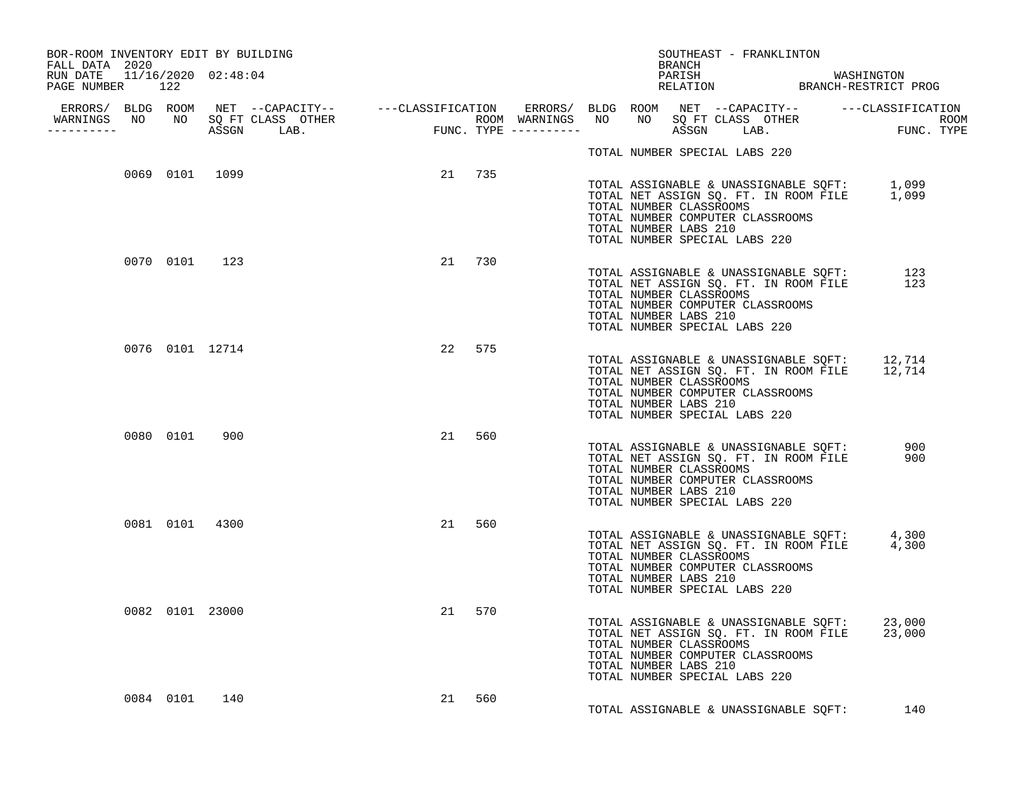BOR-ROOM INVENTORY EDIT BY BUILDING
FALL DATA 2020
RUN DATE 11/16/2020 02:48:04
PAGE NUMBER 122

SOUTHEAST - FRANKLINTON
BRANCH
PARISH WASHINGTON
RELATION BRANCH-RESTRICT PROG

| ERRORS/ WARNINGS | BLDG NO | ROOM NO | NET SQ FT ASSGN | --CAPACITY-- CLASS LAB. | OTHER | ---CLASSIFICATION FUNC. | ROOM TYPE | ERRORS/ WARNINGS |
|---|---|---|---|---|---|---|---|---|
| | | | | | | | | TOTAL NUMBER SPECIAL LABS 220 |
| | 0069 | 0101 | 1099 | | | 21 | 735 | |

TOTAL ASSIGNABLE & UNASSIGNABLE SQFT: 1,099
TOTAL NET ASSIGN SQ. FT. IN ROOM FILE 1,099
TOTAL NUMBER CLASSROOMS
TOTAL NUMBER COMPUTER CLASSROOMS
TOTAL NUMBER LABS 210
TOTAL NUMBER SPECIAL LABS 220

| | BLDG NO | ROOM NO | NET SQ FT ASSGN | | | FUNC. | ROOM TYPE |
|---|---|---|---|---|---|---|---|
| | 0070 | 0101 | 123 | | | 21 | 730 |

TOTAL ASSIGNABLE & UNASSIGNABLE SQFT: 123
TOTAL NET ASSIGN SQ. FT. IN ROOM FILE 123
TOTAL NUMBER CLASSROOMS
TOTAL NUMBER COMPUTER CLASSROOMS
TOTAL NUMBER LABS 210
TOTAL NUMBER SPECIAL LABS 220

| | BLDG NO | ROOM NO | NET SQ FT ASSGN | | | FUNC. | ROOM TYPE |
|---|---|---|---|---|---|---|---|
| | 0076 | 0101 | 12714 | | | 22 | 575 |

TOTAL ASSIGNABLE & UNASSIGNABLE SQFT: 12,714
TOTAL NET ASSIGN SQ. FT. IN ROOM FILE 12,714
TOTAL NUMBER CLASSROOMS
TOTAL NUMBER COMPUTER CLASSROOMS
TOTAL NUMBER LABS 210
TOTAL NUMBER SPECIAL LABS 220

| | BLDG NO | ROOM NO | NET SQ FT ASSGN | | | FUNC. | ROOM TYPE |
|---|---|---|---|---|---|---|---|
| | 0080 | 0101 | 900 | | | 21 | 560 |

TOTAL ASSIGNABLE & UNASSIGNABLE SQFT: 900
TOTAL NET ASSIGN SQ. FT. IN ROOM FILE 900
TOTAL NUMBER CLASSROOMS
TOTAL NUMBER COMPUTER CLASSROOMS
TOTAL NUMBER LABS 210
TOTAL NUMBER SPECIAL LABS 220

| | BLDG NO | ROOM NO | NET SQ FT ASSGN | | | FUNC. | ROOM TYPE |
|---|---|---|---|---|---|---|---|
| | 0081 | 0101 | 4300 | | | 21 | 560 |

TOTAL ASSIGNABLE & UNASSIGNABLE SQFT: 4,300
TOTAL NET ASSIGN SQ. FT. IN ROOM FILE 4,300
TOTAL NUMBER CLASSROOMS
TOTAL NUMBER COMPUTER CLASSROOMS
TOTAL NUMBER LABS 210
TOTAL NUMBER SPECIAL LABS 220

| | BLDG NO | ROOM NO | NET SQ FT ASSGN | | | FUNC. | ROOM TYPE |
|---|---|---|---|---|---|---|---|
| | 0082 | 0101 | 23000 | | | 21 | 570 |

TOTAL ASSIGNABLE & UNASSIGNABLE SQFT: 23,000
TOTAL NET ASSIGN SQ. FT. IN ROOM FILE 23,000
TOTAL NUMBER CLASSROOMS
TOTAL NUMBER COMPUTER CLASSROOMS
TOTAL NUMBER LABS 210
TOTAL NUMBER SPECIAL LABS 220

| | BLDG NO | ROOM NO | NET SQ FT ASSGN | | | FUNC. | ROOM TYPE |
|---|---|---|---|---|---|---|---|
| | 0084 | 0101 | 140 | | | 21 | 560 |

TOTAL ASSIGNABLE & UNASSIGNABLE SQFT: 140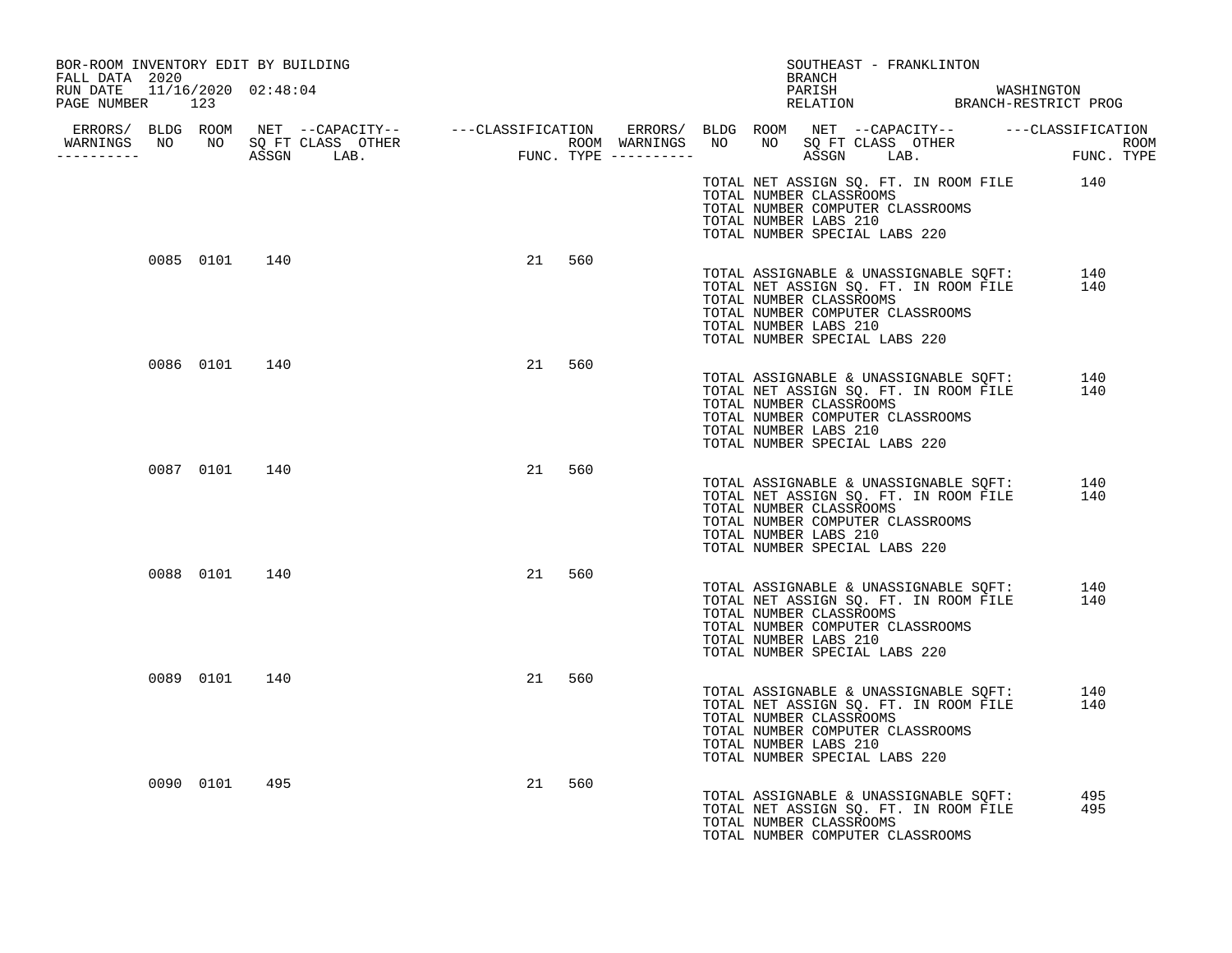BOR-ROOM INVENTORY EDIT BY BUILDING
FALL DATA 2020
RUN DATE 11/16/2020 02:48:04
PAGE NUMBER 123

SOUTHEAST - FRANKLINTON
BRANCH
PARISH WASHINGTON
RELATION BRANCH-RESTRICT PROG

| ERRORS/ WARNINGS | BLDG NO | ROOM NO | NET SQ FT ASSGN | --CAPACITY-- CLASS LAB. | OTHER | ---CLASSIFICATION FUNC. | ROOM TYPE |
|---|---|---|---|---|---|---|---|
| | | | | | | | |

TOTAL NET ASSIGN SQ. FT. IN ROOM FILE 140
TOTAL NUMBER CLASSROOMS
TOTAL NUMBER COMPUTER CLASSROOMS
TOTAL NUMBER LABS 210
TOTAL NUMBER SPECIAL LABS 220

| ERRORS/ WARNINGS | BLDG NO | ROOM NO | NET SQ FT ASSGN | --CAPACITY-- CLASS LAB. | OTHER | ---CLASSIFICATION FUNC. | ROOM TYPE |
|---|---|---|---|---|---|---|---|
| | 0085 | 0101 | 140 | | | 21 | 560 |

TOTAL ASSIGNABLE & UNASSIGNABLE SQFT: 140
TOTAL NET ASSIGN SQ. FT. IN ROOM FILE 140
TOTAL NUMBER CLASSROOMS
TOTAL NUMBER COMPUTER CLASSROOMS
TOTAL NUMBER LABS 210
TOTAL NUMBER SPECIAL LABS 220

| ERRORS/ WARNINGS | BLDG NO | ROOM NO | NET SQ FT ASSGN | --CAPACITY-- CLASS LAB. | OTHER | ---CLASSIFICATION FUNC. | ROOM TYPE |
|---|---|---|---|---|---|---|---|
| | 0086 | 0101 | 140 | | | 21 | 560 |

TOTAL ASSIGNABLE & UNASSIGNABLE SQFT: 140
TOTAL NET ASSIGN SQ. FT. IN ROOM FILE 140
TOTAL NUMBER CLASSROOMS
TOTAL NUMBER COMPUTER CLASSROOMS
TOTAL NUMBER LABS 210
TOTAL NUMBER SPECIAL LABS 220

| ERRORS/ WARNINGS | BLDG NO | ROOM NO | NET SQ FT ASSGN | --CAPACITY-- CLASS LAB. | OTHER | ---CLASSIFICATION FUNC. | ROOM TYPE |
|---|---|---|---|---|---|---|---|
| | 0087 | 0101 | 140 | | | 21 | 560 |

TOTAL ASSIGNABLE & UNASSIGNABLE SQFT: 140
TOTAL NET ASSIGN SQ. FT. IN ROOM FILE 140
TOTAL NUMBER CLASSROOMS
TOTAL NUMBER COMPUTER CLASSROOMS
TOTAL NUMBER LABS 210
TOTAL NUMBER SPECIAL LABS 220

| ERRORS/ WARNINGS | BLDG NO | ROOM NO | NET SQ FT ASSGN | --CAPACITY-- CLASS LAB. | OTHER | ---CLASSIFICATION FUNC. | ROOM TYPE |
|---|---|---|---|---|---|---|---|
| | 0088 | 0101 | 140 | | | 21 | 560 |

TOTAL ASSIGNABLE & UNASSIGNABLE SQFT: 140
TOTAL NET ASSIGN SQ. FT. IN ROOM FILE 140
TOTAL NUMBER CLASSROOMS
TOTAL NUMBER COMPUTER CLASSROOMS
TOTAL NUMBER LABS 210
TOTAL NUMBER SPECIAL LABS 220

| ERRORS/ WARNINGS | BLDG NO | ROOM NO | NET SQ FT ASSGN | --CAPACITY-- CLASS LAB. | OTHER | ---CLASSIFICATION FUNC. | ROOM TYPE |
|---|---|---|---|---|---|---|---|
| | 0089 | 0101 | 140 | | | 21 | 560 |

TOTAL ASSIGNABLE & UNASSIGNABLE SQFT: 140
TOTAL NET ASSIGN SQ. FT. IN ROOM FILE 140
TOTAL NUMBER CLASSROOMS
TOTAL NUMBER COMPUTER CLASSROOMS
TOTAL NUMBER LABS 210
TOTAL NUMBER SPECIAL LABS 220

| ERRORS/ WARNINGS | BLDG NO | ROOM NO | NET SQ FT ASSGN | --CAPACITY-- CLASS LAB. | OTHER | ---CLASSIFICATION FUNC. | ROOM TYPE |
|---|---|---|---|---|---|---|---|
| | 0090 | 0101 | 495 | | | 21 | 560 |

TOTAL ASSIGNABLE & UNASSIGNABLE SQFT: 495
TOTAL NET ASSIGN SQ. FT. IN ROOM FILE 495
TOTAL NUMBER CLASSROOMS
TOTAL NUMBER COMPUTER CLASSROOMS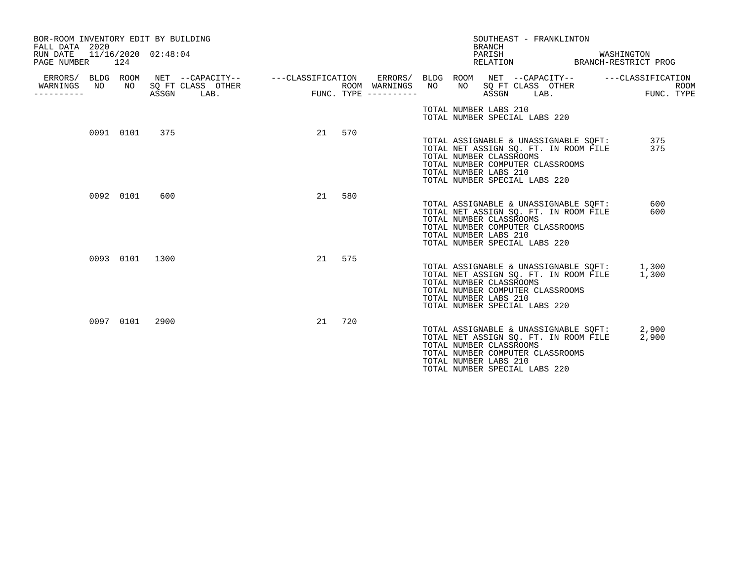BOR-ROOM INVENTORY EDIT BY BUILDING
FALL DATA 2020
RUN DATE 11/16/2020 02:48:04
PAGE NUMBER 124

SOUTHEAST - FRANKLINTON
BRANCH
PARISH WASHINGTON
RELATION BRANCH-RESTRICT PROG

| ERRORS/ WARNINGS | BLDG NO | ROOM NO | NET SQ FT ASSGN | CAPACITY CLASS LAB. | CAPACITY OTHER | CLASSIFICATION FUNC. | ROOM TYPE |
|---|---|---|---|---|---|---|---|
| | | | | | | | |

TOTAL NUMBER LABS 210
TOTAL NUMBER SPECIAL LABS 220

| ERRORS/ WARNINGS | BLDG NO | ROOM NO | NET SQ FT ASSGN | CAPACITY CLASS LAB. | CAPACITY OTHER | CLASSIFICATION FUNC. | ROOM TYPE |
|---|---|---|---|---|---|---|---|
| | 0091 | 0101 | 375 | | | 21 | 570 |

TOTAL ASSIGNABLE & UNASSIGNABLE SQFT: 375
TOTAL NET ASSIGN SQ. FT. IN ROOM FILE 375
TOTAL NUMBER CLASSROOMS
TOTAL NUMBER COMPUTER CLASSROOMS
TOTAL NUMBER LABS 210
TOTAL NUMBER SPECIAL LABS 220

| ERRORS/ WARNINGS | BLDG NO | ROOM NO | NET SQ FT ASSGN | CAPACITY CLASS LAB. | CAPACITY OTHER | CLASSIFICATION FUNC. | ROOM TYPE |
|---|---|---|---|---|---|---|---|
| | 0092 | 0101 | 600 | | | 21 | 580 |

TOTAL ASSIGNABLE & UNASSIGNABLE SQFT: 600
TOTAL NET ASSIGN SQ. FT. IN ROOM FILE 600
TOTAL NUMBER CLASSROOMS
TOTAL NUMBER COMPUTER CLASSROOMS
TOTAL NUMBER LABS 210
TOTAL NUMBER SPECIAL LABS 220

| ERRORS/ WARNINGS | BLDG NO | ROOM NO | NET SQ FT ASSGN | CAPACITY CLASS LAB. | CAPACITY OTHER | CLASSIFICATION FUNC. | ROOM TYPE |
|---|---|---|---|---|---|---|---|
| | 0093 | 0101 | 1300 | | | 21 | 575 |

TOTAL ASSIGNABLE & UNASSIGNABLE SQFT: 1,300
TOTAL NET ASSIGN SQ. FT. IN ROOM FILE 1,300
TOTAL NUMBER CLASSROOMS
TOTAL NUMBER COMPUTER CLASSROOMS
TOTAL NUMBER LABS 210
TOTAL NUMBER SPECIAL LABS 220

| ERRORS/ WARNINGS | BLDG NO | ROOM NO | NET SQ FT ASSGN | CAPACITY CLASS LAB. | CAPACITY OTHER | CLASSIFICATION FUNC. | ROOM TYPE |
|---|---|---|---|---|---|---|---|
| | 0097 | 0101 | 2900 | | | 21 | 720 |

TOTAL ASSIGNABLE & UNASSIGNABLE SQFT: 2,900
TOTAL NET ASSIGN SQ. FT. IN ROOM FILE 2,900
TOTAL NUMBER CLASSROOMS
TOTAL NUMBER COMPUTER CLASSROOMS
TOTAL NUMBER LABS 210
TOTAL NUMBER SPECIAL LABS 220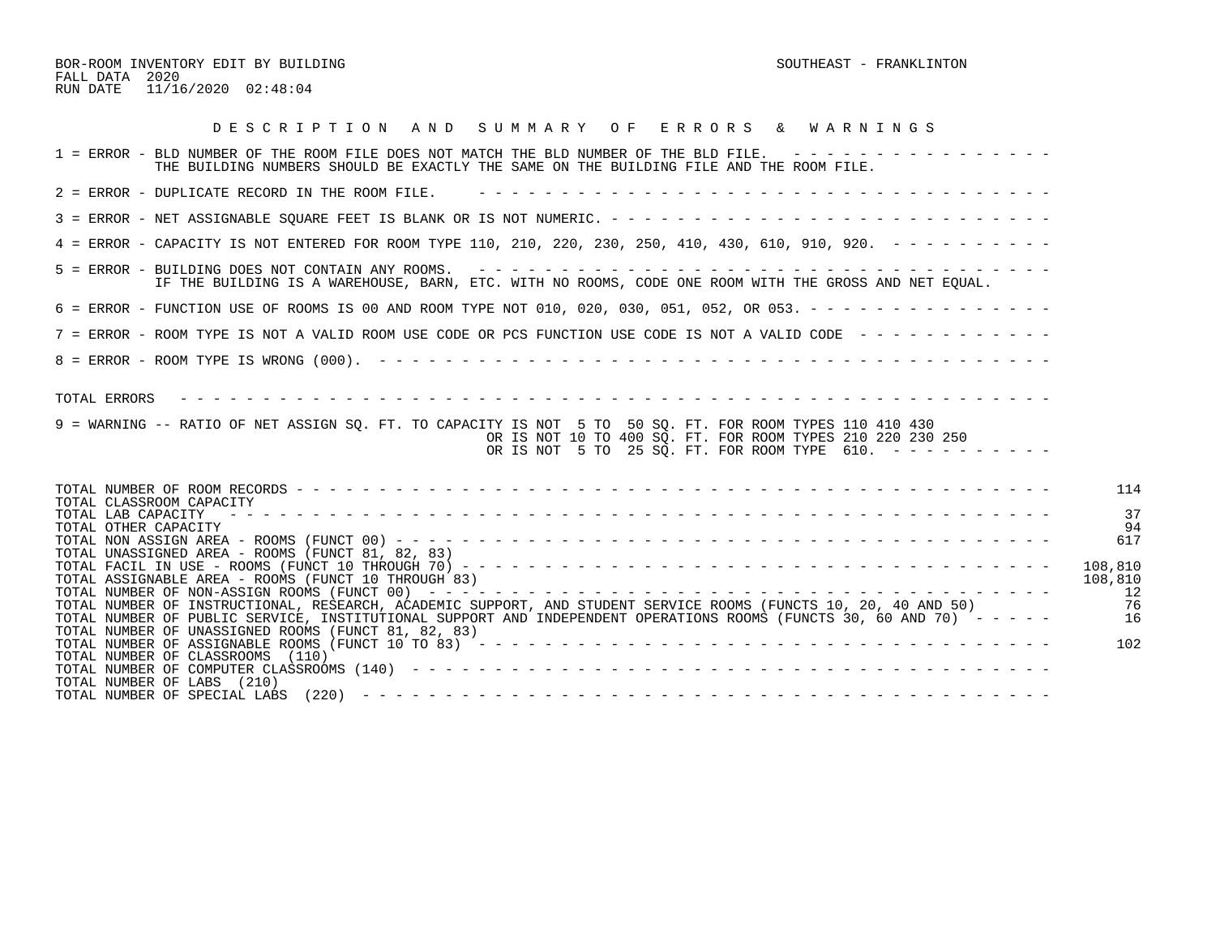BOR-ROOM INVENTORY EDIT BY BUILDING SOUTHEAST - FRANKLINTON
FALL DATA 2020
RUN DATE 11/16/2020 02:48:04

## D E S C R I P T I O N   A N D   S U M M A R Y   O F   E R R O R S   &   W A R N I N G S

1 = ERROR - BLD NUMBER OF THE ROOM FILE DOES NOT MATCH THE BLD NUMBER OF THE BLD FILE.
THE BUILDING NUMBERS SHOULD BE EXACTLY THE SAME ON THE BUILDING FILE AND THE ROOM FILE.

2 = ERROR - DUPLICATE RECORD IN THE ROOM FILE.

3 = ERROR - NET ASSIGNABLE SQUARE FEET IS BLANK OR IS NOT NUMERIC.

4 = ERROR - CAPACITY IS NOT ENTERED FOR ROOM TYPE 110, 210, 220, 230, 250, 410, 430, 610, 910, 920.

5 = ERROR - BUILDING DOES NOT CONTAIN ANY ROOMS.
IF THE BUILDING IS A WAREHOUSE, BARN, ETC. WITH NO ROOMS, CODE ONE ROOM WITH THE GROSS AND NET EQUAL.

6 = ERROR - FUNCTION USE OF ROOMS IS 00 AND ROOM TYPE NOT 010, 020, 030, 051, 052, OR 053.

7 = ERROR - ROOM TYPE IS NOT A VALID ROOM USE CODE OR PCS FUNCTION USE CODE IS NOT A VALID CODE

8 = ERROR - ROOM TYPE IS WRONG (000).

TOTAL ERRORS

9 = WARNING -- RATIO OF NET ASSIGN SQ. FT. TO CAPACITY IS NOT 5 TO 50 SQ. FT. FOR ROOM TYPES 110 410 430
OR IS NOT 10 TO 400 SQ. FT. FOR ROOM TYPES 210 220 230 250
OR IS NOT 5 TO 25 SQ. FT. FOR ROOM TYPE 610.

| | |
|---|---|
| TOTAL NUMBER OF ROOM RECORDS | 114 |
| TOTAL CLASSROOM CAPACITY | |
| TOTAL LAB CAPACITY | 37 |
| TOTAL OTHER CAPACITY | 94 |
| TOTAL NON ASSIGN AREA - ROOMS (FUNCT 00) | 617 |
| TOTAL UNASSIGNED AREA - ROOMS (FUNCT 81, 82, 83) | |
| TOTAL FACIL IN USE - ROOMS (FUNCT 10 THROUGH 70) | 108,810 |
| TOTAL ASSIGNABLE AREA - ROOMS (FUNCT 10 THROUGH 83) | 108,810 |
| TOTAL NUMBER OF NON-ASSIGN ROOMS (FUNCT 00) | 12 |
| TOTAL NUMBER OF INSTRUCTIONAL, RESEARCH, ACADEMIC SUPPORT, AND STUDENT SERVICE ROOMS (FUNCTS 10, 20, 40 AND 50) | 76 |
| TOTAL NUMBER OF PUBLIC SERVICE, INSTITUTIONAL SUPPORT AND INDEPENDENT OPERATIONS ROOMS (FUNCTS 30, 60 AND 70) | 16 |
| TOTAL NUMBER OF UNASSIGNED ROOMS (FUNCT 81, 82, 83) | |
| TOTAL NUMBER OF ASSIGNABLE ROOMS (FUNCT 10 TO 83) | 102 |
| TOTAL NUMBER OF CLASSROOMS (110) | |
| TOTAL NUMBER OF COMPUTER CLASSROOMS (140) | |
| TOTAL NUMBER OF LABS (210) | |
| TOTAL NUMBER OF SPECIAL LABS (220) | |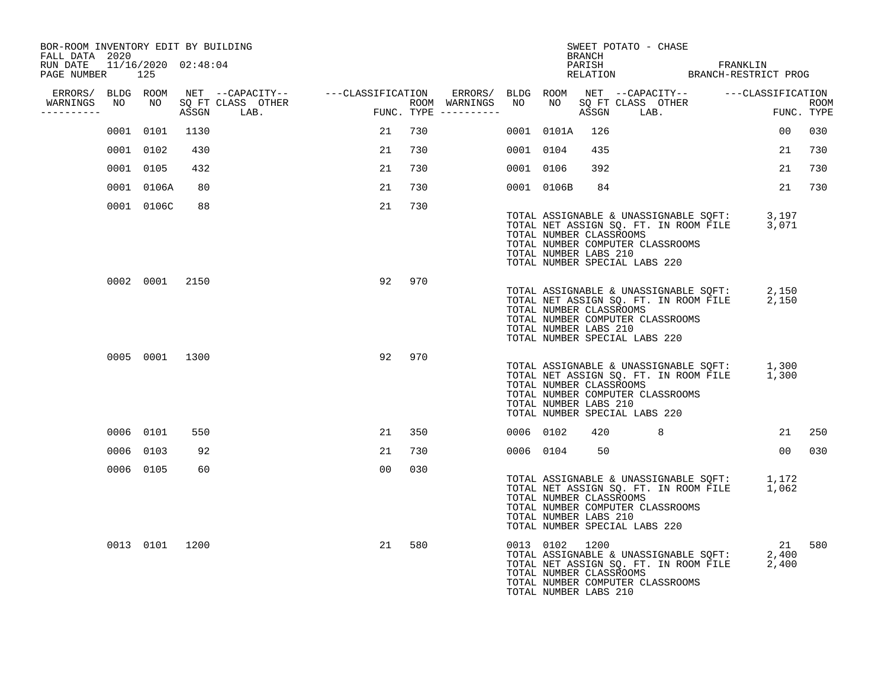BOR-ROOM INVENTORY EDIT BY BUILDING
FALL DATA 2020
RUN DATE 11/16/2020 02:48:04
PAGE NUMBER 125

SWEET POTATO - CHASE
BRANCH
PARISH FRANKLIN
RELATION BRANCH-RESTRICT PROG

| ERRORS/ WARNINGS | BLDG NO | ROOM NO | NET SQ FT ASSGN | --CAPACITY-- CLASS | OTHER LAB. | ---CLASSIFICATION FUNC. | ROOM TYPE | ERRORS/ WARNINGS | BLDG NO | ROOM NO | NET SQ FT ASSGN | --CAPACITY-- CLASS | OTHER LAB. | ---CLASSIFICATION FUNC. | ROOM TYPE |
|---|---|---|---|---|---|---|---|---|---|---|---|---|---|---|---|
| | 0001 | 0101 | 1130 | | | 21 | 730 | | 0001 | 0101A | 126 | | | 00 | 030 |
| | 0001 | 0102 | 430 | | | 21 | 730 | | 0001 | 0104 | 435 | | | 21 | 730 |
| | 0001 | 0105 | 432 | | | 21 | 730 | | 0001 | 0106 | 392 | | | 21 | 730 |
| | 0001 | 0106A | 80 | | | 21 | 730 | | 0001 | 0106B | 84 | | | 21 | 730 |
| | 0001 | 0106C | 88 | | | 21 | 730 | | | | | | | | |

TOTAL ASSIGNABLE & UNASSIGNABLE SQFT: 3,197
TOTAL NET ASSIGN SQ. FT. IN ROOM FILE 3,071
TOTAL NUMBER CLASSROOMS
TOTAL NUMBER COMPUTER CLASSROOMS
TOTAL NUMBER LABS 210
TOTAL NUMBER SPECIAL LABS 220

| ERRORS/ WARNINGS | BLDG NO | ROOM NO | NET SQ FT ASSGN | --CAPACITY-- CLASS | OTHER LAB. | ---CLASSIFICATION FUNC. | ROOM TYPE |
|---|---|---|---|---|---|---|---|
| | 0002 | 0001 | 2150 | | | 92 | 970 |

TOTAL ASSIGNABLE & UNASSIGNABLE SQFT: 2,150
TOTAL NET ASSIGN SQ. FT. IN ROOM FILE 2,150
TOTAL NUMBER CLASSROOMS
TOTAL NUMBER COMPUTER CLASSROOMS
TOTAL NUMBER LABS 210
TOTAL NUMBER SPECIAL LABS 220

| ERRORS/ WARNINGS | BLDG NO | ROOM NO | NET SQ FT ASSGN | --CAPACITY-- CLASS | OTHER LAB. | ---CLASSIFICATION FUNC. | ROOM TYPE |
|---|---|---|---|---|---|---|---|
| | 0005 | 0001 | 1300 | | | 92 | 970 |

TOTAL ASSIGNABLE & UNASSIGNABLE SQFT: 1,300
TOTAL NET ASSIGN SQ. FT. IN ROOM FILE 1,300
TOTAL NUMBER CLASSROOMS
TOTAL NUMBER COMPUTER CLASSROOMS
TOTAL NUMBER LABS 210
TOTAL NUMBER SPECIAL LABS 220

| ERRORS/ WARNINGS | BLDG NO | ROOM NO | NET SQ FT ASSGN | --CAPACITY-- CLASS | OTHER LAB. | ---CLASSIFICATION FUNC. | ROOM TYPE | ERRORS/ WARNINGS | BLDG NO | ROOM NO | NET SQ FT ASSGN | --CAPACITY-- CLASS | OTHER LAB. | ---CLASSIFICATION FUNC. | ROOM TYPE |
|---|---|---|---|---|---|---|---|---|---|---|---|---|---|---|---|
| | 0006 | 0101 | 550 | | | 21 | 350 | | 0006 | 0102 | 420 | 8 | | 21 | 250 |
| | 0006 | 0103 | 92 | | | 21 | 730 | | 0006 | 0104 | 50 | | | 00 | 030 |
| | 0006 | 0105 | 60 | | | 00 | 030 | | | | | | | | |

TOTAL ASSIGNABLE & UNASSIGNABLE SQFT: 1,172
TOTAL NET ASSIGN SQ. FT. IN ROOM FILE 1,062
TOTAL NUMBER CLASSROOMS
TOTAL NUMBER COMPUTER CLASSROOMS
TOTAL NUMBER LABS 210
TOTAL NUMBER SPECIAL LABS 220

| ERRORS/ WARNINGS | BLDG NO | ROOM NO | NET SQ FT ASSGN | --CAPACITY-- CLASS | OTHER LAB. | ---CLASSIFICATION FUNC. | ROOM TYPE | ERRORS/ WARNINGS | BLDG NO | ROOM NO | NET SQ FT ASSGN | --CAPACITY-- CLASS | OTHER LAB. | ---CLASSIFICATION FUNC. | ROOM TYPE |
|---|---|---|---|---|---|---|---|---|---|---|---|---|---|---|---|
| | 0013 | 0101 | 1200 | | | 21 | 580 | | 0013 | 0102 | 1200 | | | 21 | 580 |

TOTAL ASSIGNABLE & UNASSIGNABLE SQFT: 2,400
TOTAL NET ASSIGN SQ. FT. IN ROOM FILE 2,400
TOTAL NUMBER CLASSROOMS
TOTAL NUMBER COMPUTER CLASSROOMS
TOTAL NUMBER LABS 210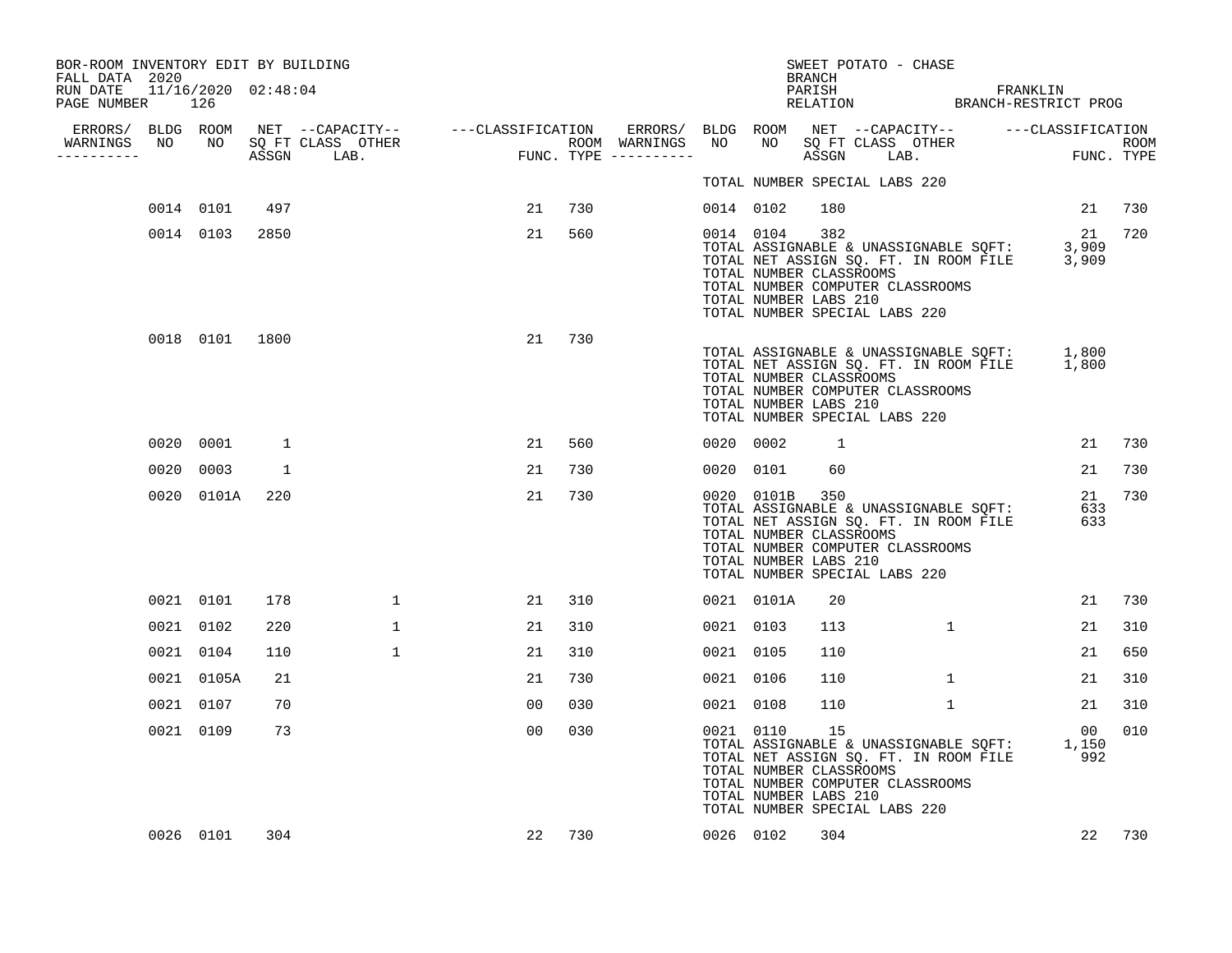BOR-ROOM INVENTORY EDIT BY BUILDING
FALL DATA 2020
RUN DATE 11/16/2020 02:48:04
PAGE NUMBER 126

SWEET POTATO - CHASE
BRANCH
PARISH FRANKLIN
RELATION BRANCH-RESTRICT PROG

| ERRORS/ WARNINGS | BLDG NO | ROOM NO | NET SQ FT ASSGN | CAPACITY CLASS | CAPACITY LAB. | CAPACITY OTHER | FUNC. | ROOM TYPE | ERRORS/ WARNINGS | BLDG NO | ROOM NO | NET SQ FT ASSGN | CAPACITY CLASS | CAPACITY LAB. | CAPACITY OTHER | FUNC. | ROOM TYPE |
|---|---|---|---|---|---|---|---|---|---|---|---|---|---|---|---|---|---|
| | | | | | | | | | | TOTAL NUMBER SPECIAL LABS 220 | | | | | | | |
| | 0014 | 0101 | 497 | | | | 21 | 730 | | 0014 | 0102 | 180 | | | | 21 | 730 |
| | 0014 | 0103 | 2850 | | | | 21 | 560 | | 0014 | 0104 | 382 | | | | 21 | 720 |
| | | | | | | | | | | TOTAL ASSIGNABLE & UNASSIGNABLE SQFT: | | | | | | 3,909 | |
| | | | | | | | | | | TOTAL NET ASSIGN SQ. FT. IN ROOM FILE | | | | | | 3,909 | |
| | | | | | | | | | | TOTAL NUMBER CLASSROOMS | | | | | | | |
| | | | | | | | | | | TOTAL NUMBER COMPUTER CLASSROOMS | | | | | | | |
| | | | | | | | | | | TOTAL NUMBER LABS 210 | | | | | | | |
| | | | | | | | | | | TOTAL NUMBER SPECIAL LABS 220 | | | | | | | |
| | 0018 | 0101 | 1800 | | | | 21 | 730 | | | | | | | | | |
| | | | | | | | | | | TOTAL ASSIGNABLE & UNASSIGNABLE SQFT: | | | | | | 1,800 | |
| | | | | | | | | | | TOTAL NET ASSIGN SQ. FT. IN ROOM FILE | | | | | | 1,800 | |
| | | | | | | | | | | TOTAL NUMBER CLASSROOMS | | | | | | | |
| | | | | | | | | | | TOTAL NUMBER COMPUTER CLASSROOMS | | | | | | | |
| | | | | | | | | | | TOTAL NUMBER LABS 210 | | | | | | | |
| | | | | | | | | | | TOTAL NUMBER SPECIAL LABS 220 | | | | | | | |
| | 0020 | 0001 | 1 | | | | 21 | 560 | | 0020 | 0002 | 1 | | | | 21 | 730 |
| | 0020 | 0003 | 1 | | | | 21 | 730 | | 0020 | 0101 | 60 | | | | 21 | 730 |
| | 0020 | 0101A | 220 | | | | 21 | 730 | | 0020 | 0101B | 350 | | | | 21 | 730 |
| | | | | | | | | | | TOTAL ASSIGNABLE & UNASSIGNABLE SQFT: | | | | | | 633 | |
| | | | | | | | | | | TOTAL NET ASSIGN SQ. FT. IN ROOM FILE | | | | | | 633 | |
| | | | | | | | | | | TOTAL NUMBER CLASSROOMS | | | | | | | |
| | | | | | | | | | | TOTAL NUMBER COMPUTER CLASSROOMS | | | | | | | |
| | | | | | | | | | | TOTAL NUMBER LABS 210 | | | | | | | |
| | | | | | | | | | | TOTAL NUMBER SPECIAL LABS 220 | | | | | | | |
| | 0021 | 0101 | 178 | | | 1 | 21 | 310 | | 0021 | 0101A | 20 | | | | 21 | 730 |
| | 0021 | 0102 | 220 | | | 1 | 21 | 310 | | 0021 | 0103 | 113 | | | 1 | 21 | 310 |
| | 0021 | 0104 | 110 | | | 1 | 21 | 310 | | 0021 | 0105 | 110 | | | | 21 | 650 |
| | 0021 | 0105A | 21 | | | | 21 | 730 | | 0021 | 0106 | 110 | | | 1 | 21 | 310 |
| | 0021 | 0107 | 70 | | | | 00 | 030 | | 0021 | 0108 | 110 | | | 1 | 21 | 310 |
| | 0021 | 0109 | 73 | | | | 00 | 030 | | 0021 | 0110 | 15 | | | | 00 | 010 |
| | | | | | | | | | | TOTAL ASSIGNABLE & UNASSIGNABLE SQFT: | | | | | | 1,150 | |
| | | | | | | | | | | TOTAL NET ASSIGN SQ. FT. IN ROOM FILE | | | | | | 992 | |
| | | | | | | | | | | TOTAL NUMBER CLASSROOMS | | | | | | | |
| | | | | | | | | | | TOTAL NUMBER COMPUTER CLASSROOMS | | | | | | | |
| | | | | | | | | | | TOTAL NUMBER LABS 210 | | | | | | | |
| | | | | | | | | | | TOTAL NUMBER SPECIAL LABS 220 | | | | | | | |
| | 0026 | 0101 | 304 | | | | 22 | 730 | | 0026 | 0102 | 304 | | | | 22 | 730 |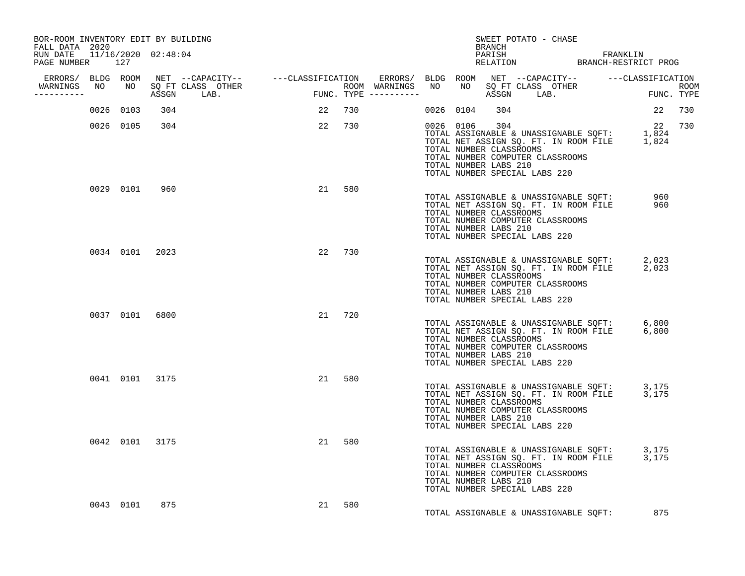BOR-ROOM INVENTORY EDIT BY BUILDING
FALL DATA 2020
RUN DATE 11/16/2020 02:48:04
PAGE NUMBER 127

SWEET POTATO - CHASE
BRANCH
PARISH FRANKLIN
RELATION BRANCH-RESTRICT PROG

| ERRORS/ WARNINGS | BLDG NO | ROOM NO | NET SQ FT ASSGN | --CAPACITY-- CLASS | OTHER LAB. | ---CLASSIFICATION FUNC. | ROOM TYPE | ERRORS/ WARNINGS | BLDG NO | ROOM NO | NET SQ FT ASSGN | --CAPACITY-- CLASS | OTHER LAB. | ---CLASSIFICATION FUNC. | ROOM TYPE |
|---|---|---|---|---|---|---|---|---|---|---|---|---|---|---|---|
| | 0026 | 0103 | 304 | | | 22 | 730 | | 0026 | 0104 | 304 | | | 22 | 730 |
| | 0026 | 0105 | 304 | | | 22 | 730 | | 0026 | 0106 | 304 | | | 22 | 730 |

TOTAL ASSIGNABLE & UNASSIGNABLE SQFT: 1,824
TOTAL NET ASSIGN SQ. FT. IN ROOM FILE 1,824
TOTAL NUMBER CLASSROOMS
TOTAL NUMBER COMPUTER CLASSROOMS
TOTAL NUMBER LABS 210
TOTAL NUMBER SPECIAL LABS 220

| ERRORS/ WARNINGS | BLDG NO | ROOM NO | NET SQ FT ASSGN | --CAPACITY-- CLASS | OTHER LAB. | FUNC. | ROOM TYPE |
|---|---|---|---|---|---|---|---|
| | 0029 | 0101 | 960 | | | 21 | 580 |

TOTAL ASSIGNABLE & UNASSIGNABLE SQFT: 960
TOTAL NET ASSIGN SQ. FT. IN ROOM FILE 960
TOTAL NUMBER CLASSROOMS
TOTAL NUMBER COMPUTER CLASSROOMS
TOTAL NUMBER LABS 210
TOTAL NUMBER SPECIAL LABS 220

| ERRORS/ WARNINGS | BLDG NO | ROOM NO | NET SQ FT ASSGN | --CAPACITY-- CLASS | OTHER LAB. | FUNC. | ROOM TYPE |
|---|---|---|---|---|---|---|---|
| | 0034 | 0101 | 2023 | | | 22 | 730 |

TOTAL ASSIGNABLE & UNASSIGNABLE SQFT: 2,023
TOTAL NET ASSIGN SQ. FT. IN ROOM FILE 2,023
TOTAL NUMBER CLASSROOMS
TOTAL NUMBER COMPUTER CLASSROOMS
TOTAL NUMBER LABS 210
TOTAL NUMBER SPECIAL LABS 220

| ERRORS/ WARNINGS | BLDG NO | ROOM NO | NET SQ FT ASSGN | --CAPACITY-- CLASS | OTHER LAB. | FUNC. | ROOM TYPE |
|---|---|---|---|---|---|---|---|
| | 0037 | 0101 | 6800 | | | 21 | 720 |

TOTAL ASSIGNABLE & UNASSIGNABLE SQFT: 6,800
TOTAL NET ASSIGN SQ. FT. IN ROOM FILE 6,800
TOTAL NUMBER CLASSROOMS
TOTAL NUMBER COMPUTER CLASSROOMS
TOTAL NUMBER LABS 210
TOTAL NUMBER SPECIAL LABS 220

| ERRORS/ WARNINGS | BLDG NO | ROOM NO | NET SQ FT ASSGN | --CAPACITY-- CLASS | OTHER LAB. | FUNC. | ROOM TYPE |
|---|---|---|---|---|---|---|---|
| | 0041 | 0101 | 3175 | | | 21 | 580 |

TOTAL ASSIGNABLE & UNASSIGNABLE SQFT: 3,175
TOTAL NET ASSIGN SQ. FT. IN ROOM FILE 3,175
TOTAL NUMBER CLASSROOMS
TOTAL NUMBER COMPUTER CLASSROOMS
TOTAL NUMBER LABS 210
TOTAL NUMBER SPECIAL LABS 220

| ERRORS/ WARNINGS | BLDG NO | ROOM NO | NET SQ FT ASSGN | --CAPACITY-- CLASS | OTHER LAB. | FUNC. | ROOM TYPE |
|---|---|---|---|---|---|---|---|
| | 0042 | 0101 | 3175 | | | 21 | 580 |

TOTAL ASSIGNABLE & UNASSIGNABLE SQFT: 3,175
TOTAL NET ASSIGN SQ. FT. IN ROOM FILE 3,175
TOTAL NUMBER CLASSROOMS
TOTAL NUMBER COMPUTER CLASSROOMS
TOTAL NUMBER LABS 210
TOTAL NUMBER SPECIAL LABS 220

| ERRORS/ WARNINGS | BLDG NO | ROOM NO | NET SQ FT ASSGN | --CAPACITY-- CLASS | OTHER LAB. | FUNC. | ROOM TYPE |
|---|---|---|---|---|---|---|---|
| | 0043 | 0101 | 875 | | | 21 | 580 |

TOTAL ASSIGNABLE & UNASSIGNABLE SQFT: 875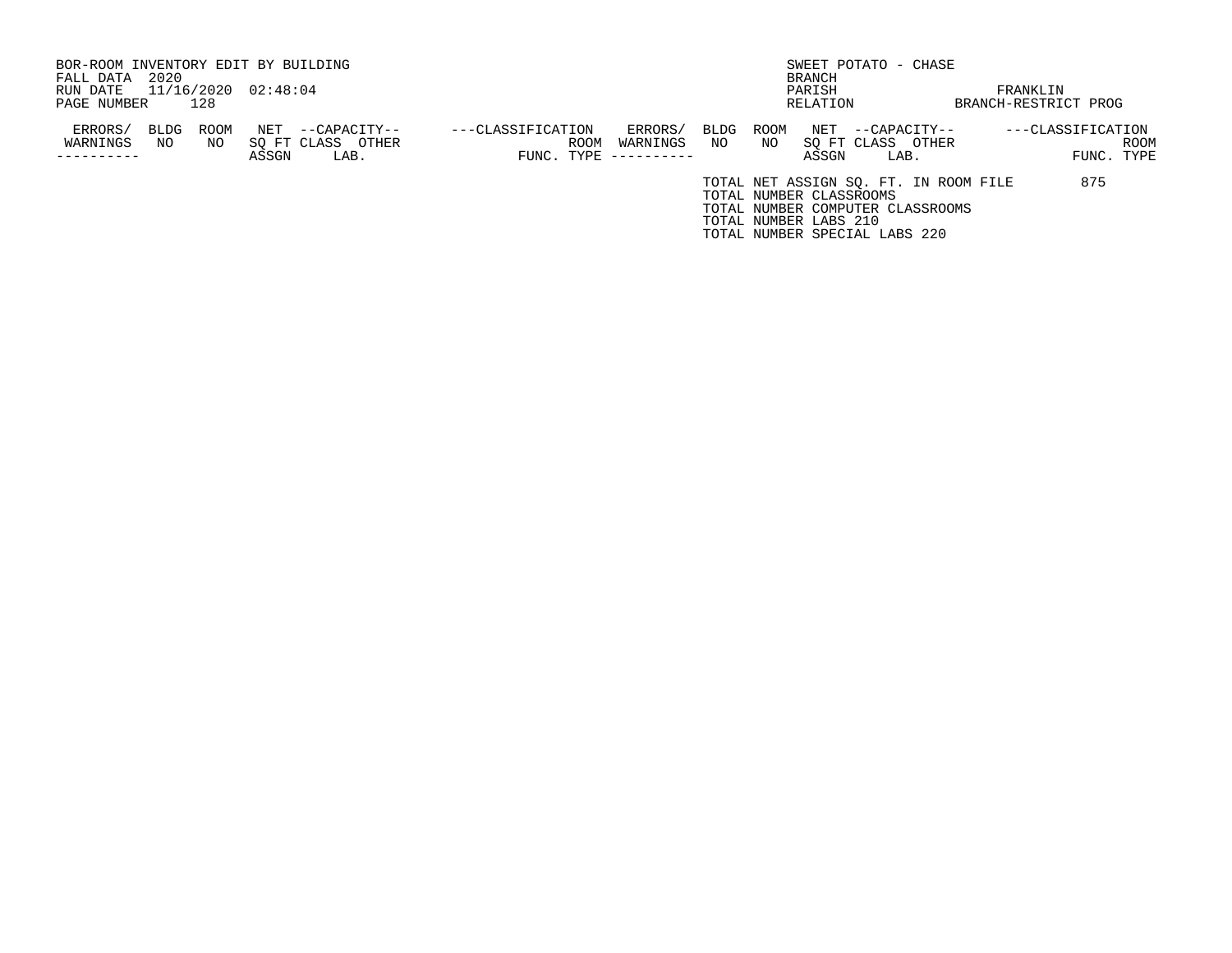BOR-ROOM INVENTORY EDIT BY BUILDING
FALL DATA 2020
RUN DATE 11/16/2020 02:48:04
PAGE NUMBER 128

SWEET POTATO - CHASE
BRANCH
PARISH FRANKLIN
RELATION BRANCH-RESTRICT PROG

| ERRORS/ WARNINGS | BLDG NO | ROOM NO | NET SQ FT ASSGN | --CAPACITY-- CLASS | LAB. OTHER | ---CLASSIFICATION FUNC. | ROOM TYPE | ERRORS/ WARNINGS | BLDG NO | ROOM NO | NET SQ FT ASSGN | --CAPACITY-- CLASS | LAB. OTHER | ---CLASSIFICATION FUNC. | ROOM TYPE |
|---|---|---|---|---|---|---|---|---|---|---|---|---|---|---|---|

TOTAL NET ASSIGN SQ. FT. IN ROOM FILE 875
TOTAL NUMBER CLASSROOMS
TOTAL NUMBER COMPUTER CLASSROOMS
TOTAL NUMBER LABS 210
TOTAL NUMBER SPECIAL LABS 220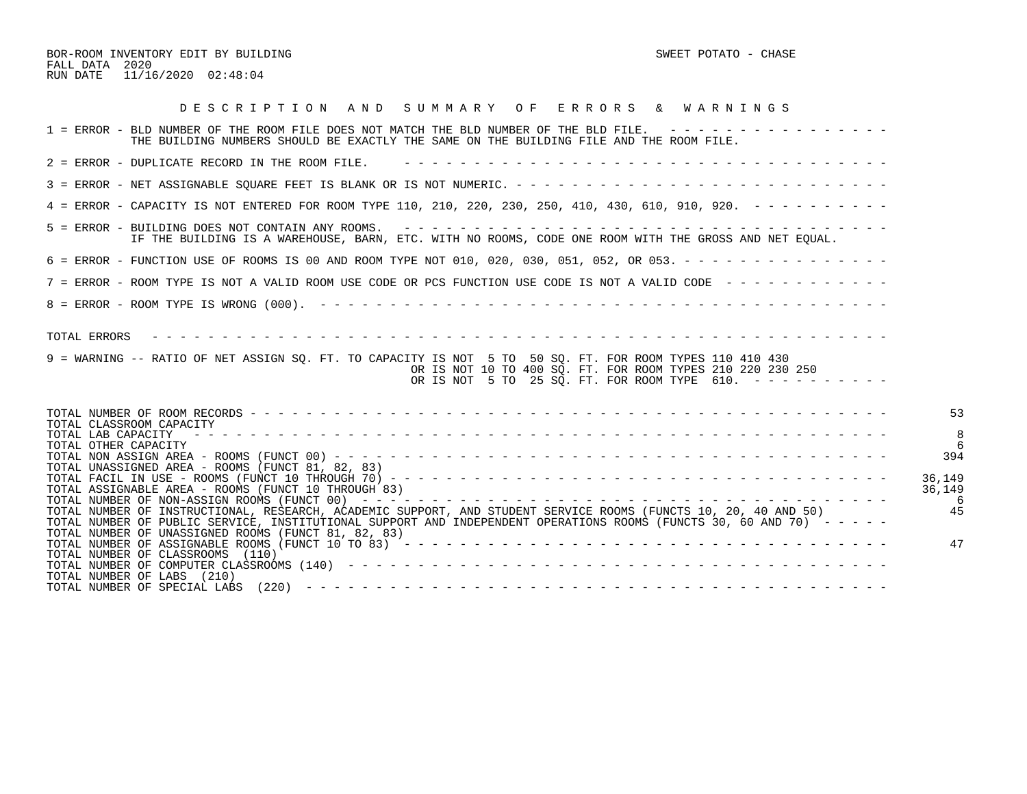BOR-ROOM INVENTORY EDIT BY BUILDING
FALL DATA 2020
RUN DATE 11/16/2020 02:48:04

SWEET POTATO - CHASE

## D E S C R I P T I O N   A N D   S U M M A R Y   O F   E R R O R S   &   W A R N I N G S

1 = ERROR - BLD NUMBER OF THE ROOM FILE DOES NOT MATCH THE BLD NUMBER OF THE BLD FILE.
THE BUILDING NUMBERS SHOULD BE EXACTLY THE SAME ON THE BUILDING FILE AND THE ROOM FILE.

2 = ERROR - DUPLICATE RECORD IN THE ROOM FILE.

3 = ERROR - NET ASSIGNABLE SQUARE FEET IS BLANK OR IS NOT NUMERIC.

4 = ERROR - CAPACITY IS NOT ENTERED FOR ROOM TYPE 110, 210, 220, 230, 250, 410, 430, 610, 910, 920.

5 = ERROR - BUILDING DOES NOT CONTAIN ANY ROOMS.
IF THE BUILDING IS A WAREHOUSE, BARN, ETC. WITH NO ROOMS, CODE ONE ROOM WITH THE GROSS AND NET EQUAL.

6 = ERROR - FUNCTION USE OF ROOMS IS 00 AND ROOM TYPE NOT 010, 020, 030, 051, 052, OR 053.

7 = ERROR - ROOM TYPE IS NOT A VALID ROOM USE CODE OR PCS FUNCTION USE CODE IS NOT A VALID CODE

8 = ERROR - ROOM TYPE IS WRONG (000).

TOTAL ERRORS

9 = WARNING -- RATIO OF NET ASSIGN SQ. FT. TO CAPACITY IS NOT 5 TO 50 SQ. FT. FOR ROOM TYPES 110 410 430
OR IS NOT 10 TO 400 SQ. FT. FOR ROOM TYPES 210 220 230 250
OR IS NOT 5 TO 25 SQ. FT. FOR ROOM TYPE 610.

| | |
|---|---|
| TOTAL NUMBER OF ROOM RECORDS | 53 |
| TOTAL CLASSROOM CAPACITY | |
| TOTAL LAB CAPACITY | 8 |
| TOTAL OTHER CAPACITY | 6 |
| TOTAL NON ASSIGN AREA - ROOMS (FUNCT 00) | 394 |
| TOTAL UNASSIGNED AREA - ROOMS (FUNCT 81, 82, 83) | |
| TOTAL FACIL IN USE - ROOMS (FUNCT 10 THROUGH 70) | 36,149 |
| TOTAL ASSIGNABLE AREA - ROOMS (FUNCT 10 THROUGH 83) | 36,149 |
| TOTAL NUMBER OF NON-ASSIGN ROOMS (FUNCT 00) | 6 |
| TOTAL NUMBER OF INSTRUCTIONAL, RESEARCH, ACADEMIC SUPPORT, AND STUDENT SERVICE ROOMS (FUNCTS 10, 20, 40 AND 50) | 45 |
| TOTAL NUMBER OF PUBLIC SERVICE, INSTITUTIONAL SUPPORT AND INDEPENDENT OPERATIONS ROOMS (FUNCTS 30, 60 AND 70) | |
| TOTAL NUMBER OF UNASSIGNED ROOMS (FUNCT 81, 82, 83) | |
| TOTAL NUMBER OF ASSIGNABLE ROOMS (FUNCT 10 TO 83) | 47 |
| TOTAL NUMBER OF CLASSROOMS (110) | |
| TOTAL NUMBER OF COMPUTER CLASSROOMS (140) | |
| TOTAL NUMBER OF LABS (210) | |
| TOTAL NUMBER OF SPECIAL LABS (220) | |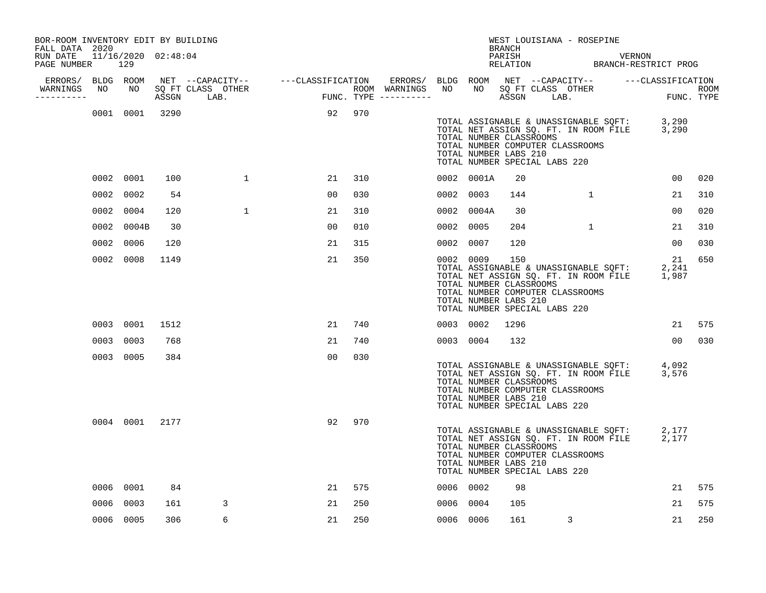BOR-ROOM INVENTORY EDIT BY BUILDING
FALL DATA 2020
RUN DATE 11/16/2020 02:48:04
PAGE NUMBER 129

WEST LOUISIANA - ROSEPINE
BRANCH
PARISH VERNON
RELATION BRANCH-RESTRICT PROG

| ERRORS/ WARNINGS | BLDG NO | ROOM NO | NET SQ FT ASSGN | CAPACITY CLASS | CAPACITY OTHER LAB. | CLASSIFICATION FUNC. | ROOM TYPE | ERRORS/ WARNINGS | BLDG NO | ROOM NO | NET SQ FT ASSGN | CAPACITY CLASS | CAPACITY OTHER LAB. | CLASSIFICATION FUNC. | ROOM TYPE |
|---|---|---|---|---|---|---|---|---|---|---|---|---|---|---|---|
| | 0001 | 0001 | 3290 | | | 92 | 970 | | | | | | | | |
| | | | | | | | | | TOTAL ASSIGNABLE & UNASSIGNABLE SQFT: | | | | | 3,290 | |
| | | | | | | | | | TOTAL NET ASSIGN SQ. FT. IN ROOM FILE | | | | | 3,290 | |
| | | | | | | | | | TOTAL NUMBER CLASSROOMS | | | | | | |
| | | | | | | | | | TOTAL NUMBER COMPUTER CLASSROOMS | | | | | | |
| | | | | | | | | | TOTAL NUMBER LABS 210 | | | | | | |
| | | | | | | | | | TOTAL NUMBER SPECIAL LABS 220 | | | | | | |
| | 0002 | 0001 | 100 | | 1 | 21 | 310 | | 0002 | 0001A | 20 | | | 00 | 020 |
| | 0002 | 0002 | 54 | | | 00 | 030 | | 0002 | 0003 | 144 | | 1 | 21 | 310 |
| | 0002 | 0004 | 120 | | 1 | 21 | 310 | | 0002 | 0004A | 30 | | | 00 | 020 |
| | 0002 | 0004B | 30 | | | 00 | 010 | | 0002 | 0005 | 204 | | 1 | 21 | 310 |
| | 0002 | 0006 | 120 | | | 21 | 315 | | 0002 | 0007 | 120 | | | 00 | 030 |
| | 0002 | 0008 | 1149 | | | 21 | 350 | | 0002 | 0009 | 150 | | | 21 | 650 |
| | | | | | | | | | TOTAL ASSIGNABLE & UNASSIGNABLE SQFT: | | | | | 2,241 | |
| | | | | | | | | | TOTAL NET ASSIGN SQ. FT. IN ROOM FILE | | | | | 1,987 | |
| | | | | | | | | | TOTAL NUMBER CLASSROOMS | | | | | | |
| | | | | | | | | | TOTAL NUMBER COMPUTER CLASSROOMS | | | | | | |
| | | | | | | | | | TOTAL NUMBER LABS 210 | | | | | | |
| | | | | | | | | | TOTAL NUMBER SPECIAL LABS 220 | | | | | | |
| | 0003 | 0001 | 1512 | | | 21 | 740 | | 0003 | 0002 | 1296 | | | 21 | 575 |
| | 0003 | 0003 | 768 | | | 21 | 740 | | 0003 | 0004 | 132 | | | 00 | 030 |
| | 0003 | 0005 | 384 | | | 00 | 030 | | | | | | | | |
| | | | | | | | | | TOTAL ASSIGNABLE & UNASSIGNABLE SQFT: | | | | | 4,092 | |
| | | | | | | | | | TOTAL NET ASSIGN SQ. FT. IN ROOM FILE | | | | | 3,576 | |
| | | | | | | | | | TOTAL NUMBER CLASSROOMS | | | | | | |
| | | | | | | | | | TOTAL NUMBER COMPUTER CLASSROOMS | | | | | | |
| | | | | | | | | | TOTAL NUMBER LABS 210 | | | | | | |
| | | | | | | | | | TOTAL NUMBER SPECIAL LABS 220 | | | | | | |
| | 0004 | 0001 | 2177 | | | 92 | 970 | | | | | | | | |
| | | | | | | | | | TOTAL ASSIGNABLE & UNASSIGNABLE SQFT: | | | | | 2,177 | |
| | | | | | | | | | TOTAL NET ASSIGN SQ. FT. IN ROOM FILE | | | | | 2,177 | |
| | | | | | | | | | TOTAL NUMBER CLASSROOMS | | | | | | |
| | | | | | | | | | TOTAL NUMBER COMPUTER CLASSROOMS | | | | | | |
| | | | | | | | | | TOTAL NUMBER LABS 210 | | | | | | |
| | | | | | | | | | TOTAL NUMBER SPECIAL LABS 220 | | | | | | |
| | 0006 | 0001 | 84 | | | 21 | 575 | | 0006 | 0002 | 98 | | | 21 | 575 |
| | 0006 | 0003 | 161 | 3 | | 21 | 250 | | 0006 | 0004 | 105 | | | 21 | 575 |
| | 0006 | 0005 | 306 | 6 | | 21 | 250 | | 0006 | 0006 | 161 | 3 | | 21 | 250 |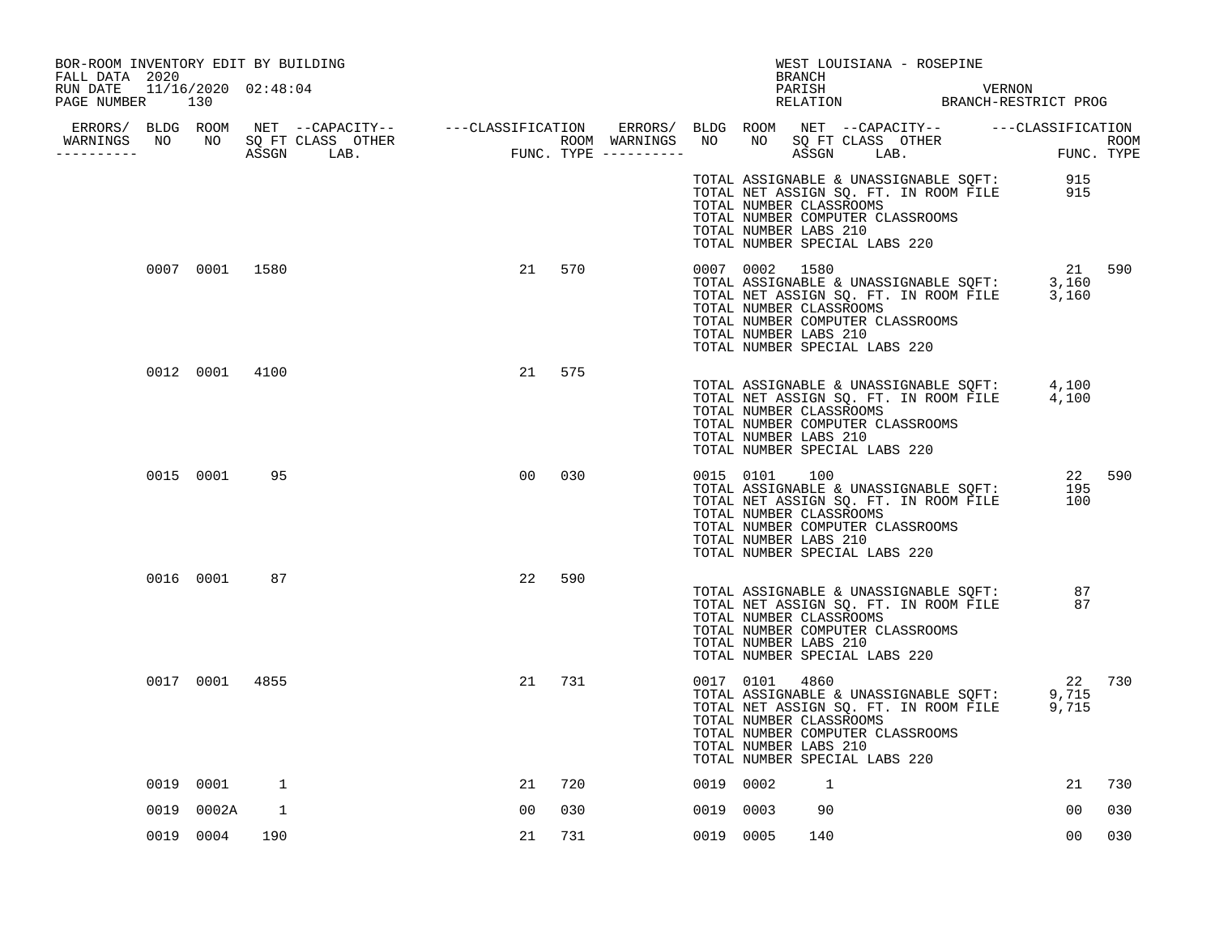BOR-ROOM INVENTORY EDIT BY BUILDING
FALL DATA 2020
RUN DATE 11/16/2020 02:48:04
PAGE NUMBER 130

WEST LOUISIANA - ROSEPINE
BRANCH
PARISH VERNON
RELATION BRANCH-RESTRICT PROG

| ERRORS/ WARNINGS | BLDG NO | ROOM NO | NET SQ FT ASSGN | CAPACITY CLASS LAB. | OTHER | CLASSIFICATION FUNC. | ROOM TYPE | ERRORS/ WARNINGS | BLDG NO | ROOM NO | NET SQ FT ASSGN | CAPACITY CLASS LAB. | OTHER | CLASSIFICATION FUNC. | ROOM TYPE |
|---|---|---|---|---|---|---|---|---|---|---|---|---|---|---|---|
| | | | | | | | | | TOTAL ASSIGNABLE & UNASSIGNABLE SQFT: | | | | | 915 | |
| | | | | | | | | | TOTAL NET ASSIGN SQ. FT. IN ROOM FILE | | | | | 915 | |
| | | | | | | | | | TOTAL NUMBER CLASSROOMS | | | | | | |
| | | | | | | | | | TOTAL NUMBER COMPUTER CLASSROOMS | | | | | | |
| | | | | | | | | | TOTAL NUMBER LABS 210 | | | | | | |
| | | | | | | | | | TOTAL NUMBER SPECIAL LABS 220 | | | | | | |
| | 0007 | 0001 | 1580 | | | 21 | 570 | | 0007 | 0002 | 1580 | | | 21 | 590 |
| | | | | | | | | | TOTAL ASSIGNABLE & UNASSIGNABLE SQFT: | | | | | 3,160 | |
| | | | | | | | | | TOTAL NET ASSIGN SQ. FT. IN ROOM FILE | | | | | 3,160 | |
| | | | | | | | | | TOTAL NUMBER CLASSROOMS | | | | | | |
| | | | | | | | | | TOTAL NUMBER COMPUTER CLASSROOMS | | | | | | |
| | | | | | | | | | TOTAL NUMBER LABS 210 | | | | | | |
| | | | | | | | | | TOTAL NUMBER SPECIAL LABS 220 | | | | | | |
| | 0012 | 0001 | 4100 | | | 21 | 575 | | | | | | | | |
| | | | | | | | | | TOTAL ASSIGNABLE & UNASSIGNABLE SQFT: | | | | | 4,100 | |
| | | | | | | | | | TOTAL NET ASSIGN SQ. FT. IN ROOM FILE | | | | | 4,100 | |
| | | | | | | | | | TOTAL NUMBER CLASSROOMS | | | | | | |
| | | | | | | | | | TOTAL NUMBER COMPUTER CLASSROOMS | | | | | | |
| | | | | | | | | | TOTAL NUMBER LABS 210 | | | | | | |
| | | | | | | | | | TOTAL NUMBER SPECIAL LABS 220 | | | | | | |
| | 0015 | 0001 | 95 | | | 00 | 030 | | 0015 | 0101 | 100 | | | 22 | 590 |
| | | | | | | | | | TOTAL ASSIGNABLE & UNASSIGNABLE SQFT: | | | | | 195 | |
| | | | | | | | | | TOTAL NET ASSIGN SQ. FT. IN ROOM FILE | | | | | 100 | |
| | | | | | | | | | TOTAL NUMBER CLASSROOMS | | | | | | |
| | | | | | | | | | TOTAL NUMBER COMPUTER CLASSROOMS | | | | | | |
| | | | | | | | | | TOTAL NUMBER LABS 210 | | | | | | |
| | | | | | | | | | TOTAL NUMBER SPECIAL LABS 220 | | | | | | |
| | 0016 | 0001 | 87 | | | 22 | 590 | | | | | | | | |
| | | | | | | | | | TOTAL ASSIGNABLE & UNASSIGNABLE SQFT: | | | | | 87 | |
| | | | | | | | | | TOTAL NET ASSIGN SQ. FT. IN ROOM FILE | | | | | 87 | |
| | | | | | | | | | TOTAL NUMBER CLASSROOMS | | | | | | |
| | | | | | | | | | TOTAL NUMBER COMPUTER CLASSROOMS | | | | | | |
| | | | | | | | | | TOTAL NUMBER LABS 210 | | | | | | |
| | | | | | | | | | TOTAL NUMBER SPECIAL LABS 220 | | | | | | |
| | 0017 | 0001 | 4855 | | | 21 | 731 | | 0017 | 0101 | 4860 | | | 22 | 730 |
| | | | | | | | | | TOTAL ASSIGNABLE & UNASSIGNABLE SQFT: | | | | | 9,715 | |
| | | | | | | | | | TOTAL NET ASSIGN SQ. FT. IN ROOM FILE | | | | | 9,715 | |
| | | | | | | | | | TOTAL NUMBER CLASSROOMS | | | | | | |
| | | | | | | | | | TOTAL NUMBER COMPUTER CLASSROOMS | | | | | | |
| | | | | | | | | | TOTAL NUMBER LABS 210 | | | | | | |
| | | | | | | | | | TOTAL NUMBER SPECIAL LABS 220 | | | | | | |
| | 0019 | 0001 | 1 | | | 21 | 720 | | 0019 | 0002 | 1 | | | 21 | 730 |
| | 0019 | 0002A | 1 | | | 00 | 030 | | 0019 | 0003 | 90 | | | 00 | 030 |
| | 0019 | 0004 | 190 | | | 21 | 731 | | 0019 | 0005 | 140 | | | 00 | 030 |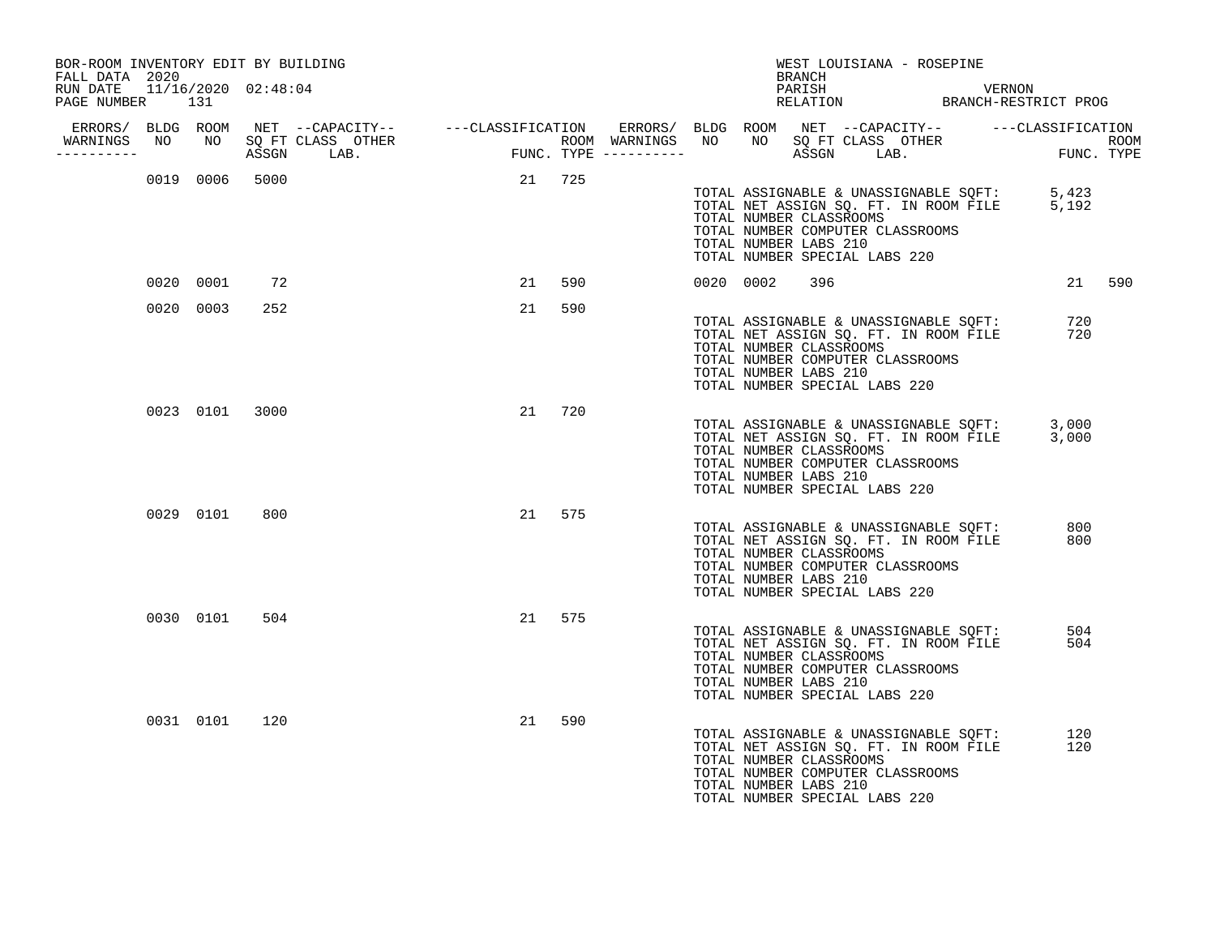BOR-ROOM INVENTORY EDIT BY BUILDING
FALL DATA 2020
RUN DATE 11/16/2020 02:48:04

WEST LOUISIANA - ROSEPINE
BRANCH
PARISH VERNON
RELATION BRANCH-RESTRICT PROG

| ERRORS/ WARNINGS | BLDG NO | ROOM NO | NET SQ FT ASSGN | CAPACITY CLASS | CAPACITY OTHER LAB. | CLASSIFICATION FUNC. | ROOM TYPE | ERRORS/ WARNINGS | BLDG NO | ROOM NO | NET SQ FT ASSGN | CAPACITY CLASS | CAPACITY OTHER LAB. | CLASSIFICATION FUNC. | ROOM TYPE |
|---|---|---|---|---|---|---|---|---|---|---|---|---|---|---|---|
| | 0019 | 0006 | 5000 | | | 21 | 725 | | | | | | | | |
| | 0020 | 0001 | 72 | | | 21 | 590 | | 0020 | 0002 | 396 | | | 21 | 590 |
| | 0020 | 0003 | 252 | | | 21 | 590 | | | | | | | | |
| | 0023 | 0101 | 3000 | | | 21 | 720 | | | | | | | | |
| | 0029 | 0101 | 800 | | | 21 | 575 | | | | | | | | |
| | 0030 | 0101 | 504 | | | 21 | 575 | | | | | | | | |
| | 0031 | 0101 | 120 | | | 21 | 590 | | | | | | | | |

Building 0019:
TOTAL ASSIGNABLE & UNASSIGNABLE SQFT: 5,423
TOTAL NET ASSIGN SQ. FT. IN ROOM FILE 5,192
TOTAL NUMBER CLASSROOMS
TOTAL NUMBER COMPUTER CLASSROOMS
TOTAL NUMBER LABS 210
TOTAL NUMBER SPECIAL LABS 220

Building 0020:
TOTAL ASSIGNABLE & UNASSIGNABLE SQFT: 720
TOTAL NET ASSIGN SQ. FT. IN ROOM FILE 720
TOTAL NUMBER CLASSROOMS
TOTAL NUMBER COMPUTER CLASSROOMS
TOTAL NUMBER LABS 210
TOTAL NUMBER SPECIAL LABS 220

Building 0023:
TOTAL ASSIGNABLE & UNASSIGNABLE SQFT: 3,000
TOTAL NET ASSIGN SQ. FT. IN ROOM FILE 3,000
TOTAL NUMBER CLASSROOMS
TOTAL NUMBER COMPUTER CLASSROOMS
TOTAL NUMBER LABS 210
TOTAL NUMBER SPECIAL LABS 220

Building 0029:
TOTAL ASSIGNABLE & UNASSIGNABLE SQFT: 800
TOTAL NET ASSIGN SQ. FT. IN ROOM FILE 800
TOTAL NUMBER CLASSROOMS
TOTAL NUMBER COMPUTER CLASSROOMS
TOTAL NUMBER LABS 210
TOTAL NUMBER SPECIAL LABS 220

Building 0030:
TOTAL ASSIGNABLE & UNASSIGNABLE SQFT: 504
TOTAL NET ASSIGN SQ. FT. IN ROOM FILE 504
TOTAL NUMBER CLASSROOMS
TOTAL NUMBER COMPUTER CLASSROOMS
TOTAL NUMBER LABS 210
TOTAL NUMBER SPECIAL LABS 220

Building 0031:
TOTAL ASSIGNABLE & UNASSIGNABLE SQFT: 120
TOTAL NET ASSIGN SQ. FT. IN ROOM FILE 120
TOTAL NUMBER CLASSROOMS
TOTAL NUMBER COMPUTER CLASSROOMS
TOTAL NUMBER LABS 210
TOTAL NUMBER SPECIAL LABS 220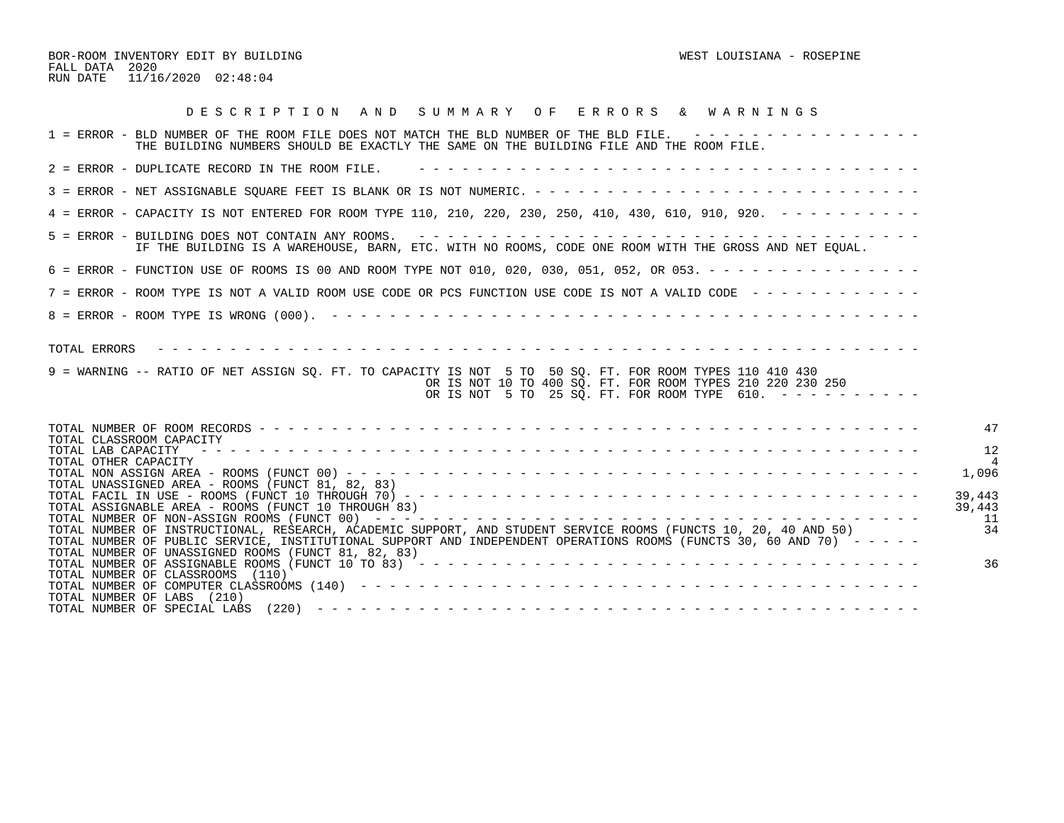BOR-ROOM INVENTORY EDIT BY BUILDING
FALL DATA 2020
RUN DATE 11/16/2020 02:48:04

WEST LOUISIANA - ROSEPINE

## D E S C R I P T I O N   A N D   S U M M A R Y   O F   E R R O R S   &   W A R N I N G S

1 = ERROR - BLD NUMBER OF THE ROOM FILE DOES NOT MATCH THE BLD NUMBER OF THE BLD FILE.
THE BUILDING NUMBERS SHOULD BE EXACTLY THE SAME ON THE BUILDING FILE AND THE ROOM FILE.

2 = ERROR - DUPLICATE RECORD IN THE ROOM FILE.

3 = ERROR - NET ASSIGNABLE SQUARE FEET IS BLANK OR IS NOT NUMERIC.

4 = ERROR - CAPACITY IS NOT ENTERED FOR ROOM TYPE 110, 210, 220, 230, 250, 410, 430, 610, 910, 920.

5 = ERROR - BUILDING DOES NOT CONTAIN ANY ROOMS.
IF THE BUILDING IS A WAREHOUSE, BARN, ETC. WITH NO ROOMS, CODE ONE ROOM WITH THE GROSS AND NET EQUAL.

6 = ERROR - FUNCTION USE OF ROOMS IS 00 AND ROOM TYPE NOT 010, 020, 030, 051, 052, OR 053.

7 = ERROR - ROOM TYPE IS NOT A VALID ROOM USE CODE OR PCS FUNCTION USE CODE IS NOT A VALID CODE

8 = ERROR - ROOM TYPE IS WRONG (000).

TOTAL ERRORS

9 = WARNING -- RATIO OF NET ASSIGN SQ. FT. TO CAPACITY IS NOT 5 TO 50 SQ. FT. FOR ROOM TYPES 110 410 430
OR IS NOT 10 TO 400 SQ. FT. FOR ROOM TYPES 210 220 230 250
OR IS NOT 5 TO 25 SQ. FT. FOR ROOM TYPE 610.

| | |
|---|---|
| TOTAL NUMBER OF ROOM RECORDS | 47 |
| TOTAL CLASSROOM CAPACITY | |
| TOTAL LAB CAPACITY | 12 |
| TOTAL OTHER CAPACITY | 4 |
| TOTAL NON ASSIGN AREA - ROOMS (FUNCT 00) | 1,096 |
| TOTAL UNASSIGNED AREA - ROOMS (FUNCT 81, 82, 83) | |
| TOTAL FACIL IN USE - ROOMS (FUNCT 10 THROUGH 70) | 39,443 |
| TOTAL ASSIGNABLE AREA - ROOMS (FUNCT 10 THROUGH 83) | 39,443 |
| TOTAL NUMBER OF NON-ASSIGN ROOMS (FUNCT 00) | 11 |
| TOTAL NUMBER OF INSTRUCTIONAL, RESEARCH, ACADEMIC SUPPORT, AND STUDENT SERVICE ROOMS (FUNCTS 10, 20, 40 AND 50) | 34 |
| TOTAL NUMBER OF PUBLIC SERVICE, INSTITUTIONAL SUPPORT AND INDEPENDENT OPERATIONS ROOMS (FUNCTS 30, 60 AND 70) | |
| TOTAL NUMBER OF UNASSIGNED ROOMS (FUNCT 81, 82, 83) | |
| TOTAL NUMBER OF ASSIGNABLE ROOMS (FUNCT 10 TO 83) | 36 |
| TOTAL NUMBER OF CLASSROOMS (110) | |
| TOTAL NUMBER OF COMPUTER CLASSROOMS (140) | |
| TOTAL NUMBER OF LABS (210) | |
| TOTAL NUMBER OF SPECIAL LABS (220) | |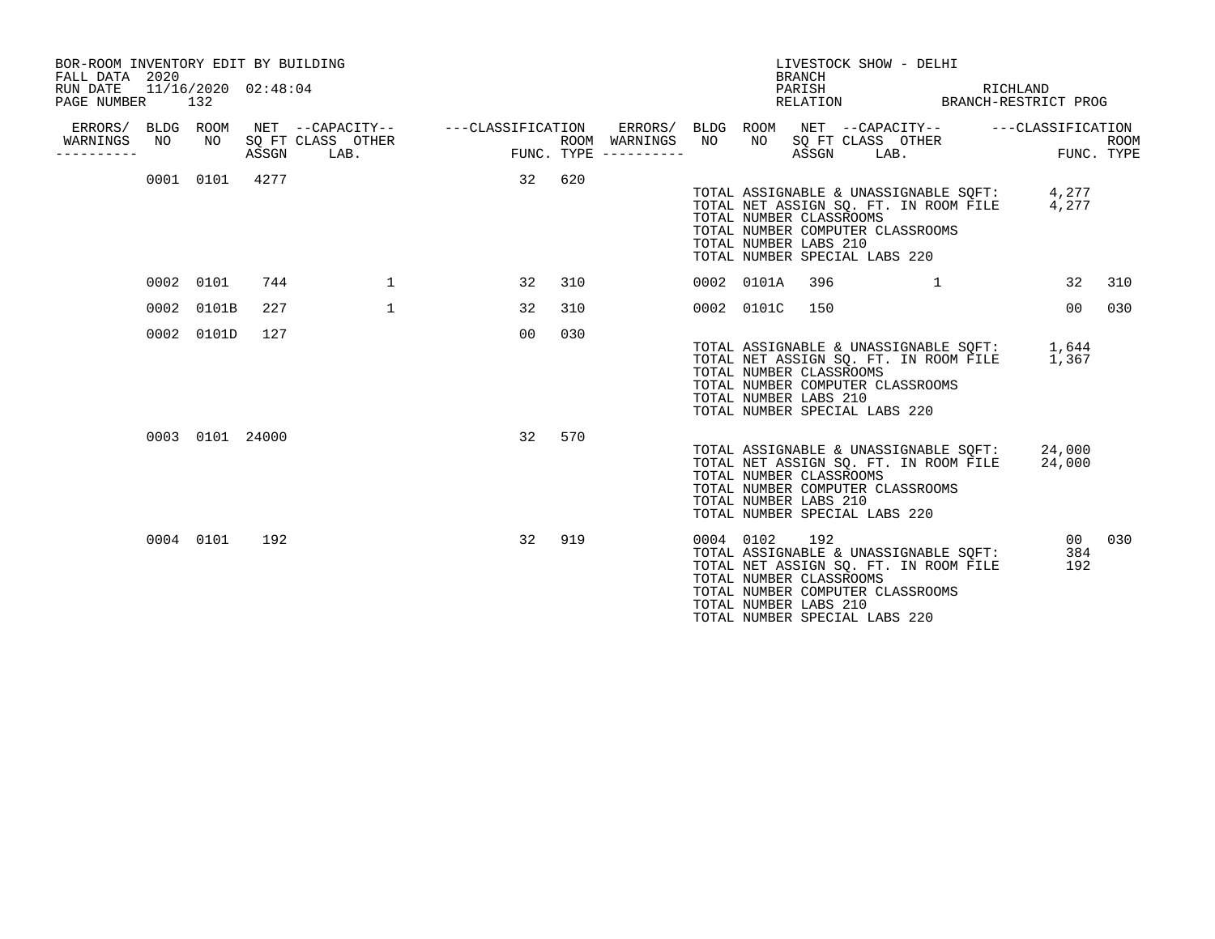BOR-ROOM INVENTORY EDIT BY BUILDING
FALL DATA 2020
RUN DATE 11/16/2020 02:48:04
PAGE NUMBER 132

LIVESTOCK SHOW - DELHI
BRANCH
PARISH RICHLAND
RELATION BRANCH-RESTRICT PROG

| ERRORS/ WARNINGS | BLDG NO | ROOM NO | NET SQ FT ASSGN | CAPACITY CLASS | CAPACITY OTHER LAB. | CLASSIFICATION FUNC. | ROOM TYPE | ERRORS/ WARNINGS | BLDG NO | ROOM NO | NET SQ FT ASSGN | CAPACITY CLASS | CAPACITY OTHER LAB. | CLASSIFICATION FUNC. | ROOM TYPE |
|---|---|---|---|---|---|---|---|---|---|---|---|---|---|---|---|
| | 0001 | 0101 | 4277 | | | 32 | 620 | | | | | | | | |

TOTAL ASSIGNABLE & UNASSIGNABLE SQFT: 4,277
TOTAL NET ASSIGN SQ. FT. IN ROOM FILE 4,277
TOTAL NUMBER CLASSROOMS
TOTAL NUMBER COMPUTER CLASSROOMS
TOTAL NUMBER LABS 210
TOTAL NUMBER SPECIAL LABS 220

| ERRORS/ WARNINGS | BLDG NO | ROOM NO | NET SQ FT ASSGN | CAPACITY CLASS | CAPACITY OTHER LAB. | CLASSIFICATION FUNC. | ROOM TYPE | ERRORS/ WARNINGS | BLDG NO | ROOM NO | NET SQ FT ASSGN | CAPACITY CLASS | CAPACITY OTHER LAB. | CLASSIFICATION FUNC. | ROOM TYPE |
|---|---|---|---|---|---|---|---|---|---|---|---|---|---|---|---|
| | 0002 | 0101 | 744 | | 1 | 32 | 310 | | 0002 | 0101A | 396 | | 1 | 32 | 310 |
| | 0002 | 0101B | 227 | | 1 | 32 | 310 | | 0002 | 0101C | 150 | | | 00 | 030 |
| | 0002 | 0101D | 127 | | | 00 | 030 | | | | | | | | |

TOTAL ASSIGNABLE & UNASSIGNABLE SQFT: 1,644
TOTAL NET ASSIGN SQ. FT. IN ROOM FILE 1,367
TOTAL NUMBER CLASSROOMS
TOTAL NUMBER COMPUTER CLASSROOMS
TOTAL NUMBER LABS 210
TOTAL NUMBER SPECIAL LABS 220

| ERRORS/ WARNINGS | BLDG NO | ROOM NO | NET SQ FT ASSGN | CAPACITY CLASS | CAPACITY OTHER LAB. | CLASSIFICATION FUNC. | ROOM TYPE | ERRORS/ WARNINGS | BLDG NO | ROOM NO | NET SQ FT ASSGN | CAPACITY CLASS | CAPACITY OTHER LAB. | CLASSIFICATION FUNC. | ROOM TYPE |
|---|---|---|---|---|---|---|---|---|---|---|---|---|---|---|---|
| | 0003 | 0101 | 24000 | | | 32 | 570 | | | | | | | | |

TOTAL ASSIGNABLE & UNASSIGNABLE SQFT: 24,000
TOTAL NET ASSIGN SQ. FT. IN ROOM FILE 24,000
TOTAL NUMBER CLASSROOMS
TOTAL NUMBER COMPUTER CLASSROOMS
TOTAL NUMBER LABS 210
TOTAL NUMBER SPECIAL LABS 220

| ERRORS/ WARNINGS | BLDG NO | ROOM NO | NET SQ FT ASSGN | CAPACITY CLASS | CAPACITY OTHER LAB. | CLASSIFICATION FUNC. | ROOM TYPE | ERRORS/ WARNINGS | BLDG NO | ROOM NO | NET SQ FT ASSGN | CAPACITY CLASS | CAPACITY OTHER LAB. | CLASSIFICATION FUNC. | ROOM TYPE |
|---|---|---|---|---|---|---|---|---|---|---|---|---|---|---|---|
| | 0004 | 0101 | 192 | | | 32 | 919 | | 0004 | 0102 | 192 | | | 00 | 030 |

TOTAL ASSIGNABLE & UNASSIGNABLE SQFT: 384
TOTAL NET ASSIGN SQ. FT. IN ROOM FILE 192
TOTAL NUMBER CLASSROOMS
TOTAL NUMBER COMPUTER CLASSROOMS
TOTAL NUMBER LABS 210
TOTAL NUMBER SPECIAL LABS 220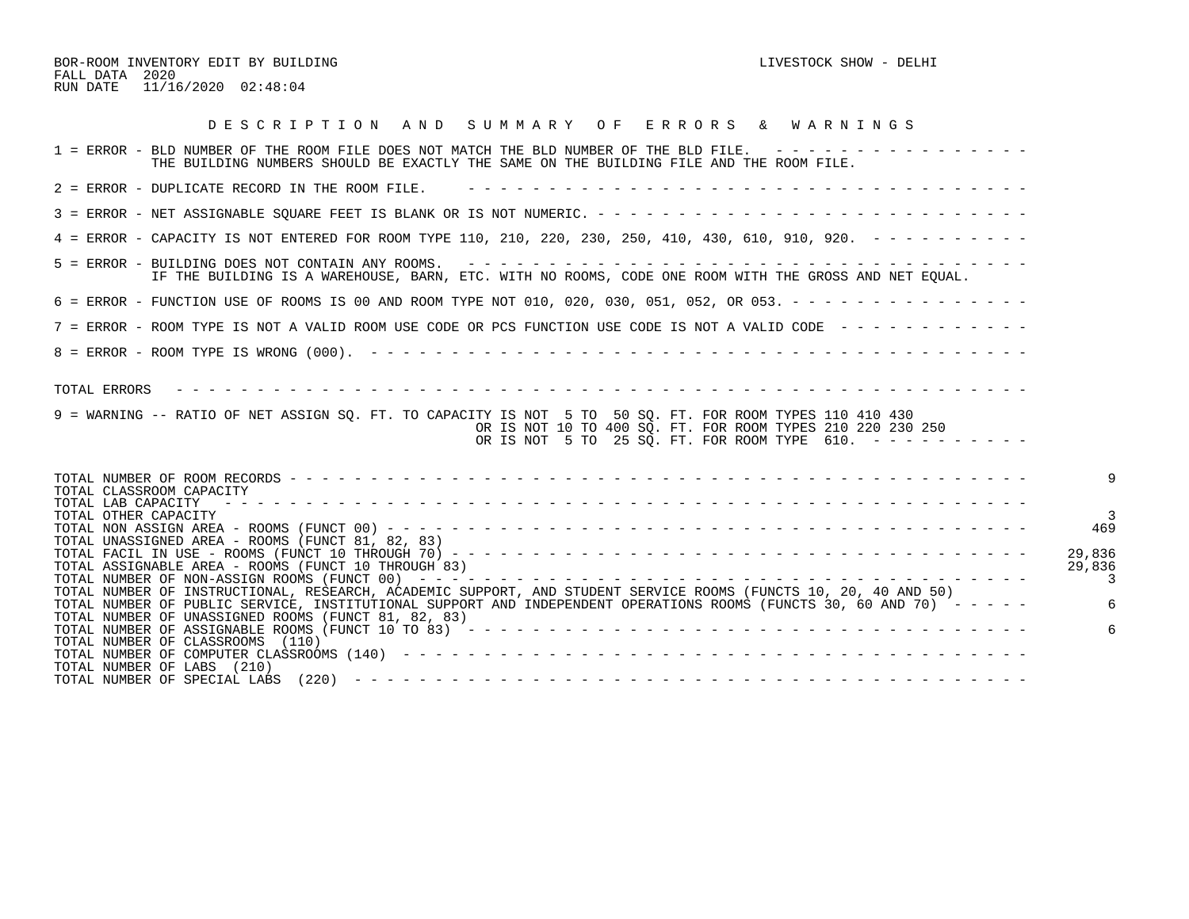BOR-ROOM INVENTORY EDIT BY BUILDING

LIVESTOCK SHOW - DELHI

FALL DATA 2020

RUN DATE 11/16/2020 02:48:04

## D E S C R I P T I O N   A N D   S U M M A R Y   O F   E R R O R S   &   W A R N I N G S

1 = ERROR - BLD NUMBER OF THE ROOM FILE DOES NOT MATCH THE BLD NUMBER OF THE BLD FILE. - - - - - - - - - - - - - - - - -
THE BUILDING NUMBERS SHOULD BE EXACTLY THE SAME ON THE BUILDING FILE AND THE ROOM FILE.

2 = ERROR - DUPLICATE RECORD IN THE ROOM FILE. - - - - - - - - - - - - - - - - - - - - - - - - - - - - - - - - - - - - -

3 = ERROR - NET ASSIGNABLE SQUARE FEET IS BLANK OR IS NOT NUMERIC. - - - - - - - - - - - - - - - - - - - - - - - - - - - - -

4 = ERROR - CAPACITY IS NOT ENTERED FOR ROOM TYPE 110, 210, 220, 230, 250, 410, 430, 610, 910, 920. - - - - - - - - - - -

5 = ERROR - BUILDING DOES NOT CONTAIN ANY ROOMS. - - - - - - - - - - - - - - - - - - - - - - - - - - - - - - - - - - - - -
IF THE BUILDING IS A WAREHOUSE, BARN, ETC. WITH NO ROOMS, CODE ONE ROOM WITH THE GROSS AND NET EQUAL.

6 = ERROR - FUNCTION USE OF ROOMS IS 00 AND ROOM TYPE NOT 010, 020, 030, 051, 052, OR 053. - - - - - - - - - - - - - - - -

7 = ERROR - ROOM TYPE IS NOT A VALID ROOM USE CODE OR PCS FUNCTION USE CODE IS NOT A VALID CODE - - - - - - - - - - - - -

8 = ERROR - ROOM TYPE IS WRONG (000). - - - - - - - - - - - - - - - - - - - - - - - - - - - - - - - - - - - - - - - - - -

TOTAL ERRORS - - - - - - - - - - - - - - - - - - - - - - - - - - - - - - - - - - - - - - - - - - - - - - - - - - - - - - -

9 = WARNING -- RATIO OF NET ASSIGN SQ. FT. TO CAPACITY IS NOT 5 TO 50 SQ. FT. FOR ROOM TYPES 110 410 430
OR IS NOT 10 TO 400 SQ. FT. FOR ROOM TYPES 210 220 230 250
OR IS NOT 5 TO 25 SQ. FT. FOR ROOM TYPE 610. - - - - - - - - - -

| | |
|---|---|
| TOTAL NUMBER OF ROOM RECORDS | 9 |
| TOTAL CLASSROOM CAPACITY | |
| TOTAL LAB CAPACITY | |
| TOTAL OTHER CAPACITY | 3 |
| TOTAL NON ASSIGN AREA - ROOMS (FUNCT 00) | 469 |
| TOTAL UNASSIGNED AREA - ROOMS (FUNCT 81, 82, 83) | |
| TOTAL FACIL IN USE - ROOMS (FUNCT 10 THROUGH 70) | 29,836 |
| TOTAL ASSIGNABLE AREA - ROOMS (FUNCT 10 THROUGH 83) | 29,836 |
| TOTAL NUMBER OF NON-ASSIGN ROOMS (FUNCT 00) | 3 |
| TOTAL NUMBER OF INSTRUCTIONAL, RESEARCH, ACADEMIC SUPPORT, AND STUDENT SERVICE ROOMS (FUNCTS 10, 20, 40 AND 50) | |
| TOTAL NUMBER OF PUBLIC SERVICE, INSTITUTIONAL SUPPORT AND INDEPENDENT OPERATIONS ROOMS (FUNCTS 30, 60 AND 70) | 6 |
| TOTAL NUMBER OF UNASSIGNED ROOMS (FUNCT 81, 82, 83) | |
| TOTAL NUMBER OF ASSIGNABLE ROOMS (FUNCT 10 TO 83) | 6 |
| TOTAL NUMBER OF CLASSROOMS (110) | |
| TOTAL NUMBER OF COMPUTER CLASSROOMS (140) | |
| TOTAL NUMBER OF LABS (210) | |
| TOTAL NUMBER OF SPECIAL LABS (220) | |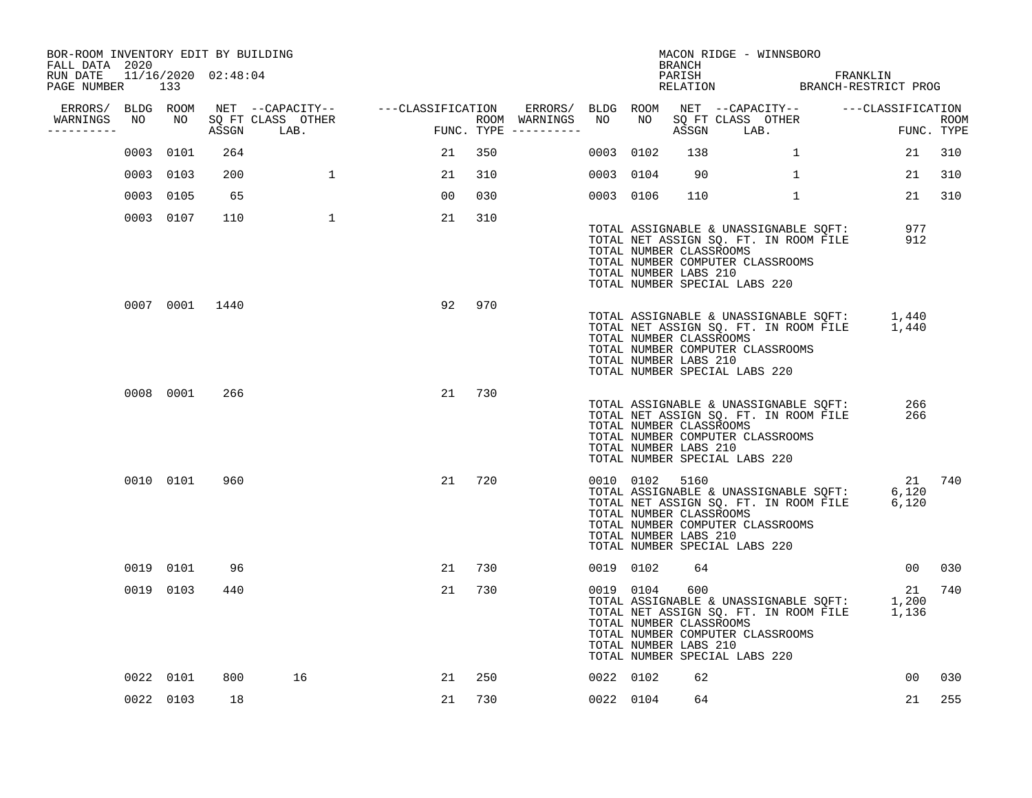BOR-ROOM INVENTORY EDIT BY BUILDING
FALL DATA 2020
RUN DATE 11/16/2020 02:48:04
PAGE NUMBER 133

MACON RIDGE - WINNSBORO
BRANCH
PARISH FRANKLIN
RELATION BRANCH-RESTRICT PROG

| ERRORS/ WARNINGS | BLDG NO | ROOM NO | NET SQ FT ASSGN | CAPACITY CLASS LAB. | CAPACITY OTHER | CLASSIFICATION FUNC. | ROOM TYPE | ERRORS/ WARNINGS | BLDG NO | ROOM NO | NET SQ FT ASSGN | CAPACITY CLASS LAB. | CAPACITY OTHER | CLASSIFICATION FUNC. | ROOM TYPE |
|---|---|---|---|---|---|---|---|---|---|---|---|---|---|---|---|
| | 0003 | 0101 | 264 | | | 21 | 350 | | 0003 | 0102 | 138 | | 1 | 21 | 310 |
| | 0003 | 0103 | 200 | | 1 | 21 | 310 | | 0003 | 0104 | 90 | | 1 | 21 | 310 |
| | 0003 | 0105 | 65 | | | 00 | 030 | | 0003 | 0106 | 110 | | 1 | 21 | 310 |
| | 0003 | 0107 | 110 | | 1 | 21 | 310 | | | | | | | | |

TOTAL ASSIGNABLE & UNASSIGNABLE SQFT: 977
TOTAL NET ASSIGN SQ. FT. IN ROOM FILE 912
TOTAL NUMBER CLASSROOMS
TOTAL NUMBER COMPUTER CLASSROOMS
TOTAL NUMBER LABS 210
TOTAL NUMBER SPECIAL LABS 220

| ERRORS/ WARNINGS | BLDG NO | ROOM NO | NET SQ FT ASSGN | CAPACITY CLASS LAB. | CAPACITY OTHER | CLASSIFICATION FUNC. | ROOM TYPE |
|---|---|---|---|---|---|---|---|
| | 0007 | 0001 | 1440 | | | 92 | 970 |

TOTAL ASSIGNABLE & UNASSIGNABLE SQFT: 1,440
TOTAL NET ASSIGN SQ. FT. IN ROOM FILE 1,440
TOTAL NUMBER CLASSROOMS
TOTAL NUMBER COMPUTER CLASSROOMS
TOTAL NUMBER LABS 210
TOTAL NUMBER SPECIAL LABS 220

| ERRORS/ WARNINGS | BLDG NO | ROOM NO | NET SQ FT ASSGN | CAPACITY CLASS LAB. | CAPACITY OTHER | CLASSIFICATION FUNC. | ROOM TYPE |
|---|---|---|---|---|---|---|---|
| | 0008 | 0001 | 266 | | | 21 | 730 |

TOTAL ASSIGNABLE & UNASSIGNABLE SQFT: 266
TOTAL NET ASSIGN SQ. FT. IN ROOM FILE 266
TOTAL NUMBER CLASSROOMS
TOTAL NUMBER COMPUTER CLASSROOMS
TOTAL NUMBER LABS 210
TOTAL NUMBER SPECIAL LABS 220

| ERRORS/ WARNINGS | BLDG NO | ROOM NO | NET SQ FT ASSGN | CAPACITY CLASS LAB. | CAPACITY OTHER | CLASSIFICATION FUNC. | ROOM TYPE | ERRORS/ WARNINGS | BLDG NO | ROOM NO | NET SQ FT ASSGN | CAPACITY CLASS LAB. | CAPACITY OTHER | CLASSIFICATION FUNC. | ROOM TYPE |
|---|---|---|---|---|---|---|---|---|---|---|---|---|---|---|---|
| | 0010 | 0101 | 960 | | | 21 | 720 | | 0010 | 0102 | 5160 | | | 21 | 740 |

TOTAL ASSIGNABLE & UNASSIGNABLE SQFT: 6,120
TOTAL NET ASSIGN SQ. FT. IN ROOM FILE 6,120
TOTAL NUMBER CLASSROOMS
TOTAL NUMBER COMPUTER CLASSROOMS
TOTAL NUMBER LABS 210
TOTAL NUMBER SPECIAL LABS 220

| ERRORS/ WARNINGS | BLDG NO | ROOM NO | NET SQ FT ASSGN | CAPACITY CLASS LAB. | CAPACITY OTHER | CLASSIFICATION FUNC. | ROOM TYPE | ERRORS/ WARNINGS | BLDG NO | ROOM NO | NET SQ FT ASSGN | CAPACITY CLASS LAB. | CAPACITY OTHER | CLASSIFICATION FUNC. | ROOM TYPE |
|---|---|---|---|---|---|---|---|---|---|---|---|---|---|---|---|
| | 0019 | 0101 | 96 | | | 21 | 730 | | 0019 | 0102 | 64 | | | 00 | 030 |
| | 0019 | 0103 | 440 | | | 21 | 730 | | 0019 | 0104 | 600 | | | 21 | 740 |

TOTAL ASSIGNABLE & UNASSIGNABLE SQFT: 1,200
TOTAL NET ASSIGN SQ. FT. IN ROOM FILE 1,136
TOTAL NUMBER CLASSROOMS
TOTAL NUMBER COMPUTER CLASSROOMS
TOTAL NUMBER LABS 210
TOTAL NUMBER SPECIAL LABS 220

| ERRORS/ WARNINGS | BLDG NO | ROOM NO | NET SQ FT ASSGN | CAPACITY CLASS LAB. | CAPACITY OTHER | CLASSIFICATION FUNC. | ROOM TYPE | ERRORS/ WARNINGS | BLDG NO | ROOM NO | NET SQ FT ASSGN | CAPACITY CLASS LAB. | CAPACITY OTHER | CLASSIFICATION FUNC. | ROOM TYPE |
|---|---|---|---|---|---|---|---|---|---|---|---|---|---|---|---|
| | 0022 | 0101 | 800 | 16 | | 21 | 250 | | 0022 | 0102 | 62 | | | 00 | 030 |
| | 0022 | 0103 | 18 | | | 21 | 730 | | 0022 | 0104 | 64 | | | 21 | 255 |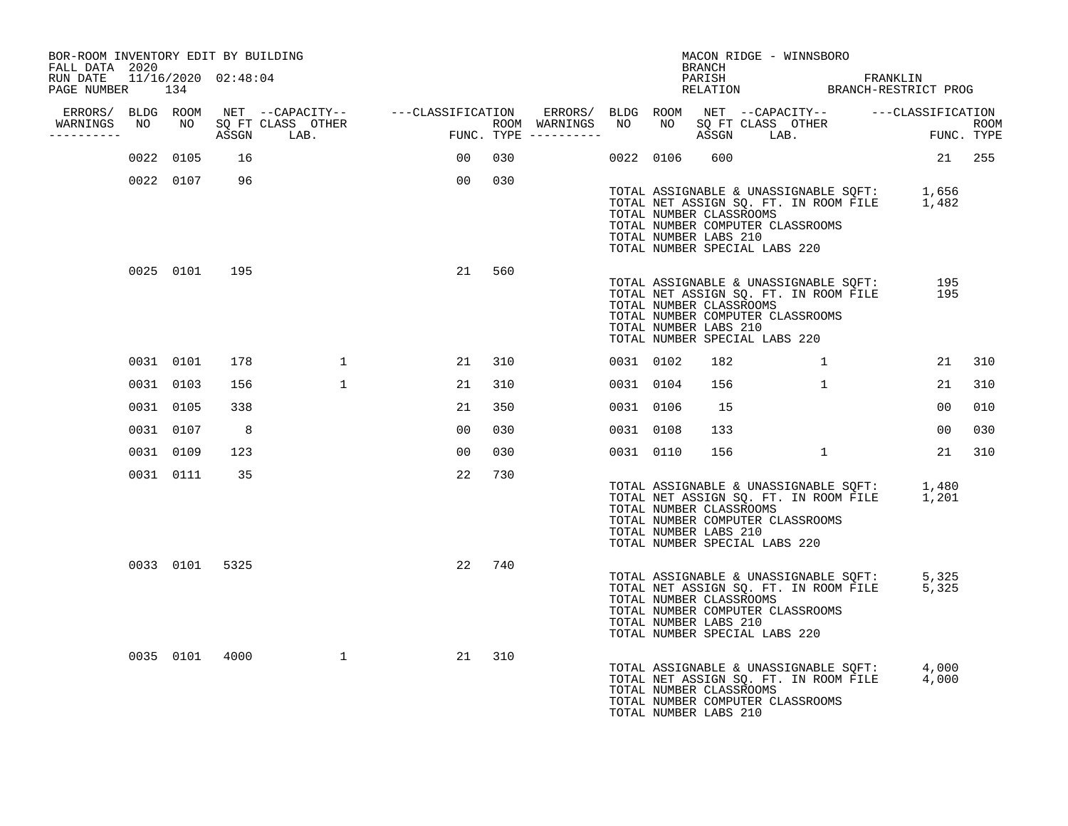BOR-ROOM INVENTORY EDIT BY BUILDING
FALL DATA 2020
RUN DATE 11/16/2020 02:48:04
PAGE NUMBER 134

MACON RIDGE - WINNSBORO
BRANCH
PARISH FRANKLIN
RELATION BRANCH-RESTRICT PROG

| ERRORS/ WARNINGS | BLDG NO | ROOM NO | NET SQ FT ASSGN | CAPACITY CLASS | CAPACITY OTHER LAB. | CLASSIFICATION FUNC. | ROOM TYPE | ERRORS/ WARNINGS | BLDG NO | ROOM NO | NET SQ FT ASSGN | CAPACITY CLASS | CAPACITY OTHER LAB. | CLASSIFICATION FUNC. | ROOM TYPE |
|---|---|---|---|---|---|---|---|---|---|---|---|---|---|---|---|
| | 0022 | 0105 | 16 | | | 00 | 030 | | 0022 | 0106 | 600 | | | 21 | 255 |
| | 0022 | 0107 | 96 | | | 00 | 030 | | | | | | | | |

TOTAL ASSIGNABLE & UNASSIGNABLE SQFT: 1,656
TOTAL NET ASSIGN SQ. FT. IN ROOM FILE 1,482
TOTAL NUMBER CLASSROOMS
TOTAL NUMBER COMPUTER CLASSROOMS
TOTAL NUMBER LABS 210
TOTAL NUMBER SPECIAL LABS 220

| ERRORS/ WARNINGS | BLDG NO | ROOM NO | NET SQ FT ASSGN | CAPACITY CLASS | CAPACITY OTHER LAB. | CLASSIFICATION FUNC. | ROOM TYPE |
|---|---|---|---|---|---|---|---|
| | 0025 | 0101 | 195 | | | 21 | 560 |

TOTAL ASSIGNABLE & UNASSIGNABLE SQFT: 195
TOTAL NET ASSIGN SQ. FT. IN ROOM FILE 195
TOTAL NUMBER CLASSROOMS
TOTAL NUMBER COMPUTER CLASSROOMS
TOTAL NUMBER LABS 210
TOTAL NUMBER SPECIAL LABS 220

| ERRORS/ WARNINGS | BLDG NO | ROOM NO | NET SQ FT ASSGN | CAPACITY CLASS | CAPACITY OTHER LAB. | CLASSIFICATION FUNC. | ROOM TYPE | ERRORS/ WARNINGS | BLDG NO | ROOM NO | NET SQ FT ASSGN | CAPACITY CLASS | CAPACITY OTHER LAB. | CLASSIFICATION FUNC. | ROOM TYPE |
|---|---|---|---|---|---|---|---|---|---|---|---|---|---|---|---|
| | 0031 | 0101 | 178 | | 1 | 21 | 310 | | 0031 | 0102 | 182 | | 1 | 21 | 310 |
| | 0031 | 0103 | 156 | | 1 | 21 | 310 | | 0031 | 0104 | 156 | | 1 | 21 | 310 |
| | 0031 | 0105 | 338 | | | 21 | 350 | | 0031 | 0106 | 15 | | | 00 | 010 |
| | 0031 | 0107 | 8 | | | 00 | 030 | | 0031 | 0108 | 133 | | | 00 | 030 |
| | 0031 | 0109 | 123 | | | 00 | 030 | | 0031 | 0110 | 156 | | 1 | 21 | 310 |
| | 0031 | 0111 | 35 | | | 22 | 730 | | | | | | | | |

TOTAL ASSIGNABLE & UNASSIGNABLE SQFT: 1,480
TOTAL NET ASSIGN SQ. FT. IN ROOM FILE 1,201
TOTAL NUMBER CLASSROOMS
TOTAL NUMBER COMPUTER CLASSROOMS
TOTAL NUMBER LABS 210
TOTAL NUMBER SPECIAL LABS 220

| ERRORS/ WARNINGS | BLDG NO | ROOM NO | NET SQ FT ASSGN | CAPACITY CLASS | CAPACITY OTHER LAB. | CLASSIFICATION FUNC. | ROOM TYPE |
|---|---|---|---|---|---|---|---|
| | 0033 | 0101 | 5325 | | | 22 | 740 |

TOTAL ASSIGNABLE & UNASSIGNABLE SQFT: 5,325
TOTAL NET ASSIGN SQ. FT. IN ROOM FILE 5,325
TOTAL NUMBER CLASSROOMS
TOTAL NUMBER COMPUTER CLASSROOMS
TOTAL NUMBER LABS 210
TOTAL NUMBER SPECIAL LABS 220

| ERRORS/ WARNINGS | BLDG NO | ROOM NO | NET SQ FT ASSGN | CAPACITY CLASS | CAPACITY OTHER LAB. | CLASSIFICATION FUNC. | ROOM TYPE |
|---|---|---|---|---|---|---|---|
| | 0035 | 0101 | 4000 | | 1 | 21 | 310 |

TOTAL ASSIGNABLE & UNASSIGNABLE SQFT: 4,000
TOTAL NET ASSIGN SQ. FT. IN ROOM FILE 4,000
TOTAL NUMBER CLASSROOMS
TOTAL NUMBER COMPUTER CLASSROOMS
TOTAL NUMBER LABS 210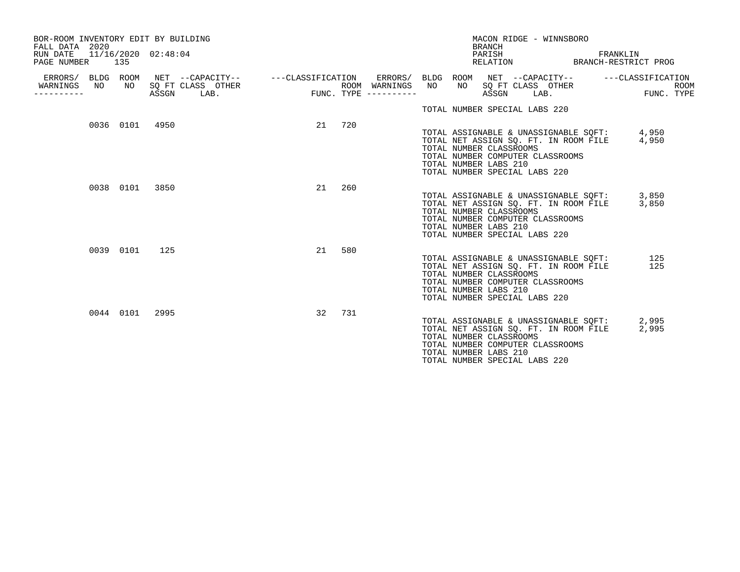BOR-ROOM INVENTORY EDIT BY BUILDING
FALL DATA 2020
RUN DATE 11/16/2020 02:48:04
PAGE NUMBER 135

MACON RIDGE - WINNSBORO
BRANCH
PARISH FRANKLIN
RELATION BRANCH-RESTRICT PROG

| ERRORS/ WARNINGS | BLDG NO | ROOM NO | NET SQ FT ASSGN | CAPACITY CLASS | CAPACITY OTHER LAB. | CLASSIFICATION FUNC. | ROOM TYPE |
|---|---|---|---|---|---|---|---|
| | 0036 | 0101 | 4950 | | | 21 | 720 |
| | 0038 | 0101 | 3850 | | | 21 | 260 |
| | 0039 | 0101 | 125 | | | 21 | 580 |
| | 0044 | 0101 | 2995 | | | 32 | 731 |

TOTAL NUMBER SPECIAL LABS 220

**Building 0036:**
TOTAL ASSIGNABLE & UNASSIGNABLE SQFT: 4,950
TOTAL NET ASSIGN SQ. FT. IN ROOM FILE 4,950
TOTAL NUMBER CLASSROOMS
TOTAL NUMBER COMPUTER CLASSROOMS
TOTAL NUMBER LABS 210
TOTAL NUMBER SPECIAL LABS 220

**Building 0038:**
TOTAL ASSIGNABLE & UNASSIGNABLE SQFT: 3,850
TOTAL NET ASSIGN SQ. FT. IN ROOM FILE 3,850
TOTAL NUMBER CLASSROOMS
TOTAL NUMBER COMPUTER CLASSROOMS
TOTAL NUMBER LABS 210
TOTAL NUMBER SPECIAL LABS 220

**Building 0039:**
TOTAL ASSIGNABLE & UNASSIGNABLE SQFT: 125
TOTAL NET ASSIGN SQ. FT. IN ROOM FILE 125
TOTAL NUMBER CLASSROOMS
TOTAL NUMBER COMPUTER CLASSROOMS
TOTAL NUMBER LABS 210
TOTAL NUMBER SPECIAL LABS 220

**Building 0044:**
TOTAL ASSIGNABLE & UNASSIGNABLE SQFT: 2,995
TOTAL NET ASSIGN SQ. FT. IN ROOM FILE 2,995
TOTAL NUMBER CLASSROOMS
TOTAL NUMBER COMPUTER CLASSROOMS
TOTAL NUMBER LABS 210
TOTAL NUMBER SPECIAL LABS 220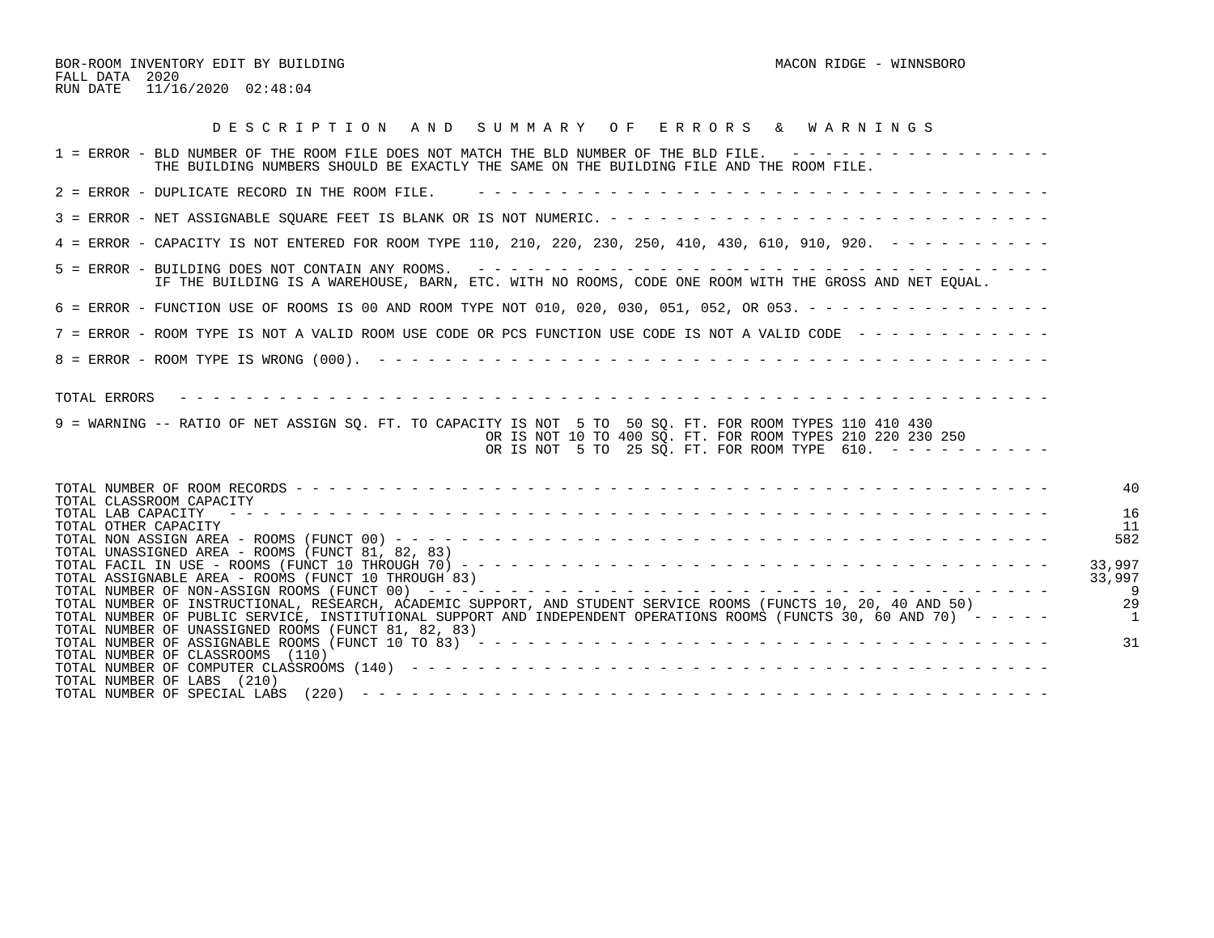BOR-ROOM INVENTORY EDIT BY BUILDING
FALL DATA 2020
RUN DATE 11/16/2020 02:48:04

MACON RIDGE - WINNSBORO

## D E S C R I P T I O N   A N D   S U M M A R Y   O F   E R R O R S   &   W A R N I N G S

1 = ERROR - BLD NUMBER OF THE ROOM FILE DOES NOT MATCH THE BLD NUMBER OF THE BLD FILE.
THE BUILDING NUMBERS SHOULD BE EXACTLY THE SAME ON THE BUILDING FILE AND THE ROOM FILE.

2 = ERROR - DUPLICATE RECORD IN THE ROOM FILE.

3 = ERROR - NET ASSIGNABLE SQUARE FEET IS BLANK OR IS NOT NUMERIC.

4 = ERROR - CAPACITY IS NOT ENTERED FOR ROOM TYPE 110, 210, 220, 230, 250, 410, 430, 610, 910, 920.

5 = ERROR - BUILDING DOES NOT CONTAIN ANY ROOMS.
IF THE BUILDING IS A WAREHOUSE, BARN, ETC. WITH NO ROOMS, CODE ONE ROOM WITH THE GROSS AND NET EQUAL.

6 = ERROR - FUNCTION USE OF ROOMS IS 00 AND ROOM TYPE NOT 010, 020, 030, 051, 052, OR 053.

7 = ERROR - ROOM TYPE IS NOT A VALID ROOM USE CODE OR PCS FUNCTION USE CODE IS NOT A VALID CODE

8 = ERROR - ROOM TYPE IS WRONG (000).

TOTAL ERRORS

9 = WARNING -- RATIO OF NET ASSIGN SQ. FT. TO CAPACITY IS NOT 5 TO 50 SQ. FT. FOR ROOM TYPES 110 410 430
OR IS NOT 10 TO 400 SQ. FT. FOR ROOM TYPES 210 220 230 250
OR IS NOT 5 TO 25 SQ. FT. FOR ROOM TYPE 610.

| | |
|---|---|
| TOTAL NUMBER OF ROOM RECORDS | 40 |
| TOTAL CLASSROOM CAPACITY | |
| TOTAL LAB CAPACITY | 16 |
| TOTAL OTHER CAPACITY | 11 |
| TOTAL NON ASSIGN AREA - ROOMS (FUNCT 00) | 582 |
| TOTAL UNASSIGNED AREA - ROOMS (FUNCT 81, 82, 83) | |
| TOTAL FACIL IN USE - ROOMS (FUNCT 10 THROUGH 70) | 33,997 |
| TOTAL ASSIGNABLE AREA - ROOMS (FUNCT 10 THROUGH 83) | 33,997 |
| TOTAL NUMBER OF NON-ASSIGN ROOMS (FUNCT 00) | 9 |
| TOTAL NUMBER OF INSTRUCTIONAL, RESEARCH, ACADEMIC SUPPORT, AND STUDENT SERVICE ROOMS (FUNCTS 10, 20, 40 AND 50) | 29 |
| TOTAL NUMBER OF PUBLIC SERVICE, INSTITUTIONAL SUPPORT AND INDEPENDENT OPERATIONS ROOMS (FUNCTS 30, 60 AND 70) | 1 |
| TOTAL NUMBER OF UNASSIGNED ROOMS (FUNCT 81, 82, 83) | |
| TOTAL NUMBER OF ASSIGNABLE ROOMS (FUNCT 10 TO 83) | 31 |
| TOTAL NUMBER OF CLASSROOMS (110) | |
| TOTAL NUMBER OF COMPUTER CLASSROOMS (140) | |
| TOTAL NUMBER OF LABS (210) | |
| TOTAL NUMBER OF SPECIAL LABS (220) | |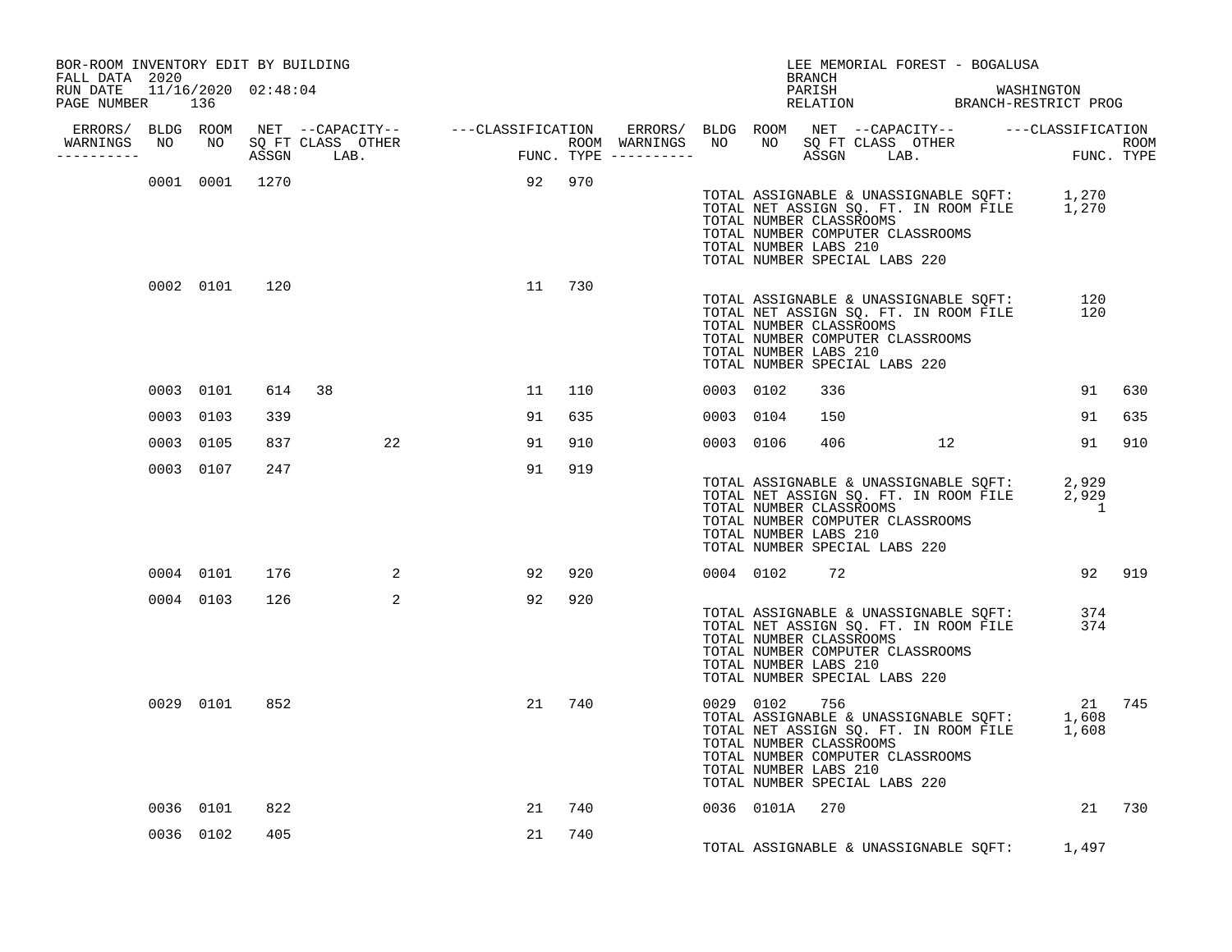BOR-ROOM INVENTORY EDIT BY BUILDING
FALL DATA 2020
RUN DATE 11/16/2020 02:48:04
PAGE NUMBER 136

LEE MEMORIAL FOREST - BOGALUSA
BRANCH
PARISH WASHINGTON
RELATION BRANCH-RESTRICT PROG

| ERRORS/ WARNINGS | BLDG NO | ROOM NO | NET SQ FT ASSGN | CAPACITY CLASS | CAPACITY LAB. | CAPACITY OTHER | CLASSIFICATION FUNC. | ROOM TYPE | ERRORS/ WARNINGS | BLDG NO | ROOM NO | NET SQ FT ASSGN | CAPACITY CLASS | CAPACITY LAB. | CAPACITY OTHER | CLASSIFICATION FUNC. | ROOM TYPE |
|---|---|---|---|---|---|---|---|---|---|---|---|---|---|---|---|---|---|
| | 0001 | 0001 | 1270 | | | | 92 | 970 | | | | | | | | | |

TOTAL ASSIGNABLE & UNASSIGNABLE SQFT: 1,270
TOTAL NET ASSIGN SQ. FT. IN ROOM FILE 1,270
TOTAL NUMBER CLASSROOMS
TOTAL NUMBER COMPUTER CLASSROOMS
TOTAL NUMBER LABS 210
TOTAL NUMBER SPECIAL LABS 220

| ERRORS/ WARNINGS | BLDG NO | ROOM NO | NET SQ FT ASSGN | CAPACITY CLASS | CAPACITY LAB. | CAPACITY OTHER | CLASSIFICATION FUNC. | ROOM TYPE | ERRORS/ WARNINGS | BLDG NO | ROOM NO | NET SQ FT ASSGN | CAPACITY CLASS | CAPACITY LAB. | CAPACITY OTHER | CLASSIFICATION FUNC. | ROOM TYPE |
|---|---|---|---|---|---|---|---|---|---|---|---|---|---|---|---|---|---|
| | 0002 | 0101 | 120 | | | | 11 | 730 | | | | | | | | | |

TOTAL ASSIGNABLE & UNASSIGNABLE SQFT: 120
TOTAL NET ASSIGN SQ. FT. IN ROOM FILE 120
TOTAL NUMBER CLASSROOMS
TOTAL NUMBER COMPUTER CLASSROOMS
TOTAL NUMBER LABS 210
TOTAL NUMBER SPECIAL LABS 220

| ERRORS/ WARNINGS | BLDG NO | ROOM NO | NET SQ FT ASSGN | CAPACITY CLASS | CAPACITY LAB. | CAPACITY OTHER | CLASSIFICATION FUNC. | ROOM TYPE | ERRORS/ WARNINGS | BLDG NO | ROOM NO | NET SQ FT ASSGN | CAPACITY CLASS | CAPACITY LAB. | CAPACITY OTHER | CLASSIFICATION FUNC. | ROOM TYPE |
|---|---|---|---|---|---|---|---|---|---|---|---|---|---|---|---|---|---|
| | 0003 | 0101 | 614 | 38 | | | 11 | 110 | | 0003 | 0102 | 336 | | | | 91 | 630 |
| | 0003 | 0103 | 339 | | | | 91 | 635 | | 0003 | 0104 | 150 | | | | 91 | 635 |
| | 0003 | 0105 | 837 | | | 22 | 91 | 910 | | 0003 | 0106 | 406 | | | 12 | 91 | 910 |
| | 0003 | 0107 | 247 | | | | 91 | 919 | | | | | | | | | |

TOTAL ASSIGNABLE & UNASSIGNABLE SQFT: 2,929
TOTAL NET ASSIGN SQ. FT. IN ROOM FILE 2,929
TOTAL NUMBER CLASSROOMS 1
TOTAL NUMBER COMPUTER CLASSROOMS
TOTAL NUMBER LABS 210
TOTAL NUMBER SPECIAL LABS 220

| ERRORS/ WARNINGS | BLDG NO | ROOM NO | NET SQ FT ASSGN | CAPACITY CLASS | CAPACITY LAB. | CAPACITY OTHER | CLASSIFICATION FUNC. | ROOM TYPE | ERRORS/ WARNINGS | BLDG NO | ROOM NO | NET SQ FT ASSGN | CAPACITY CLASS | CAPACITY LAB. | CAPACITY OTHER | CLASSIFICATION FUNC. | ROOM TYPE |
|---|---|---|---|---|---|---|---|---|---|---|---|---|---|---|---|---|---|
| | 0004 | 0101 | 176 | | | 2 | 92 | 920 | | 0004 | 0102 | 72 | | | | 92 | 919 |
| | 0004 | 0103 | 126 | | | 2 | 92 | 920 | | | | | | | | | |

TOTAL ASSIGNABLE & UNASSIGNABLE SQFT: 374
TOTAL NET ASSIGN SQ. FT. IN ROOM FILE 374
TOTAL NUMBER CLASSROOMS
TOTAL NUMBER COMPUTER CLASSROOMS
TOTAL NUMBER LABS 210
TOTAL NUMBER SPECIAL LABS 220

| ERRORS/ WARNINGS | BLDG NO | ROOM NO | NET SQ FT ASSGN | CAPACITY CLASS | CAPACITY LAB. | CAPACITY OTHER | CLASSIFICATION FUNC. | ROOM TYPE | ERRORS/ WARNINGS | BLDG NO | ROOM NO | NET SQ FT ASSGN | CAPACITY CLASS | CAPACITY LAB. | CAPACITY OTHER | CLASSIFICATION FUNC. | ROOM TYPE |
|---|---|---|---|---|---|---|---|---|---|---|---|---|---|---|---|---|---|
| | 0029 | 0101 | 852 | | | | 21 | 740 | | 0029 | 0102 | 756 | | | | 21 | 745 |

TOTAL ASSIGNABLE & UNASSIGNABLE SQFT: 1,608
TOTAL NET ASSIGN SQ. FT. IN ROOM FILE 1,608
TOTAL NUMBER CLASSROOMS
TOTAL NUMBER COMPUTER CLASSROOMS
TOTAL NUMBER LABS 210
TOTAL NUMBER SPECIAL LABS 220

| ERRORS/ WARNINGS | BLDG NO | ROOM NO | NET SQ FT ASSGN | CAPACITY CLASS | CAPACITY LAB. | CAPACITY OTHER | CLASSIFICATION FUNC. | ROOM TYPE | ERRORS/ WARNINGS | BLDG NO | ROOM NO | NET SQ FT ASSGN | CAPACITY CLASS | CAPACITY LAB. | CAPACITY OTHER | CLASSIFICATION FUNC. | ROOM TYPE |
|---|---|---|---|---|---|---|---|---|---|---|---|---|---|---|---|---|---|
| | 0036 | 0101 | 822 | | | | 21 | 740 | | 0036 | 0101A | 270 | | | | 21 | 730 |
| | 0036 | 0102 | 405 | | | | 21 | 740 | | | | | | | | | |

TOTAL ASSIGNABLE & UNASSIGNABLE SQFT: 1,497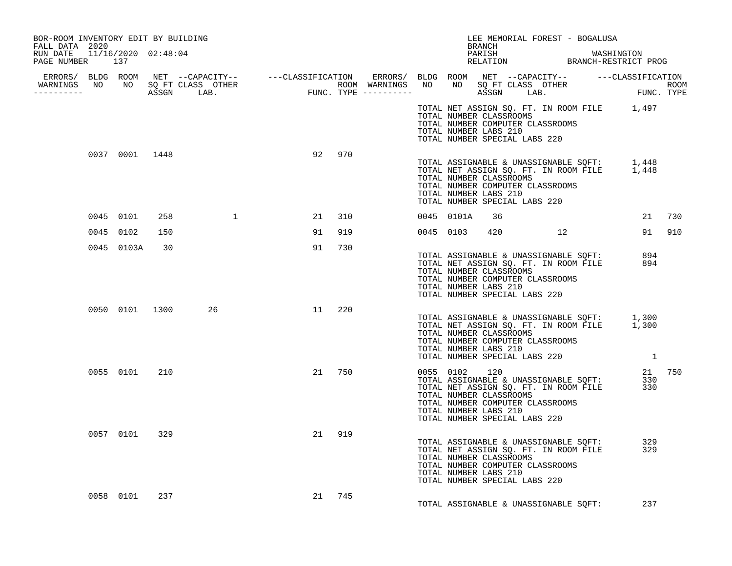BOR-ROOM INVENTORY EDIT BY BUILDING
FALL DATA 2020
RUN DATE 11/16/2020 02:48:04
PAGE NUMBER 137

LEE MEMORIAL FOREST - BOGALUSA
BRANCH
PARISH WASHINGTON
RELATION BRANCH-RESTRICT PROG

| ERRORS/ WARNINGS | BLDG NO | ROOM NO | NET SQ FT ASSGN | CAPACITY CLASS | CAPACITY LAB. | CAPACITY OTHER | CLASSIFICATION FUNC. | ROOM TYPE | ERRORS/ WARNINGS | BLDG NO | ROOM NO | NET SQ FT ASSGN | CAPACITY CLASS | CAPACITY LAB. | CAPACITY OTHER | CLASSIFICATION FUNC. | ROOM TYPE |
|---|---|---|---|---|---|---|---|---|---|---|---|---|---|---|---|---|---|
| | | | | | | | | | | | | | | | | | |
| | 0037 | 0001 | 1448 | | | | 92 | 970 | | | | | | | | | |
| | 0045 | 0101 | 258 | | | 1 | 21 | 310 | | 0045 | 0101A | 36 | | | | 21 | 730 |
| | 0045 | 0102 | 150 | | | | 91 | 919 | | 0045 | 0103 | 420 | | | 12 | 91 | 910 |
| | 0045 | 0103A | 30 | | | | 91 | 730 | | | | | | | | | |
| | 0050 | 0101 | 1300 | | 26 | | 11 | 220 | | | | | | | | | |
| | 0055 | 0101 | 210 | | | | 21 | 750 | | 0055 | 0102 | 120 | | | | 21 | 750 |
| | 0057 | 0101 | 329 | | | | 21 | 919 | | | | | | | | | |
| | 0058 | 0101 | 237 | | | | 21 | 745 | | | | | | | | | |

(Preceding building totals)
TOTAL NET ASSIGN SQ. FT. IN ROOM FILE 1,497
TOTAL NUMBER CLASSROOMS
TOTAL NUMBER COMPUTER CLASSROOMS
TOTAL NUMBER LABS 210
TOTAL NUMBER SPECIAL LABS 220

(Building 0037 totals)
TOTAL ASSIGNABLE & UNASSIGNABLE SQFT: 1,448
TOTAL NET ASSIGN SQ. FT. IN ROOM FILE 1,448
TOTAL NUMBER CLASSROOMS
TOTAL NUMBER COMPUTER CLASSROOMS
TOTAL NUMBER LABS 210
TOTAL NUMBER SPECIAL LABS 220

(Building 0045 totals)
TOTAL ASSIGNABLE & UNASSIGNABLE SQFT: 894
TOTAL NET ASSIGN SQ. FT. IN ROOM FILE 894
TOTAL NUMBER CLASSROOMS
TOTAL NUMBER COMPUTER CLASSROOMS
TOTAL NUMBER LABS 210
TOTAL NUMBER SPECIAL LABS 220

(Building 0050 totals)
TOTAL ASSIGNABLE & UNASSIGNABLE SQFT: 1,300
TOTAL NET ASSIGN SQ. FT. IN ROOM FILE 1,300
TOTAL NUMBER CLASSROOMS
TOTAL NUMBER COMPUTER CLASSROOMS
TOTAL NUMBER LABS 210
TOTAL NUMBER SPECIAL LABS 220 1

(Building 0055 totals)
TOTAL ASSIGNABLE & UNASSIGNABLE SQFT: 330
TOTAL NET ASSIGN SQ. FT. IN ROOM FILE 330
TOTAL NUMBER CLASSROOMS
TOTAL NUMBER COMPUTER CLASSROOMS
TOTAL NUMBER LABS 210
TOTAL NUMBER SPECIAL LABS 220

(Building 0057 totals)
TOTAL ASSIGNABLE & UNASSIGNABLE SQFT: 329
TOTAL NET ASSIGN SQ. FT. IN ROOM FILE 329
TOTAL NUMBER CLASSROOMS
TOTAL NUMBER COMPUTER CLASSROOMS
TOTAL NUMBER LABS 210
TOTAL NUMBER SPECIAL LABS 220

(Building 0058 totals)
TOTAL ASSIGNABLE & UNASSIGNABLE SQFT: 237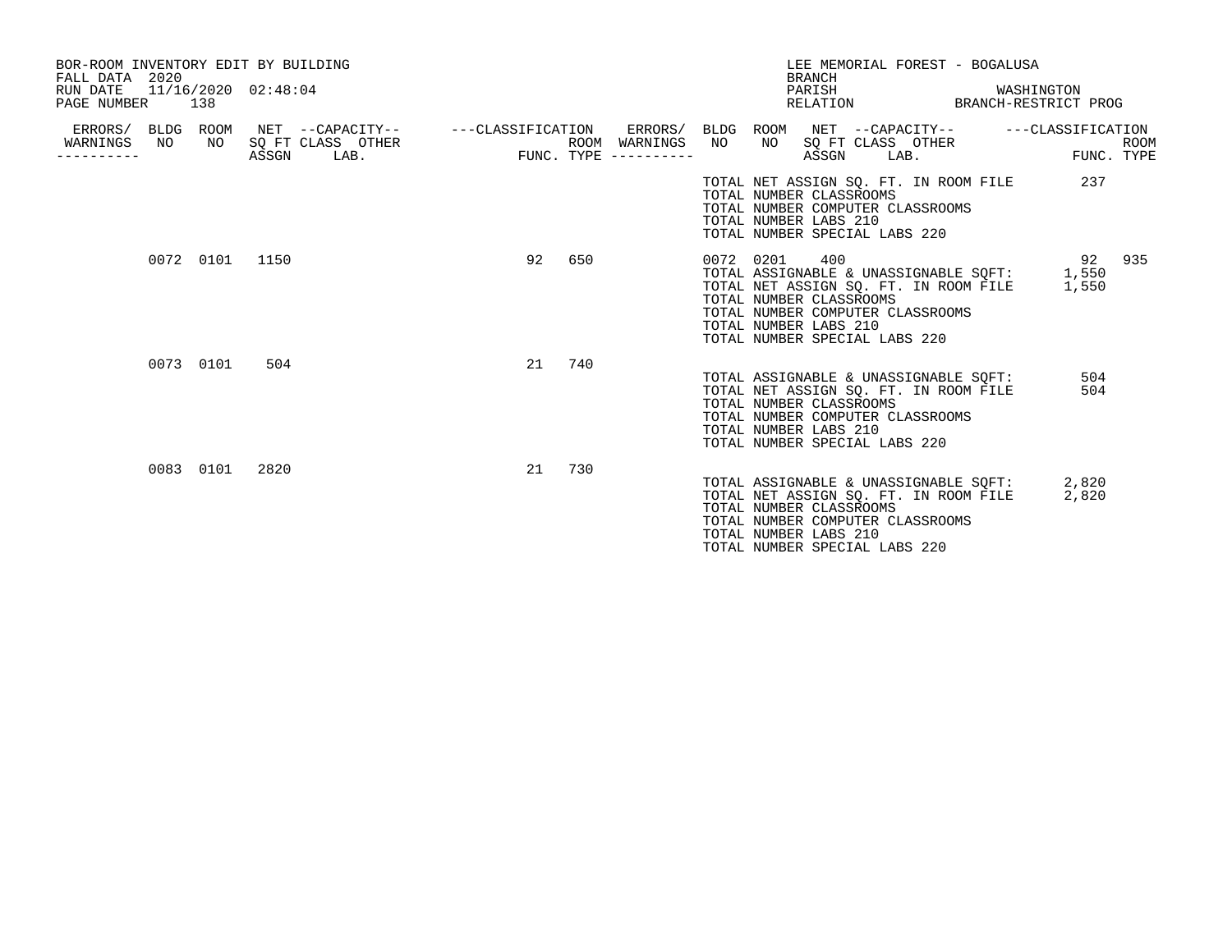BOR-ROOM INVENTORY EDIT BY BUILDING
FALL DATA 2020
RUN DATE 11/16/2020 02:48:04
PAGE NUMBER 138

LEE MEMORIAL FOREST - BOGALUSA
BRANCH
PARISH WASHINGTON
RELATION BRANCH-RESTRICT PROG

| ERRORS/ WARNINGS | BLDG NO | ROOM NO | NET SQ FT ASSGN | CAPACITY CLASS | CAPACITY OTHER LAB. | CLASSIFICATION FUNC. | ROOM TYPE | ERRORS/ WARNINGS | BLDG NO | ROOM NO | NET SQ FT ASSGN | CAPACITY CLASS | CAPACITY OTHER LAB. | CLASSIFICATION FUNC. | ROOM TYPE |
|---|---|---|---|---|---|---|---|---|---|---|---|---|---|---|---|
| | | | | | | | | | | | | | | | |
| | 0072 | 0101 | 1150 | | | 92 | 650 | | 0072 | 0201 | 400 | | | 92 | 935 |
| | 0073 | 0101 | 504 | | | 21 | 740 | | | | | | | | |
| | 0083 | 0101 | 2820 | | | 21 | 730 | | | | | | | | |

TOTAL NET ASSIGN SQ. FT. IN ROOM FILE 237
TOTAL NUMBER CLASSROOMS
TOTAL NUMBER COMPUTER CLASSROOMS
TOTAL NUMBER LABS 210
TOTAL NUMBER SPECIAL LABS 220

Building 0072:

TOTAL ASSIGNABLE & UNASSIGNABLE SQFT: 1,550
TOTAL NET ASSIGN SQ. FT. IN ROOM FILE 1,550
TOTAL NUMBER CLASSROOMS
TOTAL NUMBER COMPUTER CLASSROOMS
TOTAL NUMBER LABS 210
TOTAL NUMBER SPECIAL LABS 220

Building 0073:

TOTAL ASSIGNABLE & UNASSIGNABLE SQFT: 504
TOTAL NET ASSIGN SQ. FT. IN ROOM FILE 504
TOTAL NUMBER CLASSROOMS
TOTAL NUMBER COMPUTER CLASSROOMS
TOTAL NUMBER LABS 210
TOTAL NUMBER SPECIAL LABS 220

Building 0083:

TOTAL ASSIGNABLE & UNASSIGNABLE SQFT: 2,820
TOTAL NET ASSIGN SQ. FT. IN ROOM FILE 2,820
TOTAL NUMBER CLASSROOMS
TOTAL NUMBER COMPUTER CLASSROOMS
TOTAL NUMBER LABS 210
TOTAL NUMBER SPECIAL LABS 220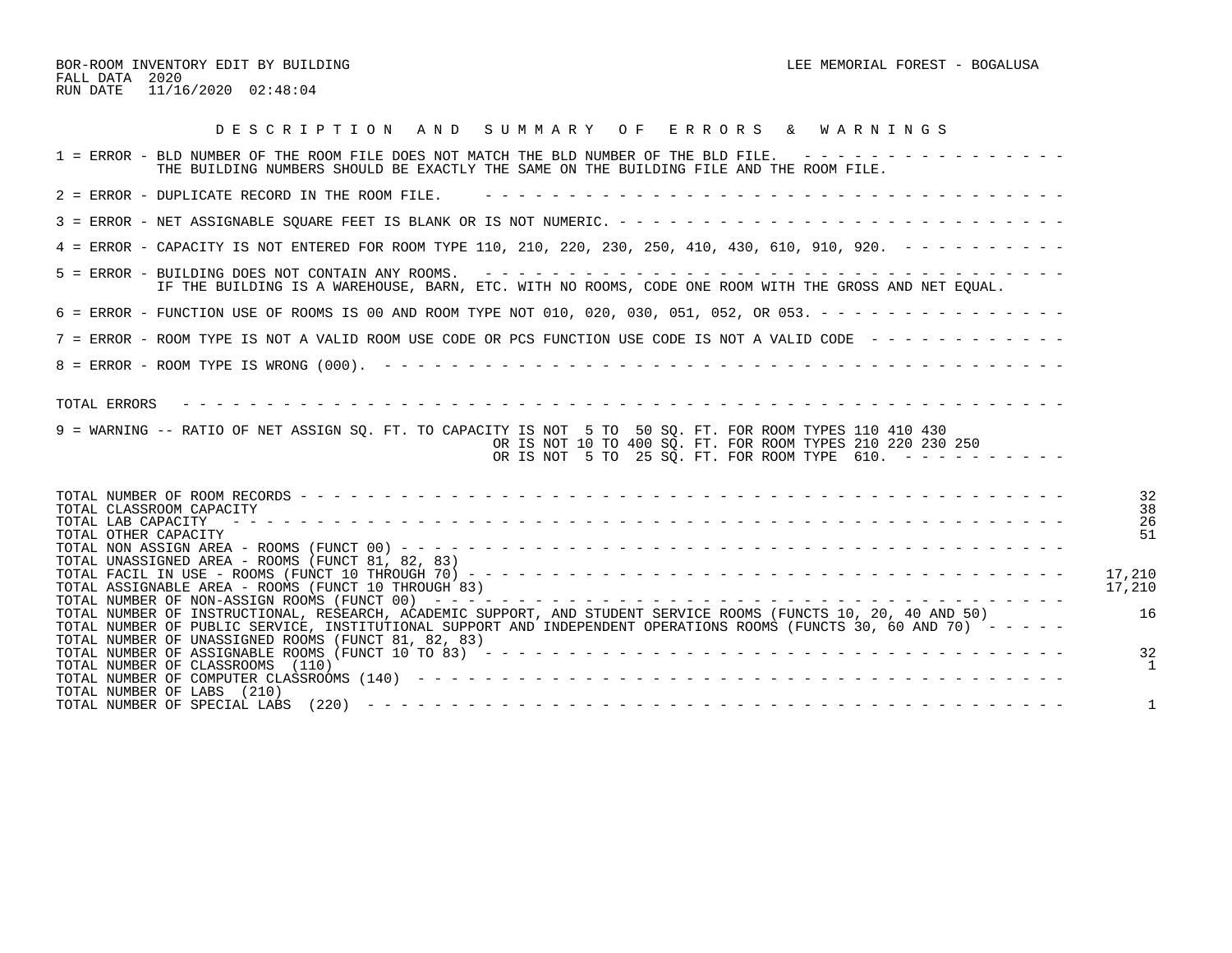BOR-ROOM INVENTORY EDIT BY BUILDING

FALL DATA 2020

RUN DATE 11/16/2020 02:48:04

LEE MEMORIAL FOREST - BOGALUSA

## D E S C R I P T I O N   A N D   S U M M A R Y   O F   E R R O R S   &   W A R N I N G S

1 = ERROR - BLD NUMBER OF THE ROOM FILE DOES NOT MATCH THE BLD NUMBER OF THE BLD FILE. - - - - - - - - - - - - - - - - -
THE BUILDING NUMBERS SHOULD BE EXACTLY THE SAME ON THE BUILDING FILE AND THE ROOM FILE.

2 = ERROR - DUPLICATE RECORD IN THE ROOM FILE. - - - - - - - - - - - - - - - - - - - - - - - - - - - - - - - - - - - - -

3 = ERROR - NET ASSIGNABLE SQUARE FEET IS BLANK OR IS NOT NUMERIC. - - - - - - - - - - - - - - - - - - - - - - - - - - - -

4 = ERROR - CAPACITY IS NOT ENTERED FOR ROOM TYPE 110, 210, 220, 230, 250, 410, 430, 610, 910, 920. - - - - - - - - - - -

5 = ERROR - BUILDING DOES NOT CONTAIN ANY ROOMS. - - - - - - - - - - - - - - - - - - - - - - - - - - - - - - - - - - - - -
IF THE BUILDING IS A WAREHOUSE, BARN, ETC. WITH NO ROOMS, CODE ONE ROOM WITH THE GROSS AND NET EQUAL.

6 = ERROR - FUNCTION USE OF ROOMS IS 00 AND ROOM TYPE NOT 010, 020, 030, 051, 052, OR 053. - - - - - - - - - - - - - - - -

7 = ERROR - ROOM TYPE IS NOT A VALID ROOM USE CODE OR PCS FUNCTION USE CODE IS NOT A VALID CODE - - - - - - - - - - - - -

8 = ERROR - ROOM TYPE IS WRONG (000). - - - - - - - - - - - - - - - - - - - - - - - - - - - - - - - - - - - - - - - - - -

TOTAL ERRORS - - - - - - - - - - - - - - - - - - - - - - - - - - - - - - - - - - - - - - - - - - - - - - - - - - - - - - -

9 = WARNING -- RATIO OF NET ASSIGN SQ. FT. TO CAPACITY IS NOT 5 TO 50 SQ. FT. FOR ROOM TYPES 110 410 430
OR IS NOT 10 TO 400 SQ. FT. FOR ROOM TYPES 210 220 230 250
OR IS NOT 5 TO 25 SQ. FT. FOR ROOM TYPE 610. - - - - - - - - - -

| | |
|---|---|
| TOTAL NUMBER OF ROOM RECORDS | 32 |
| TOTAL CLASSROOM CAPACITY | 38 |
| TOTAL LAB CAPACITY | 26 |
| TOTAL OTHER CAPACITY | 51 |
| TOTAL NON ASSIGN AREA - ROOMS (FUNCT 00) | |
| TOTAL UNASSIGNED AREA - ROOMS (FUNCT 81, 82, 83) | |
| TOTAL FACIL IN USE - ROOMS (FUNCT 10 THROUGH 70) | 17,210 |
| TOTAL ASSIGNABLE AREA - ROOMS (FUNCT 10 THROUGH 83) | 17,210 |
| TOTAL NUMBER OF NON-ASSIGN ROOMS (FUNCT 00) | |
| TOTAL NUMBER OF INSTRUCTIONAL, RESEARCH, ACADEMIC SUPPORT, AND STUDENT SERVICE ROOMS (FUNCTS 10, 20, 40 AND 50) | 16 |
| TOTAL NUMBER OF PUBLIC SERVICE, INSTITUTIONAL SUPPORT AND INDEPENDENT OPERATIONS ROOMS (FUNCTS 30, 60 AND 70) | |
| TOTAL NUMBER OF UNASSIGNED ROOMS (FUNCT 81, 82, 83) | |
| TOTAL NUMBER OF ASSIGNABLE ROOMS (FUNCT 10 TO 83) | 32 |
| TOTAL NUMBER OF CLASSROOMS (110) | 1 |
| TOTAL NUMBER OF COMPUTER CLASSROOMS (140) | |
| TOTAL NUMBER OF LABS (210) | |
| TOTAL NUMBER OF SPECIAL LABS (220) | 1 |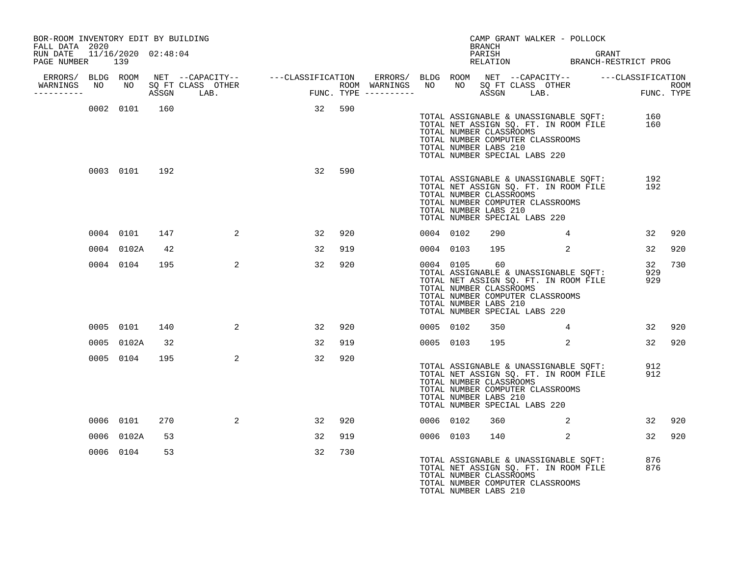BOR-ROOM INVENTORY EDIT BY BUILDING
FALL DATA 2020
RUN DATE 11/16/2020 02:48:04
PAGE NUMBER 139

CAMP GRANT WALKER - POLLOCK
BRANCH
PARISH GRANT
RELATION BRANCH-RESTRICT PROG

| ERRORS/ WARNINGS | BLDG NO | ROOM NO | NET SQ FT ASSGN | CAPACITY CLASS | CAPACITY LAB. | CAPACITY OTHER | CLASSIFICATION FUNC. | ROOM TYPE | ERRORS/ WARNINGS | BLDG NO | ROOM NO | NET SQ FT ASSGN | CAPACITY CLASS | CAPACITY LAB. | CAPACITY OTHER | CLASSIFICATION FUNC. | ROOM TYPE |
|---|---|---|---|---|---|---|---|---|---|---|---|---|---|---|---|---|---|
| | 0002 | 0101 | 160 | | | | 32 | 590 | | | | | | | | | |

TOTAL ASSIGNABLE & UNASSIGNABLE SQFT: 160
TOTAL NET ASSIGN SQ. FT. IN ROOM FILE 160
TOTAL NUMBER CLASSROOMS
TOTAL NUMBER COMPUTER CLASSROOMS
TOTAL NUMBER LABS 210
TOTAL NUMBER SPECIAL LABS 220

| ERRORS/ WARNINGS | BLDG NO | ROOM NO | NET SQ FT ASSGN | CAPACITY CLASS | CAPACITY LAB. | CAPACITY OTHER | CLASSIFICATION FUNC. | ROOM TYPE | ERRORS/ WARNINGS | BLDG NO | ROOM NO | NET SQ FT ASSGN | CAPACITY CLASS | CAPACITY LAB. | CAPACITY OTHER | CLASSIFICATION FUNC. | ROOM TYPE |
|---|---|---|---|---|---|---|---|---|---|---|---|---|---|---|---|---|---|
| | 0003 | 0101 | 192 | | | | 32 | 590 | | | | | | | | | |

TOTAL ASSIGNABLE & UNASSIGNABLE SQFT: 192
TOTAL NET ASSIGN SQ. FT. IN ROOM FILE 192
TOTAL NUMBER CLASSROOMS
TOTAL NUMBER COMPUTER CLASSROOMS
TOTAL NUMBER LABS 210
TOTAL NUMBER SPECIAL LABS 220

| ERRORS/ WARNINGS | BLDG NO | ROOM NO | NET SQ FT ASSGN | CAPACITY CLASS | CAPACITY LAB. | CAPACITY OTHER | CLASSIFICATION FUNC. | ROOM TYPE | ERRORS/ WARNINGS | BLDG NO | ROOM NO | NET SQ FT ASSGN | CAPACITY CLASS | CAPACITY LAB. | CAPACITY OTHER | CLASSIFICATION FUNC. | ROOM TYPE |
|---|---|---|---|---|---|---|---|---|---|---|---|---|---|---|---|---|---|
| | 0004 | 0101 | 147 | | | 2 | 32 | 920 | | 0004 | 0102 | 290 | | | 4 | 32 | 920 |
| | 0004 | 0102A | 42 | | | | 32 | 919 | | 0004 | 0103 | 195 | | | 2 | 32 | 920 |
| | 0004 | 0104 | 195 | | | 2 | 32 | 920 | | 0004 | 0105 | 60 | | | | 32 | 730 |

TOTAL ASSIGNABLE & UNASSIGNABLE SQFT: 929
TOTAL NET ASSIGN SQ. FT. IN ROOM FILE 929
TOTAL NUMBER CLASSROOMS
TOTAL NUMBER COMPUTER CLASSROOMS
TOTAL NUMBER LABS 210
TOTAL NUMBER SPECIAL LABS 220

| ERRORS/ WARNINGS | BLDG NO | ROOM NO | NET SQ FT ASSGN | CAPACITY CLASS | CAPACITY LAB. | CAPACITY OTHER | CLASSIFICATION FUNC. | ROOM TYPE | ERRORS/ WARNINGS | BLDG NO | ROOM NO | NET SQ FT ASSGN | CAPACITY CLASS | CAPACITY LAB. | CAPACITY OTHER | CLASSIFICATION FUNC. | ROOM TYPE |
|---|---|---|---|---|---|---|---|---|---|---|---|---|---|---|---|---|---|
| | 0005 | 0101 | 140 | | | 2 | 32 | 920 | | 0005 | 0102 | 350 | | | 4 | 32 | 920 |
| | 0005 | 0102A | 32 | | | | 32 | 919 | | 0005 | 0103 | 195 | | | 2 | 32 | 920 |
| | 0005 | 0104 | 195 | | | 2 | 32 | 920 | | | | | | | | | |

TOTAL ASSIGNABLE & UNASSIGNABLE SQFT: 912
TOTAL NET ASSIGN SQ. FT. IN ROOM FILE 912
TOTAL NUMBER CLASSROOMS
TOTAL NUMBER COMPUTER CLASSROOMS
TOTAL NUMBER LABS 210
TOTAL NUMBER SPECIAL LABS 220

| ERRORS/ WARNINGS | BLDG NO | ROOM NO | NET SQ FT ASSGN | CAPACITY CLASS | CAPACITY LAB. | CAPACITY OTHER | CLASSIFICATION FUNC. | ROOM TYPE | ERRORS/ WARNINGS | BLDG NO | ROOM NO | NET SQ FT ASSGN | CAPACITY CLASS | CAPACITY LAB. | CAPACITY OTHER | CLASSIFICATION FUNC. | ROOM TYPE |
|---|---|---|---|---|---|---|---|---|---|---|---|---|---|---|---|---|---|
| | 0006 | 0101 | 270 | | | 2 | 32 | 920 | | 0006 | 0102 | 360 | | | 2 | 32 | 920 |
| | 0006 | 0102A | 53 | | | | 32 | 919 | | 0006 | 0103 | 140 | | | 2 | 32 | 920 |
| | 0006 | 0104 | 53 | | | | 32 | 730 | | | | | | | | | |

TOTAL ASSIGNABLE & UNASSIGNABLE SQFT: 876
TOTAL NET ASSIGN SQ. FT. IN ROOM FILE 876
TOTAL NUMBER CLASSROOMS
TOTAL NUMBER COMPUTER CLASSROOMS
TOTAL NUMBER LABS 210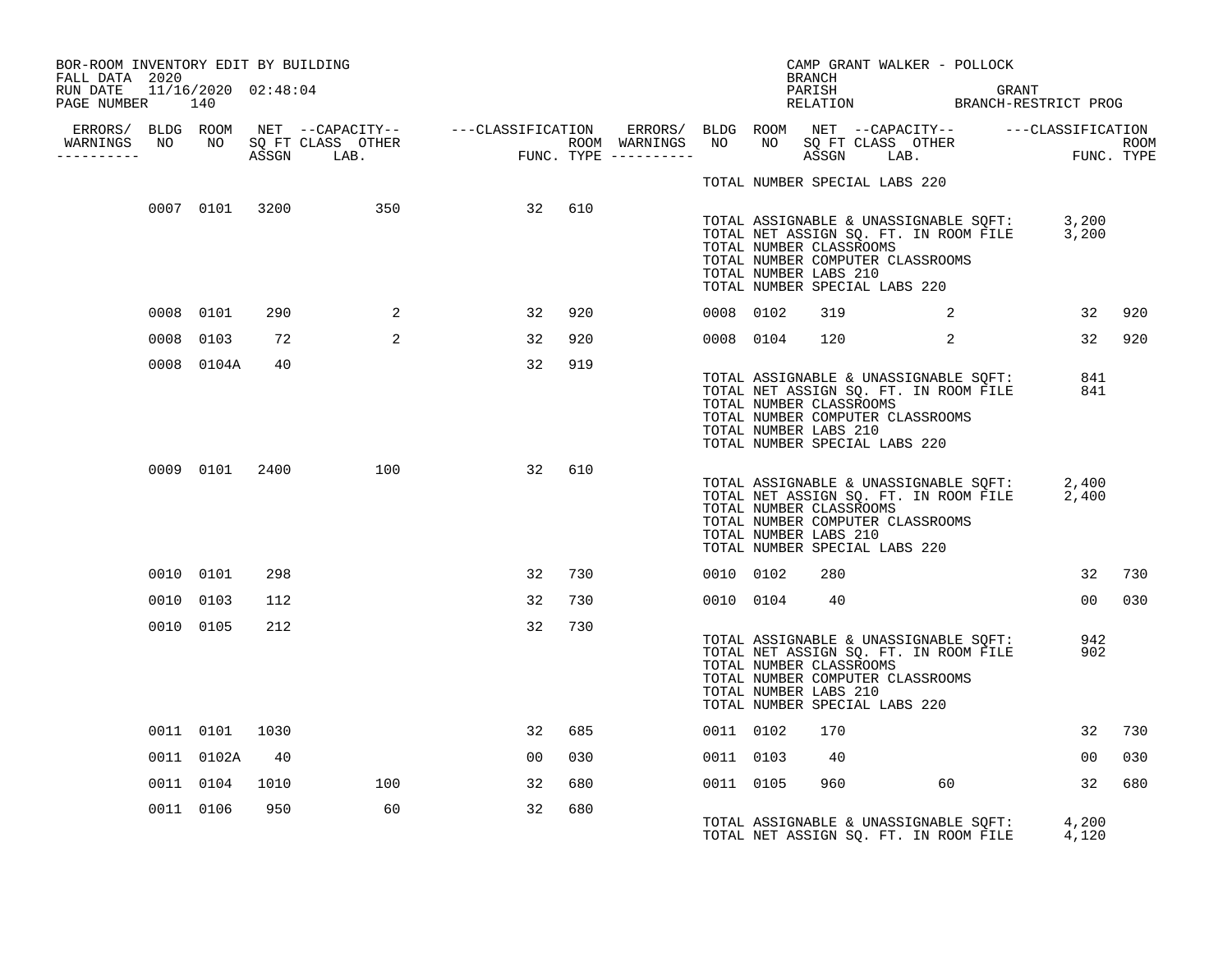BOR-ROOM INVENTORY EDIT BY BUILDING
FALL DATA 2020
RUN DATE 11/16/2020 02:48:04
PAGE NUMBER 140

CAMP GRANT WALKER - POLLOCK
BRANCH
PARISH GRANT
RELATION BRANCH-RESTRICT PROG

| ERRORS/ WARNINGS | BLDG NO | ROOM NO | NET SQ FT ASSGN | CAPACITY CLASS LAB. | CAPACITY OTHER | CLASSIFICATION FUNC. | ROOM TYPE | ERRORS/ WARNINGS | BLDG NO | ROOM NO | NET SQ FT ASSGN | CAPACITY CLASS LAB. | CAPACITY OTHER | CLASSIFICATION FUNC. | ROOM TYPE |
|---|---|---|---|---|---|---|---|---|---|---|---|---|---|---|---|
| | | | | | | | | | TOTAL NUMBER SPECIAL LABS 220 | | | | | | |
| | 0007 | 0101 | 3200 | | 350 | 32 | 610 | | | | | | | | |
| | | | | | | | | | TOTAL ASSIGNABLE & UNASSIGNABLE SQFT: | | | | | 3,200 | |
| | | | | | | | | | TOTAL NET ASSIGN SQ. FT. IN ROOM FILE | | | | | 3,200 | |
| | | | | | | | | | TOTAL NUMBER CLASSROOMS | | | | | | |
| | | | | | | | | | TOTAL NUMBER COMPUTER CLASSROOMS | | | | | | |
| | | | | | | | | | TOTAL NUMBER LABS 210 | | | | | | |
| | | | | | | | | | TOTAL NUMBER SPECIAL LABS 220 | | | | | | |
| | 0008 | 0101 | 290 | | 2 | 32 | 920 | | 0008 | 0102 | 319 | | 2 | 32 | 920 |
| | 0008 | 0103 | 72 | | 2 | 32 | 920 | | 0008 | 0104 | 120 | | 2 | 32 | 920 |
| | 0008 | 0104A | 40 | | | 32 | 919 | | | | | | | | |
| | | | | | | | | | TOTAL ASSIGNABLE & UNASSIGNABLE SQFT: | | | | | 841 | |
| | | | | | | | | | TOTAL NET ASSIGN SQ. FT. IN ROOM FILE | | | | | 841 | |
| | | | | | | | | | TOTAL NUMBER CLASSROOMS | | | | | | |
| | | | | | | | | | TOTAL NUMBER COMPUTER CLASSROOMS | | | | | | |
| | | | | | | | | | TOTAL NUMBER LABS 210 | | | | | | |
| | | | | | | | | | TOTAL NUMBER SPECIAL LABS 220 | | | | | | |
| | 0009 | 0101 | 2400 | | 100 | 32 | 610 | | | | | | | | |
| | | | | | | | | | TOTAL ASSIGNABLE & UNASSIGNABLE SQFT: | | | | | 2,400 | |
| | | | | | | | | | TOTAL NET ASSIGN SQ. FT. IN ROOM FILE | | | | | 2,400 | |
| | | | | | | | | | TOTAL NUMBER CLASSROOMS | | | | | | |
| | | | | | | | | | TOTAL NUMBER COMPUTER CLASSROOMS | | | | | | |
| | | | | | | | | | TOTAL NUMBER LABS 210 | | | | | | |
| | | | | | | | | | TOTAL NUMBER SPECIAL LABS 220 | | | | | | |
| | 0010 | 0101 | 298 | | | 32 | 730 | | 0010 | 0102 | 280 | | | 32 | 730 |
| | 0010 | 0103 | 112 | | | 32 | 730 | | 0010 | 0104 | 40 | | | 00 | 030 |
| | 0010 | 0105 | 212 | | | 32 | 730 | | | | | | | | |
| | | | | | | | | | TOTAL ASSIGNABLE & UNASSIGNABLE SQFT: | | | | | 942 | |
| | | | | | | | | | TOTAL NET ASSIGN SQ. FT. IN ROOM FILE | | | | | 902 | |
| | | | | | | | | | TOTAL NUMBER CLASSROOMS | | | | | | |
| | | | | | | | | | TOTAL NUMBER COMPUTER CLASSROOMS | | | | | | |
| | | | | | | | | | TOTAL NUMBER LABS 210 | | | | | | |
| | | | | | | | | | TOTAL NUMBER SPECIAL LABS 220 | | | | | | |
| | 0011 | 0101 | 1030 | | | 32 | 685 | | 0011 | 0102 | 170 | | | 32 | 730 |
| | 0011 | 0102A | 40 | | | 00 | 030 | | 0011 | 0103 | 40 | | | 00 | 030 |
| | 0011 | 0104 | 1010 | | 100 | 32 | 680 | | 0011 | 0105 | 960 | | 60 | 32 | 680 |
| | 0011 | 0106 | 950 | | 60 | 32 | 680 | | | | | | | | |
| | | | | | | | | | TOTAL ASSIGNABLE & UNASSIGNABLE SQFT: | | | | | 4,200 | |
| | | | | | | | | | TOTAL NET ASSIGN SQ. FT. IN ROOM FILE | | | | | 4,120 | |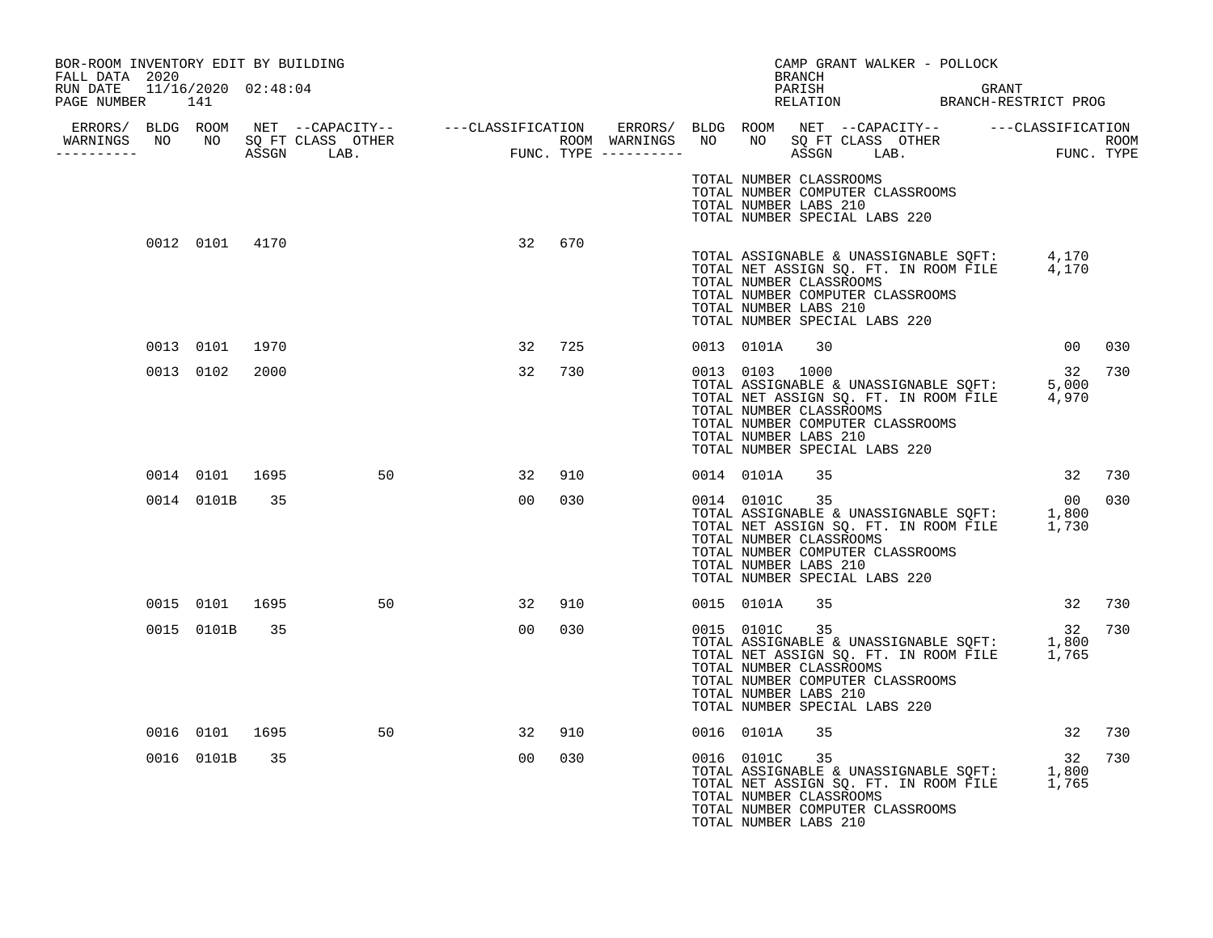BOR-ROOM INVENTORY EDIT BY BUILDING
FALL DATA 2020
RUN DATE 11/16/2020 02:48:04
PAGE NUMBER 141

CAMP GRANT WALKER - POLLOCK
BRANCH
PARISH GRANT
RELATION BRANCH-RESTRICT PROG

| ERRORS/ WARNINGS | BLDG NO | ROOM NO | NET SQ FT ASSGN | CAPACITY CLASS LAB. | CAPACITY OTHER | CLASSIFICATION FUNC. | ROOM TYPE | ERRORS/ WARNINGS | BLDG NO | ROOM NO | NET SQ FT ASSGN | CAPACITY CLASS LAB. | CAPACITY OTHER | CLASSIFICATION FUNC. | ROOM TYPE |
|---|---|---|---|---|---|---|---|---|---|---|---|---|---|---|---|
| | | | | | | | | | TOTAL NUMBER CLASSROOMS<br>TOTAL NUMBER COMPUTER CLASSROOMS<br>TOTAL NUMBER LABS 210<br>TOTAL NUMBER SPECIAL LABS 220 | | | | | | |
| | 0012 | 0101 | 4170 | | | 32 | 670 | | TOTAL ASSIGNABLE & UNASSIGNABLE SQFT: 4,170<br>TOTAL NET ASSIGN SQ. FT. IN ROOM FILE 4,170<br>TOTAL NUMBER CLASSROOMS<br>TOTAL NUMBER COMPUTER CLASSROOMS<br>TOTAL NUMBER LABS 210<br>TOTAL NUMBER SPECIAL LABS 220 | | | | | | |
| | 0013 | 0101 | 1970 | | | 32 | 725 | | 0013 | 0101A | 30 | | | 00 | 030 |
| | 0013 | 0102 | 2000 | | | 32 | 730 | | 0013 | 0103 | 1000 | | | 32 | 730 |
| | | | | | | | | | TOTAL ASSIGNABLE & UNASSIGNABLE SQFT: 5,000<br>TOTAL NET ASSIGN SQ. FT. IN ROOM FILE 4,970<br>TOTAL NUMBER CLASSROOMS<br>TOTAL NUMBER COMPUTER CLASSROOMS<br>TOTAL NUMBER LABS 210<br>TOTAL NUMBER SPECIAL LABS 220 | | | | | | |
| | 0014 | 0101 | 1695 | | 50 | 32 | 910 | | 0014 | 0101A | 35 | | | 32 | 730 |
| | 0014 | 0101B | 35 | | | 00 | 030 | | 0014 | 0101C | 35 | | | 00 | 030 |
| | | | | | | | | | TOTAL ASSIGNABLE & UNASSIGNABLE SQFT: 1,800<br>TOTAL NET ASSIGN SQ. FT. IN ROOM FILE 1,730<br>TOTAL NUMBER CLASSROOMS<br>TOTAL NUMBER COMPUTER CLASSROOMS<br>TOTAL NUMBER LABS 210<br>TOTAL NUMBER SPECIAL LABS 220 | | | | | | |
| | 0015 | 0101 | 1695 | | 50 | 32 | 910 | | 0015 | 0101A | 35 | | | 32 | 730 |
| | 0015 | 0101B | 35 | | | 00 | 030 | | 0015 | 0101C | 35 | | | 32 | 730 |
| | | | | | | | | | TOTAL ASSIGNABLE & UNASSIGNABLE SQFT: 1,800<br>TOTAL NET ASSIGN SQ. FT. IN ROOM FILE 1,765<br>TOTAL NUMBER CLASSROOMS<br>TOTAL NUMBER COMPUTER CLASSROOMS<br>TOTAL NUMBER LABS 210<br>TOTAL NUMBER SPECIAL LABS 220 | | | | | | |
| | 0016 | 0101 | 1695 | | 50 | 32 | 910 | | 0016 | 0101A | 35 | | | 32 | 730 |
| | 0016 | 0101B | 35 | | | 00 | 030 | | 0016 | 0101C | 35 | | | 32 | 730 |
| | | | | | | | | | TOTAL ASSIGNABLE & UNASSIGNABLE SQFT: 1,800<br>TOTAL NET ASSIGN SQ. FT. IN ROOM FILE 1,765<br>TOTAL NUMBER CLASSROOMS<br>TOTAL NUMBER COMPUTER CLASSROOMS<br>TOTAL NUMBER LABS 210 | | | | | | |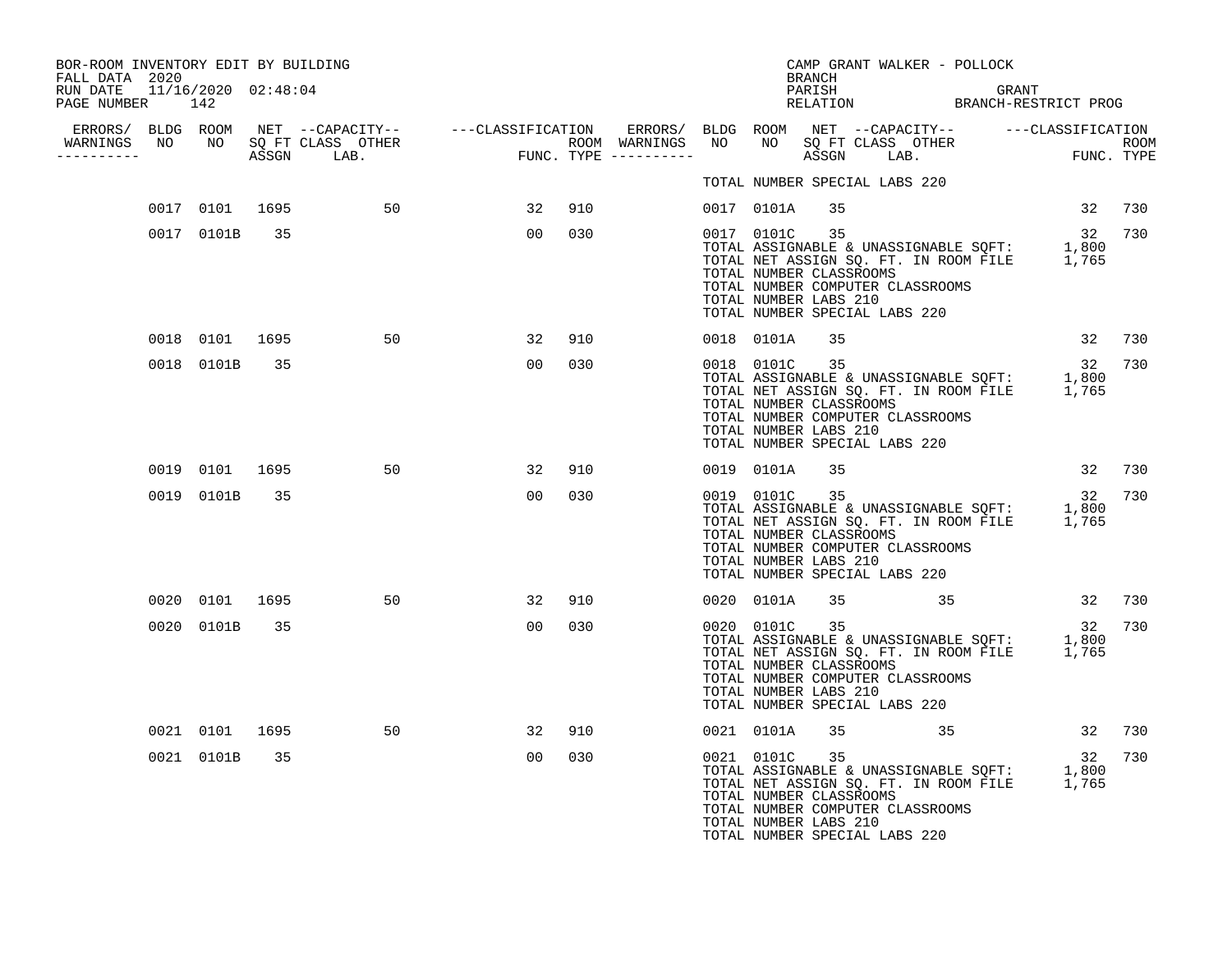BOR-ROOM INVENTORY EDIT BY BUILDING
FALL DATA 2020
RUN DATE 11/16/2020 02:48:04
PAGE NUMBER 142

CAMP GRANT WALKER - POLLOCK
BRANCH
PARISH GRANT
RELATION BRANCH-RESTRICT PROG

| ERRORS/ WARNINGS | BLDG NO | ROOM NO | NET SQ FT ASSGN | CAPACITY CLASS | CAPACITY LAB. | CAPACITY OTHER | CLASSIFICATION FUNC. | ROOM TYPE | ERRORS/ WARNINGS | BLDG NO | ROOM NO | NET SQ FT ASSGN | CAPACITY CLASS | CAPACITY LAB. | CAPACITY OTHER | CLASSIFICATION FUNC. | ROOM TYPE |
|---|---|---|---|---|---|---|---|---|---|---|---|---|---|---|---|---|---|
| | | | | | | | | | | TOTAL NUMBER SPECIAL LABS 220 | | | | | | | |
| | 0017 | 0101 | 1695 | | | 50 | 32 | 910 | | 0017 | 0101A | 35 | | | | 32 | 730 |
| | 0017 | 0101B | 35 | | | | 00 | 030 | | 0017 | 0101C | 35 | | | | 32 | 730 |
| | | | | | | | | | | TOTAL ASSIGNABLE & UNASSIGNABLE SQFT: | | | | | | 1,800 | |
| | | | | | | | | | | TOTAL NET ASSIGN SQ. FT. IN ROOM FILE | | | | | | 1,765 | |
| | | | | | | | | | | TOTAL NUMBER CLASSROOMS | | | | | | | |
| | | | | | | | | | | TOTAL NUMBER COMPUTER CLASSROOMS | | | | | | | |
| | | | | | | | | | | TOTAL NUMBER LABS 210 | | | | | | | |
| | | | | | | | | | | TOTAL NUMBER SPECIAL LABS 220 | | | | | | | |
| | 0018 | 0101 | 1695 | | | 50 | 32 | 910 | | 0018 | 0101A | 35 | | | | 32 | 730 |
| | 0018 | 0101B | 35 | | | | 00 | 030 | | 0018 | 0101C | 35 | | | | 32 | 730 |
| | | | | | | | | | | TOTAL ASSIGNABLE & UNASSIGNABLE SQFT: | | | | | | 1,800 | |
| | | | | | | | | | | TOTAL NET ASSIGN SQ. FT. IN ROOM FILE | | | | | | 1,765 | |
| | | | | | | | | | | TOTAL NUMBER CLASSROOMS | | | | | | | |
| | | | | | | | | | | TOTAL NUMBER COMPUTER CLASSROOMS | | | | | | | |
| | | | | | | | | | | TOTAL NUMBER LABS 210 | | | | | | | |
| | | | | | | | | | | TOTAL NUMBER SPECIAL LABS 220 | | | | | | | |
| | 0019 | 0101 | 1695 | | | 50 | 32 | 910 | | 0019 | 0101A | 35 | | | | 32 | 730 |
| | 0019 | 0101B | 35 | | | | 00 | 030 | | 0019 | 0101C | 35 | | | | 32 | 730 |
| | | | | | | | | | | TOTAL ASSIGNABLE & UNASSIGNABLE SQFT: | | | | | | 1,800 | |
| | | | | | | | | | | TOTAL NET ASSIGN SQ. FT. IN ROOM FILE | | | | | | 1,765 | |
| | | | | | | | | | | TOTAL NUMBER CLASSROOMS | | | | | | | |
| | | | | | | | | | | TOTAL NUMBER COMPUTER CLASSROOMS | | | | | | | |
| | | | | | | | | | | TOTAL NUMBER LABS 210 | | | | | | | |
| | | | | | | | | | | TOTAL NUMBER SPECIAL LABS 220 | | | | | | | |
| | 0020 | 0101 | 1695 | | | 50 | 32 | 910 | | 0020 | 0101A | 35 | | | 35 | 32 | 730 |
| | 0020 | 0101B | 35 | | | | 00 | 030 | | 0020 | 0101C | 35 | | | | 32 | 730 |
| | | | | | | | | | | TOTAL ASSIGNABLE & UNASSIGNABLE SQFT: | | | | | | 1,800 | |
| | | | | | | | | | | TOTAL NET ASSIGN SQ. FT. IN ROOM FILE | | | | | | 1,765 | |
| | | | | | | | | | | TOTAL NUMBER CLASSROOMS | | | | | | | |
| | | | | | | | | | | TOTAL NUMBER COMPUTER CLASSROOMS | | | | | | | |
| | | | | | | | | | | TOTAL NUMBER LABS 210 | | | | | | | |
| | | | | | | | | | | TOTAL NUMBER SPECIAL LABS 220 | | | | | | | |
| | 0021 | 0101 | 1695 | | | 50 | 32 | 910 | | 0021 | 0101A | 35 | | | 35 | 32 | 730 |
| | 0021 | 0101B | 35 | | | | 00 | 030 | | 0021 | 0101C | 35 | | | | 32 | 730 |
| | | | | | | | | | | TOTAL ASSIGNABLE & UNASSIGNABLE SQFT: | | | | | | 1,800 | |
| | | | | | | | | | | TOTAL NET ASSIGN SQ. FT. IN ROOM FILE | | | | | | 1,765 | |
| | | | | | | | | | | TOTAL NUMBER CLASSROOMS | | | | | | | |
| | | | | | | | | | | TOTAL NUMBER COMPUTER CLASSROOMS | | | | | | | |
| | | | | | | | | | | TOTAL NUMBER LABS 210 | | | | | | | |
| | | | | | | | | | | TOTAL NUMBER SPECIAL LABS 220 | | | | | | | |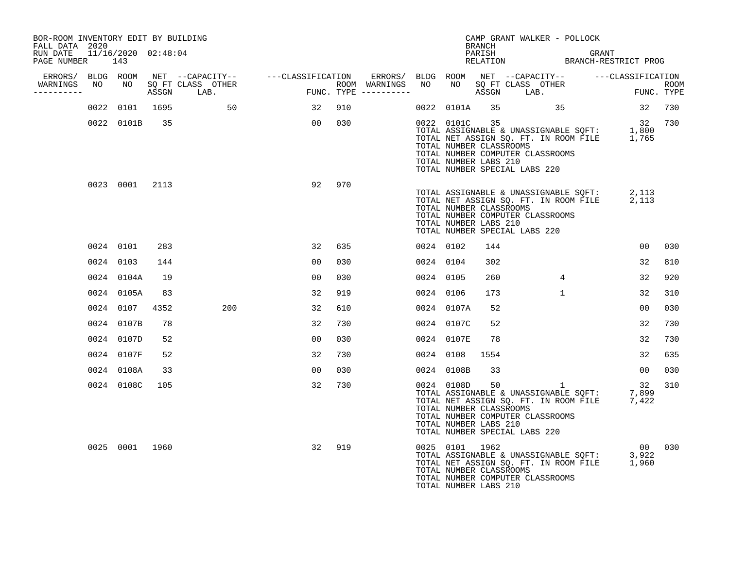BOR-ROOM INVENTORY EDIT BY BUILDING
FALL DATA 2020
RUN DATE 11/16/2020 02:48:04
PAGE NUMBER 143

CAMP GRANT WALKER - POLLOCK
BRANCH
PARISH GRANT
RELATION BRANCH-RESTRICT PROG

| ERRORS/ WARNINGS | BLDG NO | ROOM NO | NET SQ FT ASSGN | CAPACITY CLASS LAB. | CAPACITY OTHER | CLASSIFICATION FUNC. | ROOM TYPE | ERRORS/ WARNINGS | BLDG NO | ROOM NO | NET SQ FT ASSGN | CAPACITY CLASS LAB. | CAPACITY OTHER | CLASSIFICATION FUNC. | ROOM TYPE |
|---|---|---|---|---|---|---|---|---|---|---|---|---|---|---|---|
| | 0022 | 0101 | 1695 | | 50 | 32 | 910 | | 0022 | 0101A | 35 | | 35 | 32 | 730 |
| | 0022 | 0101B | 35 | | | 00 | 030 | | 0022 | 0101C | 35 | | | 32 | 730 |

TOTAL ASSIGNABLE & UNASSIGNABLE SQFT: 1,800
TOTAL NET ASSIGN SQ. FT. IN ROOM FILE 1,765
TOTAL NUMBER CLASSROOMS
TOTAL NUMBER COMPUTER CLASSROOMS
TOTAL NUMBER LABS 210
TOTAL NUMBER SPECIAL LABS 220

| ERRORS/ WARNINGS | BLDG NO | ROOM NO | NET SQ FT ASSGN | CAPACITY CLASS LAB. | CAPACITY OTHER | CLASSIFICATION FUNC. | ROOM TYPE |
|---|---|---|---|---|---|---|---|
| | 0023 | 0001 | 2113 | | | 92 | 970 |

TOTAL ASSIGNABLE & UNASSIGNABLE SQFT: 2,113
TOTAL NET ASSIGN SQ. FT. IN ROOM FILE 2,113
TOTAL NUMBER CLASSROOMS
TOTAL NUMBER COMPUTER CLASSROOMS
TOTAL NUMBER LABS 210
TOTAL NUMBER SPECIAL LABS 220

| ERRORS/ WARNINGS | BLDG NO | ROOM NO | NET SQ FT ASSGN | CAPACITY CLASS LAB. | CAPACITY OTHER | CLASSIFICATION FUNC. | ROOM TYPE | ERRORS/ WARNINGS | BLDG NO | ROOM NO | NET SQ FT ASSGN | CAPACITY CLASS LAB. | CAPACITY OTHER | CLASSIFICATION FUNC. | ROOM TYPE |
|---|---|---|---|---|---|---|---|---|---|---|---|---|---|---|---|
| | 0024 | 0101 | 283 | | | 32 | 635 | | 0024 | 0102 | 144 | | | 00 | 030 |
| | 0024 | 0103 | 144 | | | 00 | 030 | | 0024 | 0104 | 302 | | | 32 | 810 |
| | 0024 | 0104A | 19 | | | 00 | 030 | | 0024 | 0105 | 260 | | 4 | 32 | 920 |
| | 0024 | 0105A | 83 | | | 32 | 919 | | 0024 | 0106 | 173 | | 1 | 32 | 310 |
| | 0024 | 0107 | 4352 | | 200 | 32 | 610 | | 0024 | 0107A | 52 | | | 00 | 030 |
| | 0024 | 0107B | 78 | | | 32 | 730 | | 0024 | 0107C | 52 | | | 32 | 730 |
| | 0024 | 0107D | 52 | | | 00 | 030 | | 0024 | 0107E | 78 | | | 32 | 730 |
| | 0024 | 0107F | 52 | | | 32 | 730 | | 0024 | 0108 | 1554 | | | 32 | 635 |
| | 0024 | 0108A | 33 | | | 00 | 030 | | 0024 | 0108B | 33 | | | 00 | 030 |
| | 0024 | 0108C | 105 | | | 32 | 730 | | 0024 | 0108D | 50 | | 1 | 32 | 310 |

TOTAL ASSIGNABLE & UNASSIGNABLE SQFT: 7,899
TOTAL NET ASSIGN SQ. FT. IN ROOM FILE 7,422
TOTAL NUMBER CLASSROOMS
TOTAL NUMBER COMPUTER CLASSROOMS
TOTAL NUMBER LABS 210
TOTAL NUMBER SPECIAL LABS 220

| ERRORS/ WARNINGS | BLDG NO | ROOM NO | NET SQ FT ASSGN | CAPACITY CLASS LAB. | CAPACITY OTHER | CLASSIFICATION FUNC. | ROOM TYPE | ERRORS/ WARNINGS | BLDG NO | ROOM NO | NET SQ FT ASSGN | CAPACITY CLASS LAB. | CAPACITY OTHER | CLASSIFICATION FUNC. | ROOM TYPE |
|---|---|---|---|---|---|---|---|---|---|---|---|---|---|---|---|
| | 0025 | 0001 | 1960 | | | 32 | 919 | | 0025 | 0101 | 1962 | | | 00 | 030 |

TOTAL ASSIGNABLE & UNASSIGNABLE SQFT: 3,922
TOTAL NET ASSIGN SQ. FT. IN ROOM FILE 1,960
TOTAL NUMBER CLASSROOMS
TOTAL NUMBER COMPUTER CLASSROOMS
TOTAL NUMBER LABS 210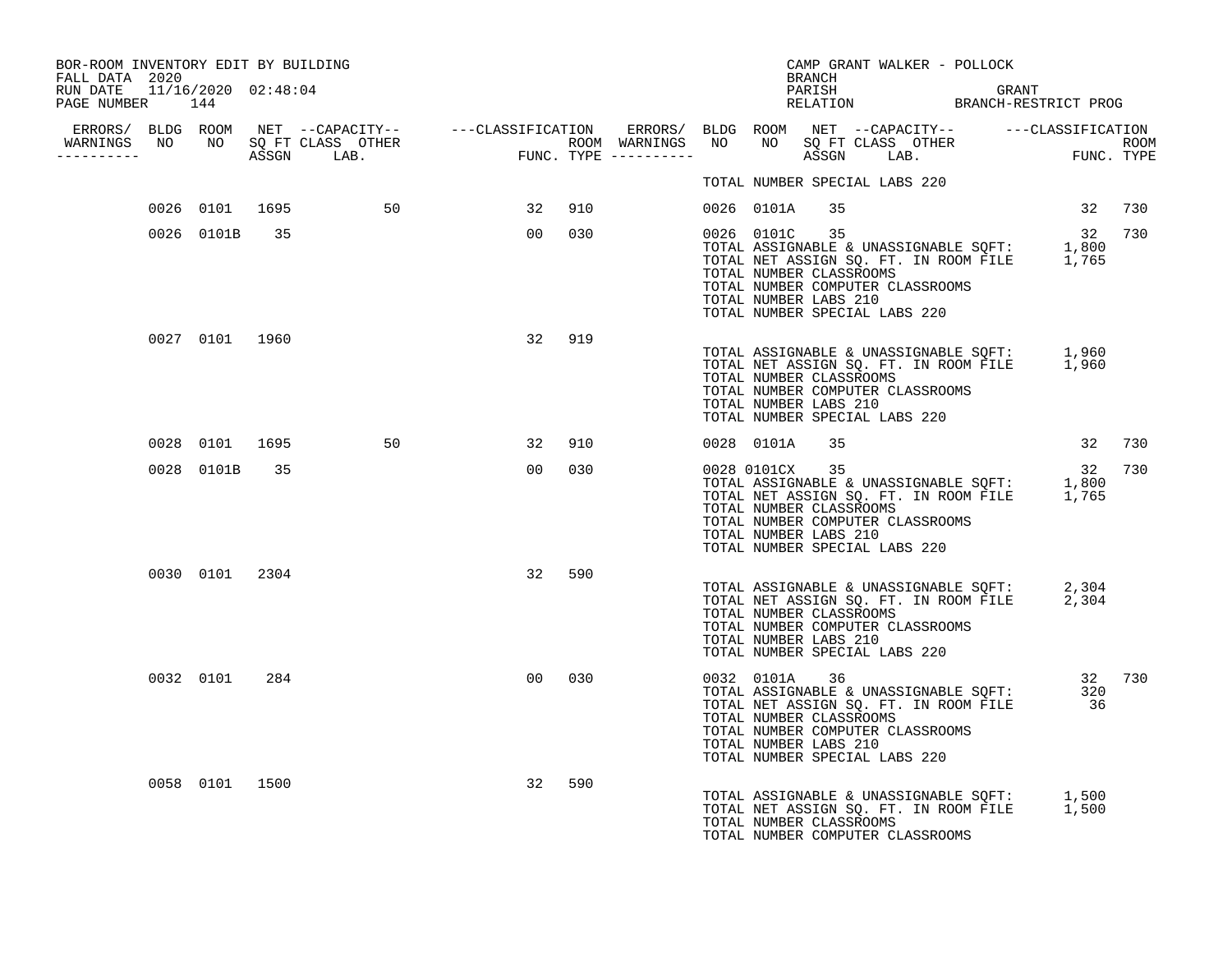BOR-ROOM INVENTORY EDIT BY BUILDING
FALL DATA 2020
RUN DATE 11/16/2020 02:48:04
PAGE NUMBER 144

CAMP GRANT WALKER - POLLOCK
BRANCH
PARISH GRANT
RELATION BRANCH-RESTRICT PROG

| ERRORS/ WARNINGS | BLDG NO | ROOM NO | NET SQ FT ASSGN | CAPACITY CLASS LAB. | CAPACITY OTHER | CLASSIFICATION FUNC. | ROOM TYPE | ERRORS/ WARNINGS | BLDG NO | ROOM NO | NET SQ FT ASSGN | CAPACITY CLASS LAB. | CAPACITY OTHER | CLASSIFICATION FUNC. | ROOM TYPE |
|---|---|---|---|---|---|---|---|---|---|---|---|---|---|---|---|
| | | | | | | | | | TOTAL NUMBER SPECIAL LABS 220 | | | | | | |
| | 0026 | 0101 | 1695 | | 50 | 32 | 910 | | 0026 | 0101A | 35 | | | 32 | 730 |
| | 0026 | 0101B | 35 | | | 00 | 030 | | 0026 | 0101C | 35 | | | 32 | 730 |
| | | | | | | | | | TOTAL ASSIGNABLE & UNASSIGNABLE SQFT: | | | | | 1,800 | |
| | | | | | | | | | TOTAL NET ASSIGN SQ. FT. IN ROOM FILE | | | | | 1,765 | |
| | | | | | | | | | TOTAL NUMBER CLASSROOMS | | | | | | |
| | | | | | | | | | TOTAL NUMBER COMPUTER CLASSROOMS | | | | | | |
| | | | | | | | | | TOTAL NUMBER LABS 210 | | | | | | |
| | | | | | | | | | TOTAL NUMBER SPECIAL LABS 220 | | | | | | |
| | 0027 | 0101 | 1960 | | | 32 | 919 | | | | | | | | |
| | | | | | | | | | TOTAL ASSIGNABLE & UNASSIGNABLE SQFT: | | | | | 1,960 | |
| | | | | | | | | | TOTAL NET ASSIGN SQ. FT. IN ROOM FILE | | | | | 1,960 | |
| | | | | | | | | | TOTAL NUMBER CLASSROOMS | | | | | | |
| | | | | | | | | | TOTAL NUMBER COMPUTER CLASSROOMS | | | | | | |
| | | | | | | | | | TOTAL NUMBER LABS 210 | | | | | | |
| | | | | | | | | | TOTAL NUMBER SPECIAL LABS 220 | | | | | | |
| | 0028 | 0101 | 1695 | | 50 | 32 | 910 | | 0028 | 0101A | 35 | | | 32 | 730 |
| | 0028 | 0101B | 35 | | | 00 | 030 | | 0028 | 0101CX | 35 | | | 32 | 730 |
| | | | | | | | | | TOTAL ASSIGNABLE & UNASSIGNABLE SQFT: | | | | | 1,800 | |
| | | | | | | | | | TOTAL NET ASSIGN SQ. FT. IN ROOM FILE | | | | | 1,765 | |
| | | | | | | | | | TOTAL NUMBER CLASSROOMS | | | | | | |
| | | | | | | | | | TOTAL NUMBER COMPUTER CLASSROOMS | | | | | | |
| | | | | | | | | | TOTAL NUMBER LABS 210 | | | | | | |
| | | | | | | | | | TOTAL NUMBER SPECIAL LABS 220 | | | | | | |
| | 0030 | 0101 | 2304 | | | 32 | 590 | | | | | | | | |
| | | | | | | | | | TOTAL ASSIGNABLE & UNASSIGNABLE SQFT: | | | | | 2,304 | |
| | | | | | | | | | TOTAL NET ASSIGN SQ. FT. IN ROOM FILE | | | | | 2,304 | |
| | | | | | | | | | TOTAL NUMBER CLASSROOMS | | | | | | |
| | | | | | | | | | TOTAL NUMBER COMPUTER CLASSROOMS | | | | | | |
| | | | | | | | | | TOTAL NUMBER LABS 210 | | | | | | |
| | | | | | | | | | TOTAL NUMBER SPECIAL LABS 220 | | | | | | |
| | 0032 | 0101 | 284 | | | 00 | 030 | | 0032 | 0101A | 36 | | | 32 | 730 |
| | | | | | | | | | TOTAL ASSIGNABLE & UNASSIGNABLE SQFT: | | | | | 320 | |
| | | | | | | | | | TOTAL NET ASSIGN SQ. FT. IN ROOM FILE | | | | | 36 | |
| | | | | | | | | | TOTAL NUMBER CLASSROOMS | | | | | | |
| | | | | | | | | | TOTAL NUMBER COMPUTER CLASSROOMS | | | | | | |
| | | | | | | | | | TOTAL NUMBER LABS 210 | | | | | | |
| | | | | | | | | | TOTAL NUMBER SPECIAL LABS 220 | | | | | | |
| | 0058 | 0101 | 1500 | | | 32 | 590 | | | | | | | | |
| | | | | | | | | | TOTAL ASSIGNABLE & UNASSIGNABLE SQFT: | | | | | 1,500 | |
| | | | | | | | | | TOTAL NET ASSIGN SQ. FT. IN ROOM FILE | | | | | 1,500 | |
| | | | | | | | | | TOTAL NUMBER CLASSROOMS | | | | | | |
| | | | | | | | | | TOTAL NUMBER COMPUTER CLASSROOMS | | | | | | |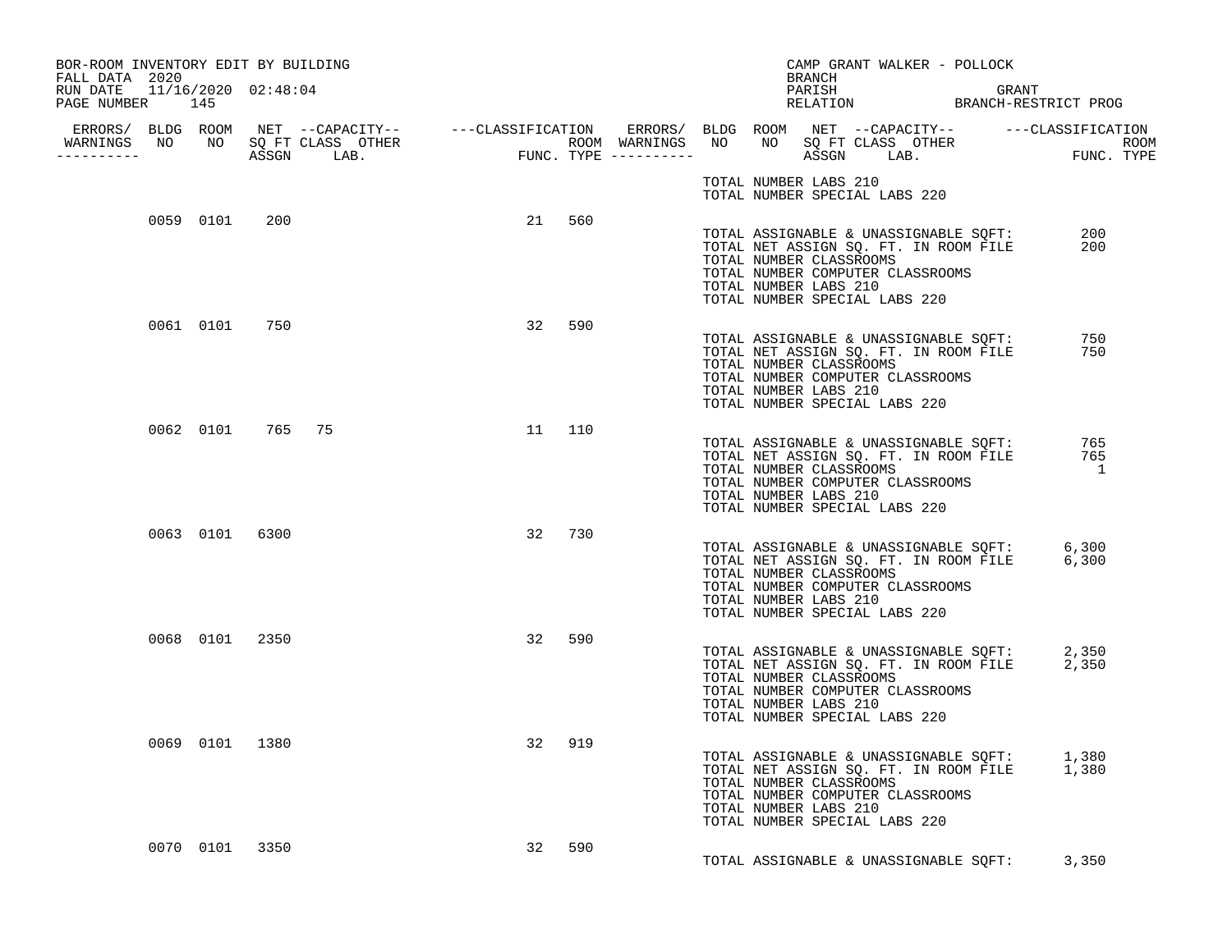BOR-ROOM INVENTORY EDIT BY BUILDING
FALL DATA 2020
RUN DATE 11/16/2020 02:48:04
PAGE NUMBER 145

CAMP GRANT WALKER - POLLOCK
BRANCH
PARISH GRANT
RELATION BRANCH-RESTRICT PROG

| ERRORS/ WARNINGS | BLDG NO | ROOM NO | NET SQ FT ASSGN | CAPACITY CLASS LAB. | CAPACITY OTHER | CLASSIFICATION FUNC. | ROOM TYPE | ERRORS/ WARNINGS |
|---|---|---|---|---|---|---|---|---|
| | 0059 | 0101 | 200 | | | 21 | 560 | |
| | 0061 | 0101 | 750 | | | 32 | 590 | |
| | 0062 | 0101 | 765 | 75 | | 11 | 110 | |
| | 0063 | 0101 | 6300 | | | 32 | 730 | |
| | 0068 | 0101 | 2350 | | | 32 | 590 | |
| | 0069 | 0101 | 1380 | | | 32 | 919 | |
| | 0070 | 0101 | 3350 | | | 32 | 590 | |

TOTAL NUMBER LABS 210
TOTAL NUMBER SPECIAL LABS 220

**Building 0059**

TOTAL ASSIGNABLE & UNASSIGNABLE SQFT: 200
TOTAL NET ASSIGN SQ. FT. IN ROOM FILE 200
TOTAL NUMBER CLASSROOMS
TOTAL NUMBER COMPUTER CLASSROOMS
TOTAL NUMBER LABS 210
TOTAL NUMBER SPECIAL LABS 220

**Building 0061**

TOTAL ASSIGNABLE & UNASSIGNABLE SQFT: 750
TOTAL NET ASSIGN SQ. FT. IN ROOM FILE 750
TOTAL NUMBER CLASSROOMS
TOTAL NUMBER COMPUTER CLASSROOMS
TOTAL NUMBER LABS 210
TOTAL NUMBER SPECIAL LABS 220

**Building 0062**

TOTAL ASSIGNABLE & UNASSIGNABLE SQFT: 765
TOTAL NET ASSIGN SQ. FT. IN ROOM FILE 765
TOTAL NUMBER CLASSROOMS 1
TOTAL NUMBER COMPUTER CLASSROOMS
TOTAL NUMBER LABS 210
TOTAL NUMBER SPECIAL LABS 220

**Building 0063**

TOTAL ASSIGNABLE & UNASSIGNABLE SQFT: 6,300
TOTAL NET ASSIGN SQ. FT. IN ROOM FILE 6,300
TOTAL NUMBER CLASSROOMS
TOTAL NUMBER COMPUTER CLASSROOMS
TOTAL NUMBER LABS 210
TOTAL NUMBER SPECIAL LABS 220

**Building 0068**

TOTAL ASSIGNABLE & UNASSIGNABLE SQFT: 2,350
TOTAL NET ASSIGN SQ. FT. IN ROOM FILE 2,350
TOTAL NUMBER CLASSROOMS
TOTAL NUMBER COMPUTER CLASSROOMS
TOTAL NUMBER LABS 210
TOTAL NUMBER SPECIAL LABS 220

**Building 0069**

TOTAL ASSIGNABLE & UNASSIGNABLE SQFT: 1,380
TOTAL NET ASSIGN SQ. FT. IN ROOM FILE 1,380
TOTAL NUMBER CLASSROOMS
TOTAL NUMBER COMPUTER CLASSROOMS
TOTAL NUMBER LABS 210
TOTAL NUMBER SPECIAL LABS 220

**Building 0070**

TOTAL ASSIGNABLE & UNASSIGNABLE SQFT: 3,350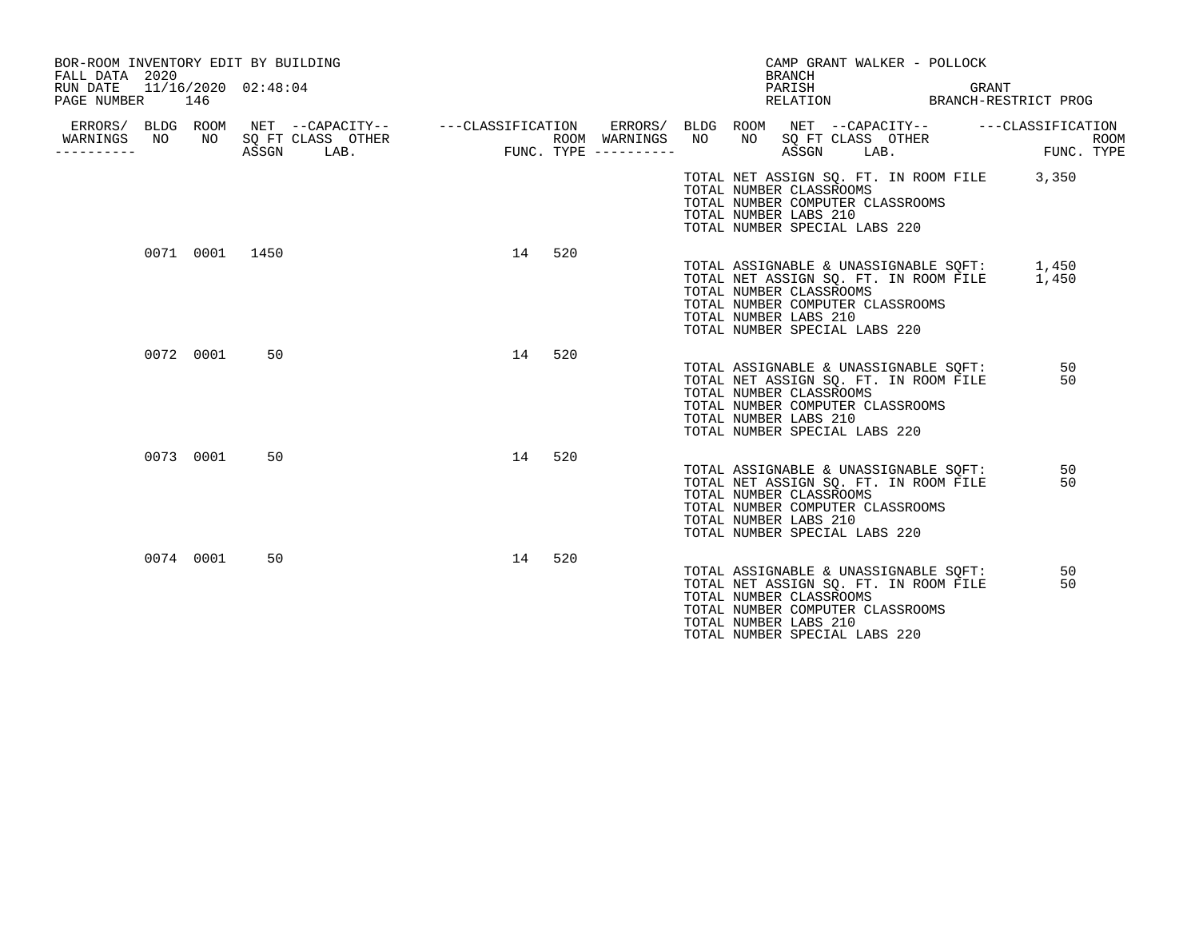BOR-ROOM INVENTORY EDIT BY BUILDING
FALL DATA 2020
RUN DATE 11/16/2020 02:48:04
PAGE NUMBER 146

CAMP GRANT WALKER - POLLOCK
BRANCH
PARISH GRANT
RELATION BRANCH-RESTRICT PROG

| ERRORS/ WARNINGS | BLDG NO | ROOM NO | NET SQ FT ASSGN | CAPACITY CLASS | CAPACITY OTHER LAB. | CLASSIFICATION FUNC. | ROOM TYPE |
|---|---|---|---|---|---|---|---|
| | 0071 | 0001 | 1450 | | | 14 | 520 |
| | 0072 | 0001 | 50 | | | 14 | 520 |
| | 0073 | 0001 | 50 | | | 14 | 520 |
| | 0074 | 0001 | 50 | | | 14 | 520 |

TOTAL NET ASSIGN SQ. FT. IN ROOM FILE 3,350
TOTAL NUMBER CLASSROOMS
TOTAL NUMBER COMPUTER CLASSROOMS
TOTAL NUMBER LABS 210
TOTAL NUMBER SPECIAL LABS 220

Building 0071:

TOTAL ASSIGNABLE & UNASSIGNABLE SQFT: 1,450
TOTAL NET ASSIGN SQ. FT. IN ROOM FILE 1,450
TOTAL NUMBER CLASSROOMS
TOTAL NUMBER COMPUTER CLASSROOMS
TOTAL NUMBER LABS 210
TOTAL NUMBER SPECIAL LABS 220

Building 0072:

TOTAL ASSIGNABLE & UNASSIGNABLE SQFT: 50
TOTAL NET ASSIGN SQ. FT. IN ROOM FILE 50
TOTAL NUMBER CLASSROOMS
TOTAL NUMBER COMPUTER CLASSROOMS
TOTAL NUMBER LABS 210
TOTAL NUMBER SPECIAL LABS 220

Building 0073:

TOTAL ASSIGNABLE & UNASSIGNABLE SQFT: 50
TOTAL NET ASSIGN SQ. FT. IN ROOM FILE 50
TOTAL NUMBER CLASSROOMS
TOTAL NUMBER COMPUTER CLASSROOMS
TOTAL NUMBER LABS 210
TOTAL NUMBER SPECIAL LABS 220

Building 0074:

TOTAL ASSIGNABLE & UNASSIGNABLE SQFT: 50
TOTAL NET ASSIGN SQ. FT. IN ROOM FILE 50
TOTAL NUMBER CLASSROOMS
TOTAL NUMBER COMPUTER CLASSROOMS
TOTAL NUMBER LABS 210
TOTAL NUMBER SPECIAL LABS 220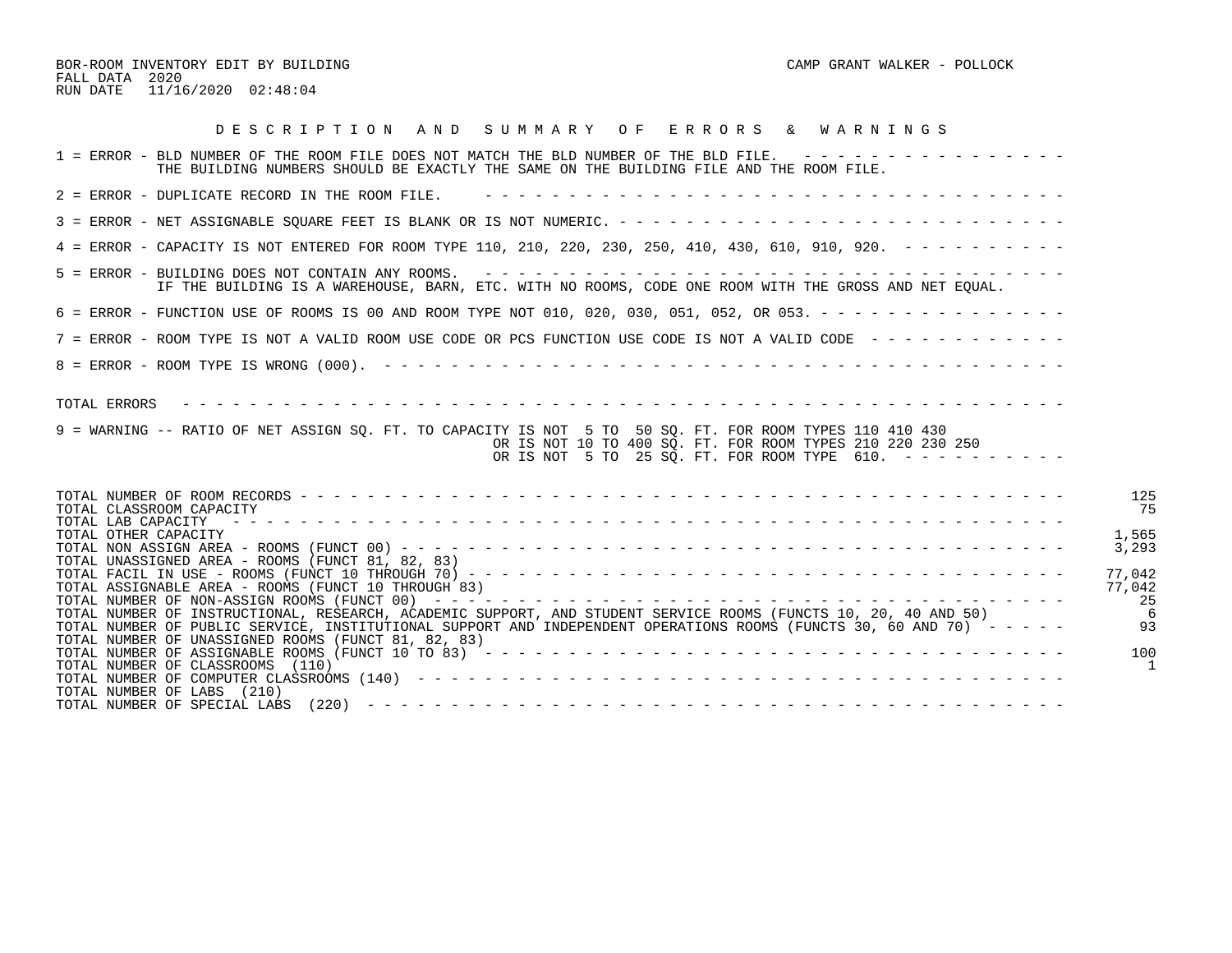BOR-ROOM INVENTORY EDIT BY BUILDING
FALL DATA 2020
RUN DATE 11/16/2020 02:48:04

CAMP GRANT WALKER - POLLOCK

## D E S C R I P T I O N   A N D   S U M M A R Y   O F   E R R O R S   &   W A R N I N G S

1 = ERROR - BLD NUMBER OF THE ROOM FILE DOES NOT MATCH THE BLD NUMBER OF THE BLD FILE.
THE BUILDING NUMBERS SHOULD BE EXACTLY THE SAME ON THE BUILDING FILE AND THE ROOM FILE.

2 = ERROR - DUPLICATE RECORD IN THE ROOM FILE.

3 = ERROR - NET ASSIGNABLE SQUARE FEET IS BLANK OR IS NOT NUMERIC.

4 = ERROR - CAPACITY IS NOT ENTERED FOR ROOM TYPE 110, 210, 220, 230, 250, 410, 430, 610, 910, 920.

5 = ERROR - BUILDING DOES NOT CONTAIN ANY ROOMS.
IF THE BUILDING IS A WAREHOUSE, BARN, ETC. WITH NO ROOMS, CODE ONE ROOM WITH THE GROSS AND NET EQUAL.

6 = ERROR - FUNCTION USE OF ROOMS IS 00 AND ROOM TYPE NOT 010, 020, 030, 051, 052, OR 053.

7 = ERROR - ROOM TYPE IS NOT A VALID ROOM USE CODE OR PCS FUNCTION USE CODE IS NOT A VALID CODE

8 = ERROR - ROOM TYPE IS WRONG (000).

TOTAL ERRORS

9 = WARNING -- RATIO OF NET ASSIGN SQ. FT. TO CAPACITY IS NOT 5 TO 50 SQ. FT. FOR ROOM TYPES 110 410 430
OR IS NOT 10 TO 400 SQ. FT. FOR ROOM TYPES 210 220 230 250
OR IS NOT 5 TO 25 SQ. FT. FOR ROOM TYPE 610.

| Item | Value |
|---|---|
| TOTAL NUMBER OF ROOM RECORDS | 125 |
| TOTAL CLASSROOM CAPACITY | 75 |
| TOTAL LAB CAPACITY | |
| TOTAL OTHER CAPACITY | 1,565 |
| TOTAL NON ASSIGN AREA - ROOMS (FUNCT 00) | 3,293 |
| TOTAL UNASSIGNED AREA - ROOMS (FUNCT 81, 82, 83) | |
| TOTAL FACIL IN USE - ROOMS (FUNCT 10 THROUGH 70) | 77,042 |
| TOTAL ASSIGNABLE AREA - ROOMS (FUNCT 10 THROUGH 83) | 77,042 |
| TOTAL NUMBER OF NON-ASSIGN ROOMS (FUNCT 00) | 25 |
| TOTAL NUMBER OF INSTRUCTIONAL, RESEARCH, ACADEMIC SUPPORT, AND STUDENT SERVICE ROOMS (FUNCTS 10, 20, 40 AND 50) | 6 |
| TOTAL NUMBER OF PUBLIC SERVICE, INSTITUTIONAL SUPPORT AND INDEPENDENT OPERATIONS ROOMS (FUNCTS 30, 60 AND 70) | 93 |
| TOTAL NUMBER OF UNASSIGNED ROOMS (FUNCT 81, 82, 83) | |
| TOTAL NUMBER OF ASSIGNABLE ROOMS (FUNCT 10 TO 83) | 100 |
| TOTAL NUMBER OF CLASSROOMS (110) | 1 |
| TOTAL NUMBER OF COMPUTER CLASSROOMS (140) | |
| TOTAL NUMBER OF LABS (210) | |
| TOTAL NUMBER OF SPECIAL LABS (220) | |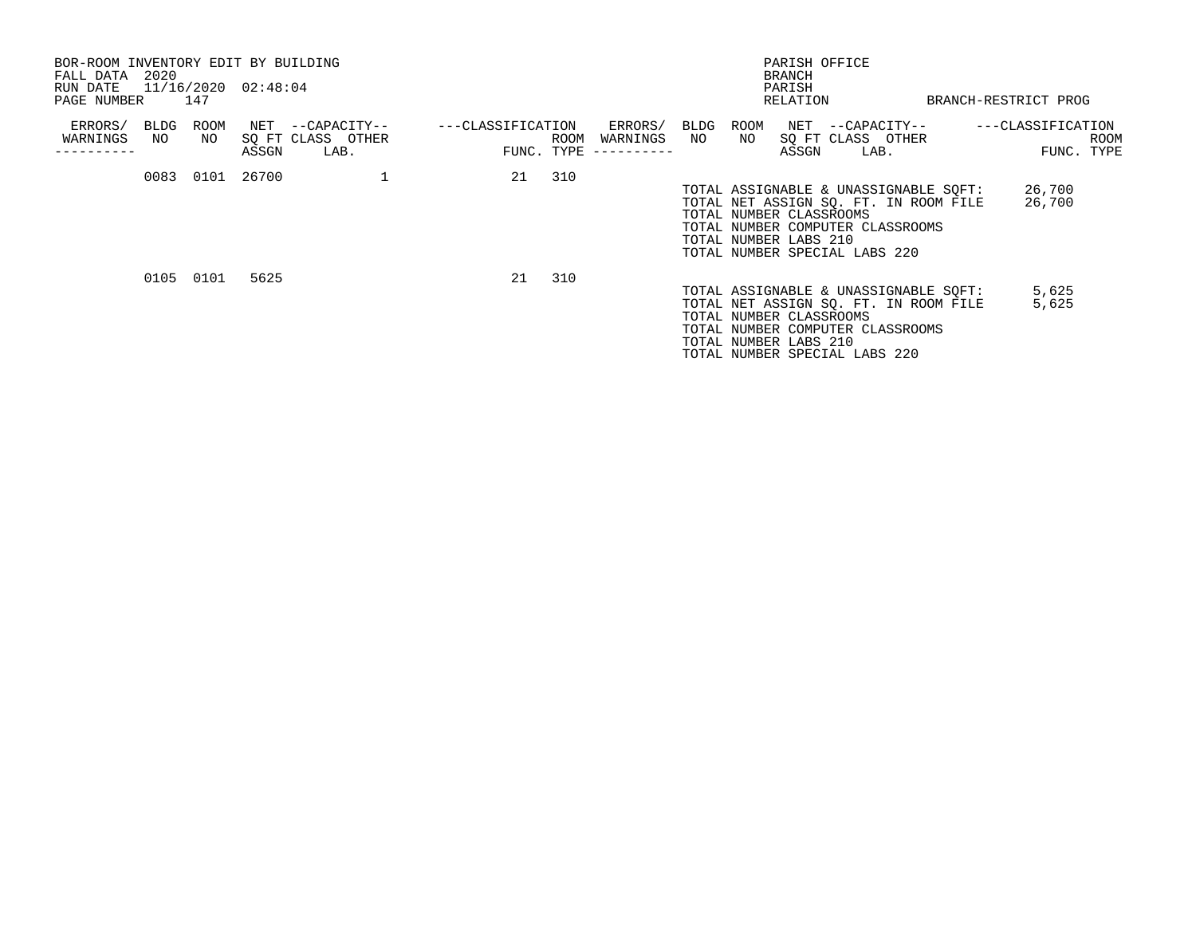BOR-ROOM INVENTORY EDIT BY BUILDING
FALL DATA 2020
RUN DATE 11/16/2020 02:48:04
PAGE NUMBER 147

PARISH OFFICE
BRANCH
PARISH
RELATION BRANCH-RESTRICT PROG

| ERRORS/ WARNINGS | BLDG NO | ROOM NO | NET SQ FT ASSGN | --CAPACITY-- CLASS | OTHER LAB. | ---CLASSIFICATION FUNC. | ROOM TYPE |
|---|---|---|---|---|---|---|---|
| | 0083 | 0101 | 26700 | | 1 | 21 | 310 |
| | 0105 | 0101 | 5625 | | | 21 | 310 |

Building 0083:

TOTAL ASSIGNABLE & UNASSIGNABLE SQFT: 26,700
TOTAL NET ASSIGN SQ. FT. IN ROOM FILE 26,700
TOTAL NUMBER CLASSROOMS
TOTAL NUMBER COMPUTER CLASSROOMS
TOTAL NUMBER LABS 210
TOTAL NUMBER SPECIAL LABS 220

Building 0105:

TOTAL ASSIGNABLE & UNASSIGNABLE SQFT: 5,625
TOTAL NET ASSIGN SQ. FT. IN ROOM FILE 5,625
TOTAL NUMBER CLASSROOMS
TOTAL NUMBER COMPUTER CLASSROOMS
TOTAL NUMBER LABS 210
TOTAL NUMBER SPECIAL LABS 220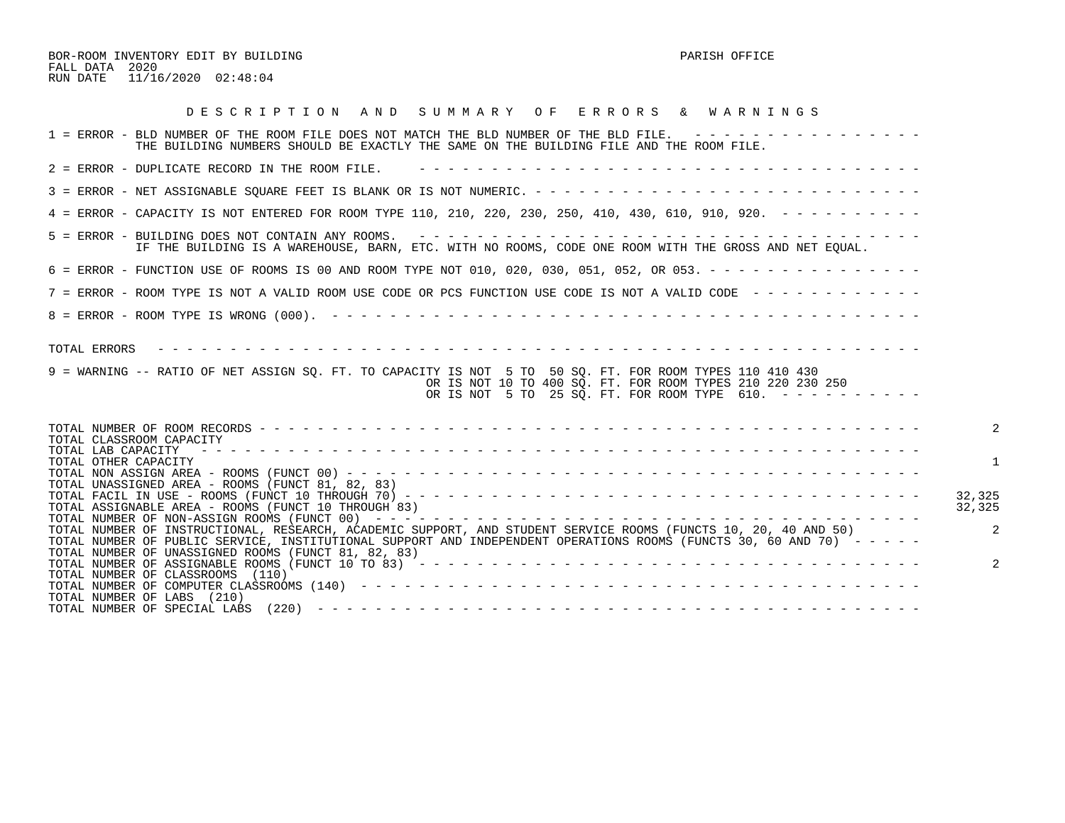BOR-ROOM INVENTORY EDIT BY BUILDING PARISH OFFICE
FALL DATA 2020
RUN DATE 11/16/2020 02:48:04

## D E S C R I P T I O N A N D S U M M A R Y O F E R R O R S & W A R N I N G S

1 = ERROR - BLD NUMBER OF THE ROOM FILE DOES NOT MATCH THE BLD NUMBER OF THE BLD FILE.
THE BUILDING NUMBERS SHOULD BE EXACTLY THE SAME ON THE BUILDING FILE AND THE ROOM FILE.

2 = ERROR - DUPLICATE RECORD IN THE ROOM FILE.

3 = ERROR - NET ASSIGNABLE SQUARE FEET IS BLANK OR IS NOT NUMERIC.

4 = ERROR - CAPACITY IS NOT ENTERED FOR ROOM TYPE 110, 210, 220, 230, 250, 410, 430, 610, 910, 920.

5 = ERROR - BUILDING DOES NOT CONTAIN ANY ROOMS.
IF THE BUILDING IS A WAREHOUSE, BARN, ETC. WITH NO ROOMS, CODE ONE ROOM WITH THE GROSS AND NET EQUAL.

6 = ERROR - FUNCTION USE OF ROOMS IS 00 AND ROOM TYPE NOT 010, 020, 030, 051, 052, OR 053.

7 = ERROR - ROOM TYPE IS NOT A VALID ROOM USE CODE OR PCS FUNCTION USE CODE IS NOT A VALID CODE

8 = ERROR - ROOM TYPE IS WRONG (000).

TOTAL ERRORS

9 = WARNING -- RATIO OF NET ASSIGN SQ. FT. TO CAPACITY IS NOT 5 TO 50 SQ. FT. FOR ROOM TYPES 110 410 430
OR IS NOT 10 TO 400 SQ. FT. FOR ROOM TYPES 210 220 230 250
OR IS NOT 5 TO 25 SQ. FT. FOR ROOM TYPE 610.

| | |
|---|---|
| TOTAL NUMBER OF ROOM RECORDS | 2 |
| TOTAL CLASSROOM CAPACITY | |
| TOTAL LAB CAPACITY | |
| TOTAL OTHER CAPACITY | 1 |
| TOTAL NON ASSIGN AREA - ROOMS (FUNCT 00) | |
| TOTAL UNASSIGNED AREA - ROOMS (FUNCT 81, 82, 83) | |
| TOTAL FACIL IN USE - ROOMS (FUNCT 10 THROUGH 70) | 32,325 |
| TOTAL ASSIGNABLE AREA - ROOMS (FUNCT 10 THROUGH 83) | 32,325 |
| TOTAL NUMBER OF NON-ASSIGN ROOMS (FUNCT 00) | |
| TOTAL NUMBER OF INSTRUCTIONAL, RESEARCH, ACADEMIC SUPPORT, AND STUDENT SERVICE ROOMS (FUNCTS 10, 20, 40 AND 50) | 2 |
| TOTAL NUMBER OF PUBLIC SERVICE, INSTITUTIONAL SUPPORT AND INDEPENDENT OPERATIONS ROOMS (FUNCTS 30, 60 AND 70) | |
| TOTAL NUMBER OF UNASSIGNED ROOMS (FUNCT 81, 82, 83) | |
| TOTAL NUMBER OF ASSIGNABLE ROOMS (FUNCT 10 TO 83) | 2 |
| TOTAL NUMBER OF CLASSROOMS (110) | |
| TOTAL NUMBER OF COMPUTER CLASSROOMS (140) | |
| TOTAL NUMBER OF LABS (210) | |
| TOTAL NUMBER OF SPECIAL LABS (220) | |